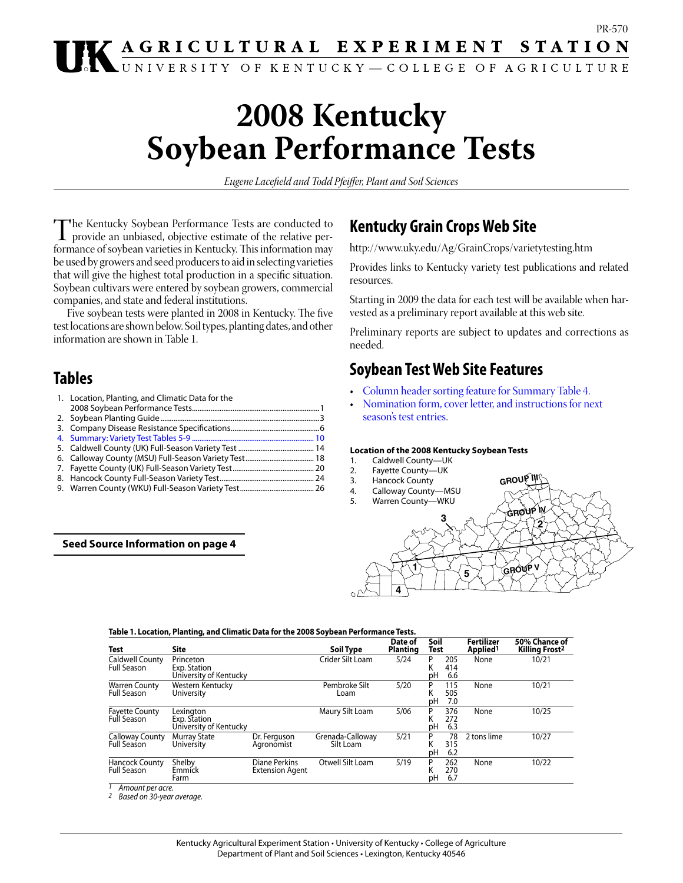PR-570

AGRICULTURAL EXPERIMENT STATION
UNIVERSITY OF KENTUCKY—COLLEGE OF AGRICULTURE

# 2008 Kentucky Soybean Performance Tests

*Eugene Lacefield and Todd Pfeiffer, Plant and Soil Sciences*

The Kentucky Soybean Performance Tests are conducted to provide an unbiased, objective estimate of the relative performance of soybean varieties in Kentucky. This information may be used by growers and seed producers to aid in selecting varieties that will give the highest total production in a specific situation. Soybean cultivars were entered by soybean growers, commercial companies, and state and federal institutions.

Five soybean tests were planted in 2008 in Kentucky. The five test locations are shown below. Soil types, planting dates, and other information are shown in Table 1.

## Tables

1. Location, Planting, and Climatic Data for the 2008 Soybean Performance Tests....1
2. Soybean Planting Guide....3
3. Company Disease Resistance Specifications....6
4. Summary: Variety Test Tables 5-9....10
5. Caldwell County (UK) Full-Season Variety Test....14
6. Calloway County (MSU) Full-Season Variety Test....18
7. Fayette County (UK) Full-Season Variety Test....20
8. Hancock County Full-Season Variety Test....24
9. Warren County (WKU) Full-Season Variety Test....26

**Seed Source Information on page 4**

## Kentucky Grain Crops Web Site

http://www.uky.edu/Ag/GrainCrops/varietytesting.htm

Provides links to Kentucky variety test publications and related resources.

Starting in 2009 the data for each test will be available when harvested as a preliminary report available at this web site.

Preliminary reports are subject to updates and corrections as needed.

## Soybean Test Web Site Features

- Column header sorting feature for Summary Table 4.
- Nomination form, cover letter, and instructions for next season's test entries.

**Location of the 2008 Kentucky Soybean Tests**

1. Caldwell County—UK
2. Fayette County—UK
3. Hancock County
4. Calloway County—MSU
5. Warren County—WKU

GROUP III
GROUP IV
GROUP V

**Table 1. Location, Planting, and Climatic Data for the 2008 Soybean Performance Tests.**

| Test | Site | | Soil Type | Date of Planting | Soil Test | Fertilizer Applied[1] | 50% Chance of Killing Frost[2] |
|---|---|---|---|---|---|---|---|
| Caldwell County Full Season | Princeton Exp. Station University of Kentucky | | Crider Silt Loam | 5/24 | P 205, K 414, pH 6.6 | None | 10/21 |
| Warren County Full Season | Western Kentucky University | | Pembroke Silt Loam | 5/20 | P 115, K 505, pH 7.0 | None | 10/21 |
| Fayette County Full Season | Lexington Exp. Station University of Kentucky | | Maury Silt Loam | 5/06 | P 376, K 272, pH 6.3 | None | 10/25 |
| Calloway County Full Season | Murray State University | Dr. Ferguson Agronomist | Grenada-Calloway Silt Loam | 5/21 | P 78, K 315, pH 6.2 | 2 tons lime | 10/27 |
| Hancock County Full Season | Shelby Emmick Farm | Diane Perkins Extension Agent | Otwell Silt Loam | 5/19 | P 262, K 270, pH 6.7 | None | 10/22 |

[1] *Amount per acre.*
[2] *Based on 30-year average.*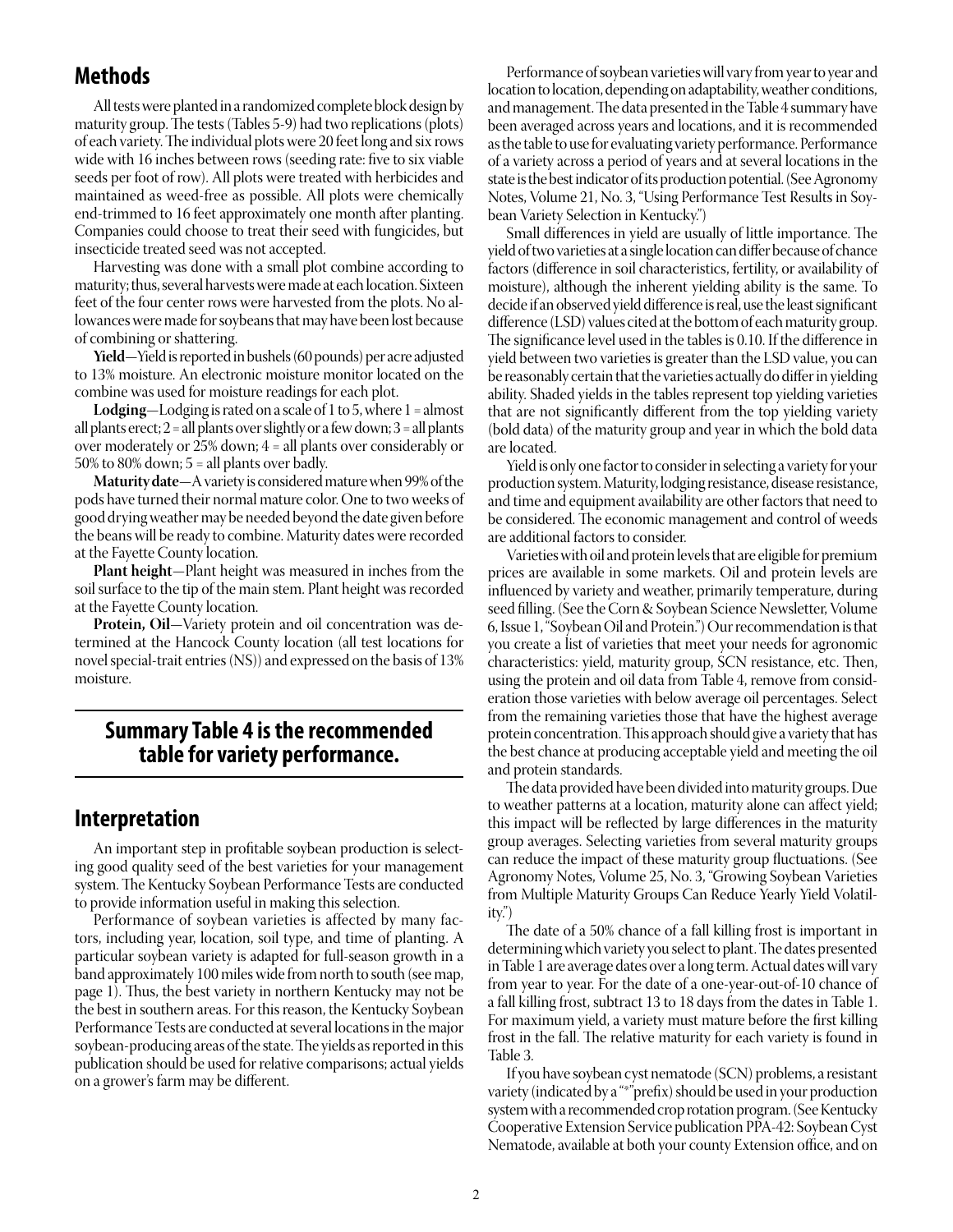## Methods

All tests were planted in a randomized complete block design by maturity group. The tests (Tables 5-9) had two replications (plots) of each variety. The individual plots were 20 feet long and six rows wide with 16 inches between rows (seeding rate: five to six viable seeds per foot of row). All plots were treated with herbicides and maintained as weed-free as possible. All plots were chemically end-trimmed to 16 feet approximately one month after planting. Companies could choose to treat their seed with fungicides, but insecticide treated seed was not accepted.

Harvesting was done with a small plot combine according to maturity; thus, several harvests were made at each location. Sixteen feet of the four center rows were harvested from the plots. No allowances were made for soybeans that may have been lost because of combining or shattering.

**Yield**—Yield is reported in bushels (60 pounds) per acre adjusted to 13% moisture. An electronic moisture monitor located on the combine was used for moisture readings for each plot.

**Lodging**—Lodging is rated on a scale of 1 to 5, where 1 = almost all plants erect; 2 = all plants over slightly or a few down; 3 = all plants over moderately or 25% down; 4 = all plants over considerably or 50% to 80% down; 5 = all plants over badly.

**Maturity date**—A variety is considered mature when 99% of the pods have turned their normal mature color. One to two weeks of good drying weather may be needed beyond the date given before the beans will be ready to combine. Maturity dates were recorded at the Fayette County location.

**Plant height**—Plant height was measured in inches from the soil surface to the tip of the main stem. Plant height was recorded at the Fayette County location.

**Protein, Oil**—Variety protein and oil concentration was determined at the Hancock County location (all test locations for novel special-trait entries (NS)) and expressed on the basis of 13% moisture.

## Summary Table 4 is the recommended table for variety performance.

## Interpretation

An important step in profitable soybean production is selecting good quality seed of the best varieties for your management system. The Kentucky Soybean Performance Tests are conducted to provide information useful in making this selection.

Performance of soybean varieties is affected by many factors, including year, location, soil type, and time of planting. A particular soybean variety is adapted for full-season growth in a band approximately 100 miles wide from north to south (see map, page 1). Thus, the best variety in northern Kentucky may not be the best in southern areas. For this reason, the Kentucky Soybean Performance Tests are conducted at several locations in the major soybean-producing areas of the state. The yields as reported in this publication should be used for relative comparisons; actual yields on a grower's farm may be different.

Performance of soybean varieties will vary from year to year and location to location, depending on adaptability, weather conditions, and management. The data presented in the Table 4 summary have been averaged across years and locations, and it is recommended as the table to use for evaluating variety performance. Performance of a variety across a period of years and at several locations in the state is the best indicator of its production potential. (See Agronomy Notes, Volume 21, No. 3, "Using Performance Test Results in Soybean Variety Selection in Kentucky.")

Small differences in yield are usually of little importance. The yield of two varieties at a single location can differ because of chance factors (difference in soil characteristics, fertility, or availability of moisture), although the inherent yielding ability is the same. To decide if an observed yield difference is real, use the least significant difference (LSD) values cited at the bottom of each maturity group. The significance level used in the tables is 0.10. If the difference in yield between two varieties is greater than the LSD value, you can be reasonably certain that the varieties actually do differ in yielding ability. Shaded yields in the tables represent top yielding varieties that are not significantly different from the top yielding variety (bold data) of the maturity group and year in which the bold data are located.

Yield is only one factor to consider in selecting a variety for your production system. Maturity, lodging resistance, disease resistance, and time and equipment availability are other factors that need to be considered. The economic management and control of weeds are additional factors to consider.

Varieties with oil and protein levels that are eligible for premium prices are available in some markets. Oil and protein levels are influenced by variety and weather, primarily temperature, during seed filling. (See the Corn & Soybean Science Newsletter, Volume 6, Issue 1, "Soybean Oil and Protein.") Our recommendation is that you create a list of varieties that meet your needs for agronomic characteristics: yield, maturity group, SCN resistance, etc. Then, using the protein and oil data from Table 4, remove from consideration those varieties with below average oil percentages. Select from the remaining varieties those that have the highest average protein concentration. This approach should give a variety that has the best chance at producing acceptable yield and meeting the oil and protein standards.

The data provided have been divided into maturity groups. Due to weather patterns at a location, maturity alone can affect yield; this impact will be reflected by large differences in the maturity group averages. Selecting varieties from several maturity groups can reduce the impact of these maturity group fluctuations. (See Agronomy Notes, Volume 25, No. 3, "Growing Soybean Varieties from Multiple Maturity Groups Can Reduce Yearly Yield Volatility.")

The date of a 50% chance of a fall killing frost is important in determining which variety you select to plant. The dates presented in Table 1 are average dates over a long term. Actual dates will vary from year to year. For the date of a one-year-out-of-10 chance of a fall killing frost, subtract 13 to 18 days from the dates in Table 1. For maximum yield, a variety must mature before the first killing frost in the fall. The relative maturity for each variety is found in Table 3.

If you have soybean cyst nematode (SCN) problems, a resistant variety (indicated by a "*" prefix) should be used in your production system with a recommended crop rotation program. (See Kentucky Cooperative Extension Service publication PPA-42: Soybean Cyst Nematode, available at both your county Extension office, and on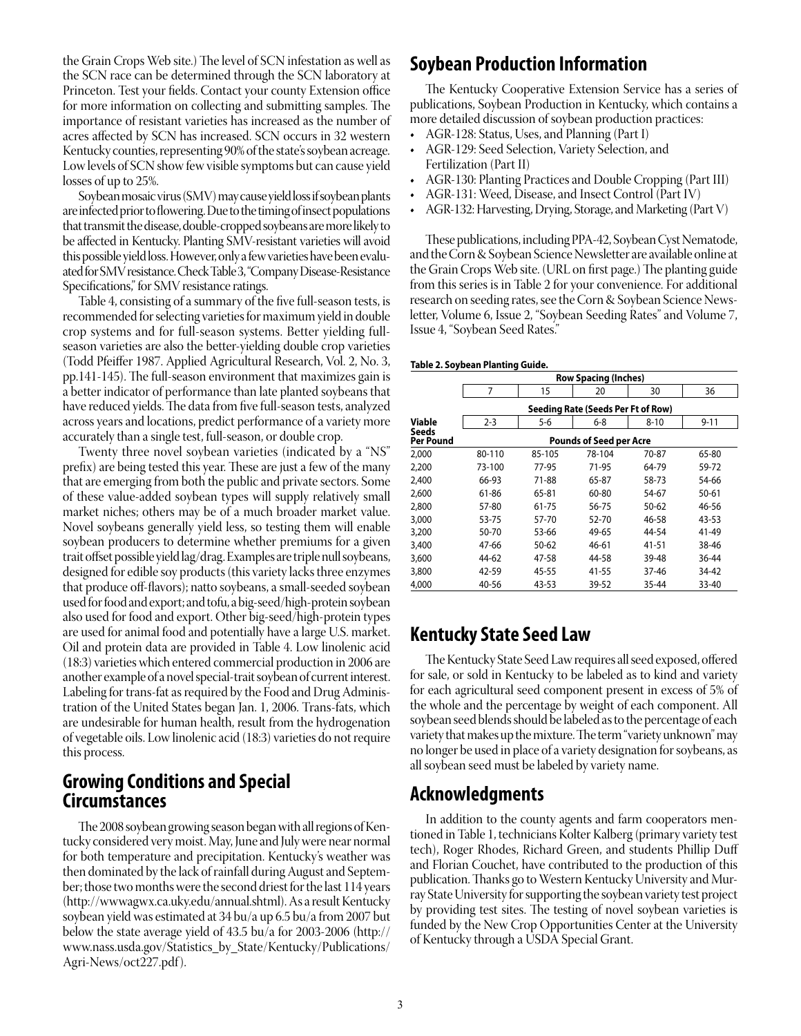the Grain Crops Web site.) The level of SCN infestation as well as the SCN race can be determined through the SCN laboratory at Princeton. Test your fields. Contact your county Extension office for more information on collecting and submitting samples. The importance of resistant varieties has increased as the number of acres affected by SCN has increased. SCN occurs in 32 western Kentucky counties, representing 90% of the state's soybean acreage. Low levels of SCN show few visible symptoms but can cause yield losses of up to 25%.

Soybean mosaic virus (SMV) may cause yield loss if soybean plants are infected prior to flowering. Due to the timing of insect populations that transmit the disease, double-cropped soybeans are more likely to be affected in Kentucky. Planting SMV-resistant varieties will avoid this possible yield loss. However, only a few varieties have been evaluated for SMV resistance. Check Table 3, "Company Disease-Resistance Specifications," for SMV resistance ratings.

Table 4, consisting of a summary of the five full-season tests, is recommended for selecting varieties for maximum yield in double crop systems and for full-season systems. Better yielding full-season varieties are also the better-yielding double crop varieties (Todd Pfeiffer 1987. Applied Agricultural Research, Vol. 2, No. 3, pp.141-145). The full-season environment that maximizes gain is a better indicator of performance than late planted soybeans that have reduced yields. The data from five full-season tests, analyzed across years and locations, predict performance of a variety more accurately than a single test, full-season, or double crop.

Twenty three novel soybean varieties (indicated by a "NS" prefix) are being tested this year. These are just a few of the many that are emerging from both the public and private sectors. Some of these value-added soybean types will supply relatively small market niches; others may be of a much broader market value. Novel soybeans generally yield less, so testing them will enable soybean producers to determine whether premiums for a given trait offset possible yield lag/drag. Examples are triple null soybeans, designed for edible soy products (this variety lacks three enzymes that produce off-flavors); natto soybeans, a small-seeded soybean used for food and export; and tofu, a big-seed/high-protein soybean also used for food and export. Other big-seed/high-protein types are used for animal food and potentially have a large U.S. market. Oil and protein data are provided in Table 4. Low linolenic acid (18:3) varieties which entered commercial production in 2006 are another example of a novel special-trait soybean of current interest. Labeling for trans-fat as required by the Food and Drug Administration of the United States began Jan. 1, 2006. Trans-fats, which are undesirable for human health, result from the hydrogenation of vegetable oils. Low linolenic acid (18:3) varieties do not require this process.

## Growing Conditions and Special Circumstances

The 2008 soybean growing season began with all regions of Kentucky considered very moist. May, June and July were near normal for both temperature and precipitation. Kentucky's weather was then dominated by the lack of rainfall during August and September; those two months were the second driest for the last 114 years (http://wwwagwx.ca.uky.edu/annual.shtml). As a result Kentucky soybean yield was estimated at 34 bu/a up 6.5 bu/a from 2007 but below the state average yield of 43.5 bu/a for 2003-2006 (http://www.nass.usda.gov/Statistics_by_State/Kentucky/Publications/Agri-News/oct227.pdf).

## Soybean Production Information

The Kentucky Cooperative Extension Service has a series of publications, Soybean Production in Kentucky, which contains a more detailed discussion of soybean production practices:

- AGR-128: Status, Uses, and Planning (Part I)
- AGR-129: Seed Selection, Variety Selection, and Fertilization (Part II)
- AGR-130: Planting Practices and Double Cropping (Part III)
- AGR-131: Weed, Disease, and Insect Control (Part IV)
- AGR-132: Harvesting, Drying, Storage, and Marketing (Part V)

These publications, including PPA-42, Soybean Cyst Nematode, and the Corn & Soybean Science Newsletter are available online at the Grain Crops Web site. (URL on first page.) The planting guide from this series is in Table 2 for your convenience. For additional research on seeding rates, see the Corn & Soybean Science Newsletter, Volume 6, Issue 2, "Soybean Seeding Rates" and Volume 7, Issue 4, "Soybean Seed Rates."

**Table 2. Soybean Planting Guide.**

| | Row Spacing (Inches) | | | | |
|---|---|---|---|---|---|
| | 7 | 15 | 20 | 30 | 36 |
| | Seeding Rate (Seeds Per Ft of Row) | | | | |
| Viable Seeds Per Pound | 2-3 | 5-6 | 6-8 | 8-10 | 9-11 |
| | Pounds of Seed per Acre | | | | |
| 2,000 | 80-110 | 85-105 | 78-104 | 70-87 | 65-80 |
| 2,200 | 73-100 | 77-95 | 71-95 | 64-79 | 59-72 |
| 2,400 | 66-93 | 71-88 | 65-87 | 58-73 | 54-66 |
| 2,600 | 61-86 | 65-81 | 60-80 | 54-67 | 50-61 |
| 2,800 | 57-80 | 61-75 | 56-75 | 50-62 | 46-56 |
| 3,000 | 53-75 | 57-70 | 52-70 | 46-58 | 43-53 |
| 3,200 | 50-70 | 53-66 | 49-65 | 44-54 | 41-49 |
| 3,400 | 47-66 | 50-62 | 46-61 | 41-51 | 38-46 |
| 3,600 | 44-62 | 47-58 | 44-58 | 39-48 | 36-44 |
| 3,800 | 42-59 | 45-55 | 41-55 | 37-46 | 34-42 |
| 4,000 | 40-56 | 43-53 | 39-52 | 35-44 | 33-40 |

## Kentucky State Seed Law

The Kentucky State Seed Law requires all seed exposed, offered for sale, or sold in Kentucky to be labeled as to kind and variety for each agricultural seed component present in excess of 5% of the whole and the percentage by weight of each component. All soybean seed blends should be labeled as to the percentage of each variety that makes up the mixture. The term "variety unknown" may no longer be used in place of a variety designation for soybeans, as all soybean seed must be labeled by variety name.

## Acknowledgments

In addition to the county agents and farm cooperators mentioned in Table 1, technicians Kolter Kalberg (primary variety test tech), Roger Rhodes, Richard Green, and students Phillip Duff and Florian Couchet, have contributed to the production of this publication. Thanks go to Western Kentucky University and Murray State University for supporting the soybean variety test project by providing test sites. The testing of novel soybean varieties is funded by the New Crop Opportunities Center at the University of Kentucky through a USDA Special Grant.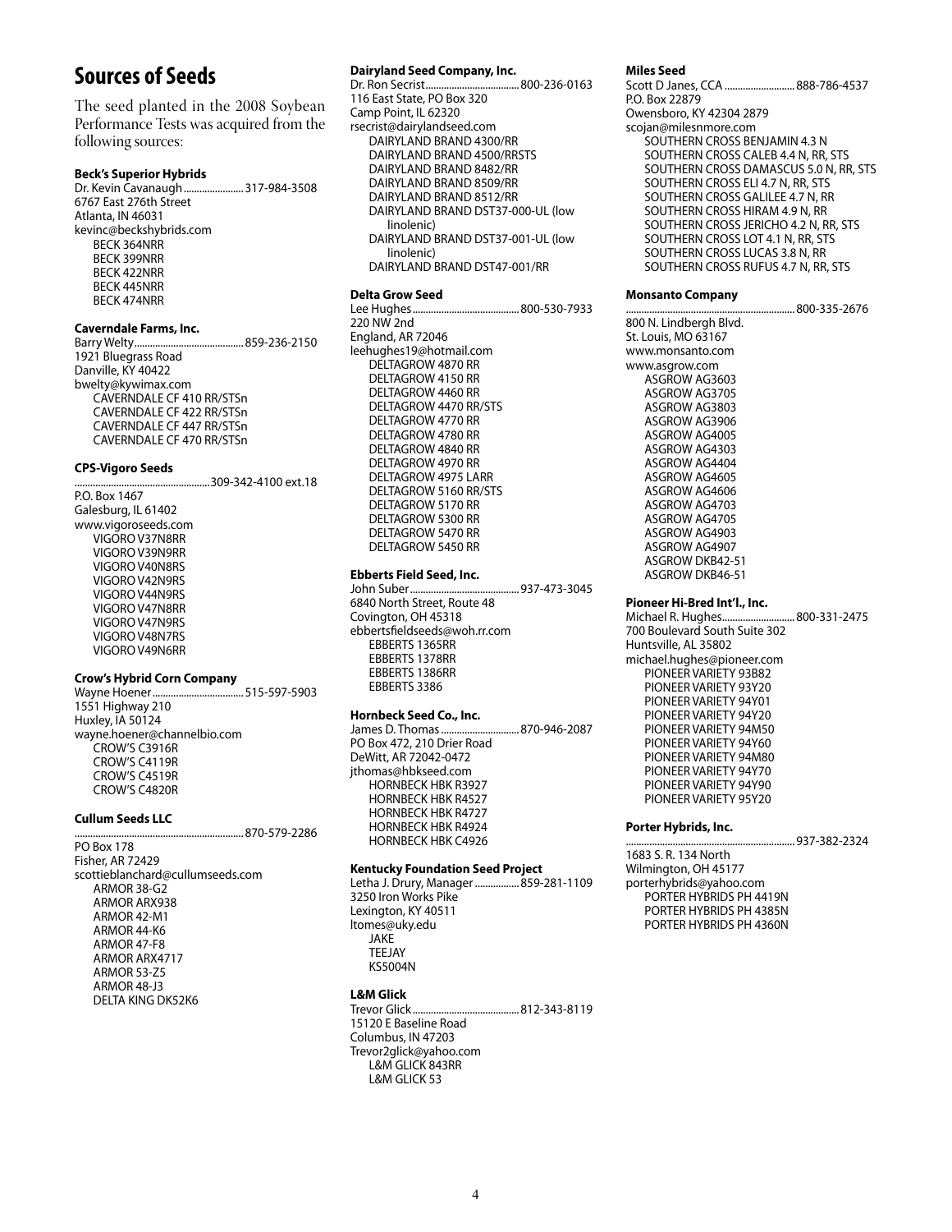# Sources of Seeds

The seed planted in the 2008 Soybean Performance Tests was acquired from the following sources:

**Beck's Superior Hybrids**
Dr. Kevin Cavanaugh....................... 317-984-3508
6767 East 276th Street
Atlanta, IN 46031
kevinc@beckshybrids.com
- BECK 364NRR
- BECK 399NRR
- BECK 422NRR
- BECK 445NRR
- BECK 474NRR

**Caverndale Farms, Inc.**
Barry Welty........................................ 859-236-2150
1921 Bluegrass Road
Danville, KY 40422
bwelty@kywimax.com
- CAVERNDALE CF 410 RR/STSn
- CAVERNDALE CF 422 RR/STSn
- CAVERNDALE CF 447 RR/STSn
- CAVERNDALE CF 470 RR/STSn

**CPS-Vigoro Seeds**
.................................................... 309-342-4100 ext.18
P.O. Box 1467
Galesburg, IL 61402
www.vigoroseeds.com
- VIGORO V37N8RR
- VIGORO V39N9RR
- VIGORO V40N8RS
- VIGORO V42N9RS
- VIGORO V44N9RS
- VIGORO V47N8RR
- VIGORO V47N9RS
- VIGORO V48N7RS
- VIGORO V49N6RR

**Crow's Hybrid Corn Company**
Wayne Hoener.................................. 515-597-5903
1551 Highway 210
Huxley, IA 50124
wayne.hoener@channelbio.com
- CROW'S C3916R
- CROW'S C4119R
- CROW'S C4519R
- CROW'S C4820R

**Cullum Seeds LLC**
................................................................ 870-579-2286
PO Box 178
Fisher, AR 72429
scottieblanchard@cullumseeds.com
- ARMOR 38-G2
- ARMOR ARX938
- ARMOR 42-M1
- ARMOR 44-K6
- ARMOR 47-F8
- ARMOR ARX4717
- ARMOR 53-Z5
- ARMOR 48-J3
- DELTA KING DK52K6

**Dairyland Seed Company, Inc.**
Dr. Ron Secrist.................................... 800-236-0163
116 East State, PO Box 320
Camp Point, IL 62320
rsecrist@dairylandseed.com
- DAIRYLAND BRAND 4300/RR
- DAIRYLAND BRAND 4500/RRSTS
- DAIRYLAND BRAND 8482/RR
- DAIRYLAND BRAND 8509/RR
- DAIRYLAND BRAND 8512/RR
- DAIRYLAND BRAND DST37-000-UL (low linolenic)
- DAIRYLAND BRAND DST37-001-UL (low linolenic)
- DAIRYLAND BRAND DST47-001/RR

**Delta Grow Seed**
Lee Hughes........................................ 800-530-7933
220 NW 2nd
England, AR 72046
leehughes19@hotmail.com
- DELTAGROW 4870 RR
- DELTAGROW 4150 RR
- DELTAGROW 4460 RR
- DELTAGROW 4470 RR/STS
- DELTAGROW 4770 RR
- DELTAGROW 4780 RR
- DELTAGROW 4840 RR
- DELTAGROW 4970 RR
- DELTAGROW 4975 LARR
- DELTAGROW 5160 RR/STS
- DELTAGROW 5170 RR
- DELTAGROW 5300 RR
- DELTAGROW 5470 RR
- DELTAGROW 5450 RR

**Ebberts Field Seed, Inc.**
John Suber......................................... 937-473-3045
6840 North Street, Route 48
Covington, OH 45318
ebbertsfieldseeds@woh.rr.com
- EBBERTS 1365RR
- EBBERTS 1378RR
- EBBERTS 1386RR
- EBBERTS 3386

**Hornbeck Seed Co., Inc.**
James D. Thomas ............................. 870-946-2087
PO Box 472, 210 Drier Road
DeWitt, AR 72042-0472
jthomas@hbkseed.com
- HORNBECK HBK R3927
- HORNBECK HBK R4527
- HORNBECK HBK R4727
- HORNBECK HBK R4924
- HORNBECK HBK C4926

**Kentucky Foundation Seed Project**
Letha J. Drury, Manager ................ 859-281-1109
3250 Iron Works Pike
Lexington, KY 40511
ltomes@uky.edu
- JAKE
- TEEJAY
- KS5004N

**L&M Glick**
Trevor Glick........................................ 812-343-8119
15120 E Baseline Road
Columbus, IN 47203
Trevor2glick@yahoo.com
- L&M GLICK 843RR
- L&M GLICK 53

**Miles Seed**
Scott D Janes, CCA .......................... 888-786-4537
P.O. Box 22879
Owensboro, KY 42304 2879
scojan@milesnmore.com
- SOUTHERN CROSS BENJAMIN 4.3 N
- SOUTHERN CROSS CALEB 4.4 N, RR, STS
- SOUTHERN CROSS DAMASCUS 5.0 N, RR, STS
- SOUTHERN CROSS ELI 4.7 N, RR, STS
- SOUTHERN CROSS GALILEE 4.7 N, RR
- SOUTHERN CROSS HIRAM 4.9 N, RR
- SOUTHERN CROSS JERICHO 4.2 N, RR, STS
- SOUTHERN CROSS LOT 4.1 N, RR, STS
- SOUTHERN CROSS LUCAS 3.8 N, RR
- SOUTHERN CROSS RUFUS 4.7 N, RR, STS

**Monsanto Company**
................................................................ 800-335-2676
800 N. Lindbergh Blvd.
St. Louis, MO 63167
www.monsanto.com
www.asgrow.com
- ASGROW AG3603
- ASGROW AG3705
- ASGROW AG3803
- ASGROW AG3906
- ASGROW AG4005
- ASGROW AG4303
- ASGROW AG4404
- ASGROW AG4605
- ASGROW AG4606
- ASGROW AG4703
- ASGROW AG4705
- ASGROW AG4903
- ASGROW AG4907
- ASGROW DKB42-51
- ASGROW DKB46-51

**Pioneer Hi-Bred Int'l., Inc.**
Michael R. Hughes........................... 800-331-2475
700 Boulevard South Suite 302
Huntsville, AL 35802
michael.hughes@pioneer.com
- PIONEER VARIETY 93B82
- PIONEER VARIETY 93Y20
- PIONEER VARIETY 94Y01
- PIONEER VARIETY 94Y20
- PIONEER VARIETY 94M50
- PIONEER VARIETY 94Y60
- PIONEER VARIETY 94M80
- PIONEER VARIETY 94Y70
- PIONEER VARIETY 94Y90
- PIONEER VARIETY 95Y20

**Porter Hybrids, Inc.**
................................................................ 937-382-2324
1683 S. R. 134 North
Wilmington, OH 45177
porterhybrids@yahoo.com
- PORTER HYBRIDS PH 4419N
- PORTER HYBRIDS PH 4385N
- PORTER HYBRIDS PH 4360N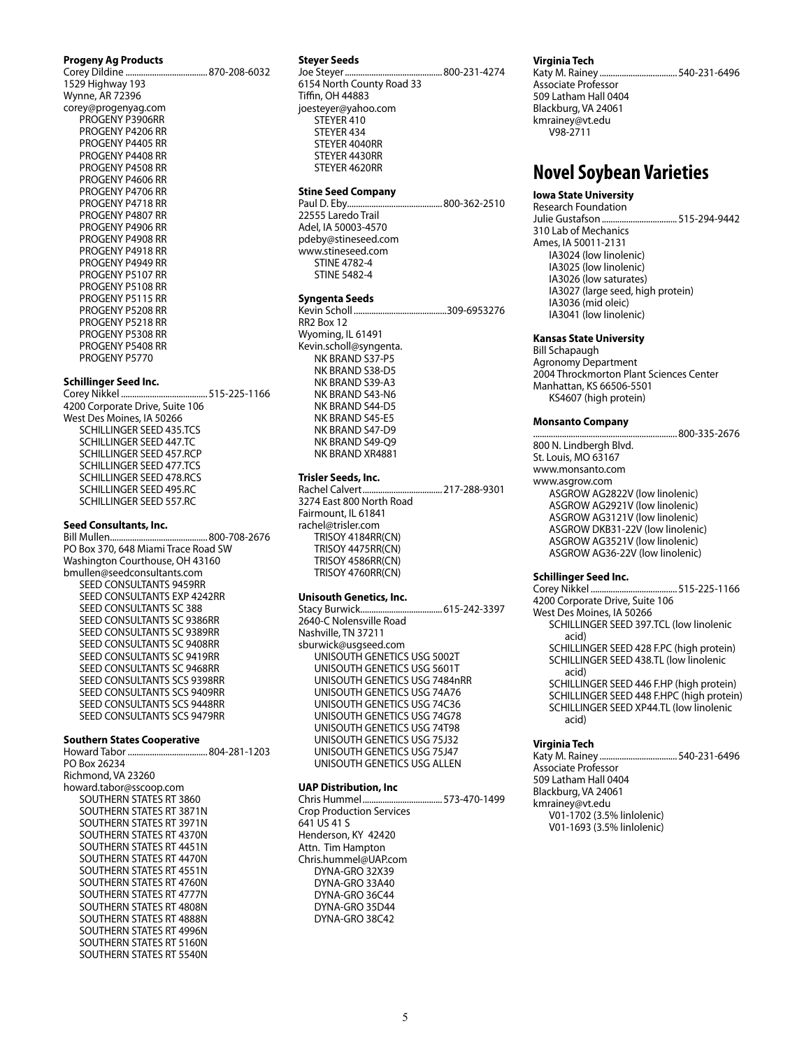**Progeny Ag Products**
Corey Dildine .................................... 870-208-6032
1529 Highway 193
Wynne, AR 72396
corey@progenyag.com

- PROGENY P3906RR
- PROGENY P4206 RR
- PROGENY P4405 RR
- PROGENY P4408 RR
- PROGENY P4508 RR
- PROGENY P4606 RR
- PROGENY P4706 RR
- PROGENY P4718 RR
- PROGENY P4807 RR
- PROGENY P4906 RR
- PROGENY P4908 RR
- PROGENY P4918 RR
- PROGENY P4949 RR
- PROGENY P5107 RR
- PROGENY P5108 RR
- PROGENY P5115 RR
- PROGENY P5208 RR
- PROGENY P5218 RR
- PROGENY P5308 RR
- PROGENY P5408 RR
- PROGENY P5770

**Schillinger Seed Inc.**
Corey Nikkel ...................................... 515-225-1166
4200 Corporate Drive, Suite 106
West Des Moines, IA 50266

- SCHILLINGER SEED 435.TCS
- SCHILLINGER SEED 447.TC
- SCHILLINGER SEED 457.RCP
- SCHILLINGER SEED 477.TCS
- SCHILLINGER SEED 478.RCS
- SCHILLINGER SEED 495.RC
- SCHILLINGER SEED 557.RC

**Seed Consultants, Inc.**
Bill Mullen........................................... 800-708-2676
PO Box 370, 648 Miami Trace Road SW
Washington Courthouse, OH 43160
bmullen@seedconsultants.com

- SEED CONSULTANTS 9459RR
- SEED CONSULTANTS EXP 4242RR
- SEED CONSULTANTS SC 388
- SEED CONSULTANTS SC 9386RR
- SEED CONSULTANTS SC 9389RR
- SEED CONSULTANTS SC 9408RR
- SEED CONSULTANTS SC 9419RR
- SEED CONSULTANTS SC 9468RR
- SEED CONSULTANTS SCS 9398RR
- SEED CONSULTANTS SCS 9409RR
- SEED CONSULTANTS SCS 9448RR
- SEED CONSULTANTS SCS 9479RR

**Southern States Cooperative**
Howard Tabor .................................... 804-281-1203
PO Box 26234
Richmond, VA 23260
howard.tabor@sscoop.com

- SOUTHERN STATES RT 3860
- SOUTHERN STATES RT 3871N
- SOUTHERN STATES RT 3971N
- SOUTHERN STATES RT 4370N
- SOUTHERN STATES RT 4451N
- SOUTHERN STATES RT 4470N
- SOUTHERN STATES RT 4551N
- SOUTHERN STATES RT 4760N
- SOUTHERN STATES RT 4777N
- SOUTHERN STATES RT 4808N
- SOUTHERN STATES RT 4888N
- SOUTHERN STATES RT 4996N
- SOUTHERN STATES RT 5160N
- SOUTHERN STATES RT 5540N

**Steyer Seeds**
Joe Steyer........................................... 800-231-4274
6154 North County Road 33
Tiffin, OH 44883
joesteyer@yahoo.com

- STEYER 410
- STEYER 434
- STEYER 4040RR
- STEYER 4430RR
- STEYER 4620RR

**Stine Seed Company**
Paul D. Eby.......................................... 800-362-2510
22555 Laredo Trail
Adel, IA 50003-4570
pdeby@stineseed.com
www.stineseed.com

- STINE 4782-4
- STINE 5482-4

**Syngenta Seeds**
Kevin Scholl ..........................................309-6953276
RR2 Box 12
Wyoming, IL 61491
Kevin.scholl@syngenta.

- NK BRAND S37-P5
- NK BRAND S38-D5
- NK BRAND S39-A3
- NK BRAND S43-N6
- NK BRAND S44-D5
- NK BRAND S45-E5
- NK BRAND S47-D9
- NK BRAND S49-Q9
- NK BRAND XR4881

**Trisler Seeds, Inc.**
Rachel Calvert.................................... 217-288-9301
3274 East 800 North Road
Fairmount, IL 61841
rachel@trisler.com

- TRISOY 4184RR(CN)
- TRISOY 4475RR(CN)
- TRISOY 4586RR(CN)
- TRISOY 4760RR(CN)

**Unisouth Genetics, Inc.**
Stacy Burwick..................................... 615-242-3397
2640-C Nolensville Road
Nashville, TN 37211
sburwick@usgseed.com

- UNISOUTH GENETICS USG 5002T
- UNISOUTH GENETICS USG 5601T
- UNISOUTH GENETICS USG 7484nRR
- UNISOUTH GENETICS USG 74A76
- UNISOUTH GENETICS USG 74C36
- UNISOUTH GENETICS USG 74G78
- UNISOUTH GENETICS USG 74T98
- UNISOUTH GENETICS USG 75J32
- UNISOUTH GENETICS USG 75J47
- UNISOUTH GENETICS USG ALLEN

**UAP Distribution, Inc**
Chris Hummel.................................... 573-470-1499
Crop Production Services
641 US 41 S
Henderson, KY 42420
Attn. Tim Hampton
Chris.hummel@UAP.com

- DYNA-GRO 32X39
- DYNA-GRO 33A40
- DYNA-GRO 36C44
- DYNA-GRO 35D44
- DYNA-GRO 38C42

**Virginia Tech**
Katy M. Rainey ................................... 540-231-6496
Associate Professor
509 Latham Hall 0404
Blackburg, VA 24061
kmrainey@vt.edu

- V98-2711

# Novel Soybean Varieties

**Iowa State University**
Research Foundation
Julie Gustafson .................................. 515-294-9442
310 Lab of Mechanics
Ames, IA 50011-2131

- IA3024 (low linolenic)
- IA3025 (low linolenic)
- IA3026 (low saturates)
- IA3027 (large seed, high protein)
- IA3036 (mid oleic)
- IA3041 (low linolenic)

**Kansas State University**
Bill Schapaugh
Agronomy Department
2004 Throckmorton Plant Sciences Center
Manhattan, KS 66506-5501

- KS4607 (high protein)

**Monsanto Company**
................................................................ 800-335-2676
800 N. Lindbergh Blvd.
St. Louis, MO 63167
www.monsanto.com
www.asgrow.com

- ASGROW AG2822V (low linolenic)
- ASGROW AG2921V (low linolenic)
- ASGROW AG3121V (low linolenic)
- ASGROW DKB31-22V (low linolenic)
- ASGROW AG3521V (low linolenic)
- ASGROW AG36-22V (low linolenic)

**Schillinger Seed Inc.**
Corey Nikkel ...................................... 515-225-1166
4200 Corporate Drive, Suite 106
West Des Moines, IA 50266

- SCHILLINGER SEED 397.TCL (low linolenic acid)
- SCHILLINGER SEED 428 F.PC (high protein)
- SCHILLINGER SEED 438.TL (low linolenic acid)
- SCHILLINGER SEED 446 F.HP (high protein)
- SCHILLINGER SEED 448 F.HPC (high protein)
- SCHILLINGER SEED XP44.TL (low linolenic acid)

**Virginia Tech**
Katy M. Rainey ................................... 540-231-6496
Associate Professor
509 Latham Hall 0404
Blackburg, VA 24061
kmrainey@vt.edu

- V01-1702 (3.5% linlolenic)
- V01-1693 (3.5% linlolenic)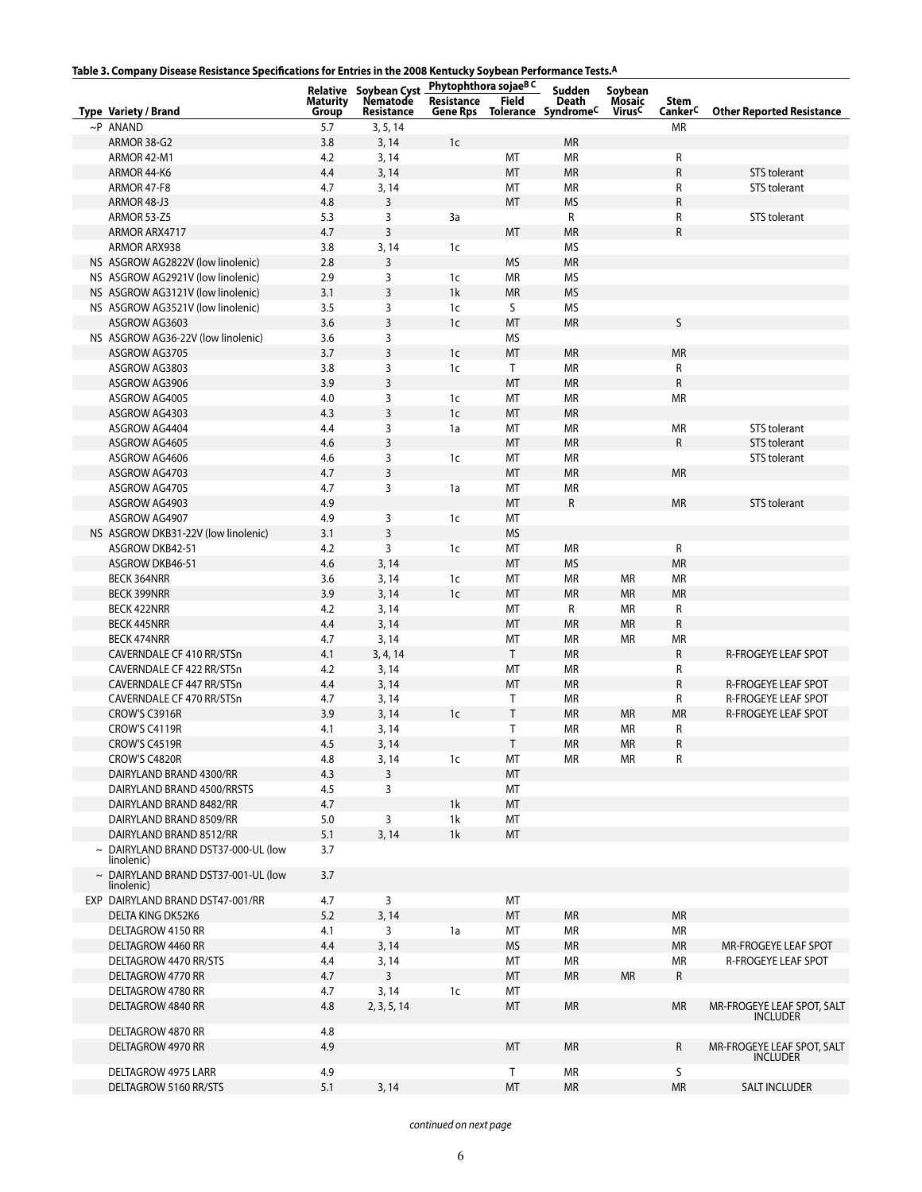**Table 3. Company Disease Resistance Specifications for Entries in the 2008 Kentucky Soybean Performance Tests.[A]**

| Type | Variety / Brand | Relative Maturity Group | Soybean Cyst Nematode Resistance | Phytophthora sojae[BC] Resistance Gene Rps | Phytophthora sojae[BC] Field Tolerance | Sudden Death Syndrome[C] | Soybean Mosaic Virus[C] | Stem Canker[C] | Other Reported Resistance |
|---|---|---|---|---|---|---|---|---|---|
| ~P | ANAND | 5.7 | 3, 5, 14 | | | | | MR | |
| | ARMOR 38-G2 | 3.8 | 3, 14 | 1c | | MR | | | |
| | ARMOR 42-M1 | 4.2 | 3, 14 | | MT | MR | | R | |
| | ARMOR 44-K6 | 4.4 | 3, 14 | | MT | MR | | R | STS tolerant |
| | ARMOR 47-F8 | 4.7 | 3, 14 | | MT | MR | | R | STS tolerant |
| | ARMOR 48-J3 | 4.8 | 3 | | MT | MS | | R | |
| | ARMOR 53-Z5 | 5.3 | 3 | 3a | | R | | R | STS tolerant |
| | ARMOR ARX4717 | 4.7 | 3 | | MT | MR | | R | |
| | ARMOR ARX938 | 3.8 | 3, 14 | 1c | | MS | | | |
| NS | ASGROW AG2822V (low linolenic) | 2.8 | 3 | | MS | MR | | | |
| NS | ASGROW AG2921V (low linolenic) | 2.9 | 3 | 1c | MR | MS | | | |
| NS | ASGROW AG3121V (low linolenic) | 3.1 | 3 | 1k | MR | MS | | | |
| NS | ASGROW AG3521V (low linolenic) | 3.5 | 3 | 1c | S | MS | | | |
| | ASGROW AG3603 | 3.6 | 3 | 1c | MT | MR | | S | |
| NS | ASGROW AG36-22V (low linolenic) | 3.6 | 3 | | MS | | | | |
| | ASGROW AG3705 | 3.7 | 3 | 1c | MT | MR | | MR | |
| | ASGROW AG3803 | 3.8 | 3 | 1c | T | MR | | R | |
| | ASGROW AG3906 | 3.9 | 3 | | MT | MR | | R | |
| | ASGROW AG4005 | 4.0 | 3 | 1c | MT | MR | | MR | |
| | ASGROW AG4303 | 4.3 | 3 | 1c | MT | MR | | | |
| | ASGROW AG4404 | 4.4 | 3 | 1a | MT | MR | | MR | STS tolerant |
| | ASGROW AG4605 | 4.6 | 3 | | MT | MR | | R | STS tolerant |
| | ASGROW AG4606 | 4.6 | 3 | 1c | MT | MR | | | STS tolerant |
| | ASGROW AG4703 | 4.7 | 3 | | MT | MR | | MR | |
| | ASGROW AG4705 | 4.7 | 3 | 1a | MT | MR | | | |
| | ASGROW AG4903 | 4.9 | | | MT | R | | MR | STS tolerant |
| | ASGROW AG4907 | 4.9 | 3 | 1c | MT | | | | |
| NS | ASGROW DKB31-22V (low linolenic) | 3.1 | 3 | | MS | | | | |
| | ASGROW DKB42-51 | 4.2 | 3 | 1c | MT | MR | | R | |
| | ASGROW DKB46-51 | 4.6 | 3, 14 | | MT | MS | | MR | |
| | BECK 364NRR | 3.6 | 3, 14 | 1c | MT | MR | MR | MR | |
| | BECK 399NRR | 3.9 | 3, 14 | 1c | MT | MR | MR | MR | |
| | BECK 422NRR | 4.2 | 3, 14 | | MT | R | MR | R | |
| | BECK 445NRR | 4.4 | 3, 14 | | MT | MR | MR | R | |
| | BECK 474NRR | 4.7 | 3, 14 | | MT | MR | MR | MR | |
| | CAVERNDALE CF 410 RR/STSn | 4.1 | 3, 4, 14 | | T | MR | | R | R-FROGEYE LEAF SPOT |
| | CAVERNDALE CF 422 RR/STSn | 4.2 | 3, 14 | | MT | MR | | R | |
| | CAVERNDALE CF 447 RR/STSn | 4.4 | 3, 14 | | MT | MR | | R | R-FROGEYE LEAF SPOT |
| | CAVERNDALE CF 470 RR/STSn | 4.7 | 3, 14 | | T | MR | | R | R-FROGEYE LEAF SPOT |
| | CROW'S C3916R | 3.9 | 3, 14 | 1c | T | MR | MR | MR | R-FROGEYE LEAF SPOT |
| | CROW'S C4119R | 4.1 | 3, 14 | | T | MR | MR | R | |
| | CROW'S C4519R | 4.5 | 3, 14 | | T | MR | MR | R | |
| | CROW'S C4820R | 4.8 | 3, 14 | 1c | MT | MR | MR | R | |
| | DAIRYLAND BRAND 4300/RR | 4.3 | 3 | | MT | | | | |
| | DAIRYLAND BRAND 4500/RRSTS | 4.5 | 3 | | MT | | | | |
| | DAIRYLAND BRAND 8482/RR | 4.7 | | 1k | MT | | | | |
| | DAIRYLAND BRAND 8509/RR | 5.0 | 3 | 1k | MT | | | | |
| | DAIRYLAND BRAND 8512/RR | 5.1 | 3, 14 | 1k | MT | | | | |
| ~ | DAIRYLAND BRAND DST37-000-UL (low linolenic) | 3.7 | | | | | | | |
| ~ | DAIRYLAND BRAND DST37-001-UL (low linolenic) | 3.7 | | | | | | | |
| EXP | DAIRYLAND BRAND DST47-001/RR | 4.7 | 3 | | MT | | | | |
| | DELTA KING DK52K6 | 5.2 | 3, 14 | | MT | MR | | MR | |
| | DELTAGROW 4150 RR | 4.1 | 3 | 1a | MT | MR | | MR | |
| | DELTAGROW 4460 RR | 4.4 | 3, 14 | | MS | MR | | MR | MR-FROGEYE LEAF SPOT |
| | DELTAGROW 4470 RR/STS | 4.4 | 3, 14 | | MT | MR | | MR | R-FROGEYE LEAF SPOT |
| | DELTAGROW 4770 RR | 4.7 | 3 | | MT | MR | MR | R | |
| | DELTAGROW 4780 RR | 4.7 | 3, 14 | 1c | MT | | | | |
| | DELTAGROW 4840 RR | 4.8 | 2, 3, 5, 14 | | MT | MR | | MR | MR-FROGEYE LEAF SPOT, SALT INCLUDER |
| | DELTAGROW 4870 RR | 4.8 | | | | | | | |
| | DELTAGROW 4970 RR | 4.9 | | | MT | MR | | R | MR-FROGEYE LEAF SPOT, SALT INCLUDER |
| | DELTAGROW 4975 LARR | 4.9 | | | T | MR | | S | |
| | DELTAGROW 5160 RR/STS | 5.1 | 3, 14 | | MT | MR | | MR | SALT INCLUDER |

*continued on next page*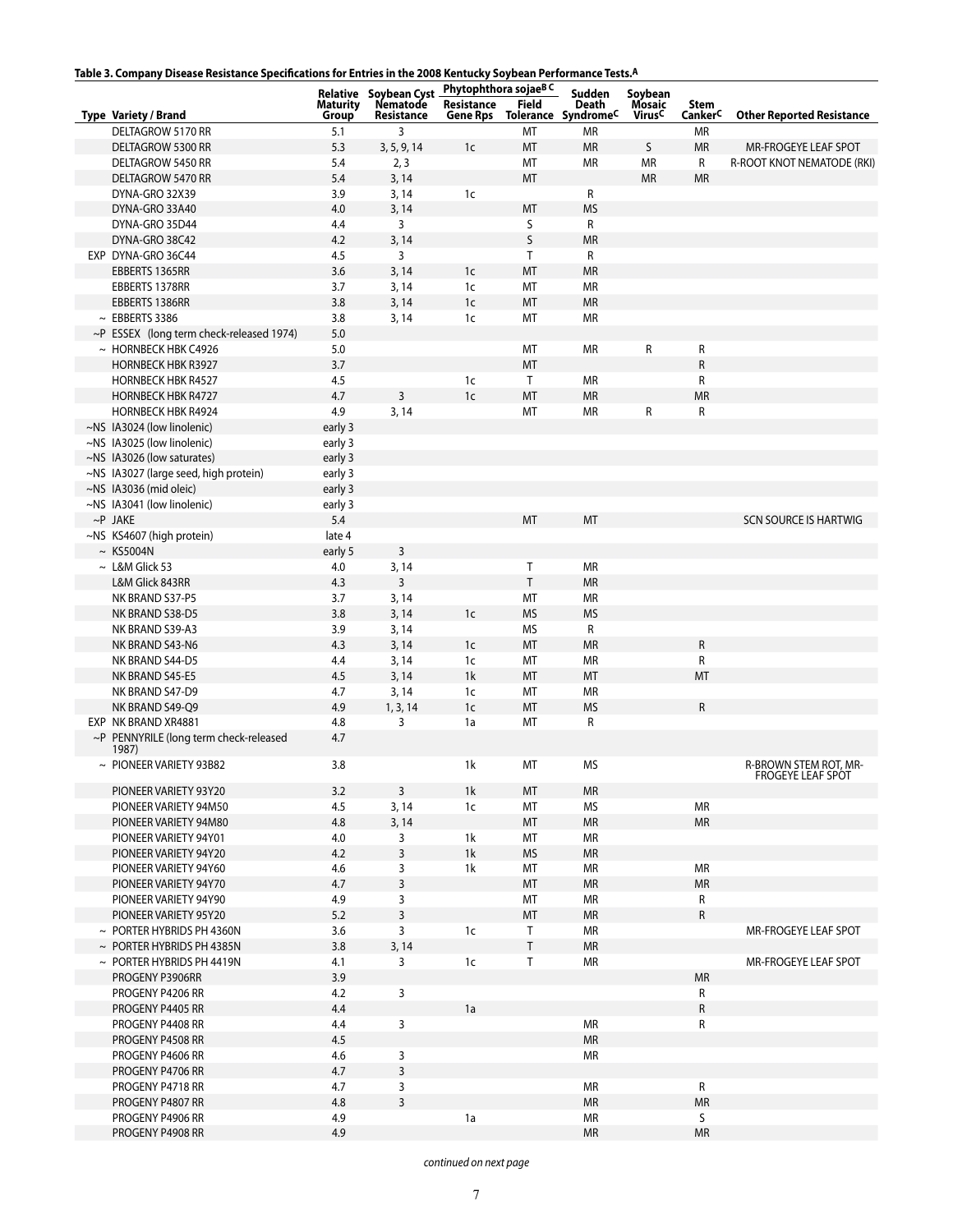**Table 3. Company Disease Resistance Specifications for Entries in the 2008 Kentucky Soybean Performance Tests.[A]**

| Type | Variety / Brand | Relative Maturity Group | Soybean Cyst Nematode Resistance | Phytophthora sojae[B C] | | Sudden Death Syndrome[C] | Soybean Mosaic Virus[C] | Stem Canker[C] | Other Reported Resistance |
|---|---|---|---|---|---|---|---|---|---|
| | | | | Resistance Gene Rps | Field Tolerance | | | | |
| | DELTAGROW 5170 RR | 5.1 | 3 | | MT | MR | | MR | |
| | DELTAGROW 5300 RR | 5.3 | 3, 5, 9, 14 | 1c | MT | MR | S | MR | MR-FROGEYE LEAF SPOT |
| | DELTAGROW 5450 RR | 5.4 | 2, 3 | | MT | MR | MR | R | R-ROOT KNOT NEMATODE (RKI) |
| | DELTAGROW 5470 RR | 5.4 | 3, 14 | | MT | | MR | MR | |
| | DYNA-GRO 32X39 | 3.9 | 3, 14 | 1c | | R | | | |
| | DYNA-GRO 33A40 | 4.0 | 3, 14 | | MT | MS | | | |
| | DYNA-GRO 35D44 | 4.4 | 3 | | S | R | | | |
| | DYNA-GRO 38C42 | 4.2 | 3, 14 | | S | MR | | | |
| EXP | DYNA-GRO 36C44 | 4.5 | 3 | | T | R | | | |
| | EBBERTS 1365RR | 3.6 | 3, 14 | 1c | MT | MR | | | |
| | EBBERTS 1378RR | 3.7 | 3, 14 | 1c | MT | MR | | | |
| | EBBERTS 1386RR | 3.8 | 3, 14 | 1c | MT | MR | | | |
| ~ | EBBERTS 3386 | 3.8 | 3, 14 | 1c | MT | MR | | | |
| ~P | ESSEX (long term check-released 1974) | 5.0 | | | | | | | |
| ~ | HORNBECK HBK C4926 | 5.0 | | | MT | MR | R | R | |
| | HORNBECK HBK R3927 | 3.7 | | | MT | | | R | |
| | HORNBECK HBK R4527 | 4.5 | | 1c | T | MR | | R | |
| | HORNBECK HBK R4727 | 4.7 | 3 | 1c | MT | MR | | MR | |
| | HORNBECK HBK R4924 | 4.9 | 3, 14 | | MT | MR | R | R | |
| ~NS | IA3024 (low linolenic) | early 3 | | | | | | | |
| ~NS | IA3025 (low linolenic) | early 3 | | | | | | | |
| ~NS | IA3026 (low saturates) | early 3 | | | | | | | |
| ~NS | IA3027 (large seed, high protein) | early 3 | | | | | | | |
| ~NS | IA3036 (mid oleic) | early 3 | | | | | | | |
| ~NS | IA3041 (low linolenic) | early 3 | | | | | | | |
| ~P | JAKE | 5.4 | | | MT | MT | | | SCN SOURCE IS HARTWIG |
| ~NS | KS4607 (high protein) | late 4 | | | | | | | |
| ~ | KS5004N | early 5 | 3 | | | | | | |
| ~ | L&M Glick 53 | 4.0 | 3, 14 | | T | MR | | | |
| | L&M Glick 843RR | 4.3 | 3 | | T | MR | | | |
| | NK BRAND S37-P5 | 3.7 | 3, 14 | | MT | MR | | | |
| | NK BRAND S38-D5 | 3.8 | 3, 14 | 1c | MS | MS | | | |
| | NK BRAND S39-A3 | 3.9 | 3, 14 | | MS | R | | | |
| | NK BRAND S43-N6 | 4.3 | 3, 14 | 1c | MT | MR | | R | |
| | NK BRAND S44-D5 | 4.4 | 3, 14 | 1c | MT | MR | | R | |
| | NK BRAND S45-E5 | 4.5 | 3, 14 | 1k | MT | MT | | MT | |
| | NK BRAND S47-D9 | 4.7 | 3, 14 | 1c | MT | MR | | | |
| | NK BRAND S49-Q9 | 4.9 | 1, 3, 14 | 1c | MT | MS | | R | |
| EXP | NK BRAND XR4881 | 4.8 | 3 | 1a | MT | R | | | |
| ~P | PENNYRILE (long term check-released 1987) | 4.7 | | | | | | | |
| ~ | PIONEER VARIETY 93B82 | 3.8 | | 1k | MT | MS | | | R-BROWN STEM ROT, MR-FROGEYE LEAF SPOT |
| | PIONEER VARIETY 93Y20 | 3.2 | 3 | 1k | MT | MR | | | |
| | PIONEER VARIETY 94M50 | 4.5 | 3, 14 | 1c | MT | MS | | MR | |
| | PIONEER VARIETY 94M80 | 4.8 | 3, 14 | | MT | MR | | MR | |
| | PIONEER VARIETY 94Y01 | 4.0 | 3 | 1k | MT | MR | | | |
| | PIONEER VARIETY 94Y20 | 4.2 | 3 | 1k | MS | MR | | | |
| | PIONEER VARIETY 94Y60 | 4.6 | 3 | 1k | MT | MR | | MR | |
| | PIONEER VARIETY 94Y70 | 4.7 | 3 | | MT | MR | | MR | |
| | PIONEER VARIETY 94Y90 | 4.9 | 3 | | MT | MR | | R | |
| | PIONEER VARIETY 95Y20 | 5.2 | 3 | | MT | MR | | R | |
| ~ | PORTER HYBRIDS PH 4360N | 3.6 | 3 | 1c | T | MR | | | MR-FROGEYE LEAF SPOT |
| ~ | PORTER HYBRIDS PH 4385N | 3.8 | 3, 14 | | T | MR | | | |
| ~ | PORTER HYBRIDS PH 4419N | 4.1 | 3 | 1c | T | MR | | | MR-FROGEYE LEAF SPOT |
| | PROGENY P3906RR | 3.9 | | | | | | MR | |
| | PROGENY P4206 RR | 4.2 | 3 | | | | | R | |
| | PROGENY P4405 RR | 4.4 | | 1a | | | | R | |
| | PROGENY P4408 RR | 4.4 | 3 | | | MR | | R | |
| | PROGENY P4508 RR | 4.5 | | | | MR | | | |
| | PROGENY P4606 RR | 4.6 | 3 | | | MR | | | |
| | PROGENY P4706 RR | 4.7 | 3 | | | | | | |
| | PROGENY P4718 RR | 4.7 | 3 | | | MR | | R | |
| | PROGENY P4807 RR | 4.8 | 3 | | | MR | | MR | |
| | PROGENY P4906 RR | 4.9 | | 1a | | MR | | S | |
| | PROGENY P4908 RR | 4.9 | | | | MR | | MR | |

*continued on next page*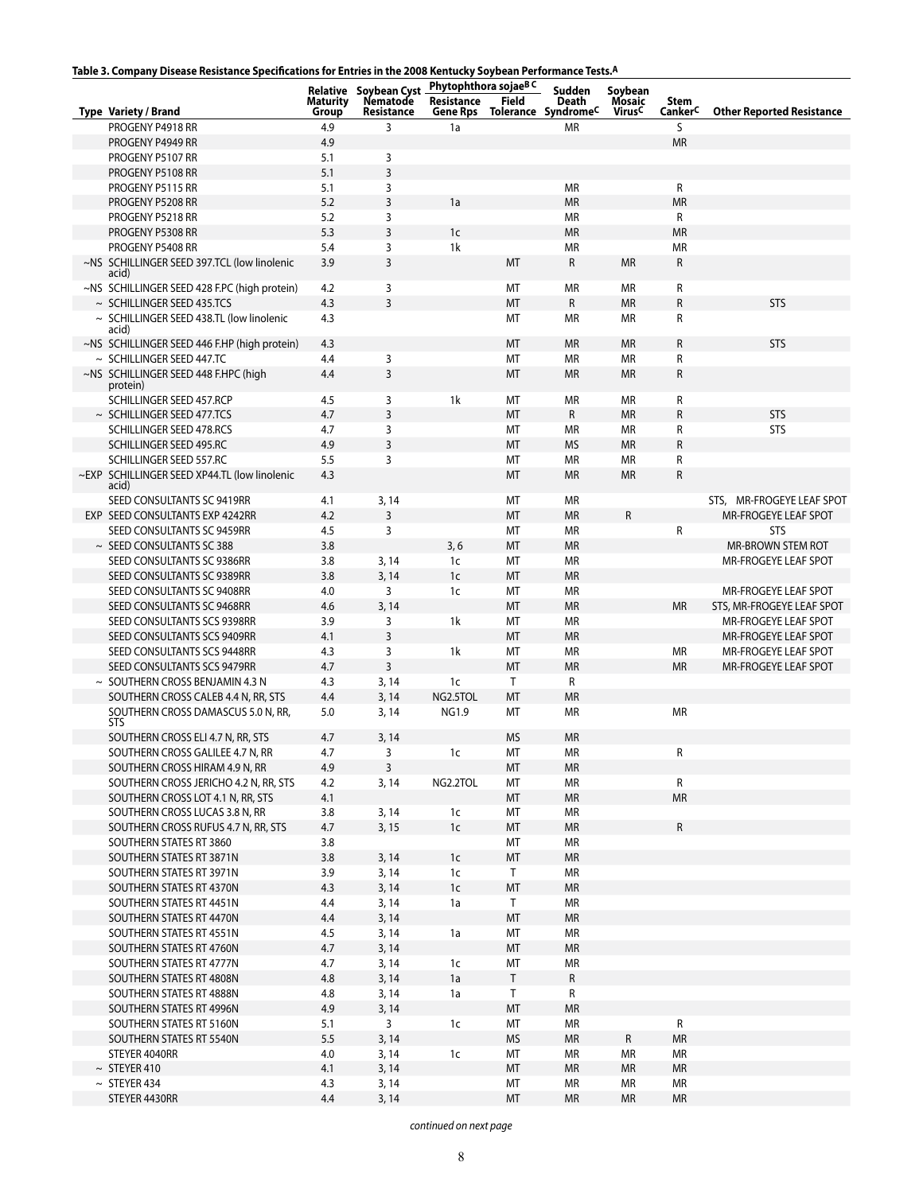**Table 3. Company Disease Resistance Specifications for Entries in the 2008 Kentucky Soybean Performance Tests.[A]**

| Type | Variety / Brand | Relative Maturity Group | Soybean Cyst Nematode Resistance | Phytophthora sojae[B C] Resistance Gene Rps | Phytophthora sojae[B C] Field Tolerance | Sudden Death Syndrome[C] | Soybean Mosaic Virus[C] | Stem Canker[C] | Other Reported Resistance |
|---|---|---|---|---|---|---|---|---|---|
| | PROGENY P4918 RR | 4.9 | 3 | 1a | | MR | | S | |
| | PROGENY P4949 RR | 4.9 | | | | | | MR | |
| | PROGENY P5107 RR | 5.1 | 3 | | | | | | |
| | PROGENY P5108 RR | 5.1 | 3 | | | | | | |
| | PROGENY P5115 RR | 5.1 | 3 | | | MR | | R | |
| | PROGENY P5208 RR | 5.2 | 3 | 1a | | MR | | MR | |
| | PROGENY P5218 RR | 5.2 | 3 | | | MR | | R | |
| | PROGENY P5308 RR | 5.3 | 3 | 1c | | MR | | MR | |
| | PROGENY P5408 RR | 5.4 | 3 | 1k | | MR | | MR | |
| ~NS | SCHILLINGER SEED 397.TCL (low linolenic acid) | 3.9 | 3 | | MT | R | MR | R | |
| ~NS | SCHILLINGER SEED 428 F.PC (high protein) | 4.2 | 3 | | MT | MR | MR | R | |
| ~ | SCHILLINGER SEED 435.TCS | 4.3 | 3 | | MT | R | MR | R | STS |
| ~ | SCHILLINGER SEED 438.TL (low linolenic acid) | 4.3 | | | MT | MR | MR | R | |
| ~NS | SCHILLINGER SEED 446 F.HP (high protein) | 4.3 | | | MT | MR | MR | R | STS |
| ~ | SCHILLINGER SEED 447.TC | 4.4 | 3 | | MT | MR | MR | R | |
| ~NS | SCHILLINGER SEED 448 F.HPC (high protein) | 4.4 | 3 | | MT | MR | MR | R | |
| | SCHILLINGER SEED 457.RCP | 4.5 | 3 | 1k | MT | MR | MR | R | |
| ~ | SCHILLINGER SEED 477.TCS | 4.7 | 3 | | MT | R | MR | R | STS |
| | SCHILLINGER SEED 478.RCS | 4.7 | 3 | | MT | MR | MR | R | STS |
| | SCHILLINGER SEED 495.RC | 4.9 | 3 | | MT | MS | MR | R | |
| | SCHILLINGER SEED 557.RC | 5.5 | 3 | | MT | MR | MR | R | |
| ~EXP | SCHILLINGER SEED XP44.TL (low linolenic acid) | 4.3 | | | MT | MR | MR | R | |
| | SEED CONSULTANTS SC 9419RR | 4.1 | 3, 14 | | MT | MR | | | STS, MR-FROGEYE LEAF SPOT |
| EXP | SEED CONSULTANTS EXP 4242RR | 4.2 | 3 | | MT | MR | R | | MR-FROGEYE LEAF SPOT |
| | SEED CONSULTANTS SC 9459RR | 4.5 | 3 | | MT | MR | | R | STS |
| ~ | SEED CONSULTANTS SC 388 | 3.8 | | 3, 6 | MT | MR | | | MR-BROWN STEM ROT |
| | SEED CONSULTANTS SC 9386RR | 3.8 | 3, 14 | 1c | MT | MR | | | MR-FROGEYE LEAF SPOT |
| | SEED CONSULTANTS SC 9389RR | 3.8 | 3, 14 | 1c | MT | MR | | | |
| | SEED CONSULTANTS SC 9408RR | 4.0 | 3 | 1c | MT | MR | | | MR-FROGEYE LEAF SPOT |
| | SEED CONSULTANTS SC 9468RR | 4.6 | 3, 14 | | MT | MR | | MR | STS, MR-FROGEYE LEAF SPOT |
| | SEED CONSULTANTS SCS 9398RR | 3.9 | 3 | 1k | MT | MR | | | MR-FROGEYE LEAF SPOT |
| | SEED CONSULTANTS SCS 9409RR | 4.1 | 3 | | MT | MR | | | MR-FROGEYE LEAF SPOT |
| | SEED CONSULTANTS SCS 9448RR | 4.3 | 3 | 1k | MT | MR | | MR | MR-FROGEYE LEAF SPOT |
| | SEED CONSULTANTS SCS 9479RR | 4.7 | 3 | | MT | MR | | MR | MR-FROGEYE LEAF SPOT |
| ~ | SOUTHERN CROSS BENJAMIN 4.3 N | 4.3 | 3, 14 | 1c | T | R | | | |
| | SOUTHERN CROSS CALEB 4.4 N, RR, STS | 4.4 | 3, 14 | NG2.5TOL | MT | MR | | | |
| | SOUTHERN CROSS DAMASCUS 5.0 N, RR, STS | 5.0 | 3, 14 | NG1.9 | MT | MR | | MR | |
| | SOUTHERN CROSS ELI 4.7 N, RR, STS | 4.7 | 3, 14 | | MS | MR | | | |
| | SOUTHERN CROSS GALILEE 4.7 N, RR | 4.7 | 3 | 1c | MT | MR | | R | |
| | SOUTHERN CROSS HIRAM 4.9 N, RR | 4.9 | 3 | | MT | MR | | | |
| | SOUTHERN CROSS JERICHO 4.2 N, RR, STS | 4.2 | 3, 14 | NG2.2TOL | MT | MR | | R | |
| | SOUTHERN CROSS LOT 4.1 N, RR, STS | 4.1 | | | MT | MR | | MR | |
| | SOUTHERN CROSS LUCAS 3.8 N, RR | 3.8 | 3, 14 | 1c | MT | MR | | | |
| | SOUTHERN CROSS RUFUS 4.7 N, RR, STS | 4.7 | 3, 15 | 1c | MT | MR | | R | |
| | SOUTHERN STATES RT 3860 | 3.8 | | | MT | MR | | | |
| | SOUTHERN STATES RT 3871N | 3.8 | 3, 14 | 1c | MT | MR | | | |
| | SOUTHERN STATES RT 3971N | 3.9 | 3, 14 | 1c | T | MR | | | |
| | SOUTHERN STATES RT 4370N | 4.3 | 3, 14 | 1c | MT | MR | | | |
| | SOUTHERN STATES RT 4451N | 4.4 | 3, 14 | 1a | T | MR | | | |
| | SOUTHERN STATES RT 4470N | 4.4 | 3, 14 | | MT | MR | | | |
| | SOUTHERN STATES RT 4551N | 4.5 | 3, 14 | 1a | MT | MR | | | |
| | SOUTHERN STATES RT 4760N | 4.7 | 3, 14 | | MT | MR | | | |
| | SOUTHERN STATES RT 4777N | 4.7 | 3, 14 | 1c | MT | MR | | | |
| | SOUTHERN STATES RT 4808N | 4.8 | 3, 14 | 1a | T | R | | | |
| | SOUTHERN STATES RT 4888N | 4.8 | 3, 14 | 1a | T | R | | | |
| | SOUTHERN STATES RT 4996N | 4.9 | 3, 14 | | MT | MR | | | |
| | SOUTHERN STATES RT 5160N | 5.1 | 3 | 1c | MT | MR | | R | |
| | SOUTHERN STATES RT 5540N | 5.5 | 3, 14 | | MS | MR | R | MR | |
| | STEYER 4040RR | 4.0 | 3, 14 | 1c | MT | MR | MR | MR | |
| ~ | STEYER 410 | 4.1 | 3, 14 | | MT | MR | MR | MR | |
| ~ | STEYER 434 | 4.3 | 3, 14 | | MT | MR | MR | MR | |
| | STEYER 4430RR | 4.4 | 3, 14 | | MT | MR | MR | MR | |

*continued on next page*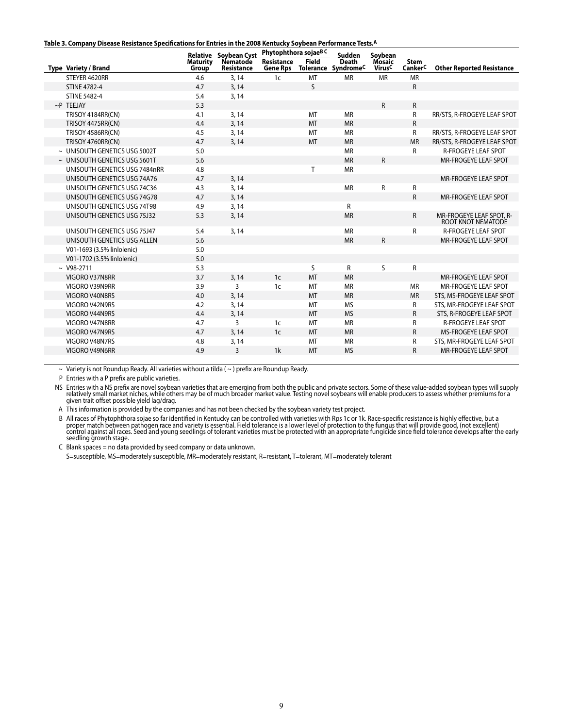**Table 3. Company Disease Resistance Specifications for Entries in the 2008 Kentucky Soybean Performance Tests.[A]**

| Type | Variety / Brand | Relative Maturity Group | Soybean Cyst Nematode Resistance | Phytophthora sojae[B C] Resistance Gene Rps | Phytophthora sojae[B C] Field Tolerance | Sudden Death Syndrome[C] | Soybean Mosaic Virus[C] | Stem Canker[C] | Other Reported Resistance |
|---|---|---|---|---|---|---|---|---|---|
| | STEYER 4620RR | 4.6 | 3, 14 | 1c | MT | MR | MR | MR | |
| | STINE 4782-4 | 4.7 | 3, 14 | | S | | | R | |
| | STINE 5482-4 | 5.4 | 3, 14 | | | | | | |
| ~P | TEEJAY | 5.3 | | | | | R | R | |
| | TRISOY 4184RR(CN) | 4.1 | 3, 14 | | MT | MR | | R | RR/STS, R-FROGEYE LEAF SPOT |
| | TRISOY 4475RR(CN) | 4.4 | 3, 14 | | MT | MR | | R | |
| | TRISOY 4586RR(CN) | 4.5 | 3, 14 | | MT | MR | | R | RR/STS, R-FROGEYE LEAF SPOT |
| | TRISOY 4760RR(CN) | 4.7 | 3, 14 | | MT | MR | | MR | RR/STS, R-FROGEYE LEAF SPOT |
| ~ | UNISOUTH GENETICS USG 5002T | 5.0 | | | | MR | | R | R-FROGEYE LEAF SPOT |
| ~ | UNISOUTH GENETICS USG 5601T | 5.6 | | | | MR | R | | MR-FROGEYE LEAF SPOT |
| | UNISOUTH GENETICS USG 7484nRR | 4.8 | | | T | MR | | | |
| | UNISOUTH GENETICS USG 74A76 | 4.7 | 3, 14 | | | | | | MR-FROGEYE LEAF SPOT |
| | UNISOUTH GENETICS USG 74C36 | 4.3 | 3, 14 | | | MR | R | R | |
| | UNISOUTH GENETICS USG 74G78 | 4.7 | 3, 14 | | | | | R | MR-FROGEYE LEAF SPOT |
| | UNISOUTH GENETICS USG 74T98 | 4.9 | 3, 14 | | | R | | | |
| | UNISOUTH GENETICS USG 75J32 | 5.3 | 3, 14 | | | MR | | R | MR-FROGEYE LEAF SPOT, R-ROOT KNOT NEMATODE |
| | UNISOUTH GENETICS USG 75J47 | 5.4 | 3, 14 | | | MR | | R | R-FROGEYE LEAF SPOT |
| | UNISOUTH GENETICS USG ALLEN | 5.6 | | | | MR | R | | MR-FROGEYE LEAF SPOT |
| | V01-1693 (3.5% linlolenic) | 5.0 | | | | | | | |
| | V01-1702 (3.5% linlolenic) | 5.0 | | | | | | | |
| ~ | V98-2711 | 5.3 | | | S | R | S | R | |
| | VIGORO V37N8RR | 3.7 | 3, 14 | 1c | MT | MR | | | MR-FROGEYE LEAF SPOT |
| | VIGORO V39N9RR | 3.9 | 3 | 1c | MT | MR | | MR | MR-FROGEYE LEAF SPOT |
| | VIGORO V40N8RS | 4.0 | 3, 14 | | MT | MR | | MR | STS, MS-FROGEYE LEAF SPOT |
| | VIGORO V42N9RS | 4.2 | 3, 14 | | MT | MS | | R | STS, MR-FROGEYE LEAF SPOT |
| | VIGORO V44N9RS | 4.4 | 3, 14 | | MT | MS | | R | STS, R-FROGEYE LEAF SPOT |
| | VIGORO V47N8RR | 4.7 | 3 | 1c | MT | MR | | R | R-FROGEYE LEAF SPOT |
| | VIGORO V47N9RS | 4.7 | 3, 14 | 1c | MT | MR | | R | MS-FROGEYE LEAF SPOT |
| | VIGORO V48N7RS | 4.8 | 3, 14 | | MT | MR | | R | STS, MR-FROGEYE LEAF SPOT |
| | VIGORO V49N6RR | 4.9 | 3 | 1k | MT | MS | | R | MR-FROGEYE LEAF SPOT |

~ Variety is not Roundup Ready. All varieties without a tilda ( ~ ) prefix are Roundup Ready.

P Entries with a P prefix are public varieties.

NS Entries with a NS prefix are novel soybean varieties that are emerging from both the public and private sectors. Some of these value-added soybean types will supply relatively small market niches, while others may be of much broader market value. Testing novel soybeans will enable producers to assess whether premiums for a given trait offset possible yield lag/drag.

A This information is provided by the companies and has not been checked by the soybean variety test project.

B All races of Phytophthora sojae so far identified in Kentucky can be controlled with varieties with Rps 1c or 1k. Race-specific resistance is highly effective, but a proper match between pathogen race and variety is essential. Field tolerance is a lower level of protection to the fungus that will provide good, (not excellent) control against all races. Seed and young seedlings of tolerant varieties must be protected with an appropriate fungicide since field tolerance develops after the early seedling growth stage.

C Blank spaces = no data provided by seed company or data unknown.

S=susceptible, MS=moderately susceptible, MR=moderately resistant, R=resistant, T=tolerant, MT=moderately tolerant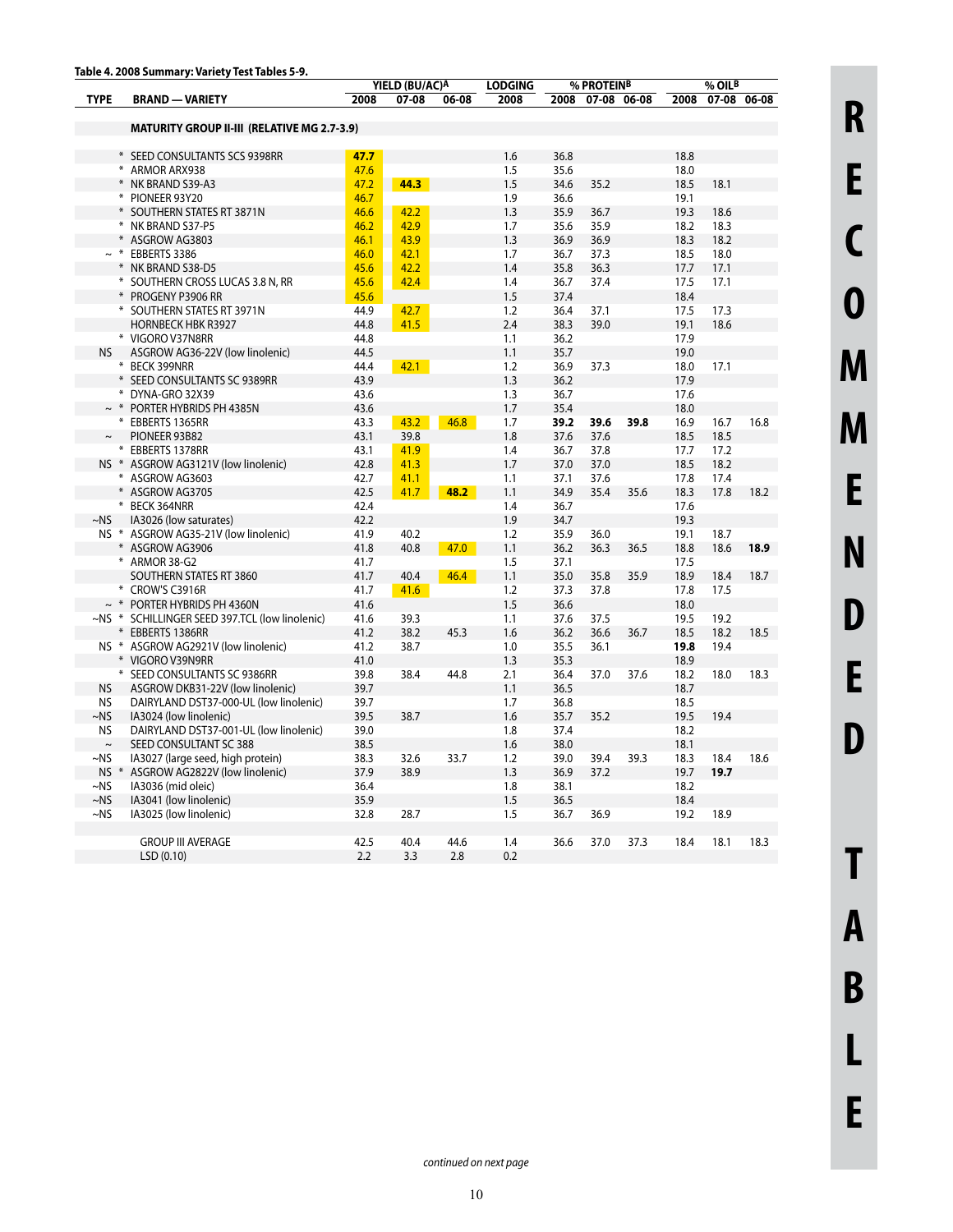**Table 4. 2008 Summary: Variety Test Tables 5-9.**

| TYPE | BRAND — VARIETY | YIELD (BU/AC)[A] 2008 | YIELD 07-08 | YIELD 06-08 | LODGING 2008 | % PROTEIN[B] 2008 | % PROTEIN 07-08 | % PROTEIN 06-08 | % OIL[B] 2008 | % OIL 07-08 | % OIL 06-08 |
|---|---|---|---|---|---|---|---|---|---|---|---|
| | **MATURITY GROUP II-III (RELATIVE MG 2.7-3.9)** | | | | | | | | | | |
| * | SEED CONSULTANTS SCS 9398RR | **47.7** | | | 1.6 | 36.8 | | | 18.8 | | |
| * | ARMOR ARX938 | 47.6 | | | 1.5 | 35.6 | | | 18.0 | | |
| * | NK BRAND S39-A3 | 47.2 | **44.3** | | 1.5 | 34.6 | 35.2 | | 18.5 | 18.1 | |
| * | PIONEER 93Y20 | 46.7 | | | 1.9 | 36.6 | | | 19.1 | | |
| * | SOUTHERN STATES RT 3871N | 46.6 | 42.2 | | 1.3 | 35.9 | 36.7 | | 19.3 | 18.6 | |
| * | NK BRAND S37-P5 | 46.2 | 42.9 | | 1.7 | 35.6 | 35.9 | | 18.2 | 18.3 | |
| * | ASGROW AG3803 | 46.1 | 43.9 | | 1.3 | 36.9 | 36.9 | | 18.3 | 18.2 | |
| ~ * | EBBERTS 3386 | 46.0 | 42.1 | | 1.7 | 36.7 | 37.3 | | 18.5 | 18.0 | |
| * | NK BRAND S38-D5 | 45.6 | 42.2 | | 1.4 | 35.8 | 36.3 | | 17.7 | 17.1 | |
| * | SOUTHERN CROSS LUCAS 3.8 N, RR | 45.6 | 42.4 | | 1.4 | 36.7 | 37.4 | | 17.5 | 17.1 | |
| * | PROGENY P3906 RR | 45.6 | | | 1.5 | 37.4 | | | 18.4 | | |
| * | SOUTHERN STATES RT 3971N | 44.9 | 42.7 | | 1.2 | 36.4 | 37.1 | | 17.5 | 17.3 | |
| | HORNBECK HBK R3927 | 44.8 | 41.5 | | 2.4 | 38.3 | 39.0 | | 19.1 | 18.6 | |
| * | VIGORO V37N8RR | 44.8 | | | 1.1 | 36.2 | | | 17.9 | | |
| NS | ASGROW AG36-22V (low linolenic) | 44.5 | | | 1.1 | 35.7 | | | 19.0 | | |
| * | BECK 399NRR | 44.4 | 42.1 | | 1.2 | 36.9 | 37.3 | | 18.0 | 17.1 | |
| * | SEED CONSULTANTS SC 9389RR | 43.9 | | | 1.3 | 36.2 | | | 17.9 | | |
| * | DYNA-GRO 32X39 | 43.6 | | | 1.3 | 36.7 | | | 17.6 | | |
| ~ * | PORTER HYBRIDS PH 4385N | 43.6 | | | 1.7 | 35.4 | | | 18.0 | | |
| * | EBBERTS 1365RR | 43.3 | 43.2 | 46.8 | 1.7 | **39.2** | **39.6** | **39.8** | 16.9 | 16.7 | 16.8 |
| ~ | PIONEER 93B82 | 43.1 | 39.8 | | 1.8 | 37.6 | 37.6 | | 18.5 | 18.5 | |
| * | EBBERTS 1378RR | 43.1 | 41.9 | | 1.4 | 36.7 | 37.8 | | 17.7 | 17.2 | |
| NS * | ASGROW AG3121V (low linolenic) | 42.8 | 41.3 | | 1.7 | 37.0 | 37.0 | | 18.5 | 18.2 | |
| * | ASGROW AG3603 | 42.7 | 41.1 | | 1.1 | 37.1 | 37.6 | | 17.8 | 17.4 | |
| * | ASGROW AG3705 | 42.5 | 41.7 | **48.2** | 1.1 | 34.9 | 35.4 | 35.6 | 18.3 | 17.8 | 18.2 |
| * | BECK 364NRR | 42.4 | | | 1.4 | 36.7 | | | 17.6 | | |
| ~NS | IA3026 (low saturates) | 42.2 | | | 1.9 | 34.7 | | | 19.3 | | |
| NS * | ASGROW AG35-21V (low linolenic) | 41.9 | 40.2 | | 1.2 | 35.9 | 36.0 | | 19.1 | 18.7 | |
| * | ASGROW AG3906 | 41.8 | 40.8 | 47.0 | 1.1 | 36.2 | 36.3 | 36.5 | 18.8 | 18.6 | **18.9** |
| * | ARMOR 38-G2 | 41.7 | | | 1.5 | 37.1 | | | 17.5 | | |
| | SOUTHERN STATES RT 3860 | 41.7 | 40.4 | 46.4 | 1.1 | 35.0 | 35.8 | 35.9 | 18.9 | 18.4 | 18.7 |
| * | CROW'S C3916R | 41.7 | 41.6 | | 1.2 | 37.3 | 37.8 | | 17.8 | 17.5 | |
| ~ * | PORTER HYBRIDS PH 4360N | 41.6 | | | 1.5 | 36.6 | | | 18.0 | | |
| ~NS * | SCHILLINGER SEED 397.TCL (low linolenic) | 41.6 | 39.3 | | 1.1 | 37.6 | 37.5 | | 19.5 | 19.2 | |
| * | EBBERTS 1386RR | 41.2 | 38.2 | 45.3 | 1.6 | 36.2 | 36.6 | 36.7 | 18.5 | 18.2 | 18.5 |
| NS * | ASGROW AG2921V (low linolenic) | 41.2 | 38.7 | | 1.0 | 35.5 | 36.1 | | **19.8** | 19.4 | |
| * | VIGORO V39N9RR | 41.0 | | | 1.3 | 35.3 | | | 18.9 | | |
| * | SEED CONSULTANTS SC 9386RR | 39.8 | 38.4 | 44.8 | 2.1 | 36.4 | 37.0 | 37.6 | 18.2 | 18.0 | 18.3 |
| NS | ASGROW DKB31-22V (low linolenic) | 39.7 | | | 1.1 | 36.5 | | | 18.7 | | |
| NS | DAIRYLAND DST37-000-UL (low linolenic) | 39.7 | | | 1.7 | 36.8 | | | 18.5 | | |
| ~NS | IA3024 (low linolenic) | 39.5 | 38.7 | | 1.6 | 35.7 | 35.2 | | 19.5 | 19.4 | |
| NS | DAIRYLAND DST37-001-UL (low linolenic) | 39.0 | | | 1.8 | 37.4 | | | 18.2 | | |
| ~ | SEED CONSULTANT SC 388 | 38.5 | | | 1.6 | 38.0 | | | 18.1 | | |
| ~NS | IA3027 (large seed, high protein) | 38.3 | 32.6 | 33.7 | 1.2 | 39.0 | 39.4 | 39.3 | 18.3 | 18.4 | 18.6 |
| NS * | ASGROW AG2822V (low linolenic) | 37.9 | 38.9 | | 1.3 | 36.9 | 37.2 | | 19.7 | **19.7** | |
| ~NS | IA3036 (mid oleic) | 36.4 | | | 1.8 | 38.1 | | | 18.2 | | |
| ~NS | IA3041 (low linolenic) | 35.9 | | | 1.5 | 36.5 | | | 18.4 | | |
| ~NS | IA3025 (low linolenic) | 32.8 | 28.7 | | 1.5 | 36.7 | 36.9 | | 19.2 | 18.9 | |
| | GROUP III AVERAGE | 42.5 | 40.4 | 44.6 | 1.4 | 36.6 | 37.0 | 37.3 | 18.4 | 18.1 | 18.3 |
| | LSD (0.10) | 2.2 | 3.3 | 2.8 | 0.2 | | | | | | |

*continued on next page*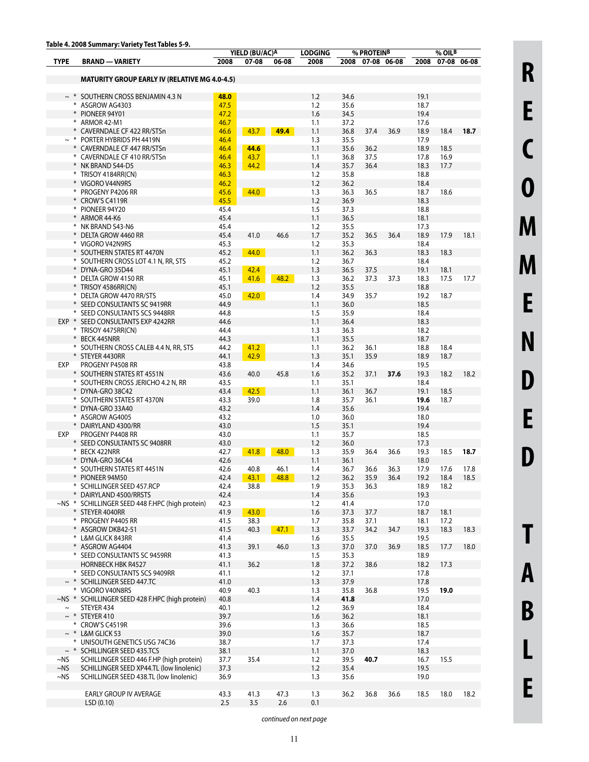**Table 4. 2008 Summary: Variety Test Tables 5-9.**

| TYPE | BRAND — VARIETY | YIELD (BU/AC)[A] 2008 | YIELD 07-08 | YIELD 06-08 | LODGING 2008 | % PROTEIN[B] 2008 | % PROTEIN 07-08 | % PROTEIN 06-08 | % OIL[B] 2008 | % OIL 07-08 | % OIL 06-08 |
|---|---|---|---|---|---|---|---|---|---|---|---|
| | **MATURITY GROUP EARLY IV (RELATIVE MG 4.0-4.5)** | | | | | | | | | | |
| ~ * | SOUTHERN CROSS BENJAMIN 4.3 N | **48.0** | | | 1.2 | 34.6 | | | 19.1 | | |
| * | ASGROW AG4303 | 47.5 | | | 1.2 | 35.6 | | | 18.7 | | |
| * | PIONEER 94Y01 | 47.2 | | | 1.6 | 34.5 | | | 19.4 | | |
| * | ARMOR 42-M1 | 46.7 | | | 1.1 | 37.2 | | | 17.6 | | |
| * | CAVERNDALE CF 422 RR/STSn | 46.6 | 43.7 | **49.4** | 1.1 | 36.8 | 37.4 | 36.9 | 18.9 | 18.4 | **18.7** |
| ~ * | PORTER HYBRIDS PH 4419N | 46.4 | | | 1.3 | 35.5 | | | 17.9 | | |
| * | CAVERNDALE CF 447 RR/STSn | 46.4 | **44.6** | | 1.1 | 35.6 | 36.2 | | 18.9 | 18.5 | |
| * | CAVERNDALE CF 410 RR/STSn | 46.4 | 43.7 | | 1.1 | 36.8 | 37.5 | | 17.8 | 16.9 | |
| * | NK BRAND S44-D5 | 46.3 | 44.2 | | 1.4 | 35.7 | 36.4 | | 18.3 | 17.7 | |
| * | TRISOY 4184RR(CN) | 46.3 | | | 1.2 | 35.8 | | | 18.8 | | |
| * | VIGORO V44N9RS | 46.2 | | | 1.2 | 36.2 | | | 18.4 | | |
| * | PROGENY P4206 RR | 45.6 | 44.0 | | 1.3 | 36.3 | 36.5 | | 18.7 | 18.6 | |
| * | CROW'S C4119R | 45.5 | | | 1.2 | 36.9 | | | 18.3 | | |
| * | PIONEER 94Y20 | 45.4 | | | 1.5 | 37.3 | | | 18.8 | | |
| * | ARMOR 44-K6 | 45.4 | | | 1.1 | 36.5 | | | 18.1 | | |
| * | NK BRAND S43-N6 | 45.4 | | | 1.2 | 35.5 | | | 17.3 | | |
| * | DELTA GROW 4460 RR | 45.4 | 41.0 | 46.6 | 1.7 | 35.2 | 36.5 | 36.4 | 18.9 | 17.9 | 18.1 |
| * | VIGORO V42N9RS | 45.3 | | | 1.2 | 35.3 | | | 18.4 | | |
| * | SOUTHERN STATES RT 4470N | 45.2 | 44.0 | | 1.1 | 36.2 | 36.3 | | 18.3 | 18.3 | |
| * | SOUTHERN CROSS LOT 4.1 N, RR, STS | 45.2 | | | 1.2 | 36.7 | | | 18.4 | | |
| * | DYNA-GRO 35D44 | 45.1 | 42.4 | | 1.3 | 36.5 | 37.5 | | 19.1 | 18.1 | |
| * | DELTA GROW 4150 RR | 45.1 | 41.6 | 48.2 | 1.3 | 36.2 | 37.3 | 37.3 | 18.3 | 17.5 | 17.7 |
| * | TRISOY 4586RR(CN) | 45.1 | | | 1.2 | 35.5 | | | 18.8 | | |
| * | DELTA GROW 4470 RR/STS | 45.0 | 42.0 | | 1.4 | 34.9 | 35.7 | | 19.2 | 18.7 | |
| * | SEED CONSULTANTS SC 9419RR | 44.9 | | | 1.1 | 36.0 | | | 18.5 | | |
| * | SEED CONSULTANTS SCS 9448RR | 44.8 | | | 1.5 | 35.9 | | | 18.4 | | |
| EXP * | SEED CONSULTANTS EXP 4242RR | 44.6 | | | 1.1 | 36.4 | | | 18.3 | | |
| * | TRISOY 4475RR(CN) | 44.4 | | | 1.3 | 36.3 | | | 18.2 | | |
| * | BECK 445NRR | 44.3 | | | 1.1 | 35.5 | | | 18.7 | | |
| * | SOUTHERN CROSS CALEB 4.4 N, RR, STS | 44.2 | 41.2 | | 1.1 | 36.2 | 36.1 | | 18.8 | 18.4 | |
| * | STEYER 4430RR | 44.1 | 42.9 | | 1.3 | 35.1 | 35.9 | | 18.9 | 18.7 | |
| EXP | PROGENY P4508 RR | 43.8 | | | 1.4 | 34.6 | | | 19.5 | | |
| * | SOUTHERN STATES RT 4551N | 43.6 | 40.0 | 45.8 | 1.6 | 35.2 | 37.1 | **37.6** | 19.3 | 18.2 | 18.2 |
| * | SOUTHERN CROSS JERICHO 4.2 N, RR | 43.5 | | | 1.1 | 35.1 | | | 18.4 | | |
| * | DYNA-GRO 38C42 | 43.4 | 42.5 | | 1.1 | 36.1 | 36.7 | | 19.1 | 18.5 | |
| * | SOUTHERN STATES RT 4370N | 43.3 | 39.0 | | 1.8 | 35.7 | 36.1 | | **19.6** | 18.7 | |
| * | DYNA-GRO 33A40 | 43.2 | | | 1.4 | 35.6 | | | 19.4 | | |
| * | ASGROW AG4005 | 43.2 | | | 1.0 | 36.0 | | | 18.0 | | |
| * | DAIRYLAND 4300/RR | 43.0 | | | 1.5 | 35.1 | | | 19.4 | | |
| EXP | PROGENY P4408 RR | 43.0 | | | 1.1 | 35.7 | | | 18.5 | | |
| * | SEED CONSULTANTS SC 9408RR | 43.0 | | | 1.2 | 36.0 | | | 17.3 | | |
| * | BECK 422NRR | 42.7 | 41.8 | 48.0 | 1.3 | 35.9 | 36.4 | 36.6 | 19.3 | 18.5 | **18.7** |
| * | DYNA-GRO 36C44 | 42.6 | | | 1.1 | 36.1 | | | 18.0 | | |
| * | SOUTHERN STATES RT 4451N | 42.6 | 40.8 | 46.1 | 1.4 | 36.7 | 36.6 | 36.3 | 17.9 | 17.6 | 17.8 |
| * | PIONEER 94M50 | 42.4 | 43.1 | 48.8 | 1.2 | 36.2 | 35.9 | 36.4 | 19.2 | 18.4 | 18.5 |
| * | SCHILLINGER SEED 457.RCP | 42.4 | 38.8 | | 1.9 | 35.3 | 36.3 | | 18.9 | 18.2 | |
| * | DAIRYLAND 4500/RRSTS | 42.4 | | | 1.4 | 35.6 | | | 19.3 | | |
| ~NS * | SCHILLINGER SEED 448 F.HPC (high protein) | 42.3 | | | 1.2 | 41.4 | | | 17.0 | | |
| * | STEYER 4040RR | 41.9 | 43.0 | | 1.6 | 37.3 | 37.7 | | 18.7 | 18.1 | |
| * | PROGENY P4405 RR | 41.5 | 38.3 | | 1.7 | 35.8 | 37.1 | | 18.1 | 17.2 | |
| * | ASGROW DKB42-51 | 41.5 | 40.3 | 47.1 | 1.3 | 33.7 | 34.2 | 34.7 | 19.3 | 18.3 | 18.3 |
| * | L&M GLICK 843RR | 41.4 | | | 1.6 | 35.5 | | | 19.5 | | |
| * | ASGROW AG4404 | 41.3 | 39.1 | 46.0 | 1.3 | 37.0 | 37.0 | 36.9 | 18.5 | 17.7 | 18.0 |
| * | SEED CONSULTANTS SC 9459RR | 41.3 | | | 1.5 | 35.3 | | | 18.9 | | |
| | HORNBECK HBK R4527 | 41.1 | 36.2 | | 1.8 | 37.2 | 38.6 | | 18.2 | 17.3 | |
| * | SEED CONSULTANTS SCS 9409RR | 41.1 | | | 1.2 | 37.1 | | | 17.8 | | |
| ~ * | SCHILLINGER SEED 447.TC | 41.0 | | | 1.3 | 37.9 | | | 17.8 | | |
| * | VIGORO V40N8RS | 40.9 | 40.3 | | 1.3 | 35.8 | 36.8 | | 19.5 | **19.0** | |
| ~NS * | SCHILLINGER SEED 428 F.HPC (high protein) | 40.8 | | | 1.4 | **41.8** | | | 17.0 | | |
| ~ | STEYER 434 | 40.1 | | | 1.2 | 36.9 | | | 18.4 | | |
| ~ * | STEYER 410 | 39.7 | | | 1.6 | 36.2 | | | 18.1 | | |
| * | CROW'S C4519R | 39.6 | | | 1.3 | 36.6 | | | 18.5 | | |
| ~ * | L&M GLICK 53 | 39.0 | | | 1.6 | 35.7 | | | 18.7 | | |
| * | UNISOUTH GENETICS USG 74C36 | 38.7 | | | 1.7 | 37.3 | | | 17.4 | | |
| ~ * | SCHILLINGER SEED 435.TCS | 38.1 | | | 1.1 | 37.0 | | | 18.3 | | |
| ~NS | SCHILLINGER SEED 446 F.HP (high protein) | 37.7 | 35.4 | | 1.2 | 39.5 | **40.7** | | 16.7 | 15.5 | |
| ~NS | SCHILLINGER SEED XP44.TL (low linolenic) | 37.3 | | | 1.2 | 35.4 | | | 19.5 | | |
| ~NS | SCHILLINGER SEED 438.TL (low linolenic) | 36.9 | | | 1.3 | 35.6 | | | 19.0 | | |
| | EARLY GROUP IV AVERAGE | 43.3 | 41.3 | 47.3 | 1.3 | 36.2 | 36.8 | 36.6 | 18.5 | 18.0 | 18.2 |
| | LSD (0.10) | 2.5 | 3.5 | 2.6 | 0.1 | | | | | | |

*continued on next page*

RECOMMENDED TABLE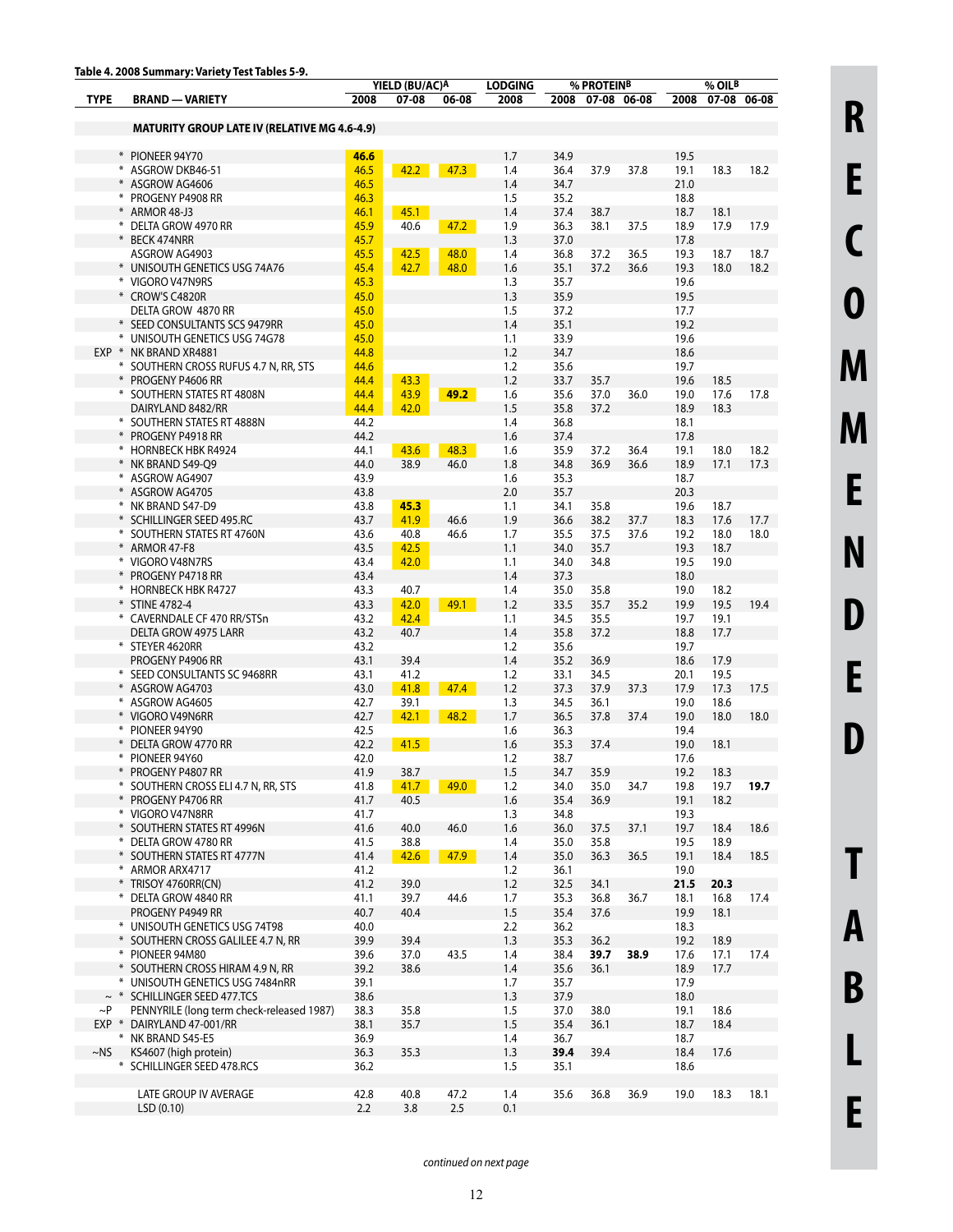**Table 4. 2008 Summary: Variety Test Tables 5-9.**

| TYPE | BRAND — VARIETY | YIELD (BU/AC)[A] 2008 | 07-08 | 06-08 | LODGING 2008 | % PROTEIN[B] 2008 | 07-08 | 06-08 | % OIL[B] 2008 | 07-08 | 06-08 |
|---|---|---|---|---|---|---|---|---|---|---|---|
| | **MATURITY GROUP LATE IV (RELATIVE MG 4.6-4.9)** | | | | | | | | | | |
| * | PIONEER 94Y70 | **46.6** | | | 1.7 | 34.9 | | | 19.5 | | |
| * | ASGROW DKB46-51 | 46.5 | 42.2 | 47.3 | 1.4 | 36.4 | 37.9 | 37.8 | 19.1 | 18.3 | 18.2 |
| * | ASGROW AG4606 | 46.5 | | | 1.4 | 34.7 | | | 21.0 | | |
| * | PROGENY P4908 RR | 46.3 | | | 1.5 | 35.2 | | | 18.8 | | |
| * | ARMOR 48-J3 | 46.1 | 45.1 | | 1.4 | 37.4 | 38.7 | | 18.7 | 18.1 | |
| * | DELTA GROW 4970 RR | 45.9 | 40.6 | 47.2 | 1.9 | 36.3 | 38.1 | 37.5 | 18.9 | 17.9 | 17.9 |
| * | BECK 474NRR | 45.7 | | | 1.3 | 37.0 | | | 17.8 | | |
| | ASGROW AG4903 | 45.5 | 42.5 | 48.0 | 1.4 | 36.8 | 37.2 | 36.5 | 19.3 | 18.7 | 18.7 |
| * | UNISOUTH GENETICS USG 74A76 | 45.4 | 42.7 | 48.0 | 1.6 | 35.1 | 37.2 | 36.6 | 19.3 | 18.0 | 18.2 |
| * | VIGORO V47N9RS | 45.3 | | | 1.3 | 35.7 | | | 19.6 | | |
| * | CROW'S C4820R | 45.0 | | | 1.3 | 35.9 | | | 19.5 | | |
| | DELTA GROW 4870 RR | 45.0 | | | 1.5 | 37.2 | | | 17.7 | | |
| * | SEED CONSULTANTS SCS 9479RR | 45.0 | | | 1.4 | 35.1 | | | 19.2 | | |
| * | UNISOUTH GENETICS USG 74G78 | 45.0 | | | 1.1 | 33.9 | | | 19.6 | | |
| EXP * | NK BRAND XR4881 | 44.8 | | | 1.2 | 34.7 | | | 18.6 | | |
| * | SOUTHERN CROSS RUFUS 4.7 N, RR, STS | 44.6 | | | 1.2 | 35.6 | | | 19.7 | | |
| * | PROGENY P4606 RR | 44.4 | 43.3 | | 1.2 | 33.7 | 35.7 | | 19.6 | 18.5 | |
| * | SOUTHERN STATES RT 4808N | 44.4 | 43.9 | **49.2** | 1.6 | 35.6 | 37.0 | 36.0 | 19.0 | 17.6 | 17.8 |
| | DAIRYLAND 8482/RR | 44.4 | 42.0 | | 1.5 | 35.8 | 37.2 | | 18.9 | 18.3 | |
| * | SOUTHERN STATES RT 4888N | 44.2 | | | 1.4 | 36.8 | | | 18.1 | | |
| * | PROGENY P4918 RR | 44.2 | | | 1.6 | 37.4 | | | 17.8 | | |
| * | HORNBECK HBK R4924 | 44.1 | 43.6 | 48.3 | 1.6 | 35.9 | 37.2 | 36.4 | 19.1 | 18.0 | 18.2 |
| * | NK BRAND S49-Q9 | 44.0 | 38.9 | 46.0 | 1.8 | 34.8 | 36.9 | 36.6 | 18.9 | 17.1 | 17.3 |
| * | ASGROW AG4907 | 43.9 | | | 1.6 | 35.3 | | | 18.7 | | |
| * | ASGROW AG4705 | 43.8 | | | 2.0 | 35.7 | | | 20.3 | | |
| * | NK BRAND S47-D9 | 43.8 | **45.3** | | 1.1 | 34.1 | 35.8 | | 19.6 | 18.7 | |
| * | SCHILLINGER SEED 495.RC | 43.7 | 41.9 | 46.6 | 1.9 | 36.6 | 38.2 | 37.7 | 18.3 | 17.6 | 17.7 |
| * | SOUTHERN STATES RT 4760N | 43.6 | 40.8 | 46.6 | 1.7 | 35.5 | 37.5 | 37.6 | 19.2 | 18.0 | 18.0 |
| * | ARMOR 47-F8 | 43.5 | 42.5 | | 1.1 | 34.0 | 35.7 | | 19.3 | 18.7 | |
| * | VIGORO V48N7RS | 43.4 | 42.0 | | 1.1 | 34.0 | 34.8 | | 19.5 | 19.0 | |
| * | PROGENY P4718 RR | 43.4 | | | 1.4 | 37.3 | | | 18.0 | | |
| * | HORNBECK HBK R4727 | 43.3 | 40.7 | | 1.4 | 35.0 | 35.8 | | 19.0 | 18.2 | |
| * | STINE 4782-4 | 43.3 | 42.0 | 49.1 | 1.2 | 33.5 | 35.7 | 35.2 | 19.9 | 19.5 | 19.4 |
| * | CAVERNDALE CF 470 RR/STSn | 43.2 | 42.4 | | 1.1 | 34.5 | 35.5 | | 19.7 | 19.1 | |
| | DELTA GROW 4975 LARR | 43.2 | 40.7 | | 1.4 | 35.8 | 37.2 | | 18.8 | 17.7 | |
| * | STEYER 4620RR | 43.2 | | | 1.2 | 35.6 | | | 19.7 | | |
| | PROGENY P4906 RR | 43.1 | 39.4 | | 1.4 | 35.2 | 36.9 | | 18.6 | 17.9 | |
| * | SEED CONSULTANTS SC 9468RR | 43.1 | 41.2 | | 1.2 | 33.1 | 34.5 | | 20.1 | 19.5 | |
| * | ASGROW AG4703 | 43.0 | 41.8 | 47.4 | 1.2 | 37.3 | 37.9 | 37.3 | 17.9 | 17.3 | 17.5 |
| * | ASGROW AG4605 | 42.7 | 39.1 | | 1.3 | 34.5 | 36.1 | | 19.0 | 18.6 | |
| * | VIGORO V49N6RR | 42.7 | 42.1 | 48.2 | 1.7 | 36.5 | 37.8 | 37.4 | 19.0 | 18.0 | 18.0 |
| * | PIONEER 94Y90 | 42.5 | | | 1.6 | 36.3 | | | 19.4 | | |
| * | DELTA GROW 4770 RR | 42.2 | 41.5 | | 1.6 | 35.3 | 37.4 | | 19.0 | 18.1 | |
| * | PIONEER 94Y60 | 42.0 | | | 1.2 | 38.7 | | | 17.6 | | |
| * | PROGENY P4807 RR | 41.9 | 38.7 | | 1.5 | 34.7 | 35.9 | | 19.2 | 18.3 | |
| * | SOUTHERN CROSS ELI 4.7 N, RR, STS | 41.8 | 41.7 | 49.0 | 1.2 | 34.0 | 35.0 | 34.7 | 19.8 | 19.7 | **19.7** |
| * | PROGENY P4706 RR | 41.7 | 40.5 | | 1.6 | 35.4 | 36.9 | | 19.1 | 18.2 | |
| * | VIGORO V47N8RR | 41.7 | | | 1.3 | 34.8 | | | 19.3 | | |
| * | SOUTHERN STATES RT 4996N | 41.6 | 40.0 | 46.0 | 1.6 | 36.0 | 37.5 | 37.1 | 19.7 | 18.4 | 18.6 |
| * | DELTA GROW 4780 RR | 41.5 | 38.8 | | 1.4 | 35.0 | 35.8 | | 19.5 | 18.9 | |
| * | SOUTHERN STATES RT 4777N | 41.4 | 42.6 | 47.9 | 1.4 | 35.0 | 36.3 | 36.5 | 19.1 | 18.4 | 18.5 |
| * | ARMOR ARX4717 | 41.2 | | | 1.2 | 36.1 | | | 19.0 | | |
| * | TRISOY 4760RR(CN) | 41.2 | 39.0 | | 1.2 | 32.5 | 34.1 | | **21.5** | **20.3** | |
| * | DELTA GROW 4840 RR | 41.1 | 39.7 | 44.6 | 1.7 | 35.3 | 36.8 | 36.7 | 18.1 | 16.8 | 17.4 |
| | PROGENY P4949 RR | 40.7 | 40.4 | | 1.5 | 35.4 | 37.6 | | 19.9 | 18.1 | |
| * | UNISOUTH GENETICS USG 74T98 | 40.0 | | | 2.2 | 36.2 | | | 18.3 | | |
| * | SOUTHERN CROSS GALILEE 4.7 N, RR | 39.9 | 39.4 | | 1.3 | 35.3 | 36.2 | | 19.2 | 18.9 | |
| * | PIONEER 94M80 | 39.6 | 37.0 | 43.5 | 1.4 | 38.4 | **39.7** | **38.9** | 17.6 | 17.1 | 17.4 |
| * | SOUTHERN CROSS HIRAM 4.9 N, RR | 39.2 | 38.6 | | 1.4 | 35.6 | 36.1 | | 18.9 | 17.7 | |
| * | UNISOUTH GENETICS USG 7484nRR | 39.1 | | | 1.7 | 35.7 | | | 17.9 | | |
| ~ * | SCHILLINGER SEED 477.TCS | 38.6 | | | 1.3 | 37.9 | | | 18.0 | | |
| ~P | PENNYRILE (long term check-released 1987) | 38.3 | 35.8 | | 1.5 | 37.0 | 38.0 | | 19.1 | 18.6 | |
| EXP * | DAIRYLAND 47-001/RR | 38.1 | 35.7 | | 1.5 | 35.4 | 36.1 | | 18.7 | 18.4 | |
| * | NK BRAND S45-E5 | 36.9 | | | 1.4 | 36.7 | | | 18.7 | | |
| ~NS | KS4607 (high protein) | 36.3 | 35.3 | | 1.3 | **39.4** | 39.4 | | 18.4 | 17.6 | |
| * | SCHILLINGER SEED 478.RCS | 36.2 | | | 1.5 | 35.1 | | | 18.6 | | |
| | LATE GROUP IV AVERAGE | 42.8 | 40.8 | 47.2 | 1.4 | 35.6 | 36.8 | 36.9 | 19.0 | 18.3 | 18.1 |
| | LSD (0.10) | 2.2 | 3.8 | 2.5 | 0.1 | | | | | | |

*continued on next page*

RECOMMENDED TABLE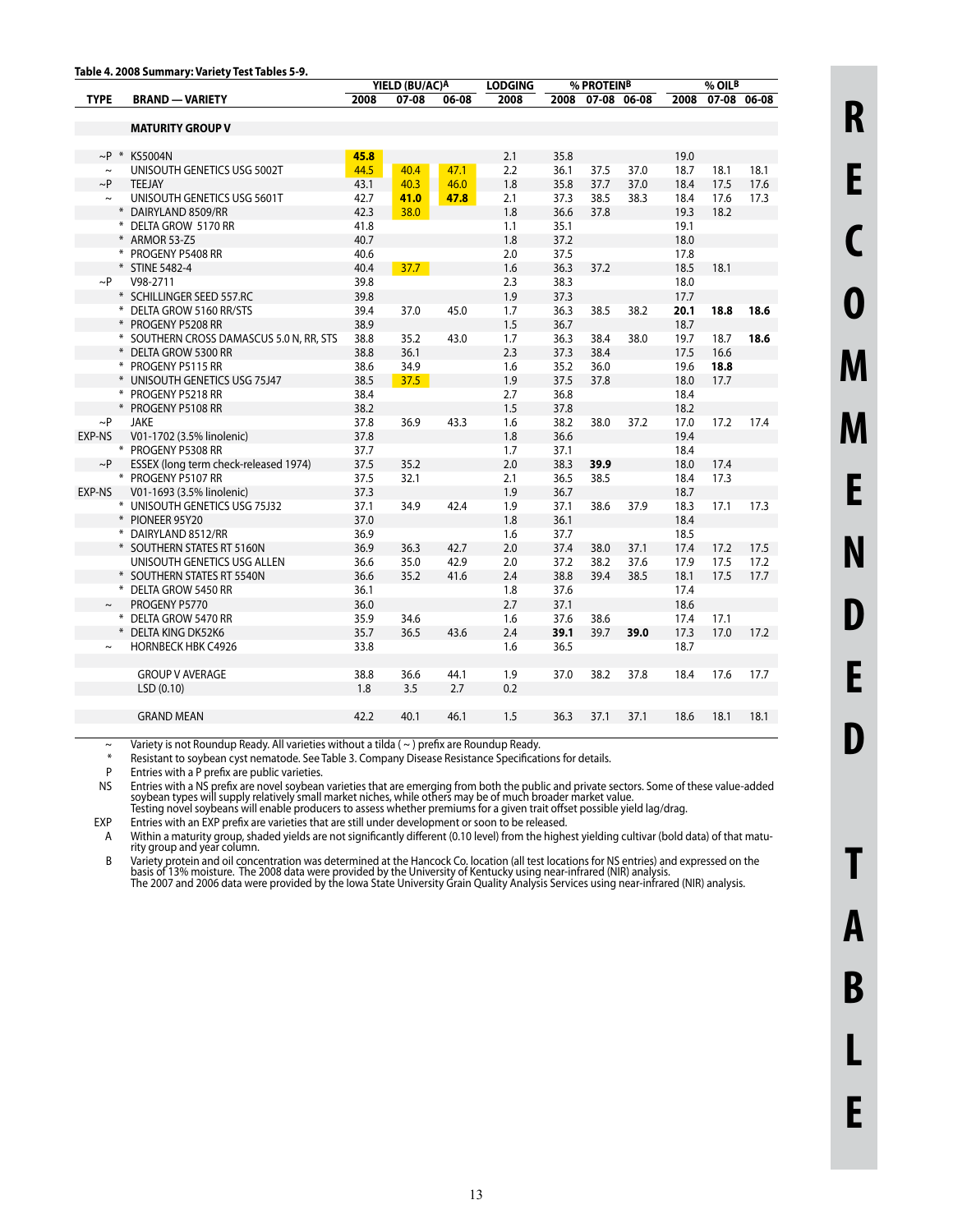**Table 4. 2008 Summary: Variety Test Tables 5-9.**

| TYPE | BRAND — VARIETY | YIELD (BU/AC)[A] 2008 | YIELD 07-08 | YIELD 06-08 | LODGING 2008 | % PROTEIN[B] 2008 | % PROTEIN 07-08 | % PROTEIN 06-08 | % OIL[B] 2008 | % OIL 07-08 | % OIL 06-08 |
|---|---|---|---|---|---|---|---|---|---|---|---|
| | **MATURITY GROUP V** | | | | | | | | | | |
| ~P * | KS5004N | **45.8** | | | 2.1 | 35.8 | | | 19.0 | | |
| ~ | UNISOUTH GENETICS USG 5002T | 44.5 | 40.4 | 47.1 | 2.2 | 36.1 | 37.5 | 37.0 | 18.7 | 18.1 | 18.1 |
| ~P | TEEJAY | 43.1 | 40.3 | 46.0 | 1.8 | 35.8 | 37.7 | 37.0 | 18.4 | 17.5 | 17.6 |
| ~ | UNISOUTH GENETICS USG 5601T | 42.7 | **41.0** | **47.8** | 2.1 | 37.3 | 38.5 | 38.3 | 18.4 | 17.6 | 17.3 |
| * | DAIRYLAND 8509/RR | 42.3 | 38.0 | | 1.8 | 36.6 | 37.8 | | 19.3 | 18.2 | |
| * | DELTA GROW 5170 RR | 41.8 | | | 1.1 | 35.1 | | | 19.1 | | |
| * | ARMOR 53-Z5 | 40.7 | | | 1.8 | 37.2 | | | 18.0 | | |
| * | PROGENY P5408 RR | 40.6 | | | 2.0 | 37.5 | | | 17.8 | | |
| * | STINE 5482-4 | 40.4 | 37.7 | | 1.6 | 36.3 | 37.2 | | 18.5 | 18.1 | |
| ~P | V98-2711 | 39.8 | | | 2.3 | 38.3 | | | 18.0 | | |
| * | SCHILLINGER SEED 557.RC | 39.8 | | | 1.9 | 37.3 | | | 17.7 | | |
| * | DELTA GROW 5160 RR/STS | 39.4 | 37.0 | 45.0 | 1.7 | 36.3 | 38.5 | 38.2 | **20.1** | **18.8** | **18.6** |
| * | PROGENY P5208 RR | 38.9 | | | 1.5 | 36.7 | | | 18.7 | | |
| * | SOUTHERN CROSS DAMASCUS 5.0 N, RR, STS | 38.8 | 35.2 | 43.0 | 1.7 | 36.3 | 38.4 | 38.0 | 19.7 | 18.7 | **18.6** |
| * | DELTA GROW 5300 RR | 38.8 | 36.1 | | 2.3 | 37.3 | 38.4 | | 17.5 | 16.6 | |
| * | PROGENY P5115 RR | 38.6 | 34.9 | | 1.6 | 35.2 | 36.0 | | 19.6 | **18.8** | |
| * | UNISOUTH GENETICS USG 75J47 | 38.5 | 37.5 | | 1.9 | 37.5 | 37.8 | | 18.0 | 17.7 | |
| * | PROGENY P5218 RR | 38.4 | | | 2.7 | 36.8 | | | 18.4 | | |
| * | PROGENY P5108 RR | 38.2 | | | 1.5 | 37.8 | | | 18.2 | | |
| ~P | JAKE | 37.8 | 36.9 | 43.3 | 1.6 | 38.2 | 38.0 | 37.2 | 17.0 | 17.2 | 17.4 |
| EXP-NS | V01-1702 (3.5% linolenic) | 37.8 | | | 1.8 | 36.6 | | | 19.4 | | |
| * | PROGENY P5308 RR | 37.7 | | | 1.7 | 37.1 | | | 18.4 | | |
| ~P | ESSEX (long term check-released 1974) | 37.5 | 35.2 | | 2.0 | 38.3 | **39.9** | | 18.0 | 17.4 | |
| * | PROGENY P5107 RR | 37.5 | 32.1 | | 2.1 | 36.5 | 38.5 | | 18.4 | 17.3 | |
| EXP-NS | V01-1693 (3.5% linolenic) | 37.3 | | | 1.9 | 36.7 | | | 18.7 | | |
| * | UNISOUTH GENETICS USG 75J32 | 37.1 | 34.9 | 42.4 | 1.9 | 37.1 | 38.6 | 37.9 | 18.3 | 17.1 | 17.3 |
| * | PIONEER 95Y20 | 37.0 | | | 1.8 | 36.1 | | | 18.4 | | |
| * | DAIRYLAND 8512/RR | 36.9 | | | 1.6 | 37.7 | | | 18.5 | | |
| * | SOUTHERN STATES RT 5160N | 36.9 | 36.3 | 42.7 | 2.0 | 37.4 | 38.0 | 37.1 | 17.4 | 17.2 | 17.5 |
| | UNISOUTH GENETICS USG ALLEN | 36.6 | 35.0 | 42.9 | 2.0 | 37.2 | 38.2 | 37.6 | 17.9 | 17.5 | 17.2 |
| * | SOUTHERN STATES RT 5540N | 36.6 | 35.2 | 41.6 | 2.4 | 38.8 | 39.4 | 38.5 | 18.1 | 17.5 | 17.7 |
| * | DELTA GROW 5450 RR | 36.1 | | | 1.8 | 37.6 | | | 17.4 | | |
| ~ | PROGENY P5770 | 36.0 | | | 2.7 | 37.1 | | | 18.6 | | |
| * | DELTA GROW 5470 RR | 35.9 | 34.6 | | 1.6 | 37.6 | 38.6 | | 17.4 | 17.1 | |
| * | DELTA KING DK52K6 | 35.7 | 36.5 | 43.6 | 2.4 | **39.1** | 39.7 | **39.0** | 17.3 | 17.0 | 17.2 |
| ~ | HORNBECK HBK C4926 | 33.8 | | | 1.6 | 36.5 | | | 18.7 | | |
| | GROUP V AVERAGE | 38.8 | 36.6 | 44.1 | 1.9 | 37.0 | 38.2 | 37.8 | 18.4 | 17.6 | 17.7 |
| | LSD (0.10) | 1.8 | 3.5 | 2.7 | 0.2 | | | | | | |
| | GRAND MEAN | 42.2 | 40.1 | 46.1 | 1.5 | 36.3 | 37.1 | 37.1 | 18.6 | 18.1 | 18.1 |

~ Variety is not Roundup Ready. All varieties without a tilda ( ~ ) prefix are Roundup Ready.

\* Resistant to soybean cyst nematode. See Table 3. Company Disease Resistance Specifications for details.

P Entries with a P prefix are public varieties.

NS Entries with a NS prefix are novel soybean varieties that are emerging from both the public and private sectors. Some of these value-added soybean types will supply relatively small market niches, while others may be of much broader market value. Testing novel soybeans will enable producers to assess whether premiums for a given trait offset possible yield lag/drag.

EXP Entries with an EXP prefix are varieties that are still under development or soon to be released.

A Within a maturity group, shaded yields are not significantly different (0.10 level) from the highest yielding cultivar (bold data) of that maturity group and year column.

B Variety protein and oil concentration was determined at the Hancock Co. location (all test locations for NS entries) and expressed on the basis of 13% moisture. The 2008 data were provided by the University of Kentucky using near-infrared (NIR) analysis. The 2007 and 2006 data were provided by the Iowa State University Grain Quality Analysis Services using near-infrared (NIR) analysis.

RECOMMENDED TABLE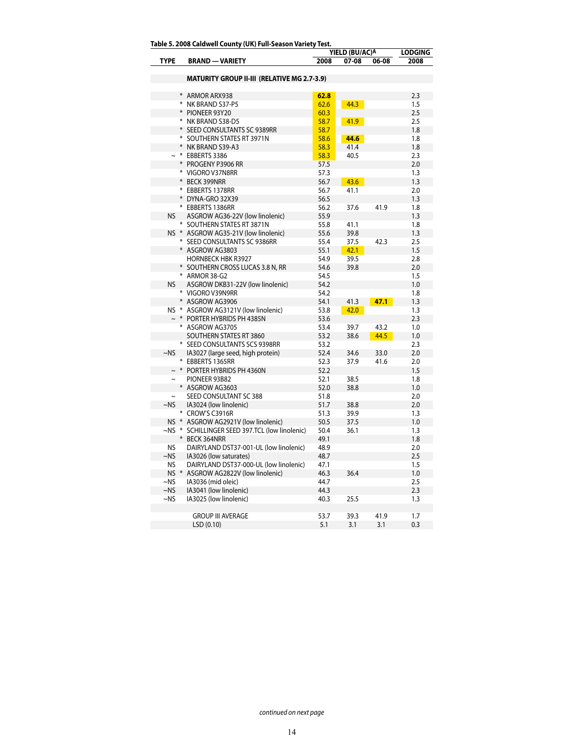**Table 5. 2008 Caldwell County (UK) Full-Season Variety Test.**

| TYPE | BRAND — VARIETY | YIELD (BU/AC)[A] 2008 | 07-08 | 06-08 | LODGING 2008 |
|---|---|---|---|---|---|
| | **MATURITY GROUP II-III (RELATIVE MG 2.7-3.9)** | | | | |
| * | ARMOR ARX938 | **62.8** | | | 2.3 |
| * | NK BRAND S37-P5 | 62.6 | 44.3 | | 1.5 |
| * | PIONEER 93Y20 | 60.3 | | | 2.5 |
| * | NK BRAND S38-D5 | 58.7 | 41.9 | | 2.5 |
| * | SEED CONSULTANTS SC 9389RR | 58.7 | | | 1.8 |
| * | SOUTHERN STATES RT 3971N | 58.6 | **44.6** | | 1.8 |
| * | NK BRAND S39-A3 | 58.3 | 41.4 | | 1.8 |
| ~ * | EBBERTS 3386 | 58.3 | 40.5 | | 2.3 |
| * | PROGENY P3906 RR | 57.5 | | | 2.0 |
| * | VIGORO V37N8RR | 57.3 | | | 1.3 |
| * | BECK 399NRR | 56.7 | 43.6 | | 1.3 |
| * | EBBERTS 1378RR | 56.7 | 41.1 | | 2.0 |
| * | DYNA-GRO 32X39 | 56.5 | | | 1.3 |
| * | EBBERTS 1386RR | 56.2 | 37.6 | 41.9 | 1.8 |
| NS | ASGROW AG36-22V (low linolenic) | 55.9 | | | 1.3 |
| * | SOUTHERN STATES RT 3871N | 55.8 | 41.1 | | 1.8 |
| NS * | ASGROW AG35-21V (low linolenic) | 55.6 | 39.8 | | 1.3 |
| * | SEED CONSULTANTS SC 9386RR | 55.4 | 37.5 | 42.3 | 2.5 |
| * | ASGROW AG3803 | 55.1 | 42.1 | | 1.5 |
| | HORNBECK HBK R3927 | 54.9 | 39.5 | | 2.8 |
| * | SOUTHERN CROSS LUCAS 3.8 N, RR | 54.6 | 39.8 | | 2.0 |
| * | ARMOR 38-G2 | 54.5 | | | 1.5 |
| NS | ASGROW DKB31-22V (low linolenic) | 54.2 | | | 1.0 |
| * | VIGORO V39N9RR | 54.2 | | | 1.8 |
| * | ASGROW AG3906 | 54.1 | 41.3 | **47.1** | 1.3 |
| NS * | ASGROW AG3121V (low linolenic) | 53.8 | 42.0 | | 1.3 |
| ~ * | PORTER HYBRIDS PH 4385N | 53.6 | | | 2.3 |
| * | ASGROW AG3705 | 53.4 | 39.7 | 43.2 | 1.0 |
| | SOUTHERN STATES RT 3860 | 53.2 | 38.6 | 44.5 | 1.0 |
| * | SEED CONSULTANTS SCS 9398RR | 53.2 | | | 2.3 |
| ~NS | IA3027 (large seed, high protein) | 52.4 | 34.6 | 33.0 | 2.0 |
| * | EBBERTS 1365RR | 52.3 | 37.9 | 41.6 | 2.0 |
| ~ * | PORTER HYBRIDS PH 4360N | 52.2 | | | 1.5 |
| ~ | PIONEER 93B82 | 52.1 | 38.5 | | 1.8 |
| * | ASGROW AG3603 | 52.0 | 38.8 | | 1.0 |
| ~ | SEED CONSULTANT SC 388 | 51.8 | | | 2.0 |
| ~NS | IA3024 (low linolenic) | 51.7 | 38.8 | | 2.0 |
| * | CROW'S C3916R | 51.3 | 39.9 | | 1.3 |
| NS * | ASGROW AG2921V (low linolenic) | 50.5 | 37.5 | | 1.0 |
| ~NS * | SCHILLINGER SEED 397.TCL (low linolenic) | 50.4 | 36.1 | | 1.3 |
| * | BECK 364NRR | 49.1 | | | 1.8 |
| NS | DAIRYLAND DST37-001-UL (low linolenic) | 48.9 | | | 2.0 |
| ~NS | IA3026 (low saturates) | 48.7 | | | 2.5 |
| NS | DAIRYLAND DST37-000-UL (low linolenic) | 47.1 | | | 1.5 |
| NS * | ASGROW AG2822V (low linolenic) | 46.3 | 36.4 | | 1.0 |
| ~NS | IA3036 (mid oleic) | 44.7 | | | 2.5 |
| ~NS | IA3041 (low linolenic) | 44.3 | | | 2.3 |
| ~NS | IA3025 (low linolenic) | 40.3 | 25.5 | | 1.3 |
| | GROUP III AVERAGE | 53.7 | 39.3 | 41.9 | 1.7 |
| | LSD (0.10) | 5.1 | 3.1 | 3.1 | 0.3 |

*continued on next page*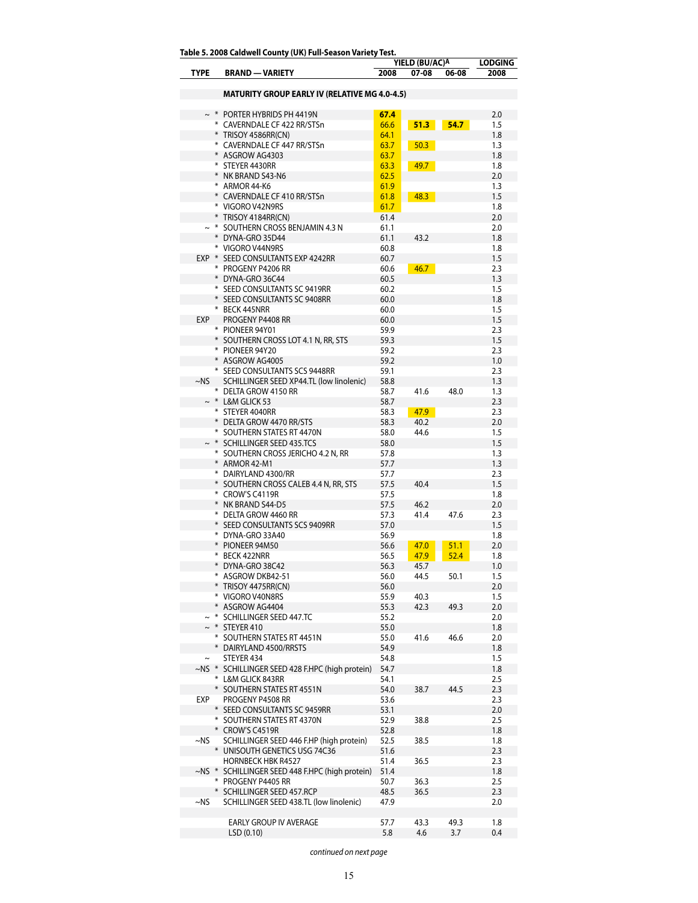**Table 5. 2008 Caldwell County (UK) Full-Season Variety Test.**

| TYPE | BRAND — VARIETY | YIELD (BU/AC)[A] 2008 | 07-08 | 06-08 | LODGING 2008 |
|---|---|---|---|---|---|
| | **MATURITY GROUP EARLY IV (RELATIVE MG 4.0-4.5)** | | | | |
| ~ * | PORTER HYBRIDS PH 4419N | **67.4** | | | 2.0 |
| * | CAVERNDALE CF 422 RR/STSn | 66.6 | **51.3** | **54.7** | 1.5 |
| * | TRISOY 4586RR(CN) | 64.1 | | | 1.8 |
| * | CAVERNDALE CF 447 RR/STSn | 63.7 | 50.3 | | 1.3 |
| * | ASGROW AG4303 | 63.7 | | | 1.8 |
| * | STEYER 4430RR | 63.3 | 49.7 | | 1.8 |
| * | NK BRAND S43-N6 | 62.5 | | | 2.0 |
| * | ARMOR 44-K6 | 61.9 | | | 1.3 |
| * | CAVERNDALE CF 410 RR/STSn | 61.8 | 48.3 | | 1.5 |
| * | VIGORO V42N9RS | 61.7 | | | 1.8 |
| * | TRISOY 4184RR(CN) | 61.4 | | | 2.0 |
| ~ * | SOUTHERN CROSS BENJAMIN 4.3 N | 61.1 | | | 2.0 |
| * | DYNA-GRO 35D44 | 61.1 | 43.2 | | 1.8 |
| * | VIGORO V44N9RS | 60.8 | | | 1.8 |
| EXP * | SEED CONSULTANTS EXP 4242RR | 60.7 | | | 1.5 |
| * | PROGENY P4206 RR | 60.6 | 46.7 | | 2.3 |
| * | DYNA-GRO 36C44 | 60.5 | | | 1.3 |
| * | SEED CONSULTANTS SC 9419RR | 60.2 | | | 1.5 |
| * | SEED CONSULTANTS SC 9408RR | 60.0 | | | 1.8 |
| * | BECK 445NRR | 60.0 | | | 1.5 |
| EXP | PROGENY P4408 RR | 60.0 | | | 1.5 |
| * | PIONEER 94Y01 | 59.9 | | | 2.3 |
| * | SOUTHERN CROSS LOT 4.1 N, RR, STS | 59.3 | | | 1.5 |
| * | PIONEER 94Y20 | 59.2 | | | 2.3 |
| * | ASGROW AG4005 | 59.2 | | | 1.0 |
| * | SEED CONSULTANTS SCS 9448RR | 59.1 | | | 2.3 |
| ~NS | SCHILLINGER SEED XP44.TL (low linolenic) | 58.8 | | | 1.3 |
| * | DELTA GROW 4150 RR | 58.7 | 41.6 | 48.0 | 1.3 |
| ~ * | L&M GLICK 53 | 58.7 | | | 2.3 |
| * | STEYER 4040RR | 58.3 | 47.9 | | 2.3 |
| * | DELTA GROW 4470 RR/STS | 58.3 | 40.2 | | 2.0 |
| * | SOUTHERN STATES RT 4470N | 58.0 | 44.6 | | 1.5 |
| ~ * | SCHILLINGER SEED 435.TCS | 58.0 | | | 1.5 |
| * | SOUTHERN CROSS JERICHO 4.2 N, RR | 57.8 | | | 1.3 |
| * | ARMOR 42-M1 | 57.7 | | | 1.3 |
| * | DAIRYLAND 4300/RR | 57.7 | | | 2.3 |
| * | SOUTHERN CROSS CALEB 4.4 N, RR, STS | 57.5 | 40.4 | | 1.5 |
| * | CROW'S C4119R | 57.5 | | | 1.8 |
| * | NK BRAND S44-D5 | 57.5 | 46.2 | | 2.0 |
| * | DELTA GROW 4460 RR | 57.3 | 41.4 | 47.6 | 2.3 |
| * | SEED CONSULTANTS SCS 9409RR | 57.0 | | | 1.5 |
| * | DYNA-GRO 33A40 | 56.9 | | | 1.8 |
| * | PIONEER 94M50 | 56.6 | 47.0 | 51.1 | 2.0 |
| * | BECK 422NRR | 56.5 | 47.9 | 52.4 | 1.8 |
| * | DYNA-GRO 38C42 | 56.3 | 45.7 | | 1.0 |
| * | ASGROW DKB42-51 | 56.0 | 44.5 | 50.1 | 1.5 |
| * | TRISOY 4475RR(CN) | 56.0 | | | 2.0 |
| * | VIGORO V40N8RS | 55.9 | 40.3 | | 1.5 |
| * | ASGROW AG4404 | 55.3 | 42.3 | 49.3 | 2.0 |
| ~ * | SCHILLINGER SEED 447.TC | 55.2 | | | 2.0 |
| ~ * | STEYER 410 | 55.0 | | | 1.8 |
| * | SOUTHERN STATES RT 4451N | 55.0 | 41.6 | 46.6 | 2.0 |
| * | DAIRYLAND 4500/RRSTS | 54.9 | | | 1.8 |
| ~ | STEYER 434 | 54.8 | | | 1.5 |
| ~NS * | SCHILLINGER SEED 428 F.HPC (high protein) | 54.7 | | | 1.8 |
| * | L&M GLICK 843RR | 54.1 | | | 2.5 |
| * | SOUTHERN STATES RT 4551N | 54.0 | 38.7 | 44.5 | 2.3 |
| EXP | PROGENY P4508 RR | 53.6 | | | 2.3 |
| * | SEED CONSULTANTS SC 9459RR | 53.1 | | | 2.0 |
| * | SOUTHERN STATES RT 4370N | 52.9 | 38.8 | | 2.5 |
| * | CROW'S C4519R | 52.8 | | | 1.8 |
| ~NS | SCHILLINGER SEED 446 F.HP (high protein) | 52.5 | 38.5 | | 1.8 |
| * | UNISOUTH GENETICS USG 74C36 | 51.6 | | | 2.3 |
| | HORNBECK HBK R4527 | 51.4 | 36.5 | | 2.3 |
| ~NS * | SCHILLINGER SEED 448 F.HPC (high protein) | 51.4 | | | 1.8 |
| * | PROGENY P4405 RR | 50.7 | 36.3 | | 2.5 |
| * | SCHILLINGER SEED 457.RCP | 48.5 | 36.5 | | 2.3 |
| ~NS | SCHILLINGER SEED 438.TL (low linolenic) | 47.9 | | | 2.0 |
| | EARLY GROUP IV AVERAGE | 57.7 | 43.3 | 49.3 | 1.8 |
| | LSD (0.10) | 5.8 | 4.6 | 3.7 | 0.4 |

*continued on next page*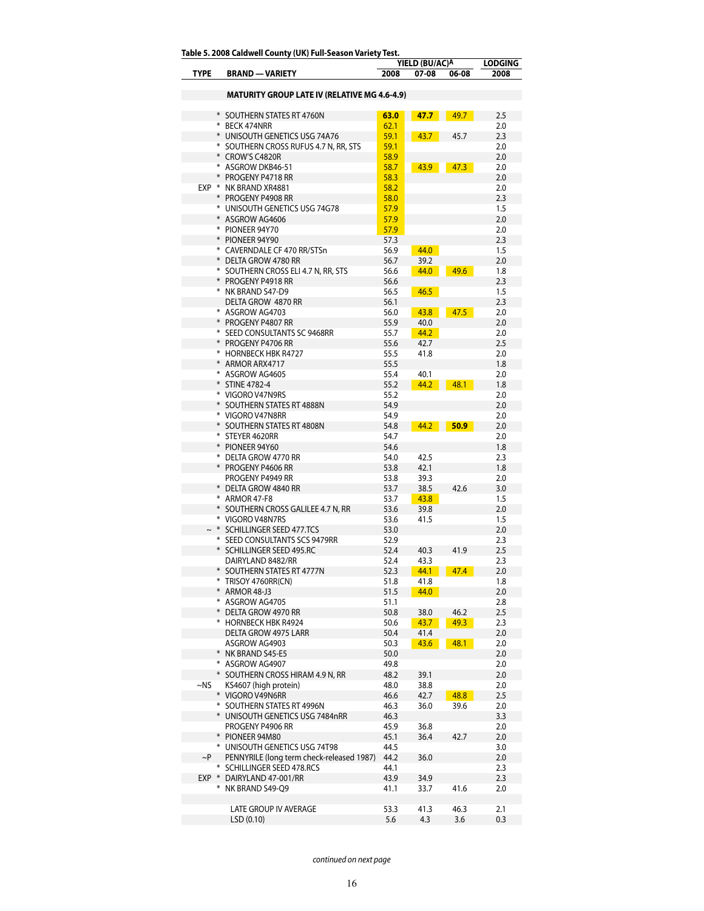**Table 5. 2008 Caldwell County (UK) Full-Season Variety Test.**

| TYPE | | BRAND — VARIETY | YIELD (BU/AC)[A] 2008 | 07-08 | 06-08 | LODGING 2008 |
|---|---|---|---|---|---|---|
| | | **MATURITY GROUP LATE IV (RELATIVE MG 4.6-4.9)** | | | | |
| | * | SOUTHERN STATES RT 4760N | **63.0** | **47.7** | 49.7 | 2.5 |
| | * | BECK 474NRR | 62.1 | | | 2.0 |
| | * | UNISOUTH GENETICS USG 74A76 | 59.1 | 43.7 | 45.7 | 2.3 |
| | * | SOUTHERN CROSS RUFUS 4.7 N, RR, STS | 59.1 | | | 2.0 |
| | * | CROW'S C4820R | 58.9 | | | 2.0 |
| | * | ASGROW DKB46-51 | 58.7 | 43.9 | 47.3 | 2.0 |
| | * | PROGENY P4718 RR | 58.3 | | | 2.0 |
| EXP | * | NK BRAND XR4881 | 58.2 | | | 2.0 |
| | * | PROGENY P4908 RR | 58.0 | | | 2.3 |
| | * | UNISOUTH GENETICS USG 74G78 | 57.9 | | | 1.5 |
| | * | ASGROW AG4606 | 57.9 | | | 2.0 |
| | * | PIONEER 94Y70 | 57.9 | | | 2.0 |
| | * | PIONEER 94Y90 | 57.3 | | | 2.3 |
| | * | CAVERNDALE CF 470 RR/STSn | 56.9 | 44.0 | | 1.5 |
| | * | DELTA GROW 4780 RR | 56.7 | 39.2 | | 2.0 |
| | * | SOUTHERN CROSS ELI 4.7 N, RR, STS | 56.6 | 44.0 | 49.6 | 1.8 |
| | * | PROGENY P4918 RR | 56.6 | | | 2.3 |
| | * | NK BRAND S47-D9 | 56.5 | 46.5 | | 1.5 |
| | | DELTA GROW 4870 RR | 56.1 | | | 2.3 |
| | * | ASGROW AG4703 | 56.0 | 43.8 | 47.5 | 2.0 |
| | * | PROGENY P4807 RR | 55.9 | 40.0 | | 2.0 |
| | * | SEED CONSULTANTS SC 9468RR | 55.7 | 44.2 | | 2.0 |
| | * | PROGENY P4706 RR | 55.6 | 42.7 | | 2.5 |
| | * | HORNBECK HBK R4727 | 55.5 | 41.8 | | 2.0 |
| | * | ARMOR ARX4717 | 55.5 | | | 1.8 |
| | * | ASGROW AG4605 | 55.4 | 40.1 | | 2.0 |
| | * | STINE 4782-4 | 55.2 | 44.2 | 48.1 | 1.8 |
| | * | VIGORO V47N9RS | 55.2 | | | 2.0 |
| | * | SOUTHERN STATES RT 4888N | 54.9 | | | 2.0 |
| | * | VIGORO V47N8RR | 54.9 | | | 2.0 |
| | * | SOUTHERN STATES RT 4808N | 54.8 | 44.2 | **50.9** | 2.0 |
| | * | STEYER 4620RR | 54.7 | | | 2.0 |
| | * | PIONEER 94Y60 | 54.6 | | | 1.8 |
| | * | DELTA GROW 4770 RR | 54.0 | 42.5 | | 2.3 |
| | * | PROGENY P4606 RR | 53.8 | 42.1 | | 1.8 |
| | | PROGENY P4949 RR | 53.8 | 39.3 | | 2.0 |
| | * | DELTA GROW 4840 RR | 53.7 | 38.5 | 42.6 | 3.0 |
| | * | ARMOR 47-F8 | 53.7 | 43.8 | | 1.5 |
| | * | SOUTHERN CROSS GALILEE 4.7 N, RR | 53.6 | 39.8 | | 2.0 |
| | * | VIGORO V48N7RS | 53.6 | 41.5 | | 1.5 |
| ~ | * | SCHILLINGER SEED 477.TCS | 53.0 | | | 2.0 |
| | * | SEED CONSULTANTS SCS 9479RR | 52.9 | | | 2.3 |
| | * | SCHILLINGER SEED 495.RC | 52.4 | 40.3 | 41.9 | 2.5 |
| | | DAIRYLAND 8482/RR | 52.4 | 43.3 | | 2.3 |
| | * | SOUTHERN STATES RT 4777N | 52.3 | 44.1 | 47.4 | 2.0 |
| | * | TRISOY 4760RR(CN) | 51.8 | 41.8 | | 1.8 |
| | * | ARMOR 48-J3 | 51.5 | 44.0 | | 2.0 |
| | * | ASGROW AG4705 | 51.1 | | | 2.8 |
| | * | DELTA GROW 4970 RR | 50.8 | 38.0 | 46.2 | 2.5 |
| | * | HORNBECK HBK R4924 | 50.6 | 43.7 | 49.3 | 2.3 |
| | | DELTA GROW 4975 LARR | 50.4 | 41.4 | | 2.0 |
| | | ASGROW AG4903 | 50.3 | 43.6 | 48.1 | 2.0 |
| | * | NK BRAND S45-E5 | 50.0 | | | 2.0 |
| | * | ASGROW AG4907 | 49.8 | | | 2.0 |
| | * | SOUTHERN CROSS HIRAM 4.9 N, RR | 48.2 | 39.1 | | 2.0 |
| ~NS | | KS4607 (high protein) | 48.0 | 38.8 | | 2.0 |
| | * | VIGORO V49N6RR | 46.6 | 42.7 | 48.8 | 2.5 |
| | * | SOUTHERN STATES RT 4996N | 46.3 | 36.0 | 39.6 | 2.0 |
| | * | UNISOUTH GENETICS USG 7484nRR | 46.3 | | | 3.3 |
| | | PROGENY P4906 RR | 45.9 | 36.8 | | 2.0 |
| | * | PIONEER 94M80 | 45.1 | 36.4 | 42.7 | 2.0 |
| | * | UNISOUTH GENETICS USG 74T98 | 44.5 | | | 3.0 |
| ~P | | PENNYRILE (long term check-released 1987) | 44.2 | 36.0 | | 2.0 |
| | * | SCHILLINGER SEED 478.RCS | 44.1 | | | 2.3 |
| EXP | * | DAIRYLAND 47-001/RR | 43.9 | 34.9 | | 2.3 |
| | * | NK BRAND S49-Q9 | 41.1 | 33.7 | 41.6 | 2.0 |
| | | LATE GROUP IV AVERAGE | 53.3 | 41.3 | 46.3 | 2.1 |
| | | LSD (0.10) | 5.6 | 4.3 | 3.6 | 0.3 |

*continued on next page*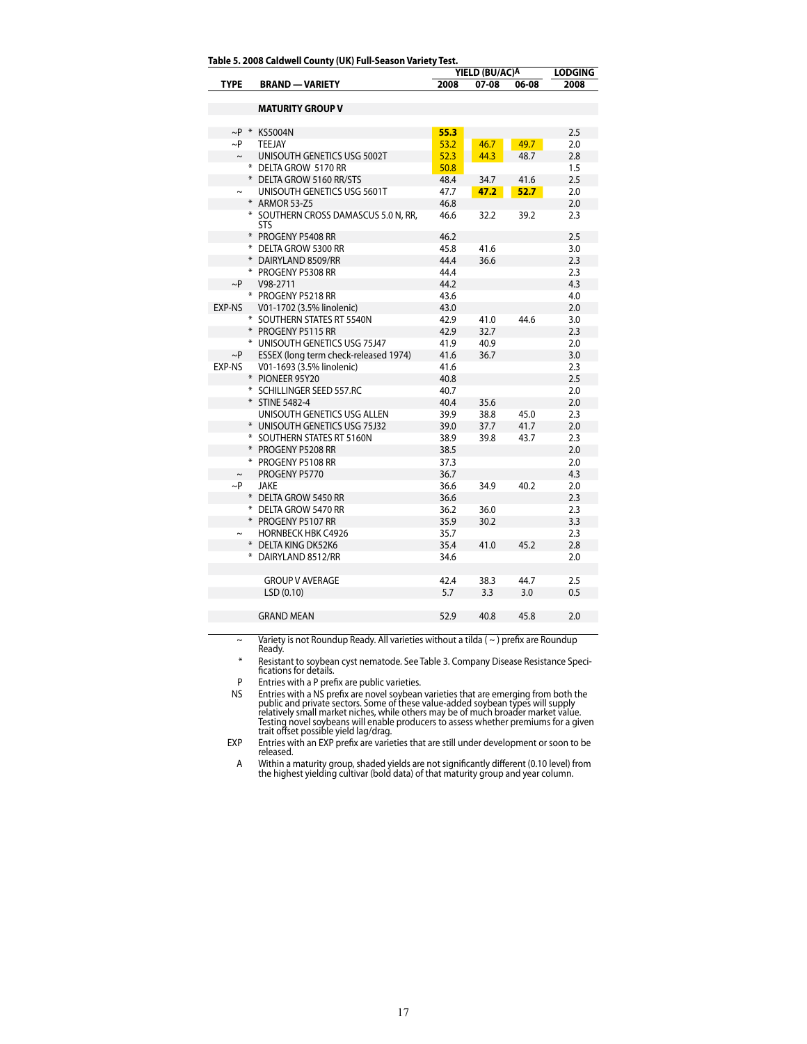**Table 5. 2008 Caldwell County (UK) Full-Season Variety Test.**

| TYPE | BRAND — VARIETY | YIELD (BU/AC)[A] 2008 | 07-08 | 06-08 | LODGING 2008 |
|---|---|---|---|---|---|
| | **MATURITY GROUP V** | | | | |
| ~P * | KS5004N | **55.3** | | | 2.5 |
| ~P | TEEJAY | 53.2 | 46.7 | 49.7 | 2.0 |
| ~ | UNISOUTH GENETICS USG 5002T | 52.3 | 44.3 | 48.7 | 2.8 |
| * | DELTA GROW 5170 RR | 50.8 | | | 1.5 |
| * | DELTA GROW 5160 RR/STS | 48.4 | 34.7 | 41.6 | 2.5 |
| ~ | UNISOUTH GENETICS USG 5601T | 47.7 | **47.2** | **52.7** | 2.0 |
| * | ARMOR 53-Z5 | 46.8 | | | 2.0 |
| * | SOUTHERN CROSS DAMASCUS 5.0 N, RR, STS | 46.6 | 32.2 | 39.2 | 2.3 |
| * | PROGENY P5408 RR | 46.2 | | | 2.5 |
| * | DELTA GROW 5300 RR | 45.8 | 41.6 | | 3.0 |
| * | DAIRYLAND 8509/RR | 44.4 | 36.6 | | 2.3 |
| * | PROGENY P5308 RR | 44.4 | | | 2.3 |
| ~P | V98-2711 | 44.2 | | | 4.3 |
| * | PROGENY P5218 RR | 43.6 | | | 4.0 |
| EXP-NS | V01-1702 (3.5% linolenic) | 43.0 | | | 2.0 |
| * | SOUTHERN STATES RT 5540N | 42.9 | 41.0 | 44.6 | 3.0 |
| * | PROGENY P5115 RR | 42.9 | 32.7 | | 2.3 |
| * | UNISOUTH GENETICS USG 75J47 | 41.9 | 40.9 | | 2.0 |
| ~P | ESSEX (long term check-released 1974) | 41.6 | 36.7 | | 3.0 |
| EXP-NS | V01-1693 (3.5% linolenic) | 41.6 | | | 2.3 |
| * | PIONEER 95Y20 | 40.8 | | | 2.5 |
| * | SCHILLINGER SEED 557.RC | 40.7 | | | 2.0 |
| * | STINE 5482-4 | 40.4 | 35.6 | | 2.0 |
| | UNISOUTH GENETICS USG ALLEN | 39.9 | 38.8 | 45.0 | 2.3 |
| * | UNISOUTH GENETICS USG 75J32 | 39.0 | 37.7 | 41.7 | 2.0 |
| * | SOUTHERN STATES RT 5160N | 38.9 | 39.8 | 43.7 | 2.3 |
| * | PROGENY P5208 RR | 38.5 | | | 2.0 |
| * | PROGENY P5108 RR | 37.3 | | | 2.0 |
| ~ | PROGENY P5770 | 36.7 | | | 4.3 |
| ~P | JAKE | 36.6 | 34.9 | 40.2 | 2.0 |
| * | DELTA GROW 5450 RR | 36.6 | | | 2.3 |
| * | DELTA GROW 5470 RR | 36.2 | 36.0 | | 2.3 |
| * | PROGENY P5107 RR | 35.9 | 30.2 | | 3.3 |
| ~ | HORNBECK HBK C4926 | 35.7 | | | 2.3 |
| * | DELTA KING DK52K6 | 35.4 | 41.0 | 45.2 | 2.8 |
| * | DAIRYLAND 8512/RR | 34.6 | | | 2.0 |
| | GROUP V AVERAGE | 42.4 | 38.3 | 44.7 | 2.5 |
| | LSD (0.10) | 5.7 | 3.3 | 3.0 | 0.5 |
| | GRAND MEAN | 52.9 | 40.8 | 45.8 | 2.0 |

~ Variety is not Roundup Ready. All varieties without a tilda ( ~ ) prefix are Roundup Ready.

\* Resistant to soybean cyst nematode. See Table 3. Company Disease Resistance Specifications for details.

P Entries with a P prefix are public varieties.

NS Entries with a NS prefix are novel soybean varieties that are emerging from both the public and private sectors. Some of these value-added soybean types will supply relatively small market niches, while others may be of much broader market value. Testing novel soybeans will enable producers to assess whether premiums for a given trait offset possible yield lag/drag.

EXP Entries with an EXP prefix are varieties that are still under development or soon to be released.

A Within a maturity group, shaded yields are not significantly different (0.10 level) from the highest yielding cultivar (bold data) of that maturity group and year column.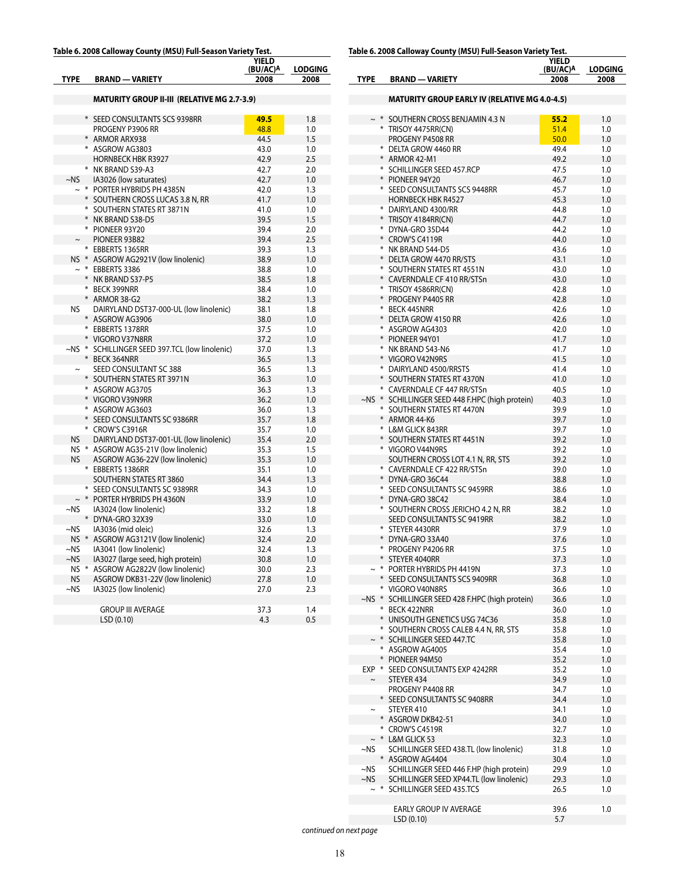**Table 6. 2008 Calloway County (MSU) Full-Season Variety Test.**

| TYPE | BRAND — VARIETY | YIELD (BU/AC)A 2008 | LODGING 2008 |
|---|---|---|---|
| | **MATURITY GROUP II-III (RELATIVE MG 2.7-3.9)** | | |
| * | SEED CONSULTANTS SCS 9398RR | **49.5** | 1.8 |
| | PROGENY P3906 RR | 48.8 | 1.0 |
| * | ARMOR ARX938 | 44.5 | 1.5 |
| * | ASGROW AG3803 | 43.0 | 1.0 |
| | HORNBECK HBK R3927 | 42.9 | 2.5 |
| * | NK BRAND S39-A3 | 42.7 | 2.0 |
| ~NS | IA3026 (low saturates) | 42.7 | 1.0 |
| ~ * | PORTER HYBRIDS PH 4385N | 42.0 | 1.3 |
| * | SOUTHERN CROSS LUCAS 3.8 N, RR | 41.7 | 1.0 |
| * | SOUTHERN STATES RT 3871N | 41.0 | 1.0 |
| * | NK BRAND S38-D5 | 39.5 | 1.5 |
| * | PIONEER 93Y20 | 39.4 | 2.0 |
| ~ | PIONEER 93B82 | 39.4 | 2.5 |
| * | EBBERTS 1365RR | 39.3 | 1.3 |
| NS * | ASGROW AG2921V (low linolenic) | 38.9 | 1.0 |
| ~ * | EBBERTS 3386 | 38.8 | 1.0 |
| * | NK BRAND S37-P5 | 38.5 | 1.8 |
| * | BECK 399NRR | 38.4 | 1.0 |
| * | ARMOR 38-G2 | 38.2 | 1.3 |
| NS | DAIRYLAND DST37-000-UL (low linolenic) | 38.1 | 1.8 |
| * | ASGROW AG3906 | 38.0 | 1.0 |
| * | EBBERTS 1378RR | 37.5 | 1.0 |
| * | VIGORO V37N8RR | 37.2 | 1.0 |
| ~NS * | SCHILLINGER SEED 397.TCL (low linolenic) | 37.0 | 1.3 |
| * | BECK 364NRR | 36.5 | 1.3 |
| ~ | SEED CONSULTANT SC 388 | 36.5 | 1.3 |
| * | SOUTHERN STATES RT 3971N | 36.3 | 1.0 |
| * | ASGROW AG3705 | 36.3 | 1.3 |
| * | VIGORO V39N9RR | 36.2 | 1.0 |
| * | ASGROW AG3603 | 36.0 | 1.3 |
| * | SEED CONSULTANTS SC 9386RR | 35.7 | 1.8 |
| * | CROW'S C3916R | 35.7 | 1.0 |
| NS | DAIRYLAND DST37-001-UL (low linolenic) | 35.4 | 2.0 |
| NS * | ASGROW AG35-21V (low linolenic) | 35.3 | 1.5 |
| NS | ASGROW AG36-22V (low linolenic) | 35.3 | 1.0 |
| * | EBBERTS 1386RR | 35.1 | 1.0 |
| | SOUTHERN STATES RT 3860 | 34.4 | 1.3 |
| * | SEED CONSULTANTS SC 9389RR | 34.3 | 1.0 |
| ~ * | PORTER HYBRIDS PH 4360N | 33.9 | 1.0 |
| ~NS | IA3024 (low linolenic) | 33.2 | 1.8 |
| * | DYNA-GRO 32X39 | 33.0 | 1.0 |
| ~NS | IA3036 (mid oleic) | 32.6 | 1.3 |
| NS * | ASGROW AG3121V (low linolenic) | 32.4 | 2.0 |
| ~NS | IA3041 (low linolenic) | 32.4 | 1.3 |
| ~NS | IA3027 (large seed, high protein) | 30.8 | 1.0 |
| NS * | ASGROW AG2822V (low linolenic) | 30.0 | 2.3 |
| NS | ASGROW DKB31-22V (low linolenic) | 27.8 | 1.0 |
| ~NS | IA3025 (low linolenic) | 27.0 | 2.3 |
| | GROUP III AVERAGE | 37.3 | 1.4 |
| | LSD (0.10) | 4.3 | 0.5 |

**Table 6. 2008 Calloway County (MSU) Full-Season Variety Test.**

| TYPE | BRAND — VARIETY | YIELD (BU/AC)A 2008 | LODGING 2008 |
|---|---|---|---|
| | **MATURITY GROUP EARLY IV (RELATIVE MG 4.0-4.5)** | | |
| ~ * | SOUTHERN CROSS BENJAMIN 4.3 N | **55.2** | 1.0 |
| * | TRISOY 4475RR(CN) | 51.4 | 1.0 |
| | PROGENY P4508 RR | 50.0 | 1.0 |
| * | DELTA GROW 4460 RR | 49.4 | 1.0 |
| * | ARMOR 42-M1 | 49.2 | 1.0 |
| * | SCHILLINGER SEED 457.RCP | 47.5 | 1.0 |
| * | PIONEER 94Y20 | 46.7 | 1.0 |
| * | SEED CONSULTANTS SCS 9448RR | 45.7 | 1.0 |
| | HORNBECK HBK R4527 | 45.3 | 1.0 |
| * | DAIRYLAND 4300/RR | 44.8 | 1.0 |
| * | TRISOY 4184RR(CN) | 44.7 | 1.0 |
| * | DYNA-GRO 35D44 | 44.2 | 1.0 |
| * | CROW'S C4119R | 44.0 | 1.0 |
| * | NK BRAND S44-D5 | 43.6 | 1.0 |
| * | DELTA GROW 4470 RR/STS | 43.1 | 1.0 |
| * | SOUTHERN STATES RT 4551N | 43.0 | 1.0 |
| * | CAVERNDALE CF 410 RR/STSn | 43.0 | 1.0 |
| * | TRISOY 4586RR(CN) | 42.8 | 1.0 |
| * | PROGENY P4405 RR | 42.8 | 1.0 |
| * | BECK 445NRR | 42.6 | 1.0 |
| * | DELTA GROW 4150 RR | 42.6 | 1.0 |
| * | ASGROW AG4303 | 42.0 | 1.0 |
| * | PIONEER 94Y01 | 41.7 | 1.0 |
| * | NK BRAND S43-N6 | 41.7 | 1.0 |
| * | VIGORO V42N9RS | 41.5 | 1.0 |
| * | DAIRYLAND 4500/RRSTS | 41.4 | 1.0 |
| * | SOUTHERN STATES RT 4370N | 41.0 | 1.0 |
| * | CAVERNDALE CF 447 RR/STSn | 40.5 | 1.0 |
| ~NS * | SCHILLINGER SEED 448 F.HPC (high protein) | 40.3 | 1.0 |
| * | SOUTHERN STATES RT 4470N | 39.9 | 1.0 |
| * | ARMOR 44-K6 | 39.7 | 1.0 |
| * | L&M GLICK 843RR | 39.7 | 1.0 |
| * | SOUTHERN STATES RT 4451N | 39.2 | 1.0 |
| * | VIGORO V44N9RS | 39.2 | 1.0 |
| | SOUTHERN CROSS LOT 4.1 N, RR, STS | 39.2 | 1.0 |
| * | CAVERNDALE CF 422 RR/STSn | 39.0 | 1.0 |
| * | DYNA-GRO 36C44 | 38.8 | 1.0 |
| * | SEED CONSULTANTS SC 9459RR | 38.6 | 1.0 |
| * | DYNA-GRO 38C42 | 38.4 | 1.0 |
| * | SOUTHERN CROSS JERICHO 4.2 N, RR | 38.2 | 1.0 |
| | SEED CONSULTANTS SC 9419RR | 38.2 | 1.0 |
| * | STEYER 4430RR | 37.9 | 1.0 |
| * | DYNA-GRO 33A40 | 37.6 | 1.0 |
| * | PROGENY P4206 RR | 37.5 | 1.0 |
| * | STEYER 4040RR | 37.3 | 1.0 |
| ~ * | PORTER HYBRIDS PH 4419N | 37.3 | 1.0 |
| * | SEED CONSULTANTS SCS 9409RR | 36.8 | 1.0 |
| * | VIGORO V40N8RS | 36.6 | 1.0 |
| ~NS * | SCHILLINGER SEED 428 F.HPC (high protein) | 36.6 | 1.0 |
| * | BECK 422NRR | 36.0 | 1.0 |
| * | UNISOUTH GENETICS USG 74C36 | 35.8 | 1.0 |
| * | SOUTHERN CROSS CALEB 4.4 N, RR, STS | 35.8 | 1.0 |
| ~ * | SCHILLINGER SEED 447.TC | 35.8 | 1.0 |
| * | ASGROW AG4005 | 35.4 | 1.0 |
| * | PIONEER 94M50 | 35.2 | 1.0 |
| EXP * | SEED CONSULTANTS EXP 4242RR | 35.2 | 1.0 |
| ~ | STEYER 434 | 34.9 | 1.0 |
| | PROGENY P4408 RR | 34.7 | 1.0 |
| * | SEED CONSULTANTS SC 9408RR | 34.4 | 1.0 |
| ~ | STEYER 410 | 34.1 | 1.0 |
| * | ASGROW DKB42-51 | 34.0 | 1.0 |
| * | CROW'S C4519R | 32.7 | 1.0 |
| ~ * | L&M GLICK 53 | 32.3 | 1.0 |
| ~NS | SCHILLINGER SEED 438.TL (low linolenic) | 31.8 | 1.0 |
| * | ASGROW AG4404 | 30.4 | 1.0 |
| ~NS | SCHILLINGER SEED 446 F.HP (high protein) | 29.9 | 1.0 |
| ~NS | SCHILLINGER SEED XP44.TL (low linolenic) | 29.3 | 1.0 |
| ~ * | SCHILLINGER SEED 435.TCS | 26.5 | 1.0 |
| | EARLY GROUP IV AVERAGE | 39.6 | 1.0 |
| | LSD (0.10) | 5.7 | |

*continued on next page*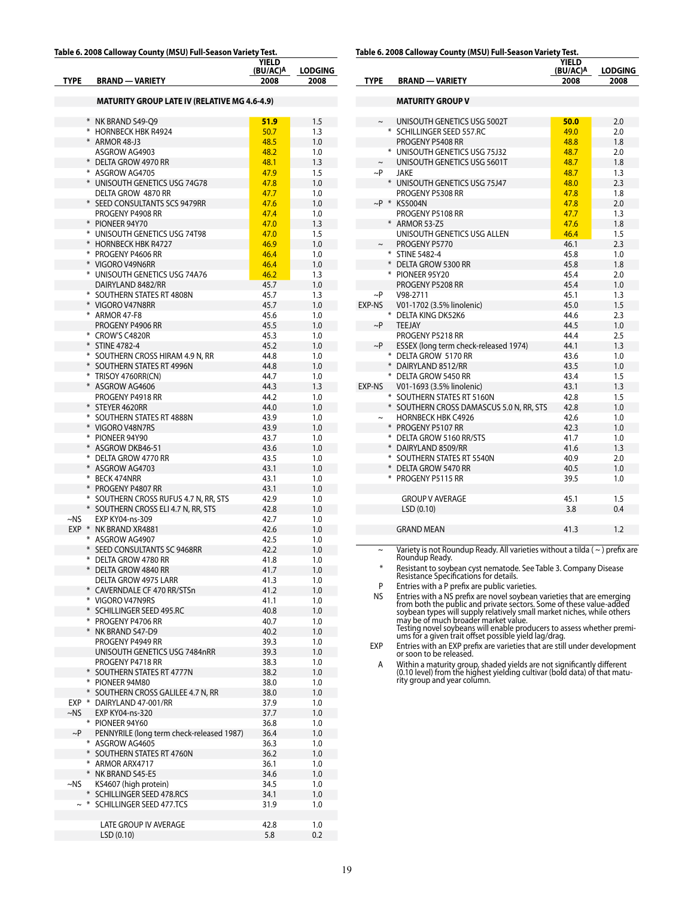**Table 6. 2008 Calloway County (MSU) Full-Season Variety Test.**

| TYPE | BRAND — VARIETY | YIELD (BU/AC)[A] 2008 | LODGING 2008 |
|---|---|---|---|
| | **MATURITY GROUP LATE IV (RELATIVE MG 4.6-4.9)** | | |
| * | NK BRAND S49-Q9 | **51.9** | 1.5 |
| * | HORNBECK HBK R4924 | 50.7 | 1.3 |
| * | ARMOR 48-J3 | 48.5 | 1.0 |
| | ASGROW AG4903 | 48.2 | 1.0 |
| * | DELTA GROW 4970 RR | 48.1 | 1.3 |
| * | ASGROW AG4705 | 47.9 | 1.5 |
| * | UNISOUTH GENETICS USG 74G78 | 47.8 | 1.0 |
| | DELTA GROW 4870 RR | 47.7 | 1.0 |
| * | SEED CONSULTANTS SCS 9479RR | 47.6 | 1.0 |
| | PROGENY P4908 RR | 47.4 | 1.0 |
| * | PIONEER 94Y70 | 47.0 | 1.3 |
| * | UNISOUTH GENETICS USG 74T98 | 47.0 | 1.5 |
| * | HORNBECK HBK R4727 | 46.9 | 1.0 |
| * | PROGENY P4606 RR | 46.4 | 1.0 |
| * | VIGORO V49N6RR | 46.4 | 1.0 |
| * | UNISOUTH GENETICS USG 74A76 | 46.2 | 1.3 |
| | DAIRYLAND 8482/RR | 45.7 | 1.0 |
| * | SOUTHERN STATES RT 4808N | 45.7 | 1.3 |
| * | VIGORO V47N8RR | 45.7 | 1.0 |
| * | ARMOR 47-F8 | 45.6 | 1.0 |
| | PROGENY P4906 RR | 45.5 | 1.0 |
| * | CROW'S C4820R | 45.3 | 1.0 |
| * | STINE 4782-4 | 45.2 | 1.0 |
| * | SOUTHERN CROSS HIRAM 4.9 N, RR | 44.8 | 1.0 |
| * | SOUTHERN STATES RT 4996N | 44.8 | 1.0 |
| * | TRISOY 4760RR(CN) | 44.7 | 1.0 |
| * | ASGROW AG4606 | 44.3 | 1.3 |
| | PROGENY P4918 RR | 44.2 | 1.0 |
| * | STEYER 4620RR | 44.0 | 1.0 |
| * | SOUTHERN STATES RT 4888N | 43.9 | 1.0 |
| * | VIGORO V48N7RS | 43.9 | 1.0 |
| * | PIONEER 94Y90 | 43.7 | 1.0 |
| * | ASGROW DKB46-51 | 43.6 | 1.0 |
| * | DELTA GROW 4770 RR | 43.5 | 1.0 |
| * | ASGROW AG4703 | 43.1 | 1.0 |
| * | BECK 474NRR | 43.1 | 1.0 |
| * | PROGENY P4807 RR | 43.1 | 1.0 |
| * | SOUTHERN CROSS RUFUS 4.7 N, RR, STS | 42.9 | 1.0 |
| * | SOUTHERN CROSS ELI 4.7 N, RR, STS | 42.8 | 1.0 |
| ~NS | EXP KY04-ns-309 | 42.7 | 1.0 |
| EXP * | NK BRAND XR4881 | 42.6 | 1.0 |
| * | ASGROW AG4907 | 42.5 | 1.0 |
| * | SEED CONSULTANTS SC 9468RR | 42.2 | 1.0 |
| * | DELTA GROW 4780 RR | 41.8 | 1.0 |
| * | DELTA GROW 4840 RR | 41.7 | 1.0 |
| | DELTA GROW 4975 LARR | 41.3 | 1.0 |
| * | CAVERNDALE CF 470 RR/STSn | 41.2 | 1.0 |
| * | VIGORO V47N9RS | 41.1 | 1.0 |
| * | SCHILLINGER SEED 495.RC | 40.8 | 1.0 |
| * | PROGENY P4706 RR | 40.7 | 1.0 |
| * | NK BRAND S47-D9 | 40.2 | 1.0 |
| | PROGENY P4949 RR | 39.3 | 1.0 |
| | UNISOUTH GENETICS USG 7484nRR | 39.3 | 1.0 |
| | PROGENY P4718 RR | 38.3 | 1.0 |
| * | SOUTHERN STATES RT 4777N | 38.2 | 1.0 |
| * | PIONEER 94M80 | 38.0 | 1.0 |
| * | SOUTHERN CROSS GALILEE 4.7 N, RR | 38.0 | 1.0 |
| EXP * | DAIRYLAND 47-001/RR | 37.9 | 1.0 |
| ~NS | EXP KY04-ns-320 | 37.7 | 1.0 |
| * | PIONEER 94Y60 | 36.8 | 1.0 |
| ~P | PENNYRILE (long term check-released 1987) | 36.4 | 1.0 |
| * | ASGROW AG4605 | 36.3 | 1.0 |
| * | SOUTHERN STATES RT 4760N | 36.2 | 1.0 |
| * | ARMOR ARX4717 | 36.1 | 1.0 |
| * | NK BRAND S45-E5 | 34.6 | 1.0 |
| ~NS | KS4607 (high protein) | 34.5 | 1.0 |
| * | SCHILLINGER SEED 478.RCS | 34.1 | 1.0 |
| ~ * | SCHILLINGER SEED 477.TCS | 31.9 | 1.0 |
| | LATE GROUP IV AVERAGE | 42.8 | 1.0 |
| | LSD (0.10) | 5.8 | 0.2 |
| | **MATURITY GROUP V** | | |
| ~ | UNISOUTH GENETICS USG 5002T | **50.0** | 2.0 |
| * | SCHILLINGER SEED 557.RC | 49.0 | 2.0 |
| | PROGENY P5408 RR | 48.8 | 1.8 |
| * | UNISOUTH GENETICS USG 75J32 | 48.7 | 2.0 |
| ~ | UNISOUTH GENETICS USG 5601T | 48.7 | 1.8 |
| ~P | JAKE | 48.7 | 1.3 |
| * | UNISOUTH GENETICS USG 75J47 | 48.0 | 2.3 |
| | PROGENY P5308 RR | 47.8 | 1.8 |
| ~P * | KS5004N | 47.8 | 2.0 |
| | PROGENY P5108 RR | 47.7 | 1.3 |
| * | ARMOR 53-Z5 | 47.6 | 1.8 |
| | UNISOUTH GENETICS USG ALLEN | 46.4 | 1.5 |
| ~ | PROGENY P5770 | 46.1 | 2.3 |
| * | STINE 5482-4 | 45.8 | 1.0 |
| * | DELTA GROW 5300 RR | 45.8 | 1.8 |
| * | PIONEER 95Y20 | 45.4 | 2.0 |
| | PROGENY P5208 RR | 45.4 | 1.0 |
| ~P | V98-2711 | 45.1 | 1.3 |
| EXP-NS | V01-1702 (3.5% linolenic) | 45.0 | 1.5 |
| * | DELTA KING DK52K6 | 44.6 | 2.3 |
| ~P | TEEJAY | 44.5 | 1.0 |
| | PROGENY P5218 RR | 44.4 | 2.5 |
| ~P | ESSEX (long term check-released 1974) | 44.1 | 1.3 |
| * | DELTA GROW 5170 RR | 43.6 | 1.0 |
| * | DAIRYLAND 8512/RR | 43.5 | 1.0 |
| * | DELTA GROW 5450 RR | 43.4 | 1.5 |
| EXP-NS | V01-1693 (3.5% linolenic) | 43.1 | 1.3 |
| * | SOUTHERN STATES RT 5160N | 42.8 | 1.5 |
| * | SOUTHERN CROSS DAMASCUS 5.0 N, RR, STS | 42.8 | 1.0 |
| ~ | HORNBECK HBK C4926 | 42.6 | 1.0 |
| * | PROGENY P5107 RR | 42.3 | 1.0 |
| * | DELTA GROW 5160 RR/STS | 41.7 | 1.0 |
| * | DAIRYLAND 8509/RR | 41.6 | 1.3 |
| * | SOUTHERN STATES RT 5540N | 40.9 | 2.0 |
| * | DELTA GROW 5470 RR | 40.5 | 1.0 |
| * | PROGENY P5115 RR | 39.5 | 1.0 |
| | GROUP V AVERAGE | 45.1 | 1.5 |
| | LSD (0.10) | 3.8 | 0.4 |
| | GRAND MEAN | 41.3 | 1.2 |

~ Variety is not Roundup Ready. All varieties without a tilda ( ~ ) prefix are Roundup Ready.

\* Resistant to soybean cyst nematode. See Table 3. Company Disease Resistance Specifications for details.

P Entries with a P prefix are public varieties.

NS Entries with a NS prefix are novel soybean varieties that are emerging from both the public and private sectors. Some of these value-added soybean types will supply relatively small market niches, while others may be of much broader market value. Testing novel soybeans will enable producers to assess whether premiums for a given trait offset possible yield lag/drag.

EXP Entries with an EXP prefix are varieties that are still under development or soon to be released.

A Within a maturity group, shaded yields are not significantly different (0.10 level) from the highest yielding cultivar (bold data) of that maturity group and year column.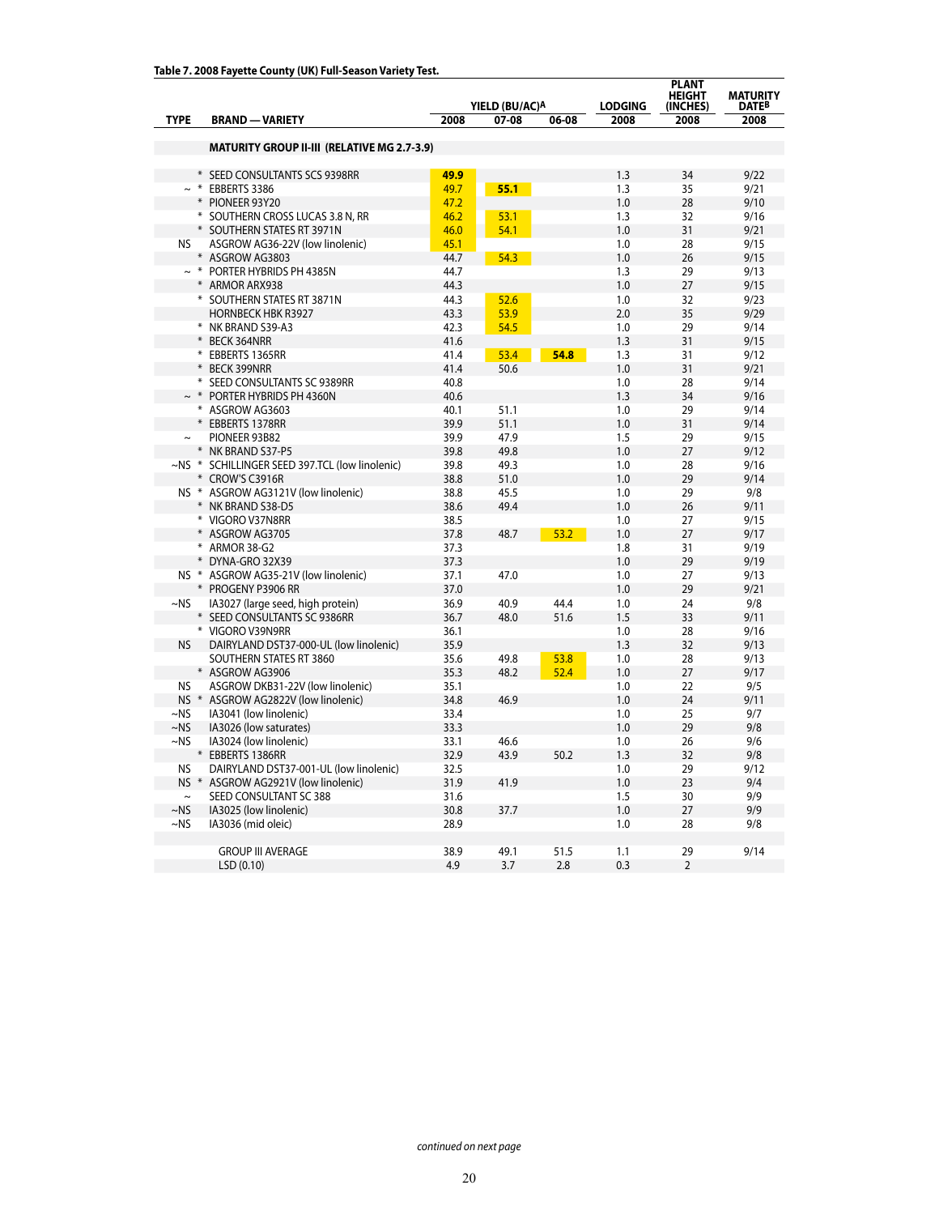**Table 7. 2008 Fayette County (UK) Full-Season Variety Test.**

| TYPE | BRAND — VARIETY | YIELD (BU/AC)[A] 2008 | YIELD (BU/AC)[A] 07-08 | YIELD (BU/AC)[A] 06-08 | LODGING 2008 | PLANT HEIGHT (INCHES) 2008 | MATURITY DATE[B] 2008 |
|---|---|---|---|---|---|---|---|
| | **MATURITY GROUP II-III (RELATIVE MG 2.7-3.9)** | | | | | | |
| * | SEED CONSULTANTS SCS 9398RR | **49.9** | | | 1.3 | 34 | 9/22 |
| ~ * | EBBERTS 3386 | 49.7 | **55.1** | | 1.3 | 35 | 9/21 |
| * | PIONEER 93Y20 | 47.2 | | | 1.0 | 28 | 9/10 |
| * | SOUTHERN CROSS LUCAS 3.8 N, RR | 46.2 | 53.1 | | 1.3 | 32 | 9/16 |
| * | SOUTHERN STATES RT 3971N | 46.0 | 54.1 | | 1.0 | 31 | 9/21 |
| NS | ASGROW AG36-22V (low linolenic) | 45.1 | | | 1.0 | 28 | 9/15 |
| * | ASGROW AG3803 | 44.7 | 54.3 | | 1.0 | 26 | 9/15 |
| ~ * | PORTER HYBRIDS PH 4385N | 44.7 | | | 1.3 | 29 | 9/13 |
| * | ARMOR ARX938 | 44.3 | | | 1.0 | 27 | 9/15 |
| * | SOUTHERN STATES RT 3871N | 44.3 | 52.6 | | 1.0 | 32 | 9/23 |
| | HORNBECK HBK R3927 | 43.3 | 53.9 | | 2.0 | 35 | 9/29 |
| * | NK BRAND S39-A3 | 42.3 | 54.5 | | 1.0 | 29 | 9/14 |
| * | BECK 364NRR | 41.6 | | | 1.3 | 31 | 9/15 |
| * | EBBERTS 1365RR | 41.4 | 53.4 | **54.8** | 1.3 | 31 | 9/12 |
| * | BECK 399NRR | 41.4 | 50.6 | | 1.0 | 31 | 9/21 |
| * | SEED CONSULTANTS SC 9389RR | 40.8 | | | 1.0 | 28 | 9/14 |
| ~ * | PORTER HYBRIDS PH 4360N | 40.6 | | | 1.3 | 34 | 9/16 |
| * | ASGROW AG3603 | 40.1 | 51.1 | | 1.0 | 29 | 9/14 |
| * | EBBERTS 1378RR | 39.9 | 51.1 | | 1.0 | 31 | 9/14 |
| ~ | PIONEER 93B82 | 39.9 | 47.9 | | 1.5 | 29 | 9/15 |
| * | NK BRAND S37-P5 | 39.8 | 49.8 | | 1.0 | 27 | 9/12 |
| ~NS * | SCHILLINGER SEED 397.TCL (low linolenic) | 39.8 | 49.3 | | 1.0 | 28 | 9/16 |
| * | CROW'S C3916R | 38.8 | 51.0 | | 1.0 | 29 | 9/14 |
| NS * | ASGROW AG3121V (low linolenic) | 38.8 | 45.5 | | 1.0 | 29 | 9/8 |
| * | NK BRAND S38-D5 | 38.6 | 49.4 | | 1.0 | 26 | 9/11 |
| * | VIGORO V37N8RR | 38.5 | | | 1.0 | 27 | 9/15 |
| * | ASGROW AG3705 | 37.8 | 48.7 | 53.2 | 1.0 | 27 | 9/17 |
| * | ARMOR 38-G2 | 37.3 | | | 1.8 | 31 | 9/19 |
| * | DYNA-GRO 32X39 | 37.3 | | | 1.0 | 29 | 9/19 |
| NS * | ASGROW AG35-21V (low linolenic) | 37.1 | 47.0 | | 1.0 | 27 | 9/13 |
| * | PROGENY P3906 RR | 37.0 | | | 1.0 | 29 | 9/21 |
| ~NS | IA3027 (large seed, high protein) | 36.9 | 40.9 | 44.4 | 1.0 | 24 | 9/8 |
| * | SEED CONSULTANTS SC 9386RR | 36.7 | 48.0 | 51.6 | 1.5 | 33 | 9/11 |
| * | VIGORO V39N9RR | 36.1 | | | 1.0 | 28 | 9/16 |
| NS | DAIRYLAND DST37-000-UL (low linolenic) | 35.9 | | | 1.3 | 32 | 9/13 |
| | SOUTHERN STATES RT 3860 | 35.6 | 49.8 | 53.8 | 1.0 | 28 | 9/13 |
| * | ASGROW AG3906 | 35.3 | 48.2 | 52.4 | 1.0 | 27 | 9/17 |
| NS | ASGROW DKB31-22V (low linolenic) | 35.1 | | | 1.0 | 22 | 9/5 |
| NS * | ASGROW AG2822V (low linolenic) | 34.8 | 46.9 | | 1.0 | 24 | 9/11 |
| ~NS | IA3041 (low linolenic) | 33.4 | | | 1.0 | 25 | 9/7 |
| ~NS | IA3026 (low saturates) | 33.3 | | | 1.0 | 29 | 9/8 |
| ~NS | IA3024 (low linolenic) | 33.1 | 46.6 | | 1.0 | 26 | 9/6 |
| * | EBBERTS 1386RR | 32.9 | 43.9 | 50.2 | 1.3 | 32 | 9/8 |
| NS | DAIRYLAND DST37-001-UL (low linolenic) | 32.5 | | | 1.0 | 29 | 9/12 |
| NS * | ASGROW AG2921V (low linolenic) | 31.9 | 41.9 | | 1.0 | 23 | 9/4 |
| ~ | SEED CONSULTANT SC 388 | 31.6 | | | 1.5 | 30 | 9/9 |
| ~NS | IA3025 (low linolenic) | 30.8 | 37.7 | | 1.0 | 27 | 9/9 |
| ~NS | IA3036 (mid oleic) | 28.9 | | | 1.0 | 28 | 9/8 |
| | GROUP III AVERAGE | 38.9 | 49.1 | 51.5 | 1.1 | 29 | 9/14 |
| | LSD (0.10) | 4.9 | 3.7 | 2.8 | 0.3 | 2 | |

*continued on next page*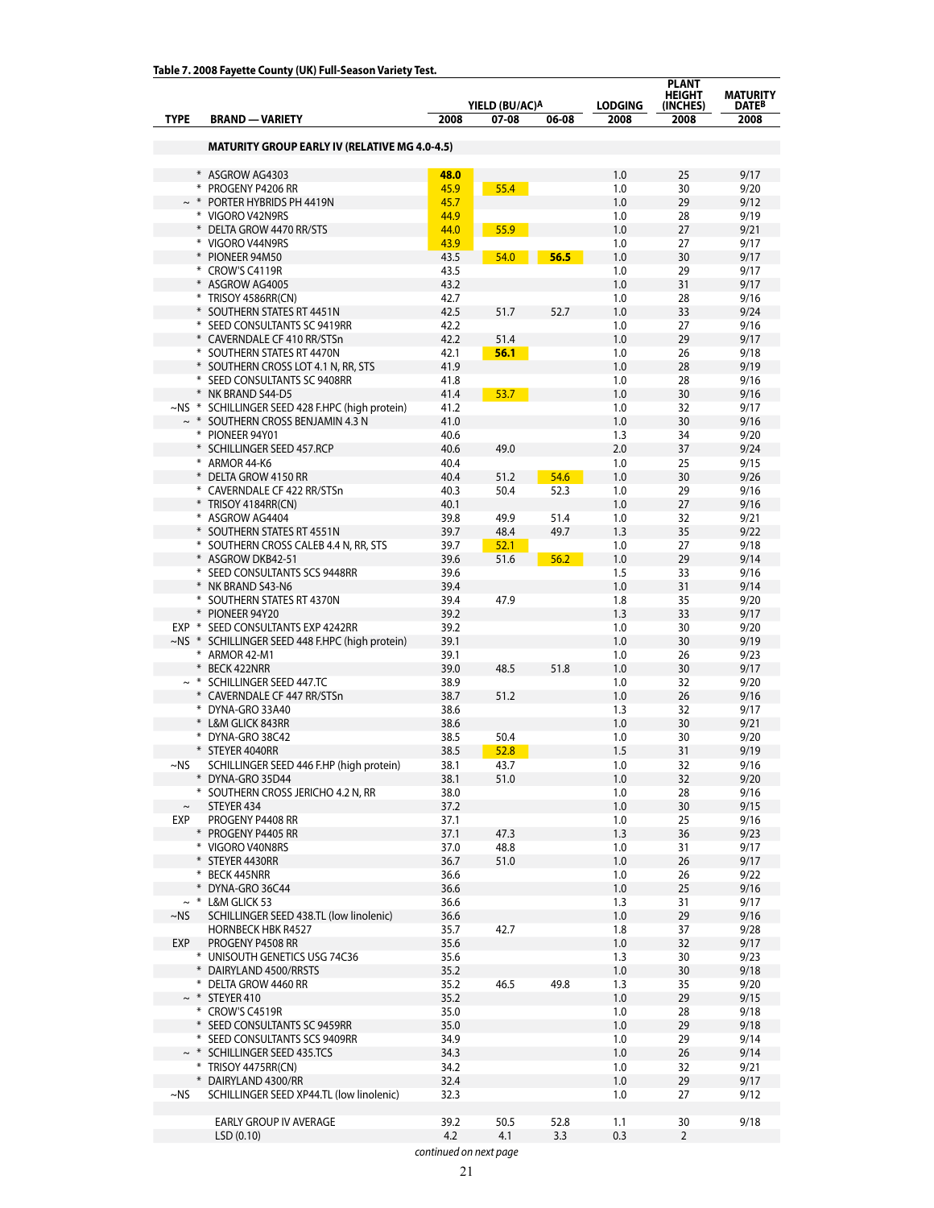**Table 7. 2008 Fayette County (UK) Full-Season Variety Test.**

| TYPE | BRAND — VARIETY | YIELD (BU/AC)[A] 2008 | 07-08 | 06-08 | LODGING 2008 | PLANT HEIGHT (INCHES) 2008 | MATURITY DATE[B] 2008 |
|---|---|---|---|---|---|---|---|
| | **MATURITY GROUP EARLY IV (RELATIVE MG 4.0-4.5)** | | | | | | |
| * | ASGROW AG4303 | **48.0** | | | 1.0 | 25 | 9/17 |
| * | PROGENY P4206 RR | 45.9 | 55.4 | | 1.0 | 30 | 9/20 |
| ~ * | PORTER HYBRIDS PH 4419N | 45.7 | | | 1.0 | 29 | 9/12 |
| * | VIGORO V42N9RS | 44.9 | | | 1.0 | 28 | 9/19 |
| * | DELTA GROW 4470 RR/STS | 44.0 | 55.9 | | 1.0 | 27 | 9/21 |
| * | VIGORO V44N9RS | 43.9 | | | 1.0 | 27 | 9/17 |
| * | PIONEER 94M50 | 43.5 | 54.0 | **56.5** | 1.0 | 30 | 9/17 |
| * | CROW'S C4119R | 43.5 | | | 1.0 | 29 | 9/17 |
| * | ASGROW AG4005 | 43.2 | | | 1.0 | 31 | 9/17 |
| * | TRISOY 4586RR(CN) | 42.7 | | | 1.0 | 28 | 9/16 |
| * | SOUTHERN STATES RT 4451N | 42.5 | 51.7 | 52.7 | 1.0 | 33 | 9/24 |
| * | SEED CONSULTANTS SC 9419RR | 42.2 | | | 1.0 | 27 | 9/16 |
| * | CAVERNDALE CF 410 RR/STSn | 42.2 | 51.4 | | 1.0 | 29 | 9/17 |
| * | SOUTHERN STATES RT 4470N | 42.1 | **56.1** | | 1.0 | 26 | 9/18 |
| * | SOUTHERN CROSS LOT 4.1 N, RR, STS | 41.9 | | | 1.0 | 28 | 9/19 |
| * | SEED CONSULTANTS SC 9408RR | 41.8 | | | 1.0 | 28 | 9/16 |
| * | NK BRAND S44-D5 | 41.4 | 53.7 | | 1.0 | 30 | 9/16 |
| ~NS * | SCHILLINGER SEED 428 F.HPC (high protein) | 41.2 | | | 1.0 | 32 | 9/17 |
| ~ * | SOUTHERN CROSS BENJAMIN 4.3 N | 41.0 | | | 1.0 | 30 | 9/16 |
| * | PIONEER 94Y01 | 40.6 | | | 1.3 | 34 | 9/20 |
| * | SCHILLINGER SEED 457.RCP | 40.6 | 49.0 | | 2.0 | 37 | 9/24 |
| * | ARMOR 44-K6 | 40.4 | | | 1.0 | 25 | 9/15 |
| * | DELTA GROW 4150 RR | 40.4 | 51.2 | 54.6 | 1.0 | 30 | 9/26 |
| * | CAVERNDALE CF 422 RR/STSn | 40.3 | 50.4 | 52.3 | 1.0 | 29 | 9/16 |
| * | TRISOY 4184RR(CN) | 40.1 | | | 1.0 | 27 | 9/16 |
| * | ASGROW AG4404 | 39.8 | 49.9 | 51.4 | 1.0 | 32 | 9/21 |
| * | SOUTHERN STATES RT 4551N | 39.7 | 48.4 | 49.7 | 1.3 | 35 | 9/22 |
| * | SOUTHERN CROSS CALEB 4.4 N, RR, STS | 39.7 | 52.1 | | 1.0 | 27 | 9/18 |
| * | ASGROW DKB42-51 | 39.6 | 51.6 | 56.2 | 1.0 | 29 | 9/14 |
| * | SEED CONSULTANTS SCS 9448RR | 39.6 | | | 1.5 | 33 | 9/16 |
| * | NK BRAND S43-N6 | 39.4 | | | 1.0 | 31 | 9/14 |
| * | SOUTHERN STATES RT 4370N | 39.4 | 47.9 | | 1.8 | 35 | 9/20 |
| * | PIONEER 94Y20 | 39.2 | | | 1.3 | 33 | 9/17 |
| EXP * | SEED CONSULTANTS EXP 4242RR | 39.2 | | | 1.0 | 30 | 9/20 |
| ~NS * | SCHILLINGER SEED 448 F.HPC (high protein) | 39.1 | | | 1.0 | 30 | 9/19 |
| * | ARMOR 42-M1 | 39.1 | | | 1.0 | 26 | 9/23 |
| * | BECK 422NRR | 39.0 | 48.5 | 51.8 | 1.0 | 30 | 9/17 |
| ~ * | SCHILLINGER SEED 447.TC | 38.9 | | | 1.0 | 32 | 9/20 |
| * | CAVERNDALE CF 447 RR/STSn | 38.7 | 51.2 | | 1.0 | 26 | 9/16 |
| * | DYNA-GRO 33A40 | 38.6 | | | 1.3 | 32 | 9/17 |
| * | L&M GLICK 843RR | 38.6 | | | 1.0 | 30 | 9/21 |
| * | DYNA-GRO 38C42 | 38.5 | 50.4 | | 1.0 | 30 | 9/20 |
| * | STEYER 4040RR | 38.5 | 52.8 | | 1.5 | 31 | 9/19 |
| ~NS | SCHILLINGER SEED 446 F.HP (high protein) | 38.1 | 43.7 | | 1.0 | 32 | 9/16 |
| * | DYNA-GRO 35D44 | 38.1 | 51.0 | | 1.0 | 32 | 9/20 |
| * | SOUTHERN CROSS JERICHO 4.2 N, RR | 38.0 | | | 1.0 | 28 | 9/16 |
| ~ | STEYER 434 | 37.2 | | | 1.0 | 30 | 9/15 |
| EXP | PROGENY P4408 RR | 37.1 | | | 1.0 | 25 | 9/16 |
| * | PROGENY P4405 RR | 37.1 | 47.3 | | 1.3 | 36 | 9/23 |
| * | VIGORO V40N8RS | 37.0 | 48.8 | | 1.0 | 31 | 9/17 |
| * | STEYER 4430RR | 36.7 | 51.0 | | 1.0 | 26 | 9/17 |
| * | BECK 445NRR | 36.6 | | | 1.0 | 26 | 9/22 |
| * | DYNA-GRO 36C44 | 36.6 | | | 1.0 | 25 | 9/16 |
| ~ * | L&M GLICK 53 | 36.6 | | | 1.3 | 31 | 9/17 |
| ~NS | SCHILLINGER SEED 438.TL (low linolenic) | 36.6 | | | 1.0 | 29 | 9/16 |
| | HORNBECK HBK R4527 | 35.7 | 42.7 | | 1.8 | 37 | 9/28 |
| EXP | PROGENY P4508 RR | 35.6 | | | 1.0 | 32 | 9/17 |
| * | UNISOUTH GENETICS USG 74C36 | 35.6 | | | 1.3 | 30 | 9/23 |
| * | DAIRYLAND 4500/RRSTS | 35.2 | | | 1.0 | 30 | 9/18 |
| * | DELTA GROW 4460 RR | 35.2 | 46.5 | 49.8 | 1.3 | 35 | 9/20 |
| ~ * | STEYER 410 | 35.2 | | | 1.0 | 29 | 9/15 |
| * | CROW'S C4519R | 35.0 | | | 1.0 | 28 | 9/18 |
| * | SEED CONSULTANTS SC 9459RR | 35.0 | | | 1.0 | 29 | 9/18 |
| * | SEED CONSULTANTS SCS 9409RR | 34.9 | | | 1.0 | 29 | 9/14 |
| ~ * | SCHILLINGER SEED 435.TCS | 34.3 | | | 1.0 | 26 | 9/14 |
| * | TRISOY 4475RR(CN) | 34.2 | | | 1.0 | 32 | 9/21 |
| * | DAIRYLAND 4300/RR | 32.4 | | | 1.0 | 29 | 9/17 |
| ~NS | SCHILLINGER SEED XP44.TL (low linolenic) | 32.3 | | | 1.0 | 27 | 9/12 |
| | EARLY GROUP IV AVERAGE | 39.2 | 50.5 | 52.8 | 1.1 | 30 | 9/18 |
| | LSD (0.10) | 4.2 | 4.1 | 3.3 | 0.3 | 2 | |

*continued on next page*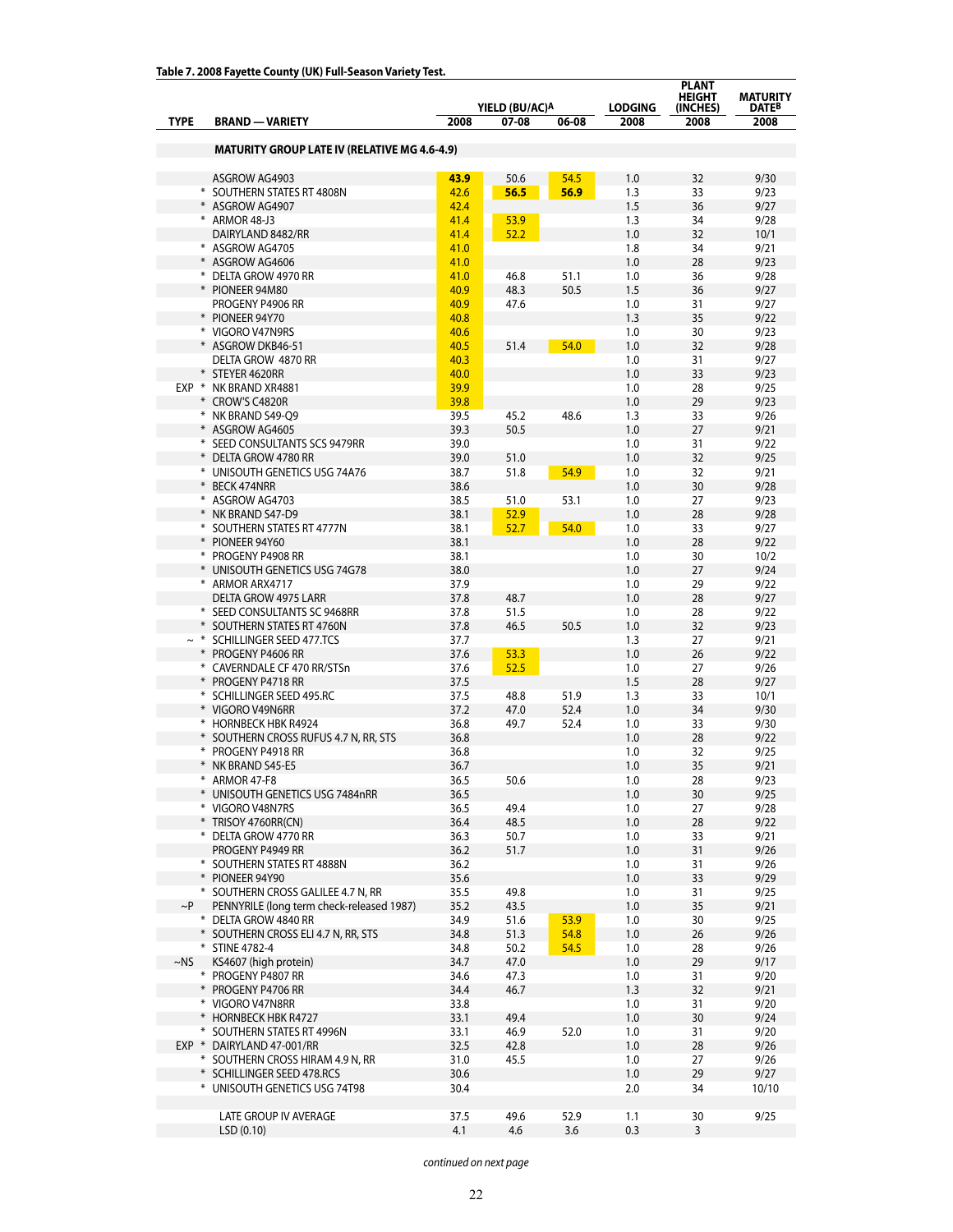**Table 7. 2008 Fayette County (UK) Full-Season Variety Test.**

| TYPE | BRAND — VARIETY | YIELD (BU/AC)[A] 2008 | 07-08 | 06-08 | LODGING 2008 | PLANT HEIGHT (INCHES) 2008 | MATURITY DATE[B] 2008 |
|---|---|---|---|---|---|---|---|
| | **MATURITY GROUP LATE IV (RELATIVE MG 4.6-4.9)** | | | | | | |
| | ASGROW AG4903 | **43.9** | 50.6 | 54.5 | 1.0 | 32 | 9/30 |
| * | SOUTHERN STATES RT 4808N | 42.6 | **56.5** | **56.9** | 1.3 | 33 | 9/23 |
| * | ASGROW AG4907 | 42.4 | | | 1.5 | 36 | 9/27 |
| * | ARMOR 48-J3 | 41.4 | 53.9 | | 1.3 | 34 | 9/28 |
| | DAIRYLAND 8482/RR | 41.4 | 52.2 | | 1.0 | 32 | 10/1 |
| * | ASGROW AG4705 | 41.0 | | | 1.8 | 34 | 9/21 |
| * | ASGROW AG4606 | 41.0 | | | 1.0 | 28 | 9/23 |
| * | DELTA GROW 4970 RR | 41.0 | 46.8 | 51.1 | 1.0 | 36 | 9/28 |
| * | PIONEER 94M80 | 40.9 | 48.3 | 50.5 | 1.5 | 36 | 9/27 |
| | PROGENY P4906 RR | 40.9 | 47.6 | | 1.0 | 31 | 9/27 |
| * | PIONEER 94Y70 | 40.8 | | | 1.3 | 35 | 9/22 |
| * | VIGORO V47N9RS | 40.6 | | | 1.0 | 30 | 9/23 |
| * | ASGROW DKB46-51 | 40.5 | 51.4 | 54.0 | 1.0 | 32 | 9/28 |
| | DELTA GROW 4870 RR | 40.3 | | | 1.0 | 31 | 9/27 |
| * | STEYER 4620RR | 40.0 | | | 1.0 | 33 | 9/23 |
| EXP * | NK BRAND XR4881 | 39.9 | | | 1.0 | 28 | 9/25 |
| * | CROW'S C4820R | 39.8 | | | 1.0 | 29 | 9/23 |
| * | NK BRAND S49-Q9 | 39.5 | 45.2 | 48.6 | 1.3 | 33 | 9/26 |
| * | ASGROW AG4605 | 39.3 | 50.5 | | 1.0 | 27 | 9/21 |
| * | SEED CONSULTANTS SCS 9479RR | 39.0 | | | 1.0 | 31 | 9/22 |
| * | DELTA GROW 4780 RR | 39.0 | 51.0 | | 1.0 | 32 | 9/25 |
| * | UNISOUTH GENETICS USG 74A76 | 38.7 | 51.8 | 54.9 | 1.0 | 32 | 9/21 |
| * | BECK 474NRR | 38.6 | | | 1.0 | 30 | 9/28 |
| * | ASGROW AG4703 | 38.5 | 51.0 | 53.1 | 1.0 | 27 | 9/23 |
| * | NK BRAND S47-D9 | 38.1 | 52.9 | | 1.0 | 28 | 9/28 |
| * | SOUTHERN STATES RT 4777N | 38.1 | 52.7 | 54.0 | 1.0 | 33 | 9/27 |
| * | PIONEER 94Y60 | 38.1 | | | 1.0 | 28 | 9/22 |
| * | PROGENY P4908 RR | 38.1 | | | 1.0 | 30 | 10/2 |
| * | UNISOUTH GENETICS USG 74G78 | 38.0 | | | 1.0 | 27 | 9/24 |
| * | ARMOR ARX4717 | 37.9 | | | 1.0 | 29 | 9/22 |
| | DELTA GROW 4975 LARR | 37.8 | 48.7 | | 1.0 | 28 | 9/27 |
| * | SEED CONSULTANTS SC 9468RR | 37.8 | 51.5 | | 1.0 | 28 | 9/22 |
| * | SOUTHERN STATES RT 4760N | 37.8 | 46.5 | 50.5 | 1.0 | 32 | 9/23 |
| ~ * | SCHILLINGER SEED 477.TCS | 37.7 | | | 1.3 | 27 | 9/21 |
| * | PROGENY P4606 RR | 37.6 | 53.3 | | 1.0 | 26 | 9/22 |
| * | CAVERNDALE CF 470 RR/STSn | 37.6 | 52.5 | | 1.0 | 27 | 9/26 |
| * | PROGENY P4718 RR | 37.5 | | | 1.5 | 28 | 9/27 |
| * | SCHILLINGER SEED 495.RC | 37.5 | 48.8 | 51.9 | 1.3 | 33 | 10/1 |
| * | VIGORO V49N6RR | 37.2 | 47.0 | 52.4 | 1.0 | 34 | 9/30 |
| * | HORNBECK HBK R4924 | 36.8 | 49.7 | 52.4 | 1.0 | 33 | 9/30 |
| * | SOUTHERN CROSS RUFUS 4.7 N, RR, STS | 36.8 | | | 1.0 | 28 | 9/22 |
| * | PROGENY P4918 RR | 36.8 | | | 1.0 | 32 | 9/25 |
| * | NK BRAND S45-E5 | 36.7 | | | 1.0 | 35 | 9/21 |
| * | ARMOR 47-F8 | 36.5 | 50.6 | | 1.0 | 28 | 9/23 |
| * | UNISOUTH GENETICS USG 7484nRR | 36.5 | | | 1.0 | 30 | 9/25 |
| * | VIGORO V48N7RS | 36.5 | 49.4 | | 1.0 | 27 | 9/28 |
| * | TRISOY 4760RR(CN) | 36.4 | 48.5 | | 1.0 | 28 | 9/22 |
| * | DELTA GROW 4770 RR | 36.3 | 50.7 | | 1.0 | 33 | 9/21 |
| | PROGENY P4949 RR | 36.2 | 51.7 | | 1.0 | 31 | 9/26 |
| * | SOUTHERN STATES RT 4888N | 36.2 | | | 1.0 | 31 | 9/26 |
| * | PIONEER 94Y90 | 35.6 | | | 1.0 | 33 | 9/29 |
| * | SOUTHERN CROSS GALILEE 4.7 N, RR | 35.5 | 49.8 | | 1.0 | 31 | 9/25 |
| ~P | PENNYRILE (long term check-released 1987) | 35.2 | 43.5 | | 1.0 | 35 | 9/21 |
| * | DELTA GROW 4840 RR | 34.9 | 51.6 | 53.9 | 1.0 | 30 | 9/25 |
| * | SOUTHERN CROSS ELI 4.7 N, RR, STS | 34.8 | 51.3 | 54.8 | 1.0 | 26 | 9/26 |
| * | STINE 4782-4 | 34.8 | 50.2 | 54.5 | 1.0 | 28 | 9/26 |
| ~NS | KS4607 (high protein) | 34.7 | 47.0 | | 1.0 | 29 | 9/17 |
| * | PROGENY P4807 RR | 34.6 | 47.3 | | 1.0 | 31 | 9/20 |
| * | PROGENY P4706 RR | 34.4 | 46.7 | | 1.3 | 32 | 9/21 |
| * | VIGORO V47N8RR | 33.8 | | | 1.0 | 31 | 9/20 |
| * | HORNBECK HBK R4727 | 33.1 | 49.4 | | 1.0 | 30 | 9/24 |
| * | SOUTHERN STATES RT 4996N | 33.1 | 46.9 | 52.0 | 1.0 | 31 | 9/20 |
| EXP * | DAIRYLAND 47-001/RR | 32.5 | 42.8 | | 1.0 | 28 | 9/26 |
| * | SOUTHERN CROSS HIRAM 4.9 N, RR | 31.0 | 45.5 | | 1.0 | 27 | 9/26 |
| * | SCHILLINGER SEED 478.RCS | 30.6 | | | 1.0 | 29 | 9/27 |
| * | UNISOUTH GENETICS USG 74T98 | 30.4 | | | 2.0 | 34 | 10/10 |
| | LATE GROUP IV AVERAGE | 37.5 | 49.6 | 52.9 | 1.1 | 30 | 9/25 |
| | LSD (0.10) | 4.1 | 4.6 | 3.6 | 0.3 | 3 | |

*continued on next page*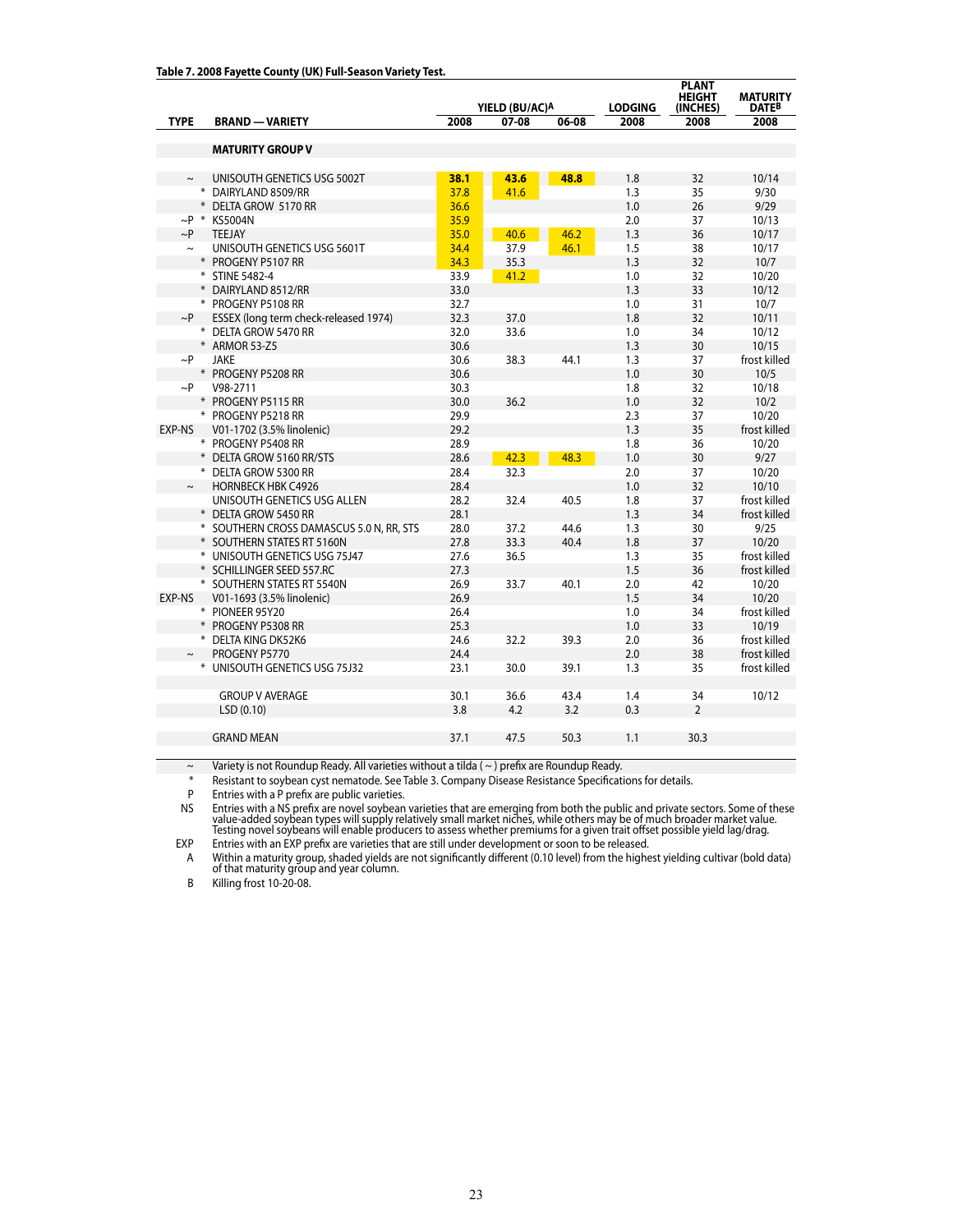**Table 7. 2008 Fayette County (UK) Full-Season Variety Test.**

| TYPE | BRAND — VARIETY | YIELD (BU/AC)[A] 2008 | 07-08 | 06-08 | LODGING 2008 | PLANT HEIGHT (INCHES) 2008 | MATURITY DATE[B] 2008 |
|---|---|---|---|---|---|---|---|
| | **MATURITY GROUP V** | | | | | | |
| ~ | UNISOUTH GENETICS USG 5002T | **38.1** | **43.6** | **48.8** | 1.8 | 32 | 10/14 |
| * | DAIRYLAND 8509/RR | 37.8 | 41.6 | | 1.3 | 35 | 9/30 |
| * | DELTA GROW 5170 RR | 36.6 | | | 1.0 | 26 | 9/29 |
| ~P * | KS5004N | 35.9 | | | 2.0 | 37 | 10/13 |
| ~P | TEEJAY | 35.0 | 40.6 | 46.2 | 1.3 | 36 | 10/17 |
| ~ | UNISOUTH GENETICS USG 5601T | 34.4 | 37.9 | 46.1 | 1.5 | 38 | 10/17 |
| * | PROGENY P5107 RR | 34.3 | 35.3 | | 1.3 | 32 | 10/7 |
| * | STINE 5482-4 | 33.9 | 41.2 | | 1.0 | 32 | 10/20 |
| * | DAIRYLAND 8512/RR | 33.0 | | | 1.3 | 33 | 10/12 |
| * | PROGENY P5108 RR | 32.7 | | | 1.0 | 31 | 10/7 |
| ~P | ESSEX (long term check-released 1974) | 32.3 | 37.0 | | 1.8 | 32 | 10/11 |
| * | DELTA GROW 5470 RR | 32.0 | 33.6 | | 1.0 | 34 | 10/12 |
| * | ARMOR 53-Z5 | 30.6 | | | 1.3 | 30 | 10/15 |
| ~P | JAKE | 30.6 | 38.3 | 44.1 | 1.3 | 37 | frost killed |
| * | PROGENY P5208 RR | 30.6 | | | 1.0 | 30 | 10/5 |
| ~P | V98-2711 | 30.3 | | | 1.8 | 32 | 10/18 |
| * | PROGENY P5115 RR | 30.0 | 36.2 | | 1.0 | 32 | 10/2 |
| * | PROGENY P5218 RR | 29.9 | | | 2.3 | 37 | 10/20 |
| EXP-NS | V01-1702 (3.5% linolenic) | 29.2 | | | 1.3 | 35 | frost killed |
| * | PROGENY P5408 RR | 28.9 | | | 1.8 | 36 | 10/20 |
| * | DELTA GROW 5160 RR/STS | 28.6 | 42.3 | 48.3 | 1.0 | 30 | 9/27 |
| * | DELTA GROW 5300 RR | 28.4 | 32.3 | | 2.0 | 37 | 10/20 |
| ~ | HORNBECK HBK C4926 | 28.4 | | | 1.0 | 32 | 10/10 |
| | UNISOUTH GENETICS USG ALLEN | 28.2 | 32.4 | 40.5 | 1.8 | 37 | frost killed |
| * | DELTA GROW 5450 RR | 28.1 | | | 1.3 | 34 | frost killed |
| * | SOUTHERN CROSS DAMASCUS 5.0 N, RR, STS | 28.0 | 37.2 | 44.6 | 1.3 | 30 | 9/25 |
| * | SOUTHERN STATES RT 5160N | 27.8 | 33.3 | 40.4 | 1.8 | 37 | 10/20 |
| * | UNISOUTH GENETICS USG 75J47 | 27.6 | 36.5 | | 1.3 | 35 | frost killed |
| * | SCHILLINGER SEED 557.RC | 27.3 | | | 1.5 | 36 | frost killed |
| * | SOUTHERN STATES RT 5540N | 26.9 | 33.7 | 40.1 | 2.0 | 42 | 10/20 |
| EXP-NS | V01-1693 (3.5% linolenic) | 26.9 | | | 1.5 | 34 | 10/20 |
| * | PIONEER 95Y20 | 26.4 | | | 1.0 | 34 | frost killed |
| * | PROGENY P5308 RR | 25.3 | | | 1.0 | 33 | 10/19 |
| * | DELTA KING DK52K6 | 24.6 | 32.2 | 39.3 | 2.0 | 36 | frost killed |
| ~ | PROGENY P5770 | 24.4 | | | 2.0 | 38 | frost killed |
| * | UNISOUTH GENETICS USG 75J32 | 23.1 | 30.0 | 39.1 | 1.3 | 35 | frost killed |
| | GROUP V AVERAGE | 30.1 | 36.6 | 43.4 | 1.4 | 34 | 10/12 |
| | LSD (0.10) | 3.8 | 4.2 | 3.2 | 0.3 | 2 | |
| | GRAND MEAN | 37.1 | 47.5 | 50.3 | 1.1 | 30.3 | |

~ Variety is not Roundup Ready. All varieties without a tilda ( ~ ) prefix are Roundup Ready.

\* Resistant to soybean cyst nematode. See Table 3. Company Disease Resistance Specifications for details.

P Entries with a P prefix are public varieties.

NS Entries with a NS prefix are novel soybean varieties that are emerging from both the public and private sectors. Some of these value-added soybean types will supply relatively small market niches, while others may be of much broader market value. Testing novel soybeans will enable producers to assess whether premiums for a given trait offset possible yield lag/drag.

EXP Entries with an EXP prefix are varieties that are still under development or soon to be released.

A Within a maturity group, shaded yields are not significantly different (0.10 level) from the highest yielding cultivar (bold data) of that maturity group and year column.

B Killing frost 10-20-08.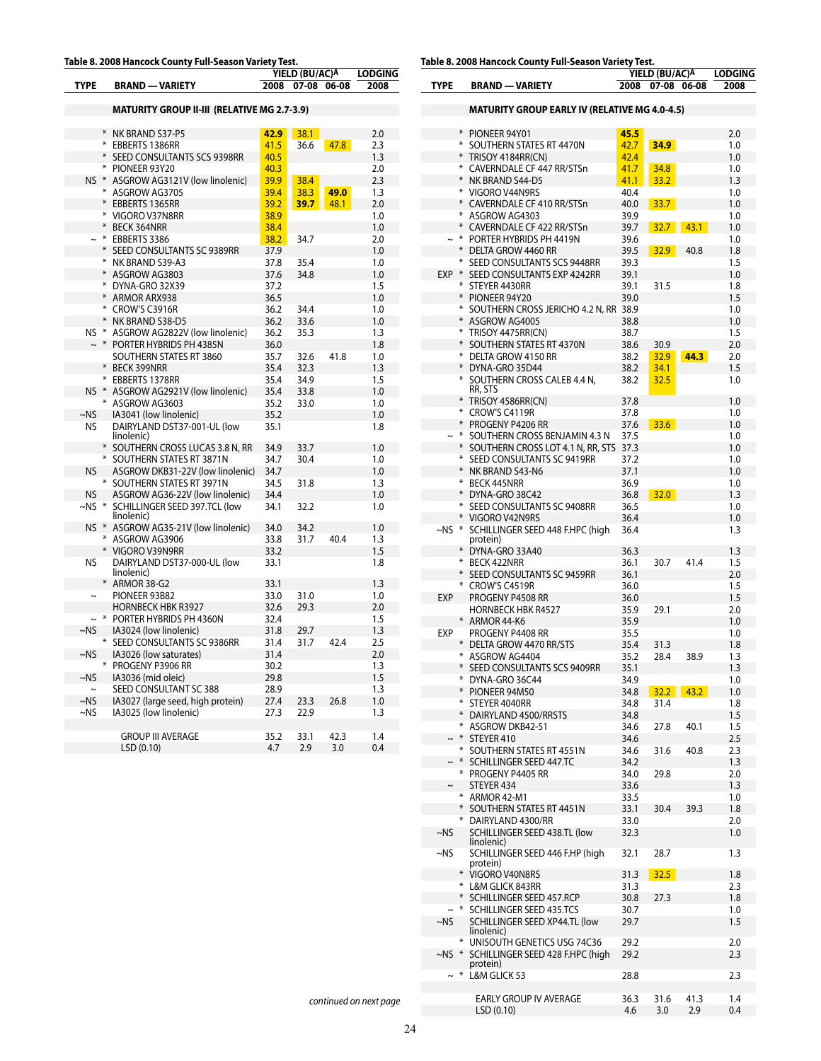**Table 8. 2008 Hancock County Full-Season Variety Test.**

| TYPE | | BRAND — VARIETY | YIELD (BU/AC)[A] 2008 | 07-08 | 06-08 | LODGING 2008 |
|---|---|---|---|---|---|---|
| | | **MATURITY GROUP II-III (RELATIVE MG 2.7-3.9)** | | | | |
| | * | NK BRAND S37-P5 | **42.9** | 38.1 | | 2.0 |
| | * | EBBERTS 1386RR | 41.5 | 36.6 | 47.8 | 2.3 |
| | * | SEED CONSULTANTS SCS 9398RR | 40.5 | | | 1.3 |
| | * | PIONEER 93Y20 | 40.3 | | | 2.0 |
| NS | * | ASGROW AG3121V (low linolenic) | 39.9 | 38.4 | | 2.3 |
| | * | ASGROW AG3705 | 39.4 | 38.3 | **49.0** | 1.3 |
| | * | EBBERTS 1365RR | 39.2 | **39.7** | 48.1 | 2.0 |
| | * | VIGORO V37N8RR | 38.9 | | | 1.0 |
| | * | BECK 364NRR | 38.4 | | | 1.0 |
| ~ | * | EBBERTS 3386 | 38.2 | 34.7 | | 2.0 |
| | * | SEED CONSULTANTS SC 9389RR | 37.9 | | | 1.0 |
| | * | NK BRAND S39-A3 | 37.8 | 35.4 | | 1.0 |
| | * | ASGROW AG3803 | 37.6 | 34.8 | | 1.0 |
| | * | DYNA-GRO 32X39 | 37.2 | | | 1.5 |
| | * | ARMOR ARX938 | 36.5 | | | 1.0 |
| | * | CROW'S C3916R | 36.2 | 34.4 | | 1.0 |
| | * | NK BRAND S38-D5 | 36.2 | 33.6 | | 1.0 |
| NS | * | ASGROW AG2822V (low linolenic) | 36.2 | 35.3 | | 1.3 |
| ~ | * | PORTER HYBRIDS PH 4385N | 36.0 | | | 1.8 |
| | | SOUTHERN STATES RT 3860 | 35.7 | 32.6 | 41.8 | 1.0 |
| | * | BECK 399NRR | 35.4 | 32.3 | | 1.3 |
| | * | EBBERTS 1378RR | 35.4 | 34.9 | | 1.5 |
| NS | * | ASGROW AG2921V (low linolenic) | 35.4 | 33.8 | | 1.0 |
| | * | ASGROW AG3603 | 35.2 | 33.0 | | 1.0 |
| ~NS | | IA3041 (low linolenic) | 35.2 | | | 1.0 |
| NS | | DAIRYLAND DST37-001-UL (low linolenic) | 35.1 | | | 1.8 |
| | * | SOUTHERN CROSS LUCAS 3.8 N, RR | 34.9 | 33.7 | | 1.0 |
| | * | SOUTHERN STATES RT 3871N | 34.7 | 30.4 | | 1.0 |
| NS | | ASGROW DKB31-22V (low linolenic) | 34.7 | | | 1.0 |
| | * | SOUTHERN STATES RT 3971N | 34.5 | 31.8 | | 1.3 |
| NS | | ASGROW AG36-22V (low linolenic) | 34.4 | | | 1.0 |
| ~NS | * | SCHILLINGER SEED 397.TCL (low linolenic) | 34.1 | 32.2 | | 1.0 |
| NS | * | ASGROW AG35-21V (low linolenic) | 34.0 | 34.2 | | 1.0 |
| | * | ASGROW AG3906 | 33.8 | 31.7 | 40.4 | 1.3 |
| | * | VIGORO V39N9RR | 33.2 | | | 1.5 |
| NS | | DAIRYLAND DST37-000-UL (low linolenic) | 33.1 | | | 1.8 |
| | * | ARMOR 38-G2 | 33.1 | | | 1.3 |
| ~ | | PIONEER 93B82 | 33.0 | 31.0 | | 1.0 |
| | | HORNBECK HBK R3927 | 32.6 | 29.3 | | 2.0 |
| ~ | * | PORTER HYBRIDS PH 4360N | 32.4 | | | 1.5 |
| ~NS | | IA3024 (low linolenic) | 31.8 | 29.7 | | 1.3 |
| | * | SEED CONSULTANTS SC 9386RR | 31.4 | 31.7 | 42.4 | 2.5 |
| ~NS | | IA3026 (low saturates) | 31.4 | | | 2.0 |
| | * | PROGENY P3906 RR | 30.2 | | | 1.3 |
| ~NS | | IA3036 (mid oleic) | 29.8 | | | 1.5 |
| ~ | | SEED CONSULTANT SC 388 | 28.9 | | | 1.3 |
| ~NS | | IA3027 (large seed, high protein) | 27.4 | 23.3 | 26.8 | 1.0 |
| ~NS | | IA3025 (low linolenic) | 27.3 | 22.9 | | 1.3 |
| | | GROUP III AVERAGE | 35.2 | 33.1 | 42.3 | 1.4 |
| | | LSD (0.10) | 4.7 | 2.9 | 3.0 | 0.4 |

*continued on next page*

**Table 8. 2008 Hancock County Full-Season Variety Test.**

| TYPE | | BRAND — VARIETY | YIELD (BU/AC)[A] 2008 | 07-08 | 06-08 | LODGING 2008 |
|---|---|---|---|---|---|---|
| | | **MATURITY GROUP EARLY IV (RELATIVE MG 4.0-4.5)** | | | | |
| | * | PIONEER 94Y01 | **45.5** | | | 2.0 |
| | * | SOUTHERN STATES RT 4470N | 42.7 | **34.9** | | 1.0 |
| | * | TRISOY 4184RR(CN) | 42.4 | | | 1.0 |
| | * | CAVERNDALE CF 447 RR/STSn | 41.7 | 34.8 | | 1.0 |
| | * | NK BRAND S44-D5 | 41.1 | 33.2 | | 1.3 |
| | * | VIGORO V44N9RS | 40.4 | | | 1.0 |
| | * | CAVERNDALE CF 410 RR/STSn | 40.0 | 33.7 | | 1.0 |
| | * | ASGROW AG4303 | 39.9 | | | 1.0 |
| | * | CAVERNDALE CF 422 RR/STSn | 39.7 | 32.7 | 43.1 | 1.0 |
| ~ | * | PORTER HYBRIDS PH 4419N | 39.6 | | | 1.0 |
| | * | DELTA GROW 4460 RR | 39.5 | 32.9 | 40.8 | 1.8 |
| | * | SEED CONSULTANTS SCS 9448RR | 39.3 | | | 1.5 |
| EXP | * | SEED CONSULTANTS EXP 4242RR | 39.1 | | | 1.0 |
| | * | STEYER 4430RR | 39.1 | 31.5 | | 1.8 |
| | * | PIONEER 94Y20 | 39.0 | | | 1.5 |
| | * | SOUTHERN CROSS JERICHO 4.2 N, RR | 38.9 | | | 1.0 |
| | * | ASGROW AG4005 | 38.8 | | | 1.0 |
| | * | TRISOY 4475RR(CN) | 38.7 | | | 1.5 |
| | * | SOUTHERN STATES RT 4370N | 38.6 | 30.9 | | 2.0 |
| | * | DELTA GROW 4150 RR | 38.2 | 32.9 | **44.3** | 2.0 |
| | * | DYNA-GRO 35D44 | 38.2 | 34.1 | | 1.5 |
| | * | SOUTHERN CROSS CALEB 4.4 N, RR, STS | 38.2 | 32.5 | | 1.0 |
| | * | TRISOY 4586RR(CN) | 37.8 | | | 1.0 |
| | * | CROW'S C4119R | 37.8 | | | 1.0 |
| | * | PROGENY P4206 RR | 37.6 | 33.6 | | 1.0 |
| ~ | * | SOUTHERN CROSS BENJAMIN 4.3 N | 37.5 | | | 1.0 |
| | * | SOUTHERN CROSS LOT 4.1 N, RR, STS | 37.3 | | | 1.0 |
| | * | SEED CONSULTANTS SC 9419RR | 37.2 | | | 1.0 |
| | * | NK BRAND S43-N6 | 37.1 | | | 1.0 |
| | * | BECK 445NRR | 36.9 | | | 1.0 |
| | * | DYNA-GRO 38C42 | 36.8 | 32.0 | | 1.3 |
| | * | SEED CONSULTANTS SC 9408RR | 36.5 | | | 1.0 |
| | * | VIGORO V42N9RS | 36.4 | | | 1.0 |
| ~NS | * | SCHILLINGER SEED 448 F.HPC (high protein) | 36.4 | | | 1.3 |
| | * | DYNA-GRO 33A40 | 36.3 | | | 1.3 |
| | * | BECK 422NRR | 36.1 | 30.7 | 41.4 | 1.5 |
| | * | SEED CONSULTANTS SC 9459RR | 36.1 | | | 2.0 |
| | * | CROW'S C4519R | 36.0 | | | 1.5 |
| EXP | | PROGENY P4508 RR | 36.0 | | | 1.5 |
| | | HORNBECK HBK R4527 | 35.9 | 29.1 | | 2.0 |
| ~ | * | ARMOR 44-K6 | 35.9 | | | 1.0 |
| EXP | | PROGENY P4408 RR | 35.5 | | | 1.0 |
| | * | DELTA GROW 4470 RR/STS | 35.4 | 31.3 | | 1.8 |
| | * | ASGROW AG4404 | 35.2 | 28.4 | 38.9 | 1.3 |
| | * | SEED CONSULTANTS SCS 9409RR | 35.1 | | | 1.3 |
| | * | DYNA-GRO 36C44 | 34.9 | | | 1.0 |
| | * | PIONEER 94M50 | 34.8 | 32.2 | 43.2 | 1.0 |
| | * | STEYER 4040RR | 34.8 | 31.4 | | 1.8 |
| | * | DAIRYLAND 4500/RRSTS | 34.8 | | | 1.5 |
| | * | ASGROW DKB42-51 | 34.6 | 27.8 | 40.1 | 1.5 |
| ~ | * | STEYER 410 | 34.6 | | | 2.5 |
| | * | SOUTHERN STATES RT 4551N | 34.6 | 31.6 | 40.8 | 2.3 |
| ~ | * | SCHILLINGER SEED 447.TC | 34.2 | | | 1.3 |
| | * | PROGENY P4405 RR | 34.0 | 29.8 | | 2.0 |
| ~ | | STEYER 434 | 33.6 | | | 1.3 |
| | * | ARMOR 42-M1 | 33.5 | | | 1.0 |
| | * | SOUTHERN STATES RT 4451N | 33.1 | 30.4 | 39.3 | 1.8 |
| | * | DAIRYLAND 4300/RR | 33.0 | | | 2.0 |
| ~NS | | SCHILLINGER SEED 438.TL (low linolenic) | 32.3 | | | 1.0 |
| ~NS | | SCHILLINGER SEED 446 F.HP (high protein) | 32.1 | 28.7 | | 1.3 |
| | * | VIGORO V40N8RS | 31.3 | 32.5 | | 1.8 |
| | * | L&M GLICK 843RR | 31.3 | | | 2.3 |
| | * | SCHILLINGER SEED 457.RCP | 30.8 | 27.3 | | 1.8 |
| ~ | * | SCHILLINGER SEED 435.TCS | 30.7 | | | 1.0 |
| ~NS | | SCHILLINGER SEED XP44.TL (low linolenic) | 29.7 | | | 1.5 |
| | * | UNISOUTH GENETICS USG 74C36 | 29.2 | | | 2.0 |
| ~NS | * | SCHILLINGER SEED 428 F.HPC (high protein) | 29.2 | | | 2.3 |
| ~ | * | L&M GLICK 53 | 28.8 | | | 2.3 |
| | | EARLY GROUP IV AVERAGE | 36.3 | 31.6 | 41.3 | 1.4 |
| | | LSD (0.10) | 4.6 | 3.0 | 2.9 | 0.4 |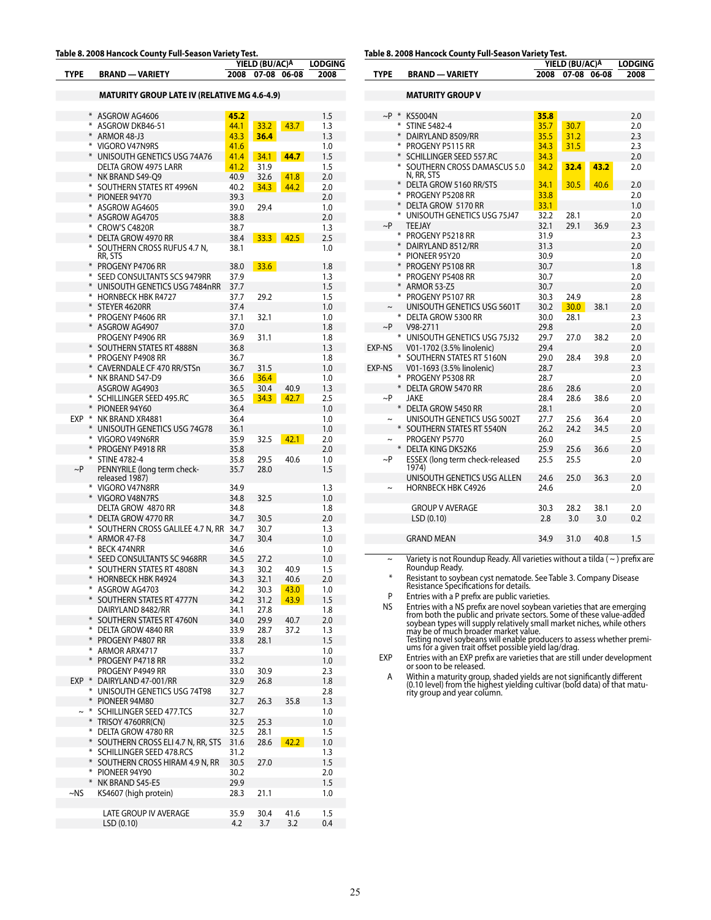**Table 8. 2008 Hancock County Full-Season Variety Test.**

| TYPE | | BRAND — VARIETY | YIELD (BU/AC)[A] 2008 | 07-08 | 06-08 | LODGING 2008 |
|---|---|---|---|---|---|---|
| | | **MATURITY GROUP LATE IV (RELATIVE MG 4.6-4.9)** | | | | |
| | * | ASGROW AG4606 | **45.2** | | | 1.5 |
| | * | ASGROW DKB46-51 | 44.1 | 33.2 | 43.7 | 1.3 |
| | * | ARMOR 48-J3 | 43.3 | **36.4** | | 1.3 |
| | * | VIGORO V47N9RS | 41.6 | | | 1.0 |
| | * | UNISOUTH GENETICS USG 74A76 | 41.4 | 34.1 | **44.7** | 1.5 |
| | | DELTA GROW 4975 LARR | 41.2 | 31.9 | | 1.5 |
| | * | NK BRAND S49-Q9 | 40.9 | 32.6 | 41.8 | 2.0 |
| | * | SOUTHERN STATES RT 4996N | 40.2 | 34.3 | 44.2 | 2.0 |
| | * | PIONEER 94Y70 | 39.3 | | | 2.0 |
| | * | ASGROW AG4605 | 39.0 | 29.4 | | 1.0 |
| | * | ASGROW AG4705 | 38.8 | | | 2.0 |
| | * | CROW'S C4820R | 38.7 | | | 1.3 |
| | * | DELTA GROW 4970 RR | 38.4 | 33.3 | 42.5 | 2.5 |
| | * | SOUTHERN CROSS RUFUS 4.7 N, RR, STS | 38.1 | | | 1.0 |
| | * | PROGENY P4706 RR | 38.0 | 33.6 | | 1.8 |
| | * | SEED CONSULTANTS SCS 9479RR | 37.9 | | | 1.3 |
| | * | UNISOUTH GENETICS USG 7484nRR | 37.7 | | | 1.5 |
| | * | HORNBECK HBK R4727 | 37.7 | 29.2 | | 1.5 |
| | * | STEYER 4620RR | 37.4 | | | 1.0 |
| | * | PROGENY P4606 RR | 37.1 | 32.1 | | 1.0 |
| | * | ASGROW AG4907 | 37.0 | | | 1.8 |
| | | PROGENY P4906 RR | 36.9 | 31.1 | | 1.8 |
| | * | SOUTHERN STATES RT 4888N | 36.8 | | | 1.3 |
| | * | PROGENY P4908 RR | 36.7 | | | 1.8 |
| | * | CAVERNDALE CF 470 RR/STSn | 36.7 | 31.5 | | 1.0 |
| | * | NK BRAND S47-D9 | 36.6 | 36.4 | | 1.0 |
| | | ASGROW AG4903 | 36.5 | 30.4 | 40.9 | 1.3 |
| | * | SCHILLINGER SEED 495.RC | 36.5 | 34.3 | 42.7 | 2.5 |
| | * | PIONEER 94Y60 | 36.4 | | | 1.0 |
| EXP | * | NK BRAND XR4881 | 36.4 | | | 1.0 |
| | * | UNISOUTH GENETICS USG 74G78 | 36.1 | | | 1.0 |
| | * | VIGORO V49N6RR | 35.9 | 32.5 | 42.1 | 2.0 |
| | * | PROGENY P4918 RR | 35.8 | | | 2.0 |
| | * | STINE 4782-4 | 35.8 | 29.5 | 40.6 | 1.0 |
| ~P | | PENNYRILE (long term check-released 1987) | 35.7 | 28.0 | | 1.5 |
| | * | VIGORO V47N8RR | 34.9 | | | 1.3 |
| | * | VIGORO V48N7RS | 34.8 | 32.5 | | 1.0 |
| | | DELTA GROW 4870 RR | 34.8 | | | 1.8 |
| | * | DELTA GROW 4770 RR | 34.7 | 30.5 | | 2.0 |
| | * | SOUTHERN CROSS GALILEE 4.7 N, RR | 34.7 | 30.7 | | 1.3 |
| | * | ARMOR 47-F8 | 34.7 | 30.4 | | 1.0 |
| | * | BECK 474NRR | 34.6 | | | 1.0 |
| | * | SEED CONSULTANTS SC 9468RR | 34.5 | 27.2 | | 1.0 |
| | * | SOUTHERN STATES RT 4808N | 34.3 | 30.2 | 40.9 | 1.5 |
| | * | HORNBECK HBK R4924 | 34.3 | 32.1 | 40.6 | 2.0 |
| | * | ASGROW AG4703 | 34.2 | 30.3 | 43.0 | 1.0 |
| | * | SOUTHERN STATES RT 4777N | 34.2 | 31.2 | 43.9 | 1.5 |
| | | DAIRYLAND 8482/RR | 34.1 | 27.8 | | 1.8 |
| | * | SOUTHERN STATES RT 4760N | 34.0 | 29.9 | 40.7 | 2.0 |
| | * | DELTA GROW 4840 RR | 33.9 | 28.7 | 37.2 | 1.3 |
| | * | PROGENY P4807 RR | 33.8 | 28.1 | | 1.5 |
| | * | ARMOR ARX4717 | 33.7 | | | 1.0 |
| | * | PROGENY P4718 RR | 33.2 | | | 1.0 |
| | | PROGENY P4949 RR | 33.0 | 30.9 | | 2.3 |
| EXP | * | DAIRYLAND 47-001/RR | 32.9 | 26.8 | | 1.8 |
| | * | UNISOUTH GENETICS USG 74T98 | 32.7 | | | 2.8 |
| | * | PIONEER 94M80 | 32.7 | 26.3 | 35.8 | 1.3 |
| ~ | * | SCHILLINGER SEED 477.TCS | 32.7 | | | 1.0 |
| | * | TRISOY 4760RR(CN) | 32.5 | 25.3 | | 1.0 |
| | * | DELTA GROW 4780 RR | 32.5 | 28.1 | | 1.5 |
| | * | SOUTHERN CROSS ELI 4.7 N, RR, STS | 31.6 | 28.6 | 42.2 | 1.0 |
| | * | SCHILLINGER SEED 478.RCS | 31.2 | | | 1.3 |
| | * | SOUTHERN CROSS HIRAM 4.9 N, RR | 30.5 | 27.0 | | 1.5 |
| | * | PIONEER 94Y90 | 30.2 | | | 2.0 |
| | * | NK BRAND S45-E5 | 29.9 | | | 1.5 |
| ~NS | | KS4607 (high protein) | 28.3 | 21.1 | | 1.0 |
| | | LATE GROUP IV AVERAGE | 35.9 | 30.4 | 41.6 | 1.5 |
| | | LSD (0.10) | 4.2 | 3.7 | 3.2 | 0.4 |
| | | **MATURITY GROUP V** | | | | |
| ~P | * | KS5004N | **35.8** | | | 2.0 |
| | * | STINE 5482-4 | 35.7 | 30.7 | | 2.0 |
| | * | DAIRYLAND 8509/RR | 35.5 | 31.2 | | 2.3 |
| | * | PROGENY P5115 RR | 34.3 | 31.5 | | 2.3 |
| | * | SCHILLINGER SEED 557.RC | 34.3 | | | 2.0 |
| | * | SOUTHERN CROSS DAMASCUS 5.0 N, RR, STS | 34.2 | **32.4** | **43.2** | 2.0 |
| | * | DELTA GROW 5160 RR/STS | 34.1 | 30.5 | 40.6 | 2.0 |
| | * | PROGENY P5208 RR | 33.8 | | | 2.0 |
| | * | DELTA GROW 5170 RR | 33.1 | | | 1.0 |
| | * | UNISOUTH GENETICS USG 75J47 | 32.2 | 28.1 | | 2.0 |
| ~P | | TEEJAY | 32.1 | 29.1 | 36.9 | 2.3 |
| | * | PROGENY P5218 RR | 31.9 | | | 2.3 |
| | * | DAIRYLAND 8512/RR | 31.3 | | | 2.0 |
| | * | PIONEER 95Y20 | 30.9 | | | 2.0 |
| | * | PROGENY P5108 RR | 30.7 | | | 1.8 |
| | * | PROGENY P5408 RR | 30.7 | | | 2.0 |
| | * | ARMOR 53-Z5 | 30.7 | | | 2.0 |
| | * | PROGENY P5107 RR | 30.3 | 24.9 | | 2.8 |
| ~ | | UNISOUTH GENETICS USG 5601T | 30.2 | 30.0 | 38.1 | 2.0 |
| | * | DELTA GROW 5300 RR | 30.0 | 28.1 | | 2.3 |
| ~P | | V98-2711 | 29.8 | | | 2.0 |
| | * | UNISOUTH GENETICS USG 75J32 | 29.7 | 27.0 | 38.2 | 2.0 |
| EXP-NS | | V01-1702 (3.5% linolenic) | 29.4 | | | 2.0 |
| | * | SOUTHERN STATES RT 5160N | 29.0 | 28.4 | 39.8 | 2.0 |
| EXP-NS | | V01-1693 (3.5% linolenic) | 28.7 | | | 2.3 |
| | * | PROGENY P5308 RR | 28.7 | | | 2.0 |
| | * | DELTA GROW 5470 RR | 28.6 | 28.6 | | 2.0 |
| ~P | | JAKE | 28.4 | 28.6 | 38.6 | 2.0 |
| | * | DELTA GROW 5450 RR | 28.1 | | | 2.0 |
| ~ | | UNISOUTH GENETICS USG 5002T | 27.7 | 25.6 | 36.4 | 2.0 |
| | * | SOUTHERN STATES RT 5540N | 26.2 | 24.2 | 34.5 | 2.0 |
| ~ | | PROGENY P5770 | 26.0 | | | 2.5 |
| | * | DELTA KING DK52K6 | 25.9 | 25.6 | 36.6 | 2.0 |
| ~P | | ESSEX (long term check-released 1974) | 25.5 | 25.5 | | 2.0 |
| | | UNISOUTH GENETICS USG ALLEN | 24.6 | 25.0 | 36.3 | 2.0 |
| ~ | | HORNBECK HBK C4926 | 24.6 | | | 2.0 |
| | | GROUP V AVERAGE | 30.3 | 28.2 | 38.1 | 2.0 |
| | | LSD (0.10) | 2.8 | 3.0 | 3.0 | 0.2 |
| | | GRAND MEAN | 34.9 | 31.0 | 40.8 | 1.5 |

~ Variety is not Roundup Ready. All varieties without a tilda ( ~ ) prefix are Roundup Ready.

* Resistant to soybean cyst nematode. See Table 3. Company Disease Resistance Specifications for details.

P Entries with a P prefix are public varieties.

NS Entries with a NS prefix are novel soybean varieties that are emerging from both the public and private sectors. Some of these value-added soybean types will supply relatively small market niches, while others may be of much broader market value. Testing novel soybeans will enable producers to assess whether premiums for a given trait offset possible yield lag/drag.

EXP Entries with an EXP prefix are varieties that are still under development or soon to be released.

A Within a maturity group, shaded yields are not significantly different (0.10 level) from the highest yielding cultivar (bold data) of that maturity group and year column.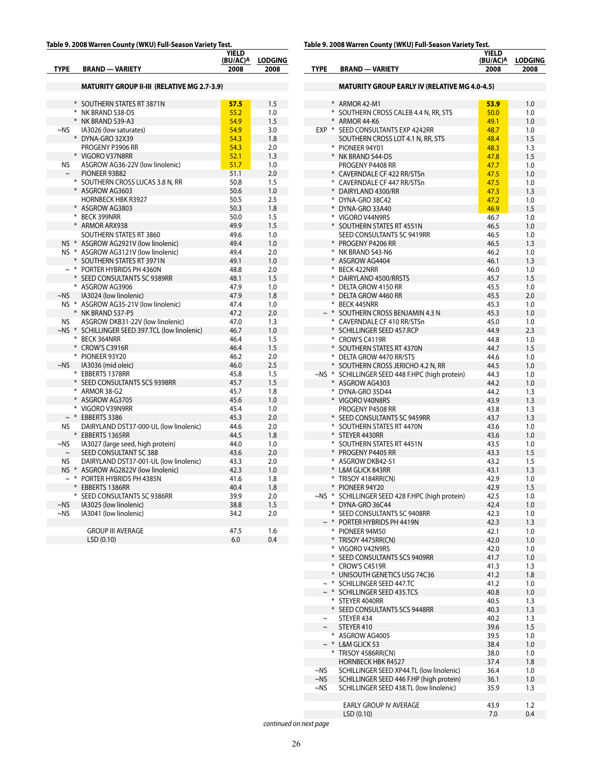**Table 9. 2008 Warren County (WKU) Full-Season Variety Test.**

| TYPE | BRAND — VARIETY | YIELD (BU/AC)[A] 2008 | LODGING 2008 |
|---|---|---|---|
| | **MATURITY GROUP II-III (RELATIVE MG 2.7-3.9)** | | |
| * | SOUTHERN STATES RT 3871N | **57.5** | 1.5 |
| * | NK BRAND S38-D5 | 55.2 | 1.0 |
| * | NK BRAND S39-A3 | 54.9 | 1.5 |
| ~NS | IA3026 (low saturates) | 54.9 | 3.0 |
| * | DYNA-GRO 32X39 | 54.3 | 1.8 |
| | PROGENY P3906 RR | 54.3 | 2.0 |
| * | VIGORO V37N8RR | 52.1 | 1.3 |
| NS | ASGROW AG36-22V (low linolenic) | 51.7 | 1.0 |
| ~ | PIONEER 93B82 | 51.1 | 2.0 |
| * | SOUTHERN CROSS LUCAS 3.8 N, RR | 50.8 | 1.5 |
| * | ASGROW AG3603 | 50.6 | 1.0 |
| | HORNBECK HBK R3927 | 50.5 | 2.5 |
| * | ASGROW AG3803 | 50.3 | 1.8 |
| * | BECK 399NRR | 50.0 | 1.5 |
| * | ARMOR ARX938 | 49.9 | 1.5 |
| | SOUTHERN STATES RT 3860 | 49.6 | 1.0 |
| NS * | ASGROW AG2921V (low linolenic) | 49.4 | 1.0 |
| NS * | ASGROW AG3121V (low linolenic) | 49.4 | 2.0 |
| * | SOUTHERN STATES RT 3971N | 49.1 | 1.0 |
| ~ * | PORTER HYBRIDS PH 4360N | 48.8 | 2.0 |
| * | SEED CONSULTANTS SC 9389RR | 48.1 | 1.5 |
| * | ASGROW AG3906 | 47.9 | 1.0 |
| ~NS | IA3024 (low linolenic) | 47.9 | 1.8 |
| NS * | ASGROW AG35-21V (low linolenic) | 47.4 | 1.0 |
| * | NK BRAND S37-P5 | 47.2 | 2.0 |
| NS | ASGROW DKB31-22V (low linolenic) | 47.0 | 1.3 |
| ~NS * | SCHILLINGER SEED 397.TCL (low linolenic) | 46.7 | 1.0 |
| * | BECK 364NRR | 46.4 | 1.5 |
| * | CROW'S C3916R | 46.4 | 1.5 |
| * | PIONEER 93Y20 | 46.2 | 2.0 |
| ~NS | IA3036 (mid oleic) | 46.0 | 2.5 |
| * | EBBERTS 1378RR | 45.8 | 1.5 |
| * | SEED CONSULTANTS SCS 9398RR | 45.7 | 1.5 |
| * | ARMOR 38-G2 | 45.7 | 1.8 |
| * | ASGROW AG3705 | 45.6 | 1.0 |
| * | VIGORO V39N9RR | 45.4 | 1.0 |
| ~ * | EBBERTS 3386 | 45.3 | 2.0 |
| NS | DAIRYLAND DST37-000-UL (low linolenic) | 44.6 | 2.0 |
| * | EBBERTS 1365RR | 44.5 | 1.8 |
| ~NS | IA3027 (large seed, high protein) | 44.0 | 1.0 |
| ~ | SEED CONSULTANT SC 388 | 43.6 | 2.0 |
| NS | DAIRYLAND DST37-001-UL (low linolenic) | 43.3 | 2.0 |
| NS * | ASGROW AG2822V (low linolenic) | 42.3 | 1.0 |
| ~ * | PORTER HYBRIDS PH 4385N | 41.6 | 1.8 |
| * | EBBERTS 1386RR | 40.4 | 1.8 |
| * | SEED CONSULTANTS SC 9386RR | 39.9 | 2.0 |
| ~NS | IA3025 (low linolenic) | 38.8 | 1.5 |
| ~NS | IA3041 (low linolenic) | 34.2 | 2.0 |
| | GROUP III AVERAGE | 47.5 | 1.6 |
| | LSD (0.10) | 6.0 | 0.4 |

**Table 9. 2008 Warren County (WKU) Full-Season Variety Test.**

| TYPE | BRAND — VARIETY | YIELD (BU/AC)[A] 2008 | LODGING 2008 |
|---|---|---|---|
| | **MATURITY GROUP EARLY IV (RELATIVE MG 4.0-4.5)** | | |
| * | ARMOR 42-M1 | **53.9** | 1.0 |
| * | SOUTHERN CROSS CALEB 4.4 N, RR, STS | 50.0 | 1.0 |
| * | ARMOR 44-K6 | 49.1 | 1.0 |
| EXP * | SEED CONSULTANTS EXP 4242RR | 48.7 | 1.0 |
| | SOUTHERN CROSS LOT 4.1 N, RR, STS | 48.4 | 1.5 |
| * | PIONEER 94Y01 | 48.3 | 1.3 |
| * | NK BRAND S44-D5 | 47.8 | 1.5 |
| | PROGENY P4408 RR | 47.7 | 1.0 |
| * | CAVERNDALE CF 422 RR/STSn | 47.5 | 1.0 |
| * | CAVERNDALE CF 447 RR/STSn | 47.5 | 1.0 |
| * | DAIRYLAND 4300/RR | 47.3 | 1.3 |
| * | DYNA-GRO 38C42 | 47.2 | 1.0 |
| * | DYNA-GRO 33A40 | 46.9 | 1.5 |
| * | VIGORO V44N9RS | 46.7 | 1.0 |
| * | SOUTHERN STATES RT 4551N | 46.5 | 1.0 |
| | SEED CONSULTANTS SC 9419RR | 46.5 | 1.0 |
| * | PROGENY P4206 RR | 46.5 | 1.3 |
| * | NK BRAND S43-N6 | 46.2 | 1.0 |
| * | ASGROW AG4404 | 46.1 | 1.3 |
| * | BECK 422NRR | 46.0 | 1.0 |
| * | DAIRYLAND 4500/RRSTS | 45.7 | 1.5 |
| * | DELTA GROW 4150 RR | 45.5 | 1.0 |
| * | DELTA GROW 4460 RR | 45.5 | 2.0 |
| * | BECK 445NRR | 45.3 | 1.0 |
| ~ * | SOUTHERN CROSS BENJAMIN 4.3 N | 45.3 | 1.0 |
| * | CAVERNDALE CF 410 RR/STSn | 45.0 | 1.0 |
| * | SCHILLINGER SEED 457.RCP | 44.9 | 2.3 |
| * | CROW'S C4119R | 44.8 | 1.0 |
| * | SOUTHERN STATES RT 4370N | 44.7 | 1.5 |
| * | DELTA GROW 4470 RR/STS | 44.6 | 1.0 |
| * | SOUTHERN CROSS JERICHO 4.2 N, RR | 44.5 | 1.0 |
| ~NS * | SCHILLINGER SEED 448 F.HPC (high protein) | 44.3 | 1.0 |
| * | ASGROW AG4303 | 44.2 | 1.0 |
| * | DYNA-GRO 35D44 | 44.2 | 1.3 |
| * | VIGORO V40N8RS | 43.9 | 1.3 |
| | PROGENY P4508 RR | 43.8 | 1.3 |
| * | SEED CONSULTANTS SC 9459RR | 43.7 | 1.3 |
| * | SOUTHERN STATES RT 4470N | 43.6 | 1.0 |
| * | STEYER 4430RR | 43.6 | 1.0 |
| * | SOUTHERN STATES RT 4451N | 43.5 | 1.0 |
| * | PROGENY P4405 RR | 43.3 | 1.5 |
| * | ASGROW DKB42-51 | 43.2 | 1.5 |
| * | L&M GLICK 843RR | 43.1 | 1.3 |
| * | TRISOY 4184RR(CN) | 42.9 | 1.0 |
| * | PIONEER 94Y20 | 42.9 | 1.5 |
| ~NS * | SCHILLINGER SEED 428 F.HPC (high protein) | 42.5 | 1.0 |
| * | DYNA-GRO 36C44 | 42.4 | 1.0 |
| * | SEED CONSULTANTS SC 9408RR | 42.3 | 1.0 |
| ~ * | PORTER HYBRIDS PH 4419N | 42.3 | 1.3 |
| * | PIONEER 94M50 | 42.1 | 1.0 |
| * | TRISOY 4475RR(CN) | 42.0 | 1.0 |
| * | VIGORO V42N9RS | 42.0 | 1.0 |
| * | SEED CONSULTANTS SCS 9409RR | 41.7 | 1.0 |
| * | CROW'S C4519R | 41.3 | 1.3 |
| * | UNISOUTH GENETICS USG 74C36 | 41.2 | 1.8 |
| ~ * | SCHILLINGER SEED 447.TC | 41.2 | 1.0 |
| ~ * | SCHILLINGER SEED 435.TCS | 40.8 | 1.0 |
| * | STEYER 4040RR | 40.5 | 1.3 |
| * | SEED CONSULTANTS SCS 9448RR | 40.3 | 1.3 |
| ~ | STEYER 434 | 40.2 | 1.3 |
| ~ | STEYER 410 | 39.6 | 1.5 |
| * | ASGROW AG4005 | 39.5 | 1.0 |
| ~ * | L&M GLICK 53 | 38.4 | 1.0 |
| * | TRISOY 4586RR(CN) | 38.0 | 1.0 |
| | HORNBECK HBK R4527 | 37.4 | 1.8 |
| ~NS | SCHILLINGER SEED XP44.TL (low linolenic) | 36.4 | 1.0 |
| ~NS | SCHILLINGER SEED 446 F.HP (high protein) | 36.1 | 1.0 |
| ~NS | SCHILLINGER SEED 438.TL (low linolenic) | 35.9 | 1.3 |
| | EARLY GROUP IV AVERAGE | 43.9 | 1.2 |
| | LSD (0.10) | 7.0 | 0.4 |

*continued on next page*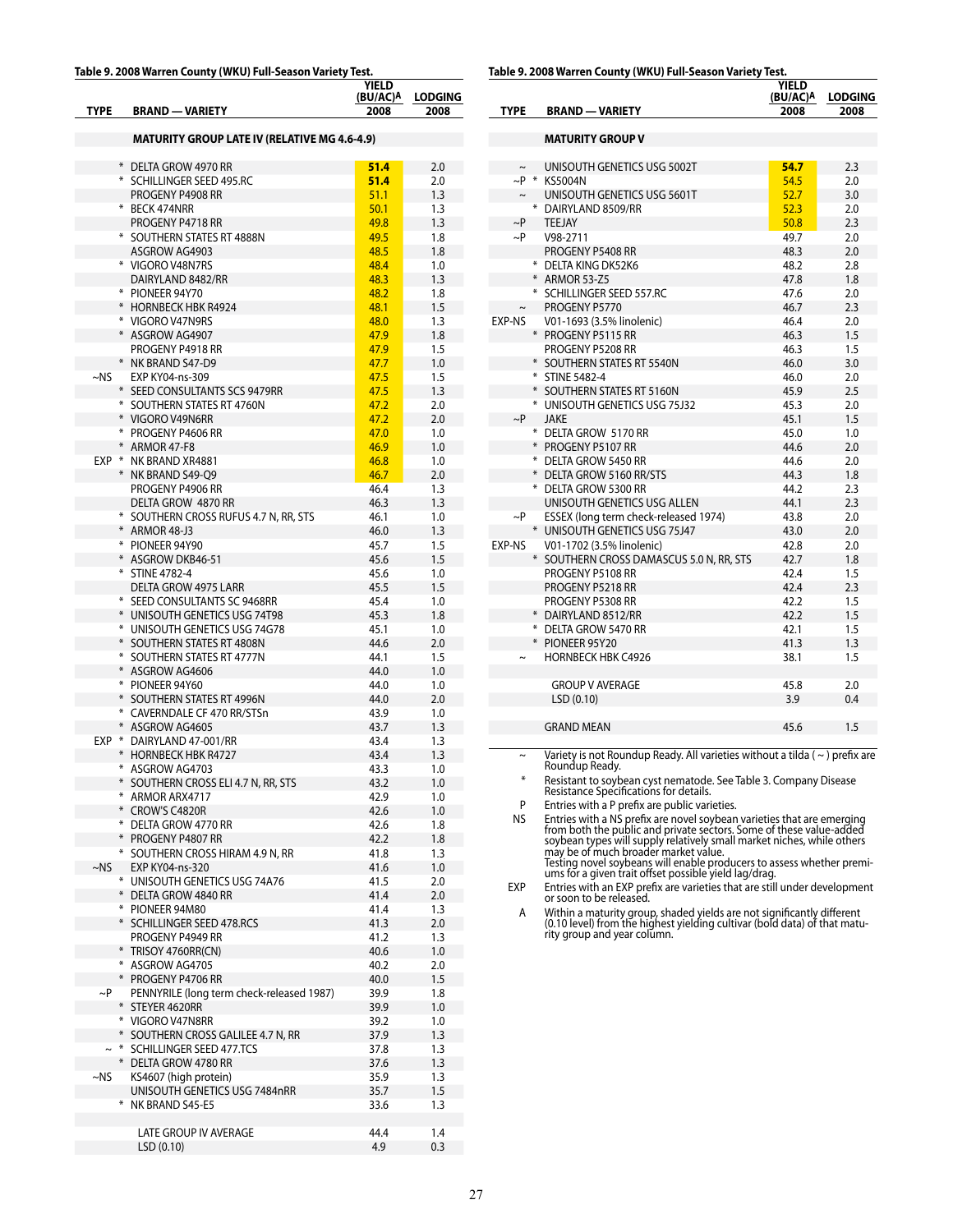**Table 9. 2008 Warren County (WKU) Full-Season Variety Test.**

| TYPE | BRAND — VARIETY | YIELD (BU/AC)[A] 2008 | LODGING 2008 |
|---|---|---|---|
| | **MATURITY GROUP LATE IV (RELATIVE MG 4.6-4.9)** | | |
| * | DELTA GROW 4970 RR | **51.4** | 2.0 |
| * | SCHILLINGER SEED 495.RC | **51.4** | 2.0 |
| | PROGENY P4908 RR | 51.1 | 1.3 |
| * | BECK 474NRR | 50.1 | 1.3 |
| | PROGENY P4718 RR | 49.8 | 1.3 |
| * | SOUTHERN STATES RT 4888N | 49.5 | 1.8 |
| | ASGROW AG4903 | 48.5 | 1.8 |
| * | VIGORO V48N7RS | 48.4 | 1.0 |
| | DAIRYLAND 8482/RR | 48.3 | 1.3 |
| * | PIONEER 94Y70 | 48.2 | 1.8 |
| * | HORNBECK HBK R4924 | 48.1 | 1.5 |
| * | VIGORO V47N9RS | 48.0 | 1.3 |
| * | ASGROW AG4907 | 47.9 | 1.8 |
| | PROGENY P4918 RR | 47.9 | 1.5 |
| * | NK BRAND S47-D9 | 47.7 | 1.0 |
| ~NS | EXP KY04-ns-309 | 47.5 | 1.5 |
| * | SEED CONSULTANTS SCS 9479RR | 47.5 | 1.3 |
| * | SOUTHERN STATES RT 4760N | 47.2 | 2.0 |
| * | VIGORO V49N6RR | 47.2 | 2.0 |
| * | PROGENY P4606 RR | 47.0 | 1.0 |
| * | ARMOR 47-F8 | 46.9 | 1.0 |
| EXP * | NK BRAND XR4881 | 46.8 | 1.0 |
| * | NK BRAND S49-Q9 | 46.7 | 2.0 |
| | PROGENY P4906 RR | 46.4 | 1.3 |
| | DELTA GROW 4870 RR | 46.3 | 1.3 |
| * | SOUTHERN CROSS RUFUS 4.7 N, RR, STS | 46.1 | 1.0 |
| * | ARMOR 48-J3 | 46.0 | 1.3 |
| * | PIONEER 94Y90 | 45.7 | 1.5 |
| * | ASGROW DKB46-51 | 45.6 | 1.5 |
| * | STINE 4782-4 | 45.6 | 1.0 |
| | DELTA GROW 4975 LARR | 45.5 | 1.5 |
| * | SEED CONSULTANTS SC 9468RR | 45.4 | 1.0 |
| * | UNISOUTH GENETICS USG 74T98 | 45.3 | 1.8 |
| * | UNISOUTH GENETICS USG 74G78 | 45.1 | 1.0 |
| * | SOUTHERN STATES RT 4808N | 44.6 | 2.0 |
| * | SOUTHERN STATES RT 4777N | 44.1 | 1.5 |
| * | ASGROW AG4606 | 44.0 | 1.0 |
| * | PIONEER 94Y60 | 44.0 | 1.0 |
| * | SOUTHERN STATES RT 4996N | 44.0 | 2.0 |
| * | CAVERNDALE CF 470 RR/STSn | 43.9 | 1.0 |
| * | ASGROW AG4605 | 43.7 | 1.3 |
| EXP * | DAIRYLAND 47-001/RR | 43.4 | 1.3 |
| * | HORNBECK HBK R4727 | 43.4 | 1.3 |
| * | ASGROW AG4703 | 43.3 | 1.0 |
| * | SOUTHERN CROSS ELI 4.7 N, RR, STS | 43.2 | 1.0 |
| * | ARMOR ARX4717 | 42.9 | 1.0 |
| * | CROW'S C4820R | 42.6 | 1.0 |
| * | DELTA GROW 4770 RR | 42.6 | 1.8 |
| * | PROGENY P4807 RR | 42.2 | 1.8 |
| * | SOUTHERN CROSS HIRAM 4.9 N, RR | 41.8 | 1.3 |
| ~NS | EXP KY04-ns-320 | 41.6 | 1.0 |
| * | UNISOUTH GENETICS USG 74A76 | 41.5 | 2.0 |
| * | DELTA GROW 4840 RR | 41.4 | 2.0 |
| * | PIONEER 94M80 | 41.4 | 1.3 |
| * | SCHILLINGER SEED 478.RCS | 41.3 | 2.0 |
| | PROGENY P4949 RR | 41.2 | 1.3 |
| * | TRISOY 4760RR(CN) | 40.6 | 1.0 |
| * | ASGROW AG4705 | 40.2 | 2.0 |
| * | PROGENY P4706 RR | 40.0 | 1.5 |
| ~P | PENNYRILE (long term check-released 1987) | 39.9 | 1.8 |
| * | STEYER 4620RR | 39.9 | 1.0 |
| * | VIGORO V47N8RR | 39.2 | 1.0 |
| * | SOUTHERN CROSS GALILEE 4.7 N, RR | 37.9 | 1.3 |
| ~ * | SCHILLINGER SEED 477.TCS | 37.8 | 1.3 |
| * | DELTA GROW 4780 RR | 37.6 | 1.3 |
| ~NS | KS4607 (high protein) | 35.9 | 1.3 |
| | UNISOUTH GENETICS USG 7484nRR | 35.7 | 1.5 |
| * | NK BRAND S45-E5 | 33.6 | 1.3 |
| | LATE GROUP IV AVERAGE | 44.4 | 1.4 |
| | LSD (0.10) | 4.9 | 0.3 |
| | **MATURITY GROUP V** | | |
| ~ | UNISOUTH GENETICS USG 5002T | **54.7** | 2.3 |
| ~P * | KS5004N | 54.5 | 2.0 |
| ~ | UNISOUTH GENETICS USG 5601T | 52.7 | 3.0 |
| * | DAIRYLAND 8509/RR | 52.3 | 2.0 |
| ~P | TEEJAY | 50.8 | 2.3 |
| ~P | V98-2711 | 49.7 | 2.0 |
| | PROGENY P5408 RR | 48.3 | 2.0 |
| * | DELTA KING DK52K6 | 48.2 | 2.8 |
| * | ARMOR 53-Z5 | 47.8 | 1.8 |
| * | SCHILLINGER SEED 557.RC | 47.6 | 2.0 |
| ~ | PROGENY P5770 | 46.7 | 2.3 |
| EXP-NS | V01-1693 (3.5% linolenic) | 46.4 | 2.0 |
| * | PROGENY P5115 RR | 46.3 | 1.5 |
| | PROGENY P5208 RR | 46.3 | 1.5 |
| * | SOUTHERN STATES RT 5540N | 46.0 | 3.0 |
| * | STINE 5482-4 | 46.0 | 2.0 |
| * | SOUTHERN STATES RT 5160N | 45.9 | 2.5 |
| * | UNISOUTH GENETICS USG 75J32 | 45.3 | 2.0 |
| ~P | JAKE | 45.1 | 1.5 |
| * | DELTA GROW 5170 RR | 45.0 | 1.0 |
| * | PROGENY P5107 RR | 44.6 | 2.0 |
| * | DELTA GROW 5450 RR | 44.6 | 2.0 |
| * | DELTA GROW 5160 RR/STS | 44.3 | 1.8 |
| * | DELTA GROW 5300 RR | 44.2 | 2.3 |
| | UNISOUTH GENETICS USG ALLEN | 44.1 | 2.3 |
| ~P | ESSEX (long term check-released 1974) | 43.8 | 2.0 |
| * | UNISOUTH GENETICS USG 75J47 | 43.0 | 2.0 |
| EXP-NS | V01-1702 (3.5% linolenic) | 42.8 | 2.0 |
| * | SOUTHERN CROSS DAMASCUS 5.0 N, RR, STS | 42.7 | 1.8 |
| | PROGENY P5108 RR | 42.4 | 1.5 |
| | PROGENY P5218 RR | 42.4 | 2.3 |
| | PROGENY P5308 RR | 42.2 | 1.5 |
| * | DAIRYLAND 8512/RR | 42.2 | 1.5 |
| * | DELTA GROW 5470 RR | 42.1 | 1.5 |
| * | PIONEER 95Y20 | 41.3 | 1.3 |
| ~ | HORNBECK HBK C4926 | 38.1 | 1.5 |
| | GROUP V AVERAGE | 45.8 | 2.0 |
| | LSD (0.10) | 3.9 | 0.4 |
| | GRAND MEAN | 45.6 | 1.5 |

~ Variety is not Roundup Ready. All varieties without a tilda ( ~ ) prefix are Roundup Ready.

\* Resistant to soybean cyst nematode. See Table 3. Company Disease Resistance Specifications for details.

P Entries with a P prefix are public varieties.

NS Entries with a NS prefix are novel soybean varieties that are emerging from both the public and private sectors. Some of these value-added soybean types will supply relatively small market niches, while others may be of much broader market value. Testing novel soybeans will enable producers to assess whether premiums for a given trait offset possible yield lag/drag.

EXP Entries with an EXP prefix are varieties that are still under development or soon to be released.

A Within a maturity group, shaded yields are not significantly different (0.10 level) from the highest yielding cultivar (bold data) of that maturity group and year column.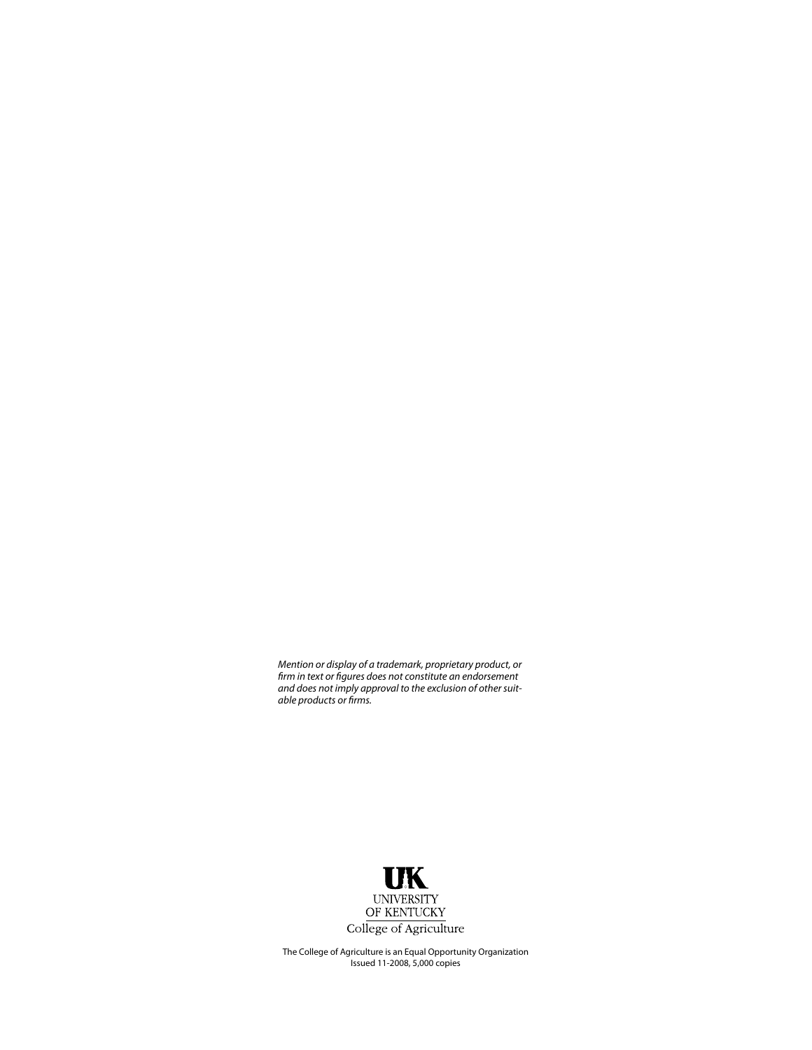*Mention or display of a trademark, proprietary product, or firm in text or figures does not constitute an endorsement and does not imply approval to the exclusion of other suitable products or firms.*

UK
UNIVERSITY
OF KENTUCKY
College of Agriculture

The College of Agriculture is an Equal Opportunity Organization
Issued 11-2008, 5,000 copies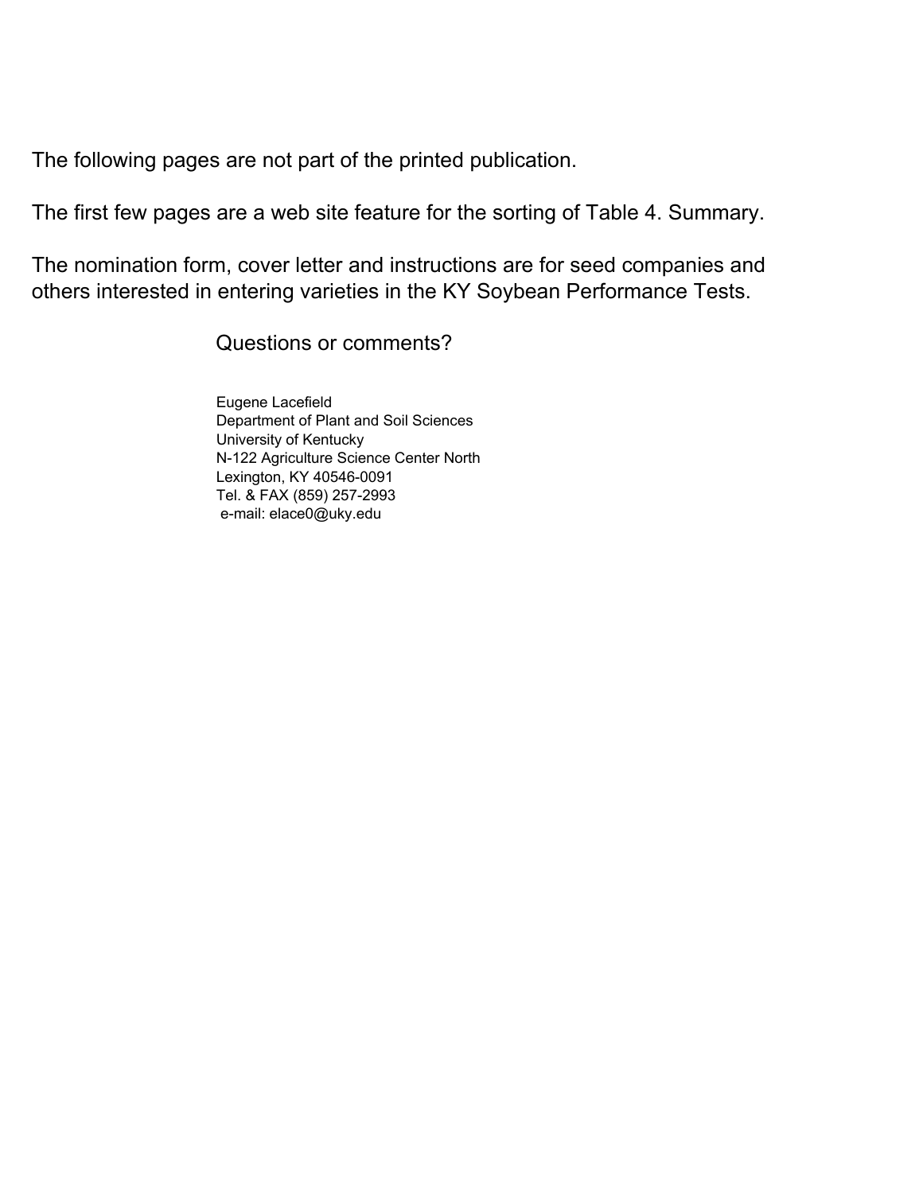The following pages are not part of the printed publication.

The first few pages are a web site feature for the sorting of Table 4. Summary.

The nomination form, cover letter and instructions are for seed companies and others interested in entering varieties in the KY Soybean Performance Tests.

Questions or comments?

Eugene Lacefield  
Department of Plant and Soil Sciences  
University of Kentucky  
N-122 Agriculture Science Center North  
Lexington, KY 40546-0091  
Tel. & FAX (859) 257-2993  
e-mail: elace0@uky.edu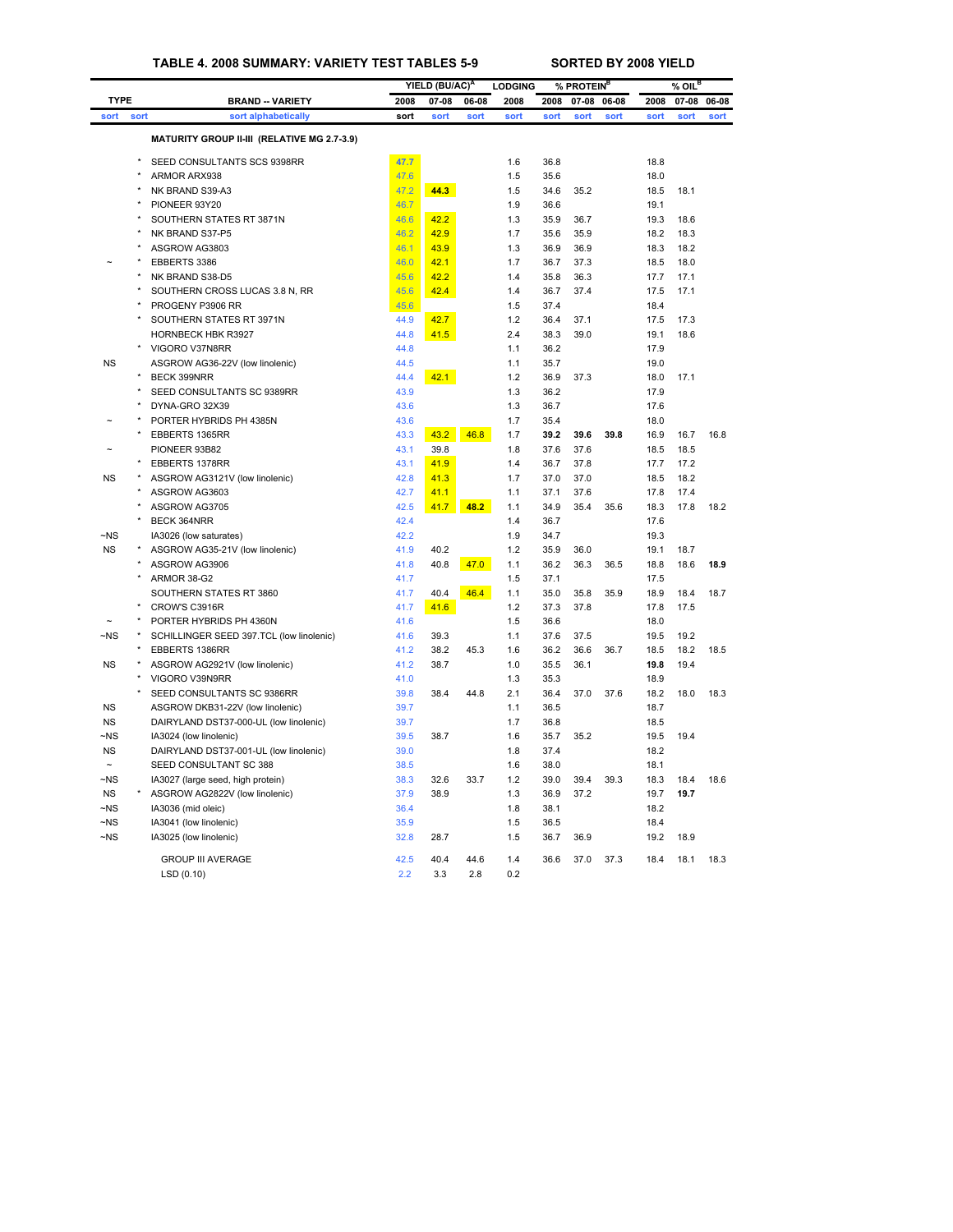**TABLE 4. 2008 SUMMARY: VARIETY TEST TABLES 5-9 SORTED BY 2008 YIELD**

| TYPE | | BRAND -- VARIETY | YIELD (BU/AC)[A] 2008 | YIELD 07-08 | YIELD 06-08 | LODGING 2008 | % PROTEIN[B] 2008 | % PROTEIN 07-08 | % PROTEIN 06-08 | % OIL[B] 2008 | % OIL 07-08 | % OIL 06-08 |
|---|---|---|---|---|---|---|---|---|---|---|---|---|
| sort | sort | sort alphabetically | sort | sort | sort | sort | sort | sort | sort | sort | sort | sort |
| | | **MATURITY GROUP II-III (RELATIVE MG 2.7-3.9)** | | | | | | | | | | |
| | * | SEED CONSULTANTS SCS 9398RR | 47.7 | | | 1.6 | 36.8 | | | 18.8 | | |
| | * | ARMOR ARX938 | 47.6 | | | 1.5 | 35.6 | | | 18.0 | | |
| | * | NK BRAND S39-A3 | 47.2 | **44.3** | | 1.5 | 34.6 | 35.2 | | 18.5 | 18.1 | |
| | * | PIONEER 93Y20 | 46.7 | | | 1.9 | 36.6 | | | 19.1 | | |
| | * | SOUTHERN STATES RT 3871N | 46.6 | 42.2 | | 1.3 | 35.9 | 36.7 | | 19.3 | 18.6 | |
| | * | NK BRAND S37-P5 | 46.2 | 42.9 | | 1.7 | 35.6 | 35.9 | | 18.2 | 18.3 | |
| | * | ASGROW AG3803 | 46.1 | 43.9 | | 1.3 | 36.9 | 36.9 | | 18.3 | 18.2 | |
| ~ | * | EBBERTS 3386 | 46.0 | 42.1 | | 1.7 | 36.7 | 37.3 | | 18.5 | 18.0 | |
| | * | NK BRAND S38-D5 | 45.6 | 42.2 | | 1.4 | 35.8 | 36.3 | | 17.7 | 17.1 | |
| | * | SOUTHERN CROSS LUCAS 3.8 N, RR | 45.6 | 42.4 | | 1.4 | 36.7 | 37.4 | | 17.5 | 17.1 | |
| | * | PROGENY P3906 RR | 45.6 | | | 1.5 | 37.4 | | | 18.4 | | |
| | * | SOUTHERN STATES RT 3971N | 44.9 | 42.7 | | 1.2 | 36.4 | 37.1 | | 17.5 | 17.3 | |
| | | HORNBECK HBK R3927 | 44.8 | 41.5 | | 2.4 | 38.3 | 39.0 | | 19.1 | 18.6 | |
| | * | VIGORO V37N8RR | 44.8 | | | 1.1 | 36.2 | | | 17.9 | | |
| NS | | ASGROW AG36-22V (low linolenic) | 44.5 | | | 1.1 | 35.7 | | | 19.0 | | |
| | * | BECK 399NRR | 44.4 | 42.1 | | 1.2 | 36.9 | 37.3 | | 18.0 | 17.1 | |
| | * | SEED CONSULTANTS SC 9389RR | 43.9 | | | 1.3 | 36.2 | | | 17.9 | | |
| | * | DYNA-GRO 32X39 | 43.6 | | | 1.3 | 36.7 | | | 17.6 | | |
| ~ | * | PORTER HYBRIDS PH 4385N | 43.6 | | | 1.7 | 35.4 | | | 18.0 | | |
| | * | EBBERTS 1365RR | 43.3 | 43.2 | 46.8 | 1.7 | **39.2** | **39.6** | **39.8** | 16.9 | 16.7 | 16.8 |
| ~ | | PIONEER 93B82 | 43.1 | 39.8 | | 1.8 | 37.6 | 37.6 | | 18.5 | 18.5 | |
| | * | EBBERTS 1378RR | 43.1 | 41.9 | | 1.4 | 36.7 | 37.8 | | 17.7 | 17.2 | |
| NS | * | ASGROW AG3121V (low linolenic) | 42.8 | 41.3 | | 1.7 | 37.0 | 37.0 | | 18.5 | 18.2 | |
| | * | ASGROW AG3603 | 42.7 | 41.1 | | 1.1 | 37.1 | 37.6 | | 17.8 | 17.4 | |
| | * | ASGROW AG3705 | 42.5 | 41.7 | **48.2** | 1.1 | 34.9 | 35.4 | 35.6 | 18.3 | 17.8 | 18.2 |
| | * | BECK 364NRR | 42.4 | | | 1.4 | 36.7 | | | 17.6 | | |
| ~NS | | IA3026 (low saturates) | 42.2 | | | 1.9 | 34.7 | | | 19.3 | | |
| NS | * | ASGROW AG35-21V (low linolenic) | 41.9 | 40.2 | | 1.2 | 35.9 | 36.0 | | 19.1 | 18.7 | |
| | * | ASGROW AG3906 | 41.8 | 40.8 | 47.0 | 1.1 | 36.2 | 36.3 | 36.5 | 18.8 | 18.6 | **18.9** |
| | * | ARMOR 38-G2 | 41.7 | | | 1.5 | 37.1 | | | 17.5 | | |
| | | SOUTHERN STATES RT 3860 | 41.7 | 40.4 | 46.4 | 1.1 | 35.0 | 35.8 | 35.9 | 18.9 | 18.4 | 18.7 |
| | * | CROW'S C3916R | 41.7 | 41.6 | | 1.2 | 37.3 | 37.8 | | 17.8 | 17.5 | |
| ~ | * | PORTER HYBRIDS PH 4360N | 41.6 | | | 1.5 | 36.6 | | | 18.0 | | |
| ~NS | * | SCHILLINGER SEED 397.TCL (low linolenic) | 41.6 | 39.3 | | 1.1 | 37.6 | 37.5 | | 19.5 | 19.2 | |
| | * | EBBERTS 1386RR | 41.2 | 38.2 | 45.3 | 1.6 | 36.2 | 36.6 | 36.7 | 18.5 | 18.2 | 18.5 |
| NS | * | ASGROW AG2921V (low linolenic) | 41.2 | 38.7 | | 1.0 | 35.5 | 36.1 | | **19.8** | 19.4 | |
| | * | VIGORO V39N9RR | 41.0 | | | 1.3 | 35.3 | | | 18.9 | | |
| | * | SEED CONSULTANTS SC 9386RR | 39.8 | 38.4 | 44.8 | 2.1 | 36.4 | 37.0 | 37.6 | 18.2 | 18.0 | 18.3 |
| NS | | ASGROW DKB31-22V (low linolenic) | 39.7 | | | 1.1 | 36.5 | | | 18.7 | | |
| NS | | DAIRYLAND DST37-000-UL (low linolenic) | 39.7 | | | 1.7 | 36.8 | | | 18.5 | | |
| ~NS | | IA3024 (low linolenic) | 39.5 | 38.7 | | 1.6 | 35.7 | 35.2 | | 19.5 | 19.4 | |
| NS | | DAIRYLAND DST37-001-UL (low linolenic) | 39.0 | | | 1.8 | 37.4 | | | 18.2 | | |
| ~ | | SEED CONSULTANT SC 388 | 38.5 | | | 1.6 | 38.0 | | | 18.1 | | |
| ~NS | | IA3027 (large seed, high protein) | 38.3 | 32.6 | 33.7 | 1.2 | 39.0 | 39.4 | 39.3 | 18.3 | 18.4 | 18.6 |
| NS | * | ASGROW AG2822V (low linolenic) | 37.9 | 38.9 | | 1.3 | 36.9 | 37.2 | | 19.7 | **19.7** | |
| ~NS | | IA3036 (mid oleic) | 36.4 | | | 1.8 | 38.1 | | | 18.2 | | |
| ~NS | | IA3041 (low linolenic) | 35.9 | | | 1.5 | 36.5 | | | 18.4 | | |
| ~NS | | IA3025 (low linolenic) | 32.8 | 28.7 | | 1.5 | 36.7 | 36.9 | | 19.2 | 18.9 | |
| | | GROUP III AVERAGE | 42.5 | 40.4 | 44.6 | 1.4 | 36.6 | 37.0 | 37.3 | 18.4 | 18.1 | 18.3 |
| | | LSD (0.10) | 2.2 | 3.3 | 2.8 | 0.2 | | | | | | |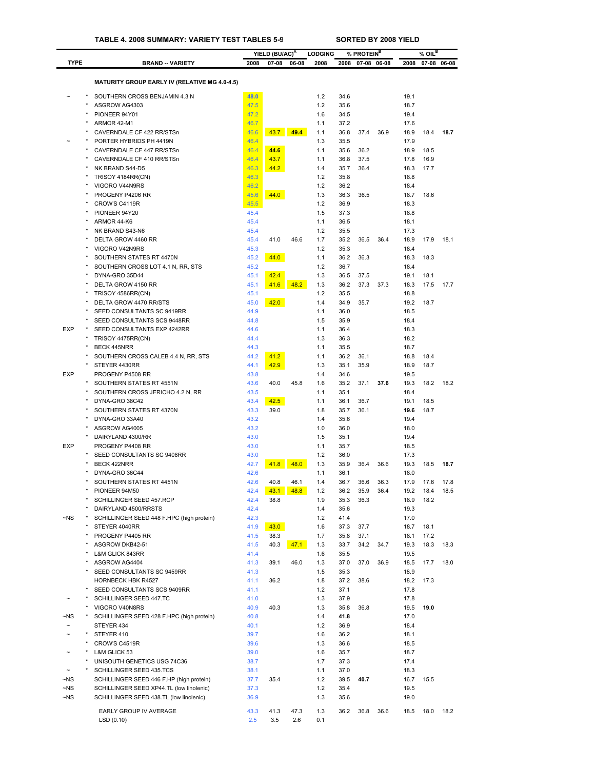**TABLE 4. 2008 SUMMARY: VARIETY TEST TABLES 5-9** SORTED BY 2008 YIELD

| TYPE | | BRAND -- VARIETY | YIELD (BU/AC)[A] 2008 | 07-08 | 06-08 | LODGING 2008 | % PROTEIN[B] 2008 | 07-08 | 06-08 | % OIL[B] 2008 | 07-08 | 06-08 |
|---|---|---|---|---|---|---|---|---|---|---|---|---|
| | | **MATURITY GROUP EARLY IV (RELATIVE MG 4.0-4.5)** | | | | | | | | | | |
| ~ | * | SOUTHERN CROSS BENJAMIN 4.3 N | 48.0 | | | 1.2 | 34.6 | | | 19.1 | | |
| | * | ASGROW AG4303 | 47.5 | | | 1.2 | 35.6 | | | 18.7 | | |
| | * | PIONEER 94Y01 | 47.2 | | | 1.6 | 34.5 | | | 19.4 | | |
| | * | ARMOR 42-M1 | 46.7 | | | 1.1 | 37.2 | | | 17.6 | | |
| | * | CAVERNDALE CF 422 RR/STSn | 46.6 | 43.7 | **49.4** | 1.1 | 36.8 | 37.4 | 36.9 | 18.9 | 18.4 | **18.7** |
| ~ | * | PORTER HYBRIDS PH 4419N | 46.4 | | | 1.3 | 35.5 | | | 17.9 | | |
| | * | CAVERNDALE CF 447 RR/STSn | 46.4 | **44.6** | | 1.1 | 35.6 | 36.2 | | 18.9 | 18.5 | |
| | * | CAVERNDALE CF 410 RR/STSn | 46.4 | 43.7 | | 1.1 | 36.8 | 37.5 | | 17.8 | 16.9 | |
| | * | NK BRAND S44-D5 | 46.3 | 44.2 | | 1.4 | 35.7 | 36.4 | | 18.3 | 17.7 | |
| | * | TRISOY 4184RR(CN) | 46.3 | | | 1.2 | 35.8 | | | 18.8 | | |
| | * | VIGORO V44N9RS | 46.2 | | | 1.2 | 36.2 | | | 18.4 | | |
| | * | PROGENY P4206 RR | 45.6 | 44.0 | | 1.3 | 36.3 | 36.5 | | 18.7 | 18.6 | |
| | * | CROW'S C4119R | 45.5 | | | 1.2 | 36.9 | | | 18.3 | | |
| | * | PIONEER 94Y20 | 45.4 | | | 1.5 | 37.3 | | | 18.8 | | |
| | * | ARMOR 44-K6 | 45.4 | | | 1.1 | 36.5 | | | 18.1 | | |
| | * | NK BRAND S43-N6 | 45.4 | | | 1.2 | 35.5 | | | 17.3 | | |
| | * | DELTA GROW 4460 RR | 45.4 | 41.0 | 46.6 | 1.7 | 35.2 | 36.5 | 36.4 | 18.9 | 17.9 | 18.1 |
| | * | VIGORO V42N9RS | 45.3 | | | 1.2 | 35.3 | | | 18.4 | | |
| | * | SOUTHERN STATES RT 4470N | 45.2 | 44.0 | | 1.1 | 36.2 | 36.3 | | 18.3 | 18.3 | |
| | * | SOUTHERN CROSS LOT 4.1 N, RR, STS | 45.2 | | | 1.2 | 36.7 | | | 18.4 | | |
| | * | DYNA-GRO 35D44 | 45.1 | 42.4 | | 1.3 | 36.5 | 37.5 | | 19.1 | 18.1 | |
| | * | DELTA GROW 4150 RR | 45.1 | 41.6 | 48.2 | 1.3 | 36.2 | 37.3 | 37.3 | 18.3 | 17.5 | 17.7 |
| | * | TRISOY 4586RR(CN) | 45.1 | | | 1.2 | 35.5 | | | 18.8 | | |
| | * | DELTA GROW 4470 RR/STS | 45.0 | 42.0 | | 1.4 | 34.9 | 35.7 | | 19.2 | 18.7 | |
| | * | SEED CONSULTANTS SC 9419RR | 44.9 | | | 1.1 | 36.0 | | | 18.5 | | |
| | * | SEED CONSULTANTS SCS 9448RR | 44.8 | | | 1.5 | 35.9 | | | 18.4 | | |
| EXP | * | SEED CONSULTANTS EXP 4242RR | 44.6 | | | 1.1 | 36.4 | | | 18.3 | | |
| | * | TRISOY 4475RR(CN) | 44.4 | | | 1.3 | 36.3 | | | 18.2 | | |
| | * | BECK 445NRR | 44.3 | | | 1.1 | 35.5 | | | 18.7 | | |
| | * | SOUTHERN CROSS CALEB 4.4 N, RR, STS | 44.2 | 41.2 | | 1.1 | 36.2 | 36.1 | | 18.8 | 18.4 | |
| | * | STEYER 4430RR | 44.1 | 42.9 | | 1.3 | 35.1 | 35.9 | | 18.9 | 18.7 | |
| EXP | | PROGENY P4508 RR | 43.8 | | | 1.4 | 34.6 | | | 19.5 | | |
| | * | SOUTHERN STATES RT 4551N | 43.6 | 40.0 | 45.8 | 1.6 | 35.2 | 37.1 | **37.6** | 19.3 | 18.2 | 18.2 |
| | * | SOUTHERN CROSS JERICHO 4.2 N, RR | 43.5 | | | 1.1 | 35.1 | | | 18.4 | | |
| | * | DYNA-GRO 38C42 | 43.4 | 42.5 | | 1.1 | 36.1 | 36.7 | | 19.1 | 18.5 | |
| | * | SOUTHERN STATES RT 4370N | 43.3 | 39.0 | | 1.8 | 35.7 | 36.1 | | **19.6** | 18.7 | |
| | * | DYNA-GRO 33A40 | 43.2 | | | 1.4 | 35.6 | | | 19.4 | | |
| | * | ASGROW AG4005 | 43.2 | | | 1.0 | 36.0 | | | 18.0 | | |
| | * | DAIRYLAND 4300/RR | 43.0 | | | 1.5 | 35.1 | | | 19.4 | | |
| EXP | | PROGENY P4408 RR | 43.0 | | | 1.1 | 35.7 | | | 18.5 | | |
| | * | SEED CONSULTANTS SC 9408RR | 43.0 | | | 1.2 | 36.0 | | | 17.3 | | |
| | * | BECK 422NRR | 42.7 | 41.8 | 48.0 | 1.3 | 35.9 | 36.4 | 36.6 | 19.3 | 18.5 | **18.7** |
| | * | DYNA-GRO 36C44 | 42.6 | | | 1.1 | 36.1 | | | 18.0 | | |
| | * | SOUTHERN STATES RT 4451N | 42.6 | 40.8 | 46.1 | 1.4 | 36.7 | 36.6 | 36.3 | 17.9 | 17.6 | 17.8 |
| | * | PIONEER 94M50 | 42.4 | 43.1 | 48.8 | 1.2 | 36.2 | 35.9 | 36.4 | 19.2 | 18.4 | 18.5 |
| | * | SCHILLINGER SEED 457.RCP | 42.4 | 38.8 | | 1.9 | 35.3 | 36.3 | | 18.9 | 18.2 | |
| | * | DAIRYLAND 4500/RRSTS | 42.4 | | | 1.4 | 35.6 | | | 19.3 | | |
| ~NS | * | SCHILLINGER SEED 448 F.HPC (high protein) | 42.3 | | | 1.2 | 41.4 | | | 17.0 | | |
| | * | STEYER 4040RR | 41.9 | 43.0 | | 1.6 | 37.3 | 37.7 | | 18.7 | 18.1 | |
| | * | PROGENY P4405 RR | 41.5 | 38.3 | | 1.7 | 35.8 | 37.1 | | 18.1 | 17.2 | |
| | * | ASGROW DKB42-51 | 41.5 | 40.3 | 47.1 | 1.3 | 33.7 | 34.2 | 34.7 | 19.3 | 18.3 | 18.3 |
| | * | L&M GLICK 843RR | 41.4 | | | 1.6 | 35.5 | | | 19.5 | | |
| | * | ASGROW AG4404 | 41.3 | 39.1 | 46.0 | 1.3 | 37.0 | 37.0 | 36.9 | 18.5 | 17.7 | 18.0 |
| | * | SEED CONSULTANTS SC 9459RR | 41.3 | | | 1.5 | 35.3 | | | 18.9 | | |
| | | HORNBECK HBK R4527 | 41.1 | 36.2 | | 1.8 | 37.2 | 38.6 | | 18.2 | 17.3 | |
| | * | SEED CONSULTANTS SCS 9409RR | 41.1 | | | 1.2 | 37.1 | | | 17.8 | | |
| ~ | * | SCHILLINGER SEED 447.TC | 41.0 | | | 1.3 | 37.9 | | | 17.8 | | |
| | * | VIGORO V40N8RS | 40.9 | 40.3 | | 1.3 | 35.8 | 36.8 | | 19.5 | **19.0** | |
| ~NS | * | SCHILLINGER SEED 428 F.HPC (high protein) | 40.8 | | | 1.4 | **41.8** | | | 17.0 | | |
| ~ | | STEYER 434 | 40.1 | | | 1.2 | 36.9 | | | 18.4 | | |
| ~ | * | STEYER 410 | 39.7 | | | 1.6 | 36.2 | | | 18.1 | | |
| | * | CROW'S C4519R | 39.6 | | | 1.3 | 36.6 | | | 18.5 | | |
| ~ | * | L&M GLICK 53 | 39.0 | | | 1.6 | 35.7 | | | 18.7 | | |
| | * | UNISOUTH GENETICS USG 74C36 | 38.7 | | | 1.7 | 37.3 | | | 17.4 | | |
| ~ | * | SCHILLINGER SEED 435.TCS | 38.1 | | | 1.1 | 37.0 | | | 18.3 | | |
| ~NS | | SCHILLINGER SEED 446 F.HP (high protein) | 37.7 | 35.4 | | 1.2 | 39.5 | **40.7** | | 16.7 | 15.5 | |
| ~NS | | SCHILLINGER SEED XP44.TL (low linolenic) | 37.3 | | | 1.2 | 35.4 | | | 19.5 | | |
| ~NS | | SCHILLINGER SEED 438.TL (low linolenic) | 36.9 | | | 1.3 | 35.6 | | | 19.0 | | |
| | | EARLY GROUP IV AVERAGE | 43.3 | 41.3 | 47.3 | 1.3 | 36.2 | 36.8 | 36.6 | 18.5 | 18.0 | 18.2 |
| | | LSD (0.10) | 2.5 | 3.5 | 2.6 | 0.1 | | | | | | |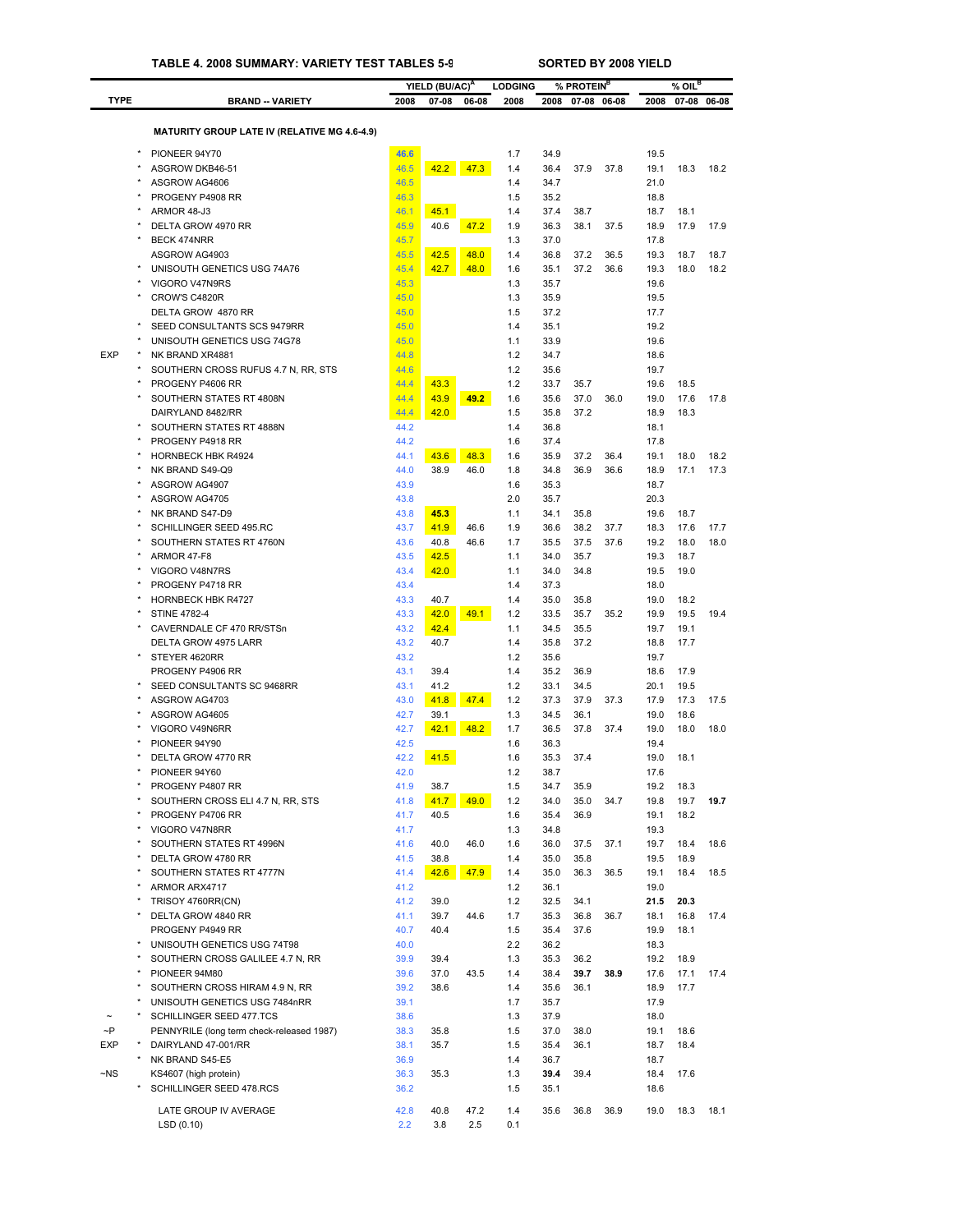**TABLE 4. 2008 SUMMARY: VARIETY TEST TABLES 5-9 SORTED BY 2008 YIELD**

| TYPE | | BRAND -- VARIETY | YIELD (BU/AC)[A] 2008 | 07-08 | 06-08 | LODGING 2008 | % PROTEIN[B] 2008 | 07-08 | 06-08 | % OIL[B] 2008 | 07-08 | 06-08 |
|---|---|---|---|---|---|---|---|---|---|---|---|---|
| | | **MATURITY GROUP LATE IV (RELATIVE MG 4.6-4.9)** | | | | | | | | | | |
| | * | PIONEER 94Y70 | **46.6** | | | 1.7 | 34.9 | | | 19.5 | | |
| | * | ASGROW DKB46-51 | 46.5 | 42.2 | 47.3 | 1.4 | 36.4 | 37.9 | 37.8 | 19.1 | 18.3 | 18.2 |
| | * | ASGROW AG4606 | 46.5 | | | 1.4 | 34.7 | | | 21.0 | | |
| | * | PROGENY P4908 RR | 46.3 | | | 1.5 | 35.2 | | | 18.8 | | |
| | * | ARMOR 48-J3 | 46.1 | 45.1 | | 1.4 | 37.4 | 38.7 | | 18.7 | 18.1 | |
| | * | DELTA GROW 4970 RR | 45.9 | 40.6 | 47.2 | 1.9 | 36.3 | 38.1 | 37.5 | 18.9 | 17.9 | 17.9 |
| | * | BECK 474NRR | 45.7 | | | 1.3 | 37.0 | | | 17.8 | | |
| | | ASGROW AG4903 | 45.5 | 42.5 | 48.0 | 1.4 | 36.8 | 37.2 | 36.5 | 19.3 | 18.7 | 18.7 |
| | * | UNISOUTH GENETICS USG 74A76 | 45.4 | 42.7 | 48.0 | 1.6 | 35.1 | 37.2 | 36.6 | 19.3 | 18.0 | 18.2 |
| | * | VIGORO V47N9RS | 45.3 | | | 1.3 | 35.7 | | | 19.6 | | |
| | * | CROW'S C4820R | 45.0 | | | 1.3 | 35.9 | | | 19.5 | | |
| | | DELTA GROW 4870 RR | 45.0 | | | 1.5 | 37.2 | | | 17.7 | | |
| | * | SEED CONSULTANTS SCS 9479RR | 45.0 | | | 1.4 | 35.1 | | | 19.2 | | |
| | * | UNISOUTH GENETICS USG 74G78 | 45.0 | | | 1.1 | 33.9 | | | 19.6 | | |
| EXP | * | NK BRAND XR4881 | 44.8 | | | 1.2 | 34.7 | | | 18.6 | | |
| | * | SOUTHERN CROSS RUFUS 4.7 N, RR, STS | 44.6 | | | 1.2 | 35.6 | | | 19.7 | | |
| | * | PROGENY P4606 RR | 44.4 | 43.3 | | 1.2 | 33.7 | 35.7 | | 19.6 | 18.5 | |
| | * | SOUTHERN STATES RT 4808N | 44.4 | 43.9 | **49.2** | 1.6 | 35.6 | 37.0 | 36.0 | 19.0 | 17.6 | 17.8 |
| | | DAIRYLAND 8482/RR | 44.4 | 42.0 | | 1.5 | 35.8 | 37.2 | | 18.9 | 18.3 | |
| | * | SOUTHERN STATES RT 4888N | 44.2 | | | 1.4 | 36.8 | | | 18.1 | | |
| | * | PROGENY P4918 RR | 44.2 | | | 1.6 | 37.4 | | | 17.8 | | |
| | * | HORNBECK HBK R4924 | 44.1 | 43.6 | 48.3 | 1.6 | 35.9 | 37.2 | 36.4 | 19.1 | 18.0 | 18.2 |
| | * | NK BRAND S49-Q9 | 44.0 | 38.9 | 46.0 | 1.8 | 34.8 | 36.9 | 36.6 | 18.9 | 17.1 | 17.3 |
| | * | ASGROW AG4907 | 43.9 | | | 1.6 | 35.3 | | | 18.7 | | |
| | * | ASGROW AG4705 | 43.8 | | | 2.0 | 35.7 | | | 20.3 | | |
| | * | NK BRAND S47-D9 | 43.8 | **45.3** | | 1.1 | 34.1 | 35.8 | | 19.6 | 18.7 | |
| | * | SCHILLINGER SEED 495.RC | 43.7 | 41.9 | 46.6 | 1.9 | 36.6 | 38.2 | 37.7 | 18.3 | 17.6 | 17.7 |
| | * | SOUTHERN STATES RT 4760N | 43.6 | 40.8 | 46.6 | 1.7 | 35.5 | 37.5 | 37.6 | 19.2 | 18.0 | 18.0 |
| | * | ARMOR 47-F8 | 43.5 | 42.5 | | 1.1 | 34.0 | 35.7 | | 19.3 | 18.7 | |
| | * | VIGORO V48N7RS | 43.4 | 42.0 | | 1.1 | 34.0 | 34.8 | | 19.5 | 19.0 | |
| | * | PROGENY P4718 RR | 43.4 | | | 1.4 | 37.3 | | | 18.0 | | |
| | * | HORNBECK HBK R4727 | 43.3 | 40.7 | | 1.4 | 35.0 | 35.8 | | 19.0 | 18.2 | |
| | * | STINE 4782-4 | 43.3 | 42.0 | 49.1 | 1.2 | 33.5 | 35.7 | 35.2 | 19.9 | 19.5 | 19.4 |
| | * | CAVERNDALE CF 470 RR/STSn | 43.2 | 42.4 | | 1.1 | 34.5 | 35.5 | | 19.7 | 19.1 | |
| | | DELTA GROW 4975 LARR | 43.2 | 40.7 | | 1.4 | 35.8 | 37.2 | | 18.8 | 17.7 | |
| | * | STEYER 4620RR | 43.2 | | | 1.2 | 35.6 | | | 19.7 | | |
| | | PROGENY P4906 RR | 43.1 | 39.4 | | 1.4 | 35.2 | 36.9 | | 18.6 | 17.9 | |
| | * | SEED CONSULTANTS SC 9468RR | 43.1 | 41.2 | | 1.2 | 33.1 | 34.5 | | 20.1 | 19.5 | |
| | * | ASGROW AG4703 | 43.0 | 41.8 | 47.4 | 1.2 | 37.3 | 37.9 | 37.3 | 17.9 | 17.3 | 17.5 |
| | * | ASGROW AG4605 | 42.7 | 39.1 | | 1.3 | 34.5 | 36.1 | | 19.0 | 18.6 | |
| | * | VIGORO V49N6RR | 42.7 | 42.1 | 48.2 | 1.7 | 36.5 | 37.8 | 37.4 | 19.0 | 18.0 | 18.0 |
| | * | PIONEER 94Y90 | 42.5 | | | 1.6 | 36.3 | | | 19.4 | | |
| | * | DELTA GROW 4770 RR | 42.2 | 41.5 | | 1.6 | 35.3 | 37.4 | | 19.0 | 18.1 | |
| | * | PIONEER 94Y60 | 42.0 | | | 1.2 | 38.7 | | | 17.6 | | |
| | * | PROGENY P4807 RR | 41.9 | 38.7 | | 1.5 | 34.7 | 35.9 | | 19.2 | 18.3 | |
| | * | SOUTHERN CROSS ELI 4.7 N, RR, STS | 41.8 | 41.7 | 49.0 | 1.2 | 34.0 | 35.0 | 34.7 | 19.8 | 19.7 | **19.7** |
| | * | PROGENY P4706 RR | 41.7 | 40.5 | | 1.6 | 35.4 | 36.9 | | 19.1 | 18.2 | |
| | * | VIGORO V47N8RR | 41.7 | | | 1.3 | 34.8 | | | 19.3 | | |
| | * | SOUTHERN STATES RT 4996N | 41.6 | 40.0 | 46.0 | 1.6 | 36.0 | 37.5 | 37.1 | 19.7 | 18.4 | 18.6 |
| | * | DELTA GROW 4780 RR | 41.5 | 38.8 | | 1.4 | 35.0 | 35.8 | | 19.5 | 18.9 | |
| | * | SOUTHERN STATES RT 4777N | 41.4 | 42.6 | 47.9 | 1.4 | 35.0 | 36.3 | 36.5 | 19.1 | 18.4 | 18.5 |
| | * | ARMOR ARX4717 | 41.2 | | | 1.2 | 36.1 | | | 19.0 | | |
| | * | TRISOY 4760RR(CN) | 41.2 | 39.0 | | 1.2 | 32.5 | 34.1 | | **21.5** | **20.3** | |
| | * | DELTA GROW 4840 RR | 41.1 | 39.7 | 44.6 | 1.7 | 35.3 | 36.8 | 36.7 | 18.1 | 16.8 | 17.4 |
| | | PROGENY P4949 RR | 40.7 | 40.4 | | 1.5 | 35.4 | 37.6 | | 19.9 | 18.1 | |
| | * | UNISOUTH GENETICS USG 74T98 | 40.0 | | | 2.2 | 36.2 | | | 18.3 | | |
| | * | SOUTHERN CROSS GALILEE 4.7 N, RR | 39.9 | 39.4 | | 1.3 | 35.3 | 36.2 | | 19.2 | 18.9 | |
| | * | PIONEER 94M80 | 39.6 | 37.0 | 43.5 | 1.4 | 38.4 | **39.7** | **38.9** | 17.6 | 17.1 | 17.4 |
| | * | SOUTHERN CROSS HIRAM 4.9 N, RR | 39.2 | 38.6 | | 1.4 | 35.6 | 36.1 | | 18.9 | 17.7 | |
| | * | UNISOUTH GENETICS USG 7484nRR | 39.1 | | | 1.7 | 35.7 | | | 17.9 | | |
| ~ | * | SCHILLINGER SEED 477.TCS | 38.6 | | | 1.3 | 37.9 | | | 18.0 | | |
| ~P | | PENNYRILE (long term check-released 1987) | 38.3 | 35.8 | | 1.5 | 37.0 | 38.0 | | 19.1 | 18.6 | |
| EXP | * | DAIRYLAND 47-001/RR | 38.1 | 35.7 | | 1.5 | 35.4 | 36.1 | | 18.7 | 18.4 | |
| | * | NK BRAND S45-E5 | 36.9 | | | 1.4 | 36.7 | | | 18.7 | | |
| ~NS | | KS4607 (high protein) | 36.3 | 35.3 | | 1.3 | **39.4** | 39.4 | | 18.4 | 17.6 | |
| | * | SCHILLINGER SEED 478.RCS | 36.2 | | | 1.5 | 35.1 | | | 18.6 | | |
| | | LATE GROUP IV AVERAGE | 42.8 | 40.8 | 47.2 | 1.4 | 35.6 | 36.8 | 36.9 | 19.0 | 18.3 | 18.1 |
| | | LSD (0.10) | 2.2 | 3.8 | 2.5 | 0.1 | | | | | | |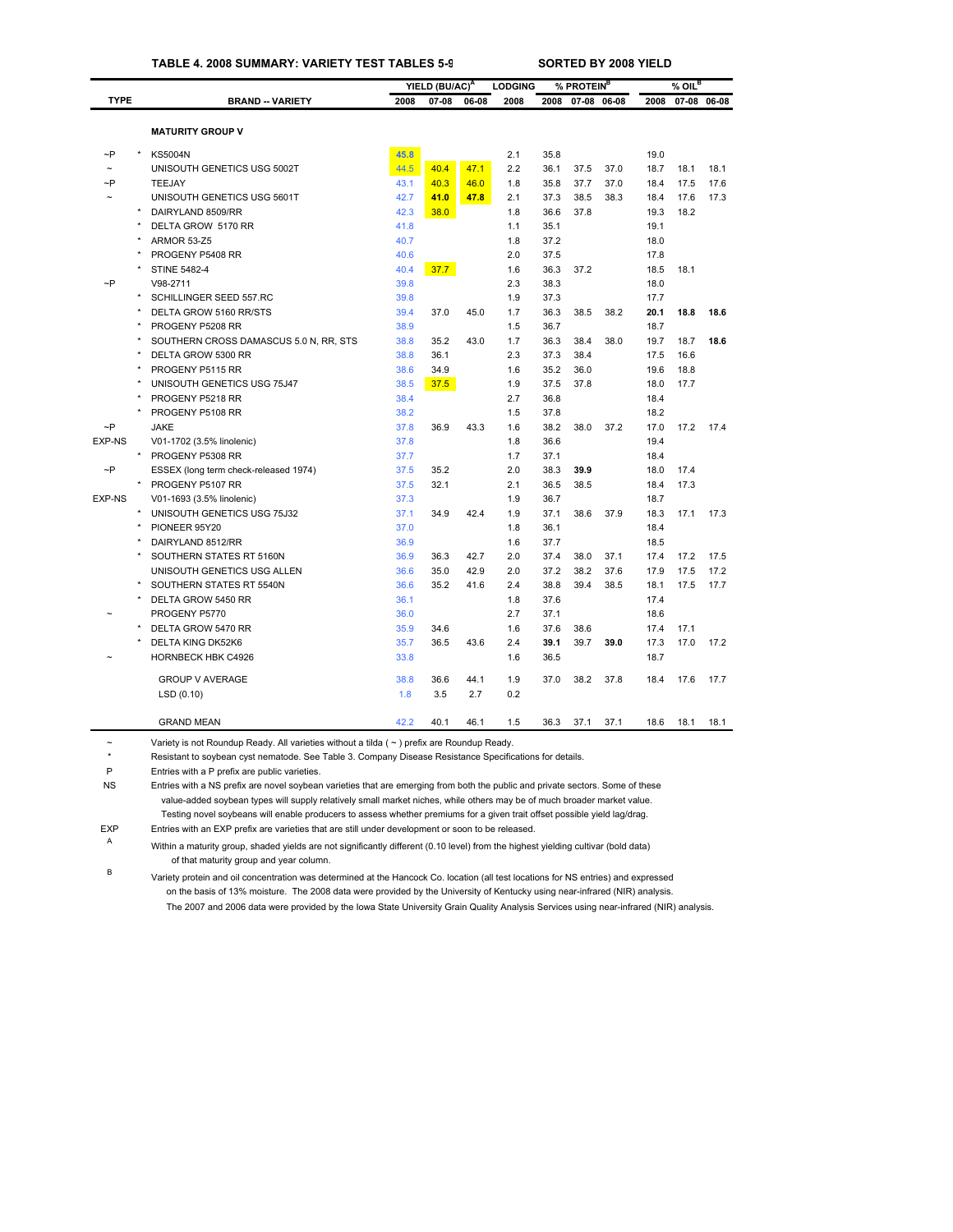**TABLE 4. 2008 SUMMARY: VARIETY TEST TABLES 5-9 SORTED BY 2008 YIELD**

| TYPE | | BRAND -- VARIETY | YIELD (BU/AC)[A] 2008 | 07-08 | 06-08 | LODGING 2008 | % PROTEIN[B] 2008 | 07-08 | 06-08 | % OIL[B] 2008 | 07-08 | 06-08 |
|---|---|---|---|---|---|---|---|---|---|---|---|---|
| | | **MATURITY GROUP V** | | | | | | | | | | |
| ~P | * | KS5004N | **45.8** | | | 2.1 | 35.8 | | | 19.0 | | |
| ~ | | UNISOUTH GENETICS USG 5002T | 44.5 | 40.4 | 47.1 | 2.2 | 36.1 | 37.5 | 37.0 | 18.7 | 18.1 | 18.1 |
| ~P | | TEEJAY | 43.1 | 40.3 | 46.0 | 1.8 | 35.8 | 37.7 | 37.0 | 18.4 | 17.5 | 17.6 |
| ~ | | UNISOUTH GENETICS USG 5601T | 42.7 | **41.0** | **47.8** | 2.1 | 37.3 | 38.5 | 38.3 | 18.4 | 17.6 | 17.3 |
| | * | DAIRYLAND 8509/RR | 42.3 | 38.0 | | 1.8 | 36.6 | 37.8 | | 19.3 | 18.2 | |
| | * | DELTA GROW 5170 RR | 41.8 | | | 1.1 | 35.1 | | | 19.1 | | |
| | * | ARMOR 53-Z5 | 40.7 | | | 1.8 | 37.2 | | | 18.0 | | |
| | * | PROGENY P5408 RR | 40.6 | | | 2.0 | 37.5 | | | 17.8 | | |
| | * | STINE 5482-4 | 40.4 | 37.7 | | 1.6 | 36.3 | 37.2 | | 18.5 | 18.1 | |
| ~P | | V98-2711 | 39.8 | | | 2.3 | 38.3 | | | 18.0 | | |
| | * | SCHILLINGER SEED 557.RC | 39.8 | | | 1.9 | 37.3 | | | 17.7 | | |
| | * | DELTA GROW 5160 RR/STS | 39.4 | 37.0 | 45.0 | 1.7 | 36.3 | 38.5 | 38.2 | **20.1** | **18.8** | **18.6** |
| | * | PROGENY P5208 RR | 38.9 | | | 1.5 | 36.7 | | | 18.7 | | |
| | * | SOUTHERN CROSS DAMASCUS 5.0 N, RR, STS | 38.8 | 35.2 | 43.0 | 1.7 | 36.3 | 38.4 | 38.0 | 19.7 | 18.7 | **18.6** |
| | * | DELTA GROW 5300 RR | 38.8 | 36.1 | | 2.3 | 37.3 | 38.4 | | 17.5 | 16.6 | |
| | * | PROGENY P5115 RR | 38.6 | 34.9 | | 1.6 | 35.2 | 36.0 | | 19.6 | 18.8 | |
| | * | UNISOUTH GENETICS USG 75J47 | 38.5 | 37.5 | | 1.9 | 37.5 | 37.8 | | 18.0 | 17.7 | |
| | * | PROGENY P5218 RR | 38.4 | | | 2.7 | 36.8 | | | 18.4 | | |
| | * | PROGENY P5108 RR | 38.2 | | | 1.5 | 37.8 | | | 18.2 | | |
| ~P | | JAKE | 37.8 | 36.9 | 43.3 | 1.6 | 38.2 | 38.0 | 37.2 | 17.0 | 17.2 | 17.4 |
| EXP-NS | | V01-1702 (3.5% linolenic) | 37.8 | | | 1.8 | 36.6 | | | 19.4 | | |
| | * | PROGENY P5308 RR | 37.7 | | | 1.7 | 37.1 | | | 18.4 | | |
| ~P | | ESSEX (long term check-released 1974) | 37.5 | 35.2 | | 2.0 | 38.3 | **39.9** | | 18.0 | 17.4 | |
| | * | PROGENY P5107 RR | 37.5 | 32.1 | | 2.1 | 36.5 | 38.5 | | 18.4 | 17.3 | |
| EXP-NS | | V01-1693 (3.5% linolenic) | 37.3 | | | 1.9 | 36.7 | | | 18.7 | | |
| | * | UNISOUTH GENETICS USG 75J32 | 37.1 | 34.9 | 42.4 | 1.9 | 37.1 | 38.6 | 37.9 | 18.3 | 17.1 | 17.3 |
| | * | PIONEER 95Y20 | 37.0 | | | 1.8 | 36.1 | | | 18.4 | | |
| | * | DAIRYLAND 8512/RR | 36.9 | | | 1.6 | 37.7 | | | 18.5 | | |
| | * | SOUTHERN STATES RT 5160N | 36.9 | 36.3 | 42.7 | 2.0 | 37.4 | 38.0 | 37.1 | 17.4 | 17.2 | 17.5 |
| | | UNISOUTH GENETICS USG ALLEN | 36.6 | 35.0 | 42.9 | 2.0 | 37.2 | 38.2 | 37.6 | 17.9 | 17.5 | 17.2 |
| | * | SOUTHERN STATES RT 5540N | 36.6 | 35.2 | 41.6 | 2.4 | 38.8 | 39.4 | 38.5 | 18.1 | 17.5 | 17.7 |
| | * | DELTA GROW 5450 RR | 36.1 | | | 1.8 | 37.6 | | | 17.4 | | |
| ~ | | PROGENY P5770 | 36.0 | | | 2.7 | 37.1 | | | 18.6 | | |
| | * | DELTA GROW 5470 RR | 35.9 | 34.6 | | 1.6 | 37.6 | 38.6 | | 17.4 | 17.1 | |
| | * | DELTA KING DK52K6 | 35.7 | 36.5 | 43.6 | 2.4 | **39.1** | 39.7 | **39.0** | 17.3 | 17.0 | 17.2 |
| ~ | | HORNBECK HBK C4926 | 33.8 | | | 1.6 | 36.5 | | | 18.7 | | |
| | | GROUP V AVERAGE | 38.8 | 36.6 | 44.1 | 1.9 | 37.0 | 38.2 | 37.8 | 18.4 | 17.6 | 17.7 |
| | | LSD (0.10) | 1.8 | 3.5 | 2.7 | 0.2 | | | | | | |
| | | GRAND MEAN | 42.2 | 40.1 | 46.1 | 1.5 | 36.3 | 37.1 | 37.1 | 18.6 | 18.1 | 18.1 |

~ Variety is not Roundup Ready. All varieties without a tilda ( ~ ) prefix are Roundup Ready.

\* Resistant to soybean cyst nematode. See Table 3. Company Disease Resistance Specifications for details.

P Entries with a P prefix are public varieties.

NS Entries with a NS prefix are novel soybean varieties that are emerging from both the public and private sectors. Some of these value-added soybean types will supply relatively small market niches, while others may be of much broader market value. Testing novel soybeans will enable producers to assess whether premiums for a given trait offset possible yield lag/drag.

EXP Entries with an EXP prefix are varieties that are still under development or soon to be released.

A Within a maturity group, shaded yields are not significantly different (0.10 level) from the highest yielding cultivar (bold data) of that maturity group and year column.

B Variety protein and oil concentration was determined at the Hancock Co. location (all test locations for NS entries) and expressed on the basis of 13% moisture. The 2008 data were provided by the University of Kentucky using near-infrared (NIR) analysis. The 2007 and 2006 data were provided by the Iowa State University Grain Quality Analysis Services using near-infrared (NIR) analysis.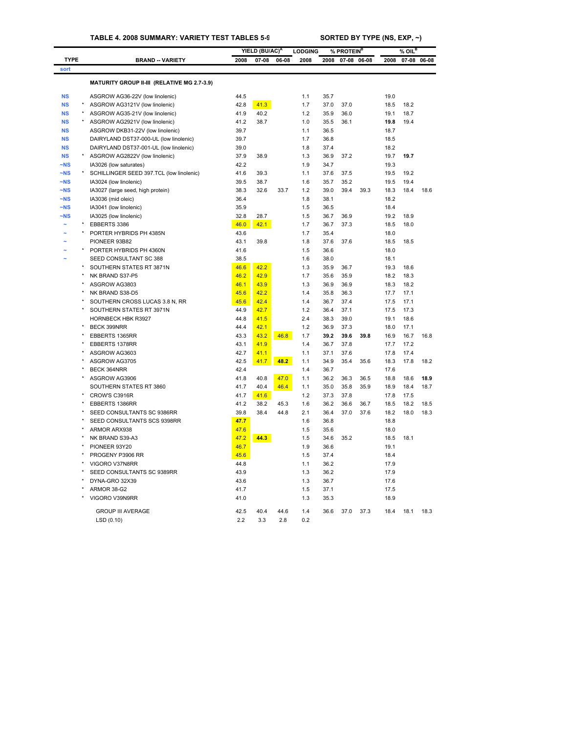**TABLE 4. 2008 SUMMARY: VARIETY TEST TABLES 5-9 SORTED BY TYPE (NS, EXP, ~)**

| TYPE | | BRAND -- VARIETY | YIELD (BU/AC)[A] 2008 | YIELD 07-08 | YIELD 06-08 | LODGING 2008 | % PROTEIN[B] 2008 | % PROTEIN 07-08 | % PROTEIN 06-08 | % OIL[B] 2008 | % OIL 07-08 | % OIL 06-08 |
|---|---|---|---|---|---|---|---|---|---|---|---|---|
| sort | | | | | | | | | | | | |
| | | **MATURITY GROUP II-III (RELATIVE MG 2.7-3.9)** | | | | | | | | | | |
| NS | | ASGROW AG36-22V (low linolenic) | 44.5 | | | 1.1 | 35.7 | | | 19.0 | | |
| NS | * | ASGROW AG3121V (low linolenic) | 42.8 | 41.3 | | 1.7 | 37.0 | 37.0 | | 18.5 | 18.2 | |
| NS | * | ASGROW AG35-21V (low linolenic) | 41.9 | 40.2 | | 1.2 | 35.9 | 36.0 | | 19.1 | 18.7 | |
| NS | * | ASGROW AG2921V (low linolenic) | 41.2 | 38.7 | | 1.0 | 35.5 | 36.1 | | **19.8** | 19.4 | |
| NS | | ASGROW DKB31-22V (low linolenic) | 39.7 | | | 1.1 | 36.5 | | | 18.7 | | |
| NS | | DAIRYLAND DST37-000-UL (low linolenic) | 39.7 | | | 1.7 | 36.8 | | | 18.5 | | |
| NS | | DAIRYLAND DST37-001-UL (low linolenic) | 39.0 | | | 1.8 | 37.4 | | | 18.2 | | |
| NS | * | ASGROW AG2822V (low linolenic) | 37.9 | 38.9 | | 1.3 | 36.9 | 37.2 | | 19.7 | **19.7** | |
| ~NS | | IA3026 (low saturates) | 42.2 | | | 1.9 | 34.7 | | | 19.3 | | |
| ~NS | * | SCHILLINGER SEED 397.TCL (low linolenic) | 41.6 | 39.3 | | 1.1 | 37.6 | 37.5 | | 19.5 | 19.2 | |
| ~NS | | IA3024 (low linolenic) | 39.5 | 38.7 | | 1.6 | 35.7 | 35.2 | | 19.5 | 19.4 | |
| ~NS | | IA3027 (large seed, high protein) | 38.3 | 32.6 | 33.7 | 1.2 | 39.0 | 39.4 | 39.3 | 18.3 | 18.4 | 18.6 |
| ~NS | | IA3036 (mid oleic) | 36.4 | | | 1.8 | 38.1 | | | 18.2 | | |
| ~NS | | IA3041 (low linolenic) | 35.9 | | | 1.5 | 36.5 | | | 18.4 | | |
| ~NS | | IA3025 (low linolenic) | 32.8 | 28.7 | | 1.5 | 36.7 | 36.9 | | 19.2 | 18.9 | |
| ~ | * | EBBERTS 3386 | 46.0 | 42.1 | | 1.7 | 36.7 | 37.3 | | 18.5 | 18.0 | |
| ~ | * | PORTER HYBRIDS PH 4385N | 43.6 | | | 1.7 | 35.4 | | | 18.0 | | |
| ~ | | PIONEER 93B82 | 43.1 | 39.8 | | 1.8 | 37.6 | 37.6 | | 18.5 | 18.5 | |
| ~ | * | PORTER HYBRIDS PH 4360N | 41.6 | | | 1.5 | 36.6 | | | 18.0 | | |
| ~ | | SEED CONSULTANT SC 388 | 38.5 | | | 1.6 | 38.0 | | | 18.1 | | |
| | * | SOUTHERN STATES RT 3871N | 46.6 | 42.2 | | 1.3 | 35.9 | 36.7 | | 19.3 | 18.6 | |
| | * | NK BRAND S37-P5 | 46.2 | 42.9 | | 1.7 | 35.6 | 35.9 | | 18.2 | 18.3 | |
| | * | ASGROW AG3803 | 46.1 | 43.9 | | 1.3 | 36.9 | 36.9 | | 18.3 | 18.2 | |
| | * | NK BRAND S38-D5 | 45.6 | 42.2 | | 1.4 | 35.8 | 36.3 | | 17.7 | 17.1 | |
| | * | SOUTHERN CROSS LUCAS 3.8 N, RR | 45.6 | 42.4 | | 1.4 | 36.7 | 37.4 | | 17.5 | 17.1 | |
| | * | SOUTHERN STATES RT 3971N | 44.9 | 42.7 | | 1.2 | 36.4 | 37.1 | | 17.5 | 17.3 | |
| | | HORNBECK HBK R3927 | 44.8 | 41.5 | | 2.4 | 38.3 | 39.0 | | 19.1 | 18.6 | |
| | * | BECK 399NRR | 44.4 | 42.1 | | 1.2 | 36.9 | 37.3 | | 18.0 | 17.1 | |
| | * | EBBERTS 1365RR | 43.3 | 43.2 | 46.8 | 1.7 | **39.2** | **39.6** | **39.8** | 16.9 | 16.7 | 16.8 |
| | * | EBBERTS 1378RR | 43.1 | 41.9 | | 1.4 | 36.7 | 37.8 | | 17.7 | 17.2 | |
| | * | ASGROW AG3603 | 42.7 | 41.1 | | 1.1 | 37.1 | 37.6 | | 17.8 | 17.4 | |
| | * | ASGROW AG3705 | 42.5 | 41.7 | **48.2** | 1.1 | 34.9 | 35.4 | 35.6 | 18.3 | 17.8 | 18.2 |
| | * | BECK 364NRR | 42.4 | | | 1.4 | 36.7 | | | 17.6 | | |
| | * | ASGROW AG3906 | 41.8 | 40.8 | 47.0 | 1.1 | 36.2 | 36.3 | 36.5 | 18.8 | 18.6 | **18.9** |
| | | SOUTHERN STATES RT 3860 | 41.7 | 40.4 | 46.4 | 1.1 | 35.0 | 35.8 | 35.9 | 18.9 | 18.4 | 18.7 |
| | * | CROW'S C3916R | 41.7 | 41.6 | | 1.2 | 37.3 | 37.8 | | 17.8 | 17.5 | |
| | * | EBBERTS 1386RR | 41.2 | 38.2 | 45.3 | 1.6 | 36.2 | 36.6 | 36.7 | 18.5 | 18.2 | 18.5 |
| | * | SEED CONSULTANTS SC 9386RR | 39.8 | 38.4 | 44.8 | 2.1 | 36.4 | 37.0 | 37.6 | 18.2 | 18.0 | 18.3 |
| | * | SEED CONSULTANTS SCS 9398RR | **47.7** | | | 1.6 | 36.8 | | | 18.8 | | |
| | * | ARMOR ARX938 | 47.6 | | | 1.5 | 35.6 | | | 18.0 | | |
| | * | NK BRAND S39-A3 | 47.2 | **44.3** | | 1.5 | 34.6 | 35.2 | | 18.5 | 18.1 | |
| | * | PIONEER 93Y20 | 46.7 | | | 1.9 | 36.6 | | | 19.1 | | |
| | * | PROGENY P3906 RR | 45.6 | | | 1.5 | 37.4 | | | 18.4 | | |
| | * | VIGORO V37N8RR | 44.8 | | | 1.1 | 36.2 | | | 17.9 | | |
| | * | SEED CONSULTANTS SC 9389RR | 43.9 | | | 1.3 | 36.2 | | | 17.9 | | |
| | * | DYNA-GRO 32X39 | 43.6 | | | 1.3 | 36.7 | | | 17.6 | | |
| | * | ARMOR 38-G2 | 41.7 | | | 1.5 | 37.1 | | | 17.5 | | |
| | * | VIGORO V39N9RR | 41.0 | | | 1.3 | 35.3 | | | 18.9 | | |
| | | GROUP III AVERAGE | 42.5 | 40.4 | 44.6 | 1.4 | 36.6 | 37.0 | 37.3 | 18.4 | 18.1 | 18.3 |
| | | LSD (0.10) | 2.2 | 3.3 | 2.8 | 0.2 | | | | | | |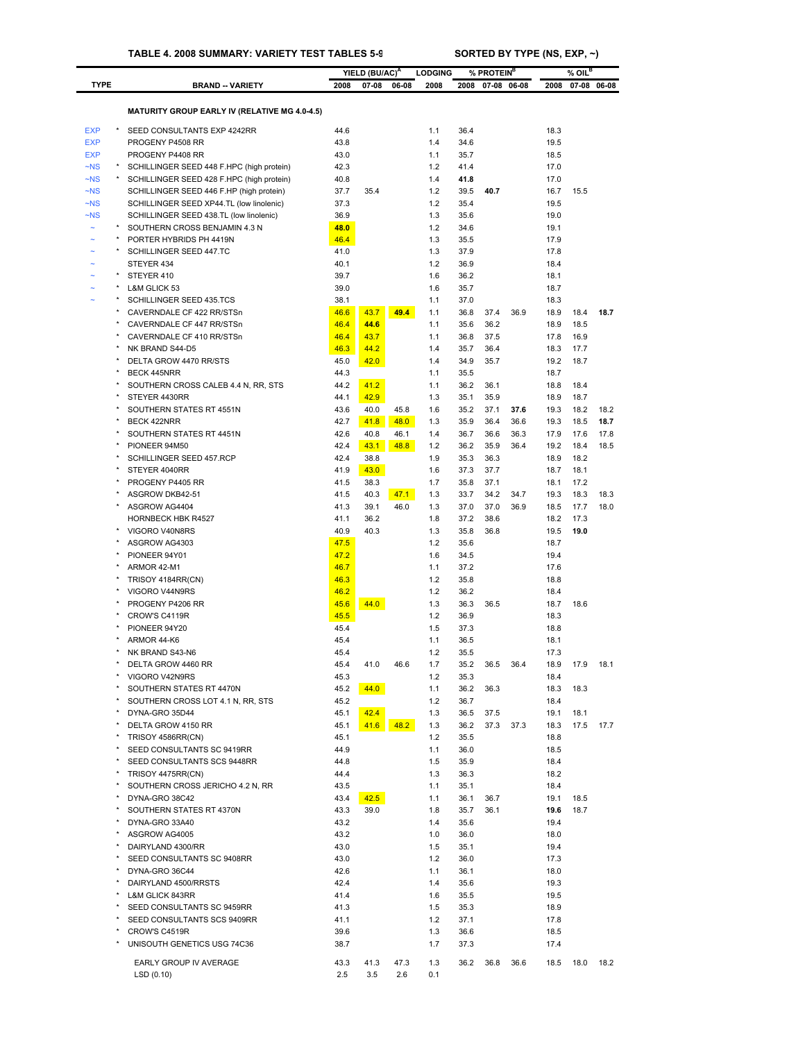**TABLE 4. 2008 SUMMARY: VARIETY TEST TABLES 5-9** &nbsp;&nbsp;&nbsp;&nbsp; **SORTED BY TYPE (NS, EXP, ~)**

| TYPE | | BRAND -- VARIETY | YIELD (BU/AC)[A] 2008 | 07-08 | 06-08 | LODGING 2008 | % PROTEIN[B] 2008 | 07-08 | 06-08 | % OIL[B] 2008 | 07-08 | 06-08 |
|---|---|---|---|---|---|---|---|---|---|---|---|---|
| | | **MATURITY GROUP EARLY IV (RELATIVE MG 4.0-4.5)** | | | | | | | | | | |
| EXP | * | SEED CONSULTANTS EXP 4242RR | 44.6 | | | 1.1 | 36.4 | | | 18.3 | | |
| EXP | | PROGENY P4508 RR | 43.8 | | | 1.4 | 34.6 | | | 19.5 | | |
| EXP | | PROGENY P4408 RR | 43.0 | | | 1.1 | 35.7 | | | 18.5 | | |
| ~NS | * | SCHILLINGER SEED 448 F.HPC (high protein) | 42.3 | | | 1.2 | 41.4 | | | 17.0 | | |
| ~NS | * | SCHILLINGER SEED 428 F.HPC (high protein) | 40.8 | | | 1.4 | **41.8** | | | 17.0 | | |
| ~NS | | SCHILLINGER SEED 446 F.HP (high protein) | 37.7 | 35.4 | | 1.2 | 39.5 | **40.7** | | 16.7 | 15.5 | |
| ~NS | | SCHILLINGER SEED XP44.TL (low linolenic) | 37.3 | | | 1.2 | 35.4 | | | 19.5 | | |
| ~NS | | SCHILLINGER SEED 438.TL (low linolenic) | 36.9 | | | 1.3 | 35.6 | | | 19.0 | | |
| ~ | * | SOUTHERN CROSS BENJAMIN 4.3 N | **48.0** | | | 1.2 | 34.6 | | | 19.1 | | |
| ~ | * | PORTER HYBRIDS PH 4419N | 46.4 | | | 1.3 | 35.5 | | | 17.9 | | |
| ~ | * | SCHILLINGER SEED 447.TC | 41.0 | | | 1.3 | 37.9 | | | 17.8 | | |
| ~ | | STEYER 434 | 40.1 | | | 1.2 | 36.9 | | | 18.4 | | |
| ~ | * | STEYER 410 | 39.7 | | | 1.6 | 36.2 | | | 18.1 | | |
| ~ | * | L&M GLICK 53 | 39.0 | | | 1.6 | 35.7 | | | 18.7 | | |
| ~ | * | SCHILLINGER SEED 435.TCS | 38.1 | | | 1.1 | 37.0 | | | 18.3 | | |
| | * | CAVERNDALE CF 422 RR/STSn | 46.6 | 43.7 | **49.4** | 1.1 | 36.8 | 37.4 | 36.9 | 18.9 | 18.4 | **18.7** |
| | * | CAVERNDALE CF 447 RR/STSn | 46.4 | **44.6** | | 1.1 | 35.6 | 36.2 | | 18.9 | 18.5 | |
| | * | CAVERNDALE CF 410 RR/STSn | 46.4 | 43.7 | | 1.1 | 36.8 | 37.5 | | 17.8 | 16.9 | |
| | * | NK BRAND S44-D5 | 46.3 | 44.2 | | 1.4 | 35.7 | 36.4 | | 18.3 | 17.7 | |
| | * | DELTA GROW 4470 RR/STS | 45.0 | 42.0 | | 1.4 | 34.9 | 35.7 | | 19.2 | 18.7 | |
| | * | BECK 445NRR | 44.3 | | | 1.1 | 35.5 | | | 18.7 | | |
| | * | SOUTHERN CROSS CALEB 4.4 N, RR, STS | 44.2 | 41.2 | | 1.1 | 36.2 | 36.1 | | 18.8 | 18.4 | |
| | * | STEYER 4430RR | 44.1 | 42.9 | | 1.3 | 35.1 | 35.9 | | 18.9 | 18.7 | |
| | * | SOUTHERN STATES RT 4551N | 43.6 | 40.0 | 45.8 | 1.6 | 35.2 | 37.1 | **37.6** | 19.3 | 18.2 | 18.2 |
| | * | BECK 422NRR | 42.7 | 41.8 | 48.0 | 1.3 | 35.9 | 36.4 | 36.6 | 19.3 | 18.5 | **18.7** |
| | * | SOUTHERN STATES RT 4451N | 42.6 | 40.8 | 46.1 | 1.4 | 36.7 | 36.6 | 36.3 | 17.9 | 17.6 | 17.8 |
| | * | PIONEER 94M50 | 42.4 | 43.1 | 48.8 | 1.2 | 36.2 | 35.9 | 36.4 | 19.2 | 18.4 | 18.5 |
| | * | SCHILLINGER SEED 457.RCP | 42.4 | 38.8 | | 1.9 | 35.3 | 36.3 | | 18.9 | 18.2 | |
| | * | STEYER 4040RR | 41.9 | 43.0 | | 1.6 | 37.3 | 37.7 | | 18.7 | 18.1 | |
| | * | PROGENY P4405 RR | 41.5 | 38.3 | | 1.7 | 35.8 | 37.1 | | 18.1 | 17.2 | |
| | * | ASGROW DKB42-51 | 41.5 | 40.3 | 47.1 | 1.3 | 33.7 | 34.2 | 34.7 | 19.3 | 18.3 | 18.3 |
| | * | ASGROW AG4404 | 41.3 | 39.1 | 46.0 | 1.3 | 37.0 | 37.0 | 36.9 | 18.5 | 17.7 | 18.0 |
| | | HORNBECK HBK R4527 | 41.1 | 36.2 | | 1.8 | 37.2 | 38.6 | | 18.2 | 17.3 | |
| | * | VIGORO V40N8RS | 40.9 | 40.3 | | 1.3 | 35.8 | 36.8 | | 19.5 | **19.0** | |
| | * | ASGROW AG4303 | 47.5 | | | 1.2 | 35.6 | | | 18.7 | | |
| | * | PIONEER 94Y01 | 47.2 | | | 1.6 | 34.5 | | | 19.4 | | |
| | * | ARMOR 42-M1 | 46.7 | | | 1.1 | 37.2 | | | 17.6 | | |
| | * | TRISOY 4184RR(CN) | 46.3 | | | 1.2 | 35.8 | | | 18.8 | | |
| | * | VIGORO V44N9RS | 46.2 | | | 1.2 | 36.2 | | | 18.4 | | |
| | * | PROGENY P4206 RR | 45.6 | 44.0 | | 1.3 | 36.3 | 36.5 | | 18.7 | 18.6 | |
| | * | CROW'S C4119R | 45.5 | | | 1.2 | 36.9 | | | 18.3 | | |
| | * | PIONEER 94Y20 | 45.4 | | | 1.5 | 37.3 | | | 18.8 | | |
| | * | ARMOR 44-K6 | 45.4 | | | 1.1 | 36.5 | | | 18.1 | | |
| | * | NK BRAND S43-N6 | 45.4 | | | 1.2 | 35.5 | | | 17.3 | | |
| | * | DELTA GROW 4460 RR | 45.4 | 41.0 | 46.6 | 1.7 | 35.2 | 36.5 | 36.4 | 18.9 | 17.9 | 18.1 |
| | * | VIGORO V42N9RS | 45.3 | | | 1.2 | 35.3 | | | 18.4 | | |
| | * | SOUTHERN STATES RT 4470N | 45.2 | 44.0 | | 1.1 | 36.2 | 36.3 | | 18.3 | 18.3 | |
| | * | SOUTHERN CROSS LOT 4.1 N, RR, STS | 45.2 | | | 1.2 | 36.7 | | | 18.4 | | |
| | * | DYNA-GRO 35D44 | 45.1 | 42.4 | | 1.3 | 36.5 | 37.5 | | 19.1 | 18.1 | |
| | * | DELTA GROW 4150 RR | 45.1 | 41.6 | 48.2 | 1.3 | 36.2 | 37.3 | 37.3 | 18.3 | 17.5 | 17.7 |
| | * | TRISOY 4586RR(CN) | 45.1 | | | 1.2 | 35.5 | | | 18.8 | | |
| | * | SEED CONSULTANTS SC 9419RR | 44.9 | | | 1.1 | 36.0 | | | 18.5 | | |
| | * | SEED CONSULTANTS SCS 9448RR | 44.8 | | | 1.5 | 35.9 | | | 18.4 | | |
| | * | TRISOY 4475RR(CN) | 44.4 | | | 1.3 | 36.3 | | | 18.2 | | |
| | * | SOUTHERN CROSS JERICHO 4.2 N, RR | 43.5 | | | 1.1 | 35.1 | | | 18.4 | | |
| | * | DYNA-GRO 38C42 | 43.4 | 42.5 | | 1.1 | 36.1 | 36.7 | | 19.1 | 18.5 | |
| | * | SOUTHERN STATES RT 4370N | 43.3 | 39.0 | | 1.8 | 35.7 | 36.1 | | **19.6** | 18.7 | |
| | * | DYNA-GRO 33A40 | 43.2 | | | 1.4 | 35.6 | | | 19.4 | | |
| | * | ASGROW AG4005 | 43.2 | | | 1.0 | 36.0 | | | 18.0 | | |
| | * | DAIRYLAND 4300/RR | 43.0 | | | 1.5 | 35.1 | | | 19.4 | | |
| | * | SEED CONSULTANTS SC 9408RR | 43.0 | | | 1.2 | 36.0 | | | 17.3 | | |
| | * | DYNA-GRO 36C44 | 42.6 | | | 1.1 | 36.1 | | | 18.0 | | |
| | * | DAIRYLAND 4500/RRSTS | 42.4 | | | 1.4 | 35.6 | | | 19.3 | | |
| | * | L&M GLICK 843RR | 41.4 | | | 1.6 | 35.5 | | | 19.5 | | |
| | * | SEED CONSULTANTS SC 9459RR | 41.3 | | | 1.5 | 35.3 | | | 18.9 | | |
| | * | SEED CONSULTANTS SCS 9409RR | 41.1 | | | 1.2 | 37.1 | | | 17.8 | | |
| | * | CROW'S C4519R | 39.6 | | | 1.3 | 36.6 | | | 18.5 | | |
| | * | UNISOUTH GENETICS USG 74C36 | 38.7 | | | 1.7 | 37.3 | | | 17.4 | | |
| | | EARLY GROUP IV AVERAGE | 43.3 | 41.3 | 47.3 | 1.3 | 36.2 | 36.8 | 36.6 | 18.5 | 18.0 | 18.2 |
| | | LSD (0.10) | 2.5 | 3.5 | 2.6 | 0.1 | | | | | | |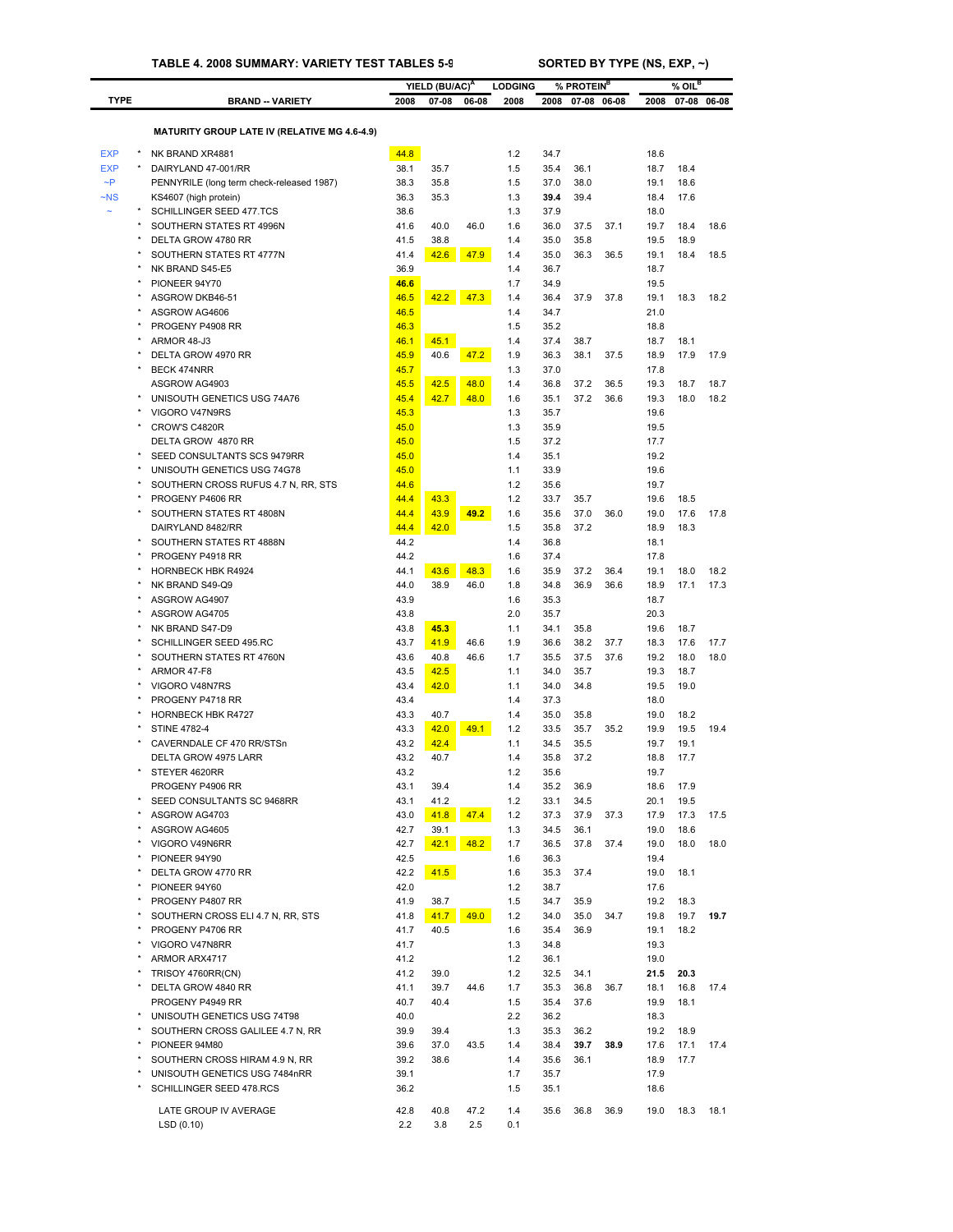**TABLE 4. 2008 SUMMARY: VARIETY TEST TABLES 5-9** &nbsp;&nbsp;&nbsp;&nbsp; **SORTED BY TYPE (NS, EXP, ~)**

| TYPE | | BRAND -- VARIETY | YIELD (BU/AC)[A] 2008 | 07-08 | 06-08 | LODGING 2008 | % PROTEIN[B] 2008 | 07-08 | 06-08 | % OIL[B] 2008 | 07-08 | 06-08 |
|---|---|---|---|---|---|---|---|---|---|---|---|---|
| | | **MATURITY GROUP LATE IV (RELATIVE MG 4.6-4.9)** | | | | | | | | | | |
| EXP | * | NK BRAND XR4881 | 44.8 | | | 1.2 | 34.7 | | | 18.6 | | |
| EXP | * | DAIRYLAND 47-001/RR | 38.1 | 35.7 | | 1.5 | 35.4 | 36.1 | | 18.7 | 18.4 | |
| ~P | | PENNYRILE (long term check-released 1987) | 38.3 | 35.8 | | 1.5 | 37.0 | 38.0 | | 19.1 | 18.6 | |
| ~NS | | KS4607 (high protein) | 36.3 | 35.3 | | 1.3 | **39.4** | 39.4 | | 18.4 | 17.6 | |
| ~ | * | SCHILLINGER SEED 477.TCS | 38.6 | | | 1.3 | 37.9 | | | 18.0 | | |
| | * | SOUTHERN STATES RT 4996N | 41.6 | 40.0 | 46.0 | 1.6 | 36.0 | 37.5 | 37.1 | 19.7 | 18.4 | 18.6 |
| | * | DELTA GROW 4780 RR | 41.5 | 38.8 | | 1.4 | 35.0 | 35.8 | | 19.5 | 18.9 | |
| | * | SOUTHERN STATES RT 4777N | 41.4 | 42.6 | 47.9 | 1.4 | 35.0 | 36.3 | 36.5 | 19.1 | 18.4 | 18.5 |
| | * | NK BRAND S45-E5 | 36.9 | | | 1.4 | 36.7 | | | 18.7 | | |
| | * | PIONEER 94Y70 | **46.6** | | | 1.7 | 34.9 | | | 19.5 | | |
| | * | ASGROW DKB46-51 | 46.5 | 42.2 | 47.3 | 1.4 | 36.4 | 37.9 | 37.8 | 19.1 | 18.3 | 18.2 |
| | * | ASGROW AG4606 | 46.5 | | | 1.4 | 34.7 | | | 21.0 | | |
| | * | PROGENY P4908 RR | 46.3 | | | 1.5 | 35.2 | | | 18.8 | | |
| | * | ARMOR 48-J3 | 46.1 | 45.1 | | 1.4 | 37.4 | 38.7 | | 18.7 | 18.1 | |
| | * | DELTA GROW 4970 RR | 45.9 | 40.6 | 47.2 | 1.9 | 36.3 | 38.1 | 37.5 | 18.9 | 17.9 | 17.9 |
| | * | BECK 474NRR | 45.7 | | | 1.3 | 37.0 | | | 17.8 | | |
| | | ASGROW AG4903 | 45.5 | 42.5 | 48.0 | 1.4 | 36.8 | 37.2 | 36.5 | 19.3 | 18.7 | 18.7 |
| | * | UNISOUTH GENETICS USG 74A76 | 45.4 | 42.7 | 48.0 | 1.6 | 35.1 | 37.2 | 36.6 | 19.3 | 18.0 | 18.2 |
| | * | VIGORO V47N9RS | 45.3 | | | 1.3 | 35.7 | | | 19.6 | | |
| | * | CROW'S C4820R | 45.0 | | | 1.3 | 35.9 | | | 19.5 | | |
| | | DELTA GROW 4870 RR | 45.0 | | | 1.5 | 37.2 | | | 17.7 | | |
| | * | SEED CONSULTANTS SCS 9479RR | 45.0 | | | 1.4 | 35.1 | | | 19.2 | | |
| | * | UNISOUTH GENETICS USG 74G78 | 45.0 | | | 1.1 | 33.9 | | | 19.6 | | |
| | * | SOUTHERN CROSS RUFUS 4.7 N, RR, STS | 44.6 | | | 1.2 | 35.6 | | | 19.7 | | |
| | * | PROGENY P4606 RR | 44.4 | 43.3 | | 1.2 | 33.7 | 35.7 | | 19.6 | 18.5 | |
| | * | SOUTHERN STATES RT 4808N | 44.4 | 43.9 | **49.2** | 1.6 | 35.6 | 37.0 | 36.0 | 19.0 | 17.6 | 17.8 |
| | | DAIRYLAND 8482/RR | 44.4 | 42.0 | | 1.5 | 35.8 | 37.2 | | 18.9 | 18.3 | |
| | * | SOUTHERN STATES RT 4888N | 44.2 | | | 1.4 | 36.8 | | | 18.1 | | |
| | * | PROGENY P4918 RR | 44.2 | | | 1.6 | 37.4 | | | 17.8 | | |
| | * | HORNBECK HBK R4924 | 44.1 | 43.6 | 48.3 | 1.6 | 35.9 | 37.2 | 36.4 | 19.1 | 18.0 | 18.2 |
| | * | NK BRAND S49-Q9 | 44.0 | 38.9 | 46.0 | 1.8 | 34.8 | 36.9 | 36.6 | 18.9 | 17.1 | 17.3 |
| | * | ASGROW AG4907 | 43.9 | | | 1.6 | 35.3 | | | 18.7 | | |
| | * | ASGROW AG4705 | 43.8 | | | 2.0 | 35.7 | | | 20.3 | | |
| | * | NK BRAND S47-D9 | 43.8 | **45.3** | | 1.1 | 34.1 | 35.8 | | 19.6 | 18.7 | |
| | * | SCHILLINGER SEED 495.RC | 43.7 | 41.9 | 46.6 | 1.9 | 36.6 | 38.2 | 37.7 | 18.3 | 17.6 | 17.7 |
| | * | SOUTHERN STATES RT 4760N | 43.6 | 40.8 | 46.6 | 1.7 | 35.5 | 37.5 | 37.6 | 19.2 | 18.0 | 18.0 |
| | * | ARMOR 47-F8 | 43.5 | 42.5 | | 1.1 | 34.0 | 35.7 | | 19.3 | 18.7 | |
| | * | VIGORO V48N7RS | 43.4 | 42.0 | | 1.1 | 34.0 | 34.8 | | 19.5 | 19.0 | |
| | * | PROGENY P4718 RR | 43.4 | | | 1.4 | 37.3 | | | 18.0 | | |
| | * | HORNBECK HBK R4727 | 43.3 | 40.7 | | 1.4 | 35.0 | 35.8 | | 19.0 | 18.2 | |
| | * | STINE 4782-4 | 43.3 | 42.0 | 49.1 | 1.2 | 33.5 | 35.7 | 35.2 | 19.9 | 19.5 | 19.4 |
| | * | CAVERNDALE CF 470 RR/STSn | 43.2 | 42.4 | | 1.1 | 34.5 | 35.5 | | 19.7 | 19.1 | |
| | | DELTA GROW 4975 LARR | 43.2 | 40.7 | | 1.4 | 35.8 | 37.2 | | 18.8 | 17.7 | |
| | * | STEYER 4620RR | 43.2 | | | 1.2 | 35.6 | | | 19.7 | | |
| | | PROGENY P4906 RR | 43.1 | 39.4 | | 1.4 | 35.2 | 36.9 | | 18.6 | 17.9 | |
| | * | SEED CONSULTANTS SC 9468RR | 43.1 | 41.2 | | 1.2 | 33.1 | 34.5 | | 20.1 | 19.5 | |
| | * | ASGROW AG4703 | 43.0 | 41.8 | 47.4 | 1.2 | 37.3 | 37.9 | 37.3 | 17.9 | 17.3 | 17.5 |
| | * | ASGROW AG4605 | 42.7 | 39.1 | | 1.3 | 34.5 | 36.1 | | 19.0 | 18.6 | |
| | * | VIGORO V49N6RR | 42.7 | 42.1 | 48.2 | 1.7 | 36.5 | 37.8 | 37.4 | 19.0 | 18.0 | 18.0 |
| | * | PIONEER 94Y90 | 42.5 | | | 1.6 | 36.3 | | | 19.4 | | |
| | * | DELTA GROW 4770 RR | 42.2 | 41.5 | | 1.6 | 35.3 | 37.4 | | 19.0 | 18.1 | |
| | * | PIONEER 94Y60 | 42.0 | | | 1.2 | 38.7 | | | 17.6 | | |
| | * | PROGENY P4807 RR | 41.9 | 38.7 | | 1.5 | 34.7 | 35.9 | | 19.2 | 18.3 | |
| | * | SOUTHERN CROSS ELI 4.7 N, RR, STS | 41.8 | 41.7 | 49.0 | 1.2 | 34.0 | 35.0 | 34.7 | 19.8 | 19.7 | **19.7** |
| | * | PROGENY P4706 RR | 41.7 | 40.5 | | 1.6 | 35.4 | 36.9 | | 19.1 | 18.2 | |
| | * | VIGORO V47N8RR | 41.7 | | | 1.3 | 34.8 | | | 19.3 | | |
| | * | ARMOR ARX4717 | 41.2 | | | 1.2 | 36.1 | | | 19.0 | | |
| | * | TRISOY 4760RR(CN) | 41.2 | 39.0 | | 1.2 | 32.5 | 34.1 | | **21.5** | **20.3** | |
| | * | DELTA GROW 4840 RR | 41.1 | 39.7 | 44.6 | 1.7 | 35.3 | 36.8 | 36.7 | 18.1 | 16.8 | 17.4 |
| | | PROGENY P4949 RR | 40.7 | 40.4 | | 1.5 | 35.4 | 37.6 | | 19.9 | 18.1 | |
| | * | UNISOUTH GENETICS USG 74T98 | 40.0 | | | 2.2 | 36.2 | | | 18.3 | | |
| | * | SOUTHERN CROSS GALILEE 4.7 N, RR | 39.9 | 39.4 | | 1.3 | 35.3 | 36.2 | | 19.2 | 18.9 | |
| | * | PIONEER 94M80 | 39.6 | 37.0 | 43.5 | 1.4 | 38.4 | **39.7** | **38.9** | 17.6 | 17.1 | 17.4 |
| | * | SOUTHERN CROSS HIRAM 4.9 N, RR | 39.2 | 38.6 | | 1.4 | 35.6 | 36.1 | | 18.9 | 17.7 | |
| | * | UNISOUTH GENETICS USG 7484nRR | 39.1 | | | 1.7 | 35.7 | | | 17.9 | | |
| | * | SCHILLINGER SEED 478.RCS | 36.2 | | | 1.5 | 35.1 | | | 18.6 | | |
| | | LATE GROUP IV AVERAGE | 42.8 | 40.8 | 47.2 | 1.4 | 35.6 | 36.8 | 36.9 | 19.0 | 18.3 | 18.1 |
| | | LSD (0.10) | 2.2 | 3.8 | 2.5 | 0.1 | | | | | | |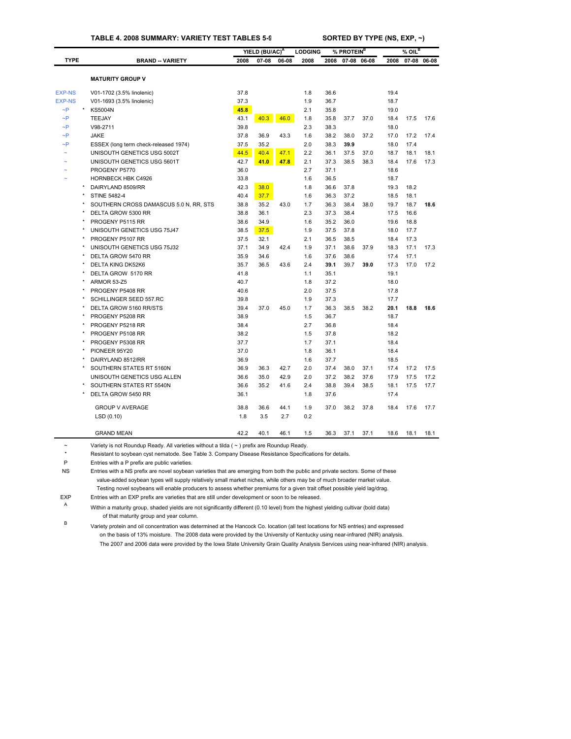**TABLE 4. 2008 SUMMARY: VARIETY TEST TABLES 5-9** &nbsp;&nbsp;&nbsp;&nbsp; **SORTED BY TYPE (NS, EXP, ~)**

| TYPE | | BRAND -- VARIETY | YIELD (BU/AC)[A] 2008 | YIELD 07-08 | YIELD 06-08 | LODGING 2008 | % PROTEIN[B] 2008 | % PROTEIN 07-08 | % PROTEIN 06-08 | % OIL[B] 2008 | % OIL 07-08 | % OIL 06-08 |
|---|---|---|---|---|---|---|---|---|---|---|---|---|
| | | **MATURITY GROUP V** | | | | | | | | | | |
| EXP-NS | | V01-1702 (3.5% linolenic) | 37.8 | | | 1.8 | 36.6 | | | 19.4 | | |
| EXP-NS | | V01-1693 (3.5% linolenic) | 37.3 | | | 1.9 | 36.7 | | | 18.7 | | |
| ~P | * | KS5004N | **45.8** | | | 2.1 | 35.8 | | | 19.0 | | |
| ~P | | TEEJAY | 43.1 | 40.3 | 46.0 | 1.8 | 35.8 | 37.7 | 37.0 | 18.4 | 17.5 | 17.6 |
| ~P | | V98-2711 | 39.8 | | | 2.3 | 38.3 | | | 18.0 | | |
| ~P | | JAKE | 37.8 | 36.9 | 43.3 | 1.6 | 38.2 | 38.0 | 37.2 | 17.0 | 17.2 | 17.4 |
| ~P | | ESSEX (long term check-released 1974) | 37.5 | 35.2 | | 2.0 | 38.3 | **39.9** | | 18.0 | 17.4 | |
| ~ | | UNISOUTH GENETICS USG 5002T | 44.5 | 40.4 | 47.1 | 2.2 | 36.1 | 37.5 | 37.0 | 18.7 | 18.1 | 18.1 |
| ~ | | UNISOUTH GENETICS USG 5601T | 42.7 | **41.0** | **47.8** | 2.1 | 37.3 | 38.5 | 38.3 | 18.4 | 17.6 | 17.3 |
| ~ | | PROGENY P5770 | 36.0 | | | 2.7 | 37.1 | | | 18.6 | | |
| ~ | | HORNBECK HBK C4926 | 33.8 | | | 1.6 | 36.5 | | | 18.7 | | |
| | * | DAIRYLAND 8509/RR | 42.3 | 38.0 | | 1.8 | 36.6 | 37.8 | | 19.3 | 18.2 | |
| | * | STINE 5482-4 | 40.4 | 37.7 | | 1.6 | 36.3 | 37.2 | | 18.5 | 18.1 | |
| | * | SOUTHERN CROSS DAMASCUS 5.0 N, RR, STS | 38.8 | 35.2 | 43.0 | 1.7 | 36.3 | 38.4 | 38.0 | 19.7 | 18.7 | **18.6** |
| | * | DELTA GROW 5300 RR | 38.8 | 36.1 | | 2.3 | 37.3 | 38.4 | | 17.5 | 16.6 | |
| | * | PROGENY P5115 RR | 38.6 | 34.9 | | 1.6 | 35.2 | 36.0 | | 19.6 | 18.8 | |
| | * | UNISOUTH GENETICS USG 75J47 | 38.5 | 37.5 | | 1.9 | 37.5 | 37.8 | | 18.0 | 17.7 | |
| | * | PROGENY P5107 RR | 37.5 | 32.1 | | 2.1 | 36.5 | 38.5 | | 18.4 | 17.3 | |
| | * | UNISOUTH GENETICS USG 75J32 | 37.1 | 34.9 | 42.4 | 1.9 | 37.1 | 38.6 | 37.9 | 18.3 | 17.1 | 17.3 |
| | * | DELTA GROW 5470 RR | 35.9 | 34.6 | | 1.6 | 37.6 | 38.6 | | 17.4 | 17.1 | |
| | * | DELTA KING DK52K6 | 35.7 | 36.5 | 43.6 | 2.4 | **39.1** | 39.7 | **39.0** | 17.3 | 17.0 | 17.2 |
| | * | DELTA GROW 5170 RR | 41.8 | | | 1.1 | 35.1 | | | 19.1 | | |
| | * | ARMOR 53-Z5 | 40.7 | | | 1.8 | 37.2 | | | 18.0 | | |
| | * | PROGENY P5408 RR | 40.6 | | | 2.0 | 37.5 | | | 17.8 | | |
| | * | SCHILLINGER SEED 557.RC | 39.8 | | | 1.9 | 37.3 | | | 17.7 | | |
| | * | DELTA GROW 5160 RR/STS | 39.4 | 37.0 | 45.0 | 1.7 | 36.3 | 38.5 | 38.2 | **20.1** | **18.8** | **18.6** |
| | * | PROGENY P5208 RR | 38.9 | | | 1.5 | 36.7 | | | 18.7 | | |
| | * | PROGENY P5218 RR | 38.4 | | | 2.7 | 36.8 | | | 18.4 | | |
| | * | PROGENY P5108 RR | 38.2 | | | 1.5 | 37.8 | | | 18.2 | | |
| | * | PROGENY P5308 RR | 37.7 | | | 1.7 | 37.1 | | | 18.4 | | |
| | * | PIONEER 95Y20 | 37.0 | | | 1.8 | 36.1 | | | 18.4 | | |
| | * | DAIRYLAND 8512/RR | 36.9 | | | 1.6 | 37.7 | | | 18.5 | | |
| | * | SOUTHERN STATES RT 5160N | 36.9 | 36.3 | 42.7 | 2.0 | 37.4 | 38.0 | 37.1 | 17.4 | 17.2 | 17.5 |
| | | UNISOUTH GENETICS USG ALLEN | 36.6 | 35.0 | 42.9 | 2.0 | 37.2 | 38.2 | 37.6 | 17.9 | 17.5 | 17.2 |
| | * | SOUTHERN STATES RT 5540N | 36.6 | 35.2 | 41.6 | 2.4 | 38.8 | 39.4 | 38.5 | 18.1 | 17.5 | 17.7 |
| | * | DELTA GROW 5450 RR | 36.1 | | | 1.8 | 37.6 | | | 17.4 | | |
| | | GROUP V AVERAGE | 38.8 | 36.6 | 44.1 | 1.9 | 37.0 | 38.2 | 37.8 | 18.4 | 17.6 | 17.7 |
| | | LSD (0.10) | 1.8 | 3.5 | 2.7 | 0.2 | | | | | | |
| | | GRAND MEAN | 42.2 | 40.1 | 46.1 | 1.5 | 36.3 | 37.1 | 37.1 | 18.6 | 18.1 | 18.1 |

~ Variety is not Roundup Ready. All varieties without a tilda ( ~ ) prefix are Roundup Ready.

\* Resistant to soybean cyst nematode. See Table 3. Company Disease Resistance Specifications for details.

P Entries with a P prefix are public varieties.

NS Entries with a NS prefix are novel soybean varieties that are emerging from both the public and private sectors. Some of these value-added soybean types will supply relatively small market niches, while others may be of much broader market value. Testing novel soybeans will enable producers to assess whether premiums for a given trait offset possible yield lag/drag.

EXP Entries with an EXP prefix are varieties that are still under development or soon to be released.

A Within a maturity group, shaded yields are not significantly different (0.10 level) from the highest yielding cultivar (bold data) of that maturity group and year column.

B Variety protein and oil concentration was determined at the Hancock Co. location (all test locations for NS entries) and expressed on the basis of 13% moisture. The 2008 data were provided by the University of Kentucky using near-infrared (NIR) analysis. The 2007 and 2006 data were provided by the Iowa State University Grain Quality Analysis Services using near-infrared (NIR) analysis.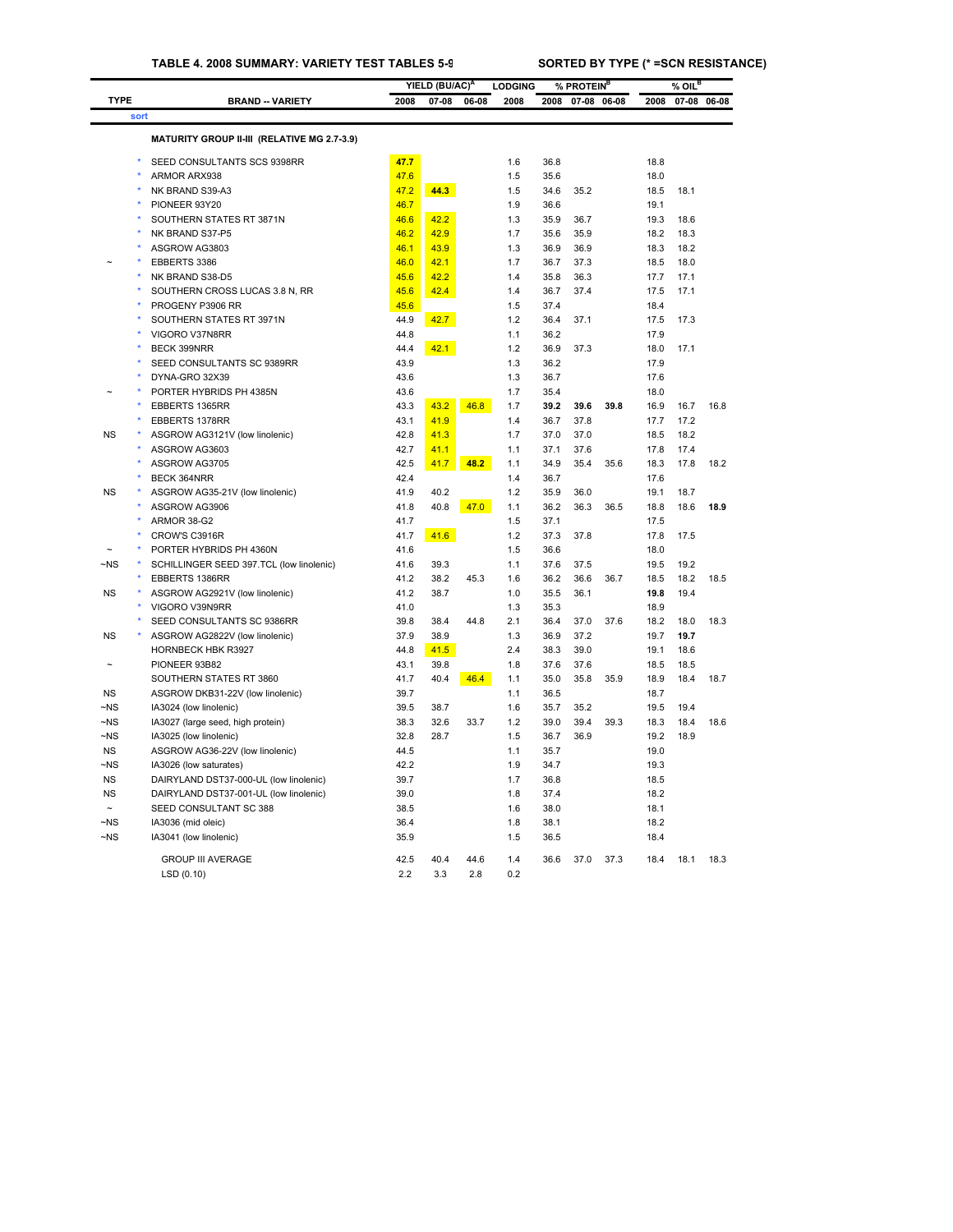**TABLE 4. 2008 SUMMARY: VARIETY TEST TABLES 5-9** — **SORTED BY TYPE (* =SCN RESISTANCE)**

| TYPE | | BRAND -- VARIETY | YIELD (BU/AC)[A] 2008 | YIELD 07-08 | YIELD 06-08 | LODGING 2008 | % PROTEIN[B] 2008 | % PROTEIN 07-08 | % PROTEIN 06-08 | % OIL[B] 2008 | % OIL 07-08 | % OIL 06-08 |
|---|---|---|---|---|---|---|---|---|---|---|---|---|
| | | **MATURITY GROUP II-III (RELATIVE MG 2.7-3.9)** | | | | | | | | | | |
| | * | SEED CONSULTANTS SCS 9398RR | 47.7 | | | 1.6 | 36.8 | | | 18.8 | | |
| | * | ARMOR ARX938 | 47.6 | | | 1.5 | 35.6 | | | 18.0 | | |
| | * | NK BRAND S39-A3 | 47.2 | **44.3** | | 1.5 | 34.6 | 35.2 | | 18.5 | 18.1 | |
| | * | PIONEER 93Y20 | 46.7 | | | 1.9 | 36.6 | | | 19.1 | | |
| | * | SOUTHERN STATES RT 3871N | 46.6 | 42.2 | | 1.3 | 35.9 | 36.7 | | 19.3 | 18.6 | |
| | * | NK BRAND S37-P5 | 46.2 | 42.9 | | 1.7 | 35.6 | 35.9 | | 18.2 | 18.3 | |
| | * | ASGROW AG3803 | 46.1 | 43.9 | | 1.3 | 36.9 | 36.9 | | 18.3 | 18.2 | |
| ~ | * | EBBERTS 3386 | 46.0 | 42.1 | | 1.7 | 36.7 | 37.3 | | 18.5 | 18.0 | |
| | * | NK BRAND S38-D5 | 45.6 | 42.2 | | 1.4 | 35.8 | 36.3 | | 17.7 | 17.1 | |
| | * | SOUTHERN CROSS LUCAS 3.8 N, RR | 45.6 | 42.4 | | 1.4 | 36.7 | 37.4 | | 17.5 | 17.1 | |
| | * | PROGENY P3906 RR | 45.6 | | | 1.5 | 37.4 | | | 18.4 | | |
| | * | SOUTHERN STATES RT 3971N | 44.9 | 42.7 | | 1.2 | 36.4 | 37.1 | | 17.5 | 17.3 | |
| | * | VIGORO V37N8RR | 44.8 | | | 1.1 | 36.2 | | | 17.9 | | |
| | * | BECK 399NRR | 44.4 | 42.1 | | 1.2 | 36.9 | 37.3 | | 18.0 | 17.1 | |
| | * | SEED CONSULTANTS SC 9389RR | 43.9 | | | 1.3 | 36.2 | | | 17.9 | | |
| | * | DYNA-GRO 32X39 | 43.6 | | | 1.3 | 36.7 | | | 17.6 | | |
| ~ | * | PORTER HYBRIDS PH 4385N | 43.6 | | | 1.7 | 35.4 | | | 18.0 | | |
| | * | EBBERTS 1365RR | 43.3 | 43.2 | 46.8 | 1.7 | **39.2** | **39.6** | **39.8** | 16.9 | 16.7 | 16.8 |
| | * | EBBERTS 1378RR | 43.1 | 41.9 | | 1.4 | 36.7 | 37.8 | | 17.7 | 17.2 | |
| NS | * | ASGROW AG3121V (low linolenic) | 42.8 | 41.3 | | 1.7 | 37.0 | 37.0 | | 18.5 | 18.2 | |
| | * | ASGROW AG3603 | 42.7 | 41.1 | | 1.1 | 37.1 | 37.6 | | 17.8 | 17.4 | |
| | * | ASGROW AG3705 | 42.5 | 41.7 | **48.2** | 1.1 | 34.9 | 35.4 | 35.6 | 18.3 | 17.8 | 18.2 |
| | * | BECK 364NRR | 42.4 | | | 1.4 | 36.7 | | | 17.6 | | |
| NS | * | ASGROW AG35-21V (low linolenic) | 41.9 | 40.2 | | 1.2 | 35.9 | 36.0 | | 19.1 | 18.7 | |
| | * | ASGROW AG3906 | 41.8 | 40.8 | 47.0 | 1.1 | 36.2 | 36.3 | 36.5 | 18.8 | 18.6 | **18.9** |
| | * | ARMOR 38-G2 | 41.7 | | | 1.5 | 37.1 | | | 17.5 | | |
| | * | CROW'S C3916R | 41.7 | 41.6 | | 1.2 | 37.3 | 37.8 | | 17.8 | 17.5 | |
| ~ | * | PORTER HYBRIDS PH 4360N | 41.6 | | | 1.5 | 36.6 | | | 18.0 | | |
| ~NS | * | SCHILLINGER SEED 397.TCL (low linolenic) | 41.6 | 39.3 | | 1.1 | 37.6 | 37.5 | | 19.5 | 19.2 | |
| | * | EBBERTS 1386RR | 41.2 | 38.2 | 45.3 | 1.6 | 36.2 | 36.6 | 36.7 | 18.5 | 18.2 | 18.5 |
| NS | * | ASGROW AG2921V (low linolenic) | 41.2 | 38.7 | | 1.0 | 35.5 | 36.1 | | **19.8** | 19.4 | |
| | * | VIGORO V39N9RR | 41.0 | | | 1.3 | 35.3 | | | 18.9 | | |
| | * | SEED CONSULTANTS SC 9386RR | 39.8 | 38.4 | 44.8 | 2.1 | 36.4 | 37.0 | 37.6 | 18.2 | 18.0 | 18.3 |
| NS | * | ASGROW AG2822V (low linolenic) | 37.9 | 38.9 | | 1.3 | 36.9 | 37.2 | | 19.7 | **19.7** | |
| | | HORNBECK HBK R3927 | 44.8 | 41.5 | | 2.4 | 38.3 | 39.0 | | 19.1 | 18.6 | |
| ~ | | PIONEER 93B82 | 43.1 | 39.8 | | 1.8 | 37.6 | 37.6 | | 18.5 | 18.5 | |
| | | SOUTHERN STATES RT 3860 | 41.7 | 40.4 | 46.4 | 1.1 | 35.0 | 35.8 | 35.9 | 18.9 | 18.4 | 18.7 |
| NS | | ASGROW DKB31-22V (low linolenic) | 39.7 | | | 1.1 | 36.5 | | | 18.7 | | |
| ~NS | | IA3024 (low linolenic) | 39.5 | 38.7 | | 1.6 | 35.7 | 35.2 | | 19.5 | 19.4 | |
| ~NS | | IA3027 (large seed, high protein) | 38.3 | 32.6 | 33.7 | 1.2 | 39.0 | 39.4 | 39.3 | 18.3 | 18.4 | 18.6 |
| ~NS | | IA3025 (low linolenic) | 32.8 | 28.7 | | 1.5 | 36.7 | 36.9 | | 19.2 | 18.9 | |
| NS | | ASGROW AG36-22V (low linolenic) | 44.5 | | | 1.1 | 35.7 | | | 19.0 | | |
| ~NS | | IA3026 (low saturates) | 42.2 | | | 1.9 | 34.7 | | | 19.3 | | |
| NS | | DAIRYLAND DST37-000-UL (low linolenic) | 39.7 | | | 1.7 | 36.8 | | | 18.5 | | |
| NS | | DAIRYLAND DST37-001-UL (low linolenic) | 39.0 | | | 1.8 | 37.4 | | | 18.2 | | |
| ~ | | SEED CONSULTANT SC 388 | 38.5 | | | 1.6 | 38.0 | | | 18.1 | | |
| ~NS | | IA3036 (mid oleic) | 36.4 | | | 1.8 | 38.1 | | | 18.2 | | |
| ~NS | | IA3041 (low linolenic) | 35.9 | | | 1.5 | 36.5 | | | 18.4 | | |
| | | GROUP III AVERAGE | 42.5 | 40.4 | 44.6 | 1.4 | 36.6 | 37.0 | 37.3 | 18.4 | 18.1 | 18.3 |
| | | LSD (0.10) | 2.2 | 3.3 | 2.8 | 0.2 | | | | | | |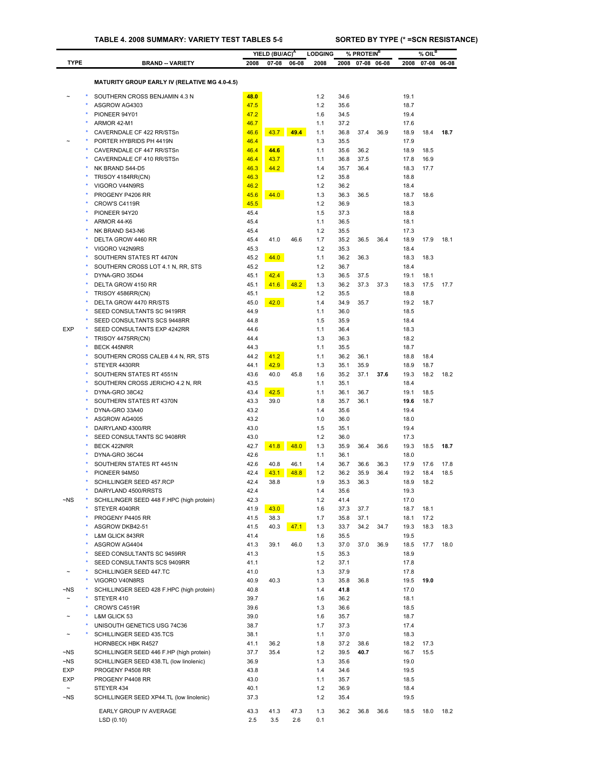**TABLE 4. 2008 SUMMARY: VARIETY TEST TABLES 5-9 SORTED BY TYPE (* =SCN RESISTANCE)**

| TYPE | | BRAND -- VARIETY | YIELD (BU/AC)[A] 2008 | 07-08 | 06-08 | LODGING 2008 | % PROTEIN[B] 2008 | 07-08 | 06-08 | % OIL[B] 2008 | 07-08 | 06-08 |
|---|---|---|---|---|---|---|---|---|---|---|---|---|
| | | **MATURITY GROUP EARLY IV (RELATIVE MG 4.0-4.5)** | | | | | | | | | | |
| ~ | * | SOUTHERN CROSS BENJAMIN 4.3 N | **48.0** | | | 1.2 | 34.6 | | | 19.1 | | |
| | * | ASGROW AG4303 | 47.5 | | | 1.2 | 35.6 | | | 18.7 | | |
| | * | PIONEER 94Y01 | 47.2 | | | 1.6 | 34.5 | | | 19.4 | | |
| | * | ARMOR 42-M1 | 46.7 | | | 1.1 | 37.2 | | | 17.6 | | |
| | * | CAVERNDALE CF 422 RR/STSn | 46.6 | 43.7 | **49.4** | 1.1 | 36.8 | 37.4 | 36.9 | 18.9 | 18.4 | **18.7** |
| ~ | * | PORTER HYBRIDS PH 4419N | 46.4 | | | 1.3 | 35.5 | | | 17.9 | | |
| | * | CAVERNDALE CF 447 RR/STSn | 46.4 | **44.6** | | 1.1 | 35.6 | 36.2 | | 18.9 | 18.5 | |
| | * | CAVERNDALE CF 410 RR/STSn | 46.4 | 43.7 | | 1.1 | 36.8 | 37.5 | | 17.8 | 16.9 | |
| | * | NK BRAND S44-D5 | 46.3 | 44.2 | | 1.4 | 35.7 | 36.4 | | 18.3 | 17.7 | |
| | * | TRISOY 4184RR(CN) | 46.3 | | | 1.2 | 35.8 | | | 18.8 | | |
| | * | VIGORO V44N9RS | 46.2 | | | 1.2 | 36.2 | | | 18.4 | | |
| | * | PROGENY P4206 RR | 45.6 | 44.0 | | 1.3 | 36.3 | 36.5 | | 18.7 | 18.6 | |
| | * | CROW'S C4119R | 45.5 | | | 1.2 | 36.9 | | | 18.3 | | |
| | * | PIONEER 94Y20 | 45.4 | | | 1.5 | 37.3 | | | 18.8 | | |
| | * | ARMOR 44-K6 | 45.4 | | | 1.1 | 36.5 | | | 18.1 | | |
| | * | NK BRAND S43-N6 | 45.4 | | | 1.2 | 35.5 | | | 17.3 | | |
| | * | DELTA GROW 4460 RR | 45.4 | 41.0 | 46.6 | 1.7 | 35.2 | 36.5 | 36.4 | 18.9 | 17.9 | 18.1 |
| | * | VIGORO V42N9RS | 45.3 | | | 1.2 | 35.3 | | | 18.4 | | |
| | * | SOUTHERN STATES RT 4470N | 45.2 | 44.0 | | 1.1 | 36.2 | 36.3 | | 18.3 | 18.3 | |
| | * | SOUTHERN CROSS LOT 4.1 N, RR, STS | 45.2 | | | 1.2 | 36.7 | | | 18.4 | | |
| | * | DYNA-GRO 35D44 | 45.1 | 42.4 | | 1.3 | 36.5 | 37.5 | | 19.1 | 18.1 | |
| | * | DELTA GROW 4150 RR | 45.1 | 41.6 | 48.2 | 1.3 | 36.2 | 37.3 | 37.3 | 18.3 | 17.5 | 17.7 |
| | * | TRISOY 4586RR(CN) | 45.1 | | | 1.2 | 35.5 | | | 18.8 | | |
| | * | DELTA GROW 4470 RR/STS | 45.0 | 42.0 | | 1.4 | 34.9 | 35.7 | | 19.2 | 18.7 | |
| | * | SEED CONSULTANTS SC 9419RR | 44.9 | | | 1.1 | 36.0 | | | 18.5 | | |
| | * | SEED CONSULTANTS SCS 9448RR | 44.8 | | | 1.5 | 35.9 | | | 18.4 | | |
| EXP | * | SEED CONSULTANTS EXP 4242RR | 44.6 | | | 1.1 | 36.4 | | | 18.3 | | |
| | * | TRISOY 4475RR(CN) | 44.4 | | | 1.3 | 36.3 | | | 18.2 | | |
| | * | BECK 445NRR | 44.3 | | | 1.1 | 35.5 | | | 18.7 | | |
| | * | SOUTHERN CROSS CALEB 4.4 N, RR, STS | 44.2 | 41.2 | | 1.1 | 36.2 | 36.1 | | 18.8 | 18.4 | |
| | * | STEYER 4430RR | 44.1 | 42.9 | | 1.3 | 35.1 | 35.9 | | 18.9 | 18.7 | |
| | * | SOUTHERN STATES RT 4551N | 43.6 | 40.0 | 45.8 | 1.6 | 35.2 | 37.1 | **37.6** | 19.3 | 18.2 | 18.2 |
| | * | SOUTHERN CROSS JERICHO 4.2 N, RR | 43.5 | | | 1.1 | 35.1 | | | 18.4 | | |
| | * | DYNA-GRO 38C42 | 43.4 | 42.5 | | 1.1 | 36.1 | 36.7 | | 19.1 | 18.5 | |
| | * | SOUTHERN STATES RT 4370N | 43.3 | 39.0 | | 1.8 | 35.7 | 36.1 | | **19.6** | 18.7 | |
| | * | DYNA-GRO 33A40 | 43.2 | | | 1.4 | 35.6 | | | 19.4 | | |
| | * | ASGROW AG4005 | 43.2 | | | 1.0 | 36.0 | | | 18.0 | | |
| | * | DAIRYLAND 4300/RR | 43.0 | | | 1.5 | 35.1 | | | 19.4 | | |
| | * | SEED CONSULTANTS SC 9408RR | 43.0 | | | 1.2 | 36.0 | | | 17.3 | | |
| | * | BECK 422NRR | 42.7 | 41.8 | 48.0 | 1.3 | 35.9 | 36.4 | 36.6 | 19.3 | 18.5 | **18.7** |
| | * | DYNA-GRO 36C44 | 42.6 | | | 1.1 | 36.1 | | | 18.0 | | |
| | * | SOUTHERN STATES RT 4451N | 42.6 | 40.8 | 46.1 | 1.4 | 36.7 | 36.6 | 36.3 | 17.9 | 17.6 | 17.8 |
| | * | PIONEER 94M50 | 42.4 | 43.1 | 48.8 | 1.2 | 36.2 | 35.9 | 36.4 | 19.2 | 18.4 | 18.5 |
| | * | SCHILLINGER SEED 457.RCP | 42.4 | 38.8 | | 1.9 | 35.3 | 36.3 | | 18.9 | 18.2 | |
| | * | DAIRYLAND 4500/RRSTS | 42.4 | | | 1.4 | 35.6 | | | 19.3 | | |
| ~NS | * | SCHILLINGER SEED 448 F.HPC (high protein) | 42.3 | | | 1.2 | 41.4 | | | 17.0 | | |
| | * | STEYER 4040RR | 41.9 | 43.0 | | 1.6 | 37.3 | 37.7 | | 18.7 | 18.1 | |
| | * | PROGENY P4405 RR | 41.5 | 38.3 | | 1.7 | 35.8 | 37.1 | | 18.1 | 17.2 | |
| | * | ASGROW DKB42-51 | 41.5 | 40.3 | 47.1 | 1.3 | 33.7 | 34.2 | 34.7 | 19.3 | 18.3 | 18.3 |
| | * | L&M GLICK 843RR | 41.4 | | | 1.6 | 35.5 | | | 19.5 | | |
| | * | ASGROW AG4404 | 41.3 | 39.1 | 46.0 | 1.3 | 37.0 | 37.0 | 36.9 | 18.5 | 17.7 | 18.0 |
| | * | SEED CONSULTANTS SC 9459RR | 41.3 | | | 1.5 | 35.3 | | | 18.9 | | |
| | * | SEED CONSULTANTS SCS 9409RR | 41.1 | | | 1.2 | 37.1 | | | 17.8 | | |
| ~ | * | SCHILLINGER SEED 447.TC | 41.0 | | | 1.3 | 37.9 | | | 17.8 | | |
| | * | VIGORO V40N8RS | 40.9 | 40.3 | | 1.3 | 35.8 | 36.8 | | 19.5 | **19.0** | |
| ~NS | * | SCHILLINGER SEED 428 F.HPC (high protein) | 40.8 | | | 1.4 | **41.8** | | | 17.0 | | |
| ~ | * | STEYER 410 | 39.7 | | | 1.6 | 36.2 | | | 18.1 | | |
| | * | CROW'S C4519R | 39.6 | | | 1.3 | 36.6 | | | 18.5 | | |
| ~ | * | L&M GLICK 53 | 39.0 | | | 1.6 | 35.7 | | | 18.7 | | |
| | * | UNISOUTH GENETICS USG 74C36 | 38.7 | | | 1.7 | 37.3 | | | 17.4 | | |
| ~ | * | SCHILLINGER SEED 435.TCS | 38.1 | | | 1.1 | 37.0 | | | 18.3 | | |
| | | HORNBECK HBK R4527 | 41.1 | 36.2 | | 1.8 | 37.2 | 38.6 | | 18.2 | 17.3 | |
| ~NS | | SCHILLINGER SEED 446 F.HP (high protein) | 37.7 | 35.4 | | 1.2 | 39.5 | **40.7** | | 16.7 | 15.5 | |
| ~NS | | SCHILLINGER SEED 438.TL (low linolenic) | 36.9 | | | 1.3 | 35.6 | | | 19.0 | | |
| EXP | | PROGENY P4508 RR | 43.8 | | | 1.4 | 34.6 | | | 19.5 | | |
| EXP | | PROGENY P4408 RR | 43.0 | | | 1.1 | 35.7 | | | 18.5 | | |
| ~ | | STEYER 434 | 40.1 | | | 1.2 | 36.9 | | | 18.4 | | |
| ~NS | | SCHILLINGER SEED XP44.TL (low linolenic) | 37.3 | | | 1.2 | 35.4 | | | 19.5 | | |
| | | EARLY GROUP IV AVERAGE | 43.3 | 41.3 | 47.3 | 1.3 | 36.2 | 36.8 | 36.6 | 18.5 | 18.0 | 18.2 |
| | | LSD (0.10) | 2.5 | 3.5 | 2.6 | 0.1 | | | | | | |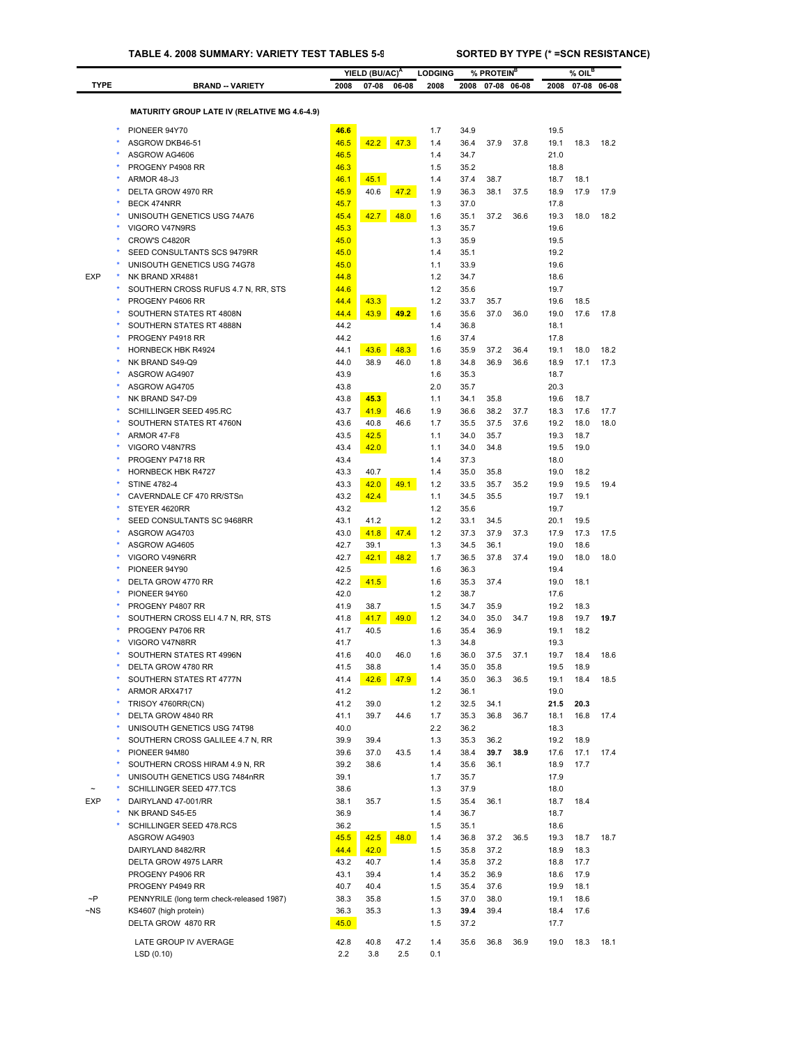**TABLE 4. 2008 SUMMARY: VARIETY TEST TABLES 5-9** **SORTED BY TYPE (* =SCN RESISTANCE)**

| TYPE | | BRAND -- VARIETY | YIELD (BU/AC)[A] 2008 | YIELD 07-08 | YIELD 06-08 | LODGING 2008 | % PROTEIN[B] 2008 | % PROTEIN 07-08 | % PROTEIN 06-08 | % OIL[B] 2008 | % OIL 07-08 | % OIL 06-08 |
|---|---|---|---|---|---|---|---|---|---|---|---|---|
| | | **MATURITY GROUP LATE IV (RELATIVE MG 4.6-4.9)** | | | | | | | | | | |
| | * | PIONEER 94Y70 | **46.6** | | | 1.7 | 34.9 | | | 19.5 | | |
| | * | ASGROW DKB46-51 | 46.5 | 42.2 | 47.3 | 1.4 | 36.4 | 37.9 | 37.8 | 19.1 | 18.3 | 18.2 |
| | * | ASGROW AG4606 | 46.5 | | | 1.4 | 34.7 | | | 21.0 | | |
| | * | PROGENY P4908 RR | 46.3 | | | 1.5 | 35.2 | | | 18.8 | | |
| | * | ARMOR 48-J3 | 46.1 | 45.1 | | 1.4 | 37.4 | 38.7 | | 18.7 | 18.1 | |
| | * | DELTA GROW 4970 RR | 45.9 | 40.6 | 47.2 | 1.9 | 36.3 | 38.1 | 37.5 | 18.9 | 17.9 | 17.9 |
| | * | BECK 474NRR | 45.7 | | | 1.3 | 37.0 | | | 17.8 | | |
| | * | UNISOUTH GENETICS USG 74A76 | 45.4 | 42.7 | 48.0 | 1.6 | 35.1 | 37.2 | 36.6 | 19.3 | 18.0 | 18.2 |
| | * | VIGORO V47N9RS | 45.3 | | | 1.3 | 35.7 | | | 19.6 | | |
| | * | CROW'S C4820R | 45.0 | | | 1.3 | 35.9 | | | 19.5 | | |
| | * | SEED CONSULTANTS SCS 9479RR | 45.0 | | | 1.4 | 35.1 | | | 19.2 | | |
| | * | UNISOUTH GENETICS USG 74G78 | 45.0 | | | 1.1 | 33.9 | | | 19.6 | | |
| EXP | * | NK BRAND XR4881 | 44.8 | | | 1.2 | 34.7 | | | 18.6 | | |
| | * | SOUTHERN CROSS RUFUS 4.7 N, RR, STS | 44.6 | | | 1.2 | 35.6 | | | 19.7 | | |
| | * | PROGENY P4606 RR | 44.4 | 43.3 | | 1.2 | 33.7 | 35.7 | | 19.6 | 18.5 | |
| | * | SOUTHERN STATES RT 4808N | 44.4 | 43.9 | **49.2** | 1.6 | 35.6 | 37.0 | 36.0 | 19.0 | 17.6 | 17.8 |
| | * | SOUTHERN STATES RT 4888N | 44.2 | | | 1.4 | 36.8 | | | 18.1 | | |
| | * | PROGENY P4918 RR | 44.2 | | | 1.6 | 37.4 | | | 17.8 | | |
| | * | HORNBECK HBK R4924 | 44.1 | 43.6 | 48.3 | 1.6 | 35.9 | 37.2 | 36.4 | 19.1 | 18.0 | 18.2 |
| | * | NK BRAND S49-Q9 | 44.0 | 38.9 | 46.0 | 1.8 | 34.8 | 36.9 | 36.6 | 18.9 | 17.1 | 17.3 |
| | * | ASGROW AG4907 | 43.9 | | | 1.6 | 35.3 | | | 18.7 | | |
| | * | ASGROW AG4705 | 43.8 | | | 2.0 | 35.7 | | | 20.3 | | |
| | * | NK BRAND S47-D9 | 43.8 | **45.3** | | 1.1 | 34.1 | 35.8 | | 19.6 | 18.7 | |
| | * | SCHILLINGER SEED 495.RC | 43.7 | 41.9 | 46.6 | 1.9 | 36.6 | 38.2 | 37.7 | 18.3 | 17.6 | 17.7 |
| | * | SOUTHERN STATES RT 4760N | 43.6 | 40.8 | 46.6 | 1.7 | 35.5 | 37.5 | 37.6 | 19.2 | 18.0 | 18.0 |
| | * | ARMOR 47-F8 | 43.5 | 42.5 | | 1.1 | 34.0 | 35.7 | | 19.3 | 18.7 | |
| | * | VIGORO V48N7RS | 43.4 | 42.0 | | 1.1 | 34.0 | 34.8 | | 19.5 | 19.0 | |
| | * | PROGENY P4718 RR | 43.4 | | | 1.4 | 37.3 | | | 18.0 | | |
| | * | HORNBECK HBK R4727 | 43.3 | 40.7 | | 1.4 | 35.0 | 35.8 | | 19.0 | 18.2 | |
| | * | STINE 4782-4 | 43.3 | 42.0 | 49.1 | 1.2 | 33.5 | 35.7 | 35.2 | 19.9 | 19.5 | 19.4 |
| | * | CAVERNDALE CF 470 RR/STSn | 43.2 | 42.4 | | 1.1 | 34.5 | 35.5 | | 19.7 | 19.1 | |
| | * | STEYER 4620RR | 43.2 | | | 1.2 | 35.6 | | | 19.7 | | |
| | * | SEED CONSULTANTS SC 9468RR | 43.1 | 41.2 | | 1.2 | 33.1 | 34.5 | | 20.1 | 19.5 | |
| | * | ASGROW AG4703 | 43.0 | 41.8 | 47.4 | 1.2 | 37.3 | 37.9 | 37.3 | 17.9 | 17.3 | 17.5 |
| | * | ASGROW AG4605 | 42.7 | 39.1 | | 1.3 | 34.5 | 36.1 | | 19.0 | 18.6 | |
| | * | VIGORO V49N6RR | 42.7 | 42.1 | 48.2 | 1.7 | 36.5 | 37.8 | 37.4 | 19.0 | 18.0 | 18.0 |
| | * | PIONEER 94Y90 | 42.5 | | | 1.6 | 36.3 | | | 19.4 | | |
| | * | DELTA GROW 4770 RR | 42.2 | 41.5 | | 1.6 | 35.3 | 37.4 | | 19.0 | 18.1 | |
| | * | PIONEER 94Y60 | 42.0 | | | 1.2 | 38.7 | | | 17.6 | | |
| | * | PROGENY P4807 RR | 41.9 | 38.7 | | 1.5 | 34.7 | 35.9 | | 19.2 | 18.3 | |
| | * | SOUTHERN CROSS ELI 4.7 N, RR, STS | 41.8 | 41.7 | 49.0 | 1.2 | 34.0 | 35.0 | 34.7 | 19.8 | 19.7 | **19.7** |
| | * | PROGENY P4706 RR | 41.7 | 40.5 | | 1.6 | 35.4 | 36.9 | | 19.1 | 18.2 | |
| | * | VIGORO V47N8RR | 41.7 | | | 1.3 | 34.8 | | | 19.3 | | |
| | * | SOUTHERN STATES RT 4996N | 41.6 | 40.0 | 46.0 | 1.6 | 36.0 | 37.5 | 37.1 | 19.7 | 18.4 | 18.6 |
| | * | DELTA GROW 4780 RR | 41.5 | 38.8 | | 1.4 | 35.0 | 35.8 | | 19.5 | 18.9 | |
| | * | SOUTHERN STATES RT 4777N | 41.4 | 42.6 | 47.9 | 1.4 | 35.0 | 36.3 | 36.5 | 19.1 | 18.4 | 18.5 |
| | * | ARMOR ARX4717 | 41.2 | | | 1.2 | 36.1 | | | 19.0 | | |
| | * | TRISOY 4760RR(CN) | 41.2 | 39.0 | | 1.2 | 32.5 | 34.1 | | **21.5** | **20.3** | |
| | * | DELTA GROW 4840 RR | 41.1 | 39.7 | 44.6 | 1.7 | 35.3 | 36.8 | 36.7 | 18.1 | 16.8 | 17.4 |
| | * | UNISOUTH GENETICS USG 74T98 | 40.0 | | | 2.2 | 36.2 | | | 18.3 | | |
| | * | SOUTHERN CROSS GALILEE 4.7 N, RR | 39.9 | 39.4 | | 1.3 | 35.3 | 36.2 | | 19.2 | 18.9 | |
| | * | PIONEER 94M80 | 39.6 | 37.0 | 43.5 | 1.4 | 38.4 | **39.7** | **38.9** | 17.6 | 17.1 | 17.4 |
| | * | SOUTHERN CROSS HIRAM 4.9 N, RR | 39.2 | 38.6 | | 1.4 | 35.6 | 36.1 | | 18.9 | 17.7 | |
| | * | UNISOUTH GENETICS USG 7484nRR | 39.1 | | | 1.7 | 35.7 | | | 17.9 | | |
| ~ | * | SCHILLINGER SEED 477.TCS | 38.6 | | | 1.3 | 37.9 | | | 18.0 | | |
| EXP | * | DAIRYLAND 47-001/RR | 38.1 | 35.7 | | 1.5 | 35.4 | 36.1 | | 18.7 | 18.4 | |
| | * | NK BRAND S45-E5 | 36.9 | | | 1.4 | 36.7 | | | 18.7 | | |
| | * | SCHILLINGER SEED 478.RCS | 36.2 | | | 1.5 | 35.1 | | | 18.6 | | |
| | | ASGROW AG4903 | 45.5 | 42.5 | 48.0 | 1.4 | 36.8 | 37.2 | 36.5 | 19.3 | 18.7 | 18.7 |
| | | DAIRYLAND 8482/RR | 44.4 | 42.0 | | 1.5 | 35.8 | 37.2 | | 18.9 | 18.3 | |
| | | DELTA GROW 4975 LARR | 43.2 | 40.7 | | 1.4 | 35.8 | 37.2 | | 18.8 | 17.7 | |
| | | PROGENY P4906 RR | 43.1 | 39.4 | | 1.4 | 35.2 | 36.9 | | 18.6 | 17.9 | |
| | | PROGENY P4949 RR | 40.7 | 40.4 | | 1.5 | 35.4 | 37.6 | | 19.9 | 18.1 | |
| ~P | | PENNYRILE (long term check-released 1987) | 38.3 | 35.8 | | 1.5 | 37.0 | 38.0 | | 19.1 | 18.6 | |
| ~NS | | KS4607 (high protein) | 36.3 | 35.3 | | 1.3 | **39.4** | 39.4 | | 18.4 | 17.6 | |
| | | DELTA GROW 4870 RR | 45.0 | | | 1.5 | 37.2 | | | 17.7 | | |
| | | LATE GROUP IV AVERAGE | 42.8 | 40.8 | 47.2 | 1.4 | 35.6 | 36.8 | 36.9 | 19.0 | 18.3 | 18.1 |
| | | LSD (0.10) | 2.2 | 3.8 | 2.5 | 0.1 | | | | | | |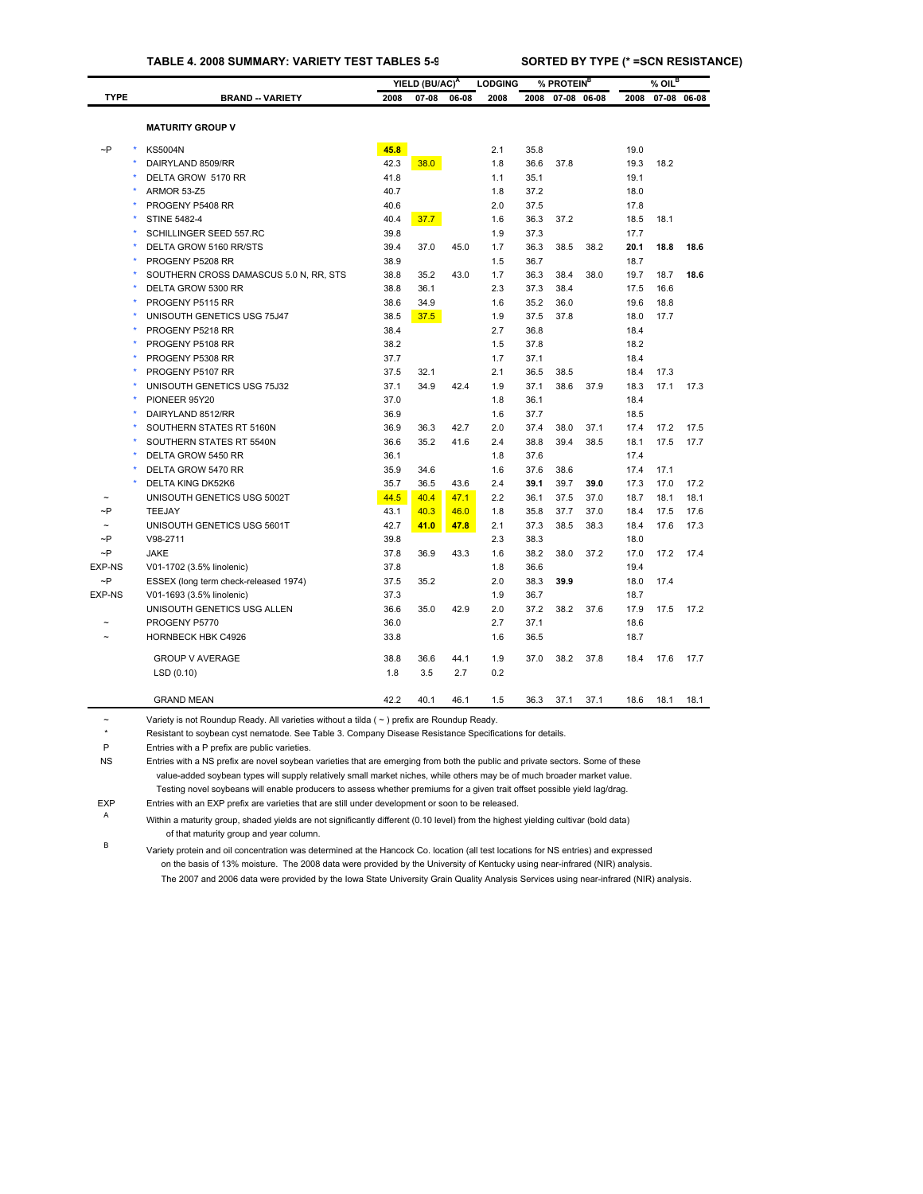**TABLE 4. 2008 SUMMARY: VARIETY TEST TABLES 5-9** **SORTED BY TYPE (* =SCN RESISTANCE)**

| TYPE | | BRAND -- VARIETY | YIELD (BU/AC)[A] 2008 | 07-08 | 06-08 | LODGING 2008 | % PROTEIN[B] 2008 | 07-08 | 06-08 | % OIL[B] 2008 | 07-08 | 06-08 |
|---|---|---|---|---|---|---|---|---|---|---|---|---|
| | | **MATURITY GROUP V** | | | | | | | | | | |
| ~P | * | KS5004N | **45.8** | | | 2.1 | 35.8 | | | 19.0 | | |
| | * | DAIRYLAND 8509/RR | 42.3 | 38.0 | | 1.8 | 36.6 | 37.8 | | 19.3 | 18.2 | |
| | * | DELTA GROW 5170 RR | 41.8 | | | 1.1 | 35.1 | | | 19.1 | | |
| | * | ARMOR 53-Z5 | 40.7 | | | 1.8 | 37.2 | | | 18.0 | | |
| | * | PROGENY P5408 RR | 40.6 | | | 2.0 | 37.5 | | | 17.8 | | |
| | * | STINE 5482-4 | 40.4 | 37.7 | | 1.6 | 36.3 | 37.2 | | 18.5 | 18.1 | |
| | * | SCHILLINGER SEED 557.RC | 39.8 | | | 1.9 | 37.3 | | | 17.7 | | |
| | * | DELTA GROW 5160 RR/STS | 39.4 | 37.0 | 45.0 | 1.7 | 36.3 | 38.5 | 38.2 | **20.1** | **18.8** | **18.6** |
| | * | PROGENY P5208 RR | 38.9 | | | 1.5 | 36.7 | | | 18.7 | | |
| | * | SOUTHERN CROSS DAMASCUS 5.0 N, RR, STS | 38.8 | 35.2 | 43.0 | 1.7 | 36.3 | 38.4 | 38.0 | 19.7 | 18.7 | **18.6** |
| | * | DELTA GROW 5300 RR | 38.8 | 36.1 | | 2.3 | 37.3 | 38.4 | | 17.5 | 16.6 | |
| | * | PROGENY P5115 RR | 38.6 | 34.9 | | 1.6 | 35.2 | 36.0 | | 19.6 | 18.8 | |
| | * | UNISOUTH GENETICS USG 75J47 | 38.5 | 37.5 | | 1.9 | 37.5 | 37.8 | | 18.0 | 17.7 | |
| | * | PROGENY P5218 RR | 38.4 | | | 2.7 | 36.8 | | | 18.4 | | |
| | * | PROGENY P5108 RR | 38.2 | | | 1.5 | 37.8 | | | 18.2 | | |
| | * | PROGENY P5308 RR | 37.7 | | | 1.7 | 37.1 | | | 18.4 | | |
| | * | PROGENY P5107 RR | 37.5 | 32.1 | | 2.1 | 36.5 | 38.5 | | 18.4 | 17.3 | |
| | * | UNISOUTH GENETICS USG 75J32 | 37.1 | 34.9 | 42.4 | 1.9 | 37.1 | 38.6 | 37.9 | 18.3 | 17.1 | 17.3 |
| | * | PIONEER 95Y20 | 37.0 | | | 1.8 | 36.1 | | | 18.4 | | |
| | * | DAIRYLAND 8512/RR | 36.9 | | | 1.6 | 37.7 | | | 18.5 | | |
| | * | SOUTHERN STATES RT 5160N | 36.9 | 36.3 | 42.7 | 2.0 | 37.4 | 38.0 | 37.1 | 17.4 | 17.2 | 17.5 |
| | * | SOUTHERN STATES RT 5540N | 36.6 | 35.2 | 41.6 | 2.4 | 38.8 | 39.4 | 38.5 | 18.1 | 17.5 | 17.7 |
| | * | DELTA GROW 5450 RR | 36.1 | | | 1.8 | 37.6 | | | 17.4 | | |
| | * | DELTA GROW 5470 RR | 35.9 | 34.6 | | 1.6 | 37.6 | 38.6 | | 17.4 | 17.1 | |
| | * | DELTA KING DK52K6 | 35.7 | 36.5 | 43.6 | 2.4 | **39.1** | 39.7 | **39.0** | 17.3 | 17.0 | 17.2 |
| ~ | | UNISOUTH GENETICS USG 5002T | 44.5 | 40.4 | 47.1 | 2.2 | 36.1 | 37.5 | 37.0 | 18.7 | 18.1 | 18.1 |
| ~P | | TEEJAY | 43.1 | 40.3 | 46.0 | 1.8 | 35.8 | 37.7 | 37.0 | 18.4 | 17.5 | 17.6 |
| ~ | | UNISOUTH GENETICS USG 5601T | 42.7 | **41.0** | **47.8** | 2.1 | 37.3 | 38.5 | 38.3 | 18.4 | 17.6 | 17.3 |
| ~P | | V98-2711 | 39.8 | | | 2.3 | 38.3 | | | 18.0 | | |
| ~P | | JAKE | 37.8 | 36.9 | 43.3 | 1.6 | 38.2 | 38.0 | 37.2 | 17.0 | 17.2 | 17.4 |
| EXP-NS | | V01-1702 (3.5% linolenic) | 37.8 | | | 1.8 | 36.6 | | | 19.4 | | |
| ~P | | ESSEX (long term check-released 1974) | 37.5 | 35.2 | | 2.0 | 38.3 | **39.9** | | 18.0 | 17.4 | |
| EXP-NS | | V01-1693 (3.5% linolenic) | 37.3 | | | 1.9 | 36.7 | | | 18.7 | | |
| | | UNISOUTH GENETICS USG ALLEN | 36.6 | 35.0 | 42.9 | 2.0 | 37.2 | 38.2 | 37.6 | 17.9 | 17.5 | 17.2 |
| ~ | | PROGENY P5770 | 36.0 | | | 2.7 | 37.1 | | | 18.6 | | |
| ~ | | HORNBECK HBK C4926 | 33.8 | | | 1.6 | 36.5 | | | 18.7 | | |
| | | GROUP V AVERAGE | 38.8 | 36.6 | 44.1 | 1.9 | 37.0 | 38.2 | 37.8 | 18.4 | 17.6 | 17.7 |
| | | LSD (0.10) | 1.8 | 3.5 | 2.7 | 0.2 | | | | | | |
| | | GRAND MEAN | 42.2 | 40.1 | 46.1 | 1.5 | 36.3 | 37.1 | 37.1 | 18.6 | 18.1 | 18.1 |

~ Variety is not Roundup Ready. All varieties without a tilda ( ~ ) prefix are Roundup Ready.

\* Resistant to soybean cyst nematode. See Table 3. Company Disease Resistance Specifications for details.

P Entries with a P prefix are public varieties.

NS Entries with a NS prefix are novel soybean varieties that are emerging from both the public and private sectors. Some of these value-added soybean types will supply relatively small market niches, while others may be of much broader market value. Testing novel soybeans will enable producers to assess whether premiums for a given trait offset possible yield lag/drag.

EXP Entries with an EXP prefix are varieties that are still under development or soon to be released.

A Within a maturity group, shaded yields are not significantly different (0.10 level) from the highest yielding cultivar (bold data) of that maturity group and year column.

B Variety protein and oil concentration was determined at the Hancock Co. location (all test locations for NS entries) and expressed on the basis of 13% moisture. The 2008 data were provided by the University of Kentucky using near-infrared (NIR) analysis. The 2007 and 2006 data were provided by the Iowa State University Grain Quality Analysis Services using near-infrared (NIR) analysis.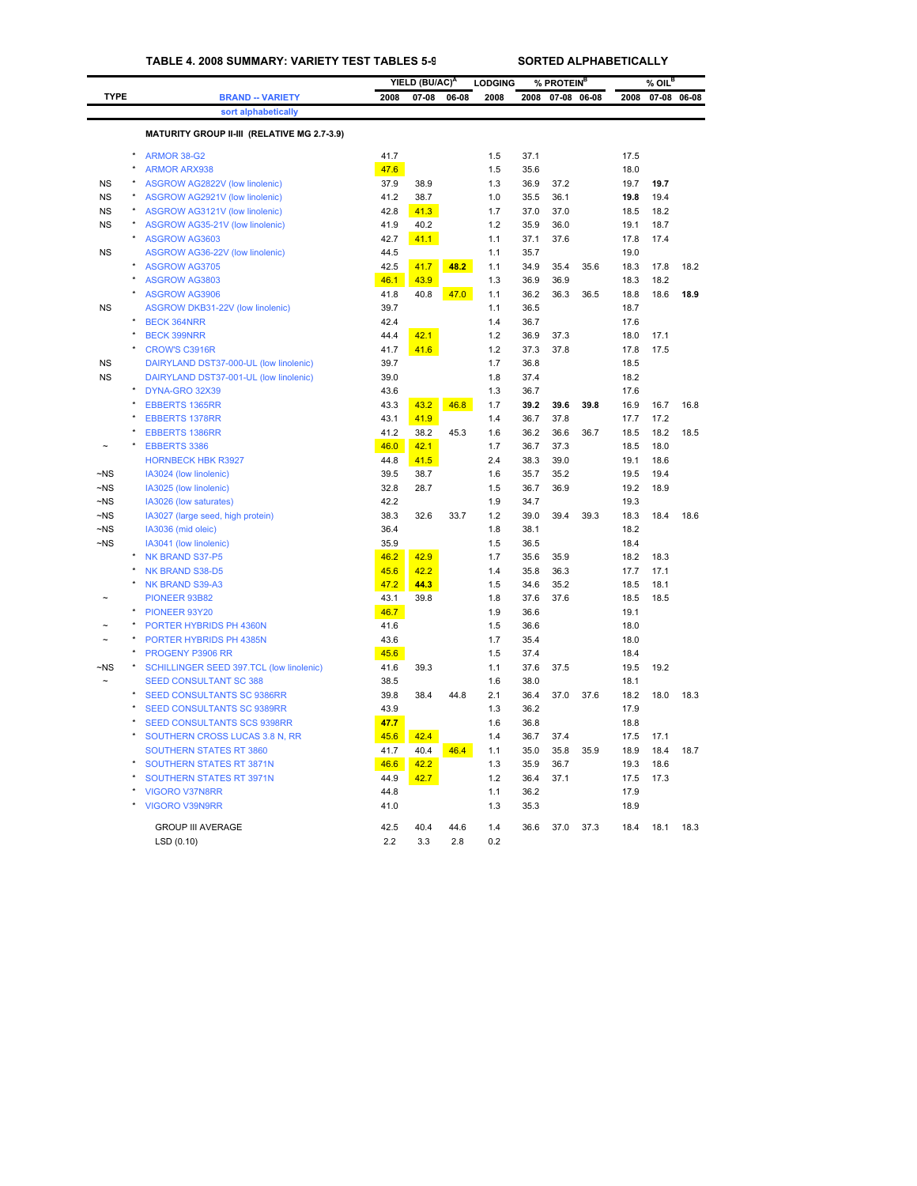**TABLE 4. 2008 SUMMARY: VARIETY TEST TABLES 5-9** — SORTED ALPHABETICALLY

| TYPE | | BRAND -- VARIETY | YIELD (BU/AC)[A] 2008 | 07-08 | 06-08 | LODGING 2008 | % PROTEIN[B] 2008 | 07-08 | 06-08 | % OIL[B] 2008 | 07-08 | 06-08 |
|---|---|---|---|---|---|---|---|---|---|---|---|---|
| | | sort alphabetically | | | | | | | | | | |
| | | **MATURITY GROUP II-III (RELATIVE MG 2.7-3.9)** | | | | | | | | | | |
| | * | ARMOR 38-G2 | 41.7 | | | 1.5 | 37.1 | | | 17.5 | | |
| | * | ARMOR ARX938 | 47.6 | | | 1.5 | 35.6 | | | 18.0 | | |
| NS | * | ASGROW AG2822V (low linolenic) | 37.9 | 38.9 | | 1.3 | 36.9 | 37.2 | | 19.7 | **19.7** | |
| NS | * | ASGROW AG2921V (low linolenic) | 41.2 | 38.7 | | 1.0 | 35.5 | 36.1 | | **19.8** | 19.4 | |
| NS | * | ASGROW AG3121V (low linolenic) | 42.8 | 41.3 | | 1.7 | 37.0 | 37.0 | | 18.5 | 18.2 | |
| NS | * | ASGROW AG35-21V (low linolenic) | 41.9 | 40.2 | | 1.2 | 35.9 | 36.0 | | 19.1 | 18.7 | |
| | * | ASGROW AG3603 | 42.7 | 41.1 | | 1.1 | 37.1 | 37.6 | | 17.8 | 17.4 | |
| NS | | ASGROW AG36-22V (low linolenic) | 44.5 | | | 1.1 | 35.7 | | | 19.0 | | |
| | * | ASGROW AG3705 | 42.5 | 41.7 | **48.2** | 1.1 | 34.9 | 35.4 | 35.6 | 18.3 | 17.8 | 18.2 |
| | * | ASGROW AG3803 | 46.1 | 43.9 | | 1.3 | 36.9 | 36.9 | | 18.3 | 18.2 | |
| | * | ASGROW AG3906 | 41.8 | 40.8 | 47.0 | 1.1 | 36.2 | 36.3 | 36.5 | 18.8 | 18.6 | **18.9** |
| NS | | ASGROW DKB31-22V (low linolenic) | 39.7 | | | 1.1 | 36.5 | | | 18.7 | | |
| | * | BECK 364NRR | 42.4 | | | 1.4 | 36.7 | | | 17.6 | | |
| | * | BECK 399NRR | 44.4 | 42.1 | | 1.2 | 36.9 | 37.3 | | 18.0 | 17.1 | |
| | * | CROW'S C3916R | 41.7 | 41.6 | | 1.2 | 37.3 | 37.8 | | 17.8 | 17.5 | |
| NS | | DAIRYLAND DST37-000-UL (low linolenic) | 39.7 | | | 1.7 | 36.8 | | | 18.5 | | |
| NS | | DAIRYLAND DST37-001-UL (low linolenic) | 39.0 | | | 1.8 | 37.4 | | | 18.2 | | |
| | * | DYNA-GRO 32X39 | 43.6 | | | 1.3 | 36.7 | | | 17.6 | | |
| | * | EBBERTS 1365RR | 43.3 | 43.2 | 46.8 | 1.7 | **39.2** | **39.6** | **39.8** | 16.9 | 16.7 | 16.8 |
| | * | EBBERTS 1378RR | 43.1 | 41.9 | | 1.4 | 36.7 | 37.8 | | 17.7 | 17.2 | |
| | * | EBBERTS 1386RR | 41.2 | 38.2 | 45.3 | 1.6 | 36.2 | 36.6 | 36.7 | 18.5 | 18.2 | 18.5 |
| ~ | * | EBBERTS 3386 | 46.0 | 42.1 | | 1.7 | 36.7 | 37.3 | | 18.5 | 18.0 | |
| | | HORNBECK HBK R3927 | 44.8 | 41.5 | | 2.4 | 38.3 | 39.0 | | 19.1 | 18.6 | |
| ~NS | | IA3024 (low linolenic) | 39.5 | 38.7 | | 1.6 | 35.7 | 35.2 | | 19.5 | 19.4 | |
| ~NS | | IA3025 (low linolenic) | 32.8 | 28.7 | | 1.5 | 36.7 | 36.9 | | 19.2 | 18.9 | |
| ~NS | | IA3026 (low saturates) | 42.2 | | | 1.9 | 34.7 | | | 19.3 | | |
| ~NS | | IA3027 (large seed, high protein) | 38.3 | 32.6 | 33.7 | 1.2 | 39.0 | 39.4 | 39.3 | 18.3 | 18.4 | 18.6 |
| ~NS | | IA3036 (mid oleic) | 36.4 | | | 1.8 | 38.1 | | | 18.2 | | |
| ~NS | | IA3041 (low linolenic) | 35.9 | | | 1.5 | 36.5 | | | 18.4 | | |
| | * | NK BRAND S37-P5 | 46.2 | 42.9 | | 1.7 | 35.6 | 35.9 | | 18.2 | 18.3 | |
| | * | NK BRAND S38-D5 | 45.6 | 42.2 | | 1.4 | 35.8 | 36.3 | | 17.7 | 17.1 | |
| | * | NK BRAND S39-A3 | 47.2 | **44.3** | | 1.5 | 34.6 | 35.2 | | 18.5 | 18.1 | |
| ~ | | PIONEER 93B82 | 43.1 | 39.8 | | 1.8 | 37.6 | 37.6 | | 18.5 | 18.5 | |
| | * | PIONEER 93Y20 | 46.7 | | | 1.9 | 36.6 | | | 19.1 | | |
| ~ | * | PORTER HYBRIDS PH 4360N | 41.6 | | | 1.5 | 36.6 | | | 18.0 | | |
| ~ | * | PORTER HYBRIDS PH 4385N | 43.6 | | | 1.7 | 35.4 | | | 18.0 | | |
| | * | PROGENY P3906 RR | 45.6 | | | 1.5 | 37.4 | | | 18.4 | | |
| ~NS | * | SCHILLINGER SEED 397.TCL (low linolenic) | 41.6 | 39.3 | | 1.1 | 37.6 | 37.5 | | 19.5 | 19.2 | |
| ~ | | SEED CONSULTANT SC 388 | 38.5 | | | 1.6 | 38.0 | | | 18.1 | | |
| | * | SEED CONSULTANTS SC 9386RR | 39.8 | 38.4 | 44.8 | 2.1 | 36.4 | 37.0 | 37.6 | 18.2 | 18.0 | 18.3 |
| | * | SEED CONSULTANTS SC 9389RR | 43.9 | | | 1.3 | 36.2 | | | 17.9 | | |
| | * | SEED CONSULTANTS SCS 9398RR | **47.7** | | | 1.6 | 36.8 | | | 18.8 | | |
| | * | SOUTHERN CROSS LUCAS 3.8 N, RR | 45.6 | 42.4 | | 1.4 | 36.7 | 37.4 | | 17.5 | 17.1 | |
| | | SOUTHERN STATES RT 3860 | 41.7 | 40.4 | 46.4 | 1.1 | 35.0 | 35.8 | 35.9 | 18.9 | 18.4 | 18.7 |
| | * | SOUTHERN STATES RT 3871N | 46.6 | 42.2 | | 1.3 | 35.9 | 36.7 | | 19.3 | 18.6 | |
| | * | SOUTHERN STATES RT 3971N | 44.9 | 42.7 | | 1.2 | 36.4 | 37.1 | | 17.5 | 17.3 | |
| | * | VIGORO V37N8RR | 44.8 | | | 1.1 | 36.2 | | | 17.9 | | |
| | * | VIGORO V39N9RR | 41.0 | | | 1.3 | 35.3 | | | 18.9 | | |
| | | GROUP III AVERAGE | 42.5 | 40.4 | 44.6 | 1.4 | 36.6 | 37.0 | 37.3 | 18.4 | 18.1 | 18.3 |
| | | LSD (0.10) | 2.2 | 3.3 | 2.8 | 0.2 | | | | | | |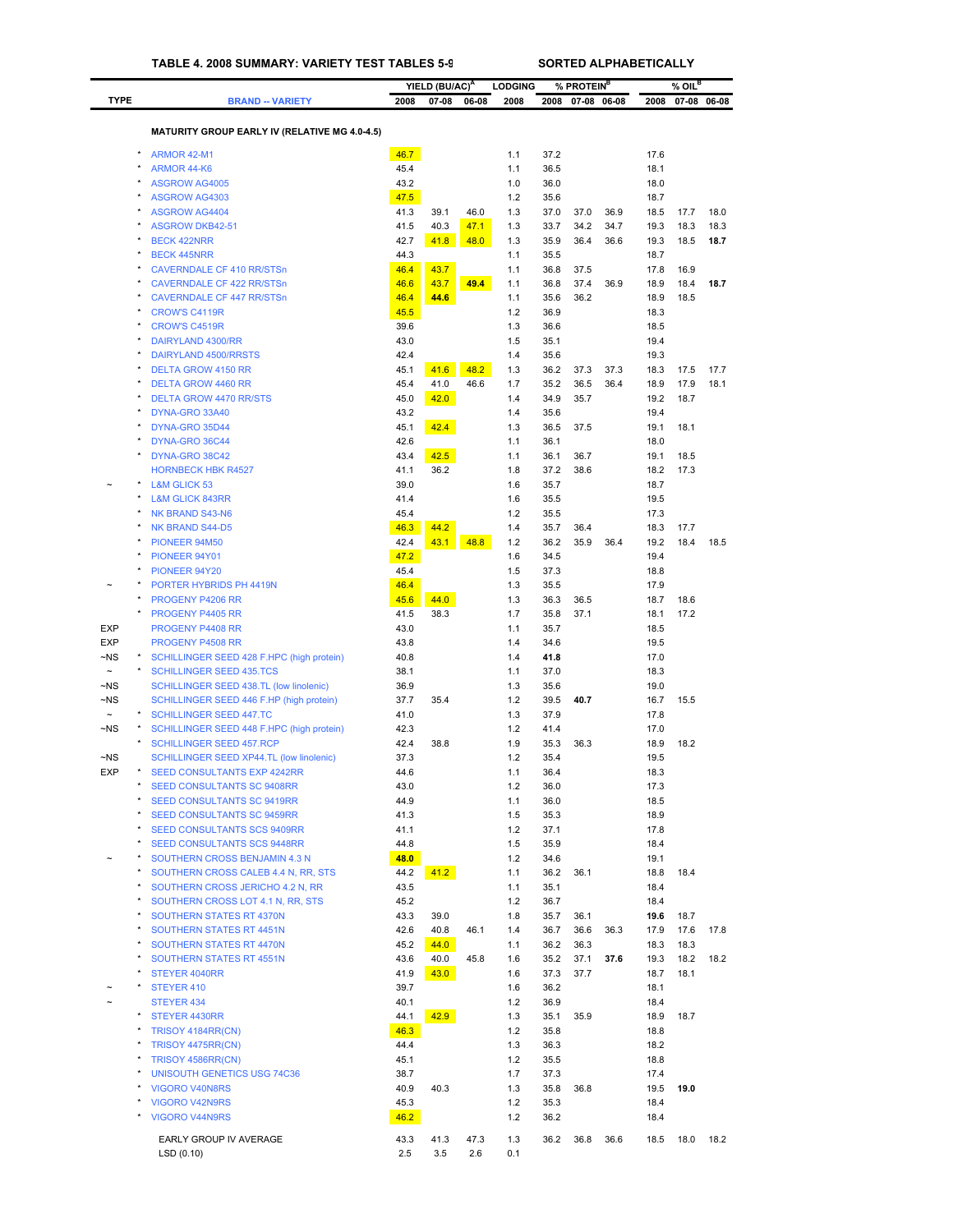## TABLE 4. 2008 SUMMARY: VARIETY TEST TABLES 5-9 — SORTED ALPHABETICALLY

| TYPE | | BRAND -- VARIETY | YIELD (BU/AC)[A] 2008 | 07-08 | 06-08 | LODGING 2008 | % PROTEIN[B] 2008 | 07-08 | 06-08 | % OIL[B] 2008 | 07-08 | 06-08 |
|---|---|---|---|---|---|---|---|---|---|---|---|---|
| | | **MATURITY GROUP EARLY IV (RELATIVE MG 4.0-4.5)** | | | | | | | | | | |
| | * | ARMOR 42-M1 | 46.7 | | | 1.1 | 37.2 | | | 17.6 | | |
| | * | ARMOR 44-K6 | 45.4 | | | 1.1 | 36.5 | | | 18.1 | | |
| | * | ASGROW AG4005 | 43.2 | | | 1.0 | 36.0 | | | 18.0 | | |
| | * | ASGROW AG4303 | 47.5 | | | 1.2 | 35.6 | | | 18.7 | | |
| | * | ASGROW AG4404 | 41.3 | 39.1 | 46.0 | 1.3 | 37.0 | 37.0 | 36.9 | 18.5 | 17.7 | 18.0 |
| | * | ASGROW DKB42-51 | 41.5 | 40.3 | 47.1 | 1.3 | 33.7 | 34.2 | 34.7 | 19.3 | 18.3 | 18.3 |
| | * | BECK 422NRR | 42.7 | 41.8 | 48.0 | 1.3 | 35.9 | 36.4 | 36.6 | 19.3 | 18.5 | **18.7** |
| | * | BECK 445NRR | 44.3 | | | 1.1 | 35.5 | | | 18.7 | | |
| | * | CAVERNDALE CF 410 RR/STSn | 46.4 | 43.7 | | 1.1 | 36.8 | 37.5 | | 17.8 | 16.9 | |
| | * | CAVERNDALE CF 422 RR/STSn | 46.6 | 43.7 | **49.4** | 1.1 | 36.8 | 37.4 | 36.9 | 18.9 | 18.4 | **18.7** |
| | * | CAVERNDALE CF 447 RR/STSn | 46.4 | **44.6** | | 1.1 | 35.6 | 36.2 | | 18.9 | 18.5 | |
| | * | CROW'S C4119R | 45.5 | | | 1.2 | 36.9 | | | 18.3 | | |
| | * | CROW'S C4519R | 39.6 | | | 1.3 | 36.6 | | | 18.5 | | |
| | * | DAIRYLAND 4300/RR | 43.0 | | | 1.5 | 35.1 | | | 19.4 | | |
| | * | DAIRYLAND 4500/RRSTS | 42.4 | | | 1.4 | 35.6 | | | 19.3 | | |
| | * | DELTA GROW 4150 RR | 45.1 | 41.6 | 48.2 | 1.3 | 36.2 | 37.3 | 37.3 | 18.3 | 17.5 | 17.7 |
| | * | DELTA GROW 4460 RR | 45.4 | 41.0 | 46.6 | 1.7 | 35.2 | 36.5 | 36.4 | 18.9 | 17.9 | 18.1 |
| | * | DELTA GROW 4470 RR/STS | 45.0 | 42.0 | | 1.4 | 34.9 | 35.7 | | 19.2 | 18.7 | |
| | * | DYNA-GRO 33A40 | 43.2 | | | 1.4 | 35.6 | | | 19.4 | | |
| | * | DYNA-GRO 35D44 | 45.1 | 42.4 | | 1.3 | 36.5 | 37.5 | | 19.1 | 18.1 | |
| | * | DYNA-GRO 36C44 | 42.6 | | | 1.1 | 36.1 | | | 18.0 | | |
| | * | DYNA-GRO 38C42 | 43.4 | 42.5 | | 1.1 | 36.1 | 36.7 | | 19.1 | 18.5 | |
| | | HORNBECK HBK R4527 | 41.1 | 36.2 | | 1.8 | 37.2 | 38.6 | | 18.2 | 17.3 | |
| ~ | * | L&M GLICK 53 | 39.0 | | | 1.6 | 35.7 | | | 18.7 | | |
| | * | L&M GLICK 843RR | 41.4 | | | 1.6 | 35.5 | | | 19.5 | | |
| | * | NK BRAND S43-N6 | 45.4 | | | 1.2 | 35.5 | | | 17.3 | | |
| | * | NK BRAND S44-D5 | 46.3 | 44.2 | | 1.4 | 35.7 | 36.4 | | 18.3 | 17.7 | |
| | * | PIONEER 94M50 | 42.4 | 43.1 | 48.8 | 1.2 | 36.2 | 35.9 | 36.4 | 19.2 | 18.4 | 18.5 |
| | * | PIONEER 94Y01 | 47.2 | | | 1.6 | 34.5 | | | 19.4 | | |
| | * | PIONEER 94Y20 | 45.4 | | | 1.5 | 37.3 | | | 18.8 | | |
| ~ | * | PORTER HYBRIDS PH 4419N | 46.4 | | | 1.3 | 35.5 | | | 17.9 | | |
| | * | PROGENY P4206 RR | 45.6 | 44.0 | | 1.3 | 36.3 | 36.5 | | 18.7 | 18.6 | |
| | * | PROGENY P4405 RR | 41.5 | 38.3 | | 1.7 | 35.8 | 37.1 | | 18.1 | 17.2 | |
| EXP | | PROGENY P4408 RR | 43.0 | | | 1.1 | 35.7 | | | 18.5 | | |
| EXP | | PROGENY P4508 RR | 43.8 | | | 1.4 | 34.6 | | | 19.5 | | |
| ~NS | * | SCHILLINGER SEED 428 F.HPC (high protein) | 40.8 | | | 1.4 | **41.8** | | | 17.0 | | |
| ~ | * | SCHILLINGER SEED 435.TCS | 38.1 | | | 1.1 | 37.0 | | | 18.3 | | |
| ~NS | | SCHILLINGER SEED 438.TL (low linolenic) | 36.9 | | | 1.3 | 35.6 | | | 19.0 | | |
| ~NS | | SCHILLINGER SEED 446 F.HP (high protein) | 37.7 | 35.4 | | 1.2 | 39.5 | **40.7** | | 16.7 | 15.5 | |
| ~ | * | SCHILLINGER SEED 447.TC | 41.0 | | | 1.3 | 37.9 | | | 17.8 | | |
| ~NS | * | SCHILLINGER SEED 448 F.HPC (high protein) | 42.3 | | | 1.2 | 41.4 | | | 17.0 | | |
| | * | SCHILLINGER SEED 457.RCP | 42.4 | 38.8 | | 1.9 | 35.3 | 36.3 | | 18.9 | 18.2 | |
| ~NS | | SCHILLINGER SEED XP44.TL (low linolenic) | 37.3 | | | 1.2 | 35.4 | | | 19.5 | | |
| EXP | * | SEED CONSULTANTS EXP 4242RR | 44.6 | | | 1.1 | 36.4 | | | 18.3 | | |
| | * | SEED CONSULTANTS SC 9408RR | 43.0 | | | 1.2 | 36.0 | | | 17.3 | | |
| | * | SEED CONSULTANTS SC 9419RR | 44.9 | | | 1.1 | 36.0 | | | 18.5 | | |
| | * | SEED CONSULTANTS SC 9459RR | 41.3 | | | 1.5 | 35.3 | | | 18.9 | | |
| | * | SEED CONSULTANTS SCS 9409RR | 41.1 | | | 1.2 | 37.1 | | | 17.8 | | |
| | * | SEED CONSULTANTS SCS 9448RR | 44.8 | | | 1.5 | 35.9 | | | 18.4 | | |
| ~ | * | SOUTHERN CROSS BENJAMIN 4.3 N | **48.0** | | | 1.2 | 34.6 | | | 19.1 | | |
| | * | SOUTHERN CROSS CALEB 4.4 N, RR, STS | 44.2 | 41.2 | | 1.1 | 36.2 | 36.1 | | 18.8 | 18.4 | |
| | * | SOUTHERN CROSS JERICHO 4.2 N, RR | 43.5 | | | 1.1 | 35.1 | | | 18.4 | | |
| | * | SOUTHERN CROSS LOT 4.1 N, RR, STS | 45.2 | | | 1.2 | 36.7 | | | 18.4 | | |
| | * | SOUTHERN STATES RT 4370N | 43.3 | 39.0 | | 1.8 | 35.7 | 36.1 | | **19.6** | 18.7 | |
| | * | SOUTHERN STATES RT 4451N | 42.6 | 40.8 | 46.1 | 1.4 | 36.7 | 36.6 | 36.3 | 17.9 | 17.6 | 17.8 |
| | * | SOUTHERN STATES RT 4470N | 45.2 | 44.0 | | 1.1 | 36.2 | 36.3 | | 18.3 | 18.3 | |
| | * | SOUTHERN STATES RT 4551N | 43.6 | 40.0 | 45.8 | 1.6 | 35.2 | 37.1 | **37.6** | 19.3 | 18.2 | 18.2 |
| | * | STEYER 4040RR | 41.9 | 43.0 | | 1.6 | 37.3 | 37.7 | | 18.7 | 18.1 | |
| ~ | * | STEYER 410 | 39.7 | | | 1.6 | 36.2 | | | 18.1 | | |
| ~ | | STEYER 434 | 40.1 | | | 1.2 | 36.9 | | | 18.4 | | |
| | * | STEYER 4430RR | 44.1 | 42.9 | | 1.3 | 35.1 | 35.9 | | 18.9 | 18.7 | |
| | * | TRISOY 4184RR(CN) | 46.3 | | | 1.2 | 35.8 | | | 18.8 | | |
| | * | TRISOY 4475RR(CN) | 44.4 | | | 1.3 | 36.3 | | | 18.2 | | |
| | * | TRISOY 4586RR(CN) | 45.1 | | | 1.2 | 35.5 | | | 18.8 | | |
| | * | UNISOUTH GENETICS USG 74C36 | 38.7 | | | 1.7 | 37.3 | | | 17.4 | | |
| | * | VIGORO V40N8RS | 40.9 | 40.3 | | 1.3 | 35.8 | 36.8 | | 19.5 | **19.0** | |
| | * | VIGORO V42N9RS | 45.3 | | | 1.2 | 35.3 | | | 18.4 | | |
| | * | VIGORO V44N9RS | 46.2 | | | 1.2 | 36.2 | | | 18.4 | | |
| | | EARLY GROUP IV AVERAGE | 43.3 | 41.3 | 47.3 | 1.3 | 36.2 | 36.8 | 36.6 | 18.5 | 18.0 | 18.2 |
| | | LSD (0.10) | 2.5 | 3.5 | 2.6 | 0.1 | | | | | | |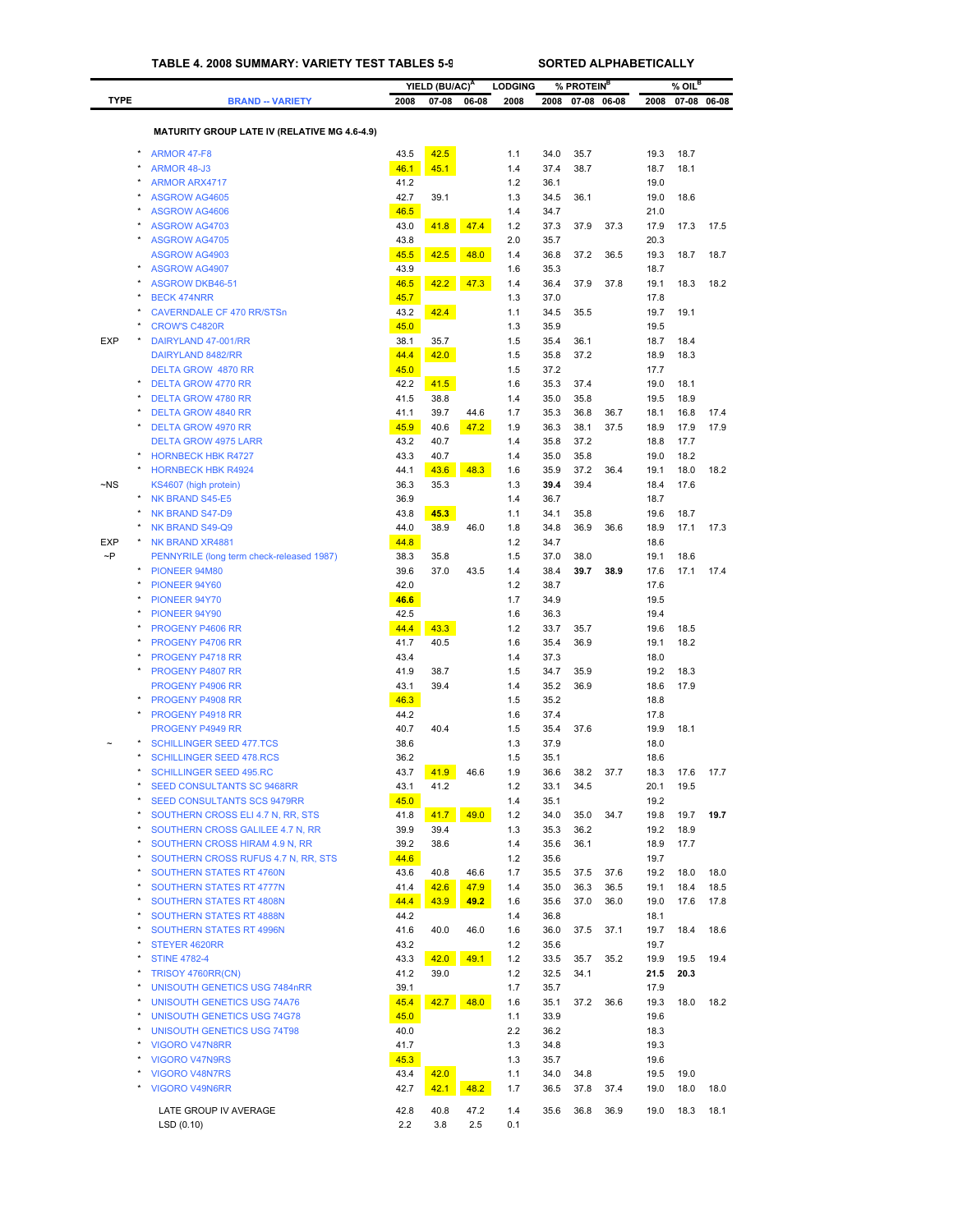# TABLE 4. 2008 SUMMARY: VARIETY TEST TABLES 5-9 — SORTED ALPHABETICALLY

| TYPE | | BRAND -- VARIETY | YIELD (BU/AC)[A] 2008 | 07-08 | 06-08 | LODGING 2008 | % PROTEIN[B] 2008 | 07-08 | 06-08 | % OIL[B] 2008 | 07-08 | 06-08 |
|---|---|---|---|---|---|---|---|---|---|---|---|---|
| | | **MATURITY GROUP LATE IV (RELATIVE MG 4.6-4.9)** | | | | | | | | | | |
| | * | ARMOR 47-F8 | 43.5 | 42.5 | | 1.1 | 34.0 | 35.7 | | 19.3 | 18.7 | |
| | * | ARMOR 48-J3 | 46.1 | 45.1 | | 1.4 | 37.4 | 38.7 | | 18.7 | 18.1 | |
| | * | ARMOR ARX4717 | 41.2 | | | 1.2 | 36.1 | | | 19.0 | | |
| | * | ASGROW AG4605 | 42.7 | 39.1 | | 1.3 | 34.5 | 36.1 | | 19.0 | 18.6 | |
| | * | ASGROW AG4606 | 46.5 | | | 1.4 | 34.7 | | | 21.0 | | |
| | * | ASGROW AG4703 | 43.0 | 41.8 | 47.4 | 1.2 | 37.3 | 37.9 | 37.3 | 17.9 | 17.3 | 17.5 |
| | * | ASGROW AG4705 | 43.8 | | | 2.0 | 35.7 | | | 20.3 | | |
| | | ASGROW AG4903 | 45.5 | 42.5 | 48.0 | 1.4 | 36.8 | 37.2 | 36.5 | 19.3 | 18.7 | 18.7 |
| | * | ASGROW AG4907 | 43.9 | | | 1.6 | 35.3 | | | 18.7 | | |
| | * | ASGROW DKB46-51 | 46.5 | 42.2 | 47.3 | 1.4 | 36.4 | 37.9 | 37.8 | 19.1 | 18.3 | 18.2 |
| | * | BECK 474NRR | 45.7 | | | 1.3 | 37.0 | | | 17.8 | | |
| | * | CAVERNDALE CF 470 RR/STSn | 43.2 | 42.4 | | 1.1 | 34.5 | 35.5 | | 19.7 | 19.1 | |
| | * | CROW'S C4820R | 45.0 | | | 1.3 | 35.9 | | | 19.5 | | |
| EXP | * | DAIRYLAND 47-001/RR | 38.1 | 35.7 | | 1.5 | 35.4 | 36.1 | | 18.7 | 18.4 | |
| | | DAIRYLAND 8482/RR | 44.4 | 42.0 | | 1.5 | 35.8 | 37.2 | | 18.9 | 18.3 | |
| | | DELTA GROW 4870 RR | 45.0 | | | 1.5 | 37.2 | | | 17.7 | | |
| | * | DELTA GROW 4770 RR | 42.2 | 41.5 | | 1.6 | 35.3 | 37.4 | | 19.0 | 18.1 | |
| | * | DELTA GROW 4780 RR | 41.5 | 38.8 | | 1.4 | 35.0 | 35.8 | | 19.5 | 18.9 | |
| | * | DELTA GROW 4840 RR | 41.1 | 39.7 | 44.6 | 1.7 | 35.3 | 36.8 | 36.7 | 18.1 | 16.8 | 17.4 |
| | * | DELTA GROW 4970 RR | 45.9 | 40.6 | 47.2 | 1.9 | 36.3 | 38.1 | 37.5 | 18.9 | 17.9 | 17.9 |
| | | DELTA GROW 4975 LARR | 43.2 | 40.7 | | 1.4 | 35.8 | 37.2 | | 18.8 | 17.7 | |
| | * | HORNBECK HBK R4727 | 43.3 | 40.7 | | 1.4 | 35.0 | 35.8 | | 19.0 | 18.2 | |
| | * | HORNBECK HBK R4924 | 44.1 | 43.6 | 48.3 | 1.6 | 35.9 | 37.2 | 36.4 | 19.1 | 18.0 | 18.2 |
| ~NS | | KS4607 (high protein) | 36.3 | 35.3 | | 1.3 | **39.4** | 39.4 | | 18.4 | 17.6 | |
| | * | NK BRAND S45-E5 | 36.9 | | | 1.4 | 36.7 | | | 18.7 | | |
| | * | NK BRAND S47-D9 | 43.8 | **45.3** | | 1.1 | 34.1 | 35.8 | | 19.6 | 18.7 | |
| | * | NK BRAND S49-Q9 | 44.0 | 38.9 | 46.0 | 1.8 | 34.8 | 36.9 | 36.6 | 18.9 | 17.1 | 17.3 |
| EXP | * | NK BRAND XR4881 | 44.8 | | | 1.2 | 34.7 | | | 18.6 | | |
| ~P | | PENNYRILE (long term check-released 1987) | 38.3 | 35.8 | | 1.5 | 37.0 | 38.0 | | 19.1 | 18.6 | |
| | * | PIONEER 94M80 | 39.6 | 37.0 | 43.5 | 1.4 | 38.4 | **39.7** | **38.9** | 17.6 | 17.1 | 17.4 |
| | * | PIONEER 94Y60 | 42.0 | | | 1.2 | 38.7 | | | 17.6 | | |
| | * | PIONEER 94Y70 | **46.6** | | | 1.7 | 34.9 | | | 19.5 | | |
| | * | PIONEER 94Y90 | 42.5 | | | 1.6 | 36.3 | | | 19.4 | | |
| | * | PROGENY P4606 RR | 44.4 | 43.3 | | 1.2 | 33.7 | 35.7 | | 19.6 | 18.5 | |
| | * | PROGENY P4706 RR | 41.7 | 40.5 | | 1.6 | 35.4 | 36.9 | | 19.1 | 18.2 | |
| | * | PROGENY P4718 RR | 43.4 | | | 1.4 | 37.3 | | | 18.0 | | |
| | * | PROGENY P4807 RR | 41.9 | 38.7 | | 1.5 | 34.7 | 35.9 | | 19.2 | 18.3 | |
| | | PROGENY P4906 RR | 43.1 | 39.4 | | 1.4 | 35.2 | 36.9 | | 18.6 | 17.9 | |
| | * | PROGENY P4908 RR | 46.3 | | | 1.5 | 35.2 | | | 18.8 | | |
| | * | PROGENY P4918 RR | 44.2 | | | 1.6 | 37.4 | | | 17.8 | | |
| | | PROGENY P4949 RR | 40.7 | 40.4 | | 1.5 | 35.4 | 37.6 | | 19.9 | 18.1 | |
| ~ | * | SCHILLINGER SEED 477.TCS | 38.6 | | | 1.3 | 37.9 | | | 18.0 | | |
| | * | SCHILLINGER SEED 478.RCS | 36.2 | | | 1.5 | 35.1 | | | 18.6 | | |
| | * | SCHILLINGER SEED 495.RC | 43.7 | 41.9 | 46.6 | 1.9 | 36.6 | 38.2 | 37.7 | 18.3 | 17.6 | 17.7 |
| | * | SEED CONSULTANTS SC 9468RR | 43.1 | 41.2 | | 1.2 | 33.1 | 34.5 | | 20.1 | 19.5 | |
| | * | SEED CONSULTANTS SCS 9479RR | 45.0 | | | 1.4 | 35.1 | | | 19.2 | | |
| | * | SOUTHERN CROSS ELI 4.7 N, RR, STS | 41.8 | 41.7 | 49.0 | 1.2 | 34.0 | 35.0 | 34.7 | 19.8 | 19.7 | **19.7** |
| | * | SOUTHERN CROSS GALILEE 4.7 N, RR | 39.9 | 39.4 | | 1.3 | 35.3 | 36.2 | | 19.2 | 18.9 | |
| | * | SOUTHERN CROSS HIRAM 4.9 N, RR | 39.2 | 38.6 | | 1.4 | 35.6 | 36.1 | | 18.9 | 17.7 | |
| | * | SOUTHERN CROSS RUFUS 4.7 N, RR, STS | 44.6 | | | 1.2 | 35.6 | | | 19.7 | | |
| | * | SOUTHERN STATES RT 4760N | 43.6 | 40.8 | 46.6 | 1.7 | 35.5 | 37.5 | 37.6 | 19.2 | 18.0 | 18.0 |
| | * | SOUTHERN STATES RT 4777N | 41.4 | 42.6 | 47.9 | 1.4 | 35.0 | 36.3 | 36.5 | 19.1 | 18.4 | 18.5 |
| | * | SOUTHERN STATES RT 4808N | 44.4 | 43.9 | **49.2** | 1.2 | 35.6 | 37.0 | 36.0 | 19.0 | 17.6 | 17.8 |
| | * | SOUTHERN STATES RT 4888N | 44.2 | | | 1.4 | 36.8 | | | 18.1 | | |
| | * | SOUTHERN STATES RT 4996N | 41.6 | 40.0 | 46.0 | 1.6 | 36.0 | 37.5 | 37.1 | 19.7 | 18.4 | 18.6 |
| | * | STEYER 4620RR | 43.2 | | | 1.2 | 35.6 | | | 19.7 | | |
| | * | STINE 4782-4 | 43.3 | 42.0 | 49.1 | 1.2 | 33.5 | 35.7 | 35.2 | 19.9 | 19.5 | 19.4 |
| | * | TRISOY 4760RR(CN) | 41.2 | 39.0 | | 1.2 | 32.5 | 34.1 | | **21.5** | **20.3** | |
| | * | UNISOUTH GENETICS USG 7484nRR | 39.1 | | | 1.7 | 35.7 | | | 17.9 | | |
| | * | UNISOUTH GENETICS USG 74A76 | 45.4 | 42.7 | 48.0 | 1.6 | 35.1 | 37.2 | 36.6 | 19.3 | 18.0 | 18.2 |
| | * | UNISOUTH GENETICS USG 74G78 | 45.0 | | | 1.1 | 33.9 | | | 19.6 | | |
| | * | UNISOUTH GENETICS USG 74T98 | 40.0 | | | 2.2 | 36.2 | | | 18.3 | | |
| | * | VIGORO V47N8RR | 41.7 | | | 1.3 | 34.8 | | | 19.3 | | |
| | * | VIGORO V47N9RS | 45.3 | | | 1.3 | 35.7 | | | 19.6 | | |
| | * | VIGORO V48N7RS | 43.4 | 42.0 | | 1.1 | 34.0 | 34.8 | | 19.5 | 19.0 | |
| | * | VIGORO V49N6RR | 42.7 | 42.1 | 48.2 | 1.7 | 36.5 | 37.8 | 37.4 | 19.0 | 18.0 | 18.0 |
| | | LATE GROUP IV AVERAGE | 42.8 | 40.8 | 47.2 | 1.4 | 35.6 | 36.8 | 36.9 | 19.0 | 18.3 | 18.1 |
| | | LSD (0.10) | 2.2 | 3.8 | 2.5 | 0.1 | | | | | | |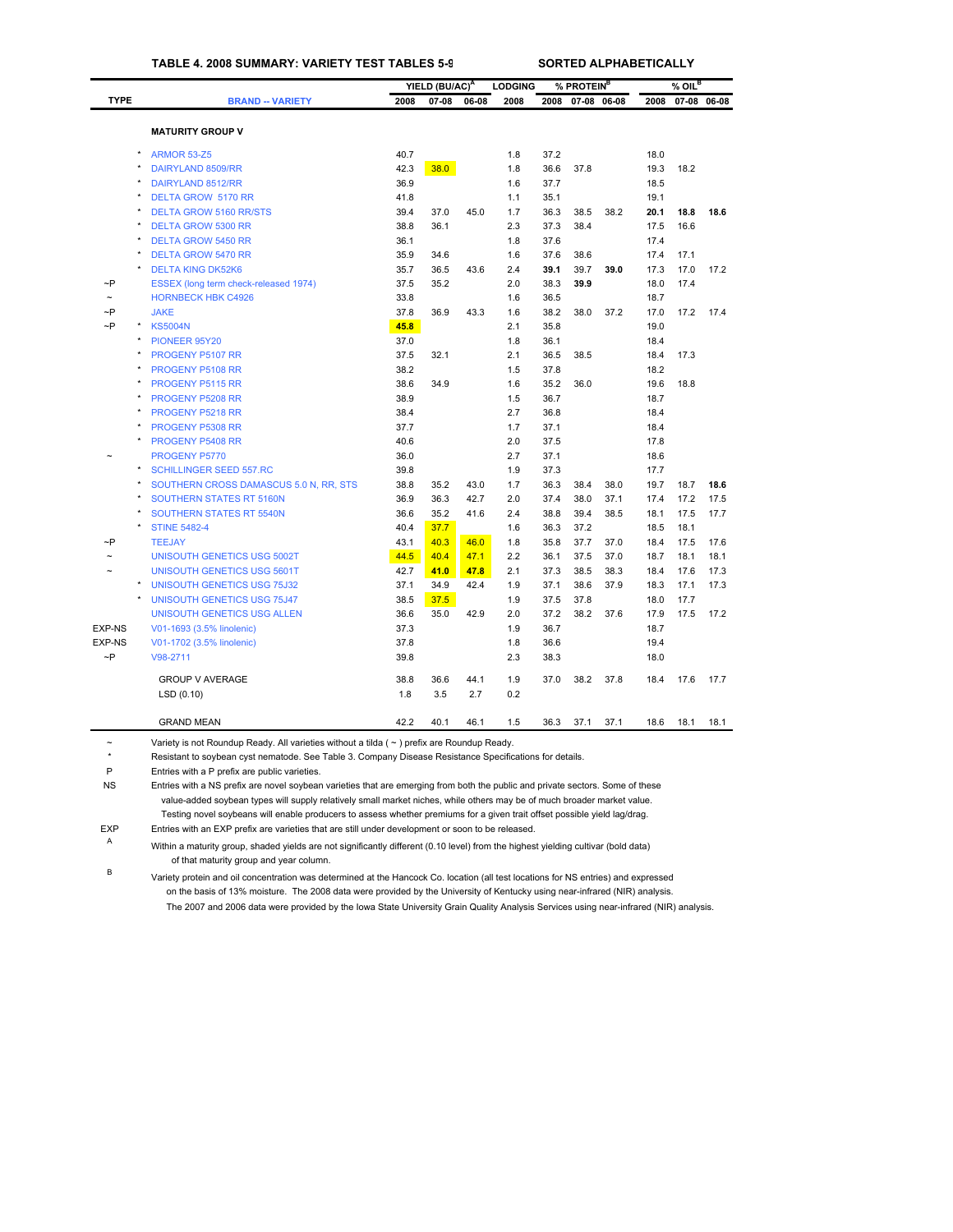**TABLE 4. 2008 SUMMARY: VARIETY TEST TABLES 5-9** SORTED ALPHABETICALLY

| TYPE | | BRAND -- VARIETY | YIELD (BU/AC)[A] 2008 | YIELD 07-08 | YIELD 06-08 | LODGING 2008 | % PROTEIN[B] 2008 | % PROTEIN 07-08 | % PROTEIN 06-08 | % OIL[B] 2008 | % OIL 07-08 | % OIL 06-08 |
|---|---|---|---|---|---|---|---|---|---|---|---|---|
| | | **MATURITY GROUP V** | | | | | | | | | | |
| | * | ARMOR 53-Z5 | 40.7 | | | 1.8 | 37.2 | | | 18.0 | | |
| | * | DAIRYLAND 8509/RR | 42.3 | 38.0 | | 1.8 | 36.6 | 37.8 | | 19.3 | 18.2 | |
| | * | DAIRYLAND 8512/RR | 36.9 | | | 1.6 | 37.7 | | | 18.5 | | |
| | * | DELTA GROW 5170 RR | 41.8 | | | 1.1 | 35.1 | | | 19.1 | | |
| | * | DELTA GROW 5160 RR/STS | 39.4 | 37.0 | 45.0 | 1.7 | 36.3 | 38.5 | 38.2 | **20.1** | **18.8** | **18.6** |
| | * | DELTA GROW 5300 RR | 38.8 | 36.1 | | 2.3 | 37.3 | 38.4 | | 17.5 | 16.6 | |
| | * | DELTA GROW 5450 RR | 36.1 | | | 1.8 | 37.6 | | | 17.4 | | |
| | * | DELTA GROW 5470 RR | 35.9 | 34.6 | | 1.6 | 37.6 | 38.6 | | 17.4 | 17.1 | |
| | * | DELTA KING DK52K6 | 35.7 | 36.5 | 43.6 | 2.4 | **39.1** | 39.7 | **39.0** | 17.3 | 17.0 | 17.2 |
| ~P | | ESSEX (long term check-released 1974) | 37.5 | 35.2 | | 2.0 | 38.3 | **39.9** | | 18.0 | 17.4 | |
| ~ | | HORNBECK HBK C4926 | 33.8 | | | 1.6 | 36.5 | | | 18.7 | | |
| ~P | | JAKE | 37.8 | 36.9 | 43.3 | 1.6 | 38.2 | 38.0 | 37.2 | 17.0 | 17.2 | 17.4 |
| ~P | * | KS5004N | **45.8** | | | 2.1 | 35.8 | | | 19.0 | | |
| | * | PIONEER 95Y20 | 37.0 | | | 1.8 | 36.1 | | | 18.4 | | |
| | * | PROGENY P5107 RR | 37.5 | 32.1 | | 2.1 | 36.5 | 38.5 | | 18.4 | 17.3 | |
| | * | PROGENY P5108 RR | 38.2 | | | 1.5 | 37.8 | | | 18.2 | | |
| | * | PROGENY P5115 RR | 38.6 | 34.9 | | 1.6 | 35.2 | 36.0 | | 19.6 | 18.8 | |
| | * | PROGENY P5208 RR | 38.9 | | | 1.5 | 36.7 | | | 18.7 | | |
| | * | PROGENY P5218 RR | 38.4 | | | 2.7 | 36.8 | | | 18.4 | | |
| | * | PROGENY P5308 RR | 37.7 | | | 1.7 | 37.1 | | | 18.4 | | |
| | * | PROGENY P5408 RR | 40.6 | | | 2.0 | 37.5 | | | 17.8 | | |
| ~ | | PROGENY P5770 | 36.0 | | | 2.7 | 37.1 | | | 18.6 | | |
| | * | SCHILLINGER SEED 557.RC | 39.8 | | | 1.9 | 37.3 | | | 17.7 | | |
| | * | SOUTHERN CROSS DAMASCUS 5.0 N, RR, STS | 38.8 | 35.2 | 43.0 | 1.7 | 36.3 | 38.4 | 38.0 | 19.7 | 18.7 | **18.6** |
| | * | SOUTHERN STATES RT 5160N | 36.9 | 36.3 | 42.7 | 2.0 | 37.4 | 38.0 | 37.1 | 17.4 | 17.2 | 17.5 |
| | * | SOUTHERN STATES RT 5540N | 36.6 | 35.2 | 41.6 | 2.4 | 38.8 | 39.4 | 38.5 | 18.1 | 17.5 | 17.7 |
| | * | STINE 5482-4 | 40.4 | 37.7 | | 1.6 | 36.3 | 37.2 | | 18.5 | 18.1 | |
| ~P | | TEEJAY | 43.1 | 40.3 | 46.0 | 1.8 | 35.8 | 37.7 | 37.0 | 18.4 | 17.5 | 17.6 |
| ~ | | UNISOUTH GENETICS USG 5002T | 44.5 | 40.4 | 47.1 | 2.2 | 36.1 | 37.5 | 37.0 | 18.7 | 18.1 | 18.1 |
| ~ | | UNISOUTH GENETICS USG 5601T | 42.7 | **41.0** | **47.8** | 2.1 | 37.3 | 38.5 | 38.3 | 18.4 | 17.6 | 17.3 |
| | * | UNISOUTH GENETICS USG 75J32 | 37.1 | 34.9 | 42.4 | 1.9 | 37.1 | 38.6 | 37.9 | 18.3 | 17.1 | 17.3 |
| | * | UNISOUTH GENETICS USG 75J47 | 38.5 | 37.5 | | 1.9 | 37.5 | 37.8 | | 18.0 | 17.7 | |
| | | UNISOUTH GENETICS USG ALLEN | 36.6 | 35.0 | 42.9 | 2.0 | 37.2 | 38.2 | 37.6 | 17.9 | 17.5 | 17.2 |
| EXP-NS | | V01-1693 (3.5% linolenic) | 37.3 | | | 1.9 | 36.7 | | | 18.7 | | |
| EXP-NS | | V01-1702 (3.5% linolenic) | 37.8 | | | 1.8 | 36.6 | | | 19.4 | | |
| ~P | | V98-2711 | 39.8 | | | 2.3 | 38.3 | | | 18.0 | | |
| | | GROUP V AVERAGE | 38.8 | 36.6 | 44.1 | 1.9 | 37.0 | 38.2 | 37.8 | 18.4 | 17.6 | 17.7 |
| | | LSD (0.10) | 1.8 | 3.5 | 2.7 | 0.2 | | | | | | |
| | | GRAND MEAN | 42.2 | 40.1 | 46.1 | 1.5 | 36.3 | 37.1 | 37.1 | 18.6 | 18.1 | 18.1 |

~ Variety is not Roundup Ready. All varieties without a tilda ( ~ ) prefix are Roundup Ready.

\* Resistant to soybean cyst nematode. See Table 3. Company Disease Resistance Specifications for details.

P Entries with a P prefix are public varieties.

NS Entries with a NS prefix are novel soybean varieties that are emerging from both the public and private sectors. Some of these value-added soybean types will supply relatively small market niches, while others may be of much broader market value. Testing novel soybeans will enable producers to assess whether premiums for a given trait offset possible yield lag/drag.

EXP Entries with an EXP prefix are varieties that are still under development or soon to be released.

A Within a maturity group, shaded yields are not significantly different (0.10 level) from the highest yielding cultivar (bold data) of that maturity group and year column.

B Variety protein and oil concentration was determined at the Hancock Co. location (all test locations for NS entries) and expressed on the basis of 13% moisture. The 2008 data were provided by the University of Kentucky using near-infrared (NIR) analysis. The 2007 and 2006 data were provided by the Iowa State University Grain Quality Analysis Services using near-infrared (NIR) analysis.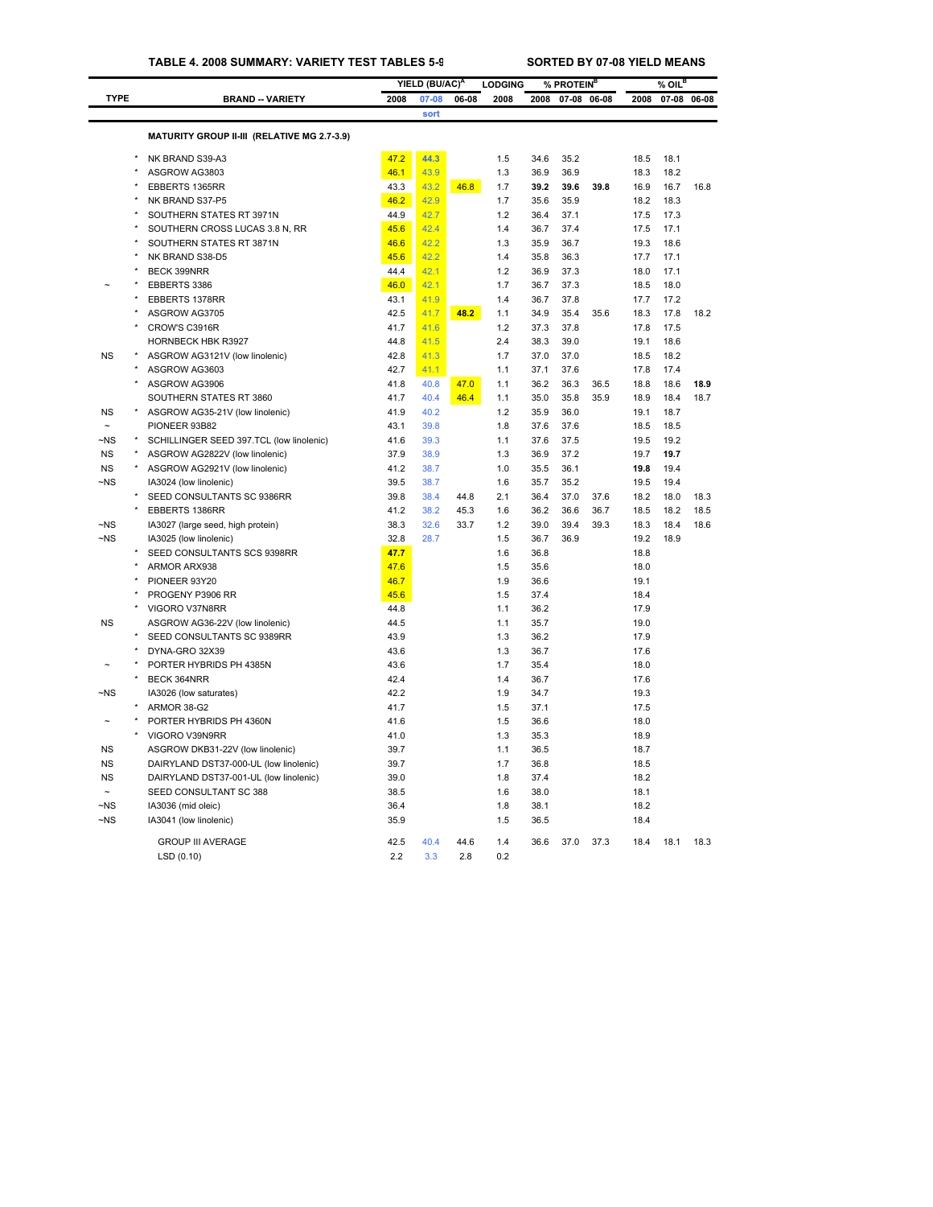**TABLE 4. 2008 SUMMARY: VARIETY TEST TABLES 5-9** **SORTED BY 07-08 YIELD MEANS**

| TYPE | | BRAND -- VARIETY | YIELD (BU/AC)[A] | | | LODGING | % PROTEIN[B] | | | % OIL[B] | | |
|---|---|---|---|---|---|---|---|---|---|---|---|---|
| | | | 2008 | 07-08 | 06-08 | 2008 | 2008 | 07-08 | 06-08 | 2008 | 07-08 | 06-08 |
| | | | | sort | | | | | | | | |
| | | **MATURITY GROUP II-III (RELATIVE MG 2.7-3.9)** | | | | | | | | | | |
| | * | NK BRAND S39-A3 | 47.2 | **44.3** | | 1.5 | 34.6 | 35.2 | | 18.5 | 18.1 | |
| | * | ASGROW AG3803 | 46.1 | 43.9 | | 1.3 | 36.9 | 36.9 | | 18.3 | 18.2 | |
| | * | EBBERTS 1365RR | 43.3 | 43.2 | 46.8 | 1.7 | **39.2** | **39.6** | **39.8** | 16.9 | 16.7 | 16.8 |
| | * | NK BRAND S37-P5 | 46.2 | 42.9 | | 1.7 | 35.6 | 35.9 | | 18.2 | 18.3 | |
| | * | SOUTHERN STATES RT 3971N | 44.9 | 42.7 | | 1.2 | 36.4 | 37.1 | | 17.5 | 17.3 | |
| | * | SOUTHERN CROSS LUCAS 3.8 N, RR | 45.6 | 42.4 | | 1.4 | 36.7 | 37.4 | | 17.5 | 17.1 | |
| | * | SOUTHERN STATES RT 3871N | 46.6 | 42.2 | | 1.3 | 35.9 | 36.7 | | 19.3 | 18.6 | |
| | * | NK BRAND S38-D5 | 45.6 | 42.2 | | 1.4 | 35.8 | 36.3 | | 17.7 | 17.1 | |
| | * | BECK 399NRR | 44.4 | 42.1 | | 1.2 | 36.9 | 37.3 | | 18.0 | 17.1 | |
| ~ | * | EBBERTS 3386 | 46.0 | 42.1 | | 1.7 | 36.7 | 37.3 | | 18.5 | 18.0 | |
| | * | EBBERTS 1378RR | 43.1 | 41.9 | | 1.4 | 36.7 | 37.8 | | 17.7 | 17.2 | |
| | * | ASGROW AG3705 | 42.5 | 41.7 | **48.2** | 1.1 | 34.9 | 35.4 | 35.6 | 18.3 | 17.8 | 18.2 |
| | * | CROW'S C3916R | 41.7 | 41.6 | | 1.2 | 37.3 | 37.8 | | 17.8 | 17.5 | |
| | | HORNBECK HBK R3927 | 44.8 | 41.5 | | 2.4 | 38.3 | 39.0 | | 19.1 | 18.6 | |
| NS | * | ASGROW AG3121V (low linolenic) | 42.8 | 41.3 | | 1.7 | 37.0 | 37.0 | | 18.5 | 18.2 | |
| | * | ASGROW AG3603 | 42.7 | 41.1 | | 1.1 | 37.1 | 37.6 | | 17.8 | 17.4 | |
| | * | ASGROW AG3906 | 41.8 | 40.8 | 47.0 | 1.1 | 36.2 | 36.3 | 36.5 | 18.8 | 18.6 | **18.9** |
| | | SOUTHERN STATES RT 3860 | 41.7 | 40.4 | 46.4 | 1.1 | 35.0 | 35.8 | 35.9 | 18.9 | 18.4 | 18.7 |
| NS | * | ASGROW AG35-21V (low linolenic) | 41.9 | 40.2 | | 1.2 | 35.9 | 36.0 | | 19.1 | 18.7 | |
| ~ | | PIONEER 93B82 | 43.1 | 39.8 | | 1.8 | 37.6 | 37.6 | | 18.5 | 18.5 | |
| ~NS | * | SCHILLINGER SEED 397.TCL (low linolenic) | 41.6 | 39.3 | | 1.1 | 37.6 | 37.5 | | 19.5 | 19.2 | |
| NS | * | ASGROW AG2822V (low linolenic) | 37.9 | 38.9 | | 1.3 | 36.9 | 37.2 | | 19.7 | **19.7** | |
| NS | * | ASGROW AG2921V (low linolenic) | 41.2 | 38.7 | | 1.0 | 35.5 | 36.1 | | **19.8** | 19.4 | |
| ~NS | | IA3024 (low linolenic) | 39.5 | 38.7 | | 1.6 | 35.7 | 35.2 | | 19.5 | 19.4 | |
| | * | SEED CONSULTANTS SC 9386RR | 39.8 | 38.4 | 44.8 | 2.1 | 36.4 | 37.0 | 37.6 | 18.2 | 18.0 | 18.3 |
| | * | EBBERTS 1386RR | 41.2 | 38.2 | 45.3 | 1.6 | 36.2 | 36.6 | 36.7 | 18.5 | 18.2 | 18.5 |
| ~NS | | IA3027 (large seed, high protein) | 38.3 | 32.6 | 33.7 | 1.2 | 39.0 | 39.4 | 39.3 | 18.3 | 18.4 | 18.6 |
| ~NS | | IA3025 (low linolenic) | 32.8 | 28.7 | | 1.5 | 36.7 | 36.9 | | 19.2 | 18.9 | |
| | * | SEED CONSULTANTS SCS 9398RR | **47.7** | | | 1.6 | 36.8 | | | 18.8 | | |
| | * | ARMOR ARX938 | 47.6 | | | 1.5 | 35.6 | | | 18.0 | | |
| | * | PIONEER 93Y20 | 46.7 | | | 1.9 | 36.6 | | | 19.1 | | |
| | * | PROGENY P3906 RR | 45.6 | | | 1.5 | 37.4 | | | 18.4 | | |
| | * | VIGORO V37N8RR | 44.8 | | | 1.1 | 36.2 | | | 17.9 | | |
| NS | | ASGROW AG36-22V (low linolenic) | 44.5 | | | 1.1 | 35.7 | | | 19.0 | | |
| | * | SEED CONSULTANTS SC 9389RR | 43.9 | | | 1.3 | 36.2 | | | 17.9 | | |
| | * | DYNA-GRO 32X39 | 43.6 | | | 1.3 | 36.7 | | | 17.6 | | |
| ~ | * | PORTER HYBRIDS PH 4385N | 43.6 | | | 1.7 | 35.4 | | | 18.0 | | |
| | * | BECK 364NRR | 42.4 | | | 1.4 | 36.7 | | | 17.6 | | |
| ~NS | | IA3026 (low saturates) | 42.2 | | | 1.9 | 34.7 | | | 19.3 | | |
| | * | ARMOR 38-G2 | 41.7 | | | 1.5 | 37.1 | | | 17.5 | | |
| ~ | * | PORTER HYBRIDS PH 4360N | 41.6 | | | 1.5 | 36.6 | | | 18.0 | | |
| | * | VIGORO V39N9RR | 41.0 | | | 1.3 | 35.3 | | | 18.9 | | |
| NS | | ASGROW DKB31-22V (low linolenic) | 39.7 | | | 1.1 | 36.5 | | | 18.7 | | |
| NS | | DAIRYLAND DST37-000-UL (low linolenic) | 39.7 | | | 1.7 | 36.8 | | | 18.5 | | |
| NS | | DAIRYLAND DST37-001-UL (low linolenic) | 39.0 | | | 1.8 | 37.4 | | | 18.2 | | |
| ~ | | SEED CONSULTANT SC 388 | 38.5 | | | 1.6 | 38.0 | | | 18.1 | | |
| ~NS | | IA3036 (mid oleic) | 36.4 | | | 1.8 | 38.1 | | | 18.2 | | |
| ~NS | | IA3041 (low linolenic) | 35.9 | | | 1.5 | 36.5 | | | 18.4 | | |
| | | GROUP III AVERAGE | 42.5 | 40.4 | 44.6 | 1.4 | 36.6 | 37.0 | 37.3 | 18.4 | 18.1 | 18.3 |
| | | LSD (0.10) | 2.2 | 3.3 | 2.8 | 0.2 | | | | | | |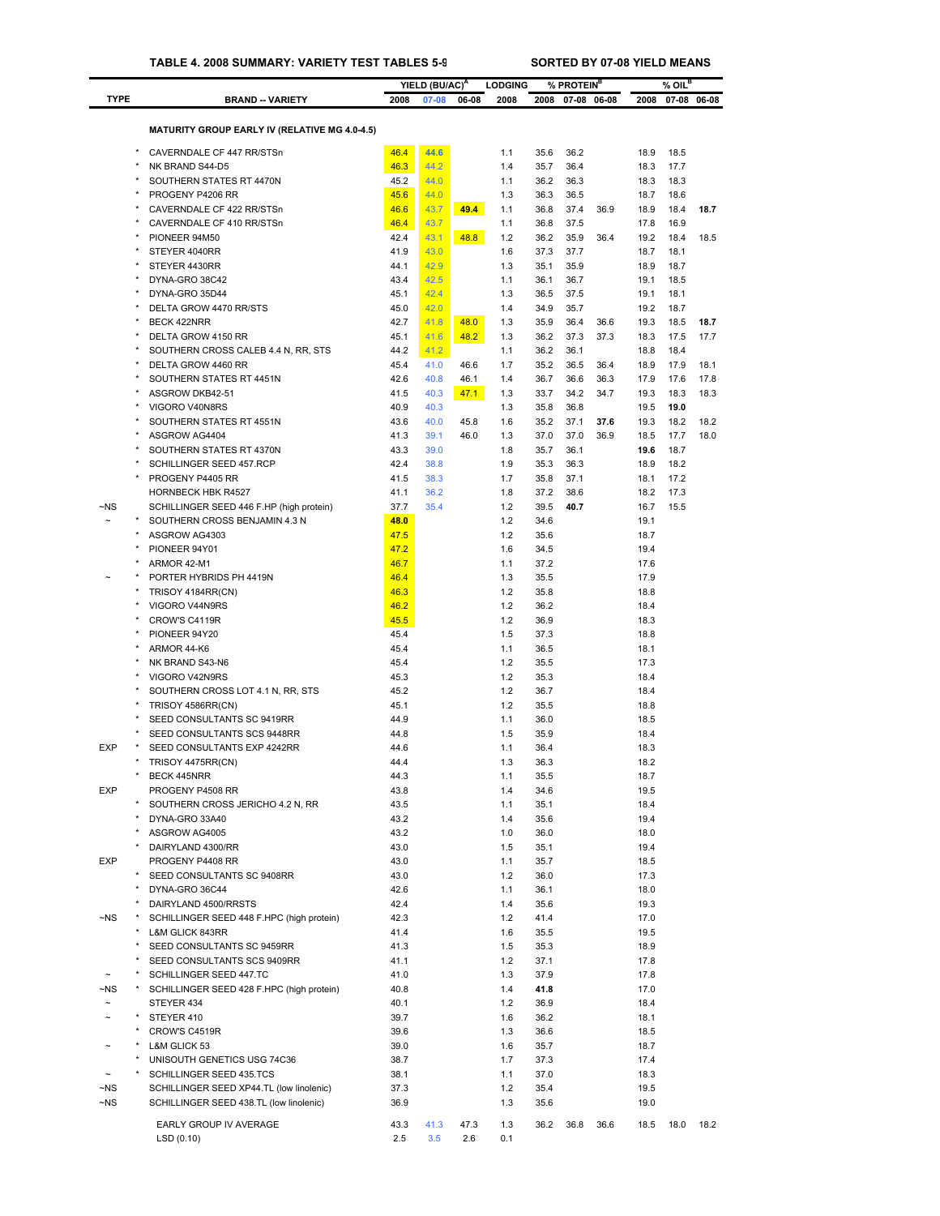**TABLE 4. 2008 SUMMARY: VARIETY TEST TABLES 5-9** — **SORTED BY 07-08 YIELD MEANS**

| TYPE | | BRAND -- VARIETY | YIELD (BU/AC)[A] 2008 | 07-08 | 06-08 | LODGING 2008 | % PROTEIN[B] 2008 | 07-08 | 06-08 | % OIL[B] 2008 | 07-08 | 06-08 |
|---|---|---|---|---|---|---|---|---|---|---|---|---|
| | | **MATURITY GROUP EARLY IV (RELATIVE MG 4.0-4.5)** | | | | | | | | | | |
| | * | CAVERNDALE CF 447 RR/STSn | 46.4 | 44.6 | | 1.1 | 35.6 | 36.2 | | 18.9 | 18.5 | |
| | * | NK BRAND S44-D5 | 46.3 | 44.2 | | 1.4 | 35.7 | 36.4 | | 18.3 | 17.7 | |
| | * | SOUTHERN STATES RT 4470N | 45.2 | 44.0 | | 1.1 | 36.2 | 36.3 | | 18.3 | 18.3 | |
| | * | PROGENY P4206 RR | 45.6 | 44.0 | | 1.3 | 36.3 | 36.5 | | 18.7 | 18.6 | |
| | * | CAVERNDALE CF 422 RR/STSn | 46.6 | 43.7 | **49.4** | 1.1 | 36.8 | 37.4 | 36.9 | 18.9 | 18.4 | **18.7** |
| | * | CAVERNDALE CF 410 RR/STSn | 46.4 | 43.7 | | 1.1 | 36.8 | 37.5 | | 17.8 | 16.9 | |
| | * | PIONEER 94M50 | 42.4 | 43.1 | 48.8 | 1.2 | 36.2 | 35.9 | 36.4 | 19.2 | 18.4 | 18.5 |
| | * | STEYER 4040RR | 41.9 | 43.0 | | 1.6 | 37.3 | 37.7 | | 18.7 | 18.1 | |
| | * | STEYER 4430RR | 44.1 | 42.9 | | 1.3 | 35.1 | 35.9 | | 18.9 | 18.7 | |
| | * | DYNA-GRO 38C42 | 43.4 | 42.5 | | 1.1 | 36.1 | 36.7 | | 19.1 | 18.5 | |
| | * | DYNA-GRO 35D44 | 45.1 | 42.4 | | 1.3 | 36.5 | 37.5 | | 19.1 | 18.1 | |
| | * | DELTA GROW 4470 RR/STS | 45.0 | 42.0 | | 1.4 | 34.9 | 35.7 | | 19.2 | 18.7 | |
| | * | BECK 422NRR | 42.7 | 41.8 | 48.0 | 1.3 | 35.9 | 36.4 | 36.6 | 19.3 | 18.5 | **18.7** |
| | * | DELTA GROW 4150 RR | 45.1 | 41.6 | 48.2 | 1.3 | 36.2 | 37.3 | 37.3 | 18.3 | 17.5 | 17.7 |
| | * | SOUTHERN CROSS CALEB 4.4 N, RR, STS | 44.2 | 41.2 | | 1.1 | 36.2 | 36.1 | | 18.8 | 18.4 | |
| | * | DELTA GROW 4460 RR | 45.4 | 41.0 | 46.6 | 1.7 | 35.2 | 36.5 | 36.4 | 18.9 | 17.9 | 18.1 |
| | * | SOUTHERN STATES RT 4451N | 42.6 | 40.8 | 46.1 | 1.4 | 36.7 | 36.6 | 36.3 | 17.9 | 17.6 | 17.8 |
| | * | ASGROW DKB42-51 | 41.5 | 40.3 | 47.1 | 1.3 | 33.7 | 34.2 | 34.7 | 19.3 | 18.3 | 18.3 |
| | * | VIGORO V40N8RS | 40.9 | 40.3 | | 1.3 | 35.8 | 36.8 | | 19.5 | **19.0** | |
| | * | SOUTHERN STATES RT 4551N | 43.6 | 40.0 | 45.8 | 1.6 | 35.2 | 37.1 | **37.6** | 19.3 | 18.2 | 18.2 |
| | * | ASGROW AG4404 | 41.3 | 39.1 | 46.0 | 1.3 | 37.0 | 37.0 | 36.9 | 18.5 | 17.7 | 18.0 |
| | * | SOUTHERN STATES RT 4370N | 43.3 | 39.0 | | 1.8 | 35.7 | 36.1 | | **19.6** | 18.7 | |
| | * | SCHILLINGER SEED 457.RCP | 42.4 | 38.8 | | 1.9 | 35.3 | 36.3 | | 18.9 | 18.2 | |
| | * | PROGENY P4405 RR | 41.5 | 38.3 | | 1.7 | 35.8 | 37.1 | | 18.1 | 17.2 | |
| | | HORNBECK HBK R4527 | 41.1 | 36.2 | | 1.8 | 37.2 | 38.6 | | 18.2 | 17.3 | |
| ~NS | | SCHILLINGER SEED 446 F.HP (high protein) | 37.7 | 35.4 | | 1.2 | 39.5 | **40.7** | | 16.7 | 15.5 | |
| ~ | * | SOUTHERN CROSS BENJAMIN 4.3 N | **48.0** | | | 1.2 | 34.6 | | | 19.1 | | |
| | * | ASGROW AG4303 | 47.5 | | | 1.2 | 35.6 | | | 18.7 | | |
| | * | PIONEER 94Y01 | 47.2 | | | 1.6 | 34.5 | | | 19.4 | | |
| | * | ARMOR 42-M1 | 46.7 | | | 1.1 | 37.2 | | | 17.6 | | |
| ~ | * | PORTER HYBRIDS PH 4419N | 46.4 | | | 1.3 | 35.5 | | | 17.9 | | |
| | * | TRISOY 4184RR(CN) | 46.3 | | | 1.2 | 35.8 | | | 18.8 | | |
| | * | VIGORO V44N9RS | 46.2 | | | 1.2 | 36.2 | | | 18.4 | | |
| | * | CROW'S C4119R | 45.5 | | | 1.2 | 36.9 | | | 18.3 | | |
| | * | PIONEER 94Y20 | 45.4 | | | 1.5 | 37.3 | | | 18.8 | | |
| | * | ARMOR 44-K6 | 45.4 | | | 1.1 | 36.5 | | | 18.1 | | |
| | * | NK BRAND S43-N6 | 45.4 | | | 1.2 | 35.5 | | | 17.3 | | |
| | * | VIGORO V42N9RS | 45.3 | | | 1.2 | 35.3 | | | 18.4 | | |
| | * | SOUTHERN CROSS LOT 4.1 N, RR, STS | 45.2 | | | 1.2 | 36.7 | | | 18.4 | | |
| | * | TRISOY 4586RR(CN) | 45.1 | | | 1.2 | 35.5 | | | 18.8 | | |
| | * | SEED CONSULTANTS SC 9419RR | 44.9 | | | 1.1 | 36.0 | | | 18.5 | | |
| | * | SEED CONSULTANTS SCS 9448RR | 44.8 | | | 1.5 | 35.9 | | | 18.4 | | |
| EXP | * | SEED CONSULTANTS EXP 4242RR | 44.6 | | | 1.1 | 36.4 | | | 18.3 | | |
| | * | TRISOY 4475RR(CN) | 44.4 | | | 1.3 | 36.3 | | | 18.2 | | |
| | * | BECK 445NRR | 44.3 | | | 1.1 | 35.5 | | | 18.7 | | |
| EXP | | PROGENY P4508 RR | 43.8 | | | 1.4 | 34.6 | | | 19.5 | | |
| | * | SOUTHERN CROSS JERICHO 4.2 N, RR | 43.5 | | | 1.1 | 35.1 | | | 18.4 | | |
| | * | DYNA-GRO 33A40 | 43.2 | | | 1.4 | 35.6 | | | 19.4 | | |
| | * | ASGROW AG4005 | 43.2 | | | 1.0 | 36.0 | | | 18.0 | | |
| | * | DAIRYLAND 4300/RR | 43.0 | | | 1.5 | 35.1 | | | 19.4 | | |
| EXP | | PROGENY P4408 RR | 43.0 | | | 1.1 | 35.7 | | | 18.5 | | |
| | * | SEED CONSULTANTS SC 9408RR | 43.0 | | | 1.2 | 36.0 | | | 17.3 | | |
| | * | DYNA-GRO 36C44 | 42.6 | | | 1.1 | 36.1 | | | 18.0 | | |
| | * | DAIRYLAND 4500/RRSTS | 42.4 | | | 1.4 | 35.6 | | | 19.3 | | |
| ~NS | * | SCHILLINGER SEED 448 F.HPC (high protein) | 42.3 | | | 1.2 | 41.4 | | | 17.0 | | |
| | * | L&M GLICK 843RR | 41.4 | | | 1.6 | 35.5 | | | 19.5 | | |
| | * | SEED CONSULTANTS SC 9459RR | 41.3 | | | 1.5 | 35.3 | | | 18.9 | | |
| | * | SEED CONSULTANTS SCS 9409RR | 41.1 | | | 1.2 | 37.1 | | | 17.8 | | |
| ~ | * | SCHILLINGER SEED 447.TC | 41.0 | | | 1.3 | 37.9 | | | 17.8 | | |
| ~NS | * | SCHILLINGER SEED 428 F.HPC (high protein) | 40.8 | | | 1.4 | **41.8** | | | 17.0 | | |
| ~ | | STEYER 434 | 40.1 | | | 1.2 | 36.9 | | | 18.4 | | |
| ~ | * | STEYER 410 | 39.7 | | | 1.6 | 36.2 | | | 18.1 | | |
| | * | CROW'S C4519R | 39.6 | | | 1.3 | 36.6 | | | 18.5 | | |
| ~ | * | L&M GLICK 53 | 39.0 | | | 1.6 | 35.7 | | | 18.7 | | |
| | * | UNISOUTH GENETICS USG 74C36 | 38.7 | | | 1.7 | 37.3 | | | 17.4 | | |
| ~ | * | SCHILLINGER SEED 435.TCS | 38.1 | | | 1.1 | 37.0 | | | 18.3 | | |
| ~NS | | SCHILLINGER SEED XP44.TL (low linolenic) | 37.3 | | | 1.2 | 35.4 | | | 19.5 | | |
| ~NS | | SCHILLINGER SEED 438.TL (low linolenic) | 36.9 | | | 1.3 | 35.6 | | | 19.0 | | |
| | | EARLY GROUP IV AVERAGE | 43.3 | 41.3 | 47.3 | 1.3 | 36.2 | 36.8 | 36.6 | 18.5 | 18.0 | 18.2 |
| | | LSD (0.10) | 2.5 | 3.5 | 2.6 | 0.1 | | | | | | |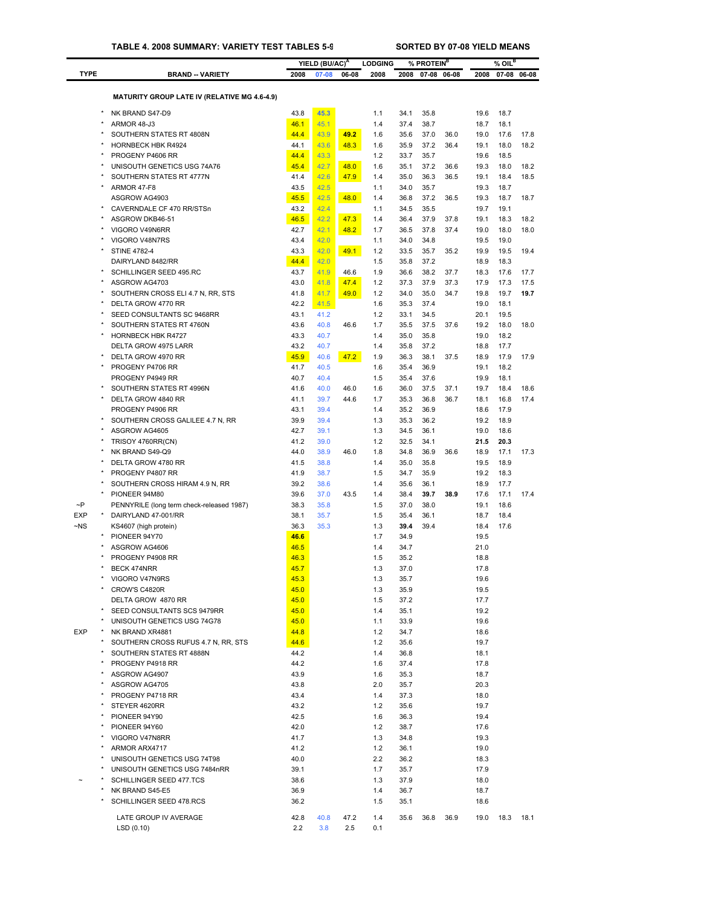**TABLE 4. 2008 SUMMARY: VARIETY TEST TABLES 5-9 — SORTED BY 07-08 YIELD MEANS**

| TYPE | | BRAND -- VARIETY | YIELD (BU/AC)[A] 2008 | 07-08 | 06-08 | LODGING 2008 | % PROTEIN[B] 2008 | 07-08 | 06-08 | % OIL[B] 2008 | 07-08 | 06-08 |
|---|---|---|---|---|---|---|---|---|---|---|---|---|
| | | **MATURITY GROUP LATE IV (RELATIVE MG 4.6-4.9)** | | | | | | | | | | |
| | * | NK BRAND S47-D9 | 43.8 | 45.3 | | 1.1 | 34.1 | 35.8 | | 19.6 | 18.7 | |
| | * | ARMOR 48-J3 | 46.1 | 45.1 | | 1.4 | 37.4 | 38.7 | | 18.7 | 18.1 | |
| | * | SOUTHERN STATES RT 4808N | 44.4 | 43.9 | 49.2 | 1.6 | 35.6 | 37.0 | 36.0 | 19.0 | 17.6 | 17.8 |
| | * | HORNBECK HBK R4924 | 44.1 | 43.6 | 48.3 | 1.6 | 35.9 | 37.2 | 36.4 | 19.1 | 18.0 | 18.2 |
| | * | PROGENY P4606 RR | 44.4 | 43.3 | | 1.2 | 33.7 | 35.7 | | 19.6 | 18.5 | |
| | * | UNISOUTH GENETICS USG 74A76 | 45.4 | 42.7 | 48.0 | 1.6 | 35.1 | 37.2 | 36.6 | 19.3 | 18.0 | 18.2 |
| | * | SOUTHERN STATES RT 4777N | 41.4 | 42.6 | 47.9 | 1.4 | 35.0 | 36.3 | 36.5 | 19.1 | 18.4 | 18.5 |
| | * | ARMOR 47-F8 | 43.5 | 42.5 | | 1.1 | 34.0 | 35.7 | | 19.3 | 18.7 | |
| | | ASGROW AG4903 | 45.5 | 42.5 | 48.0 | 1.4 | 36.8 | 37.2 | 36.5 | 19.3 | 18.7 | 18.7 |
| | * | CAVERNDALE CF 470 RR/STSn | 43.2 | 42.4 | | 1.1 | 34.5 | 35.5 | | 19.7 | 19.1 | |
| | * | ASGROW DKB46-51 | 46.5 | 42.2 | 47.3 | 1.4 | 36.4 | 37.9 | 37.8 | 19.1 | 18.3 | 18.2 |
| | * | VIGORO V49N6RR | 42.7 | 42.1 | 48.2 | 1.7 | 36.5 | 37.8 | 37.4 | 19.0 | 18.0 | 18.0 |
| | * | VIGORO V48N7RS | 43.4 | 42.0 | | 1.1 | 34.0 | 34.8 | | 19.5 | 19.0 | |
| | * | STINE 4782-4 | 43.3 | 42.0 | 49.1 | 1.2 | 33.5 | 35.7 | 35.2 | 19.9 | 19.5 | 19.4 |
| | | DAIRYLAND 8482/RR | 44.4 | 42.0 | | 1.5 | 35.8 | 37.2 | | 18.9 | 18.3 | |
| | * | SCHILLINGER SEED 495.RC | 43.7 | 41.9 | 46.6 | 1.9 | 36.6 | 38.2 | 37.7 | 18.3 | 17.6 | 17.7 |
| | * | ASGROW AG4703 | 43.0 | 41.8 | 47.4 | 1.2 | 37.3 | 37.9 | 37.3 | 17.9 | 17.3 | 17.5 |
| | * | SOUTHERN CROSS ELI 4.7 N, RR, STS | 41.8 | 41.7 | 49.0 | 1.2 | 34.0 | 35.0 | 34.7 | 19.8 | 19.7 | **19.7** |
| | * | DELTA GROW 4770 RR | 42.2 | 41.5 | | 1.6 | 35.3 | 37.4 | | 19.0 | 18.1 | |
| | * | SEED CONSULTANTS SC 9468RR | 43.1 | 41.2 | | 1.2 | 33.1 | 34.5 | | 20.1 | 19.5 | |
| | * | SOUTHERN STATES RT 4760N | 43.6 | 40.8 | 46.6 | 1.7 | 35.5 | 37.5 | 37.6 | 19.2 | 18.0 | 18.0 |
| | * | HORNBECK HBK R4727 | 43.3 | 40.7 | | 1.4 | 35.0 | 35.8 | | 19.0 | 18.2 | |
| | | DELTA GROW 4975 LARR | 43.2 | 40.7 | | 1.4 | 35.8 | 37.2 | | 18.8 | 17.7 | |
| | * | DELTA GROW 4970 RR | 45.9 | 40.6 | 47.2 | 1.9 | 36.3 | 38.1 | 37.5 | 18.9 | 17.9 | 17.9 |
| | * | PROGENY P4706 RR | 41.7 | 40.5 | | 1.6 | 35.4 | 36.9 | | 19.1 | 18.2 | |
| | | PROGENY P4949 RR | 40.7 | 40.4 | | 1.5 | 35.4 | 37.6 | | 19.9 | 18.1 | |
| | * | SOUTHERN STATES RT 4996N | 41.6 | 40.0 | 46.0 | 1.6 | 36.0 | 37.5 | 37.1 | 19.7 | 18.4 | 18.6 |
| | * | DELTA GROW 4840 RR | 41.1 | 39.7 | 44.6 | 1.7 | 35.3 | 36.8 | 36.7 | 18.1 | 16.8 | 17.4 |
| | | PROGENY P4906 RR | 43.1 | 39.4 | | 1.4 | 35.2 | 36.9 | | 18.6 | 17.9 | |
| | * | SOUTHERN CROSS GALILEE 4.7 N, RR | 39.9 | 39.4 | | 1.3 | 35.3 | 36.2 | | 19.2 | 18.9 | |
| | * | ASGROW AG4605 | 42.7 | 39.1 | | 1.3 | 34.5 | 36.1 | | 19.0 | 18.6 | |
| | * | TRISOY 4760RR(CN) | 41.2 | 39.0 | | 1.2 | 32.5 | 34.1 | | **21.5** | **20.3** | |
| | * | NK BRAND S49-Q9 | 44.0 | 38.9 | 46.0 | 1.8 | 34.8 | 36.9 | 36.6 | 18.9 | 17.1 | 17.3 |
| | * | DELTA GROW 4780 RR | 41.5 | 38.8 | | 1.4 | 35.0 | 35.8 | | 19.5 | 18.9 | |
| | * | PROGENY P4807 RR | 41.9 | 38.7 | | 1.5 | 34.7 | 35.9 | | 19.2 | 18.3 | |
| | * | SOUTHERN CROSS HIRAM 4.9 N, RR | 39.2 | 38.6 | | 1.4 | 35.6 | 36.1 | | 18.9 | 17.7 | |
| | * | PIONEER 94M80 | 39.6 | 37.0 | 43.5 | 1.4 | 38.4 | **39.7** | **38.9** | 17.6 | 17.1 | 17.4 |
| ~P | | PENNYRILE (long term check-released 1987) | 38.3 | 35.8 | | 1.5 | 37.0 | 38.0 | | 19.1 | 18.6 | |
| EXP | * | DAIRYLAND 47-001/RR | 38.1 | 35.7 | | 1.5 | 35.4 | 36.1 | | 18.7 | 18.4 | |
| ~NS | | KS4607 (high protein) | 36.3 | 35.3 | | 1.3 | **39.4** | 39.4 | | 18.4 | 17.6 | |
| | * | PIONEER 94Y70 | **46.6** | | | 1.7 | 34.9 | | | 19.5 | | |
| | * | ASGROW AG4606 | 46.5 | | | 1.4 | 34.7 | | | 21.0 | | |
| | * | PROGENY P4908 RR | 46.3 | | | 1.5 | 35.2 | | | 18.8 | | |
| | * | BECK 474NRR | 45.7 | | | 1.3 | 37.0 | | | 17.8 | | |
| | * | VIGORO V47N9RS | 45.3 | | | 1.3 | 35.7 | | | 19.6 | | |
| | * | CROW'S C4820R | 45.0 | | | 1.3 | 35.9 | | | 19.5 | | |
| | | DELTA GROW 4870 RR | 45.0 | | | 1.5 | 37.2 | | | 17.7 | | |
| | * | SEED CONSULTANTS SCS 9479RR | 45.0 | | | 1.4 | 35.1 | | | 19.2 | | |
| | * | UNISOUTH GENETICS USG 74G78 | 45.0 | | | 1.1 | 33.9 | | | 19.6 | | |
| EXP | * | NK BRAND XR4881 | 44.8 | | | 1.2 | 34.7 | | | 18.6 | | |
| | * | SOUTHERN CROSS RUFUS 4.7 N, RR, STS | 44.6 | | | 1.2 | 35.6 | | | 19.7 | | |
| | * | SOUTHERN STATES RT 4888N | 44.2 | | | 1.4 | 36.8 | | | 18.1 | | |
| | * | PROGENY P4918 RR | 44.2 | | | 1.6 | 37.4 | | | 17.8 | | |
| | * | ASGROW AG4907 | 43.9 | | | 1.6 | 35.3 | | | 18.7 | | |
| | * | ASGROW AG4705 | 43.8 | | | 2.0 | 35.7 | | | 20.3 | | |
| | * | PROGENY P4718 RR | 43.4 | | | 1.4 | 37.3 | | | 18.0 | | |
| | * | STEYER 4620RR | 43.2 | | | 1.2 | 35.6 | | | 19.7 | | |
| | * | PIONEER 94Y90 | 42.5 | | | 1.6 | 36.3 | | | 19.4 | | |
| | * | PIONEER 94Y60 | 42.0 | | | 1.2 | 38.7 | | | 17.6 | | |
| | * | VIGORO V47N8RR | 41.7 | | | 1.3 | 34.8 | | | 19.3 | | |
| | * | ARMOR ARX4717 | 41.2 | | | 1.2 | 36.1 | | | 19.0 | | |
| | * | UNISOUTH GENETICS USG 74T98 | 40.0 | | | 2.2 | 36.2 | | | 18.3 | | |
| | * | UNISOUTH GENETICS USG 7484nRR | 39.1 | | | 1.7 | 35.7 | | | 17.9 | | |
| ~ | * | SCHILLINGER SEED 477.TCS | 38.6 | | | 1.3 | 37.9 | | | 18.0 | | |
| | * | NK BRAND S45-E5 | 36.9 | | | 1.4 | 36.7 | | | 18.7 | | |
| | * | SCHILLINGER SEED 478.RCS | 36.2 | | | 1.5 | 35.1 | | | 18.6 | | |
| | | LATE GROUP IV AVERAGE | 42.8 | 40.8 | 47.2 | 1.4 | 35.6 | 36.8 | 36.9 | 19.0 | 18.3 | 18.1 |
| | | LSD (0.10) | 2.2 | 3.8 | 2.5 | 0.1 | | | | | | |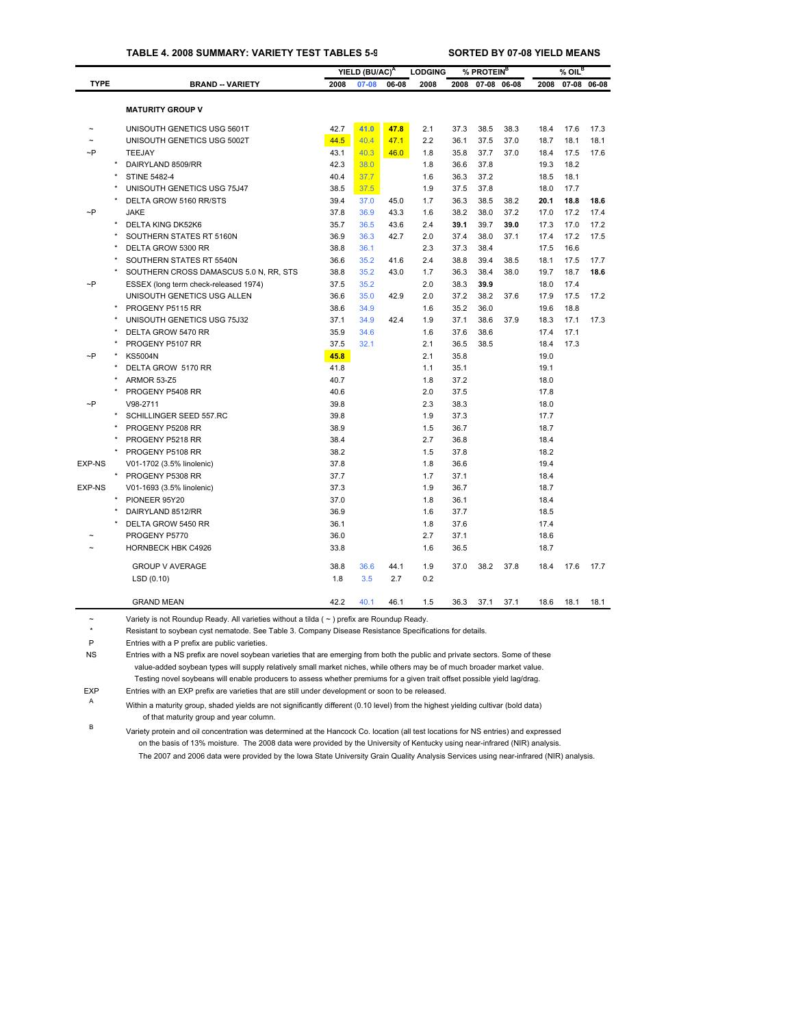**TABLE 4. 2008 SUMMARY: VARIETY TEST TABLES 5-9** SORTED BY 07-08 YIELD MEANS

| TYPE | | BRAND -- VARIETY | YIELD (BU/AC)[A] 2008 | YIELD 07-08 | YIELD 06-08 | LODGING 2008 | % PROTEIN[B] 2008 | % PROTEIN 07-08 | % PROTEIN 06-08 | % OIL[B] 2008 | % OIL 07-08 | % OIL 06-08 |
|---|---|---|---|---|---|---|---|---|---|---|---|---|
| | | **MATURITY GROUP V** | | | | | | | | | | |
| ~ | | UNISOUTH GENETICS USG 5601T | 42.7 | **41.0** | **47.8** | 2.1 | 37.3 | 38.5 | 38.3 | 18.4 | 17.6 | 17.3 |
| ~ | | UNISOUTH GENETICS USG 5002T | 44.5 | 40.4 | 47.1 | 2.2 | 36.1 | 37.5 | 37.0 | 18.7 | 18.1 | 18.1 |
| ~P | | TEEJAY | 43.1 | 40.3 | 46.0 | 1.8 | 35.8 | 37.7 | 37.0 | 18.4 | 17.5 | 17.6 |
| | * | DAIRYLAND 8509/RR | 42.3 | 38.0 | | 1.8 | 36.6 | 37.8 | | 19.3 | 18.2 | |
| | * | STINE 5482-4 | 40.4 | 37.7 | | 1.6 | 36.3 | 37.2 | | 18.5 | 18.1 | |
| | * | UNISOUTH GENETICS USG 75J47 | 38.5 | 37.5 | | 1.9 | 37.5 | 37.8 | | 18.0 | 17.7 | |
| | * | DELTA GROW 5160 RR/STS | 39.4 | 37.0 | 45.0 | 1.7 | 36.3 | 38.5 | 38.2 | **20.1** | **18.8** | **18.6** |
| ~P | | JAKE | 37.8 | 36.9 | 43.3 | 1.6 | 38.2 | 38.0 | 37.2 | 17.0 | 17.2 | 17.4 |
| | * | DELTA KING DK52K6 | 35.7 | 36.5 | 43.6 | 2.4 | **39.1** | 39.7 | **39.0** | 17.3 | 17.0 | 17.2 |
| | * | SOUTHERN STATES RT 5160N | 36.9 | 36.3 | 42.7 | 2.0 | 37.4 | 38.0 | 37.1 | 17.4 | 17.2 | 17.5 |
| | * | DELTA GROW 5300 RR | 38.8 | 36.1 | | 2.3 | 37.3 | 38.4 | | 17.5 | 16.6 | |
| | * | SOUTHERN STATES RT 5540N | 36.6 | 35.2 | 41.6 | 2.4 | 38.8 | 39.4 | 38.5 | 18.1 | 17.5 | 17.7 |
| | * | SOUTHERN CROSS DAMASCUS 5.0 N, RR, STS | 38.8 | 35.2 | 43.0 | 1.7 | 36.3 | 38.4 | 38.0 | 19.7 | 18.7 | **18.6** |
| ~P | | ESSEX (long term check-released 1974) | 37.5 | 35.2 | | 2.0 | 38.3 | **39.9** | | 18.0 | 17.4 | |
| | | UNISOUTH GENETICS USG ALLEN | 36.6 | 35.0 | 42.9 | 2.0 | 37.2 | 38.2 | 37.6 | 17.9 | 17.5 | 17.2 |
| | * | PROGENY P5115 RR | 38.6 | 34.9 | | 1.6 | 35.2 | 36.0 | | 19.6 | 18.8 | |
| | * | UNISOUTH GENETICS USG 75J32 | 37.1 | 34.9 | 42.4 | 1.9 | 37.1 | 38.6 | 37.9 | 18.3 | 17.1 | 17.3 |
| | * | DELTA GROW 5470 RR | 35.9 | 34.6 | | 1.6 | 37.6 | 38.6 | | 17.4 | 17.1 | |
| | * | PROGENY P5107 RR | 37.5 | 32.1 | | 2.1 | 36.5 | 38.5 | | 18.4 | 17.3 | |
| ~P | * | KS5004N | **45.8** | | | 2.1 | 35.8 | | | 19.0 | | |
| | * | DELTA GROW 5170 RR | 41.8 | | | 1.1 | 35.1 | | | 19.1 | | |
| | * | ARMOR 53-Z5 | 40.7 | | | 1.8 | 37.2 | | | 18.0 | | |
| | * | PROGENY P5408 RR | 40.6 | | | 2.0 | 37.5 | | | 17.8 | | |
| ~P | | V98-2711 | 39.8 | | | 2.3 | 38.3 | | | 18.0 | | |
| | * | SCHILLINGER SEED 557.RC | 39.8 | | | 1.9 | 37.3 | | | 17.7 | | |
| | * | PROGENY P5208 RR | 38.9 | | | 1.5 | 36.7 | | | 18.7 | | |
| | * | PROGENY P5218 RR | 38.4 | | | 2.7 | 36.8 | | | 18.4 | | |
| | * | PROGENY P5108 RR | 38.2 | | | 1.5 | 37.8 | | | 18.2 | | |
| EXP-NS | | V01-1702 (3.5% linolenic) | 37.8 | | | 1.8 | 36.6 | | | 19.4 | | |
| | * | PROGENY P5308 RR | 37.7 | | | 1.7 | 37.1 | | | 18.4 | | |
| EXP-NS | | V01-1693 (3.5% linolenic) | 37.3 | | | 1.9 | 36.7 | | | 18.7 | | |
| | * | PIONEER 95Y20 | 37.0 | | | 1.8 | 36.1 | | | 18.4 | | |
| | * | DAIRYLAND 8512/RR | 36.9 | | | 1.6 | 37.7 | | | 18.5 | | |
| | * | DELTA GROW 5450 RR | 36.1 | | | 1.8 | 37.6 | | | 17.4 | | |
| ~ | | PROGENY P5770 | 36.0 | | | 2.7 | 37.1 | | | 18.6 | | |
| ~ | | HORNBECK HBK C4926 | 33.8 | | | 1.6 | 36.5 | | | 18.7 | | |
| | | GROUP V AVERAGE | 38.8 | 36.6 | 44.1 | 1.9 | 37.0 | 38.2 | 37.8 | 18.4 | 17.6 | 17.7 |
| | | LSD (0.10) | 1.8 | 3.5 | 2.7 | 0.2 | | | | | | |
| | | GRAND MEAN | 42.2 | 40.1 | 46.1 | 1.5 | 36.3 | 37.1 | 37.1 | 18.6 | 18.1 | 18.1 |

~ Variety is not Roundup Ready. All varieties without a tilda ( ~ ) prefix are Roundup Ready.

\* Resistant to soybean cyst nematode. See Table 3. Company Disease Resistance Specifications for details.

P Entries with a P prefix are public varieties.

NS Entries with a NS prefix are novel soybean varieties that are emerging from both the public and private sectors. Some of these value-added soybean types will supply relatively small market niches, while others may be of much broader market value. Testing novel soybeans will enable producers to assess whether premiums for a given trait offset possible yield lag/drag.

EXP Entries with an EXP prefix are varieties that are still under development or soon to be released.

A Within a maturity group, shaded yields are not significantly different (0.10 level) from the highest yielding cultivar (bold data) of that maturity group and year column.

B Variety protein and oil concentration was determined at the Hancock Co. location (all test locations for NS entries) and expressed on the basis of 13% moisture. The 2008 data were provided by the University of Kentucky using near-infrared (NIR) analysis. The 2007 and 2006 data were provided by the Iowa State University Grain Quality Analysis Services using near-infrared (NIR) analysis.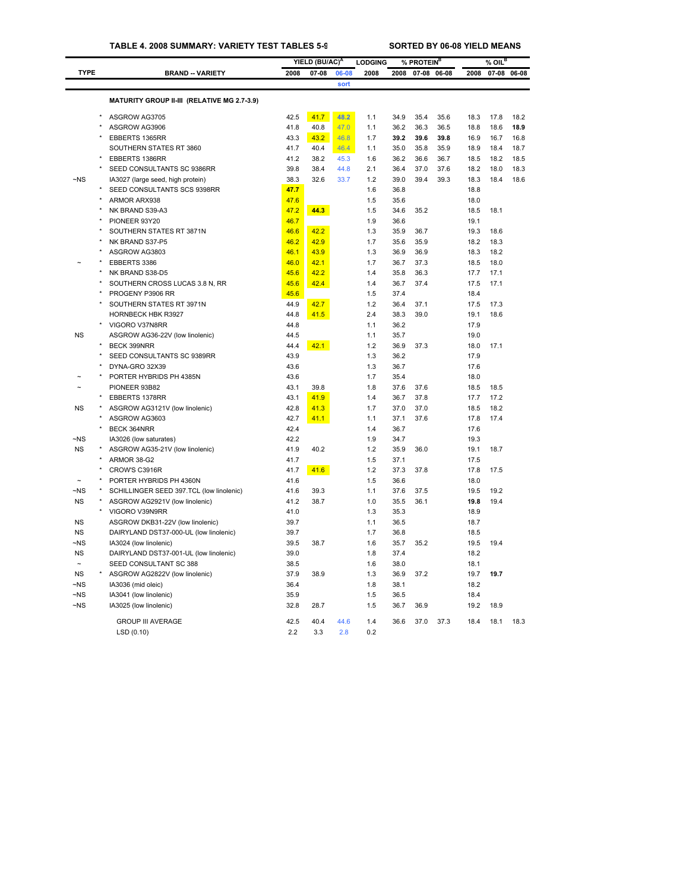**TABLE 4. 2008 SUMMARY: VARIETY TEST TABLES 5-9** **SORTED BY 06-08 YIELD MEANS**

| TYPE | | BRAND -- VARIETY | YIELD (BU/AC)[A] | | | LODGING | % PROTEIN[B] | | | % OIL[B] | | |
|---|---|---|---|---|---|---|---|---|---|---|---|---|
| | | | 2008 | 07-08 | 06-08 | 2008 | 2008 | 07-08 | 06-08 | 2008 | 07-08 | 06-08 |
| | | | | | sort | | | | | | | |
| | | **MATURITY GROUP II-III (RELATIVE MG 2.7-3.9)** | | | | | | | | | | |
| | * | ASGROW AG3705 | 42.5 | 41.7 | **48.2** | 1.1 | 34.9 | 35.4 | 35.6 | 18.3 | 17.8 | 18.2 |
| | * | ASGROW AG3906 | 41.8 | 40.8 | 47.0 | 1.1 | 36.2 | 36.3 | 36.5 | 18.8 | 18.6 | **18.9** |
| | * | EBBERTS 1365RR | 43.3 | 43.2 | 46.8 | 1.7 | **39.2** | **39.6** | **39.8** | 16.9 | 16.7 | 16.8 |
| | | SOUTHERN STATES RT 3860 | 41.7 | 40.4 | 46.4 | 1.1 | 35.0 | 35.8 | 35.9 | 18.9 | 18.4 | 18.7 |
| | * | EBBERTS 1386RR | 41.2 | 38.2 | 45.3 | 1.6 | 36.2 | 36.6 | 36.7 | 18.5 | 18.2 | 18.5 |
| | * | SEED CONSULTANTS SC 9386RR | 39.8 | 38.4 | 44.8 | 2.1 | 36.4 | 37.0 | 37.6 | 18.2 | 18.0 | 18.3 |
| ~NS | | IA3027 (large seed, high protein) | 38.3 | 32.6 | 33.7 | 1.2 | 39.0 | 39.4 | 39.3 | 18.3 | 18.4 | 18.6 |
| | * | SEED CONSULTANTS SCS 9398RR | **47.7** | | | 1.6 | 36.8 | | | 18.8 | | |
| | * | ARMOR ARX938 | 47.6 | | | 1.5 | 35.6 | | | 18.0 | | |
| | * | NK BRAND S39-A3 | 47.2 | **44.3** | | 1.5 | 34.6 | 35.2 | | 18.5 | 18.1 | |
| | * | PIONEER 93Y20 | 46.7 | | | 1.9 | 36.6 | | | 19.1 | | |
| | * | SOUTHERN STATES RT 3871N | 46.6 | 42.2 | | 1.3 | 35.9 | 36.7 | | 19.3 | 18.6 | |
| | * | NK BRAND S37-P5 | 46.2 | 42.9 | | 1.7 | 35.6 | 35.9 | | 18.2 | 18.3 | |
| | * | ASGROW AG3803 | 46.1 | 43.9 | | 1.3 | 36.9 | 36.9 | | 18.3 | 18.2 | |
| ~ | * | EBBERTS 3386 | 46.0 | 42.1 | | 1.7 | 36.7 | 37.3 | | 18.5 | 18.0 | |
| | * | NK BRAND S38-D5 | 45.6 | 42.2 | | 1.4 | 35.8 | 36.3 | | 17.7 | 17.1 | |
| | * | SOUTHERN CROSS LUCAS 3.8 N, RR | 45.6 | 42.4 | | 1.4 | 36.7 | 37.4 | | 17.5 | 17.1 | |
| | * | PROGENY P3906 RR | 45.6 | | | 1.5 | 37.4 | | | 18.4 | | |
| | * | SOUTHERN STATES RT 3971N | 44.9 | 42.7 | | 1.2 | 36.4 | 37.1 | | 17.5 | 17.3 | |
| | | HORNBECK HBK R3927 | 44.8 | 41.5 | | 2.4 | 38.3 | 39.0 | | 19.1 | 18.6 | |
| | * | VIGORO V37N8RR | 44.8 | | | 1.1 | 36.2 | | | 17.9 | | |
| NS | | ASGROW AG36-22V (low linolenic) | 44.5 | | | 1.1 | 35.7 | | | 19.0 | | |
| | * | BECK 399NRR | 44.4 | 42.1 | | 1.2 | 36.9 | 37.3 | | 18.0 | 17.1 | |
| | * | SEED CONSULTANTS SC 9389RR | 43.9 | | | 1.3 | 36.2 | | | 17.9 | | |
| | * | DYNA-GRO 32X39 | 43.6 | | | 1.3 | 36.7 | | | 17.6 | | |
| ~ | * | PORTER HYBRIDS PH 4385N | 43.6 | | | 1.7 | 35.4 | | | 18.0 | | |
| ~ | | PIONEER 93B82 | 43.1 | 39.8 | | 1.8 | 37.6 | 37.6 | | 18.5 | 18.5 | |
| | * | EBBERTS 1378RR | 43.1 | 41.9 | | 1.4 | 36.7 | 37.8 | | 17.7 | 17.2 | |
| NS | * | ASGROW AG3121V (low linolenic) | 42.8 | 41.3 | | 1.7 | 37.0 | 37.0 | | 18.5 | 18.2 | |
| | * | ASGROW AG3603 | 42.7 | 41.1 | | 1.1 | 37.1 | 37.6 | | 17.8 | 17.4 | |
| | * | BECK 364NRR | 42.4 | | | 1.4 | 36.7 | | | 17.6 | | |
| ~NS | | IA3026 (low saturates) | 42.2 | | | 1.9 | 34.7 | | | 19.3 | | |
| NS | * | ASGROW AG35-21V (low linolenic) | 41.9 | 40.2 | | 1.2 | 35.9 | 36.0 | | 19.1 | 18.7 | |
| | * | ARMOR 38-G2 | 41.7 | | | 1.5 | 37.1 | | | 17.5 | | |
| | * | CROW'S C3916R | 41.7 | 41.6 | | 1.2 | 37.3 | 37.8 | | 17.8 | 17.5 | |
| ~ | * | PORTER HYBRIDS PH 4360N | 41.6 | | | 1.5 | 36.6 | | | 18.0 | | |
| ~NS | * | SCHILLINGER SEED 397.TCL (low linolenic) | 41.6 | 39.3 | | 1.1 | 37.6 | 37.5 | | 19.5 | 19.2 | |
| NS | * | ASGROW AG2921V (low linolenic) | 41.2 | 38.7 | | 1.0 | 35.5 | 36.1 | | **19.8** | 19.4 | |
| | * | VIGORO V39N9RR | 41.0 | | | 1.3 | 35.3 | | | 18.9 | | |
| NS | | ASGROW DKB31-22V (low linolenic) | 39.7 | | | 1.1 | 36.5 | | | 18.7 | | |
| NS | | DAIRYLAND DST37-000-UL (low linolenic) | 39.7 | | | 1.7 | 36.8 | | | 18.5 | | |
| ~NS | | IA3024 (low linolenic) | 39.5 | 38.7 | | 1.6 | 35.7 | 35.2 | | 19.5 | 19.4 | |
| NS | | DAIRYLAND DST37-001-UL (low linolenic) | 39.0 | | | 1.8 | 37.4 | | | 18.2 | | |
| ~ | | SEED CONSULTANT SC 388 | 38.5 | | | 1.6 | 38.0 | | | 18.1 | | |
| NS | * | ASGROW AG2822V (low linolenic) | 37.9 | 38.9 | | 1.3 | 36.9 | 37.2 | | 19.7 | **19.7** | |
| ~NS | | IA3036 (mid oleic) | 36.4 | | | 1.8 | 38.1 | | | 18.2 | | |
| ~NS | | IA3041 (low linolenic) | 35.9 | | | 1.5 | 36.5 | | | 18.4 | | |
| ~NS | | IA3025 (low linolenic) | 32.8 | 28.7 | | 1.5 | 36.7 | 36.9 | | 19.2 | 18.9 | |
| | | GROUP III AVERAGE | 42.5 | 40.4 | 44.6 | 1.4 | 36.6 | 37.0 | 37.3 | 18.4 | 18.1 | 18.3 |
| | | LSD (0.10) | 2.2 | 3.3 | 2.8 | 0.2 | | | | | | |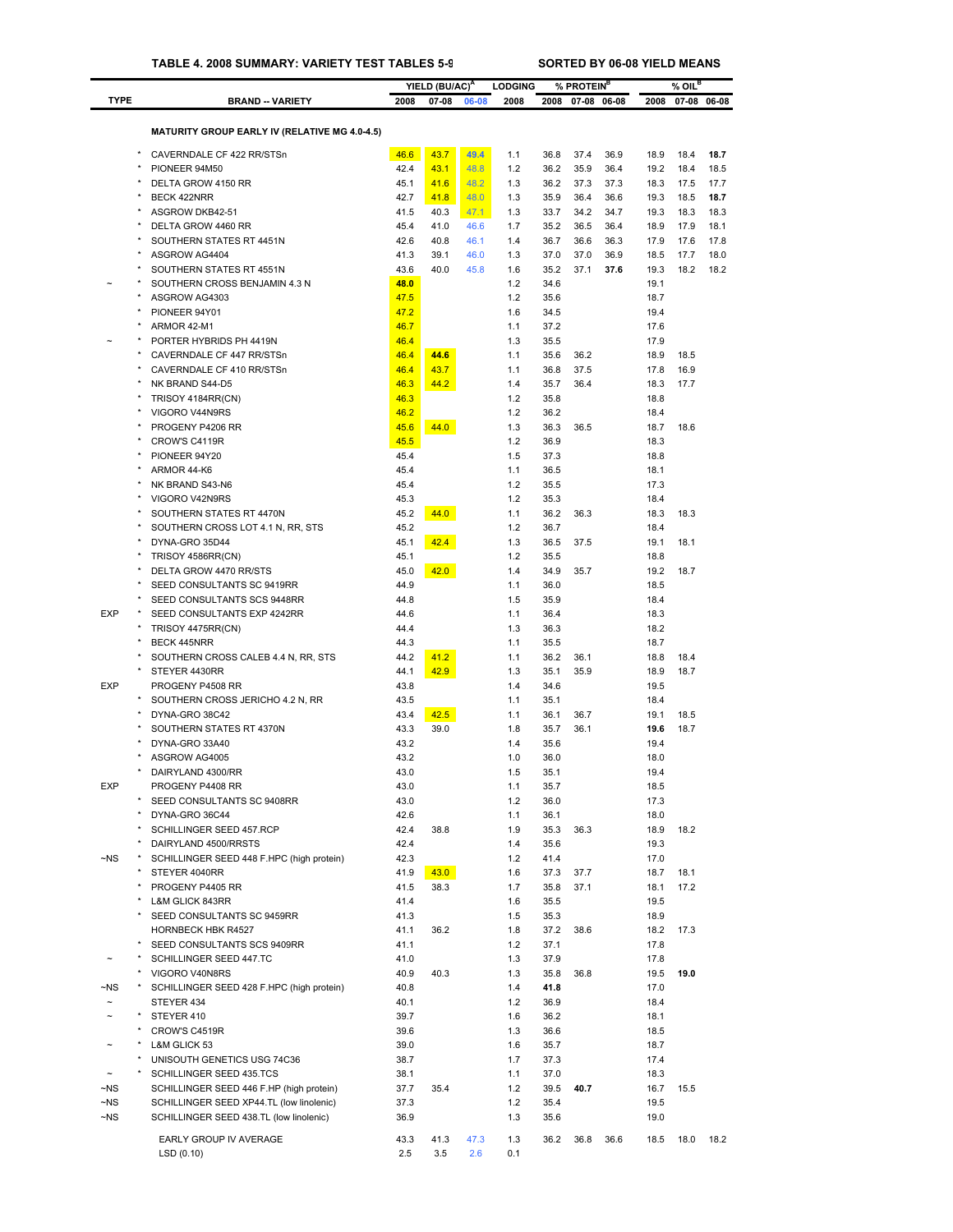**TABLE 4. 2008 SUMMARY: VARIETY TEST TABLES 5-9** &nbsp;&nbsp;&nbsp;&nbsp; **SORTED BY 06-08 YIELD MEANS**

| TYPE | | BRAND -- VARIETY | YIELD (BU/AC)[A] | | | LODGING | % PROTEIN[B] | | | % OIL[B] | | |
|---|---|---|---|---|---|---|---|---|---|---|---|---|
| | | | 2008 | 07-08 | 06-08 | 2008 | 2008 | 07-08 | 06-08 | 2008 | 07-08 | 06-08 |
| | | **MATURITY GROUP EARLY IV (RELATIVE MG 4.0-4.5)** | | | | | | | | | | |
| | * | CAVERNDALE CF 422 RR/STSn | 46.6 | 43.7 | 49.4 | 1.1 | 36.8 | 37.4 | 36.9 | 18.9 | 18.4 | **18.7** |
| | * | PIONEER 94M50 | 42.4 | 43.1 | 48.8 | 1.2 | 36.2 | 35.9 | 36.4 | 19.2 | 18.4 | 18.5 |
| | * | DELTA GROW 4150 RR | 45.1 | 41.6 | 48.2 | 1.3 | 36.2 | 37.3 | 37.3 | 18.3 | 17.5 | 17.7 |
| | * | BECK 422NRR | 42.7 | 41.8 | 48.0 | 1.3 | 35.9 | 36.4 | 36.6 | 19.3 | 18.5 | **18.7** |
| | * | ASGROW DKB42-51 | 41.5 | 40.3 | 47.1 | 1.3 | 33.7 | 34.2 | 34.7 | 19.3 | 18.3 | 18.3 |
| | * | DELTA GROW 4460 RR | 45.4 | 41.0 | 46.6 | 1.7 | 35.2 | 36.5 | 36.4 | 18.9 | 17.9 | 18.1 |
| | * | SOUTHERN STATES RT 4451N | 42.6 | 40.8 | 46.1 | 1.4 | 36.7 | 36.6 | 36.3 | 17.9 | 17.6 | 17.8 |
| | * | ASGROW AG4404 | 41.3 | 39.1 | 46.0 | 1.3 | 37.0 | 37.0 | 36.9 | 18.5 | 17.7 | 18.0 |
| | * | SOUTHERN STATES RT 4551N | 43.6 | 40.0 | 45.8 | 1.6 | 35.2 | 37.1 | **37.6** | 19.3 | 18.2 | 18.2 |
| ~ | * | SOUTHERN CROSS BENJAMIN 4.3 N | **48.0** | | | 1.2 | 34.6 | | | 19.1 | | |
| | * | ASGROW AG4303 | 47.5 | | | 1.2 | 35.6 | | | 18.7 | | |
| | * | PIONEER 94Y01 | 47.2 | | | 1.6 | 34.5 | | | 19.4 | | |
| | * | ARMOR 42-M1 | 46.7 | | | 1.1 | 37.2 | | | 17.6 | | |
| ~ | * | PORTER HYBRIDS PH 4419N | 46.4 | | | 1.3 | 35.5 | | | 17.9 | | |
| | * | CAVERNDALE CF 447 RR/STSn | 46.4 | **44.6** | | 1.1 | 35.6 | 36.2 | | 18.9 | 18.5 | |
| | * | CAVERNDALE CF 410 RR/STSn | 46.4 | 43.7 | | 1.1 | 36.8 | 37.5 | | 17.8 | 16.9 | |
| | * | NK BRAND S44-D5 | 46.3 | 44.2 | | 1.4 | 35.7 | 36.4 | | 18.3 | 17.7 | |
| | * | TRISOY 4184RR(CN) | 46.3 | | | 1.2 | 35.8 | | | 18.8 | | |
| | * | VIGORO V44N9RS | 46.2 | | | 1.2 | 36.2 | | | 18.4 | | |
| | * | PROGENY P4206 RR | 45.6 | 44.0 | | 1.3 | 36.3 | 36.5 | | 18.7 | 18.6 | |
| | * | CROW'S C4119R | 45.5 | | | 1.2 | 36.9 | | | 18.3 | | |
| | * | PIONEER 94Y20 | 45.4 | | | 1.5 | 37.3 | | | 18.8 | | |
| | * | ARMOR 44-K6 | 45.4 | | | 1.1 | 36.5 | | | 18.1 | | |
| | * | NK BRAND S43-N6 | 45.4 | | | 1.2 | 35.5 | | | 17.3 | | |
| | * | VIGORO V42N9RS | 45.3 | | | 1.2 | 35.3 | | | 18.4 | | |
| | * | SOUTHERN STATES RT 4470N | 45.2 | 44.0 | | 1.1 | 36.2 | 36.3 | | 18.3 | 18.3 | |
| | * | SOUTHERN CROSS LOT 4.1 N, RR, STS | 45.2 | | | 1.2 | 36.7 | | | 18.4 | | |
| | * | DYNA-GRO 35D44 | 45.1 | 42.4 | | 1.3 | 36.5 | 37.5 | | 19.1 | 18.1 | |
| | * | TRISOY 4586RR(CN) | 45.1 | | | 1.2 | 35.5 | | | 18.8 | | |
| | * | DELTA GROW 4470 RR/STS | 45.0 | 42.0 | | 1.4 | 34.9 | 35.7 | | 19.2 | 18.7 | |
| | * | SEED CONSULTANTS SC 9419RR | 44.9 | | | 1.1 | 36.0 | | | 18.5 | | |
| | * | SEED CONSULTANTS SCS 9448RR | 44.8 | | | 1.5 | 35.9 | | | 18.4 | | |
| EXP | * | SEED CONSULTANTS EXP 4242RR | 44.6 | | | 1.1 | 36.4 | | | 18.3 | | |
| | * | TRISOY 4475RR(CN) | 44.4 | | | 1.3 | 36.3 | | | 18.2 | | |
| | * | BECK 445NRR | 44.3 | | | 1.1 | 35.5 | | | 18.7 | | |
| | * | SOUTHERN CROSS CALEB 4.4 N, RR, STS | 44.2 | 41.2 | | 1.1 | 36.2 | 36.1 | | 18.8 | 18.4 | |
| | * | STEYER 4430RR | 44.1 | 42.9 | | 1.3 | 35.1 | 35.9 | | 18.9 | 18.7 | |
| EXP | | PROGENY P4508 RR | 43.8 | | | 1.4 | 34.6 | | | 19.5 | | |
| | * | SOUTHERN CROSS JERICHO 4.2 N, RR | 43.5 | | | 1.1 | 35.1 | | | 18.4 | | |
| | * | DYNA-GRO 38C42 | 43.4 | 42.5 | | 1.1 | 36.1 | 36.7 | | 19.1 | 18.5 | |
| | * | SOUTHERN STATES RT 4370N | 43.3 | 39.0 | | 1.8 | 35.7 | 36.1 | | **19.6** | 18.7 | |
| | * | DYNA-GRO 33A40 | 43.2 | | | 1.4 | 35.6 | | | 19.4 | | |
| | * | ASGROW AG4005 | 43.2 | | | 1.0 | 36.0 | | | 18.0 | | |
| | * | DAIRYLAND 4300/RR | 43.0 | | | 1.5 | 35.1 | | | 19.4 | | |
| EXP | | PROGENY P4408 RR | 43.0 | | | 1.1 | 35.7 | | | 18.5 | | |
| | * | SEED CONSULTANTS SC 9408RR | 43.0 | | | 1.2 | 36.0 | | | 17.3 | | |
| | * | DYNA-GRO 36C44 | 42.6 | | | 1.1 | 36.1 | | | 18.0 | | |
| | * | SCHILLINGER SEED 457.RCP | 42.4 | 38.8 | | 1.9 | 35.3 | 36.3 | | 18.9 | 18.2 | |
| | * | DAIRYLAND 4500/RRSTS | 42.4 | | | 1.4 | 35.6 | | | 19.3 | | |
| ~NS | * | SCHILLINGER SEED 448 F.HPC (high protein) | 42.3 | | | 1.2 | 41.4 | | | 17.0 | | |
| | * | STEYER 4040RR | 41.9 | 43.0 | | 1.6 | 37.3 | 37.7 | | 18.7 | 18.1 | |
| | * | PROGENY P4405 RR | 41.5 | 38.3 | | 1.7 | 35.8 | 37.1 | | 18.1 | 17.2 | |
| | * | L&M GLICK 843RR | 41.4 | | | 1.6 | 35.5 | | | 19.5 | | |
| | * | SEED CONSULTANTS SC 9459RR | 41.3 | | | 1.5 | 35.3 | | | 18.9 | | |
| | | HORNBECK HBK R4527 | 41.1 | 36.2 | | 1.8 | 37.2 | 38.6 | | 18.2 | 17.3 | |
| | * | SEED CONSULTANTS SCS 9409RR | 41.1 | | | 1.2 | 37.1 | | | 17.8 | | |
| ~ | * | SCHILLINGER SEED 447.TC | 41.0 | | | 1.3 | 37.9 | | | 17.8 | | |
| | * | VIGORO V40N8RS | 40.9 | 40.3 | | 1.3 | 35.8 | 36.8 | | 19.5 | **19.0** | |
| ~NS | * | SCHILLINGER SEED 428 F.HPC (high protein) | 40.8 | | | 1.4 | **41.8** | | | 17.0 | | |
| ~ | | STEYER 434 | 40.1 | | | 1.2 | 36.9 | | | 18.4 | | |
| ~ | * | STEYER 410 | 39.7 | | | 1.6 | 36.2 | | | 18.1 | | |
| | * | CROW'S C4519R | 39.6 | | | 1.3 | 36.6 | | | 18.5 | | |
| ~ | * | L&M GLICK 53 | 39.0 | | | 1.6 | 35.7 | | | 18.7 | | |
| | * | UNISOUTH GENETICS USG 74C36 | 38.7 | | | 1.7 | 37.3 | | | 17.4 | | |
| ~ | * | SCHILLINGER SEED 435.TCS | 38.1 | | | 1.1 | 37.0 | | | 18.3 | | |
| ~NS | | SCHILLINGER SEED 446 F.HP (high protein) | 37.7 | 35.4 | | 1.2 | 39.5 | **40.7** | | 16.7 | 15.5 | |
| ~NS | | SCHILLINGER SEED XP44.TL (low linolenic) | 37.3 | | | 1.2 | 35.4 | | | 19.5 | | |
| ~NS | | SCHILLINGER SEED 438.TL (low linolenic) | 36.9 | | | 1.3 | 35.6 | | | 19.0 | | |
| | | EARLY GROUP IV AVERAGE | 43.3 | 41.3 | 47.3 | 1.3 | 36.2 | 36.8 | 36.6 | 18.5 | 18.0 | 18.2 |
| | | LSD (0.10) | 2.5 | 3.5 | 2.6 | 0.1 | | | | | | |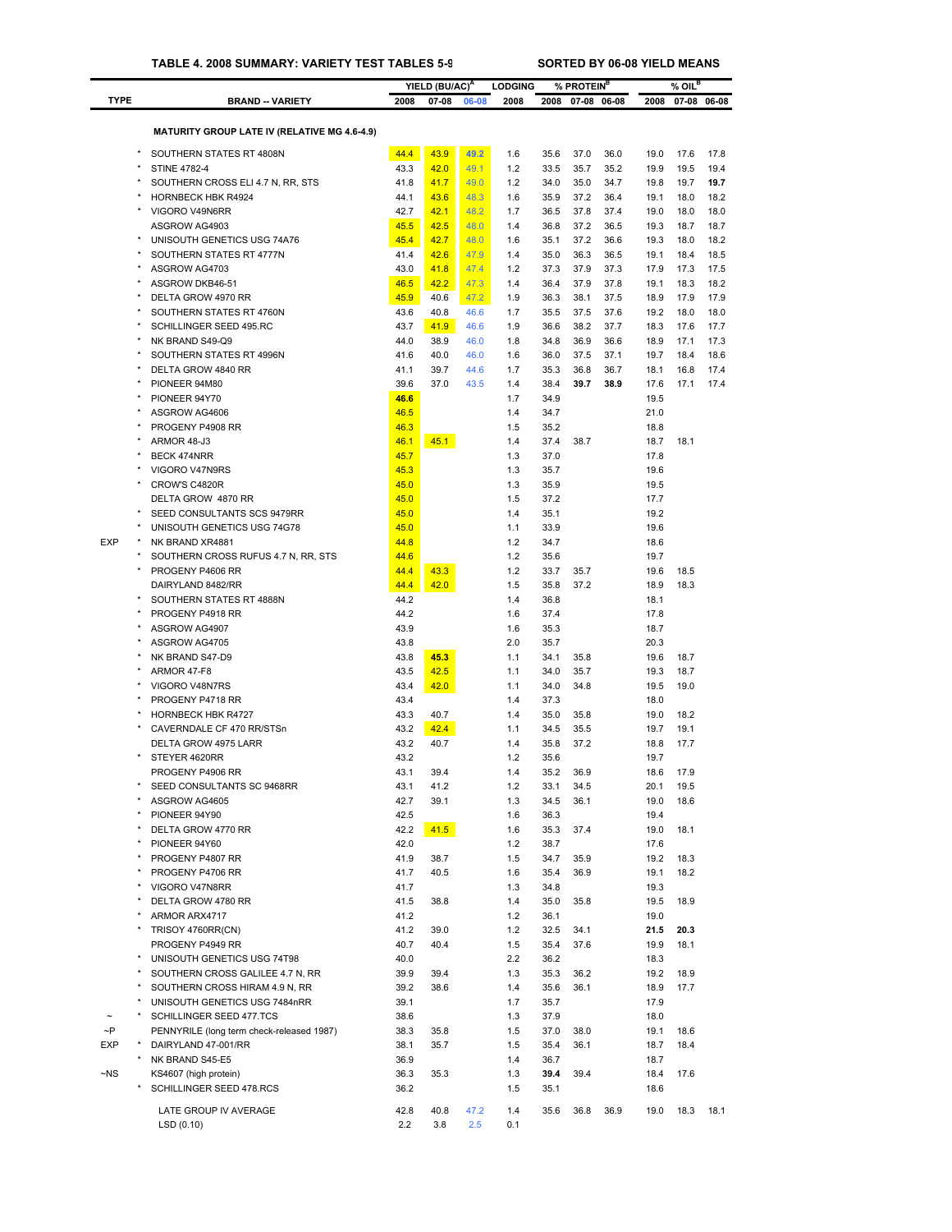**TABLE 4. 2008 SUMMARY: VARIETY TEST TABLES 5-9 SORTED BY 06-08 YIELD MEANS**

| TYPE | | BRAND -- VARIETY | YIELD (BU/AC)[A] 2008 | 07-08 | 06-08 | LODGING 2008 | % PROTEIN[B] 2008 | 07-08 | 06-08 | % OIL[B] 2008 | 07-08 | 06-08 |
|---|---|---|---|---|---|---|---|---|---|---|---|---|
| | | **MATURITY GROUP LATE IV (RELATIVE MG 4.6-4.9)** | | | | | | | | | | |
| | * | SOUTHERN STATES RT 4808N | 44.4 | 43.9 | **49.2** | 1.6 | 35.6 | 37.0 | 36.0 | 19.0 | 17.6 | 17.8 |
| | * | STINE 4782-4 | 43.3 | 42.0 | 49.1 | 1.2 | 33.5 | 35.7 | 35.2 | 19.9 | 19.5 | 19.4 |
| | * | SOUTHERN CROSS ELI 4.7 N, RR, STS | 41.8 | 41.7 | 49.0 | 1.2 | 34.0 | 35.0 | 34.7 | 19.8 | 19.7 | **19.7** |
| | * | HORNBECK HBK R4924 | 44.1 | 43.6 | 48.3 | 1.6 | 35.9 | 37.2 | 36.4 | 19.1 | 18.0 | 18.2 |
| | * | VIGORO V49N6RR | 42.7 | 42.1 | 48.2 | 1.7 | 36.5 | 37.8 | 37.4 | 19.0 | 18.0 | 18.0 |
| | | ASGROW AG4903 | 45.5 | 42.5 | 48.0 | 1.4 | 36.8 | 37.2 | 36.5 | 19.3 | 18.7 | 18.7 |
| | * | UNISOUTH GENETICS USG 74A76 | 45.4 | 42.7 | 48.0 | 1.6 | 35.1 | 37.2 | 36.6 | 19.3 | 18.0 | 18.2 |
| | * | SOUTHERN STATES RT 4777N | 41.4 | 42.6 | 47.9 | 1.4 | 35.0 | 36.3 | 36.5 | 19.1 | 18.4 | 18.5 |
| | * | ASGROW AG4703 | 43.0 | 41.8 | 47.4 | 1.2 | 37.3 | 37.9 | 37.3 | 17.9 | 17.3 | 17.5 |
| | * | ASGROW DKB46-51 | 46.5 | 42.2 | 47.3 | 1.4 | 36.4 | 37.9 | 37.8 | 19.1 | 18.3 | 18.2 |
| | * | DELTA GROW 4970 RR | 45.9 | 40.6 | 47.2 | 1.9 | 36.3 | 38.1 | 37.5 | 18.9 | 17.9 | 17.9 |
| | * | SOUTHERN STATES RT 4760N | 43.6 | 40.8 | 46.6 | 1.7 | 35.5 | 37.5 | 37.6 | 19.2 | 18.0 | 18.0 |
| | * | SCHILLINGER SEED 495.RC | 43.7 | 41.9 | 46.6 | 1.9 | 36.6 | 38.2 | 37.7 | 18.3 | 17.6 | 17.7 |
| | * | NK BRAND S49-Q9 | 44.0 | 38.9 | 46.0 | 1.8 | 34.8 | 36.9 | 36.6 | 18.9 | 17.1 | 17.3 |
| | * | SOUTHERN STATES RT 4996N | 41.6 | 40.0 | 46.0 | 1.6 | 36.0 | 37.5 | 37.1 | 19.7 | 18.4 | 18.6 |
| | * | DELTA GROW 4840 RR | 41.1 | 39.7 | 44.6 | 1.7 | 35.3 | 36.8 | 36.7 | 18.1 | 16.8 | 17.4 |
| | * | PIONEER 94M80 | 39.6 | 37.0 | 43.5 | 1.4 | 38.4 | **39.7** | **38.9** | 17.6 | 17.1 | 17.4 |
| | * | PIONEER 94Y70 | **46.6** | | | 1.7 | 34.9 | | | 19.5 | | |
| | * | ASGROW AG4606 | 46.5 | | | 1.4 | 34.7 | | | 21.0 | | |
| | * | PROGENY P4908 RR | 46.3 | | | 1.5 | 35.2 | | | 18.8 | | |
| | * | ARMOR 48-J3 | 46.1 | 45.1 | | 1.4 | 37.4 | 38.7 | | 18.7 | 18.1 | |
| | * | BECK 474NRR | 45.7 | | | 1.3 | 37.0 | | | 17.8 | | |
| | * | VIGORO V47N9RS | 45.3 | | | 1.3 | 35.7 | | | 19.6 | | |
| | * | CROW'S C4820R | 45.0 | | | 1.3 | 35.9 | | | 19.5 | | |
| | | DELTA GROW 4870 RR | 45.0 | | | 1.5 | 37.2 | | | 17.7 | | |
| | * | SEED CONSULTANTS SCS 9479RR | 45.0 | | | 1.4 | 35.1 | | | 19.2 | | |
| | * | UNISOUTH GENETICS USG 74G78 | 45.0 | | | 1.1 | 33.9 | | | 19.6 | | |
| EXP | * | NK BRAND XR4881 | 44.8 | | | 1.2 | 34.7 | | | 18.6 | | |
| | * | SOUTHERN CROSS RUFUS 4.7 N, RR, STS | 44.6 | | | 1.2 | 35.6 | | | 19.7 | | |
| | * | PROGENY P4606 RR | 44.4 | 43.3 | | 1.2 | 33.7 | 35.7 | | 19.6 | 18.5 | |
| | | DAIRYLAND 8482/RR | 44.4 | 42.0 | | 1.5 | 35.8 | 37.2 | | 18.9 | 18.3 | |
| | * | SOUTHERN STATES RT 4888N | 44.2 | | | 1.4 | 36.8 | | | 18.1 | | |
| | * | PROGENY P4918 RR | 44.2 | | | 1.6 | 37.4 | | | 17.8 | | |
| | * | ASGROW AG4907 | 43.9 | | | 1.6 | 35.3 | | | 18.7 | | |
| | * | ASGROW AG4705 | 43.8 | | | 2.0 | 35.7 | | | 20.3 | | |
| | * | NK BRAND S47-D9 | 43.8 | **45.3** | | 1.1 | 34.1 | 35.8 | | 19.6 | 18.7 | |
| | * | ARMOR 47-F8 | 43.5 | 42.5 | | 1.1 | 34.0 | 35.7 | | 19.3 | 18.7 | |
| | * | VIGORO V48N7RS | 43.4 | 42.0 | | 1.1 | 34.0 | 34.8 | | 19.5 | 19.0 | |
| | * | PROGENY P4718 RR | 43.4 | | | 1.4 | 37.3 | | | 18.0 | | |
| | * | HORNBECK HBK R4727 | 43.3 | 40.7 | | 1.4 | 35.0 | 35.8 | | 19.0 | 18.2 | |
| | * | CAVERNDALE CF 470 RR/STSn | 43.2 | 42.4 | | 1.1 | 34.5 | 35.5 | | 19.7 | 19.1 | |
| | | DELTA GROW 4975 LARR | 43.2 | 40.7 | | 1.4 | 35.8 | 37.2 | | 18.8 | 17.7 | |
| | * | STEYER 4620RR | 43.2 | | | 1.2 | 35.6 | | | 19.7 | | |
| | | PROGENY P4906 RR | 43.1 | 39.4 | | 1.4 | 35.2 | 36.9 | | 18.6 | 17.9 | |
| | * | SEED CONSULTANTS SC 9468RR | 43.1 | 41.2 | | 1.2 | 33.1 | 34.5 | | 20.1 | 19.5 | |
| | * | ASGROW AG4605 | 42.7 | 39.1 | | 1.3 | 34.5 | 36.1 | | 19.0 | 18.6 | |
| | * | PIONEER 94Y90 | 42.5 | | | 1.6 | 36.3 | | | 19.4 | | |
| | * | DELTA GROW 4770 RR | 42.2 | 41.5 | | 1.6 | 35.3 | 37.4 | | 19.0 | 18.1 | |
| | * | PIONEER 94Y60 | 42.0 | | | 1.2 | 38.7 | | | 17.6 | | |
| | * | PROGENY P4807 RR | 41.9 | 38.7 | | 1.5 | 34.7 | 35.9 | | 19.2 | 18.3 | |
| | * | PROGENY P4706 RR | 41.7 | 40.5 | | 1.6 | 35.4 | 36.9 | | 19.1 | 18.2 | |
| | * | VIGORO V47N8RR | 41.7 | | | 1.3 | 34.8 | | | 19.3 | | |
| | * | DELTA GROW 4780 RR | 41.5 | 38.8 | | 1.4 | 35.0 | 35.8 | | 19.5 | 18.9 | |
| | * | ARMOR ARX4717 | 41.2 | | | 1.2 | 36.1 | | | 19.0 | | |
| | * | TRISOY 4760RR(CN) | 41.2 | 39.0 | | 1.2 | 32.5 | 34.1 | | **21.5** | **20.3** | |
| | | PROGENY P4949 RR | 40.7 | 40.4 | | 1.5 | 35.4 | 37.6 | | 19.9 | 18.1 | |
| | * | UNISOUTH GENETICS USG 74T98 | 40.0 | | | 2.2 | 36.2 | | | 18.3 | | |
| | * | SOUTHERN CROSS GALILEE 4.7 N, RR | 39.9 | 39.4 | | 1.3 | 35.3 | 36.2 | | 19.2 | 18.9 | |
| | * | SOUTHERN CROSS HIRAM 4.9 N, RR | 39.2 | 38.6 | | 1.4 | 35.6 | 36.1 | | 18.9 | 17.7 | |
| | * | UNISOUTH GENETICS USG 7484nRR | 39.1 | | | 1.7 | 35.7 | | | 17.9 | | |
| ~ | * | SCHILLINGER SEED 477.TCS | 38.6 | | | 1.3 | 37.9 | | | 18.0 | | |
| ~P | | PENNYRILE (long term check-released 1987) | 38.3 | 35.8 | | 1.5 | 37.0 | 38.0 | | 19.1 | 18.6 | |
| EXP | * | DAIRYLAND 47-001/RR | 38.1 | 35.7 | | 1.5 | 35.4 | 36.1 | | 18.7 | 18.4 | |
| | * | NK BRAND S45-E5 | 36.9 | | | 1.4 | 36.7 | | | 18.7 | | |
| ~NS | | KS4607 (high protein) | 36.3 | 35.3 | | 1.3 | **39.4** | 39.4 | | 18.4 | 17.6 | |
| | * | SCHILLINGER SEED 478.RCS | 36.2 | | | 1.5 | 35.1 | | | 18.6 | | |
| | | LATE GROUP IV AVERAGE | 42.8 | 40.8 | 47.2 | 1.4 | 35.6 | 36.8 | 36.9 | 19.0 | 18.3 | 18.1 |
| | | LSD (0.10) | 2.2 | 3.8 | 2.5 | 0.1 | | | | | | |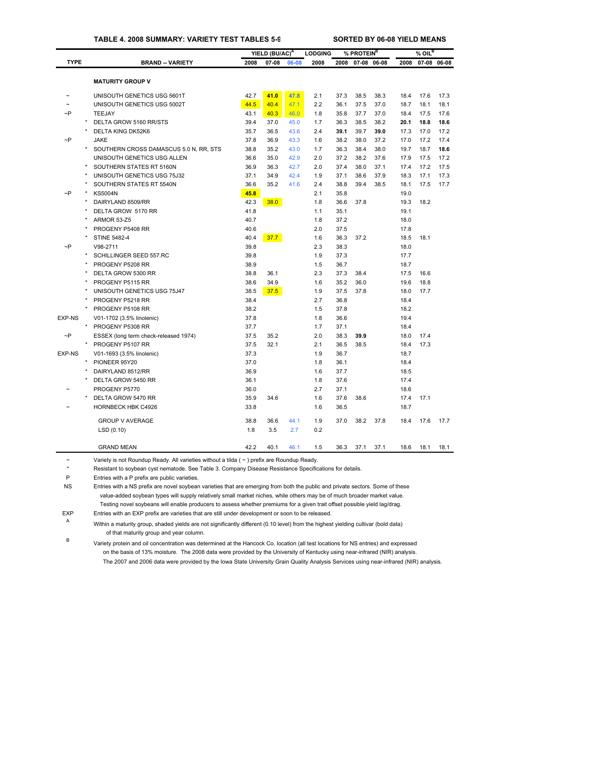**TABLE 4. 2008 SUMMARY: VARIETY TEST TABLES 5-9** &nbsp;&nbsp;&nbsp;&nbsp; **SORTED BY 06-08 YIELD MEANS**

| TYPE | | BRAND -- VARIETY | YIELD (BU/AC)[A] 2008 | YIELD 07-08 | YIELD 06-08 | LODGING 2008 | % PROTEIN[B] 2008 | % PROTEIN 07-08 | % PROTEIN 06-08 | % OIL[B] 2008 | % OIL 07-08 | % OIL 06-08 |
|---|---|---|---|---|---|---|---|---|---|---|---|---|
| | | **MATURITY GROUP V** | | | | | | | | | | |
| ~ | | UNISOUTH GENETICS USG 5601T | 42.7 | **41.0** | **47.8** | 2.1 | 37.3 | 38.5 | 38.3 | 18.4 | 17.6 | 17.3 |
| ~ | | UNISOUTH GENETICS USG 5002T | 44.5 | 40.4 | 47.1 | 2.2 | 36.1 | 37.5 | 37.0 | 18.7 | 18.1 | 18.1 |
| ~P | | TEEJAY | 43.1 | 40.3 | 46.0 | 1.8 | 35.8 | 37.7 | 37.0 | 18.4 | 17.5 | 17.6 |
| | * | DELTA GROW 5160 RR/STS | 39.4 | 37.0 | 45.0 | 1.7 | 36.3 | 38.5 | 38.2 | **20.1** | **18.8** | **18.6** |
| | * | DELTA KING DK52K6 | 35.7 | 36.5 | 43.6 | 2.4 | **39.1** | 39.7 | **39.0** | 17.3 | 17.0 | 17.2 |
| ~P | | JAKE | 37.8 | 36.9 | 43.3 | 1.6 | 38.2 | 38.0 | 37.2 | 17.0 | 17.2 | 17.4 |
| | * | SOUTHERN CROSS DAMASCUS 5.0 N, RR, STS | 38.8 | 35.2 | 43.0 | 1.7 | 36.3 | 38.4 | 38.0 | 19.7 | 18.7 | **18.6** |
| | | UNISOUTH GENETICS USG ALLEN | 36.6 | 35.0 | 42.9 | 2.0 | 37.2 | 38.2 | 37.6 | 17.9 | 17.5 | 17.2 |
| | * | SOUTHERN STATES RT 5160N | 36.9 | 36.3 | 42.7 | 2.0 | 37.4 | 38.0 | 37.1 | 17.4 | 17.2 | 17.5 |
| | * | UNISOUTH GENETICS USG 75J32 | 37.1 | 34.9 | 42.4 | 1.9 | 37.1 | 38.6 | 37.9 | 18.3 | 17.1 | 17.3 |
| | * | SOUTHERN STATES RT 5540N | 36.6 | 35.2 | 41.6 | 2.4 | 38.8 | 39.4 | 38.5 | 18.1 | 17.5 | 17.7 |
| ~P | * | KS5004N | **45.8** | | | 2.1 | 35.8 | | | 19.0 | | |
| | * | DAIRYLAND 8509/RR | 42.3 | 38.0 | | 1.8 | 36.6 | 37.8 | | 19.3 | 18.2 | |
| | * | DELTA GROW 5170 RR | 41.8 | | | 1.1 | 35.1 | | | 19.1 | | |
| | * | ARMOR 53-Z5 | 40.7 | | | 1.8 | 37.2 | | | 18.0 | | |
| | * | PROGENY P5408 RR | 40.6 | | | 2.0 | 37.5 | | | 17.8 | | |
| | * | STINE 5482-4 | 40.4 | 37.7 | | 1.6 | 36.3 | 37.2 | | 18.5 | 18.1 | |
| ~P | | V98-2711 | 39.8 | | | 2.3 | 38.3 | | | 18.0 | | |
| | * | SCHILLINGER SEED 557.RC | 39.8 | | | 1.9 | 37.3 | | | 17.7 | | |
| | * | PROGENY P5208 RR | 38.9 | | | 1.5 | 36.7 | | | 18.7 | | |
| | * | DELTA GROW 5300 RR | 38.8 | 36.1 | | 2.3 | 37.3 | 38.4 | | 17.5 | 16.6 | |
| | * | PROGENY P5115 RR | 38.6 | 34.9 | | 1.6 | 35.2 | 36.0 | | 19.6 | 18.8 | |
| | * | UNISOUTH GENETICS USG 75J47 | 38.5 | 37.5 | | 1.9 | 37.5 | 37.8 | | 18.0 | 17.7 | |
| | * | PROGENY P5218 RR | 38.4 | | | 2.7 | 36.8 | | | 18.4 | | |
| | * | PROGENY P5108 RR | 38.2 | | | 1.5 | 37.8 | | | 18.2 | | |
| EXP-NS | | V01-1702 (3.5% linolenic) | 37.8 | | | 1.8 | 36.6 | | | 19.4 | | |
| | * | PROGENY P5308 RR | 37.7 | | | 1.7 | 37.1 | | | 18.4 | | |
| ~P | | ESSEX (long term check-released 1974) | 37.5 | 35.2 | | 2.0 | 38.3 | **39.9** | | 18.0 | 17.4 | |
| | * | PROGENY P5107 RR | 37.5 | 32.1 | | 2.1 | 36.5 | 38.5 | | 18.4 | 17.3 | |
| EXP-NS | | V01-1693 (3.5% linolenic) | 37.3 | | | 1.9 | 36.7 | | | 18.7 | | |
| | * | PIONEER 95Y20 | 37.0 | | | 1.8 | 36.1 | | | 18.4 | | |
| | * | DAIRYLAND 8512/RR | 36.9 | | | 1.6 | 37.7 | | | 18.5 | | |
| | * | DELTA GROW 5450 RR | 36.1 | | | 1.8 | 37.6 | | | 17.4 | | |
| ~ | | PROGENY P5770 | 36.0 | | | 2.7 | 37.1 | | | 18.6 | | |
| | * | DELTA GROW 5470 RR | 35.9 | 34.6 | | 1.6 | 37.6 | 38.6 | | 17.4 | 17.1 | |
| ~ | | HORNBECK HBK C4926 | 33.8 | | | 1.6 | 36.5 | | | 18.7 | | |
| | | GROUP V AVERAGE | 38.8 | 36.6 | 44.1 | 1.9 | 37.0 | 38.2 | 37.8 | 18.4 | 17.6 | 17.7 |
| | | LSD (0.10) | 1.8 | 3.5 | 2.7 | 0.2 | | | | | | |
| | | GRAND MEAN | 42.2 | 40.1 | 46.1 | 1.5 | 36.3 | 37.1 | 37.1 | 18.6 | 18.1 | 18.1 |

~ Variety is not Roundup Ready. All varieties without a tilda ( ~ ) prefix are Roundup Ready.

\* Resistant to soybean cyst nematode. See Table 3. Company Disease Resistance Specifications for details.

P Entries with a P prefix are public varieties.

NS Entries with a NS prefix are novel soybean varieties that are emerging from both the public and private sectors. Some of these value-added soybean types will supply relatively small market niches, while others may be of much broader market value. Testing novel soybeans will enable producers to assess whether premiums for a given trait offset possible yield lag/drag.

EXP Entries with an EXP prefix are varieties that are still under development or soon to be released.

A Within a maturity group, shaded yields are not significantly different (0.10 level) from the highest yielding cultivar (bold data) of that maturity group and year column.

B Variety protein and oil concentration was determined at the Hancock Co. location (all test locations for NS entries) and expressed on the basis of 13% moisture. The 2008 data were provided by the University of Kentucky using near-infrared (NIR) analysis. The 2007 and 2006 data were provided by the Iowa State University Grain Quality Analysis Services using near-infrared (NIR) analysis.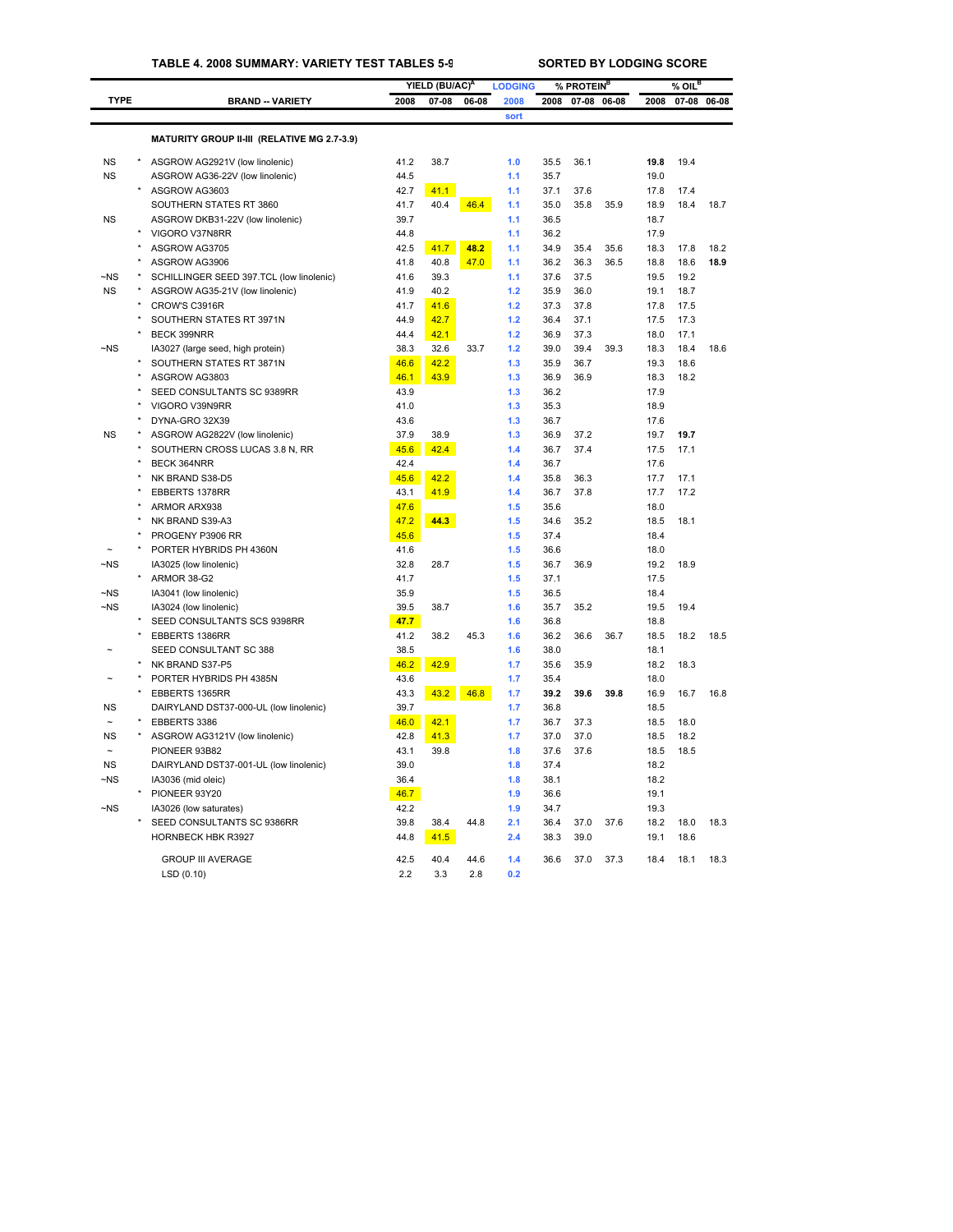**TABLE 4. 2008 SUMMARY: VARIETY TEST TABLES 5-9** — **SORTED BY LODGING SCORE**

| TYPE | | BRAND -- VARIETY | YIELD (BU/AC)[A] 2008 | YIELD 07-08 | YIELD 06-08 | LODGING 2008 sort | % PROTEIN[B] 2008 | % PROTEIN 07-08 | % PROTEIN 06-08 | % OIL[B] 2008 | % OIL 07-08 | % OIL 06-08 |
|---|---|---|---|---|---|---|---|---|---|---|---|---|
| | | **MATURITY GROUP II-III (RELATIVE MG 2.7-3.9)** | | | | | | | | | | |
| NS | * | ASGROW AG2921V (low linolenic) | 41.2 | 38.7 | | 1.0 | 35.5 | 36.1 | | **19.8** | 19.4 | |
| NS | | ASGROW AG36-22V (low linolenic) | 44.5 | | | 1.1 | 35.7 | | | 19.0 | | |
| | * | ASGROW AG3603 | 42.7 | 41.1 | | 1.1 | 37.1 | 37.6 | | 17.8 | 17.4 | |
| | | SOUTHERN STATES RT 3860 | 41.7 | 40.4 | 46.4 | 1.1 | 35.0 | 35.8 | 35.9 | 18.9 | 18.4 | 18.7 |
| NS | | ASGROW DKB31-22V (low linolenic) | 39.7 | | | 1.1 | 36.5 | | | 18.7 | | |
| | * | VIGORO V37N8RR | 44.8 | | | 1.1 | 36.2 | | | 17.9 | | |
| | * | ASGROW AG3705 | 42.5 | 41.7 | **48.2** | 1.1 | 34.9 | 35.4 | 35.6 | 18.3 | 17.8 | 18.2 |
| | * | ASGROW AG3906 | 41.8 | 40.8 | 47.0 | 1.1 | 36.2 | 36.3 | 36.5 | 18.8 | 18.6 | **18.9** |
| ~NS | * | SCHILLINGER SEED 397.TCL (low linolenic) | 41.6 | 39.3 | | 1.1 | 37.6 | 37.5 | | 19.5 | 19.2 | |
| NS | * | ASGROW AG35-21V (low linolenic) | 41.9 | 40.2 | | 1.2 | 35.9 | 36.0 | | 19.1 | 18.7 | |
| | * | CROW'S C3916R | 41.7 | 41.6 | | 1.2 | 37.3 | 37.8 | | 17.8 | 17.5 | |
| | * | SOUTHERN STATES RT 3971N | 44.9 | 42.7 | | 1.2 | 36.4 | 37.1 | | 17.5 | 17.3 | |
| | * | BECK 399NRR | 44.4 | 42.1 | | 1.2 | 36.9 | 37.3 | | 18.0 | 17.1 | |
| ~NS | | IA3027 (large seed, high protein) | 38.3 | 32.6 | 33.7 | 1.2 | 39.0 | 39.4 | 39.3 | 18.3 | 18.4 | 18.6 |
| | * | SOUTHERN STATES RT 3871N | 46.6 | 42.2 | | 1.3 | 35.9 | 36.7 | | 19.3 | 18.6 | |
| | * | ASGROW AG3803 | 46.1 | 43.9 | | 1.3 | 36.9 | 36.9 | | 18.3 | 18.2 | |
| | * | SEED CONSULTANTS SC 9389RR | 43.9 | | | 1.3 | 36.2 | | | 17.9 | | |
| | * | VIGORO V39N9RR | 41.0 | | | 1.3 | 35.3 | | | 18.9 | | |
| | * | DYNA-GRO 32X39 | 43.6 | | | 1.3 | 36.7 | | | 17.6 | | |
| NS | * | ASGROW AG2822V (low linolenic) | 37.9 | 38.9 | | 1.3 | 36.9 | 37.2 | | 19.7 | **19.7** | |
| | * | SOUTHERN CROSS LUCAS 3.8 N, RR | 45.6 | 42.4 | | 1.4 | 36.7 | 37.4 | | 17.5 | 17.1 | |
| | * | BECK 364NRR | 42.4 | | | 1.4 | 36.7 | | | 17.6 | | |
| | * | NK BRAND S38-D5 | 45.6 | 42.2 | | 1.4 | 35.8 | 36.3 | | 17.7 | 17.1 | |
| | * | EBBERTS 1378RR | 43.1 | 41.9 | | 1.4 | 36.7 | 37.8 | | 17.7 | 17.2 | |
| | * | ARMOR ARX938 | 47.6 | | | 1.5 | 35.6 | | | 18.0 | | |
| | * | NK BRAND S39-A3 | 47.2 | **44.3** | | 1.5 | 34.6 | 35.2 | | 18.5 | 18.1 | |
| | * | PROGENY P3906 RR | 45.6 | | | 1.5 | 37.4 | | | 18.4 | | |
| ~ | * | PORTER HYBRIDS PH 4360N | 41.6 | | | 1.5 | 36.6 | | | 18.0 | | |
| ~NS | | IA3025 (low linolenic) | 32.8 | 28.7 | | 1.5 | 36.7 | 36.9 | | 19.2 | 18.9 | |
| | * | ARMOR 38-G2 | 41.7 | | | 1.5 | 37.1 | | | 17.5 | | |
| ~NS | | IA3041 (low linolenic) | 35.9 | | | 1.5 | 36.5 | | | 18.4 | | |
| ~NS | | IA3024 (low linolenic) | 39.5 | 38.7 | | 1.6 | 35.7 | 35.2 | | 19.5 | 19.4 | |
| | * | SEED CONSULTANTS SCS 9398RR | **47.7** | | | 1.6 | 36.8 | | | 18.8 | | |
| | * | EBBERTS 1386RR | 41.2 | 38.2 | 45.3 | 1.6 | 36.2 | 36.6 | 36.7 | 18.5 | 18.2 | 18.5 |
| ~ | | SEED CONSULTANT SC 388 | 38.5 | | | 1.6 | 38.0 | | | 18.1 | | |
| | * | NK BRAND S37-P5 | 46.2 | 42.9 | | 1.7 | 35.6 | 35.9 | | 18.2 | 18.3 | |
| ~ | * | PORTER HYBRIDS PH 4385N | 43.6 | | | 1.7 | 35.4 | | | 18.0 | | |
| | * | EBBERTS 1365RR | 43.3 | 43.2 | 46.8 | 1.7 | **39.2** | **39.6** | **39.8** | 16.9 | 16.7 | 16.8 |
| NS | | DAIRYLAND DST37-000-UL (low linolenic) | 39.7 | | | 1.7 | 36.8 | | | 18.5 | | |
| ~ | * | EBBERTS 3386 | 46.0 | 42.1 | | 1.7 | 36.7 | 37.3 | | 18.5 | 18.0 | |
| NS | * | ASGROW AG3121V (low linolenic) | 42.8 | 41.3 | | 1.7 | 37.0 | 37.0 | | 18.5 | 18.2 | |
| ~ | | PIONEER 93B82 | 43.1 | 39.8 | | 1.8 | 37.6 | 37.6 | | 18.5 | 18.5 | |
| NS | | DAIRYLAND DST37-001-UL (low linolenic) | 39.0 | | | 1.8 | 37.4 | | | 18.2 | | |
| ~NS | | IA3036 (mid oleic) | 36.4 | | | 1.8 | 38.1 | | | 18.2 | | |
| | * | PIONEER 93Y20 | 46.7 | | | 1.9 | 36.6 | | | 19.1 | | |
| ~NS | | IA3026 (low saturates) | 42.2 | | | 1.9 | 34.7 | | | 19.3 | | |
| | * | SEED CONSULTANTS SC 9386RR | 39.8 | 38.4 | 44.8 | 2.1 | 36.4 | 37.0 | 37.6 | 18.2 | 18.0 | 18.3 |
| | | HORNBECK HBK R3927 | 44.8 | 41.5 | | 2.4 | 38.3 | 39.0 | | 19.1 | 18.6 | |
| | | GROUP III AVERAGE | 42.5 | 40.4 | 44.6 | 1.4 | 36.6 | 37.0 | 37.3 | 18.4 | 18.1 | 18.3 |
| | | LSD (0.10) | 2.2 | 3.3 | 2.8 | 0.2 | | | | | | |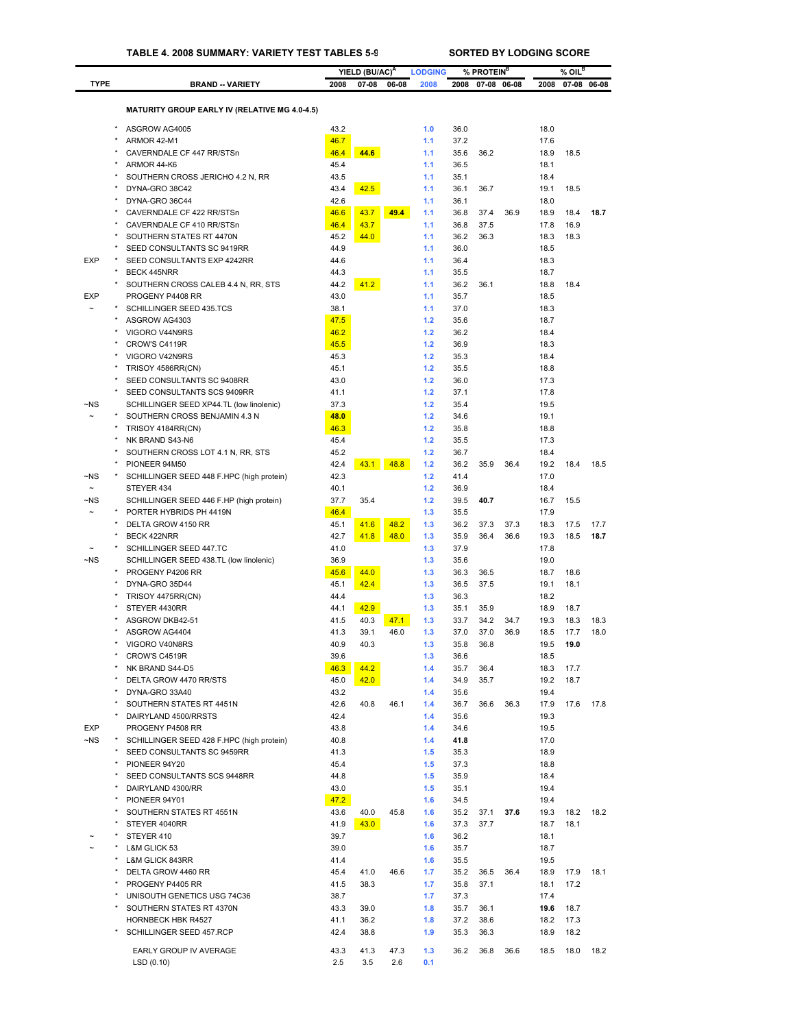## TABLE 4. 2008 SUMMARY: VARIETY TEST TABLES 5-9 SORTED BY LODGING SCORE

| TYPE | | BRAND -- VARIETY | YIELD (BU/AC)[A] | | | LODGING | % PROTEIN[B] | | | % OIL[B] | | |
|---|---|---|---|---|---|---|---|---|---|---|---|---|
| | | | 2008 | 07-08 | 06-08 | 2008 | 2008 | 07-08 | 06-08 | 2008 | 07-08 | 06-08 |
| | | **MATURITY GROUP EARLY IV (RELATIVE MG 4.0-4.5)** | | | | | | | | | | |
| | * | ASGROW AG4005 | 43.2 | | | 1.0 | 36.0 | | | 18.0 | | |
| | * | ARMOR 42-M1 | 46.7 | | | 1.1 | 37.2 | | | 17.6 | | |
| | * | CAVERNDALE CF 447 RR/STSn | 46.4 | 44.6 | | 1.1 | 35.6 | 36.2 | | 18.9 | 18.5 | |
| | * | ARMOR 44-K6 | 45.4 | | | 1.1 | 36.5 | | | 18.1 | | |
| | * | SOUTHERN CROSS JERICHO 4.2 N, RR | 43.5 | | | 1.1 | 35.1 | | | 18.4 | | |
| | * | DYNA-GRO 38C42 | 43.4 | 42.5 | | 1.1 | 36.1 | 36.7 | | 19.1 | 18.5 | |
| | * | DYNA-GRO 36C44 | 42.6 | | | 1.1 | 36.1 | | | 18.0 | | |
| | * | CAVERNDALE CF 422 RR/STSn | 46.6 | 43.7 | 49.4 | 1.1 | 36.8 | 37.4 | 36.9 | 18.9 | 18.4 | **18.7** |
| | * | CAVERNDALE CF 410 RR/STSn | 46.4 | 43.7 | | 1.1 | 36.8 | 37.5 | | 17.8 | 16.9 | |
| | * | SOUTHERN STATES RT 4470N | 45.2 | 44.0 | | 1.1 | 36.2 | 36.3 | | 18.3 | 18.3 | |
| | * | SEED CONSULTANTS SC 9419RR | 44.9 | | | 1.1 | 36.0 | | | 18.5 | | |
| EXP | * | SEED CONSULTANTS EXP 4242RR | 44.6 | | | 1.1 | 36.4 | | | 18.3 | | |
| | * | BECK 445NRR | 44.3 | | | 1.1 | 35.5 | | | 18.7 | | |
| | * | SOUTHERN CROSS CALEB 4.4 N, RR, STS | 44.2 | 41.2 | | 1.1 | 36.2 | 36.1 | | 18.8 | 18.4 | |
| EXP | | PROGENY P4408 RR | 43.0 | | | 1.1 | 35.7 | | | 18.5 | | |
| ~ | * | SCHILLINGER SEED 435.TCS | 38.1 | | | 1.1 | 37.0 | | | 18.3 | | |
| | * | ASGROW AG4303 | 47.5 | | | 1.2 | 35.6 | | | 18.7 | | |
| | * | VIGORO V44N9RS | 46.2 | | | 1.2 | 36.2 | | | 18.4 | | |
| | * | CROW'S C4119R | 45.5 | | | 1.2 | 36.9 | | | 18.3 | | |
| | * | VIGORO V42N9RS | 45.3 | | | 1.2 | 35.3 | | | 18.4 | | |
| | * | TRISOY 4586RR(CN) | 45.1 | | | 1.2 | 35.5 | | | 18.8 | | |
| | * | SEED CONSULTANTS SC 9408RR | 43.0 | | | 1.2 | 36.0 | | | 17.3 | | |
| | * | SEED CONSULTANTS SCS 9409RR | 41.1 | | | 1.2 | 37.1 | | | 17.8 | | |
| ~NS | | SCHILLINGER SEED XP44.TL (low linolenic) | 37.3 | | | 1.2 | 35.4 | | | 19.5 | | |
| ~ | * | SOUTHERN CROSS BENJAMIN 4.3 N | **48.0** | | | 1.2 | 34.6 | | | 19.1 | | |
| | * | TRISOY 4184RR(CN) | 46.3 | | | 1.2 | 35.8 | | | 18.8 | | |
| | * | NK BRAND S43-N6 | 45.4 | | | 1.2 | 35.5 | | | 17.3 | | |
| | * | SOUTHERN CROSS LOT 4.1 N, RR, STS | 45.2 | | | 1.2 | 36.7 | | | 18.4 | | |
| | * | PIONEER 94M50 | 42.4 | 43.1 | 48.8 | 1.2 | 36.2 | 35.9 | 36.4 | 19.2 | 18.4 | 18.5 |
| ~NS | * | SCHILLINGER SEED 448 F.HPC (high protein) | 42.3 | | | 1.2 | 41.4 | | | 17.0 | | |
| ~ | | STEYER 434 | 40.1 | | | 1.2 | 36.9 | | | 18.4 | | |
| ~NS | | SCHILLINGER SEED 446 F.HP (high protein) | 37.7 | 35.4 | | 1.2 | 39.5 | **40.7** | | 16.7 | 15.5 | |
| ~ | * | PORTER HYBRIDS PH 4419N | 46.4 | | | 1.3 | 35.5 | | | 17.9 | | |
| | * | DELTA GROW 4150 RR | 45.1 | 41.6 | 48.2 | 1.3 | 36.2 | 37.3 | 37.3 | 18.3 | 17.5 | 17.7 |
| | * | BECK 422NRR | 42.7 | 41.8 | 48.0 | 1.3 | 35.9 | 36.4 | 36.6 | 19.3 | 18.5 | **18.7** |
| ~ | * | SCHILLINGER SEED 447.TC | 41.0 | | | 1.3 | 37.9 | | | 17.8 | | |
| ~NS | | SCHILLINGER SEED 438.TL (low linolenic) | 36.9 | | | 1.3 | 35.6 | | | 19.0 | | |
| | * | PROGENY P4206 RR | 45.6 | 44.0 | | 1.3 | 36.3 | 36.5 | | 18.7 | 18.6 | |
| | * | DYNA-GRO 35D44 | 45.1 | 42.4 | | 1.3 | 36.5 | 37.5 | | 19.1 | 18.1 | |
| | * | TRISOY 4475RR(CN) | 44.4 | | | 1.3 | 36.3 | | | 18.2 | | |
| | * | STEYER 4430RR | 44.1 | 42.9 | | 1.3 | 35.1 | 35.9 | | 18.9 | 18.7 | |
| | * | ASGROW DKB42-51 | 41.5 | 40.3 | 47.1 | 1.3 | 33.7 | 34.2 | 34.7 | 19.3 | 18.3 | 18.3 |
| | * | ASGROW AG4404 | 41.3 | 39.1 | 46.0 | 1.3 | 37.0 | 37.0 | 36.9 | 18.5 | 17.7 | 18.0 |
| | * | VIGORO V40N8RS | 40.9 | 40.3 | | 1.3 | 35.8 | 36.8 | | 19.5 | **19.0** | |
| | * | CROW'S C4519R | 39.6 | | | 1.3 | 36.6 | | | 18.5 | | |
| | * | NK BRAND S44-D5 | 46.3 | 44.2 | | 1.4 | 35.7 | 36.4 | | 18.3 | 17.7 | |
| | * | DELTA GROW 4470 RR/STS | 45.0 | 42.0 | | 1.4 | 34.9 | 35.7 | | 19.2 | 18.7 | |
| | * | DYNA-GRO 33A40 | 43.2 | | | 1.4 | 35.6 | | | 19.4 | | |
| | * | SOUTHERN STATES RT 4451N | 42.6 | 40.8 | 46.1 | 1.4 | 36.7 | 36.6 | 36.3 | 17.9 | 17.6 | 17.8 |
| | * | DAIRYLAND 4500/RRSTS | 42.4 | | | 1.4 | 35.6 | | | 19.3 | | |
| EXP | | PROGENY P4508 RR | 43.8 | | | 1.4 | 34.6 | | | 19.5 | | |
| ~NS | * | SCHILLINGER SEED 428 F.HPC (high protein) | 40.8 | | | 1.4 | **41.8** | | | 17.0 | | |
| | * | SEED CONSULTANTS SC 9459RR | 41.3 | | | 1.5 | 35.3 | | | 18.9 | | |
| | * | PIONEER 94Y20 | 45.4 | | | 1.5 | 37.3 | | | 18.8 | | |
| | * | SEED CONSULTANTS SCS 9448RR | 44.8 | | | 1.5 | 35.9 | | | 18.4 | | |
| | * | DAIRYLAND 4300/RR | 43.0 | | | 1.5 | 35.1 | | | 19.4 | | |
| | * | PIONEER 94Y01 | 47.2 | | | 1.6 | 34.5 | | | 19.4 | | |
| | * | SOUTHERN STATES RT 4551N | 43.6 | 40.0 | 45.8 | 1.6 | 35.2 | 37.1 | **37.6** | 19.3 | 18.2 | 18.2 |
| | * | STEYER 4040RR | 41.9 | 43.0 | | 1.6 | 37.3 | 37.7 | | 18.7 | 18.1 | |
| ~ | * | STEYER 410 | 39.7 | | | 1.6 | 36.2 | | | 18.1 | | |
| ~ | * | L&M GLICK 53 | 39.0 | | | 1.6 | 35.7 | | | 18.7 | | |
| | * | L&M GLICK 843RR | 41.4 | | | 1.6 | 35.5 | | | 19.5 | | |
| | * | DELTA GROW 4460 RR | 45.4 | 41.0 | 46.6 | 1.7 | 35.2 | 36.5 | 36.4 | 18.9 | 17.9 | 18.1 |
| | * | PROGENY P4405 RR | 41.5 | 38.3 | | 1.7 | 35.8 | 37.1 | | 18.1 | 17.2 | |
| | * | UNISOUTH GENETICS USG 74C36 | 38.7 | | | 1.7 | 37.3 | | | 17.4 | | |
| | * | SOUTHERN STATES RT 4370N | 43.3 | 39.0 | | 1.8 | 35.7 | 36.1 | | **19.6** | 18.7 | |
| | | HORNBECK HBK R4527 | 41.1 | 36.2 | | 1.8 | 37.2 | 38.6 | | 18.2 | 17.3 | |
| | * | SCHILLINGER SEED 457.RCP | 42.4 | 38.8 | | 1.9 | 35.3 | 36.3 | | 18.9 | 18.2 | |
| | | EARLY GROUP IV AVERAGE | 43.3 | 41.3 | 47.3 | 1.3 | 36.2 | 36.8 | 36.6 | 18.5 | 18.0 | 18.2 |
| | | LSD (0.10) | 2.5 | 3.5 | 2.6 | 0.1 | | | | | | |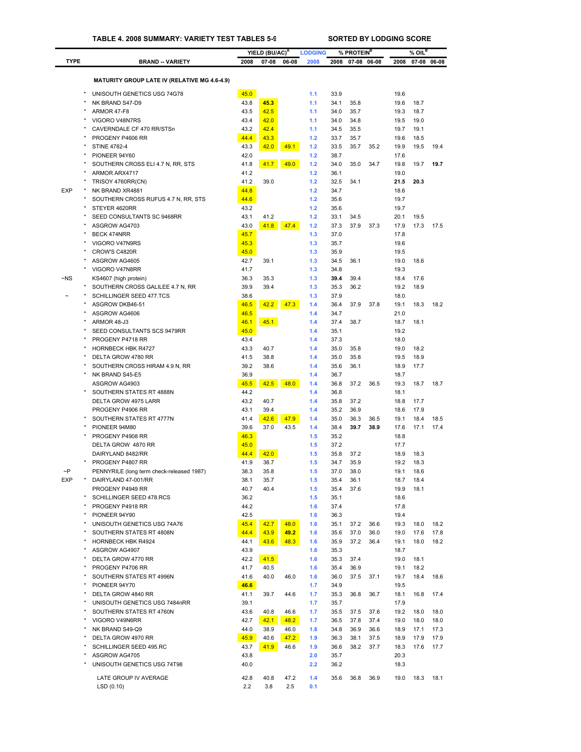**TABLE 4. 2008 SUMMARY: VARIETY TEST TABLES 5-9** &nbsp;&nbsp;&nbsp;&nbsp; **SORTED BY LODGING SCORE**

| TYPE | | BRAND -- VARIETY | YIELD (BU/AC)[A] | | | LODGING | % PROTEIN[B] | | | % OIL[B] | | |
|---|---|---|---|---|---|---|---|---|---|---|---|---|
| | | | 2008 | 07-08 | 06-08 | 2008 | 2008 | 07-08 | 06-08 | 2008 | 07-08 | 06-08 |
| | | **MATURITY GROUP LATE IV (RELATIVE MG 4.6-4.9)** | | | | | | | | | | |
| | * | UNISOUTH GENETICS USG 74G78 | 45.0 | | | 1.1 | 33.9 | | | 19.6 | | |
| | * | NK BRAND S47-D9 | 43.8 | **45.3** | | 1.1 | 34.1 | 35.8 | | 19.6 | 18.7 | |
| | * | ARMOR 47-F8 | 43.5 | 42.5 | | 1.1 | 34.0 | 35.7 | | 19.3 | 18.7 | |
| | * | VIGORO V48N7RS | 43.4 | 42.0 | | 1.1 | 34.0 | 34.8 | | 19.5 | 19.0 | |
| | * | CAVERNDALE CF 470 RR/STSn | 43.2 | 42.4 | | 1.1 | 34.5 | 35.5 | | 19.7 | 19.1 | |
| | * | PROGENY P4606 RR | 44.4 | 43.3 | | 1.2 | 33.7 | 35.7 | | 19.6 | 18.5 | |
| | * | STINE 4782-4 | 43.3 | 42.0 | 49.1 | 1.2 | 33.5 | 35.7 | 35.2 | 19.9 | 19.5 | 19.4 |
| | * | PIONEER 94Y60 | 42.0 | | | 1.2 | 38.7 | | | 17.6 | | |
| | * | SOUTHERN CROSS ELI 4.7 N, RR, STS | 41.8 | 41.7 | 49.0 | 1.2 | 34.0 | 35.0 | 34.7 | 19.8 | 19.7 | **19.7** |
| | * | ARMOR ARX4717 | 41.2 | | | 1.2 | 36.1 | | | 19.0 | | |
| | * | TRISOY 4760RR(CN) | 41.2 | 39.0 | | 1.2 | 32.5 | 34.1 | | **21.5** | **20.3** | |
| EXP | * | NK BRAND XR4881 | 44.8 | | | 1.2 | 34.7 | | | 18.6 | | |
| | * | SOUTHERN CROSS RUFUS 4.7 N, RR, STS | 44.6 | | | 1.2 | 35.6 | | | 19.7 | | |
| | * | STEYER 4620RR | 43.2 | | | 1.2 | 35.6 | | | 19.7 | | |
| | * | SEED CONSULTANTS SC 9468RR | 43.1 | 41.2 | | 1.2 | 33.1 | 34.5 | | 20.1 | 19.5 | |
| | * | ASGROW AG4703 | 43.0 | 41.8 | 47.4 | 1.2 | 37.3 | 37.9 | 37.3 | 17.9 | 17.3 | 17.5 |
| | * | BECK 474NRR | 45.7 | | | 1.3 | 37.0 | | | 17.8 | | |
| | * | VIGORO V47N9RS | 45.3 | | | 1.3 | 35.7 | | | 19.6 | | |
| | * | CROW'S C4820R | 45.0 | | | 1.3 | 35.9 | | | 19.5 | | |
| | * | ASGROW AG4605 | 42.7 | 39.1 | | 1.3 | 34.5 | 36.1 | | 19.0 | 18.6 | |
| | * | VIGORO V47N8RR | 41.7 | | | 1.3 | 34.8 | | | 19.3 | | |
| ~NS | | KS4607 (high protein) | 36.3 | 35.3 | | 1.3 | **39.4** | 39.4 | | 18.4 | 17.6 | |
| | * | SOUTHERN CROSS GALILEE 4.7 N, RR | 39.9 | 39.4 | | 1.3 | 35.3 | 36.2 | | 19.2 | 18.9 | |
| ~ | * | SCHILLINGER SEED 477.TCS | 38.6 | | | 1.3 | 37.9 | | | 18.0 | | |
| | * | ASGROW DKB46-51 | 46.5 | 42.2 | 47.3 | 1.4 | 36.4 | 37.9 | 37.8 | 19.1 | 18.3 | 18.2 |
| | * | ASGROW AG4606 | 46.5 | | | 1.4 | 34.7 | | | 21.0 | | |
| | * | ARMOR 48-J3 | 46.1 | 45.1 | | 1.4 | 37.4 | 38.7 | | 18.7 | 18.1 | |
| | * | SEED CONSULTANTS SCS 9479RR | 45.0 | | | 1.4 | 35.1 | | | 19.2 | | |
| | * | PROGENY P4718 RR | 43.4 | | | 1.4 | 37.3 | | | 18.0 | | |
| | * | HORNBECK HBK R4727 | 43.3 | 40.7 | | 1.4 | 35.0 | 35.8 | | 19.0 | 18.2 | |
| | * | DELTA GROW 4780 RR | 41.5 | 38.8 | | 1.4 | 35.0 | 35.8 | | 19.5 | 18.9 | |
| | * | SOUTHERN CROSS HIRAM 4.9 N, RR | 39.2 | 38.6 | | 1.4 | 35.6 | 36.1 | | 18.9 | 17.7 | |
| | * | NK BRAND S45-E5 | 36.9 | | | 1.4 | 36.7 | | | 18.7 | | |
| | | ASGROW AG4903 | 45.5 | 42.5 | 48.0 | 1.4 | 36.8 | 37.2 | 36.5 | 19.3 | 18.7 | 18.7 |
| | * | SOUTHERN STATES RT 4888N | 44.2 | | | 1.4 | 36.8 | | | 18.1 | | |
| | | DELTA GROW 4975 LARR | 43.2 | 40.7 | | 1.4 | 35.8 | 37.2 | | 18.8 | 17.7 | |
| | | PROGENY P4906 RR | 43.1 | 39.4 | | 1.4 | 35.2 | 36.9 | | 18.6 | 17.9 | |
| | * | SOUTHERN STATES RT 4777N | 41.4 | 42.6 | 47.9 | 1.4 | 35.0 | 36.3 | 36.5 | 19.1 | 18.4 | 18.5 |
| | * | PIONEER 94M80 | 39.6 | 37.0 | 43.5 | 1.4 | 38.4 | **39.7** | **38.9** | 17.6 | 17.1 | 17.4 |
| | * | PROGENY P4908 RR | 46.3 | | | 1.5 | 35.2 | | | 18.8 | | |
| | | DELTA GROW 4870 RR | 45.0 | | | 1.5 | 37.2 | | | 17.7 | | |
| | | DAIRYLAND 8482/RR | 44.4 | 42.0 | | 1.5 | 35.8 | 37.2 | | 18.9 | 18.3 | |
| | * | PROGENY P4807 RR | 41.9 | 38.7 | | 1.5 | 34.7 | 35.9 | | 19.2 | 18.3 | |
| ~P | | PENNYRILE (long term check-released 1987) | 38.3 | 35.8 | | 1.5 | 37.0 | 38.0 | | 19.1 | 18.6 | |
| EXP | * | DAIRYLAND 47-001/RR | 38.1 | 35.7 | | 1.5 | 35.4 | 36.1 | | 18.7 | 18.4 | |
| | | PROGENY P4949 RR | 40.7 | 40.4 | | 1.5 | 35.4 | 37.6 | | 19.9 | 18.1 | |
| | * | SCHILLINGER SEED 478.RCS | 36.2 | | | 1.5 | 35.1 | | | 18.6 | | |
| | * | PROGENY P4918 RR | 44.2 | | | 1.6 | 37.4 | | | 17.8 | | |
| | * | PIONEER 94Y90 | 42.5 | | | 1.6 | 36.3 | | | 19.4 | | |
| | * | UNISOUTH GENETICS USG 74A76 | 45.4 | 42.7 | 48.0 | 1.6 | 35.1 | 37.2 | 36.6 | 19.3 | 18.0 | 18.2 |
| | * | SOUTHERN STATES RT 4808N | 44.4 | 43.9 | **49.2** | 1.6 | 35.6 | 37.0 | 36.0 | 19.0 | 17.6 | 17.8 |
| | * | HORNBECK HBK R4924 | 44.1 | 43.6 | 48.3 | 1.6 | 35.9 | 37.2 | 36.4 | 19.1 | 18.0 | 18.2 |
| | * | ASGROW AG4907 | 43.9 | | | 1.6 | 35.3 | | | 18.7 | | |
| | * | DELTA GROW 4770 RR | 42.2 | 41.5 | | 1.6 | 35.3 | 37.4 | | 19.0 | 18.1 | |
| | * | PROGENY P4706 RR | 41.7 | 40.5 | | 1.6 | 35.4 | 36.9 | | 19.1 | 18.2 | |
| | * | SOUTHERN STATES RT 4996N | 41.6 | 40.0 | 46.0 | 1.6 | 36.0 | 37.5 | 37.1 | 19.7 | 18.4 | 18.6 |
| | * | PIONEER 94Y70 | **46.6** | | | 1.7 | 34.9 | | | 19.5 | | |
| | * | DELTA GROW 4840 RR | 41.1 | 39.7 | 44.6 | 1.7 | 35.3 | 36.8 | 36.7 | 18.1 | 16.8 | 17.4 |
| | * | UNISOUTH GENETICS USG 7484nRR | 39.1 | | | 1.7 | 35.7 | | | 17.9 | | |
| | * | SOUTHERN STATES RT 4760N | 43.6 | 40.8 | 46.6 | 1.7 | 35.5 | 37.5 | 37.6 | 19.2 | 18.0 | 18.0 |
| | * | VIGORO V49N6RR | 42.7 | 42.1 | 48.2 | 1.7 | 36.5 | 37.8 | 37.4 | 19.0 | 18.0 | 18.0 |
| | * | NK BRAND S49-Q9 | 44.0 | 38.9 | 46.0 | 1.8 | 34.8 | 36.9 | 36.6 | 18.9 | 17.1 | 17.3 |
| | * | DELTA GROW 4970 RR | 45.9 | 40.6 | 47.2 | 1.9 | 36.3 | 38.1 | 37.5 | 18.9 | 17.9 | 17.9 |
| | * | SCHILLINGER SEED 495.RC | 43.7 | 41.9 | 46.6 | 1.9 | 36.6 | 38.2 | 37.7 | 18.3 | 17.6 | 17.7 |
| | * | ASGROW AG4705 | 43.8 | | | 2.0 | 35.7 | | | 20.3 | | |
| | * | UNISOUTH GENETICS USG 74T98 | 40.0 | | | 2.2 | 36.2 | | | 18.3 | | |
| | | LATE GROUP IV AVERAGE | 42.8 | 40.8 | 47.2 | 1.4 | 35.6 | 36.8 | 36.9 | 19.0 | 18.3 | 18.1 |
| | | LSD (0.10) | 2.2 | 3.8 | 2.5 | 0.1 | | | | | | |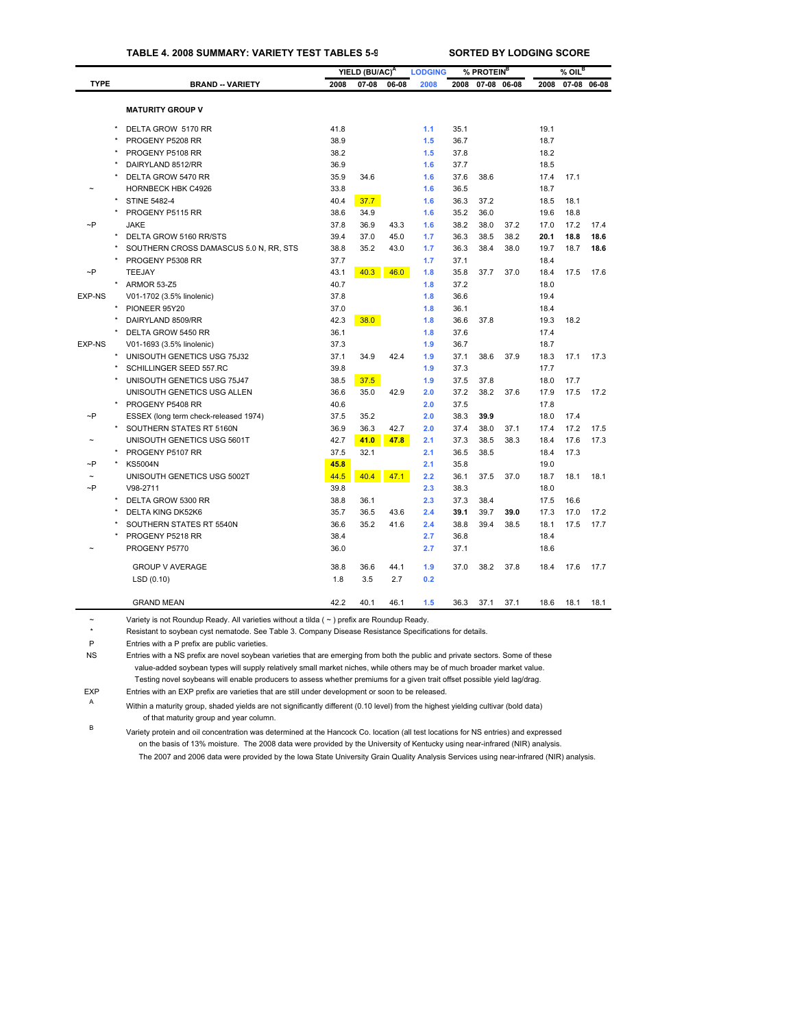**TABLE 4. 2008 SUMMARY: VARIETY TEST TABLES 5-9 — SORTED BY LODGING SCORE**

| TYPE | | BRAND -- VARIETY | YIELD (BU/AC)[A] 2008 | 07-08 | 06-08 | LODGING 2008 | % PROTEIN[B] 2008 | 07-08 | 06-08 | % OIL[B] 2008 | 07-08 | 06-08 |
|---|---|---|---|---|---|---|---|---|---|---|---|---|
| | | **MATURITY GROUP V** | | | | | | | | | | |
| | * | DELTA GROW 5170 RR | 41.8 | | | 1.1 | 35.1 | | | 19.1 | | |
| | * | PROGENY P5208 RR | 38.9 | | | 1.5 | 36.7 | | | 18.7 | | |
| | * | PROGENY P5108 RR | 38.2 | | | 1.5 | 37.8 | | | 18.2 | | |
| | * | DAIRYLAND 8512/RR | 36.9 | | | 1.6 | 37.7 | | | 18.5 | | |
| | * | DELTA GROW 5470 RR | 35.9 | 34.6 | | 1.6 | 37.6 | 38.6 | | 17.4 | 17.1 | |
| ~ | | HORNBECK HBK C4926 | 33.8 | | | 1.6 | 36.5 | | | 18.7 | | |
| | * | STINE 5482-4 | 40.4 | 37.7 | | 1.6 | 36.3 | 37.2 | | 18.5 | 18.1 | |
| | * | PROGENY P5115 RR | 38.6 | 34.9 | | 1.6 | 35.2 | 36.0 | | 19.6 | 18.8 | |
| ~P | | JAKE | 37.8 | 36.9 | 43.3 | 1.6 | 38.2 | 38.0 | 37.2 | 17.0 | 17.2 | 17.4 |
| | * | DELTA GROW 5160 RR/STS | 39.4 | 37.0 | 45.0 | 1.7 | 36.3 | 38.5 | 38.2 | **20.1** | **18.8** | **18.6** |
| | * | SOUTHERN CROSS DAMASCUS 5.0 N, RR, STS | 38.8 | 35.2 | 43.0 | 1.7 | 36.3 | 38.4 | 38.0 | 19.7 | 18.7 | **18.6** |
| | * | PROGENY P5308 RR | 37.7 | | | 1.7 | 37.1 | | | 18.4 | | |
| ~P | | TEEJAY | 43.1 | 40.3 | 46.0 | 1.8 | 35.8 | 37.7 | 37.0 | 18.4 | 17.5 | 17.6 |
| | * | ARMOR 53-Z5 | 40.7 | | | 1.8 | 37.2 | | | 18.0 | | |
| EXP-NS | | V01-1702 (3.5% linolenic) | 37.8 | | | 1.8 | 36.6 | | | 19.4 | | |
| | * | PIONEER 95Y20 | 37.0 | | | 1.8 | 36.1 | | | 18.4 | | |
| | * | DAIRYLAND 8509/RR | 42.3 | 38.0 | | 1.8 | 36.6 | 37.8 | | 19.3 | 18.2 | |
| | * | DELTA GROW 5450 RR | 36.1 | | | 1.8 | 37.6 | | | 17.4 | | |
| EXP-NS | | V01-1693 (3.5% linolenic) | 37.3 | | | 1.9 | 36.7 | | | 18.7 | | |
| | * | UNISOUTH GENETICS USG 75J32 | 37.1 | 34.9 | 42.4 | 1.9 | 37.1 | 38.6 | 37.9 | 18.3 | 17.1 | 17.3 |
| | * | SCHILLINGER SEED 557.RC | 39.8 | | | 1.9 | 37.3 | | | 17.7 | | |
| | * | UNISOUTH GENETICS USG 75J47 | 38.5 | 37.5 | | 1.9 | 37.5 | 37.8 | | 18.0 | 17.7 | |
| | | UNISOUTH GENETICS USG ALLEN | 36.6 | 35.0 | 42.9 | 2.0 | 37.2 | 38.2 | 37.6 | 17.9 | 17.5 | 17.2 |
| | * | PROGENY P5408 RR | 40.6 | | | 2.0 | 37.5 | | | 17.8 | | |
| ~P | | ESSEX (long term check-released 1974) | 37.5 | 35.2 | | 2.0 | 38.3 | **39.9** | | 18.0 | 17.4 | |
| | * | SOUTHERN STATES RT 5160N | 36.9 | 36.3 | 42.7 | 2.0 | 37.4 | 38.0 | 37.1 | 17.4 | 17.2 | 17.5 |
| ~ | | UNISOUTH GENETICS USG 5601T | 42.7 | **41.0** | **47.8** | 2.1 | 37.3 | 38.5 | 38.3 | 18.4 | 17.6 | 17.3 |
| | * | PROGENY P5107 RR | 37.5 | 32.1 | | 2.1 | 36.5 | 38.5 | | 18.4 | 17.3 | |
| ~P | * | KS5004N | **45.8** | | | 2.1 | 35.8 | | | 19.0 | | |
| ~ | | UNISOUTH GENETICS USG 5002T | 44.5 | 40.4 | 47.1 | 2.2 | 36.1 | 37.5 | 37.0 | 18.7 | 18.1 | 18.1 |
| ~P | | V98-2711 | 39.8 | | | 2.3 | 38.3 | | | 18.0 | | |
| | * | DELTA GROW 5300 RR | 38.8 | 36.1 | | 2.3 | 37.3 | 38.4 | | 17.5 | 16.6 | |
| | * | DELTA KING DK52K6 | 35.7 | 36.5 | 43.6 | 2.4 | **39.1** | 39.7 | **39.0** | 17.3 | 17.0 | 17.2 |
| | * | SOUTHERN STATES RT 5540N | 36.6 | 35.2 | 41.6 | 2.4 | 38.8 | 39.4 | 38.5 | 18.1 | 17.5 | 17.7 |
| | * | PROGENY P5218 RR | 38.4 | | | 2.7 | 36.8 | | | 18.4 | | |
| ~ | | PROGENY P5770 | 36.0 | | | 2.7 | 37.1 | | | 18.6 | | |
| | | GROUP V AVERAGE | 38.8 | 36.6 | 44.1 | 1.9 | 37.0 | 38.2 | 37.8 | 18.4 | 17.6 | 17.7 |
| | | LSD (0.10) | 1.8 | 3.5 | 2.7 | 0.2 | | | | | | |
| | | GRAND MEAN | 42.2 | 40.1 | 46.1 | 1.5 | 36.3 | 37.1 | 37.1 | 18.6 | 18.1 | 18.1 |

~ Variety is not Roundup Ready. All varieties without a tilda ( ~ ) prefix are Roundup Ready.

\* Resistant to soybean cyst nematode. See Table 3. Company Disease Resistance Specifications for details.

P Entries with a P prefix are public varieties.

NS Entries with a NS prefix are novel soybean varieties that are emerging from both the public and private sectors. Some of these value-added soybean types will supply relatively small market niches, while others may be of much broader market value. Testing novel soybeans will enable producers to assess whether premiums for a given trait offset possible yield lag/drag.

EXP Entries with an EXP prefix are varieties that are still under development or soon to be released.

A Within a maturity group, shaded yields are not significantly different (0.10 level) from the highest yielding cultivar (bold data) of that maturity group and year column.

B Variety protein and oil concentration was determined at the Hancock Co. location (all test locations for NS entries) and expressed on the basis of 13% moisture. The 2008 data were provided by the University of Kentucky using near-infrared (NIR) analysis. The 2007 and 2006 data were provided by the Iowa State University Grain Quality Analysis Services using near-infrared (NIR) analysis.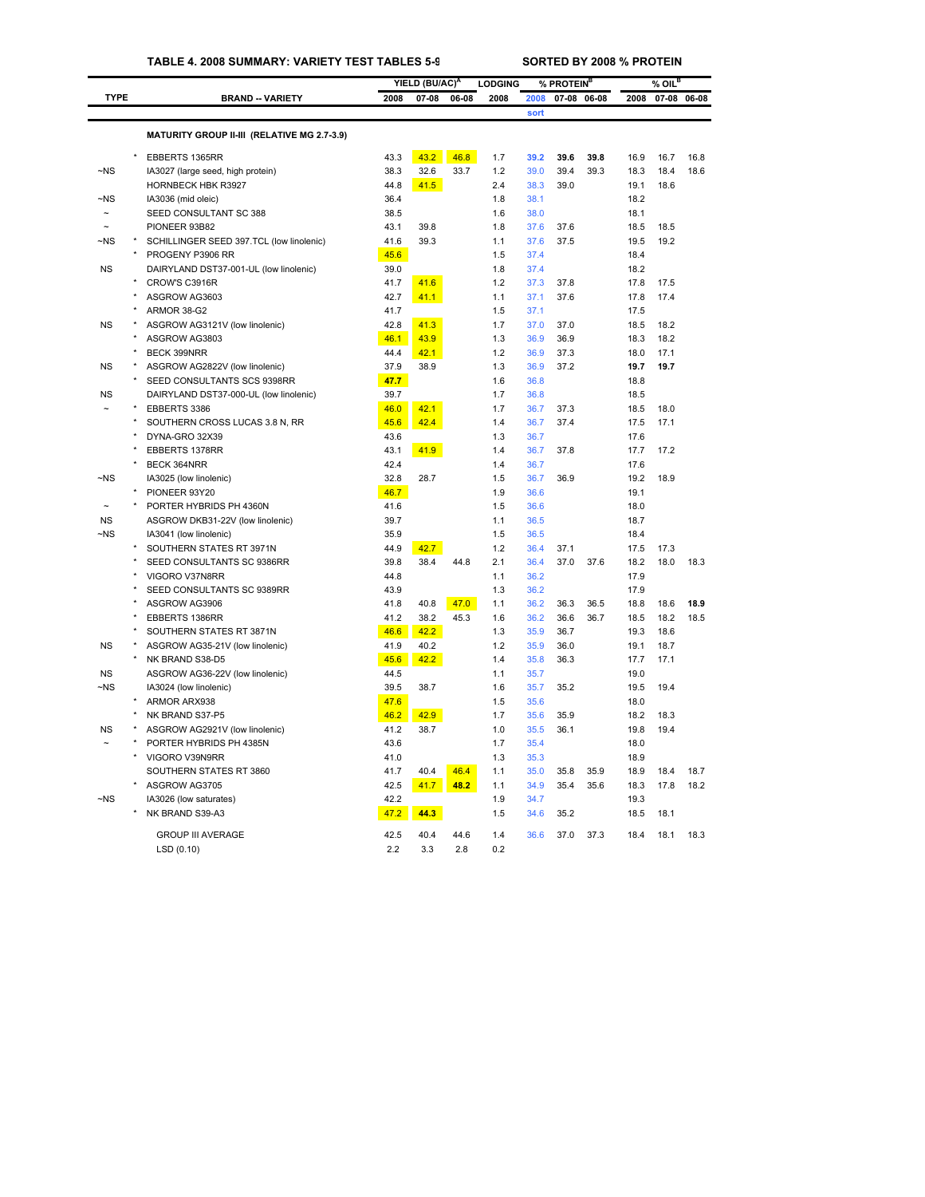**TABLE 4. 2008 SUMMARY: VARIETY TEST TABLES 5-9** &nbsp;&nbsp;&nbsp;&nbsp; **SORTED BY 2008 % PROTEIN**

| TYPE | | BRAND -- VARIETY | YIELD (BU/AC)[A] | | | LODGING | % PROTEIN[B] | | | % OIL[B] | | |
|---|---|---|---|---|---|---|---|---|---|---|---|---|
| | | | 2008 | 07-08 | 06-08 | 2008 | 2008 sort | 07-08 | 06-08 | 2008 | 07-08 | 06-08 |
| | | **MATURITY GROUP II-III (RELATIVE MG 2.7-3.9)** | | | | | | | | | | |
| | * | EBBERTS 1365RR | 43.3 | 43.2 | 46.8 | 1.7 | **39.2** | **39.6** | **39.8** | 16.9 | 16.7 | 16.8 |
| ~NS | | IA3027 (large seed, high protein) | 38.3 | 32.6 | 33.7 | 1.2 | 39.0 | 39.4 | 39.3 | 18.3 | 18.4 | 18.6 |
| | | HORNBECK HBK R3927 | 44.8 | 41.5 | | 2.4 | 38.3 | 39.0 | | 19.1 | 18.6 | |
| ~NS | | IA3036 (mid oleic) | 36.4 | | | 1.8 | 38.1 | | | 18.2 | | |
| ~ | | SEED CONSULTANT SC 388 | 38.5 | | | 1.6 | 38.0 | | | 18.1 | | |
| ~ | | PIONEER 93B82 | 43.1 | 39.8 | | 1.8 | 37.6 | 37.6 | | 18.5 | 18.5 | |
| ~NS | * | SCHILLINGER SEED 397.TCL (low linolenic) | 41.6 | 39.3 | | 1.1 | 37.6 | 37.5 | | 19.5 | 19.2 | |
| | * | PROGENY P3906 RR | 45.6 | | | 1.5 | 37.4 | | | 18.4 | | |
| NS | | DAIRYLAND DST37-001-UL (low linolenic) | 39.0 | | | 1.8 | 37.4 | | | 18.2 | | |
| | * | CROW'S C3916R | 41.7 | 41.6 | | 1.2 | 37.3 | 37.8 | | 17.8 | 17.5 | |
| | * | ASGROW AG3603 | 42.7 | 41.1 | | 1.1 | 37.1 | 37.6 | | 17.8 | 17.4 | |
| | * | ARMOR 38-G2 | 41.7 | | | 1.5 | 37.1 | | | 17.5 | | |
| NS | * | ASGROW AG3121V (low linolenic) | 42.8 | 41.3 | | 1.7 | 37.0 | 37.0 | | 18.5 | 18.2 | |
| | * | ASGROW AG3803 | 46.1 | 43.9 | | 1.3 | 36.9 | 36.9 | | 18.3 | 18.2 | |
| | * | BECK 399NRR | 44.4 | 42.1 | | 1.2 | 36.9 | 37.3 | | 18.0 | 17.1 | |
| NS | * | ASGROW AG2822V (low linolenic) | 37.9 | 38.9 | | 1.3 | 36.9 | 37.2 | | **19.7** | **19.7** | |
| | * | SEED CONSULTANTS SCS 9398RR | 47.7 | | | 1.6 | 36.8 | | | 18.8 | | |
| NS | | DAIRYLAND DST37-000-UL (low linolenic) | 39.7 | | | 1.7 | 36.8 | | | 18.5 | | |
| ~ | * | EBBERTS 3386 | 46.0 | 42.1 | | 1.7 | 36.7 | 37.3 | | 18.5 | 18.0 | |
| | * | SOUTHERN CROSS LUCAS 3.8 N, RR | 45.6 | 42.4 | | 1.4 | 36.7 | 37.4 | | 17.5 | 17.1 | |
| | * | DYNA-GRO 32X39 | 43.6 | | | 1.3 | 36.7 | | | 17.6 | | |
| | * | EBBERTS 1378RR | 43.1 | 41.9 | | 1.4 | 36.7 | 37.8 | | 17.7 | 17.2 | |
| | * | BECK 364NRR | 42.4 | | | 1.4 | 36.7 | | | 17.6 | | |
| ~NS | | IA3025 (low linolenic) | 32.8 | 28.7 | | 1.5 | 36.7 | 36.9 | | 19.2 | 18.9 | |
| | * | PIONEER 93Y20 | 46.7 | | | 1.9 | 36.6 | | | 19.1 | | |
| ~ | * | PORTER HYBRIDS PH 4360N | 41.6 | | | 1.5 | 36.6 | | | 18.0 | | |
| NS | | ASGROW DKB31-22V (low linolenic) | 39.7 | | | 1.1 | 36.5 | | | 18.7 | | |
| ~NS | | IA3041 (low linolenic) | 35.9 | | | 1.5 | 36.5 | | | 18.4 | | |
| | * | SOUTHERN STATES RT 3971N | 44.9 | 42.7 | | 1.2 | 36.4 | 37.1 | | 17.5 | 17.3 | |
| | * | SEED CONSULTANTS SC 9386RR | 39.8 | 38.4 | 44.8 | 2.1 | 36.4 | 37.0 | 37.6 | 18.2 | 18.0 | 18.3 |
| | * | VIGORO V37N8RR | 44.8 | | | 1.1 | 36.2 | | | 17.9 | | |
| | * | SEED CONSULTANTS SC 9389RR | 43.9 | | | 1.3 | 36.2 | | | 17.9 | | |
| | * | ASGROW AG3906 | 41.8 | 40.8 | 47.0 | 1.1 | 36.2 | 36.3 | 36.5 | 18.8 | 18.6 | **18.9** |
| | * | EBBERTS 1386RR | 41.2 | 38.2 | 45.3 | 1.6 | 36.2 | 36.6 | 36.7 | 18.5 | 18.2 | 18.5 |
| | * | SOUTHERN STATES RT 3871N | 46.6 | 42.2 | | 1.3 | 35.9 | 36.7 | | 19.3 | 18.6 | |
| NS | * | ASGROW AG35-21V (low linolenic) | 41.9 | 40.2 | | 1.2 | 35.9 | 36.0 | | 19.1 | 18.7 | |
| | * | NK BRAND S38-D5 | 45.6 | 42.2 | | 1.4 | 35.8 | 36.3 | | 17.7 | 17.1 | |
| NS | | ASGROW AG36-22V (low linolenic) | 44.5 | | | 1.1 | 35.7 | | | 19.0 | | |
| ~NS | | IA3024 (low linolenic) | 39.5 | 38.7 | | 1.6 | 35.7 | 35.2 | | 19.5 | 19.4 | |
| | * | ARMOR ARX938 | 47.6 | | | 1.5 | 35.6 | | | 18.0 | | |
| | * | NK BRAND S37-P5 | 46.2 | 42.9 | | 1.7 | 35.6 | 35.9 | | 18.2 | 18.3 | |
| NS | * | ASGROW AG2921V (low linolenic) | 41.2 | 38.7 | | 1.0 | 35.5 | 36.1 | | 19.8 | 19.4 | |
| ~ | * | PORTER HYBRIDS PH 4385N | 43.6 | | | 1.7 | 35.4 | | | 18.0 | | |
| | * | VIGORO V39N9RR | 41.0 | | | 1.3 | 35.3 | | | 18.9 | | |
| | | SOUTHERN STATES RT 3860 | 41.7 | 40.4 | 46.4 | 1.1 | 35.0 | 35.8 | 35.9 | 18.9 | 18.4 | 18.7 |
| | * | ASGROW AG3705 | 42.5 | 41.7 | **48.2** | 1.1 | 34.9 | 35.4 | 35.6 | 18.3 | 17.8 | 18.2 |
| ~NS | | IA3026 (low saturates) | 42.2 | | | 1.9 | 34.7 | | | 19.3 | | |
| | * | NK BRAND S39-A3 | 47.2 | **44.3** | | 1.5 | 34.6 | 35.2 | | 18.5 | 18.1 | |
| | | GROUP III AVERAGE | 42.5 | 40.4 | 44.6 | 1.4 | 36.6 | 37.0 | 37.3 | 18.4 | 18.1 | 18.3 |
| | | LSD (0.10) | 2.2 | 3.3 | 2.8 | 0.2 | | | | | | |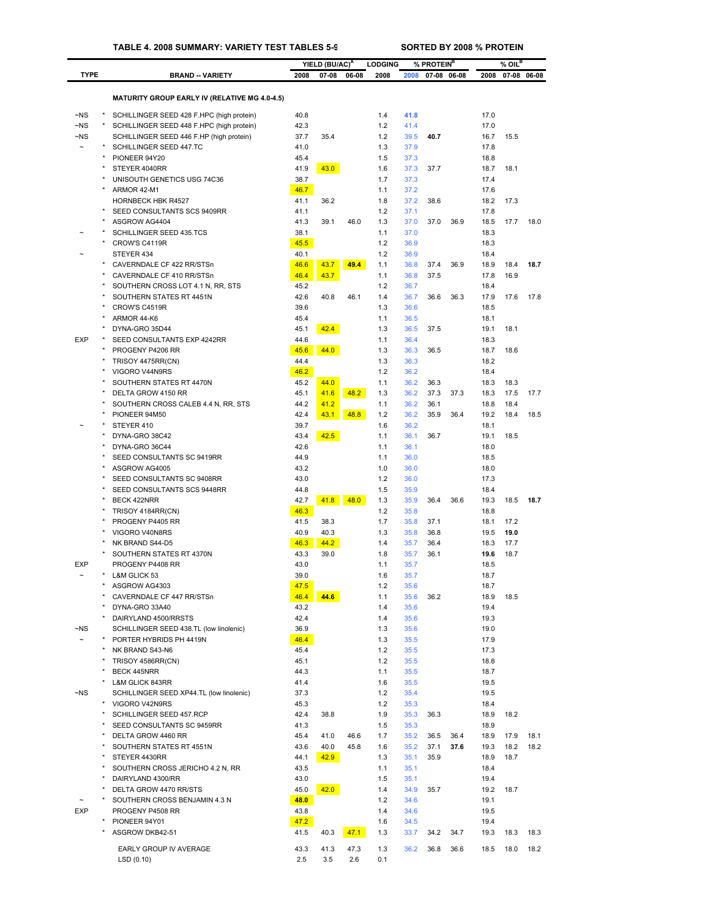# TABLE 4. 2008 SUMMARY: VARIETY TEST TABLES 5-9 — SORTED BY 2008 % PROTEIN

| TYPE | | BRAND -- VARIETY | YIELD (BU/AC)[A] 2008 | YIELD 07-08 | YIELD 06-08 | LODGING 2008 | % PROTEIN[B] 2008 | % PROTEIN 07-08 | % PROTEIN 06-08 | % OIL[B] 2008 | % OIL 07-08 | % OIL 06-08 |
|---|---|---|---|---|---|---|---|---|---|---|---|---|
| | | **MATURITY GROUP EARLY IV (RELATIVE MG 4.0-4.5)** | | | | | | | | | | |
| ~NS | * | SCHILLINGER SEED 428 F.HPC (high protein) | 40.8 | | | 1.4 | **41.8** | | | 17.0 | | |
| ~NS | * | SCHILLINGER SEED 448 F.HPC (high protein) | 42.3 | | | 1.2 | 41.4 | | | 17.0 | | |
| ~NS | | SCHILLINGER SEED 446 F.HP (high protein) | 37.7 | 35.4 | | 1.2 | 39.5 | **40.7** | | 16.7 | 15.5 | |
| ~ | * | SCHILLINGER SEED 447.TC | 41.0 | | | 1.3 | 37.9 | | | 17.8 | | |
| | * | PIONEER 94Y20 | 45.4 | | | 1.5 | 37.3 | | | 18.8 | | |
| | * | STEYER 4040RR | 41.9 | 43.0 | | 1.6 | 37.3 | 37.7 | | 18.7 | 18.1 | |
| | * | UNISOUTH GENETICS USG 74C36 | 38.7 | | | 1.7 | 37.3 | | | 17.4 | | |
| | * | ARMOR 42-M1 | 46.7 | | | 1.1 | 37.2 | | | 17.6 | | |
| | | HORNBECK HBK R4527 | 41.1 | 36.2 | | 1.8 | 37.2 | 38.6 | | 18.2 | 17.3 | |
| | * | SEED CONSULTANTS SCS 9409RR | 41.1 | | | 1.2 | 37.1 | | | 17.8 | | |
| | * | ASGROW AG4404 | 41.3 | 39.1 | 46.0 | 1.3 | 37.0 | 37.0 | 36.9 | 18.5 | 17.7 | 18.0 |
| ~ | * | SCHILLINGER SEED 435.TCS | 38.1 | | | 1.1 | 37.0 | | | 18.3 | | |
| | * | CROW'S C4119R | 45.5 | | | 1.2 | 36.9 | | | 18.3 | | |
| ~ | | STEYER 434 | 40.1 | | | 1.2 | 36.9 | | | 18.4 | | |
| | * | CAVERNDALE CF 422 RR/STSn | 46.6 | 43.7 | **49.4** | 1.1 | 36.8 | 37.4 | 36.9 | 18.9 | 18.4 | **18.7** |
| | * | CAVERNDALE CF 410 RR/STSn | 46.4 | 43.7 | | 1.1 | 36.8 | 37.5 | | 17.8 | 16.9 | |
| | * | SOUTHERN CROSS LOT 4.1 N, RR, STS | 45.2 | | | 1.2 | 36.7 | | | 18.4 | | |
| | * | SOUTHERN STATES RT 4451N | 42.6 | 40.8 | 46.1 | 1.4 | 36.7 | 36.6 | 36.3 | 17.9 | 17.6 | 17.8 |
| | * | CROW'S C4519R | 39.6 | | | 1.3 | 36.6 | | | 18.5 | | |
| | * | ARMOR 44-K6 | 45.4 | | | 1.1 | 36.5 | | | 18.1 | | |
| | * | DYNA-GRO 35D44 | 45.1 | 42.4 | | 1.3 | 36.5 | 37.5 | | 19.1 | 18.1 | |
| EXP | * | SEED CONSULTANTS EXP 4242RR | 44.6 | | | 1.1 | 36.4 | | | 18.3 | | |
| | * | PROGENY P4206 RR | 45.6 | 44.0 | | 1.3 | 36.3 | 36.5 | | 18.7 | 18.6 | |
| | * | TRISOY 4475RR(CN) | 44.4 | | | 1.3 | 36.3 | | | 18.2 | | |
| | * | VIGORO V44N9RS | 46.2 | | | 1.2 | 36.2 | | | 18.4 | | |
| | * | SOUTHERN STATES RT 4470N | 45.2 | 44.0 | | 1.1 | 36.2 | 36.3 | | 18.3 | 18.3 | |
| | * | DELTA GROW 4150 RR | 45.1 | 41.6 | 48.2 | 1.3 | 36.2 | 37.3 | 37.3 | 18.3 | 17.5 | 17.7 |
| | * | SOUTHERN CROSS CALEB 4.4 N, RR, STS | 44.2 | 41.2 | | 1.1 | 36.2 | 36.1 | | 18.8 | 18.4 | |
| | * | PIONEER 94M50 | 42.4 | 43.1 | 48.8 | 1.2 | 36.2 | 35.9 | 36.4 | 19.2 | 18.4 | 18.5 |
| ~ | * | STEYER 410 | 39.7 | | | 1.6 | 36.2 | | | 18.1 | | |
| | * | DYNA-GRO 38C42 | 43.4 | 42.5 | | 1.1 | 36.1 | 36.7 | | 19.1 | 18.5 | |
| | * | DYNA-GRO 36C44 | 42.6 | | | 1.1 | 36.1 | | | 18.0 | | |
| | * | SEED CONSULTANTS SC 9419RR | 44.9 | | | 1.1 | 36.0 | | | 18.5 | | |
| | * | ASGROW AG4005 | 43.2 | | | 1.0 | 36.0 | | | 18.0 | | |
| | * | SEED CONSULTANTS SC 9408RR | 43.0 | | | 1.2 | 36.0 | | | 17.3 | | |
| | * | SEED CONSULTANTS SCS 9448RR | 44.8 | | | 1.5 | 35.9 | | | 18.4 | | |
| | * | BECK 422NRR | 42.7 | 41.8 | 48.0 | 1.3 | 35.9 | 36.4 | 36.6 | 19.3 | 18.5 | **18.7** |
| | * | TRISOY 4184RR(CN) | 46.3 | | | 1.2 | 35.8 | | | 18.8 | | |
| | * | PROGENY P4405 RR | 41.5 | 38.3 | | 1.7 | 35.8 | 37.1 | | 18.1 | 17.2 | |
| | * | VIGORO V40N8RS | 40.9 | 40.3 | | 1.3 | 35.8 | 36.8 | | 19.5 | **19.0** | |
| | * | NK BRAND S44-D5 | 46.3 | 44.2 | | 1.4 | 35.7 | 36.4 | | 18.3 | 17.7 | |
| | * | SOUTHERN STATES RT 4370N | 43.3 | 39.0 | | 1.8 | 35.7 | 36.1 | | **19.6** | 18.7 | |
| EXP | | PROGENY P4408 RR | 43.0 | | | 1.1 | 35.7 | | | 18.5 | | |
| ~ | * | L&M GLICK 53 | 39.0 | | | 1.6 | 35.7 | | | 18.7 | | |
| | * | ASGROW AG4303 | 47.5 | | | 1.2 | 35.6 | | | 18.7 | | |
| | * | CAVERNDALE CF 447 RR/STSn | 46.4 | **44.6** | | 1.1 | 35.6 | 36.2 | | 18.9 | 18.5 | |
| | * | DYNA-GRO 33A40 | 43.2 | | | 1.4 | 35.6 | | | 19.4 | | |
| | * | DAIRYLAND 4500/RRSTS | 42.4 | | | 1.4 | 35.6 | | | 19.3 | | |
| ~NS | | SCHILLINGER SEED 438.TL (low linolenic) | 36.9 | | | 1.3 | 35.6 | | | 19.0 | | |
| ~ | * | PORTER HYBRIDS PH 4419N | 46.4 | | | 1.3 | 35.5 | | | 17.9 | | |
| | * | NK BRAND S43-N6 | 45.4 | | | 1.2 | 35.5 | | | 17.3 | | |
| | * | TRISOY 4586RR(CN) | 45.1 | | | 1.2 | 35.5 | | | 18.8 | | |
| | * | BECK 445NRR | 44.3 | | | 1.1 | 35.5 | | | 18.7 | | |
| | * | L&M GLICK 843RR | 41.4 | | | 1.6 | 35.5 | | | 19.5 | | |
| ~NS | | SCHILLINGER SEED XP44.TL (low linolenic) | 37.3 | | | 1.2 | 35.4 | | | 19.5 | | |
| | * | VIGORO V42N9RS | 45.3 | | | 1.2 | 35.3 | | | 18.4 | | |
| | * | SCHILLINGER SEED 457.RCP | 42.4 | 38.8 | | 1.9 | 35.3 | 36.3 | | 18.9 | 18.2 | |
| | * | SEED CONSULTANTS SC 9459RR | 41.3 | | | 1.5 | 35.3 | | | 18.9 | | |
| | * | DELTA GROW 4460 RR | 45.4 | 41.0 | 46.6 | 1.7 | 35.2 | 36.5 | 36.4 | 18.9 | 17.9 | 18.1 |
| | * | SOUTHERN STATES RT 4551N | 43.6 | 40.0 | 45.8 | 1.6 | 35.2 | 37.1 | **37.6** | 19.3 | 18.2 | 18.2 |
| | * | STEYER 4430RR | 44.1 | 42.9 | | 1.3 | 35.1 | 35.9 | | 18.9 | 18.7 | |
| | * | SOUTHERN CROSS JERICHO 4.2 N, RR | 43.5 | | | 1.1 | 35.1 | | | 18.4 | | |
| | * | DAIRYLAND 4300/RR | 43.0 | | | 1.5 | 35.1 | | | 19.4 | | |
| | * | DELTA GROW 4470 RR/STS | 45.0 | 42.0 | | 1.4 | 34.9 | 35.7 | | 19.2 | 18.7 | |
| ~ | * | SOUTHERN CROSS BENJAMIN 4.3 N | **48.0** | | | 1.2 | 34.6 | | | 19.1 | | |
| EXP | | PROGENY P4508 RR | 43.8 | | | 1.4 | 34.6 | | | 19.5 | | |
| | * | PIONEER 94Y01 | 47.2 | | | 1.6 | 34.5 | | | 19.4 | | |
| | * | ASGROW DKB42-51 | 41.5 | 40.3 | 47.1 | 1.3 | 33.7 | 34.2 | 34.7 | 19.3 | 18.3 | 18.3 |
| | | EARLY GROUP IV AVERAGE | 43.3 | 41.3 | 47.3 | 1.3 | 36.2 | 36.8 | 36.6 | 18.5 | 18.0 | 18.2 |
| | | LSD (0.10) | 2.5 | 3.5 | 2.6 | 0.1 | | | | | | |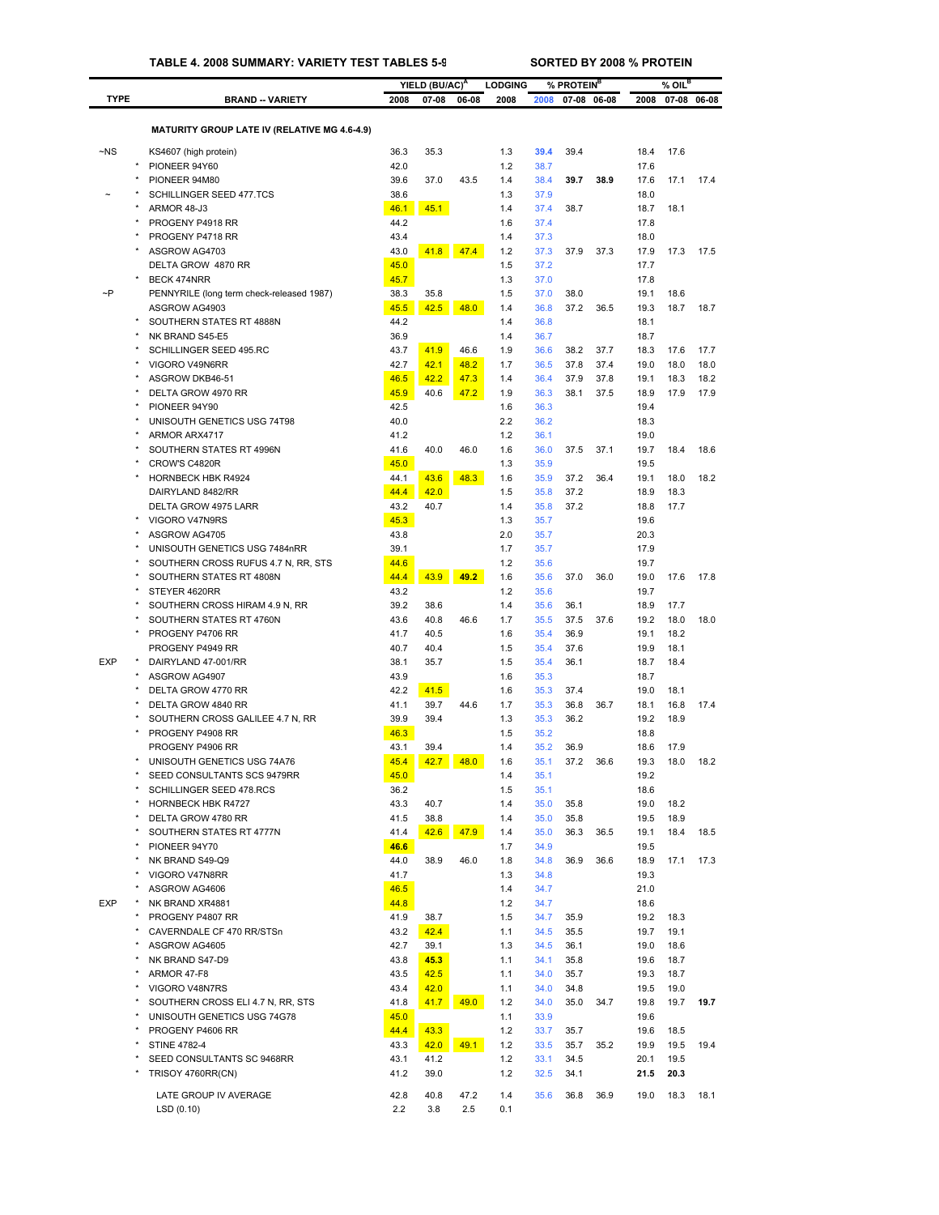### TABLE 4. 2008 SUMMARY: VARIETY TEST TABLES 5-9 — SORTED BY 2008 % PROTEIN

| TYPE | | BRAND -- VARIETY | YIELD (BU/AC)[A] 2008 | 07-08 | 06-08 | LODGING 2008 | % PROTEIN[B] 2008 | 07-08 | 06-08 | % OIL[B] 2008 | 07-08 | 06-08 |
|---|---|---|---|---|---|---|---|---|---|---|---|---|
| | | **MATURITY GROUP LATE IV (RELATIVE MG 4.6-4.9)** | | | | | | | | | | |
| ~NS | | KS4607 (high protein) | 36.3 | 35.3 | | 1.3 | **39.4** | 39.4 | | 18.4 | 17.6 | |
| | * | PIONEER 94Y60 | 42.0 | | | 1.2 | 38.7 | | | 17.6 | | |
| | * | PIONEER 94M80 | 39.6 | 37.0 | 43.5 | 1.4 | 38.4 | **39.7** | **38.9** | 17.6 | 17.1 | 17.4 |
| ~ | * | SCHILLINGER SEED 477.TCS | 38.6 | | | 1.3 | 37.9 | | | 18.0 | | |
| | * | ARMOR 48-J3 | 46.1 | 45.1 | | 1.4 | 37.4 | 38.7 | | 18.7 | 18.1 | |
| | * | PROGENY P4918 RR | 44.2 | | | 1.6 | 37.4 | | | 17.8 | | |
| | * | PROGENY P4718 RR | 43.4 | | | 1.4 | 37.3 | | | 18.0 | | |
| | * | ASGROW AG4703 | 43.0 | 41.8 | 47.4 | 1.2 | 37.3 | 37.9 | 37.3 | 17.9 | 17.3 | 17.5 |
| | | DELTA GROW 4870 RR | 45.0 | | | 1.5 | 37.2 | | | 17.7 | | |
| | * | BECK 474NRR | 45.7 | | | 1.3 | 37.0 | | | 17.8 | | |
| ~P | | PENNYRILE (long term check-released 1987) | 38.3 | 35.8 | | 1.5 | 37.0 | 38.0 | | 19.1 | 18.6 | |
| | | ASGROW AG4903 | 45.5 | 42.5 | 48.0 | 1.4 | 36.8 | 37.2 | 36.5 | 19.3 | 18.7 | 18.7 |
| | * | SOUTHERN STATES RT 4888N | 44.2 | | | 1.4 | 36.8 | | | 18.1 | | |
| | * | NK BRAND S45-E5 | 36.9 | | | 1.4 | 36.7 | | | 18.7 | | |
| | * | SCHILLINGER SEED 495.RC | 43.7 | 41.9 | 46.6 | 1.9 | 36.6 | 38.2 | 37.7 | 18.3 | 17.6 | 17.7 |
| | * | VIGORO V49N6RR | 42.7 | 42.1 | 48.2 | 1.7 | 36.5 | 37.8 | 37.4 | 19.0 | 18.0 | 18.0 |
| | * | ASGROW DKB46-51 | 46.5 | 42.2 | 47.3 | 1.4 | 36.4 | 37.9 | 37.8 | 19.1 | 18.3 | 18.2 |
| | * | DELTA GROW 4970 RR | 45.9 | 40.6 | 47.2 | 1.9 | 36.3 | 38.1 | 37.5 | 18.9 | 17.9 | 17.9 |
| | * | PIONEER 94Y90 | 42.5 | | | 1.6 | 36.3 | | | 19.4 | | |
| | * | UNISOUTH GENETICS USG 74T98 | 40.0 | | | 2.2 | 36.2 | | | 18.3 | | |
| | * | ARMOR ARX4717 | 41.2 | | | 1.2 | 36.1 | | | 19.0 | | |
| | * | SOUTHERN STATES RT 4996N | 41.6 | 40.0 | 46.0 | 1.6 | 36.0 | 37.5 | 37.1 | 19.7 | 18.4 | 18.6 |
| | * | CROW'S C4820R | 45.0 | | | 1.3 | 35.9 | | | 19.5 | | |
| | * | HORNBECK HBK R4924 | 44.1 | 43.6 | 48.3 | 1.6 | 35.9 | 37.2 | 36.4 | 19.1 | 18.0 | 18.2 |
| | | DAIRYLAND 8482/RR | 44.4 | 42.0 | | 1.5 | 35.8 | 37.2 | | 18.9 | 18.3 | |
| | | DELTA GROW 4975 LARR | 43.2 | 40.7 | | 1.4 | 35.8 | 37.2 | | 18.8 | 17.7 | |
| | * | VIGORO V47N9RS | 45.3 | | | 1.3 | 35.7 | | | 19.6 | | |
| | * | ASGROW AG4705 | 43.8 | | | 2.0 | 35.7 | | | 20.3 | | |
| | * | UNISOUTH GENETICS USG 7484nRR | 39.1 | | | 1.7 | 35.7 | | | 17.9 | | |
| | * | SOUTHERN CROSS RUFUS 4.7 N, RR, STS | 44.6 | | | 1.2 | 35.6 | | | 19.7 | | |
| | * | SOUTHERN STATES RT 4808N | 44.4 | 43.9 | **49.2** | 1.6 | 35.6 | 37.0 | 36.0 | 19.0 | 17.6 | 17.8 |
| | * | STEYER 4620RR | 43.2 | | | 1.2 | 35.6 | | | 19.7 | | |
| | * | SOUTHERN CROSS HIRAM 4.9 N, RR | 39.2 | 38.6 | | 1.4 | 35.6 | 36.1 | | 18.9 | 17.7 | |
| | * | SOUTHERN STATES RT 4760N | 43.6 | 40.8 | 46.6 | 1.7 | 35.5 | 37.5 | 37.6 | 19.2 | 18.0 | 18.0 |
| | * | PROGENY P4706 RR | 41.7 | 40.5 | | 1.6 | 35.4 | 36.9 | | 19.1 | 18.2 | |
| | | PROGENY P4949 RR | 40.7 | 40.4 | | 1.5 | 35.4 | 37.6 | | 19.9 | 18.1 | |
| EXP | * | DAIRYLAND 47-001/RR | 38.1 | 35.7 | | 1.5 | 35.4 | 36.1 | | 18.7 | 18.4 | |
| | * | ASGROW AG4907 | 43.9 | | | 1.6 | 35.3 | | | 18.7 | | |
| | * | DELTA GROW 4770 RR | 42.2 | 41.5 | | 1.6 | 35.3 | 37.4 | | 19.0 | 18.1 | |
| | * | DELTA GROW 4840 RR | 41.1 | 39.7 | 44.6 | 1.7 | 35.3 | 36.8 | 36.7 | 18.1 | 16.8 | 17.4 |
| | * | SOUTHERN CROSS GALILEE 4.7 N, RR | 39.9 | 39.4 | | 1.3 | 35.3 | 36.2 | | 19.2 | 18.9 | |
| | * | PROGENY P4908 RR | 46.3 | | | 1.5 | 35.2 | | | 18.8 | | |
| | | PROGENY P4906 RR | 43.1 | 39.4 | | 1.4 | 35.2 | 36.9 | | 18.6 | 17.9 | |
| | * | UNISOUTH GENETICS USG 74A76 | 45.4 | 42.7 | 48.0 | 1.6 | 35.1 | 37.2 | 36.6 | 19.3 | 18.0 | 18.2 |
| | * | SEED CONSULTANTS SCS 9479RR | 45.0 | | | 1.4 | 35.1 | | | 19.2 | | |
| | * | SCHILLINGER SEED 478.RCS | 36.2 | | | 1.5 | 35.1 | | | 18.6 | | |
| | * | HORNBECK HBK R4727 | 43.3 | 40.7 | | 1.4 | 35.0 | 35.8 | | 19.0 | 18.2 | |
| | * | DELTA GROW 4780 RR | 41.5 | 38.8 | | 1.4 | 35.0 | 35.8 | | 19.5 | 18.9 | |
| | * | SOUTHERN STATES RT 4777N | 41.4 | 42.6 | 47.9 | 1.4 | 35.0 | 36.3 | 36.5 | 19.1 | 18.4 | 18.5 |
| | * | PIONEER 94Y70 | **46.6** | | | 1.7 | 34.9 | | | 19.5 | | |
| | * | NK BRAND S49-Q9 | 44.0 | 38.9 | 46.0 | 1.8 | 34.8 | 36.9 | 36.6 | 18.9 | 17.1 | 17.3 |
| | * | VIGORO V47N8RR | 41.7 | | | 1.3 | 34.8 | | | 19.3 | | |
| | * | ASGROW AG4606 | 46.5 | | | 1.4 | 34.7 | | | 21.0 | | |
| EXP | * | NK BRAND XR4881 | 44.8 | | | 1.2 | 34.7 | | | 18.6 | | |
| | * | PROGENY P4807 RR | 41.9 | 38.7 | | 1.5 | 34.7 | 35.9 | | 19.2 | 18.3 | |
| | * | CAVERNDALE CF 470 RR/STSn | 43.2 | 42.4 | | 1.1 | 34.5 | 35.5 | | 19.7 | 19.1 | |
| | * | ASGROW AG4605 | 42.7 | 39.1 | | 1.3 | 34.5 | 36.1 | | 19.0 | 18.6 | |
| | * | NK BRAND S47-D9 | 43.8 | **45.3** | | 1.1 | 34.1 | 35.8 | | 19.6 | 18.7 | |
| | * | ARMOR 47-F8 | 43.5 | 42.5 | | 1.1 | 34.0 | 35.7 | | 19.3 | 18.7 | |
| | * | VIGORO V48N7RS | 43.4 | 42.0 | | 1.1 | 34.0 | 34.8 | | 19.5 | 19.0 | |
| | * | SOUTHERN CROSS ELI 4.7 N, RR, STS | 41.8 | 41.7 | 49.0 | 1.2 | 34.0 | 35.0 | 34.7 | 19.8 | 19.7 | **19.7** |
| | * | UNISOUTH GENETICS USG 74G78 | 45.0 | | | 1.1 | 33.9 | | | 19.6 | | |
| | * | PROGENY P4606 RR | 44.4 | 43.3 | | 1.2 | 33.7 | 35.7 | | 19.6 | 18.5 | |
| | * | STINE 4782-4 | 43.3 | 42.0 | 49.1 | 1.2 | 33.5 | 35.7 | 35.2 | 19.9 | 19.5 | 19.4 |
| | * | SEED CONSULTANTS SC 9468RR | 43.1 | 41.2 | | 1.2 | 33.1 | 34.5 | | 20.1 | 19.5 | |
| | * | TRISOY 4760RR(CN) | 41.2 | 39.0 | | 1.2 | 32.5 | 34.1 | | **21.5** | **20.3** | |
| | | LATE GROUP IV AVERAGE | 42.8 | 40.8 | 47.2 | 1.4 | 35.6 | 36.8 | 36.9 | 19.0 | 18.3 | 18.1 |
| | | LSD (0.10) | 2.2 | 3.8 | 2.5 | 0.1 | | | | | | |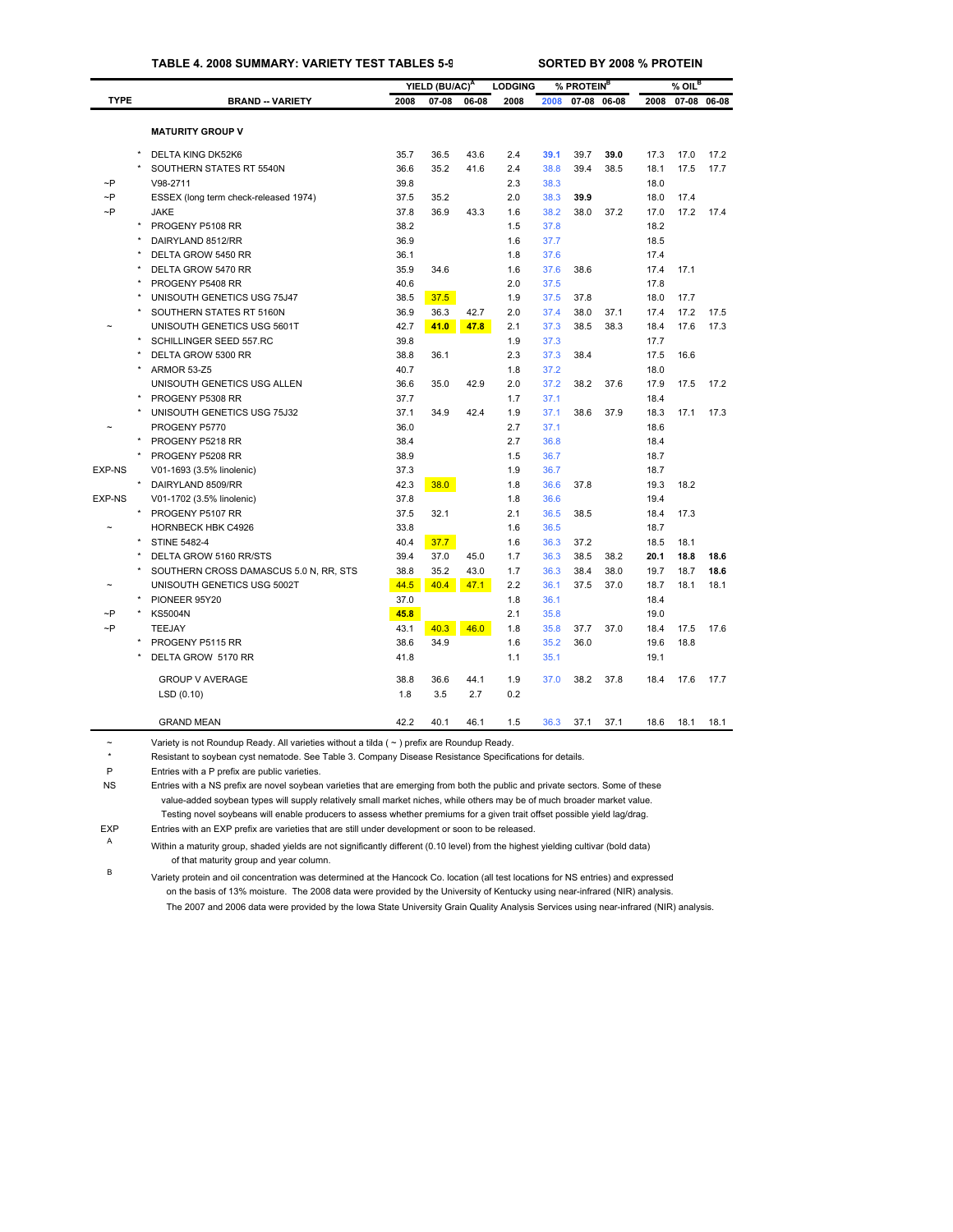**TABLE 4. 2008 SUMMARY: VARIETY TEST TABLES 5-9** — **SORTED BY 2008 % PROTEIN**

| TYPE | | BRAND -- VARIETY | YIELD (BU/AC)[A] 2008 | YIELD 07-08 | YIELD 06-08 | LODGING 2008 | % PROTEIN[B] 2008 | % PROTEIN 07-08 | % PROTEIN 06-08 | % OIL[B] 2008 | % OIL 07-08 | % OIL 06-08 |
|---|---|---|---|---|---|---|---|---|---|---|---|---|
| | | **MATURITY GROUP V** | | | | | | | | | | |
| | * | DELTA KING DK52K6 | 35.7 | 36.5 | 43.6 | 2.4 | **39.1** | 39.7 | **39.0** | 17.3 | 17.0 | 17.2 |
| | * | SOUTHERN STATES RT 5540N | 36.6 | 35.2 | 41.6 | 2.4 | 38.8 | 39.4 | 38.5 | 18.1 | 17.5 | 17.7 |
| ~P | | V98-2711 | 39.8 | | | 2.3 | 38.3 | | | 18.0 | | |
| ~P | | ESSEX (long term check-released 1974) | 37.5 | 35.2 | | 2.0 | 38.3 | **39.9** | | 18.0 | 17.4 | |
| ~P | | JAKE | 37.8 | 36.9 | 43.3 | 1.6 | 38.2 | 38.0 | 37.2 | 17.0 | 17.2 | 17.4 |
| | * | PROGENY P5108 RR | 38.2 | | | 1.5 | 37.8 | | | 18.2 | | |
| | * | DAIRYLAND 8512/RR | 36.9 | | | 1.6 | 37.7 | | | 18.5 | | |
| | * | DELTA GROW 5450 RR | 36.1 | | | 1.8 | 37.6 | | | 17.4 | | |
| | * | DELTA GROW 5470 RR | 35.9 | 34.6 | | 1.6 | 37.6 | 38.6 | | 17.4 | 17.1 | |
| | * | PROGENY P5408 RR | 40.6 | | | 2.0 | 37.5 | | | 17.8 | | |
| | * | UNISOUTH GENETICS USG 75J47 | 38.5 | 37.5 | | 1.9 | 37.5 | 37.8 | | 18.0 | 17.7 | |
| | * | SOUTHERN STATES RT 5160N | 36.9 | 36.3 | 42.7 | 2.0 | 37.4 | 38.0 | 37.1 | 17.4 | 17.2 | 17.5 |
| ~ | | UNISOUTH GENETICS USG 5601T | 42.7 | **41.0** | **47.8** | 2.1 | 37.3 | 38.5 | 38.3 | 18.4 | 17.6 | 17.3 |
| | * | SCHILLINGER SEED 557.RC | 39.8 | | | 1.9 | 37.3 | | | 17.7 | | |
| | * | DELTA GROW 5300 RR | 38.8 | 36.1 | | 2.3 | 37.3 | 38.4 | | 17.5 | 16.6 | |
| | * | ARMOR 53-Z5 | 40.7 | | | 1.8 | 37.2 | | | 18.0 | | |
| | | UNISOUTH GENETICS USG ALLEN | 36.6 | 35.0 | 42.9 | 2.0 | 37.2 | 38.2 | 37.6 | 17.9 | 17.5 | 17.2 |
| | * | PROGENY P5308 RR | 37.7 | | | 1.7 | 37.1 | | | 18.4 | | |
| | * | UNISOUTH GENETICS USG 75J32 | 37.1 | 34.9 | 42.4 | 1.9 | 37.1 | 38.6 | 37.9 | 18.3 | 17.1 | 17.3 |
| ~ | | PROGENY P5770 | 36.0 | | | 2.7 | 37.1 | | | 18.6 | | |
| | * | PROGENY P5218 RR | 38.4 | | | 2.7 | 36.8 | | | 18.4 | | |
| | * | PROGENY P5208 RR | 38.9 | | | 1.5 | 36.7 | | | 18.7 | | |
| EXP-NS | | V01-1693 (3.5% linolenic) | 37.3 | | | 1.9 | 36.7 | | | 18.7 | | |
| | * | DAIRYLAND 8509/RR | 42.3 | 38.0 | | 1.8 | 36.6 | 37.8 | | 19.3 | 18.2 | |
| EXP-NS | | V01-1702 (3.5% linolenic) | 37.8 | | | 1.8 | 36.6 | | | 19.4 | | |
| | * | PROGENY P5107 RR | 37.5 | 32.1 | | 2.1 | 36.5 | 38.5 | | 18.4 | 17.3 | |
| ~ | | HORNBECK HBK C4926 | 33.8 | | | 1.6 | 36.5 | | | 18.7 | | |
| | * | STINE 5482-4 | 40.4 | 37.7 | | 1.6 | 36.3 | 37.2 | | 18.5 | 18.1 | |
| | * | DELTA GROW 5160 RR/STS | 39.4 | 37.0 | 45.0 | 1.7 | 36.3 | 38.5 | 38.2 | **20.1** | **18.8** | **18.6** |
| | * | SOUTHERN CROSS DAMASCUS 5.0 N, RR, STS | 38.8 | 35.2 | 43.0 | 1.7 | 36.3 | 38.4 | 38.0 | 19.7 | 18.7 | **18.6** |
| ~ | | UNISOUTH GENETICS USG 5002T | 44.5 | 40.4 | 47.1 | 2.2 | 36.1 | 37.5 | 37.0 | 18.7 | 18.1 | 18.1 |
| | * | PIONEER 95Y20 | 37.0 | | | 1.8 | 36.1 | | | 18.4 | | |
| ~P | * | KS5004N | **45.8** | | | 2.1 | 35.8 | | | 19.0 | | |
| ~P | | TEEJAY | 43.1 | 40.3 | 46.0 | 1.8 | 35.8 | 37.7 | 37.0 | 18.4 | 17.5 | 17.6 |
| | * | PROGENY P5115 RR | 38.6 | 34.9 | | 1.6 | 35.2 | 36.0 | | 19.6 | 18.8 | |
| | * | DELTA GROW 5170 RR | 41.8 | | | 1.1 | 35.1 | | | 19.1 | | |
| | | GROUP V AVERAGE | 38.8 | 36.6 | 44.1 | 1.9 | 37.0 | 38.2 | 37.8 | 18.4 | 17.6 | 17.7 |
| | | LSD (0.10) | 1.8 | 3.5 | 2.7 | 0.2 | | | | | | |
| | | GRAND MEAN | 42.2 | 40.1 | 46.1 | 1.5 | 36.3 | 37.1 | 37.1 | 18.6 | 18.1 | 18.1 |

~ Variety is not Roundup Ready. All varieties without a tilda ( ~ ) prefix are Roundup Ready.

\* Resistant to soybean cyst nematode. See Table 3. Company Disease Resistance Specifications for details.

P Entries with a P prefix are public varieties.

NS Entries with a NS prefix are novel soybean varieties that are emerging from both the public and private sectors. Some of these value-added soybean types will supply relatively small market niches, while others may be of much broader market value. Testing novel soybeans will enable producers to assess whether premiums for a given trait offset possible yield lag/drag.

EXP Entries with an EXP prefix are varieties that are still under development or soon to be released.

A Within a maturity group, shaded yields are not significantly different (0.10 level) from the highest yielding cultivar (bold data) of that maturity group and year column.

B Variety protein and oil concentration was determined at the Hancock Co. location (all test locations for NS entries) and expressed on the basis of 13% moisture. The 2008 data were provided by the University of Kentucky using near-infrared (NIR) analysis. The 2007 and 2006 data were provided by the Iowa State University Grain Quality Analysis Services using near-infrared (NIR) analysis.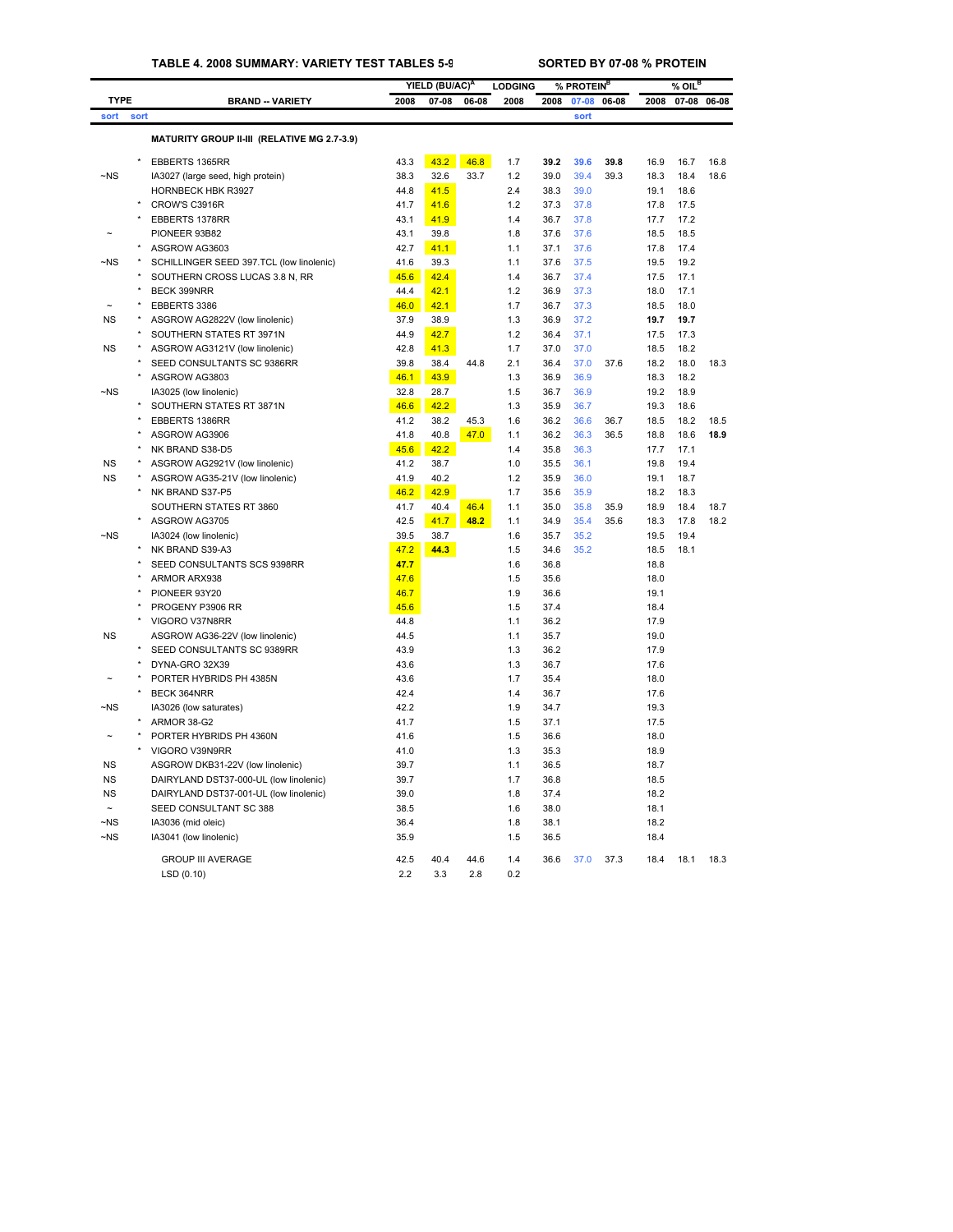**TABLE 4. 2008 SUMMARY: VARIETY TEST TABLES 5-9** — **SORTED BY 07-08 % PROTEIN**

| TYPE | | BRAND -- VARIETY | YIELD (BU/AC)[A] | | | LODGING | % PROTEIN[B] | | | % OIL[B] | | |
|---|---|---|---|---|---|---|---|---|---|---|---|---|
| | | | 2008 | 07-08 | 06-08 | 2008 | 2008 | 07-08 | 06-08 | 2008 | 07-08 | 06-08 |
| sort | sort | | | | | | | sort | | | | |
| | | **MATURITY GROUP II-III (RELATIVE MG 2.7-3.9)** | | | | | | | | | | |
| | * | EBBERTS 1365RR | 43.3 | 43.2 | 46.8 | 1.7 | **39.2** | **39.6** | **39.8** | 16.9 | 16.7 | 16.8 |
| ~NS | | IA3027 (large seed, high protein) | 38.3 | 32.6 | 33.7 | 1.2 | 39.0 | 39.4 | 39.3 | 18.3 | 18.4 | 18.6 |
| | | HORNBECK HBK R3927 | 44.8 | 41.5 | | 2.4 | 38.3 | 39.0 | | 19.1 | 18.6 | |
| | * | CROW'S C3916R | 41.7 | 41.6 | | 1.2 | 37.3 | 37.8 | | 17.8 | 17.5 | |
| | * | EBBERTS 1378RR | 43.1 | 41.9 | | 1.4 | 36.7 | 37.8 | | 17.7 | 17.2 | |
| ~ | | PIONEER 93B82 | 43.1 | 39.8 | | 1.8 | 37.6 | 37.6 | | 18.5 | 18.5 | |
| | * | ASGROW AG3603 | 42.7 | 41.1 | | 1.1 | 37.1 | 37.6 | | 17.8 | 17.4 | |
| ~NS | * | SCHILLINGER SEED 397.TCL (low linolenic) | 41.6 | 39.3 | | 1.1 | 37.6 | 37.5 | | 19.5 | 19.2 | |
| | * | SOUTHERN CROSS LUCAS 3.8 N, RR | 45.6 | 42.4 | | 1.4 | 36.7 | 37.4 | | 17.5 | 17.1 | |
| | * | BECK 399NRR | 44.4 | 42.1 | | 1.2 | 36.9 | 37.3 | | 18.0 | 17.1 | |
| ~ | * | EBBERTS 3386 | 46.0 | 42.1 | | 1.7 | 36.7 | 37.3 | | 18.5 | 18.0 | |
| NS | * | ASGROW AG2822V (low linolenic) | 37.9 | 38.9 | | 1.3 | 36.9 | 37.2 | | **19.7** | **19.7** | |
| | * | SOUTHERN STATES RT 3971N | 44.9 | 42.7 | | 1.2 | 36.4 | 37.1 | | 17.5 | 17.3 | |
| NS | * | ASGROW AG3121V (low linolenic) | 42.8 | 41.3 | | 1.7 | 37.0 | 37.0 | | 18.5 | 18.2 | |
| | * | SEED CONSULTANTS SC 9386RR | 39.8 | 38.4 | 44.8 | 2.1 | 36.4 | 37.0 | 37.6 | 18.2 | 18.0 | 18.3 |
| | * | ASGROW AG3803 | 46.1 | 43.9 | | 1.3 | 36.9 | 36.9 | | 18.3 | 18.2 | |
| ~NS | | IA3025 (low linolenic) | 32.8 | 28.7 | | 1.5 | 36.7 | 36.9 | | 19.2 | 18.9 | |
| | * | SOUTHERN STATES RT 3871N | 46.6 | 42.2 | | 1.3 | 35.9 | 36.7 | | 19.3 | 18.6 | |
| | * | EBBERTS 1386RR | 41.2 | 38.2 | 45.3 | 1.6 | 36.2 | 36.6 | 36.7 | 18.5 | 18.2 | 18.5 |
| | * | ASGROW AG3906 | 41.8 | 40.8 | 47.0 | 1.1 | 36.2 | 36.3 | 36.5 | 18.8 | 18.6 | **18.9** |
| | * | NK BRAND S38-D5 | 45.6 | 42.2 | | 1.4 | 35.8 | 36.3 | | 17.7 | 17.1 | |
| NS | * | ASGROW AG2921V (low linolenic) | 41.2 | 38.7 | | 1.0 | 35.5 | 36.1 | | 19.8 | 19.4 | |
| NS | * | ASGROW AG35-21V (low linolenic) | 41.9 | 40.2 | | 1.2 | 35.9 | 36.0 | | 19.1 | 18.7 | |
| | * | NK BRAND S37-P5 | 46.2 | 42.9 | | 1.7 | 35.6 | 35.9 | | 18.2 | 18.3 | |
| | | SOUTHERN STATES RT 3860 | 41.7 | 40.4 | 46.4 | 1.1 | 35.0 | 35.8 | 35.9 | 18.9 | 18.4 | 18.7 |
| | * | ASGROW AG3705 | 42.5 | 41.7 | **48.2** | 1.1 | 34.9 | 35.4 | 35.6 | 18.3 | 17.8 | 18.2 |
| ~NS | | IA3024 (low linolenic) | 39.5 | 38.7 | | 1.6 | 35.7 | 35.2 | | 19.5 | 19.4 | |
| | * | NK BRAND S39-A3 | 47.2 | **44.3** | | 1.5 | 34.6 | 35.2 | | 18.5 | 18.1 | |
| | * | SEED CONSULTANTS SCS 9398RR | **47.7** | | | 1.6 | 36.8 | | | 18.8 | | |
| | * | ARMOR ARX938 | 47.6 | | | 1.5 | 35.6 | | | 18.0 | | |
| | * | PIONEER 93Y20 | 46.7 | | | 1.9 | 36.6 | | | 19.1 | | |
| | * | PROGENY P3906 RR | 45.6 | | | 1.5 | 37.4 | | | 18.4 | | |
| | * | VIGORO V37N8RR | 44.8 | | | 1.1 | 36.2 | | | 17.9 | | |
| NS | | ASGROW AG36-22V (low linolenic) | 44.5 | | | 1.1 | 35.7 | | | 19.0 | | |
| | * | SEED CONSULTANTS SC 9389RR | 43.9 | | | 1.3 | 36.2 | | | 17.9 | | |
| | * | DYNA-GRO 32X39 | 43.6 | | | 1.3 | 36.7 | | | 17.6 | | |
| ~ | * | PORTER HYBRIDS PH 4385N | 43.6 | | | 1.7 | 35.4 | | | 18.0 | | |
| | * | BECK 364NRR | 42.4 | | | 1.4 | 36.7 | | | 17.6 | | |
| ~NS | | IA3026 (low saturates) | 42.2 | | | 1.9 | 34.7 | | | 19.3 | | |
| | * | ARMOR 38-G2 | 41.7 | | | 1.5 | 37.1 | | | 17.5 | | |
| ~ | * | PORTER HYBRIDS PH 4360N | 41.6 | | | 1.5 | 36.6 | | | 18.0 | | |
| | * | VIGORO V39N9RR | 41.0 | | | 1.3 | 35.3 | | | 18.9 | | |
| NS | | ASGROW DKB31-22V (low linolenic) | 39.7 | | | 1.1 | 36.5 | | | 18.7 | | |
| NS | | DAIRYLAND DST37-000-UL (low linolenic) | 39.7 | | | 1.7 | 36.8 | | | 18.5 | | |
| NS | | DAIRYLAND DST37-001-UL (low linolenic) | 39.0 | | | 1.8 | 37.4 | | | 18.2 | | |
| ~ | | SEED CONSULTANT SC 388 | 38.5 | | | 1.6 | 38.0 | | | 18.1 | | |
| ~NS | | IA3036 (mid oleic) | 36.4 | | | 1.8 | 38.1 | | | 18.2 | | |
| ~NS | | IA3041 (low linolenic) | 35.9 | | | 1.5 | 36.5 | | | 18.4 | | |
| | | GROUP III AVERAGE | 42.5 | 40.4 | 44.6 | 1.4 | 36.6 | 37.0 | 37.3 | 18.4 | 18.1 | 18.3 |
| | | LSD (0.10) | 2.2 | 3.3 | 2.8 | 0.2 | | | | | | |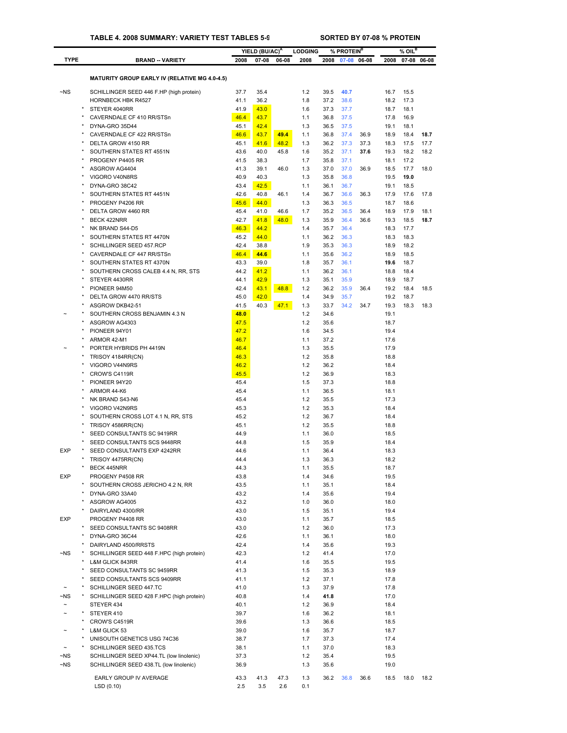**TABLE 4. 2008 SUMMARY: VARIETY TEST TABLES 5-9** &nbsp;&nbsp;&nbsp;&nbsp; **SORTED BY 07-08 % PROTEIN**

| TYPE | | BRAND -- VARIETY | YIELD (BU/AC)[A] | | | LODGING | % PROTEIN[B] | | | % OIL[B] | | |
|---|---|---|---|---|---|---|---|---|---|---|---|---|
| | | | 2008 | 07-08 | 06-08 | 2008 | 2008 | 07-08 | 06-08 | 2008 | 07-08 | 06-08 |
| | | **MATURITY GROUP EARLY IV (RELATIVE MG 4.0-4.5)** | | | | | | | | | | |
| ~NS | | SCHILLINGER SEED 446 F.HP (high protein) | 37.7 | 35.4 | | 1.2 | 39.5 | **40.7** | | 16.7 | 15.5 | |
| | | HORNBECK HBK R4527 | 41.1 | 36.2 | | 1.8 | 37.2 | 38.6 | | 18.2 | 17.3 | |
| | * | STEYER 4040RR | 41.9 | 43.0 | | 1.6 | 37.3 | 37.7 | | 18.7 | 18.1 | |
| | * | CAVERNDALE CF 410 RR/STSn | 46.4 | 43.7 | | 1.1 | 36.8 | 37.5 | | 17.8 | 16.9 | |
| | * | DYNA-GRO 35D44 | 45.1 | 42.4 | | 1.3 | 36.5 | 37.5 | | 19.1 | 18.1 | |
| | * | CAVERNDALE CF 422 RR/STSn | 46.6 | 43.7 | **49.4** | 1.1 | 36.8 | 37.4 | 36.9 | 18.9 | 18.4 | **18.7** |
| | * | DELTA GROW 4150 RR | 45.1 | 41.6 | 48.2 | 1.3 | 36.2 | 37.3 | 37.3 | 18.3 | 17.5 | 17.7 |
| | * | SOUTHERN STATES RT 4551N | 43.6 | 40.0 | 45.8 | 1.6 | 35.2 | 37.1 | **37.6** | 19.3 | 18.2 | 18.2 |
| | * | PROGENY P4405 RR | 41.5 | 38.3 | | 1.7 | 35.8 | 37.1 | | 18.1 | 17.2 | |
| | * | ASGROW AG4404 | 41.3 | 39.1 | 46.0 | 1.3 | 37.0 | 37.0 | 36.9 | 18.5 | 17.7 | 18.0 |
| | * | VIGORO V40N8RS | 40.9 | 40.3 | | 1.3 | 35.8 | 36.8 | | 19.5 | **19.0** | |
| | * | DYNA-GRO 38C42 | 43.4 | 42.5 | | 1.1 | 36.1 | 36.7 | | 19.1 | 18.5 | |
| | * | SOUTHERN STATES RT 4451N | 42.6 | 40.8 | 46.1 | 1.4 | 36.7 | 36.6 | 36.3 | 17.9 | 17.6 | 17.8 |
| | * | PROGENY P4206 RR | 45.6 | 44.0 | | 1.3 | 36.3 | 36.5 | | 18.7 | 18.6 | |
| | * | DELTA GROW 4460 RR | 45.4 | 41.0 | 46.6 | 1.7 | 35.2 | 36.5 | 36.4 | 18.9 | 17.9 | 18.1 |
| | * | BECK 422NRR | 42.7 | 41.8 | 48.0 | 1.3 | 35.9 | 36.4 | 36.6 | 19.3 | 18.5 | **18.7** |
| | * | NK BRAND S44-D5 | 46.3 | 44.2 | | 1.4 | 35.7 | 36.4 | | 18.3 | 17.7 | |
| | * | SOUTHERN STATES RT 4470N | 45.2 | 44.0 | | 1.1 | 36.2 | 36.3 | | 18.3 | 18.3 | |
| | * | SCHILLINGER SEED 457.RCP | 42.4 | 38.8 | | 1.9 | 35.3 | 36.3 | | 18.9 | 18.2 | |
| | * | CAVERNDALE CF 447 RR/STSn | 46.4 | **44.6** | | 1.1 | 35.6 | 36.2 | | 18.9 | 18.5 | |
| | * | SOUTHERN STATES RT 4370N | 43.3 | 39.0 | | 1.8 | 35.7 | 36.1 | | **19.6** | 18.7 | |
| | * | SOUTHERN CROSS CALEB 4.4 N, RR, STS | 44.2 | 41.2 | | 1.1 | 36.2 | 36.1 | | 18.8 | 18.4 | |
| | * | STEYER 4430RR | 44.1 | 42.9 | | 1.3 | 35.1 | 35.9 | | 18.9 | 18.7 | |
| | * | PIONEER 94M50 | 42.4 | 43.1 | 48.8 | 1.2 | 36.2 | 35.9 | 36.4 | 19.2 | 18.4 | 18.5 |
| | * | DELTA GROW 4470 RR/STS | 45.0 | 42.0 | | 1.4 | 34.9 | 35.7 | | 19.2 | 18.7 | |
| | * | ASGROW DKB42-51 | 41.5 | 40.3 | 47.1 | 1.3 | 33.7 | 34.2 | 34.7 | 19.3 | 18.3 | 18.3 |
| ~ | * | SOUTHERN CROSS BENJAMIN 4.3 N | **48.0** | | | 1.2 | 34.6 | | | 19.1 | | |
| | * | ASGROW AG4303 | 47.5 | | | 1.2 | 35.6 | | | 18.7 | | |
| | * | PIONEER 94Y01 | 47.2 | | | 1.6 | 34.5 | | | 19.4 | | |
| | * | ARMOR 42-M1 | 46.7 | | | 1.1 | 37.2 | | | 17.6 | | |
| ~ | * | PORTER HYBRIDS PH 4419N | 46.4 | | | 1.3 | 35.5 | | | 17.9 | | |
| | * | TRISOY 4184RR(CN) | 46.3 | | | 1.2 | 35.8 | | | 18.8 | | |
| | * | VIGORO V44N9RS | 46.2 | | | 1.2 | 36.2 | | | 18.4 | | |
| | * | CROW'S C4119R | 45.5 | | | 1.2 | 36.9 | | | 18.3 | | |
| | * | PIONEER 94Y20 | 45.4 | | | 1.5 | 37.3 | | | 18.8 | | |
| | * | ARMOR 44-K6 | 45.4 | | | 1.1 | 36.5 | | | 18.1 | | |
| | * | NK BRAND S43-N6 | 45.4 | | | 1.2 | 35.5 | | | 17.3 | | |
| | * | VIGORO V42N9RS | 45.3 | | | 1.2 | 35.3 | | | 18.4 | | |
| | * | SOUTHERN CROSS LOT 4.1 N, RR, STS | 45.2 | | | 1.2 | 36.7 | | | 18.4 | | |
| | * | TRISOY 4586RR(CN) | 45.1 | | | 1.2 | 35.5 | | | 18.8 | | |
| | * | SEED CONSULTANTS SC 9419RR | 44.9 | | | 1.1 | 36.0 | | | 18.5 | | |
| | * | SEED CONSULTANTS SCS 9448RR | 44.8 | | | 1.5 | 35.9 | | | 18.4 | | |
| EXP | * | SEED CONSULTANTS EXP 4242RR | 44.6 | | | 1.1 | 36.4 | | | 18.3 | | |
| | * | TRISOY 4475RR(CN) | 44.4 | | | 1.3 | 36.3 | | | 18.2 | | |
| | * | BECK 445NRR | 44.3 | | | 1.1 | 35.5 | | | 18.7 | | |
| EXP | | PROGENY P4508 RR | 43.8 | | | 1.4 | 34.6 | | | 19.5 | | |
| | * | SOUTHERN CROSS JERICHO 4.2 N, RR | 43.5 | | | 1.1 | 35.1 | | | 18.4 | | |
| | * | DYNA-GRO 33A40 | 43.2 | | | 1.4 | 35.6 | | | 19.4 | | |
| | * | ASGROW AG4005 | 43.2 | | | 1.0 | 36.0 | | | 18.0 | | |
| | * | DAIRYLAND 4300/RR | 43.0 | | | 1.5 | 35.1 | | | 19.4 | | |
| EXP | | PROGENY P4408 RR | 43.0 | | | 1.1 | 35.7 | | | 18.5 | | |
| | * | SEED CONSULTANTS SC 9408RR | 43.0 | | | 1.2 | 36.0 | | | 17.3 | | |
| | * | DYNA-GRO 36C44 | 42.6 | | | 1.1 | 36.1 | | | 18.0 | | |
| | * | DAIRYLAND 4500/RRSTS | 42.4 | | | 1.4 | 35.6 | | | 19.3 | | |
| ~NS | * | SCHILLINGER SEED 448 F.HPC (high protein) | 42.3 | | | 1.2 | 41.4 | | | 17.0 | | |
| | * | L&M GLICK 843RR | 41.4 | | | 1.6 | 35.5 | | | 19.5 | | |
| | * | SEED CONSULTANTS SC 9459RR | 41.3 | | | 1.5 | 35.3 | | | 18.9 | | |
| | * | SEED CONSULTANTS SCS 9409RR | 41.1 | | | 1.2 | 37.1 | | | 17.8 | | |
| ~ | * | SCHILLINGER SEED 447.TC | 41.0 | | | 1.3 | 37.9 | | | 17.8 | | |
| ~NS | * | SCHILLINGER SEED 428 F.HPC (high protein) | 40.8 | | | 1.4 | **41.8** | | | 17.0 | | |
| ~ | | STEYER 434 | 40.1 | | | 1.2 | 36.9 | | | 18.4 | | |
| ~ | * | STEYER 410 | 39.7 | | | 1.6 | 36.2 | | | 18.1 | | |
| | * | CROW'S C4519R | 39.6 | | | 1.3 | 36.6 | | | 18.5 | | |
| ~ | * | L&M GLICK 53 | 39.0 | | | 1.6 | 35.7 | | | 18.7 | | |
| | * | UNISOUTH GENETICS USG 74C36 | 38.7 | | | 1.7 | 37.3 | | | 17.4 | | |
| ~ | * | SCHILLINGER SEED 435.TCS | 38.1 | | | 1.1 | 37.0 | | | 18.3 | | |
| ~NS | | SCHILLINGER SEED XP44.TL (low linolenic) | 37.3 | | | 1.2 | 35.4 | | | 19.5 | | |
| ~NS | | SCHILLINGER SEED 438.TL (low linolenic) | 36.9 | | | 1.3 | 35.6 | | | 19.0 | | |
| | | EARLY GROUP IV AVERAGE | 43.3 | 41.3 | 47.3 | 1.3 | 36.2 | 36.8 | 36.6 | 18.5 | 18.0 | 18.2 |
| | | LSD (0.10) | 2.5 | 3.5 | 2.6 | 0.1 | | | | | | |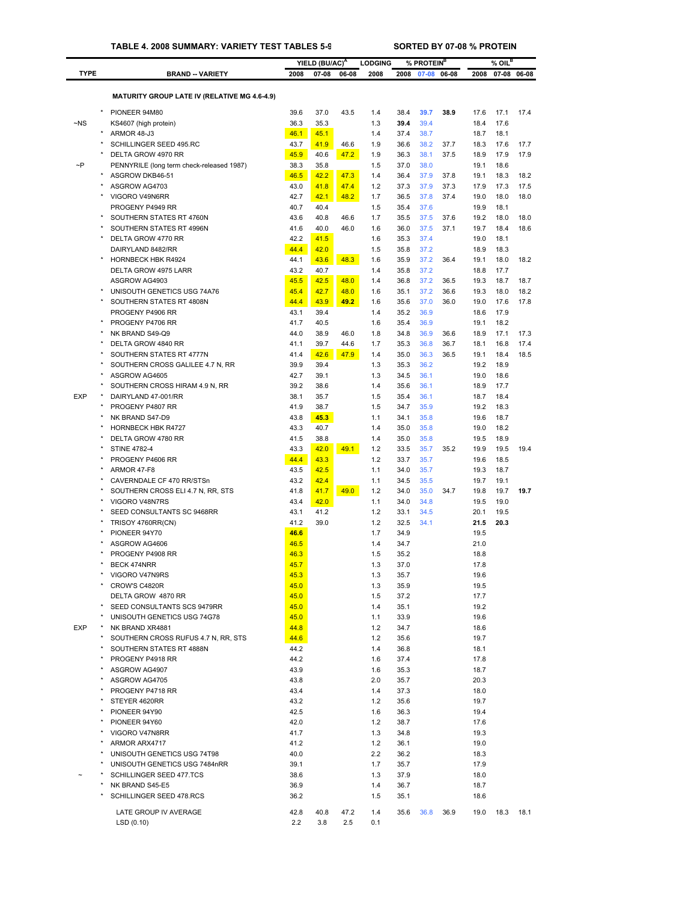**TABLE 4. 2008 SUMMARY: VARIETY TEST TABLES 5-9** SORTED BY 07-08 % PROTEIN

| TYPE | | BRAND -- VARIETY | YIELD (BU/AC)[A] 2008 | 07-08 | 06-08 | LODGING 2008 | % PROTEIN[B] 2008 | 07-08 | 06-08 | % OIL[B] 2008 | 07-08 | 06-08 |
|---|---|---|---|---|---|---|---|---|---|---|---|---|
| | | **MATURITY GROUP LATE IV (RELATIVE MG 4.6-4.9)** | | | | | | | | | | |
| | * | PIONEER 94M80 | 39.6 | 37.0 | 43.5 | 1.4 | 38.4 | **39.7** | **38.9** | 17.6 | 17.1 | 17.4 |
| ~NS | | KS4607 (high protein) | 36.3 | 35.3 | | 1.3 | **39.4** | 39.4 | | 18.4 | 17.6 | |
| | * | ARMOR 48-J3 | 46.1 | 45.1 | | 1.4 | 37.4 | 38.7 | | 18.7 | 18.1 | |
| | * | SCHILLINGER SEED 495.RC | 43.7 | 41.9 | 46.6 | 1.9 | 36.6 | 38.2 | 37.7 | 18.3 | 17.6 | 17.7 |
| | * | DELTA GROW 4970 RR | 45.9 | 40.6 | 47.2 | 1.9 | 36.3 | 38.1 | 37.5 | 18.9 | 17.9 | 17.9 |
| ~P | | PENNYRILE (long term check-released 1987) | 38.3 | 35.8 | | 1.5 | 37.0 | 38.0 | | 19.1 | 18.6 | |
| | * | ASGROW DKB46-51 | 46.5 | 42.2 | 47.3 | 1.4 | 36.4 | 37.9 | 37.8 | 19.1 | 18.3 | 18.2 |
| | * | ASGROW AG4703 | 43.0 | 41.8 | 47.4 | 1.2 | 37.3 | 37.9 | 37.3 | 17.9 | 17.3 | 17.5 |
| | * | VIGORO V49N6RR | 42.7 | 42.1 | 48.2 | 1.7 | 36.5 | 37.8 | 37.4 | 19.0 | 18.0 | 18.0 |
| | | PROGENY P4949 RR | 40.7 | 40.4 | | 1.5 | 35.4 | 37.6 | | 19.9 | 18.1 | |
| | * | SOUTHERN STATES RT 4760N | 43.6 | 40.8 | 46.6 | 1.7 | 35.5 | 37.5 | 37.6 | 19.2 | 18.0 | 18.0 |
| | * | SOUTHERN STATES RT 4996N | 41.6 | 40.0 | 46.0 | 1.6 | 36.0 | 37.5 | 37.1 | 19.7 | 18.4 | 18.6 |
| | * | DELTA GROW 4770 RR | 42.2 | 41.5 | | 1.6 | 35.3 | 37.4 | | 19.0 | 18.1 | |
| | | DAIRYLAND 8482/RR | 44.4 | 42.0 | | 1.5 | 35.8 | 37.2 | | 18.9 | 18.3 | |
| | * | HORNBECK HBK R4924 | 44.1 | 43.6 | 48.3 | 1.6 | 35.9 | 37.2 | 36.4 | 19.1 | 18.0 | 18.2 |
| | | DELTA GROW 4975 LARR | 43.2 | 40.7 | | 1.4 | 35.8 | 37.2 | | 18.8 | 17.7 | |
| | | ASGROW AG4903 | 45.5 | 42.5 | 48.0 | 1.4 | 36.8 | 37.2 | 36.5 | 19.3 | 18.7 | 18.7 |
| | * | UNISOUTH GENETICS USG 74A76 | 45.4 | 42.7 | 48.0 | 1.6 | 35.1 | 37.2 | 36.6 | 19.3 | 18.0 | 18.2 |
| | * | SOUTHERN STATES RT 4808N | 44.4 | 43.9 | **49.2** | 1.6 | 35.6 | 37.0 | 36.0 | 19.0 | 17.6 | 17.8 |
| | | PROGENY P4906 RR | 43.1 | 39.4 | | 1.4 | 35.2 | 36.9 | | 18.6 | 17.9 | |
| | * | PROGENY P4706 RR | 41.7 | 40.5 | | 1.6 | 35.4 | 36.9 | | 19.1 | 18.2 | |
| | * | NK BRAND S49-Q9 | 44.0 | 38.9 | 46.0 | 1.8 | 34.8 | 36.9 | 36.6 | 18.9 | 17.1 | 17.3 |
| | * | DELTA GROW 4840 RR | 41.1 | 39.7 | 44.6 | 1.7 | 35.3 | 36.8 | 36.7 | 18.1 | 16.8 | 17.4 |
| | * | SOUTHERN STATES RT 4777N | 41.4 | 42.6 | 47.9 | 1.4 | 35.0 | 36.3 | 36.5 | 19.1 | 18.4 | 18.5 |
| | * | SOUTHERN CROSS GALILEE 4.7 N, RR | 39.9 | 39.4 | | 1.3 | 35.3 | 36.2 | | 19.2 | 18.9 | |
| | * | ASGROW AG4605 | 42.7 | 39.1 | | 1.3 | 34.5 | 36.1 | | 19.0 | 18.6 | |
| | * | SOUTHERN CROSS HIRAM 4.9 N, RR | 39.2 | 38.6 | | 1.4 | 35.6 | 36.1 | | 18.9 | 17.7 | |
| EXP | * | DAIRYLAND 47-001/RR | 38.1 | 35.7 | | 1.5 | 35.4 | 36.1 | | 18.7 | 18.4 | |
| | * | PROGENY P4807 RR | 41.9 | 38.7 | | 1.5 | 34.7 | 35.9 | | 19.2 | 18.3 | |
| | * | NK BRAND S47-D9 | 43.8 | **45.3** | | 1.1 | 34.1 | 35.8 | | 19.6 | 18.7 | |
| | * | HORNBECK HBK R4727 | 43.3 | 40.7 | | 1.4 | 35.0 | 35.8 | | 19.0 | 18.2 | |
| | * | DELTA GROW 4780 RR | 41.5 | 38.8 | | 1.4 | 35.0 | 35.8 | | 19.5 | 18.9 | |
| | * | STINE 4782-4 | 43.3 | 42.0 | 49.1 | 1.2 | 33.5 | 35.7 | 35.2 | 19.9 | 19.5 | 19.4 |
| | * | PROGENY P4606 RR | 44.4 | 43.3 | | 1.2 | 33.7 | 35.7 | | 19.6 | 18.5 | |
| | * | ARMOR 47-F8 | 43.5 | 42.5 | | 1.1 | 34.0 | 35.7 | | 19.3 | 18.7 | |
| | * | CAVERNDALE CF 470 RR/STSn | 43.2 | 42.4 | | 1.1 | 34.5 | 35.5 | | 19.7 | 19.1 | |
| | * | SOUTHERN CROSS ELI 4.7 N, RR, STS | 41.8 | 41.7 | 49.0 | 1.2 | 34.0 | 35.0 | 34.7 | 19.8 | 19.7 | **19.7** |
| | * | VIGORO V48N7RS | 43.4 | 42.0 | | 1.1 | 34.0 | 34.8 | | 19.5 | 19.0 | |
| | * | SEED CONSULTANTS SC 9468RR | 43.1 | 41.2 | | 1.2 | 33.1 | 34.5 | | 20.1 | 19.5 | |
| | * | TRISOY 4760RR(CN) | 41.2 | 39.0 | | 1.2 | 32.5 | 34.1 | | **21.5** | **20.3** | |
| | * | PIONEER 94Y70 | **46.6** | | | 1.7 | 34.9 | | | 19.5 | | |
| | * | ASGROW AG4606 | 46.5 | | | 1.4 | 34.7 | | | 21.0 | | |
| | * | PROGENY P4908 RR | 46.3 | | | 1.5 | 35.2 | | | 18.8 | | |
| | * | BECK 474NRR | 45.7 | | | 1.3 | 37.0 | | | 17.8 | | |
| | * | VIGORO V47N9RS | 45.3 | | | 1.3 | 35.7 | | | 19.6 | | |
| | * | CROW'S C4820R | 45.0 | | | 1.3 | 35.9 | | | 19.5 | | |
| | | DELTA GROW 4870 RR | 45.0 | | | 1.5 | 37.2 | | | 17.7 | | |
| | * | SEED CONSULTANTS SCS 9479RR | 45.0 | | | 1.4 | 35.1 | | | 19.2 | | |
| | * | UNISOUTH GENETICS USG 74G78 | 45.0 | | | 1.1 | 33.9 | | | 19.6 | | |
| EXP | * | NK BRAND XR4881 | 44.8 | | | 1.2 | 34.7 | | | 18.6 | | |
| | * | SOUTHERN CROSS RUFUS 4.7 N, RR, STS | 44.6 | | | 1.2 | 35.6 | | | 19.7 | | |
| | * | SOUTHERN STATES RT 4888N | 44.2 | | | 1.4 | 36.8 | | | 18.1 | | |
| | * | PROGENY P4918 RR | 44.2 | | | 1.6 | 37.4 | | | 17.8 | | |
| | * | ASGROW AG4907 | 43.9 | | | 1.6 | 35.3 | | | 18.7 | | |
| | * | ASGROW AG4705 | 43.8 | | | 2.0 | 35.7 | | | 20.3 | | |
| | * | PROGENY P4718 RR | 43.4 | | | 1.4 | 37.3 | | | 18.0 | | |
| | * | STEYER 4620RR | 43.2 | | | 1.2 | 35.6 | | | 19.7 | | |
| | * | PIONEER 94Y90 | 42.5 | | | 1.6 | 36.3 | | | 19.4 | | |
| | * | PIONEER 94Y60 | 42.0 | | | 1.2 | 38.7 | | | 17.6 | | |
| | * | VIGORO V47N8RR | 41.7 | | | 1.3 | 34.8 | | | 19.3 | | |
| | * | ARMOR ARX4717 | 41.2 | | | 1.2 | 36.1 | | | 19.0 | | |
| | * | UNISOUTH GENETICS USG 74T98 | 40.0 | | | 2.2 | 36.2 | | | 18.3 | | |
| | * | UNISOUTH GENETICS USG 7484nRR | 39.1 | | | 1.7 | 35.7 | | | 17.9 | | |
| ~ | * | SCHILLINGER SEED 477.TCS | 38.6 | | | 1.3 | 37.9 | | | 18.0 | | |
| | * | NK BRAND S45-E5 | 36.9 | | | 1.4 | 36.7 | | | 18.7 | | |
| | * | SCHILLINGER SEED 478.RCS | 36.2 | | | 1.5 | 35.1 | | | 18.6 | | |
| | | LATE GROUP IV AVERAGE | 42.8 | 40.8 | 47.2 | 1.4 | 35.6 | 36.8 | 36.9 | 19.0 | 18.3 | 18.1 |
| | | LSD (0.10) | 2.2 | 3.8 | 2.5 | 0.1 | | | | | | |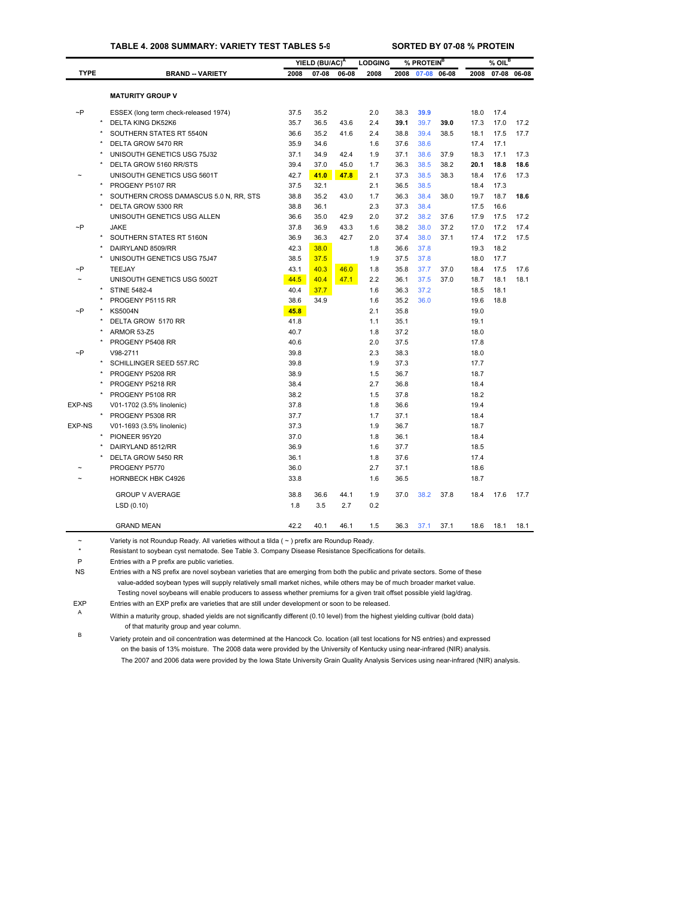**TABLE 4. 2008 SUMMARY: VARIETY TEST TABLES 5-9 — SORTED BY 07-08 % PROTEIN**

| TYPE | | BRAND -- VARIETY | YIELD (BU/AC)[A] 2008 | YIELD 07-08 | YIELD 06-08 | LODGING 2008 | % PROTEIN[B] 2008 | % PROTEIN 07-08 | % PROTEIN 06-08 | % OIL[B] 2008 | % OIL 07-08 | % OIL 06-08 |
|---|---|---|---|---|---|---|---|---|---|---|---|---|
| | | **MATURITY GROUP V** | | | | | | | | | | |
| ~P | | ESSEX (long term check-released 1974) | 37.5 | 35.2 | | 2.0 | 38.3 | **39.9** | | 18.0 | 17.4 | |
| | * | DELTA KING DK52K6 | 35.7 | 36.5 | 43.6 | 2.4 | **39.1** | 39.7 | **39.0** | 17.3 | 17.0 | 17.2 |
| | * | SOUTHERN STATES RT 5540N | 36.6 | 35.2 | 41.6 | 2.4 | 38.8 | 39.4 | 38.5 | 18.1 | 17.5 | 17.7 |
| | * | DELTA GROW 5470 RR | 35.9 | 34.6 | | 1.6 | 37.6 | 38.6 | | 17.4 | 17.1 | |
| | * | UNISOUTH GENETICS USG 75J32 | 37.1 | 34.9 | 42.4 | 1.9 | 37.1 | 38.6 | 37.9 | 18.3 | 17.1 | 17.3 |
| | * | DELTA GROW 5160 RR/STS | 39.4 | 37.0 | 45.0 | 1.7 | 36.3 | 38.5 | 38.2 | **20.1** | **18.8** | **18.6** |
| ~ | | UNISOUTH GENETICS USG 5601T | 42.7 | **41.0** | **47.8** | 2.1 | 37.3 | 38.5 | 38.3 | 18.4 | 17.6 | 17.3 |
| | * | PROGENY P5107 RR | 37.5 | 32.1 | | 2.1 | 36.5 | 38.5 | | 18.4 | 17.3 | |
| | * | SOUTHERN CROSS DAMASCUS 5.0 N, RR, STS | 38.8 | 35.2 | 43.0 | 1.7 | 36.3 | 38.4 | 38.0 | 19.7 | 18.7 | **18.6** |
| | * | DELTA GROW 5300 RR | 38.8 | 36.1 | | 2.3 | 37.3 | 38.4 | | 17.5 | 16.6 | |
| | | UNISOUTH GENETICS USG ALLEN | 36.6 | 35.0 | 42.9 | 2.0 | 37.2 | 38.2 | 37.6 | 17.9 | 17.5 | 17.2 |
| ~P | | JAKE | 37.8 | 36.9 | 43.3 | 1.6 | 38.2 | 38.0 | 37.2 | 17.0 | 17.2 | 17.4 |
| | * | SOUTHERN STATES RT 5160N | 36.9 | 36.3 | 42.7 | 2.0 | 37.4 | 38.0 | 37.1 | 17.4 | 17.2 | 17.5 |
| | * | DAIRYLAND 8509/RR | 42.3 | 38.0 | | 1.8 | 36.6 | 37.8 | | 19.3 | 18.2 | |
| | * | UNISOUTH GENETICS USG 75J47 | 38.5 | 37.5 | | 1.9 | 37.5 | 37.8 | | 18.0 | 17.7 | |
| ~P | | TEEJAY | 43.1 | 40.3 | 46.0 | 1.8 | 35.8 | 37.7 | 37.0 | 18.4 | 17.5 | 17.6 |
| ~ | | UNISOUTH GENETICS USG 5002T | 44.5 | 40.4 | 47.1 | 2.2 | 36.1 | 37.5 | 37.0 | 18.7 | 18.1 | 18.1 |
| | * | STINE 5482-4 | 40.4 | 37.7 | | 1.6 | 36.3 | 37.2 | | 18.5 | 18.1 | |
| | * | PROGENY P5115 RR | 38.6 | 34.9 | | 1.6 | 35.2 | 36.0 | | 19.6 | 18.8 | |
| ~P | * | KS5004N | **45.8** | | | 2.1 | 35.8 | | | 19.0 | | |
| | * | DELTA GROW 5170 RR | 41.8 | | | 1.1 | 35.1 | | | 19.1 | | |
| | * | ARMOR 53-Z5 | 40.7 | | | 1.8 | 37.2 | | | 18.0 | | |
| | * | PROGENY P5408 RR | 40.6 | | | 2.0 | 37.5 | | | 17.8 | | |
| ~P | | V98-2711 | 39.8 | | | 2.3 | 38.3 | | | 18.0 | | |
| | * | SCHILLINGER SEED 557.RC | 39.8 | | | 1.9 | 37.3 | | | 17.7 | | |
| | * | PROGENY P5208 RR | 38.9 | | | 1.5 | 36.7 | | | 18.7 | | |
| | * | PROGENY P5218 RR | 38.4 | | | 2.7 | 36.8 | | | 18.4 | | |
| | * | PROGENY P5108 RR | 38.2 | | | 1.5 | 37.8 | | | 18.2 | | |
| EXP-NS | | V01-1702 (3.5% linolenic) | 37.8 | | | 1.8 | 36.6 | | | 19.4 | | |
| | * | PROGENY P5308 RR | 37.7 | | | 1.7 | 37.1 | | | 18.4 | | |
| EXP-NS | | V01-1693 (3.5% linolenic) | 37.3 | | | 1.9 | 36.7 | | | 18.7 | | |
| | * | PIONEER 95Y20 | 37.0 | | | 1.8 | 36.1 | | | 18.4 | | |
| | * | DAIRYLAND 8512/RR | 36.9 | | | 1.6 | 37.7 | | | 18.5 | | |
| | * | DELTA GROW 5450 RR | 36.1 | | | 1.8 | 37.6 | | | 17.4 | | |
| ~ | | PROGENY P5770 | 36.0 | | | 2.7 | 37.1 | | | 18.6 | | |
| ~ | | HORNBECK HBK C4926 | 33.8 | | | 1.6 | 36.5 | | | 18.7 | | |
| | | GROUP V AVERAGE | 38.8 | 36.6 | 44.1 | 1.9 | 37.0 | 38.2 | 37.8 | 18.4 | 17.6 | 17.7 |
| | | LSD (0.10) | 1.8 | 3.5 | 2.7 | 0.2 | | | | | | |
| | | GRAND MEAN | 42.2 | 40.1 | 46.1 | 1.5 | 36.3 | 37.1 | 37.1 | 18.6 | 18.1 | 18.1 |

~ Variety is not Roundup Ready. All varieties without a tilda ( ~ ) prefix are Roundup Ready.

\* Resistant to soybean cyst nematode. See Table 3. Company Disease Resistance Specifications for details.

P Entries with a P prefix are public varieties.

NS Entries with a NS prefix are novel soybean varieties that are emerging from both the public and private sectors. Some of these value-added soybean types will supply relatively small market niches, while others may be of much broader market value. Testing novel soybeans will enable producers to assess whether premiums for a given trait offset possible yield lag/drag.

EXP Entries with an EXP prefix are varieties that are still under development or soon to be released.

A Within a maturity group, shaded yields are not significantly different (0.10 level) from the highest yielding cultivar (bold data) of that maturity group and year column.

B Variety protein and oil concentration was determined at the Hancock Co. location (all test locations for NS entries) and expressed on the basis of 13% moisture. The 2008 data were provided by the University of Kentucky using near-infrared (NIR) analysis. The 2007 and 2006 data were provided by the Iowa State University Grain Quality Analysis Services using near-infrared (NIR) analysis.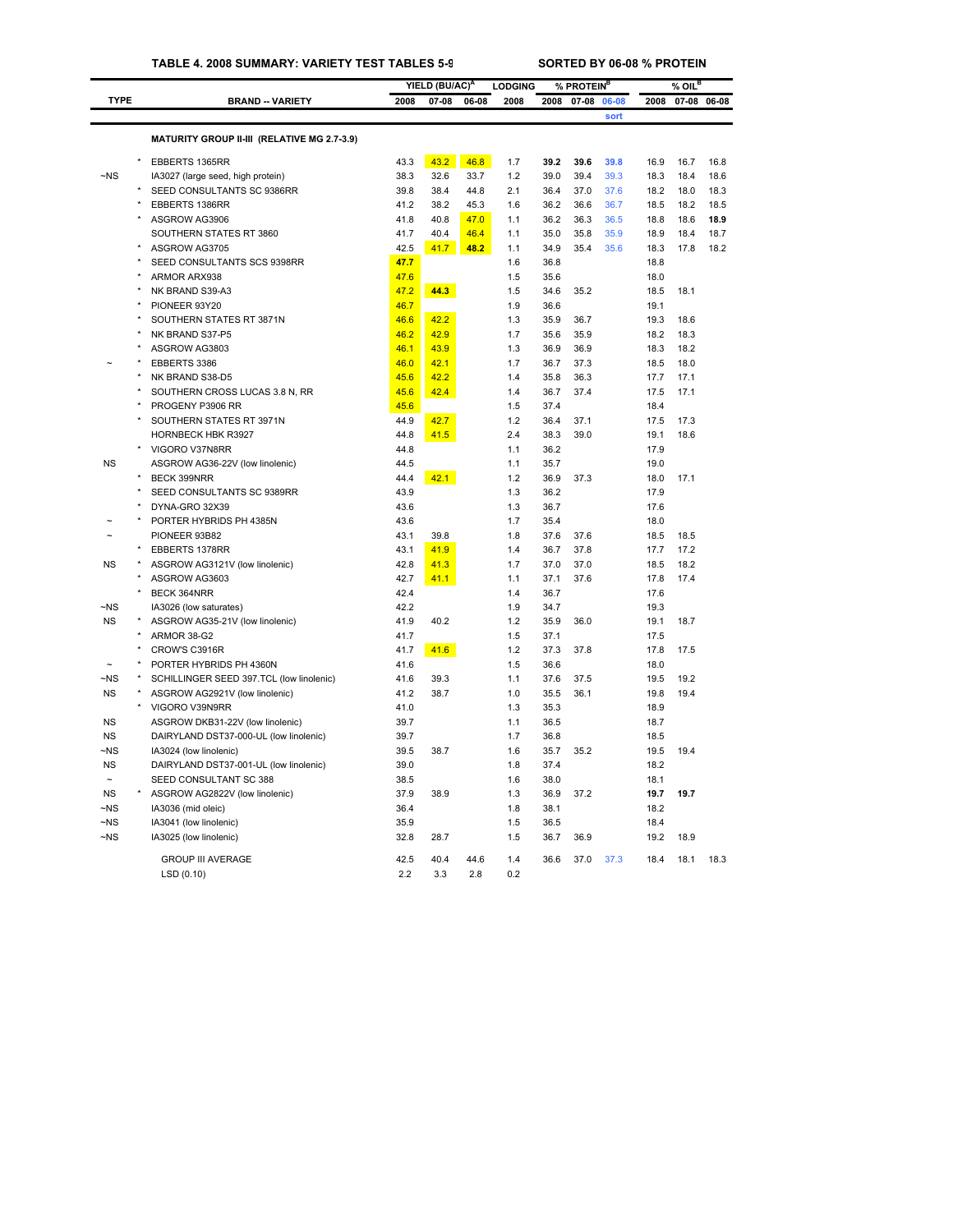**TABLE 4. 2008 SUMMARY: VARIETY TEST TABLES 5-9** SORTED BY 06-08 % PROTEIN

| TYPE | | BRAND -- VARIETY | YIELD (BU/AC)[A] 2008 | 07-08 | 06-08 | LODGING 2008 | % PROTEIN[B] 2008 | 07-08 | 06-08 sort | % OIL[B] 2008 | 07-08 | 06-08 |
|---|---|---|---|---|---|---|---|---|---|---|---|---|
| | | **MATURITY GROUP II-III (RELATIVE MG 2.7-3.9)** | | | | | | | | | | |
| | * | EBBERTS 1365RR | 43.3 | 43.2 | 46.8 | 1.7 | **39.2** | **39.6** | **39.8** | 16.9 | 16.7 | 16.8 |
| ~NS | | IA3027 (large seed, high protein) | 38.3 | 32.6 | 33.7 | 1.2 | 39.0 | 39.4 | 39.3 | 18.3 | 18.4 | 18.6 |
| | * | SEED CONSULTANTS SC 9386RR | 39.8 | 38.4 | 44.8 | 2.1 | 36.4 | 37.0 | 37.6 | 18.2 | 18.0 | 18.3 |
| | * | EBBERTS 1386RR | 41.2 | 38.2 | 45.3 | 1.6 | 36.2 | 36.6 | 36.7 | 18.5 | 18.2 | 18.5 |
| | * | ASGROW AG3906 | 41.8 | 40.8 | 47.0 | 1.1 | 36.2 | 36.3 | 36.5 | 18.8 | 18.6 | **18.9** |
| | | SOUTHERN STATES RT 3860 | 41.7 | 40.4 | 46.4 | 1.1 | 35.0 | 35.8 | 35.9 | 18.9 | 18.4 | 18.7 |
| | * | ASGROW AG3705 | 42.5 | 41.7 | **48.2** | 1.1 | 34.9 | 35.4 | 35.6 | 18.3 | 17.8 | 18.2 |
| | * | SEED CONSULTANTS SCS 9398RR | **47.7** | | | 1.6 | 36.8 | | | 18.8 | | |
| | * | ARMOR ARX938 | 47.6 | | | 1.5 | 35.6 | | | 18.0 | | |
| | * | NK BRAND S39-A3 | 47.2 | **44.3** | | 1.5 | 34.6 | 35.2 | | 18.5 | 18.1 | |
| | * | PIONEER 93Y20 | 46.7 | | | 1.9 | 36.6 | | | 19.1 | | |
| | * | SOUTHERN STATES RT 3871N | 46.6 | 42.2 | | 1.3 | 35.9 | 36.7 | | 19.3 | 18.6 | |
| | * | NK BRAND S37-P5 | 46.2 | 42.9 | | 1.7 | 35.6 | 35.9 | | 18.2 | 18.3 | |
| | * | ASGROW AG3803 | 46.1 | 43.9 | | 1.3 | 36.9 | 36.9 | | 18.3 | 18.2 | |
| ~ | * | EBBERTS 3386 | 46.0 | 42.1 | | 1.7 | 36.7 | 37.3 | | 18.5 | 18.0 | |
| | * | NK BRAND S38-D5 | 45.6 | 42.2 | | 1.4 | 35.8 | 36.3 | | 17.7 | 17.1 | |
| | * | SOUTHERN CROSS LUCAS 3.8 N, RR | 45.6 | 42.4 | | 1.4 | 36.7 | 37.4 | | 17.5 | 17.1 | |
| | * | PROGENY P3906 RR | 45.6 | | | 1.5 | 37.4 | | | 18.4 | | |
| | * | SOUTHERN STATES RT 3971N | 44.9 | 42.7 | | 1.2 | 36.4 | 37.1 | | 17.5 | 17.3 | |
| | | HORNBECK HBK R3927 | 44.8 | 41.5 | | 2.4 | 38.3 | 39.0 | | 19.1 | 18.6 | |
| | * | VIGORO V37N8RR | 44.8 | | | 1.1 | 36.2 | | | 17.9 | | |
| NS | | ASGROW AG36-22V (low linolenic) | 44.5 | | | 1.1 | 35.7 | | | 19.0 | | |
| | * | BECK 399NRR | 44.4 | 42.1 | | 1.2 | 36.9 | 37.3 | | 18.0 | 17.1 | |
| | * | SEED CONSULTANTS SC 9389RR | 43.9 | | | 1.3 | 36.2 | | | 17.9 | | |
| | * | DYNA-GRO 32X39 | 43.6 | | | 1.3 | 36.7 | | | 17.6 | | |
| ~ | * | PORTER HYBRIDS PH 4385N | 43.6 | | | 1.7 | 35.4 | | | 18.0 | | |
| ~ | | PIONEER 93B82 | 43.1 | 39.8 | | 1.8 | 37.6 | 37.6 | | 18.5 | 18.5 | |
| | * | EBBERTS 1378RR | 43.1 | 41.9 | | 1.4 | 36.7 | 37.8 | | 17.7 | 17.2 | |
| NS | * | ASGROW AG3121V (low linolenic) | 42.8 | 41.3 | | 1.7 | 37.0 | 37.0 | | 18.5 | 18.2 | |
| | * | ASGROW AG3603 | 42.7 | 41.1 | | 1.1 | 37.1 | 37.6 | | 17.8 | 17.4 | |
| | * | BECK 364NRR | 42.4 | | | 1.4 | 36.7 | | | 17.6 | | |
| ~NS | | IA3026 (low saturates) | 42.2 | | | 1.9 | 34.7 | | | 19.3 | | |
| NS | * | ASGROW AG35-21V (low linolenic) | 41.9 | 40.2 | | 1.2 | 35.9 | 36.0 | | 19.1 | 18.7 | |
| | * | ARMOR 38-G2 | 41.7 | | | 1.5 | 37.1 | | | 17.5 | | |
| | * | CROW'S C3916R | 41.7 | 41.6 | | 1.2 | 37.3 | 37.8 | | 17.8 | 17.5 | |
| ~ | * | PORTER HYBRIDS PH 4360N | 41.6 | | | 1.5 | 36.6 | | | 18.0 | | |
| ~NS | * | SCHILLINGER SEED 397.TCL (low linolenic) | 41.6 | 39.3 | | 1.1 | 37.6 | 37.5 | | 19.5 | 19.2 | |
| NS | * | ASGROW AG2921V (low linolenic) | 41.2 | 38.7 | | 1.0 | 35.5 | 36.1 | | 19.8 | 19.4 | |
| | * | VIGORO V39N9RR | 41.0 | | | 1.3 | 35.3 | | | 18.9 | | |
| NS | | ASGROW DKB31-22V (low linolenic) | 39.7 | | | 1.1 | 36.5 | | | 18.7 | | |
| NS | | DAIRYLAND DST37-000-UL (low linolenic) | 39.7 | | | 1.7 | 36.8 | | | 18.5 | | |
| ~NS | | IA3024 (low linolenic) | 39.5 | 38.7 | | 1.6 | 35.7 | 35.2 | | 19.5 | 19.4 | |
| NS | | DAIRYLAND DST37-001-UL (low linolenic) | 39.0 | | | 1.8 | 37.4 | | | 18.2 | | |
| ~ | | SEED CONSULTANT SC 388 | 38.5 | | | 1.6 | 38.0 | | | 18.1 | | |
| NS | * | ASGROW AG2822V (low linolenic) | 37.9 | 38.9 | | 1.3 | 36.9 | 37.2 | | **19.7** | **19.7** | |
| ~NS | | IA3036 (mid oleic) | 36.4 | | | 1.8 | 38.1 | | | 18.2 | | |
| ~NS | | IA3041 (low linolenic) | 35.9 | | | 1.5 | 36.5 | | | 18.4 | | |
| ~NS | | IA3025 (low linolenic) | 32.8 | 28.7 | | 1.5 | 36.7 | 36.9 | | 19.2 | 18.9 | |
| | | GROUP III AVERAGE | 42.5 | 40.4 | 44.6 | 1.4 | 36.6 | 37.0 | 37.3 | 18.4 | 18.1 | 18.3 |
| | | LSD (0.10) | 2.2 | 3.3 | 2.8 | 0.2 | | | | | | |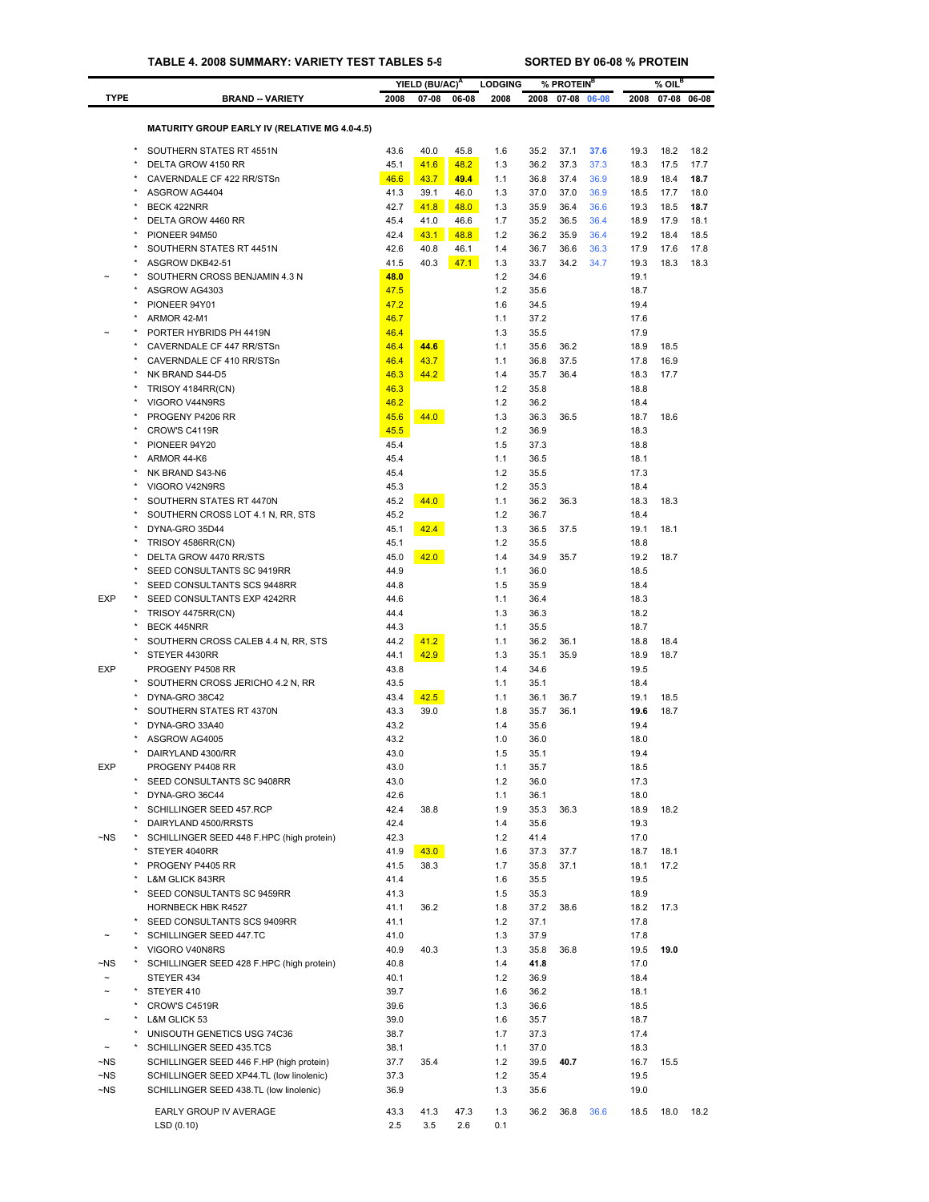**TABLE 4. 2008 SUMMARY: VARIETY TEST TABLES 5-9** **SORTED BY 06-08 % PROTEIN**

| TYPE | | BRAND -- VARIETY | YIELD (BU/AC)[A] 2008 | 07-08 | 06-08 | LODGING 2008 | % PROTEIN[B] 2008 | 07-08 | 06-08 | % OIL[B] 2008 | 07-08 | 06-08 |
|---|---|---|---|---|---|---|---|---|---|---|---|---|
| | | **MATURITY GROUP EARLY IV (RELATIVE MG 4.0-4.5)** | | | | | | | | | | |
| | * | SOUTHERN STATES RT 4551N | 43.6 | 40.0 | 45.8 | 1.6 | 35.2 | 37.1 | **37.6** | 19.3 | 18.2 | 18.2 |
| | * | DELTA GROW 4150 RR | 45.1 | 41.6 | 48.2 | 1.3 | 36.2 | 37.3 | 37.3 | 18.3 | 17.5 | 17.7 |
| | * | CAVERNDALE CF 422 RR/STSn | 46.6 | 43.7 | **49.4** | 1.1 | 36.8 | 37.4 | 36.9 | 18.9 | 18.4 | **18.7** |
| | * | ASGROW AG4404 | 41.3 | 39.1 | 46.0 | 1.3 | 37.0 | 37.0 | 36.9 | 18.5 | 17.7 | 18.0 |
| | * | BECK 422NRR | 42.7 | 41.8 | 48.0 | 1.3 | 35.9 | 36.4 | 36.6 | 19.3 | 18.5 | **18.7** |
| | * | DELTA GROW 4460 RR | 45.4 | 41.0 | 46.6 | 1.7 | 35.2 | 36.5 | 36.4 | 18.9 | 17.9 | 18.1 |
| | * | PIONEER 94M50 | 42.4 | 43.1 | 48.8 | 1.2 | 36.2 | 35.9 | 36.4 | 19.2 | 18.4 | 18.5 |
| | * | SOUTHERN STATES RT 4451N | 42.6 | 40.8 | 46.1 | 1.4 | 36.7 | 36.6 | 36.3 | 17.9 | 17.6 | 17.8 |
| | * | ASGROW DKB42-51 | 41.5 | 40.3 | 47.1 | 1.3 | 33.7 | 34.2 | 34.7 | 19.3 | 18.3 | 18.3 |
| ~ | * | SOUTHERN CROSS BENJAMIN 4.3 N | **48.0** | | | 1.2 | 34.6 | | | 19.1 | | |
| | * | ASGROW AG4303 | 47.5 | | | 1.2 | 35.6 | | | 18.7 | | |
| | * | PIONEER 94Y01 | 47.2 | | | 1.6 | 34.5 | | | 19.4 | | |
| | * | ARMOR 42-M1 | 46.7 | | | 1.1 | 37.2 | | | 17.6 | | |
| ~ | * | PORTER HYBRIDS PH 4419N | 46.4 | | | 1.3 | 35.5 | | | 17.9 | | |
| | * | CAVERNDALE CF 447 RR/STSn | 46.4 | **44.6** | | 1.1 | 35.6 | 36.2 | | 18.9 | 18.5 | |
| | * | CAVERNDALE CF 410 RR/STSn | 46.4 | 43.7 | | 1.1 | 36.8 | 37.5 | | 17.8 | 16.9 | |
| | * | NK BRAND S44-D5 | 46.3 | 44.2 | | 1.4 | 35.7 | 36.4 | | 18.3 | 17.7 | |
| | * | TRISOY 4184RR(CN) | 46.3 | | | 1.2 | 35.8 | | | 18.8 | | |
| | * | VIGORO V44N9RS | 46.2 | | | 1.2 | 36.2 | | | 18.4 | | |
| | * | PROGENY P4206 RR | 45.6 | 44.0 | | 1.3 | 36.3 | 36.5 | | 18.7 | 18.6 | |
| | * | CROW'S C4119R | 45.5 | | | 1.2 | 36.9 | | | 18.3 | | |
| | * | PIONEER 94Y20 | 45.4 | | | 1.5 | 37.3 | | | 18.8 | | |
| | * | ARMOR 44-K6 | 45.4 | | | 1.1 | 36.5 | | | 18.1 | | |
| | * | NK BRAND S43-N6 | 45.4 | | | 1.2 | 35.5 | | | 17.3 | | |
| | * | VIGORO V42N9RS | 45.3 | | | 1.2 | 35.3 | | | 18.4 | | |
| | * | SOUTHERN STATES RT 4470N | 45.2 | 44.0 | | 1.1 | 36.2 | 36.3 | | 18.3 | 18.3 | |
| | * | SOUTHERN CROSS LOT 4.1 N, RR, STS | 45.2 | | | 1.2 | 36.7 | | | 18.4 | | |
| | * | DYNA-GRO 35D44 | 45.1 | 42.4 | | 1.3 | 36.5 | 37.5 | | 19.1 | 18.1 | |
| | * | TRISOY 4586RR(CN) | 45.1 | | | 1.2 | 35.5 | | | 18.8 | | |
| | * | DELTA GROW 4470 RR/STS | 45.0 | 42.0 | | 1.4 | 34.9 | 35.7 | | 19.2 | 18.7 | |
| | * | SEED CONSULTANTS SC 9419RR | 44.9 | | | 1.1 | 36.0 | | | 18.5 | | |
| | * | SEED CONSULTANTS SCS 9448RR | 44.8 | | | 1.5 | 35.9 | | | 18.4 | | |
| EXP | * | SEED CONSULTANTS EXP 4242RR | 44.6 | | | 1.1 | 36.4 | | | 18.3 | | |
| | * | TRISOY 4475RR(CN) | 44.4 | | | 1.3 | 36.3 | | | 18.2 | | |
| | * | BECK 445NRR | 44.3 | | | 1.1 | 35.5 | | | 18.7 | | |
| | * | SOUTHERN CROSS CALEB 4.4 N, RR, STS | 44.2 | 41.2 | | 1.1 | 36.2 | 36.1 | | 18.8 | 18.4 | |
| | * | STEYER 4430RR | 44.1 | 42.9 | | 1.3 | 35.1 | 35.9 | | 18.9 | 18.7 | |
| EXP | | PROGENY P4508 RR | 43.8 | | | 1.4 | 34.6 | | | 19.5 | | |
| | * | SOUTHERN CROSS JERICHO 4.2 N, RR | 43.5 | | | 1.1 | 35.1 | | | 18.4 | | |
| | * | DYNA-GRO 38C42 | 43.4 | 42.5 | | 1.1 | 36.1 | 36.7 | | 19.1 | 18.5 | |
| | * | SOUTHERN STATES RT 4370N | 43.3 | 39.0 | | 1.8 | 35.7 | 36.1 | | **19.6** | 18.7 | |
| | * | DYNA-GRO 33A40 | 43.2 | | | 1.4 | 35.6 | | | 19.4 | | |
| | * | ASGROW AG4005 | 43.2 | | | 1.0 | 36.0 | | | 18.0 | | |
| | * | DAIRYLAND 4300/RR | 43.0 | | | 1.5 | 35.1 | | | 19.4 | | |
| EXP | | PROGENY P4408 RR | 43.0 | | | 1.1 | 35.7 | | | 18.5 | | |
| | * | SEED CONSULTANTS SC 9408RR | 43.0 | | | 1.2 | 36.0 | | | 17.3 | | |
| | * | DYNA-GRO 36C44 | 42.6 | | | 1.1 | 36.1 | | | 18.0 | | |
| | * | SCHILLINGER SEED 457.RCP | 42.4 | 38.8 | | 1.9 | 35.3 | 36.3 | | 18.9 | 18.2 | |
| | * | DAIRYLAND 4500/RRSTS | 42.4 | | | 1.4 | 35.6 | | | 19.3 | | |
| ~NS | * | SCHILLINGER SEED 448 F.HPC (high protein) | 42.3 | | | 1.2 | 41.4 | | | 17.0 | | |
| | * | STEYER 4040RR | 41.9 | 43.0 | | 1.6 | 37.3 | 37.7 | | 18.7 | 18.1 | |
| | * | PROGENY P4405 RR | 41.5 | 38.3 | | 1.7 | 35.8 | 37.1 | | 18.1 | 17.2 | |
| | * | L&M GLICK 843RR | 41.4 | | | 1.6 | 35.5 | | | 19.5 | | |
| | * | SEED CONSULTANTS SC 9459RR | 41.3 | | | 1.5 | 35.3 | | | 18.9 | | |
| | | HORNBECK HBK R4527 | 41.1 | 36.2 | | 1.8 | 37.2 | 38.6 | | 18.2 | 17.3 | |
| | * | SEED CONSULTANTS SCS 9409RR | 41.1 | | | 1.2 | 37.1 | | | 17.8 | | |
| ~ | * | SCHILLINGER SEED 447.TC | 41.0 | | | 1.3 | 37.9 | | | 17.8 | | |
| | * | VIGORO V40N8RS | 40.9 | 40.3 | | 1.3 | 35.8 | 36.8 | | 19.5 | **19.0** | |
| ~NS | * | SCHILLINGER SEED 428 F.HPC (high protein) | 40.8 | | | 1.4 | **41.8** | | | 17.0 | | |
| ~ | | STEYER 434 | 40.1 | | | 1.2 | 36.9 | | | 18.4 | | |
| ~ | * | STEYER 410 | 39.7 | | | 1.6 | 36.2 | | | 18.1 | | |
| | * | CROW'S C4519R | 39.6 | | | 1.3 | 36.6 | | | 18.5 | | |
| ~ | * | L&M GLICK 53 | 39.0 | | | 1.6 | 35.7 | | | 18.7 | | |
| | * | UNISOUTH GENETICS USG 74C36 | 38.7 | | | 1.7 | 37.3 | | | 17.4 | | |
| ~ | * | SCHILLINGER SEED 435.TCS | 38.1 | | | 1.1 | 37.0 | | | 18.3 | | |
| ~NS | | SCHILLINGER SEED 446 F.HP (high protein) | 37.7 | 35.4 | | 1.2 | 39.5 | **40.7** | | 16.7 | 15.5 | |
| ~NS | | SCHILLINGER SEED XP44.TL (low linolenic) | 37.3 | | | 1.2 | 35.4 | | | 19.5 | | |
| ~NS | | SCHILLINGER SEED 438.TL (low linolenic) | 36.9 | | | 1.3 | 35.6 | | | 19.0 | | |
| | | EARLY GROUP IV AVERAGE | 43.3 | 41.3 | 47.3 | 1.3 | 36.2 | 36.8 | 36.6 | 18.5 | 18.0 | 18.2 |
| | | LSD (0.10) | 2.5 | 3.5 | 2.6 | 0.1 | | | | | | |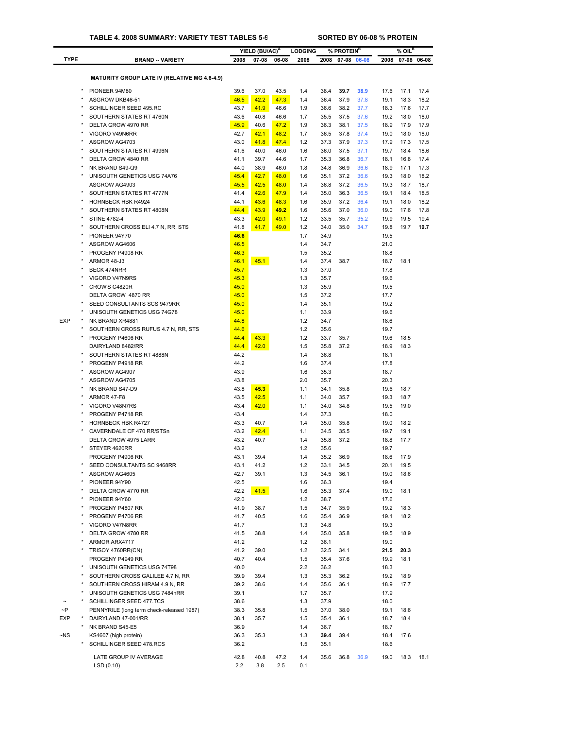**TABLE 4. 2008 SUMMARY: VARIETY TEST TABLES 5-9** SORTED BY 06-08 % PROTEIN

| TYPE | | BRAND -- VARIETY | YIELD (BU/AC)[A] 2008 | 07-08 | 06-08 | LODGING 2008 | % PROTEIN[B] 2008 | 07-08 | 06-08 | % OIL[B] 2008 | 07-08 | 06-08 |
|---|---|---|---|---|---|---|---|---|---|---|---|---|
| | | **MATURITY GROUP LATE IV (RELATIVE MG 4.6-4.9)** | | | | | | | | | | |
| | * | PIONEER 94M80 | 39.6 | 37.0 | 43.5 | 1.4 | 38.4 | **39.7** | **38.9** | 17.6 | 17.1 | 17.4 |
| | * | ASGROW DKB46-51 | 46.5 | 42.2 | 47.3 | 1.4 | 36.4 | 37.9 | 37.8 | 19.1 | 18.3 | 18.2 |
| | * | SCHILLINGER SEED 495.RC | 43.7 | 41.9 | 46.6 | 1.9 | 36.6 | 38.2 | 37.7 | 18.3 | 17.6 | 17.7 |
| | * | SOUTHERN STATES RT 4760N | 43.6 | 40.8 | 46.6 | 1.7 | 35.5 | 37.5 | 37.6 | 19.2 | 18.0 | 18.0 |
| | * | DELTA GROW 4970 RR | 45.9 | 40.6 | 47.2 | 1.9 | 36.3 | 38.1 | 37.5 | 18.9 | 17.9 | 17.9 |
| | * | VIGORO V49N6RR | 42.7 | 42.1 | 48.2 | 1.7 | 36.5 | 37.8 | 37.4 | 19.0 | 18.0 | 18.0 |
| | * | ASGROW AG4703 | 43.0 | 41.8 | 47.4 | 1.2 | 37.3 | 37.9 | 37.3 | 17.9 | 17.3 | 17.5 |
| | * | SOUTHERN STATES RT 4996N | 41.6 | 40.0 | 46.0 | 1.6 | 36.0 | 37.5 | 37.1 | 19.7 | 18.4 | 18.6 |
| | * | DELTA GROW 4840 RR | 41.1 | 39.7 | 44.6 | 1.7 | 35.3 | 36.8 | 36.7 | 18.1 | 16.8 | 17.4 |
| | * | NK BRAND S49-Q9 | 44.0 | 38.9 | 46.0 | 1.8 | 34.8 | 36.9 | 36.6 | 18.9 | 17.1 | 17.3 |
| | * | UNISOUTH GENETICS USG 74A76 | 45.4 | 42.7 | 48.0 | 1.6 | 35.1 | 37.2 | 36.6 | 19.3 | 18.0 | 18.2 |
| | | ASGROW AG4903 | 45.5 | 42.5 | 48.0 | 1.4 | 36.8 | 37.2 | 36.5 | 19.3 | 18.7 | 18.7 |
| | * | SOUTHERN STATES RT 4777N | 41.4 | 42.6 | 47.9 | 1.4 | 35.0 | 36.3 | 36.5 | 19.1 | 18.4 | 18.5 |
| | * | HORNBECK HBK R4924 | 44.1 | 43.6 | 48.3 | 1.6 | 35.9 | 37.2 | 36.4 | 19.1 | 18.0 | 18.2 |
| | * | SOUTHERN STATES RT 4808N | 44.4 | 43.9 | **49.2** | 1.6 | 35.6 | 37.0 | 36.0 | 19.0 | 17.6 | 17.8 |
| | * | STINE 4782-4 | 43.3 | 42.0 | 49.1 | 1.2 | 33.5 | 35.7 | 35.2 | 19.9 | 19.5 | 19.4 |
| | * | SOUTHERN CROSS ELI 4.7 N, RR, STS | 41.8 | 41.7 | 49.0 | 1.2 | 34.0 | 35.0 | 34.7 | 19.8 | 19.7 | **19.7** |
| | * | PIONEER 94Y70 | **46.6** | | | 1.7 | 34.9 | | | 19.5 | | |
| | * | ASGROW AG4606 | 46.5 | | | 1.4 | 34.7 | | | 21.0 | | |
| | * | PROGENY P4908 RR | 46.3 | | | 1.5 | 35.2 | | | 18.8 | | |
| | * | ARMOR 48-J3 | 46.1 | 45.1 | | 1.4 | 37.4 | 38.7 | | 18.7 | 18.1 | |
| | * | BECK 474NRR | 45.7 | | | 1.3 | 37.0 | | | 17.8 | | |
| | * | VIGORO V47N9RS | 45.3 | | | 1.3 | 35.7 | | | 19.6 | | |
| | * | CROW'S C4820R | 45.0 | | | 1.3 | 35.9 | | | 19.5 | | |
| | | DELTA GROW 4870 RR | 45.0 | | | 1.5 | 37.2 | | | 17.7 | | |
| | * | SEED CONSULTANTS SCS 9479RR | 45.0 | | | 1.4 | 35.1 | | | 19.2 | | |
| | * | UNISOUTH GENETICS USG 74G78 | 45.0 | | | 1.1 | 33.9 | | | 19.6 | | |
| EXP | * | NK BRAND XR4881 | 44.8 | | | 1.2 | 34.7 | | | 18.6 | | |
| | * | SOUTHERN CROSS RUFUS 4.7 N, RR, STS | 44.6 | | | 1.2 | 35.6 | | | 19.7 | | |
| | * | PROGENY P4606 RR | 44.4 | 43.3 | | 1.2 | 33.7 | 35.7 | | 19.6 | 18.5 | |
| | | DAIRYLAND 8482/RR | 44.4 | 42.0 | | 1.5 | 35.8 | 37.2 | | 18.9 | 18.3 | |
| | * | SOUTHERN STATES RT 4888N | 44.2 | | | 1.4 | 36.8 | | | 18.1 | | |
| | * | PROGENY P4918 RR | 44.2 | | | 1.6 | 37.4 | | | 17.8 | | |
| | * | ASGROW AG4907 | 43.9 | | | 1.6 | 35.3 | | | 18.7 | | |
| | * | ASGROW AG4705 | 43.8 | | | 2.0 | 35.7 | | | 20.3 | | |
| | * | NK BRAND S47-D9 | 43.8 | 45.3 | | 1.1 | 34.1 | 35.8 | | 19.6 | 18.7 | |
| | * | ARMOR 47-F8 | 43.5 | 42.5 | | 1.1 | 34.0 | 35.7 | | 19.3 | 18.7 | |
| | * | VIGORO V48N7RS | 43.4 | 42.0 | | 1.1 | 34.0 | 34.8 | | 19.5 | 19.0 | |
| | * | PROGENY P4718 RR | 43.4 | | | 1.4 | 37.3 | | | 18.0 | | |
| | * | HORNBECK HBK R4727 | 43.3 | 40.7 | | 1.4 | 35.0 | 35.8 | | 19.0 | 18.2 | |
| | * | CAVERNDALE CF 470 RR/STSn | 43.2 | 42.4 | | 1.1 | 34.5 | 35.5 | | 19.7 | 19.1 | |
| | | DELTA GROW 4975 LARR | 43.2 | 40.7 | | 1.4 | 35.8 | 37.2 | | 18.8 | 17.7 | |
| | * | STEYER 4620RR | 43.2 | | | 1.2 | 35.6 | | | 19.7 | | |
| | | PROGENY P4906 RR | 43.1 | 39.4 | | 1.4 | 35.2 | 36.9 | | 18.6 | 17.9 | |
| | * | SEED CONSULTANTS SC 9468RR | 43.1 | 41.2 | | 1.2 | 33.1 | 34.5 | | 20.1 | 19.5 | |
| | * | ASGROW AG4605 | 42.7 | 39.1 | | 1.3 | 34.5 | 36.1 | | 19.0 | 18.6 | |
| | * | PIONEER 94Y90 | 42.5 | | | 1.6 | 36.3 | | | 19.4 | | |
| | * | DELTA GROW 4770 RR | 42.2 | 41.5 | | 1.6 | 35.3 | 37.4 | | 19.0 | 18.1 | |
| | * | PIONEER 94Y60 | 42.0 | | | 1.2 | 38.7 | | | 17.6 | | |
| | * | PROGENY P4807 RR | 41.9 | 38.7 | | 1.5 | 34.7 | 35.9 | | 19.2 | 18.3 | |
| | * | PROGENY P4706 RR | 41.7 | 40.5 | | 1.6 | 35.4 | 36.9 | | 19.1 | 18.2 | |
| | * | VIGORO V47N8RR | 41.7 | | | 1.3 | 34.8 | | | 19.3 | | |
| | * | DELTA GROW 4780 RR | 41.5 | 38.8 | | 1.4 | 35.0 | 35.8 | | 19.5 | 18.9 | |
| | * | ARMOR ARX4717 | 41.2 | | | 1.2 | 36.1 | | | 19.0 | | |
| | * | TRISOY 4760RR(CN) | 41.2 | 39.0 | | 1.2 | 32.5 | 34.1 | | **21.5** | **20.3** | |
| | | PROGENY P4949 RR | 40.7 | 40.4 | | 1.5 | 35.4 | 37.6 | | 19.9 | 18.1 | |
| | * | UNISOUTH GENETICS USG 74T98 | 40.0 | | | 2.2 | 36.2 | | | 18.3 | | |
| | * | SOUTHERN CROSS GALILEE 4.7 N, RR | 39.9 | 39.4 | | 1.3 | 35.3 | 36.2 | | 19.2 | 18.9 | |
| | * | SOUTHERN CROSS HIRAM 4.9 N, RR | 39.2 | 38.6 | | 1.4 | 35.6 | 36.1 | | 18.9 | 17.7 | |
| | * | UNISOUTH GENETICS USG 7484nRR | 39.1 | | | 1.7 | 35.7 | | | 17.9 | | |
| ~ | * | SCHILLINGER SEED 477.TCS | 38.6 | | | 1.3 | 37.9 | | | 18.0 | | |
| ~P | | PENNYRILE (long term check-released 1987) | 38.3 | 35.8 | | 1.5 | 37.0 | 38.0 | | 19.1 | 18.6 | |
| EXP | * | DAIRYLAND 47-001/RR | 38.1 | 35.7 | | 1.5 | 35.4 | 36.1 | | 18.7 | 18.4 | |
| | * | NK BRAND S45-E5 | 36.9 | | | 1.4 | 36.7 | | | 18.7 | | |
| ~NS | | KS4607 (high protein) | 36.3 | 35.3 | | 1.3 | **39.4** | 39.4 | | 18.4 | 17.6 | |
| | * | SCHILLINGER SEED 478.RCS | 36.2 | | | 1.5 | 35.1 | | | 18.6 | | |
| | | LATE GROUP IV AVERAGE | 42.8 | 40.8 | 47.2 | 1.4 | 35.6 | 36.8 | 36.9 | 19.0 | 18.3 | 18.1 |
| | | LSD (0.10) | 2.2 | 3.8 | 2.5 | 0.1 | | | | | | |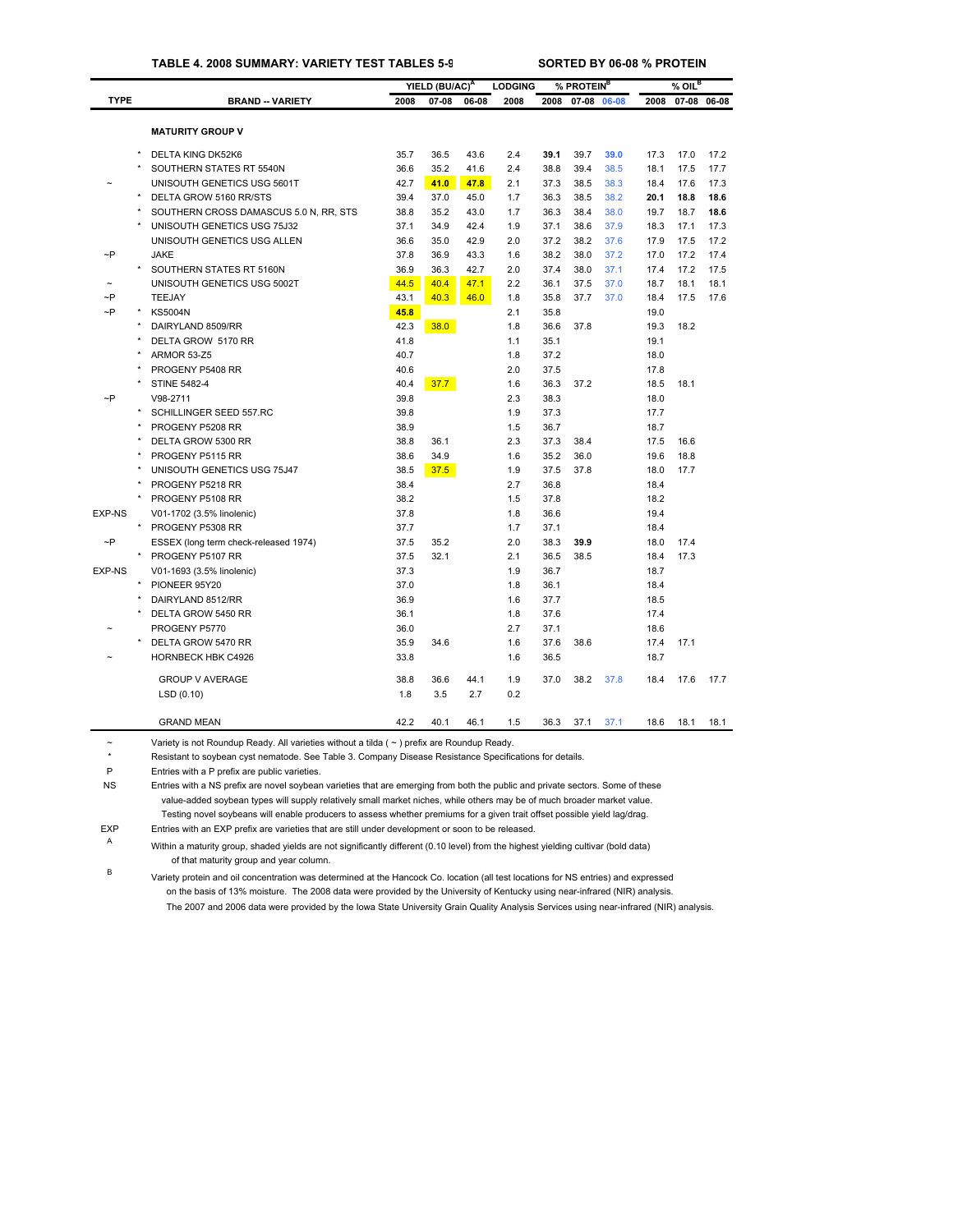**TABLE 4. 2008 SUMMARY: VARIETY TEST TABLES 5-9** — **SORTED BY 06-08 % PROTEIN**

| TYPE | | BRAND -- VARIETY | YIELD (BU/AC)[A] | | | LODGING | % PROTEIN[B] | | | % OIL[B] | | |
|---|---|---|---|---|---|---|---|---|---|---|---|---|
| | | | 2008 | 07-08 | 06-08 | 2008 | 2008 | 07-08 | 06-08 | 2008 | 07-08 | 06-08 |
| | | **MATURITY GROUP V** | | | | | | | | | | |
| | * | DELTA KING DK52K6 | 35.7 | 36.5 | 43.6 | 2.4 | **39.1** | 39.7 | **39.0** | 17.3 | 17.0 | 17.2 |
| | * | SOUTHERN STATES RT 5540N | 36.6 | 35.2 | 41.6 | 2.4 | 38.8 | 39.4 | 38.5 | 18.1 | 17.5 | 17.7 |
| ~ | | UNISOUTH GENETICS USG 5601T | 42.7 | **41.0** | **47.8** | 2.1 | 37.3 | 38.5 | 38.3 | 18.4 | 17.6 | 17.3 |
| | * | DELTA GROW 5160 RR/STS | 39.4 | 37.0 | 45.0 | 1.7 | 36.3 | 38.5 | 38.2 | **20.1** | **18.8** | **18.6** |
| | * | SOUTHERN CROSS DAMASCUS 5.0 N, RR, STS | 38.8 | 35.2 | 43.0 | 1.7 | 36.3 | 38.4 | 38.0 | 19.7 | 18.7 | **18.6** |
| | * | UNISOUTH GENETICS USG 75J32 | 37.1 | 34.9 | 42.4 | 1.9 | 37.1 | 38.6 | 37.9 | 18.3 | 17.1 | 17.3 |
| | | UNISOUTH GENETICS USG ALLEN | 36.6 | 35.0 | 42.9 | 2.0 | 37.2 | 38.2 | 37.6 | 17.9 | 17.5 | 17.2 |
| ~P | | JAKE | 37.8 | 36.9 | 43.3 | 1.6 | 38.2 | 38.0 | 37.2 | 17.0 | 17.2 | 17.4 |
| | * | SOUTHERN STATES RT 5160N | 36.9 | 36.3 | 42.7 | 2.0 | 37.4 | 38.0 | 37.1 | 17.4 | 17.2 | 17.5 |
| ~ | | UNISOUTH GENETICS USG 5002T | 44.5 | 40.4 | 47.1 | 2.2 | 36.1 | 37.5 | 37.0 | 18.7 | 18.1 | 18.1 |
| ~P | | TEEJAY | 43.1 | 40.3 | 46.0 | 1.8 | 35.8 | 37.7 | 37.0 | 18.4 | 17.5 | 17.6 |
| ~P | * | KS5004N | **45.8** | | | 2.1 | 35.8 | | | 19.0 | | |
| | * | DAIRYLAND 8509/RR | 42.3 | 38.0 | | 1.8 | 36.6 | 37.8 | | 19.3 | 18.2 | |
| | * | DELTA GROW 5170 RR | 41.8 | | | 1.1 | 35.1 | | | 19.1 | | |
| | * | ARMOR 53-Z5 | 40.7 | | | 1.8 | 37.2 | | | 18.0 | | |
| | * | PROGENY P5408 RR | 40.6 | | | 2.0 | 37.5 | | | 17.8 | | |
| | * | STINE 5482-4 | 40.4 | 37.7 | | 1.6 | 36.3 | 37.2 | | 18.5 | 18.1 | |
| ~P | | V98-2711 | 39.8 | | | 2.3 | 38.3 | | | 18.0 | | |
| | * | SCHILLINGER SEED 557.RC | 39.8 | | | 1.9 | 37.3 | | | 17.7 | | |
| | * | PROGENY P5208 RR | 38.9 | | | 1.5 | 36.7 | | | 18.7 | | |
| | * | DELTA GROW 5300 RR | 38.8 | 36.1 | | 2.3 | 37.3 | 38.4 | | 17.5 | 16.6 | |
| | * | PROGENY P5115 RR | 38.6 | 34.9 | | 1.6 | 35.2 | 36.0 | | 19.6 | 18.8 | |
| | * | UNISOUTH GENETICS USG 75J47 | 38.5 | 37.5 | | 1.9 | 37.5 | 37.8 | | 18.0 | 17.7 | |
| | * | PROGENY P5218 RR | 38.4 | | | 2.7 | 36.8 | | | 18.4 | | |
| | * | PROGENY P5108 RR | 38.2 | | | 1.5 | 37.8 | | | 18.2 | | |
| EXP-NS | | V01-1702 (3.5% linolenic) | 37.8 | | | 1.8 | 36.6 | | | 19.4 | | |
| | * | PROGENY P5308 RR | 37.7 | | | 1.7 | 37.1 | | | 18.4 | | |
| ~P | | ESSEX (long term check-released 1974) | 37.5 | 35.2 | | 2.0 | 38.3 | **39.9** | | 18.0 | 17.4 | |
| | * | PROGENY P5107 RR | 37.5 | 32.1 | | 2.1 | 36.5 | 38.5 | | 18.4 | 17.3 | |
| EXP-NS | | V01-1693 (3.5% linolenic) | 37.3 | | | 1.9 | 36.7 | | | 18.7 | | |
| | * | PIONEER 95Y20 | 37.0 | | | 1.8 | 36.1 | | | 18.4 | | |
| | * | DAIRYLAND 8512/RR | 36.9 | | | 1.6 | 37.7 | | | 18.5 | | |
| | * | DELTA GROW 5450 RR | 36.1 | | | 1.8 | 37.6 | | | 17.4 | | |
| ~ | | PROGENY P5770 | 36.0 | | | 2.7 | 37.1 | | | 18.6 | | |
| | * | DELTA GROW 5470 RR | 35.9 | 34.6 | | 1.6 | 37.6 | 38.6 | | 17.4 | 17.1 | |
| ~ | | HORNBECK HBK C4926 | 33.8 | | | 1.6 | 36.5 | | | 18.7 | | |
| | | GROUP V AVERAGE | 38.8 | 36.6 | 44.1 | 1.9 | 37.0 | 38.2 | 37.8 | 18.4 | 17.6 | 17.7 |
| | | LSD (0.10) | 1.8 | 3.5 | 2.7 | 0.2 | | | | | | |
| | | GRAND MEAN | 42.2 | 40.1 | 46.1 | 1.5 | 36.3 | 37.1 | 37.1 | 18.6 | 18.1 | 18.1 |

~ Variety is not Roundup Ready. All varieties without a tilda ( ~ ) prefix are Roundup Ready.

\* Resistant to soybean cyst nematode. See Table 3. Company Disease Resistance Specifications for details.

P Entries with a P prefix are public varieties.

NS Entries with a NS prefix are novel soybean varieties that are emerging from both the public and private sectors. Some of these value-added soybean types will supply relatively small market niches, while others may be of much broader market value. Testing novel soybeans will enable producers to assess whether premiums for a given trait offset possible yield lag/drag.

EXP Entries with an EXP prefix are varieties that are still under development or soon to be released.

A Within a maturity group, shaded yields are not significantly different (0.10 level) from the highest yielding cultivar (bold data) of that maturity group and year column.

B Variety protein and oil concentration was determined at the Hancock Co. location (all test locations for NS entries) and expressed on the basis of 13% moisture. The 2008 data were provided by the University of Kentucky using near-infrared (NIR) analysis. The 2007 and 2006 data were provided by the Iowa State University Grain Quality Analysis Services using near-infrared (NIR) analysis.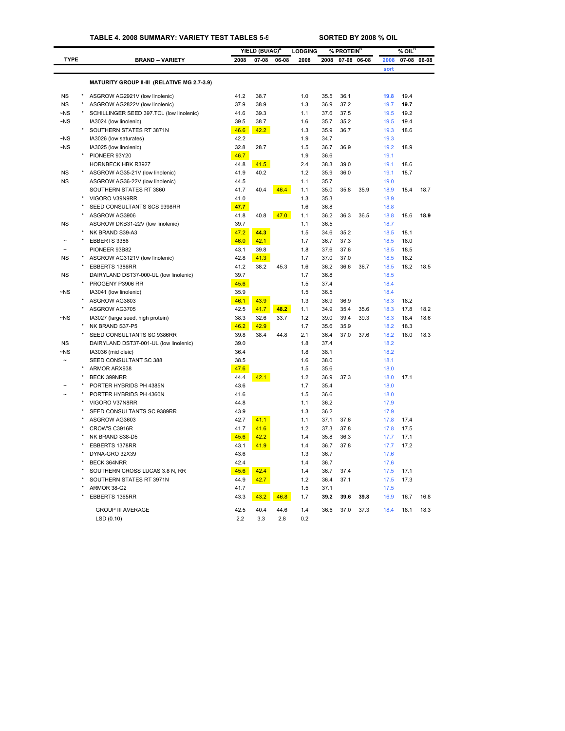**TABLE 4. 2008 SUMMARY: VARIETY TEST TABLES 5-9** SORTED BY 2008 % OIL

| TYPE | | BRAND -- VARIETY | YIELD (BU/AC)[A] 2008 | 07-08 | 06-08 | LODGING 2008 | % PROTEIN[B] 2008 | 07-08 | 06-08 | % OIL[B] 2008 | 07-08 | 06-08 |
|---|---|---|---|---|---|---|---|---|---|---|---|---|
| | | | | | | | | | | sort | | |
| | | **MATURITY GROUP II-III (RELATIVE MG 2.7-3.9)** | | | | | | | | | | |
| NS | * | ASGROW AG2921V (low linolenic) | 41.2 | 38.7 | | 1.0 | 35.5 | 36.1 | | **19.8** | 19.4 | |
| NS | * | ASGROW AG2822V (low linolenic) | 37.9 | 38.9 | | 1.3 | 36.9 | 37.2 | | 19.7 | **19.7** | |
| ~NS | * | SCHILLINGER SEED 397.TCL (low linolenic) | 41.6 | 39.3 | | 1.1 | 37.6 | 37.5 | | 19.5 | 19.2 | |
| ~NS | | IA3024 (low linolenic) | 39.5 | 38.7 | | 1.6 | 35.7 | 35.2 | | 19.5 | 19.4 | |
| | * | SOUTHERN STATES RT 3871N | 46.6 | 42.2 | | 1.3 | 35.9 | 36.7 | | 19.3 | 18.6 | |
| ~NS | | IA3026 (low saturates) | 42.2 | | | 1.9 | 34.7 | | | 19.3 | | |
| ~NS | | IA3025 (low linolenic) | 32.8 | 28.7 | | 1.5 | 36.7 | 36.9 | | 19.2 | 18.9 | |
| | * | PIONEER 93Y20 | 46.7 | | | 1.9 | 36.6 | | | 19.1 | | |
| | | HORNBECK HBK R3927 | 44.8 | 41.5 | | 2.4 | 38.3 | 39.0 | | 19.1 | 18.6 | |
| NS | * | ASGROW AG35-21V (low linolenic) | 41.9 | 40.2 | | 1.2 | 35.9 | 36.0 | | 19.1 | 18.7 | |
| NS | | ASGROW AG36-22V (low linolenic) | 44.5 | | | 1.1 | 35.7 | | | 19.0 | | |
| | | SOUTHERN STATES RT 3860 | 41.7 | 40.4 | 46.4 | 1.1 | 35.0 | 35.8 | 35.9 | 18.9 | 18.4 | 18.7 |
| | * | VIGORO V39N9RR | 41.0 | | | 1.3 | 35.3 | | | 18.9 | | |
| | * | SEED CONSULTANTS SCS 9398RR | **47.7** | | | 1.6 | 36.8 | | | 18.8 | | |
| | * | ASGROW AG3906 | 41.8 | 40.8 | 47.0 | 1.1 | 36.2 | 36.3 | 36.5 | 18.8 | 18.6 | **18.9** |
| NS | | ASGROW DKB31-22V (low linolenic) | 39.7 | | | 1.1 | 36.5 | | | 18.7 | | |
| | * | NK BRAND S39-A3 | 47.2 | **44.3** | | 1.5 | 34.6 | 35.2 | | 18.5 | 18.1 | |
| ~ | * | EBBERTS 3386 | 46.0 | 42.1 | | 1.7 | 36.7 | 37.3 | | 18.5 | 18.0 | |
| ~ | | PIONEER 93B82 | 43.1 | 39.8 | | 1.8 | 37.6 | 37.6 | | 18.5 | 18.5 | |
| NS | * | ASGROW AG3121V (low linolenic) | 42.8 | 41.3 | | 1.7 | 37.0 | 37.0 | | 18.5 | 18.2 | |
| | * | EBBERTS 1386RR | 41.2 | 38.2 | 45.3 | 1.6 | 36.2 | 36.6 | 36.7 | 18.5 | 18.2 | 18.5 |
| NS | | DAIRYLAND DST37-000-UL (low linolenic) | 39.7 | | | 1.7 | 36.8 | | | 18.5 | | |
| | * | PROGENY P3906 RR | 45.6 | | | 1.5 | 37.4 | | | 18.4 | | |
| ~NS | | IA3041 (low linolenic) | 35.9 | | | 1.5 | 36.5 | | | 18.4 | | |
| | * | ASGROW AG3803 | 46.1 | 43.9 | | 1.3 | 36.9 | 36.9 | | 18.3 | 18.2 | |
| | * | ASGROW AG3705 | 42.5 | 41.7 | **48.2** | 1.1 | 34.9 | 35.4 | 35.6 | 18.3 | 17.8 | 18.2 |
| ~NS | | IA3027 (large seed, high protein) | 38.3 | 32.6 | 33.7 | 1.2 | 39.0 | 39.4 | 39.3 | 18.3 | 18.4 | 18.6 |
| | * | NK BRAND S37-P5 | 46.2 | 42.9 | | 1.7 | 35.6 | 35.9 | | 18.2 | 18.3 | |
| | * | SEED CONSULTANTS SC 9386RR | 39.8 | 38.4 | 44.8 | 2.1 | 36.4 | 37.0 | 37.6 | 18.2 | 18.0 | 18.3 |
| NS | | DAIRYLAND DST37-001-UL (low linolenic) | 39.0 | | | 1.8 | 37.4 | | | 18.2 | | |
| ~NS | | IA3036 (mid oleic) | 36.4 | | | 1.8 | 38.1 | | | 18.2 | | |
| ~ | | SEED CONSULTANT SC 388 | 38.5 | | | 1.6 | 38.0 | | | 18.1 | | |
| | * | ARMOR ARX938 | 47.6 | | | 1.5 | 35.6 | | | 18.0 | | |
| | * | BECK 399NRR | 44.4 | 42.1 | | 1.2 | 36.9 | 37.3 | | 18.0 | 17.1 | |
| ~ | * | PORTER HYBRIDS PH 4385N | 43.6 | | | 1.7 | 35.4 | | | 18.0 | | |
| ~ | * | PORTER HYBRIDS PH 4360N | 41.6 | | | 1.5 | 36.6 | | | 18.0 | | |
| | * | VIGORO V37N8RR | 44.8 | | | 1.1 | 36.2 | | | 17.9 | | |
| | * | SEED CONSULTANTS SC 9389RR | 43.9 | | | 1.3 | 36.2 | | | 17.9 | | |
| | * | ASGROW AG3603 | 42.7 | 41.1 | | 1.1 | 37.1 | 37.6 | | 17.8 | 17.4 | |
| | * | CROW'S C3916R | 41.7 | 41.6 | | 1.2 | 37.3 | 37.8 | | 17.8 | 17.5 | |
| | * | NK BRAND S38-D5 | 45.6 | 42.2 | | 1.4 | 35.8 | 36.3 | | 17.7 | 17.1 | |
| | * | EBBERTS 1378RR | 43.1 | 41.9 | | 1.4 | 36.7 | 37.8 | | 17.7 | 17.2 | |
| | * | DYNA-GRO 32X39 | 43.6 | | | 1.3 | 36.7 | | | 17.6 | | |
| | * | BECK 364NRR | 42.4 | | | 1.4 | 36.7 | | | 17.6 | | |
| | * | SOUTHERN CROSS LUCAS 3.8 N, RR | 45.6 | 42.4 | | 1.4 | 36.7 | 37.4 | | 17.5 | 17.1 | |
| | * | SOUTHERN STATES RT 3971N | 44.9 | 42.7 | | 1.2 | 36.4 | 37.1 | | 17.5 | 17.3 | |
| | * | ARMOR 38-G2 | 41.7 | | | 1.5 | 37.1 | | | 17.5 | | |
| | * | EBBERTS 1365RR | 43.3 | 43.2 | 46.8 | 1.7 | **39.2** | **39.6** | **39.8** | 16.9 | 16.7 | 16.8 |
| | | GROUP III AVERAGE | 42.5 | 40.4 | 44.6 | 1.4 | 36.6 | 37.0 | 37.3 | 18.4 | 18.1 | 18.3 |
| | | LSD (0.10) | 2.2 | 3.3 | 2.8 | 0.2 | | | | | | |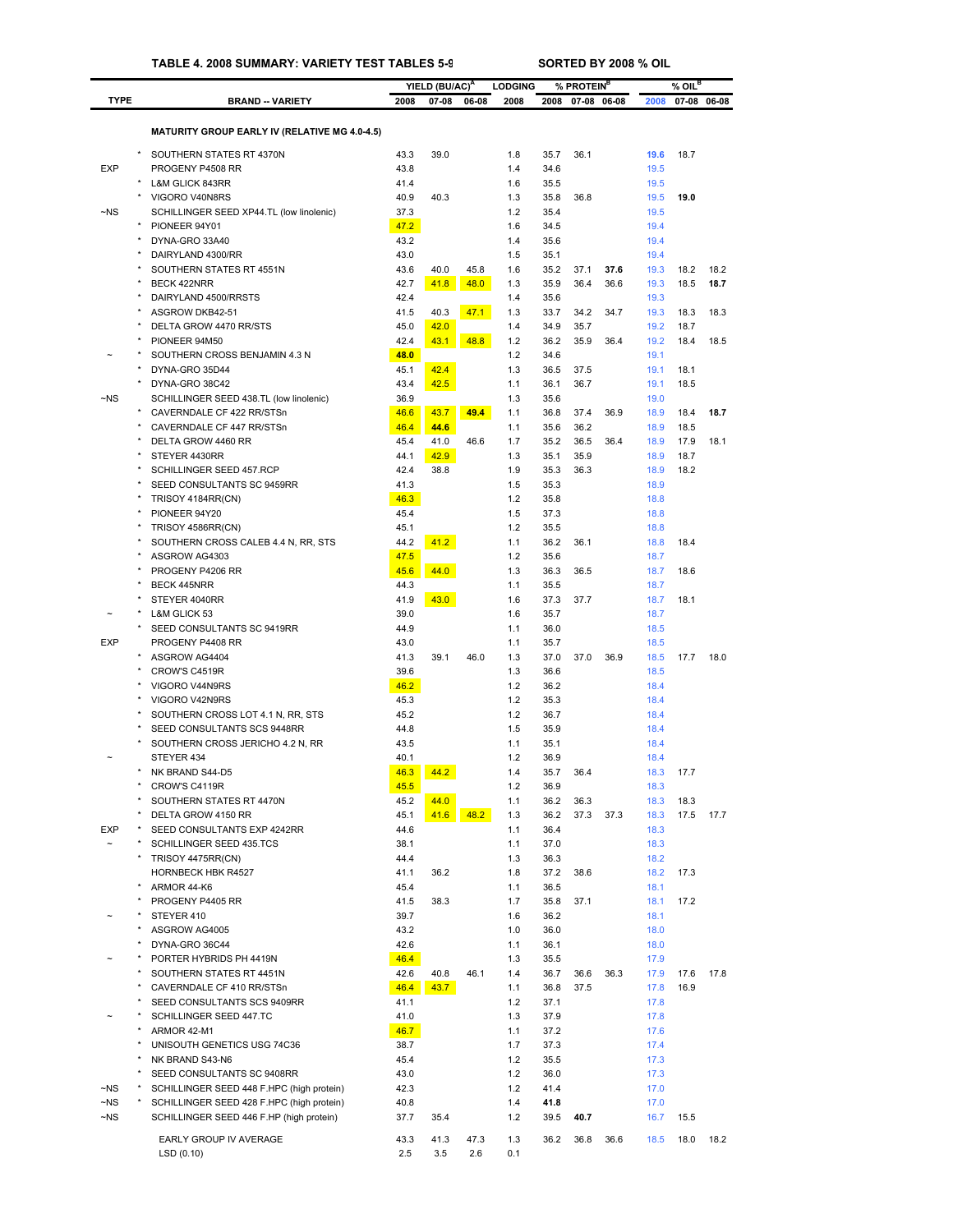### TABLE 4. 2008 SUMMARY: VARIETY TEST TABLES 5-9 — SORTED BY 2008 % OIL

| TYPE | | BRAND -- VARIETY | YIELD (BU/AC)[A] 2008 | 07-08 | 06-08 | LODGING 2008 | % PROTEIN[B] 2008 | 07-08 | 06-08 | % OIL[B] 2008 | 07-08 | 06-08 |
|---|---|---|---|---|---|---|---|---|---|---|---|---|
| | | **MATURITY GROUP EARLY IV (RELATIVE MG 4.0-4.5)** | | | | | | | | | | |
| | * | SOUTHERN STATES RT 4370N | 43.3 | 39.0 | | 1.8 | 35.7 | 36.1 | | **19.6** | 18.7 | |
| EXP | | PROGENY P4508 RR | 43.8 | | | 1.4 | 34.6 | | | 19.5 | | |
| | * | L&M GLICK 843RR | 41.4 | | | 1.6 | 35.5 | | | 19.5 | | |
| | * | VIGORO V40N8RS | 40.9 | 40.3 | | 1.3 | 35.8 | 36.8 | | 19.5 | **19.0** | |
| ~NS | | SCHILLINGER SEED XP44.TL (low linolenic) | 37.3 | | | 1.2 | 35.4 | | | 19.5 | | |
| | * | PIONEER 94Y01 | 47.2 | | | 1.6 | 34.5 | | | 19.4 | | |
| | * | DYNA-GRO 33A40 | 43.2 | | | 1.4 | 35.6 | | | 19.4 | | |
| | * | DAIRYLAND 4300/RR | 43.0 | | | 1.5 | 35.1 | | | 19.4 | | |
| | * | SOUTHERN STATES RT 4551N | 43.6 | 40.0 | 45.8 | 1.6 | 35.2 | 37.1 | **37.6** | 19.3 | 18.2 | 18.2 |
| | * | BECK 422NRR | 42.7 | 41.8 | 48.0 | 1.3 | 35.9 | 36.4 | 36.6 | 19.3 | 18.5 | **18.7** |
| | * | DAIRYLAND 4500/RRSTS | 42.4 | | | 1.4 | 35.6 | | | 19.3 | | |
| | * | ASGROW DKB42-51 | 41.5 | 40.3 | 47.1 | 1.3 | 33.7 | 34.2 | 34.7 | 19.3 | 18.3 | 18.3 |
| | * | DELTA GROW 4470 RR/STS | 45.0 | 42.0 | | 1.4 | 34.9 | 35.7 | | 19.2 | 18.7 | |
| | * | PIONEER 94M50 | 42.4 | 43.1 | 48.8 | 1.2 | 36.2 | 35.9 | 36.4 | 19.2 | 18.4 | 18.5 |
| ~ | * | SOUTHERN CROSS BENJAMIN 4.3 N | **48.0** | | | 1.2 | 34.6 | | | 19.1 | | |
| | * | DYNA-GRO 35D44 | 45.1 | 42.4 | | 1.3 | 36.5 | 37.5 | | 19.1 | 18.1 | |
| | * | DYNA-GRO 38C42 | 43.4 | 42.5 | | 1.1 | 36.1 | 36.7 | | 19.1 | 18.5 | |
| ~NS | | SCHILLINGER SEED 438.TL (low linolenic) | 36.9 | | | 1.3 | 35.6 | | | 19.0 | | |
| | * | CAVERNDALE CF 422 RR/STSn | 46.6 | 43.7 | **49.4** | 1.1 | 36.8 | 37.4 | 36.9 | 18.9 | 18.4 | **18.7** |
| | * | CAVERNDALE CF 447 RR/STSn | 46.4 | **44.6** | | 1.7 | 35.6 | 36.2 | | 18.9 | 18.5 | |
| | * | DELTA GROW 4460 RR | 45.4 | 41.0 | 46.6 | 1.7 | 35.2 | 36.5 | 36.4 | 18.9 | 17.9 | 18.1 |
| | * | STEYER 4430RR | 44.1 | 42.9 | | 1.3 | 35.1 | 35.9 | | 18.9 | 18.7 | |
| | * | SCHILLINGER SEED 457.RCP | 42.4 | 38.8 | | 1.9 | 35.3 | 36.3 | | 18.9 | 18.2 | |
| | * | SEED CONSULTANTS SC 9459RR | 41.3 | | | 1.5 | 35.3 | | | 18.9 | | |
| | * | TRISOY 4184RR(CN) | 46.3 | | | 1.2 | 35.8 | | | 18.8 | | |
| | * | PIONEER 94Y20 | 45.4 | | | 1.5 | 37.3 | | | 18.8 | | |
| | * | TRISOY 4586RR(CN) | 45.1 | | | 1.2 | 35.5 | | | 18.8 | | |
| | * | SOUTHERN CROSS CALEB 4.4 N, RR, STS | 44.2 | 41.2 | | 1.1 | 36.2 | 36.1 | | 18.8 | 18.4 | |
| | * | ASGROW AG4303 | 47.5 | | | 1.2 | 35.6 | | | 18.7 | | |
| | * | PROGENY P4206 RR | 45.6 | 44.0 | | 1.3 | 36.3 | 36.5 | | 18.7 | 18.6 | |
| | * | BECK 445NRR | 44.3 | | | 1.1 | 35.5 | | | 18.7 | | |
| | * | STEYER 4040RR | 41.9 | 43.0 | | 1.6 | 37.3 | 37.7 | | 18.7 | 18.1 | |
| ~ | * | L&M GLICK 53 | 39.0 | | | 1.6 | 35.7 | | | 18.7 | | |
| | * | SEED CONSULTANTS SC 9419RR | 44.9 | | | 1.1 | 36.0 | | | 18.5 | | |
| EXP | | PROGENY P4408 RR | 43.0 | | | 1.1 | 35.7 | | | 18.5 | | |
| | * | ASGROW AG4404 | 41.3 | 39.1 | 46.0 | 1.3 | 37.0 | 37.0 | 36.9 | 18.5 | 17.7 | 18.0 |
| | * | CROW'S C4519R | 39.6 | | | 1.3 | 36.6 | | | 18.5 | | |
| | * | VIGORO V44N9RS | 46.2 | | | 1.2 | 36.2 | | | 18.4 | | |
| | * | VIGORO V42N9RS | 45.3 | | | 1.2 | 35.3 | | | 18.4 | | |
| | * | SOUTHERN CROSS LOT 4.1 N, RR, STS | 45.2 | | | 1.2 | 36.7 | | | 18.4 | | |
| | * | SEED CONSULTANTS SCS 9448RR | 44.8 | | | 1.5 | 35.9 | | | 18.4 | | |
| | * | SOUTHERN CROSS JERICHO 4.2 N, RR | 43.5 | | | 1.1 | 35.1 | | | 18.4 | | |
| ~ | | STEYER 434 | 40.1 | | | 1.2 | 36.9 | | | 18.4 | | |
| | * | NK BRAND S44-D5 | 46.3 | 44.2 | | 1.4 | 35.7 | 36.4 | | 18.3 | 17.7 | |
| | * | CROW'S C4119R | 45.5 | | | 1.2 | 36.9 | | | 18.3 | | |
| | * | SOUTHERN STATES RT 4470N | 45.2 | 44.0 | | 1.1 | 36.2 | 36.3 | | 18.3 | 18.3 | |
| | * | DELTA GROW 4150 RR | 45.1 | 41.6 | 48.2 | 1.3 | 36.2 | 37.3 | 37.3 | 18.3 | 17.5 | 17.7 |
| EXP | * | SEED CONSULTANTS EXP 4242RR | 44.6 | | | 1.1 | 36.4 | | | 18.3 | | |
| ~ | * | SCHILLINGER SEED 435.TCS | 38.1 | | | 1.1 | 37.0 | | | 18.3 | | |
| | * | TRISOY 4475RR(CN) | 44.4 | | | 1.3 | 36.3 | | | 18.2 | | |
| | | HORNBECK HBK R4527 | 41.1 | 36.2 | | 1.8 | 37.2 | 38.6 | | 18.2 | 17.3 | |
| | * | ARMOR 44-K6 | 45.4 | | | 1.1 | 36.5 | | | 18.1 | | |
| | * | PROGENY P4405 RR | 41.5 | 38.3 | | 1.7 | 35.8 | 37.1 | | 18.1 | 17.2 | |
| ~ | * | STEYER 410 | 39.7 | | | 1.6 | 36.2 | | | 18.1 | | |
| | * | ASGROW AG4005 | 43.2 | | | 1.0 | 36.0 | | | 18.0 | | |
| | * | DYNA-GRO 36C44 | 42.6 | | | 1.1 | 36.1 | | | 18.0 | | |
| ~ | * | PORTER HYBRIDS PH 4419N | 46.4 | | | 1.3 | 35.5 | | | 17.9 | | |
| | * | SOUTHERN STATES RT 4451N | 42.6 | 40.8 | 46.1 | 1.4 | 36.7 | 36.6 | 36.3 | 17.9 | 17.6 | 17.8 |
| | * | CAVERNDALE CF 410 RR/STSn | 46.4 | 43.7 | | 1.1 | 36.8 | 37.5 | | 17.8 | 16.9 | |
| | * | SEED CONSULTANTS SCS 9409RR | 41.1 | | | 1.2 | 37.1 | | | 17.8 | | |
| ~ | * | SCHILLINGER SEED 447.TC | 41.0 | | | 1.3 | 37.9 | | | 17.8 | | |
| | * | ARMOR 42-M1 | 46.7 | | | 1.1 | 37.2 | | | 17.6 | | |
| | * | UNISOUTH GENETICS USG 74C36 | 38.7 | | | 1.7 | 37.3 | | | 17.4 | | |
| | * | NK BRAND S43-N6 | 45.4 | | | 1.2 | 35.5 | | | 17.3 | | |
| | * | SEED CONSULTANTS SC 9408RR | 43.0 | | | 1.2 | 36.0 | | | 17.3 | | |
| ~NS | * | SCHILLINGER SEED 448 F.HPC (high protein) | 42.3 | | | 1.2 | 41.4 | | | 17.0 | | |
| ~NS | * | SCHILLINGER SEED 428 F.HPC (high protein) | 40.8 | | | 1.4 | **41.8** | | | 17.0 | | |
| ~NS | | SCHILLINGER SEED 446 F.HP (high protein) | 37.7 | 35.4 | | 1.2 | 39.5 | **40.7** | | 16.7 | 15.5 | |
| | | EARLY GROUP IV AVERAGE | 43.3 | 41.3 | 47.3 | 1.3 | 36.2 | 36.8 | 36.6 | 18.5 | 18.0 | 18.2 |
| | | LSD (0.10) | 2.5 | 3.5 | 2.6 | 0.1 | | | | | | |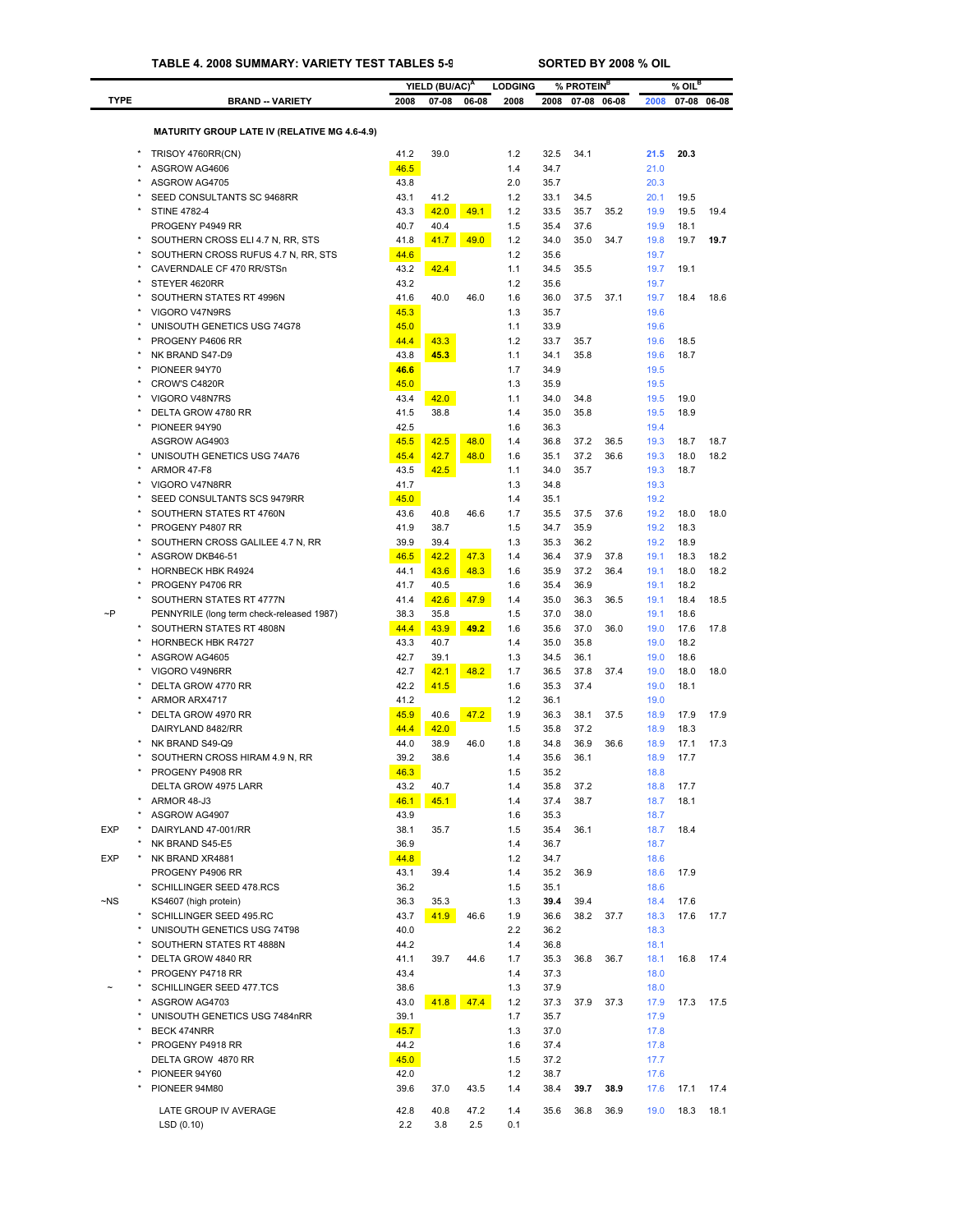**TABLE 4. 2008 SUMMARY: VARIETY TEST TABLES 5-9** — SORTED BY 2008 % OIL

| TYPE | | BRAND -- VARIETY | YIELD (BU/AC)[A] 2008 | YIELD 07-08 | YIELD 06-08 | LODGING 2008 | % PROTEIN[B] 2008 | % PROTEIN 07-08 | % PROTEIN 06-08 | % OIL[B] 2008 | % OIL 07-08 | % OIL 06-08 |
|---|---|---|---|---|---|---|---|---|---|---|---|---|
| | | **MATURITY GROUP LATE IV (RELATIVE MG 4.6-4.9)** | | | | | | | | | | |
| | * | TRISOY 4760RR(CN) | 41.2 | 39.0 | | 1.2 | 32.5 | 34.1 | | **21.5** | **20.3** | |
| | * | ASGROW AG4606 | 46.5 | | | 1.4 | 34.7 | | | 21.0 | | |
| | * | ASGROW AG4705 | 43.8 | | | 2.0 | 35.7 | | | 20.3 | | |
| | * | SEED CONSULTANTS SC 9468RR | 43.1 | 41.2 | | 1.2 | 33.1 | 34.5 | | 20.1 | 19.5 | |
| | * | STINE 4782-4 | 43.3 | 42.0 | 49.1 | 1.2 | 33.5 | 35.7 | 35.2 | 19.9 | 19.5 | 19.4 |
| | | PROGENY P4949 RR | 40.7 | 40.4 | | 1.5 | 35.4 | 37.6 | | 19.9 | 18.1 | |
| | * | SOUTHERN CROSS ELI 4.7 N, RR, STS | 41.8 | 41.7 | 49.0 | 1.2 | 34.0 | 35.0 | 34.7 | 19.8 | 19.7 | **19.7** |
| | * | SOUTHERN CROSS RUFUS 4.7 N, RR, STS | 44.6 | | | 1.2 | 35.6 | | | 19.7 | | |
| | * | CAVERNDALE CF 470 RR/STSn | 43.2 | 42.4 | | 1.1 | 34.5 | 35.5 | | 19.7 | 19.1 | |
| | * | STEYER 4620RR | 43.2 | | | 1.2 | 35.6 | | | 19.7 | | |
| | * | SOUTHERN STATES RT 4996N | 41.6 | 40.0 | 46.0 | 1.6 | 36.0 | 37.5 | 37.1 | 19.7 | 18.4 | 18.6 |
| | * | VIGORO V47N9RS | 45.3 | | | 1.3 | 35.7 | | | 19.6 | | |
| | * | UNISOUTH GENETICS USG 74G78 | 45.0 | | | 1.1 | 33.9 | | | 19.6 | | |
| | * | PROGENY P4606 RR | 44.4 | 43.3 | | 1.2 | 33.7 | 35.7 | | 19.6 | 18.5 | |
| | * | NK BRAND S47-D9 | 43.8 | **45.3** | | 1.1 | 34.1 | 35.8 | | 19.6 | 18.7 | |
| | * | PIONEER 94Y70 | **46.6** | | | 1.7 | 34.9 | | | 19.5 | | |
| | * | CROW'S C4820R | 45.0 | | | 1.3 | 35.9 | | | 19.5 | | |
| | * | VIGORO V48N7RS | 43.4 | 42.0 | | 1.1 | 34.0 | 34.8 | | 19.5 | 19.0 | |
| | * | DELTA GROW 4780 RR | 41.5 | 38.8 | | 1.4 | 35.0 | 35.8 | | 19.5 | 18.9 | |
| | * | PIONEER 94Y90 | 42.5 | | | 1.6 | 36.3 | | | 19.4 | | |
| | | ASGROW AG4903 | 45.5 | 42.5 | 48.0 | 1.4 | 36.8 | 37.2 | 36.5 | 19.3 | 18.7 | 18.7 |
| | * | UNISOUTH GENETICS USG 74A76 | 45.4 | 42.7 | 48.0 | 1.6 | 35.1 | 37.2 | 36.6 | 19.3 | 18.0 | 18.2 |
| | * | ARMOR 47-F8 | 43.5 | 42.5 | | 1.1 | 34.0 | 35.7 | | 19.3 | 18.7 | |
| | * | VIGORO V47N8RS | 41.7 | | | 1.3 | 34.8 | | | 19.3 | | |
| | * | SEED CONSULTANTS SCS 9479RR | 45.0 | | | 1.4 | 35.1 | | | 19.2 | | |
| | * | SOUTHERN STATES RT 4760N | 43.6 | 40.8 | 46.6 | 1.7 | 35.5 | 37.5 | 37.6 | 19.2 | 18.0 | 18.0 |
| | * | PROGENY P4807 RR | 41.9 | 38.7 | | 1.5 | 34.7 | 35.9 | | 19.2 | 18.3 | |
| | * | SOUTHERN CROSS GALILEE 4.7 N, RR | 39.9 | 39.4 | | 1.3 | 35.3 | 36.2 | | 19.2 | 18.9 | |
| | * | ASGROW DKB46-51 | 46.5 | 42.2 | 47.3 | 1.4 | 36.4 | 37.9 | 37.8 | 19.1 | 18.3 | 18.2 |
| | * | HORNBECK HBK R4924 | 44.1 | 43.6 | 48.3 | 1.6 | 35.9 | 37.2 | 36.4 | 19.1 | 18.0 | 18.2 |
| | * | PROGENY P4706 RR | 41.7 | 40.5 | | 1.6 | 35.4 | 36.9 | | 19.1 | 18.2 | |
| | * | SOUTHERN STATES RT 4777N | 41.4 | 42.6 | 47.9 | 1.4 | 35.0 | 36.3 | 36.5 | 19.1 | 18.4 | 18.5 |
| ~P | | PENNYRILE (long term check-released 1987) | 38.3 | 35.8 | | 1.5 | 37.0 | 38.0 | | 19.1 | 18.6 | |
| | * | SOUTHERN STATES RT 4808N | 44.4 | 43.9 | **49.2** | 1.6 | 35.6 | 37.0 | 36.0 | 19.0 | 17.6 | 17.8 |
| | * | HORNBECK HBK R4727 | 43.3 | 40.7 | | 1.4 | 35.0 | 35.8 | | 19.0 | 18.2 | |
| | * | ASGROW AG4605 | 42.7 | 39.1 | | 1.3 | 34.5 | 36.1 | | 19.0 | 18.6 | |
| | * | VIGORO V49N6RR | 42.7 | 42.1 | 48.2 | 1.7 | 36.5 | 37.8 | 37.4 | 19.0 | 18.0 | 18.0 |
| | * | DELTA GROW 4770 RR | 42.2 | 41.5 | | 1.6 | 35.3 | 37.4 | | 19.0 | 18.1 | |
| | * | ARMOR ARX4717 | 41.2 | | | 1.2 | 36.1 | | | 19.0 | | |
| | * | DELTA GROW 4970 RR | 45.9 | 40.6 | 47.2 | 1.9 | 36.3 | 38.1 | 37.5 | 18.9 | 17.9 | 17.9 |
| | | DAIRYLAND 8482/RR | 44.4 | 42.0 | | 1.5 | 35.8 | 37.2 | | 18.9 | 18.3 | |
| | * | NK BRAND S49-Q9 | 44.0 | 38.9 | 46.0 | 1.8 | 34.8 | 36.9 | 36.6 | 18.9 | 17.1 | 17.3 |
| | * | SOUTHERN CROSS HIRAM 4.9 N, RR | 39.2 | 38.6 | | 1.4 | 35.6 | 36.1 | | 18.9 | 17.7 | |
| | * | PROGENY P4908 RR | 46.3 | | | 1.5 | 35.2 | | | 18.8 | | |
| | | DELTA GROW 4975 LARR | 43.2 | 40.7 | | 1.4 | 35.8 | 37.2 | | 18.8 | 17.7 | |
| | * | ARMOR 48-J3 | 46.1 | 45.1 | | 1.4 | 37.4 | 38.7 | | 18.7 | 18.1 | |
| | * | ASGROW AG4907 | 43.9 | | | 1.6 | 35.3 | | | 18.7 | | |
| EXP | * | DAIRYLAND 47-001/RR | 38.1 | 35.7 | | 1.5 | 35.4 | 36.1 | | 18.7 | 18.4 | |
| | * | NK BRAND S45-E5 | 36.9 | | | 1.4 | 36.7 | | | 18.7 | | |
| EXP | * | NK BRAND XR4881 | 44.8 | | | 1.2 | 34.7 | | | 18.6 | | |
| | | PROGENY P4906 RR | 43.1 | 39.4 | | 1.4 | 35.2 | 36.9 | | 18.6 | 17.9 | |
| | * | SCHILLINGER SEED 478.RCS | 36.2 | | | 1.5 | 35.1 | | | 18.6 | | |
| ~NS | | KS4607 (high protein) | 36.3 | 35.3 | | 1.3 | **39.4** | 39.4 | | 18.4 | 17.6 | |
| | * | SCHILLINGER SEED 495.RC | 43.7 | 41.9 | 46.6 | 1.9 | 36.6 | 38.2 | 37.7 | 18.3 | 17.6 | 17.7 |
| | * | UNISOUTH GENETICS USG 74T98 | 40.0 | | | 2.2 | 36.2 | | | 18.3 | | |
| | * | SOUTHERN STATES RT 4888N | 44.2 | | | 1.4 | 36.8 | | | 18.1 | | |
| | * | DELTA GROW 4840 RR | 41.1 | 39.7 | 44.6 | 1.7 | 35.3 | 36.8 | 36.7 | 18.1 | 16.8 | 17.4 |
| | * | PROGENY P4718 RR | 43.4 | | | 1.4 | 37.3 | | | 18.0 | | |
| ~ | * | SCHILLINGER SEED 477.TCS | 38.6 | | | 1.3 | 37.9 | | | 18.0 | | |
| | * | ASGROW AG4703 | 43.0 | 41.8 | 47.4 | 1.2 | 37.3 | 37.9 | 37.3 | 17.9 | 17.3 | 17.5 |
| | * | UNISOUTH GENETICS USG 7484nRR | 39.1 | | | 1.7 | 35.7 | | | 17.9 | | |
| | * | BECK 474NRR | 45.7 | | | 1.3 | 37.0 | | | 17.8 | | |
| | * | PROGENY P4918 RR | 44.2 | | | 1.6 | 37.4 | | | 17.8 | | |
| | | DELTA GROW 4870 RR | 45.0 | | | 1.5 | 37.2 | | | 17.7 | | |
| | * | PIONEER 94Y60 | 42.0 | | | 1.2 | 38.7 | | | 17.6 | | |
| | * | PIONEER 94M80 | 39.6 | 37.0 | 43.5 | 1.4 | 38.4 | **39.7** | **38.9** | 17.6 | 17.1 | 17.4 |
| | | LATE GROUP IV AVERAGE | 42.8 | 40.8 | 47.2 | 1.4 | 35.6 | 36.8 | 36.9 | 19.0 | 18.3 | 18.1 |
| | | LSD (0.10) | 2.2 | 3.8 | 2.5 | 0.1 | | | | | | |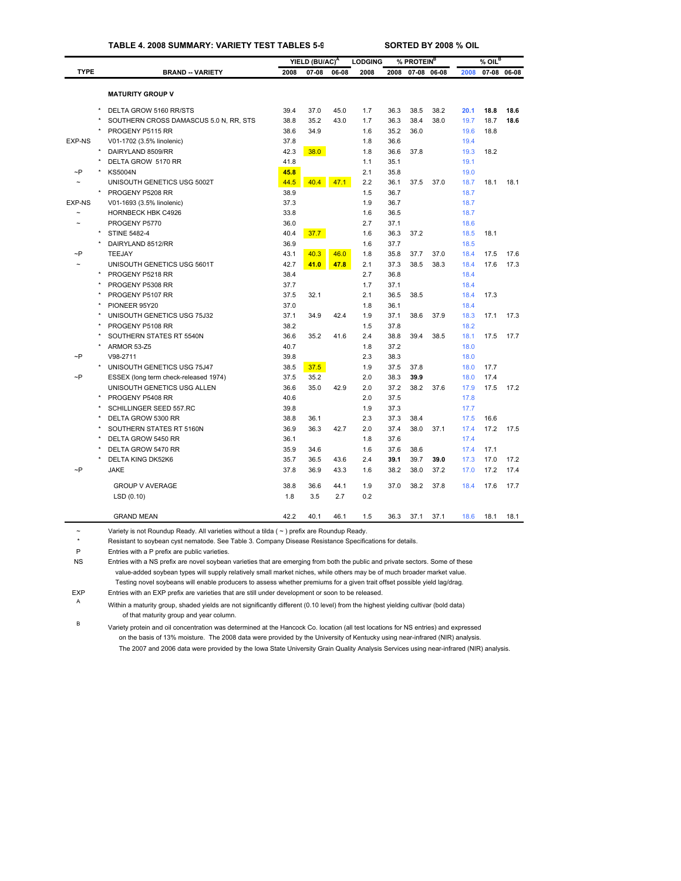**TABLE 4. 2008 SUMMARY: VARIETY TEST TABLES 5-9 — SORTED BY 2008 % OIL**

| TYPE | | BRAND -- VARIETY | YIELD (BU/AC)[A] 2008 | 07-08 | 06-08 | LODGING 2008 | % PROTEIN[B] 2008 | 07-08 | 06-08 | % OIL[B] 2008 | 07-08 | 06-08 |
|---|---|---|---|---|---|---|---|---|---|---|---|---|
| | | **MATURITY GROUP V** | | | | | | | | | | |
| | * | DELTA GROW 5160 RR/STS | 39.4 | 37.0 | 45.0 | 1.7 | 36.3 | 38.5 | 38.2 | **20.1** | **18.8** | **18.6** |
| | * | SOUTHERN CROSS DAMASCUS 5.0 N, RR, STS | 38.8 | 35.2 | 43.0 | 1.7 | 36.3 | 38.4 | 38.0 | 19.7 | 18.7 | **18.6** |
| | * | PROGENY P5115 RR | 38.6 | 34.9 | | 1.6 | 35.2 | 36.0 | | 19.6 | 18.8 | |
| EXP-NS | | V01-1702 (3.5% linolenic) | 37.8 | | | 1.8 | 36.6 | | | 19.4 | | |
| | * | DAIRYLAND 8509/RR | 42.3 | 38.0 | | 1.8 | 36.6 | 37.8 | | 19.3 | 18.2 | |
| | * | DELTA GROW 5170 RR | 41.8 | | | 1.1 | 35.1 | | | 19.1 | | |
| ~P | * | KS5004N | **45.8** | | | 2.1 | 35.8 | | | 19.0 | | |
| ~ | | UNISOUTH GENETICS USG 5002T | 44.5 | 40.4 | 47.1 | 2.2 | 36.1 | 37.5 | 37.0 | 18.7 | 18.1 | 18.1 |
| | * | PROGENY P5208 RR | 38.9 | | | 1.5 | 36.7 | | | 18.7 | | |
| EXP-NS | | V01-1693 (3.5% linolenic) | 37.3 | | | 1.9 | 36.7 | | | 18.7 | | |
| ~ | | HORNBECK HBK C4926 | 33.8 | | | 1.6 | 36.5 | | | 18.7 | | |
| ~ | | PROGENY P5770 | 36.0 | | | 2.7 | 37.1 | | | 18.6 | | |
| | * | STINE 5482-4 | 40.4 | 37.7 | | 1.6 | 36.3 | 37.2 | | 18.5 | 18.1 | |
| | * | DAIRYLAND 8512/RR | 36.9 | | | 1.6 | 37.7 | | | 18.5 | | |
| ~P | | TEEJAY | 43.1 | 40.3 | 46.0 | 1.8 | 35.8 | 37.7 | 37.0 | 18.4 | 17.5 | 17.6 |
| ~ | | UNISOUTH GENETICS USG 5601T | 42.7 | **41.0** | **47.8** | 2.1 | 37.3 | 38.5 | 38.3 | 18.4 | 17.6 | 17.3 |
| | * | PROGENY P5218 RR | 38.4 | | | 2.7 | 36.8 | | | 18.4 | | |
| | * | PROGENY P5308 RR | 37.7 | | | 1.7 | 37.1 | | | 18.4 | | |
| | * | PROGENY P5107 RR | 37.5 | 32.1 | | 2.1 | 36.5 | 38.5 | | 18.4 | 17.3 | |
| | * | PIONEER 95Y20 | 37.0 | | | 1.8 | 36.1 | | | 18.4 | | |
| | * | UNISOUTH GENETICS USG 75J32 | 37.1 | 34.9 | 42.4 | 1.9 | 37.1 | 38.6 | 37.9 | 18.3 | 17.1 | 17.3 |
| | * | PROGENY P5108 RR | 38.2 | | | 1.5 | 37.8 | | | 18.2 | | |
| | * | SOUTHERN STATES RT 5540N | 36.6 | 35.2 | 41.6 | 2.4 | 38.8 | 39.4 | 38.5 | 18.1 | 17.5 | 17.7 |
| | * | ARMOR 53-Z5 | 40.7 | | | 1.8 | 37.2 | | | 18.0 | | |
| ~P | | V98-2711 | 39.8 | | | 2.3 | 38.3 | | | 18.0 | | |
| | * | UNISOUTH GENETICS USG 75J47 | 38.5 | 37.5 | | 1.9 | 37.5 | 37.8 | | 18.0 | 17.7 | |
| ~P | | ESSEX (long term check-released 1974) | 37.5 | 35.2 | | 2.0 | 38.3 | **39.9** | | 18.0 | 17.4 | |
| | | UNISOUTH GENETICS USG ALLEN | 36.6 | 35.0 | 42.9 | 2.0 | 37.2 | 38.2 | 37.6 | 17.9 | 17.5 | 17.2 |
| | * | PROGENY P5408 RR | 40.6 | | | 2.0 | 37.5 | | | 17.8 | | |
| | * | SCHILLINGER SEED 557.RC | 39.8 | | | 1.9 | 37.3 | | | 17.7 | | |
| | * | DELTA GROW 5300 RR | 38.8 | 36.1 | | 2.3 | 37.3 | 38.4 | | 17.5 | 16.6 | |
| | * | SOUTHERN STATES RT 5160N | 36.9 | 36.3 | 42.7 | 2.0 | 37.4 | 38.0 | 37.1 | 17.4 | 17.2 | 17.5 |
| | * | DELTA GROW 5450 RR | 36.1 | | | 1.8 | 37.6 | | | 17.4 | | |
| | * | DELTA GROW 5470 RR | 35.9 | 34.6 | | 1.6 | 37.6 | 38.6 | | 17.4 | 17.1 | |
| | * | DELTA KING DK52K6 | 35.7 | 36.5 | 43.6 | 2.4 | **39.1** | 39.7 | **39.0** | 17.3 | 17.0 | 17.2 |
| ~P | | JAKE | 37.8 | 36.9 | 43.3 | 1.6 | 38.2 | 38.0 | 37.2 | 17.0 | 17.2 | 17.4 |
| | | GROUP V AVERAGE | 38.8 | 36.6 | 44.1 | 1.9 | 37.0 | 38.2 | 37.8 | 18.4 | 17.6 | 17.7 |
| | | LSD (0.10) | 1.8 | 3.5 | 2.7 | 0.2 | | | | | | |
| | | GRAND MEAN | 42.2 | 40.1 | 46.1 | 1.5 | 36.3 | 37.1 | 37.1 | 18.6 | 18.1 | 18.1 |

~ Variety is not Roundup Ready. All varieties without a tilda ( ~ ) prefix are Roundup Ready.

\* Resistant to soybean cyst nematode. See Table 3. Company Disease Resistance Specifications for details.

P Entries with a P prefix are public varieties.

NS Entries with a NS prefix are novel soybean varieties that are emerging from both the public and private sectors. Some of these value-added soybean types will supply relatively small market niches, while others may be of much broader market value. Testing novel soybeans will enable producers to assess whether premiums for a given trait offset possible yield lag/drag.

EXP Entries with an EXP prefix are varieties that are still under development or soon to be released.

A Within a maturity group, shaded yields are not significantly different (0.10 level) from the highest yielding cultivar (bold data) of that maturity group and year column.

B Variety protein and oil concentration was determined at the Hancock Co. location (all test locations for NS entries) and expressed on the basis of 13% moisture. The 2008 data were provided by the University of Kentucky using near-infrared (NIR) analysis. The 2007 and 2006 data were provided by the Iowa State University Grain Quality Analysis Services using near-infrared (NIR) analysis.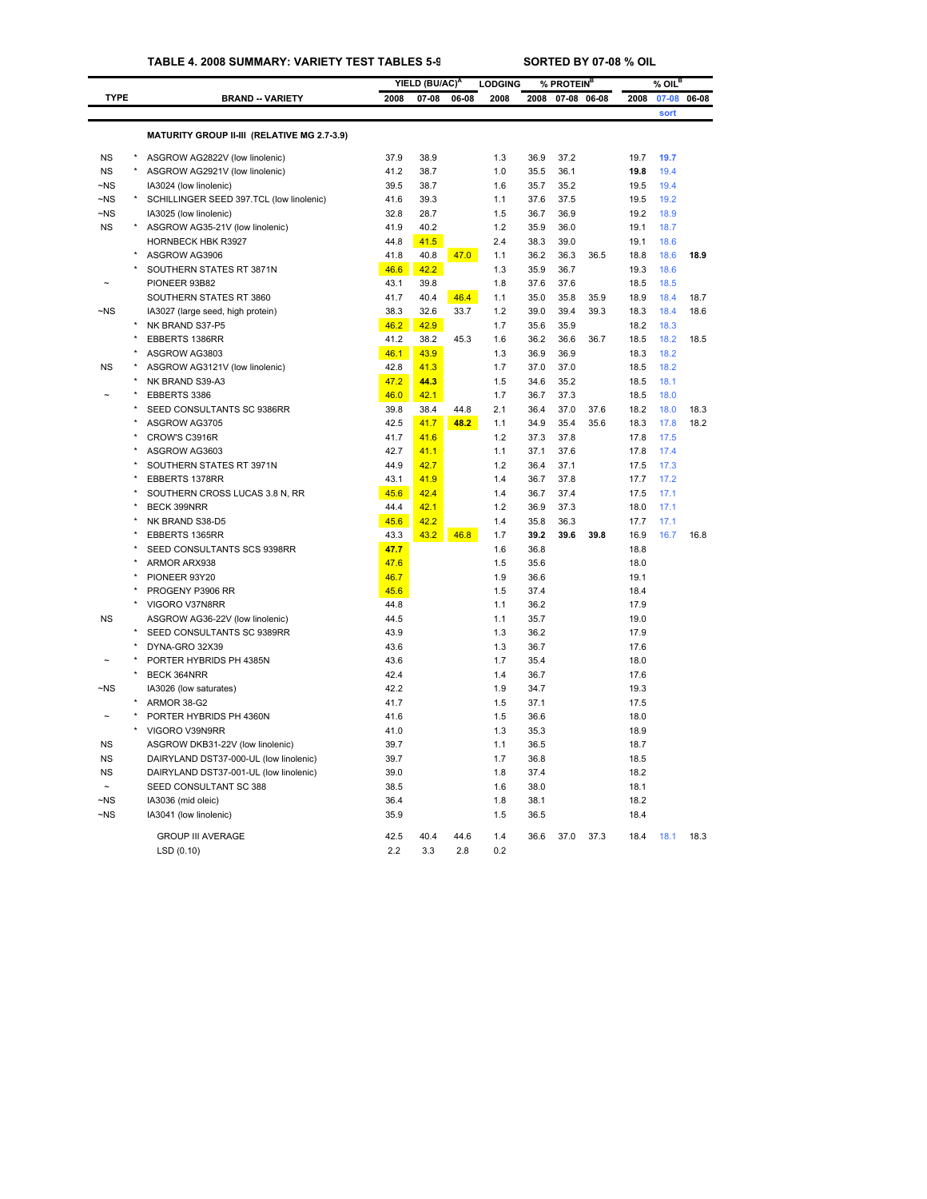**TABLE 4. 2008 SUMMARY: VARIETY TEST TABLES 5-9 — SORTED BY 07-08 % OIL**

| TYPE | | BRAND -- VARIETY | YIELD (BU/AC)[A] 2008 | 07-08 | 06-08 | LODGING 2008 | % PROTEIN[B] 2008 | 07-08 | 06-08 | % OIL[B] 2008 | 07-08 sort | 06-08 |
|---|---|---|---|---|---|---|---|---|---|---|---|---|
| | | **MATURITY GROUP II-III (RELATIVE MG 2.7-3.9)** | | | | | | | | | | |
| NS | * | ASGROW AG2822V (low linolenic) | 37.9 | 38.9 | | 1.3 | 36.9 | 37.2 | | 19.7 | **19.7** | |
| NS | * | ASGROW AG2921V (low linolenic) | 41.2 | 38.7 | | 1.0 | 35.5 | 36.1 | | **19.8** | 19.4 | |
| ~NS | | IA3024 (low linolenic) | 39.5 | 38.7 | | 1.6 | 35.7 | 35.2 | | 19.5 | 19.4 | |
| ~NS | * | SCHILLINGER SEED 397.TCL (low linolenic) | 41.6 | 39.3 | | 1.1 | 37.6 | 37.5 | | 19.5 | 19.2 | |
| ~NS | | IA3025 (low linolenic) | 32.8 | 28.7 | | 1.5 | 36.7 | 36.9 | | 19.2 | 18.9 | |
| NS | * | ASGROW AG35-21V (low linolenic) | 41.9 | 40.2 | | 1.2 | 35.9 | 36.0 | | 19.1 | 18.7 | |
| | | HORNBECK HBK R3927 | 44.8 | 41.5 | | 2.4 | 38.3 | 39.0 | | 19.1 | 18.6 | |
| | * | ASGROW AG3906 | 41.8 | 40.8 | 47.0 | 1.1 | 36.2 | 36.3 | 36.5 | 18.8 | 18.6 | **18.9** |
| | * | SOUTHERN STATES RT 3871N | 46.6 | 42.2 | | 1.3 | 35.9 | 36.7 | | 19.3 | 18.6 | |
| ~ | | PIONEER 93B82 | 43.1 | 39.8 | | 1.8 | 37.6 | 37.6 | | 18.5 | 18.5 | |
| | | SOUTHERN STATES RT 3860 | 41.7 | 40.4 | 46.4 | 1.1 | 35.0 | 35.8 | 35.9 | 18.9 | 18.4 | 18.7 |
| ~NS | | IA3027 (large seed, high protein) | 38.3 | 32.6 | 33.7 | 1.2 | 39.0 | 39.4 | 39.3 | 18.3 | 18.4 | 18.6 |
| | * | NK BRAND S37-P5 | 46.2 | 42.9 | | 1.7 | 35.6 | 35.9 | | 18.2 | 18.3 | |
| | * | EBBERTS 1386RR | 41.2 | 38.2 | 45.3 | 1.6 | 36.2 | 36.6 | 36.7 | 18.5 | 18.2 | 18.5 |
| | * | ASGROW AG3803 | 46.1 | 43.9 | | 1.3 | 36.9 | 36.9 | | 18.3 | 18.2 | |
| NS | * | ASGROW AG3121V (low linolenic) | 42.8 | 41.3 | | 1.7 | 37.0 | 37.0 | | 18.5 | 18.2 | |
| | * | NK BRAND S39-A3 | 47.2 | **44.3** | | 1.5 | 34.6 | 35.2 | | 18.5 | 18.1 | |
| ~ | * | EBBERTS 3386 | 46.0 | 42.1 | | 1.7 | 36.7 | 37.3 | | 18.5 | 18.0 | |
| | * | SEED CONSULTANTS SC 9386RR | 39.8 | 38.4 | 44.8 | 2.1 | 36.4 | 37.0 | 37.6 | 18.2 | 18.0 | 18.3 |
| | * | ASGROW AG3705 | 42.5 | 41.7 | **48.2** | 1.1 | 34.9 | 35.4 | 35.6 | 18.3 | 17.8 | 18.2 |
| | * | CROW'S C3916R | 41.7 | 41.6 | | 1.2 | 37.3 | 37.8 | | 17.8 | 17.5 | |
| | * | ASGROW AG3603 | 42.7 | 41.1 | | 1.1 | 37.1 | 37.6 | | 17.8 | 17.4 | |
| | * | SOUTHERN STATES RT 3971N | 44.9 | 42.7 | | 1.2 | 36.4 | 37.1 | | 17.5 | 17.3 | |
| | * | EBBERTS 1378RR | 43.1 | 41.9 | | 1.4 | 36.7 | 37.8 | | 17.7 | 17.2 | |
| | * | SOUTHERN CROSS LUCAS 3.8 N, RR | 45.6 | 42.4 | | 1.4 | 36.7 | 37.4 | | 17.5 | 17.1 | |
| | * | BECK 399NRR | 44.4 | 42.1 | | 1.2 | 36.9 | 37.3 | | 18.0 | 17.1 | |
| | * | NK BRAND S38-D5 | 45.6 | 42.2 | | 1.4 | 35.8 | 36.3 | | 17.7 | 17.1 | |
| | * | EBBERTS 1365RR | 43.3 | 43.2 | 46.8 | 1.7 | **39.2** | **39.6** | **39.8** | 16.9 | 16.7 | 16.8 |
| | * | SEED CONSULTANTS SCS 9398RR | **47.7** | | | 1.6 | 36.8 | | | 18.8 | | |
| | * | ARMOR ARX938 | 47.6 | | | 1.5 | 35.6 | | | 18.0 | | |
| | * | PIONEER 93Y20 | 46.7 | | | 1.9 | 36.6 | | | 19.1 | | |
| | * | PROGENY P3906 RR | 45.6 | | | 1.5 | 37.4 | | | 18.4 | | |
| | * | VIGORO V37N8RR | 44.8 | | | 1.1 | 36.2 | | | 17.9 | | |
| NS | | ASGROW AG36-22V (low linolenic) | 44.5 | | | 1.1 | 35.7 | | | 19.0 | | |
| | * | SEED CONSULTANTS SC 9389RR | 43.9 | | | 1.3 | 36.2 | | | 17.9 | | |
| | * | DYNA-GRO 32X39 | 43.6 | | | 1.3 | 36.7 | | | 17.6 | | |
| ~ | * | PORTER HYBRIDS PH 4385N | 43.6 | | | 1.7 | 35.4 | | | 18.0 | | |
| | * | BECK 364NRR | 42.4 | | | 1.4 | 36.7 | | | 17.6 | | |
| ~NS | | IA3026 (low saturates) | 42.2 | | | 1.9 | 34.7 | | | 19.3 | | |
| | * | ARMOR 38-G2 | 41.7 | | | 1.5 | 37.1 | | | 17.5 | | |
| ~ | * | PORTER HYBRIDS PH 4360N | 41.6 | | | 1.5 | 36.6 | | | 18.0 | | |
| | * | VIGORO V39N9RR | 41.0 | | | 1.3 | 35.3 | | | 18.9 | | |
| NS | | ASGROW DKB31-22V (low linolenic) | 39.7 | | | 1.1 | 36.5 | | | 18.7 | | |
| NS | | DAIRYLAND DST37-000-UL (low linolenic) | 39.7 | | | 1.7 | 36.8 | | | 18.5 | | |
| NS | | DAIRYLAND DST37-001-UL (low linolenic) | 39.0 | | | 1.8 | 37.4 | | | 18.2 | | |
| ~ | | SEED CONSULTANT SC 388 | 38.5 | | | 1.6 | 38.0 | | | 18.1 | | |
| ~NS | | IA3036 (mid oleic) | 36.4 | | | 1.8 | 38.1 | | | 18.2 | | |
| ~NS | | IA3041 (low linolenic) | 35.9 | | | 1.5 | 36.5 | | | 18.4 | | |
| | | GROUP III AVERAGE | 42.5 | 40.4 | 44.6 | 1.4 | 36.6 | 37.0 | 37.3 | 18.4 | 18.1 | 18.3 |
| | | LSD (0.10) | 2.2 | 3.3 | 2.8 | 0.2 | | | | | | |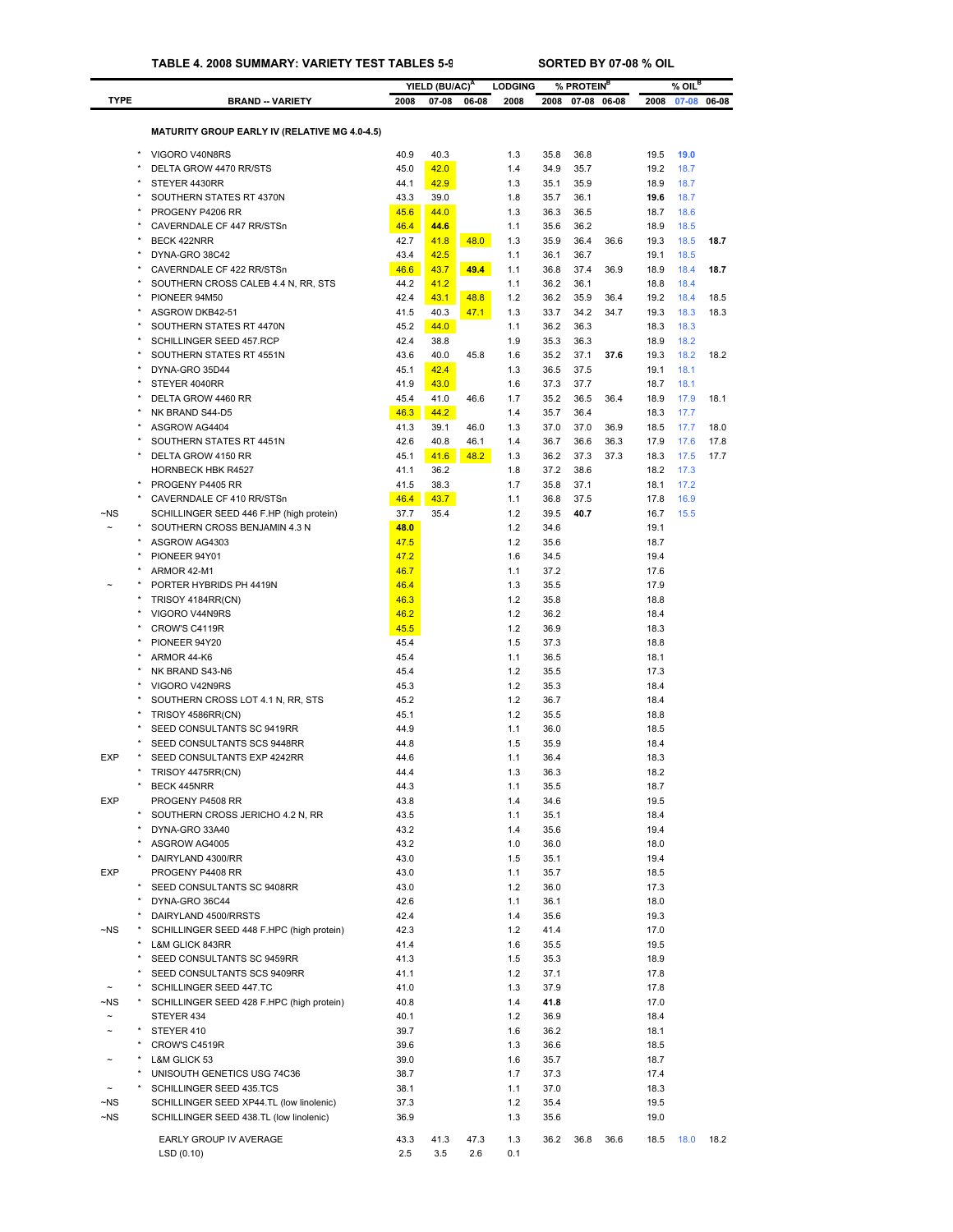**TABLE 4. 2008 SUMMARY: VARIETY TEST TABLES 5-9** — **SORTED BY 07-08 % OIL**

| TYPE | | BRAND -- VARIETY | YIELD (BU/AC)[A] 2008 | 07-08 | 06-08 | LODGING 2008 | % PROTEIN[B] 2008 | 07-08 | 06-08 | % OIL[B] 2008 | 07-08 | 06-08 |
|---|---|---|---|---|---|---|---|---|---|---|---|---|
| | | **MATURITY GROUP EARLY IV (RELATIVE MG 4.0-4.5)** | | | | | | | | | | |
| | * | VIGORO V40N8RS | 40.9 | 40.3 | | 1.3 | 35.8 | 36.8 | | 19.5 | **19.0** | |
| | * | DELTA GROW 4470 RR/STS | 45.0 | 42.0 | | 1.4 | 34.9 | 35.7 | | 19.2 | 18.7 | |
| | * | STEYER 4430RR | 44.1 | 42.9 | | 1.3 | 35.1 | 35.9 | | 18.9 | 18.7 | |
| | * | SOUTHERN STATES RT 4370N | 43.3 | 39.0 | | 1.8 | 35.7 | 36.1 | | **19.6** | 18.7 | |
| | * | PROGENY P4206 RR | 45.6 | 44.0 | | 1.3 | 36.3 | 36.5 | | 18.7 | 18.6 | |
| | * | CAVERNDALE CF 447 RR/STSn | 46.4 | **44.6** | | 1.1 | 35.6 | 36.2 | | 18.9 | 18.5 | |
| | * | BECK 422NRR | 42.7 | 41.8 | 48.0 | 1.3 | 35.9 | 36.4 | 36.6 | 19.3 | 18.5 | **18.7** |
| | * | DYNA-GRO 38C42 | 43.4 | 42.5 | | 1.1 | 36.1 | 36.7 | | 19.1 | 18.5 | |
| | * | CAVERNDALE CF 422 RR/STSn | 46.6 | 43.7 | **49.4** | 1.1 | 36.8 | 37.4 | 36.9 | 18.9 | 18.4 | **18.7** |
| | * | SOUTHERN CROSS CALEB 4.4 N, RR, STS | 44.2 | 41.2 | | 1.1 | 36.2 | 36.1 | | 18.8 | 18.4 | |
| | * | PIONEER 94M50 | 42.4 | 43.1 | 48.8 | 1.2 | 36.2 | 35.9 | 36.4 | 19.2 | 18.4 | 18.5 |
| | * | ASGROW DKB42-51 | 41.5 | 40.3 | 47.1 | 1.3 | 33.7 | 34.2 | 34.7 | 19.3 | 18.3 | 18.3 |
| | * | SOUTHERN STATES RT 4470N | 45.2 | 44.0 | | 1.1 | 36.2 | 36.3 | | 18.3 | 18.3 | |
| | * | SCHILLINGER SEED 457.RCP | 42.4 | 38.8 | | 1.9 | 35.3 | 36.3 | | 18.9 | 18.2 | |
| | * | SOUTHERN STATES RT 4551N | 43.6 | 40.0 | 45.8 | 1.6 | 35.2 | 37.1 | **37.6** | 19.3 | 18.2 | 18.2 |
| | * | DYNA-GRO 35D44 | 45.1 | 42.4 | | 1.3 | 36.5 | 37.5 | | 19.1 | 18.1 | |
| | * | STEYER 4040RR | 41.9 | 43.0 | | 1.6 | 37.3 | 37.7 | | 18.7 | 18.1 | |
| | * | DELTA GROW 4460 RR | 45.4 | 41.0 | 46.6 | 1.7 | 35.2 | 36.5 | 36.4 | 18.9 | 17.9 | 18.1 |
| | * | NK BRAND S44-D5 | 46.3 | 44.2 | | 1.4 | 35.7 | 36.4 | | 18.3 | 17.7 | |
| | * | ASGROW AG4404 | 41.3 | 39.1 | 46.0 | 1.3 | 37.0 | 37.0 | 36.9 | 18.5 | 17.7 | 18.0 |
| | * | SOUTHERN STATES RT 4451N | 42.6 | 40.8 | 46.1 | 1.4 | 36.7 | 36.6 | 36.3 | 17.9 | 17.6 | 17.8 |
| | * | DELTA GROW 4150 RR | 45.1 | 41.6 | 48.2 | 1.3 | 36.2 | 37.3 | 37.3 | 18.3 | 17.5 | 17.7 |
| | | HORNBECK HBK R4527 | 41.1 | 36.2 | | 1.8 | 37.2 | 38.6 | | 18.2 | 17.3 | |
| | * | PROGENY P4405 RR | 41.5 | 38.3 | | 1.7 | 35.8 | 37.1 | | 18.1 | 17.2 | |
| | * | CAVERNDALE CF 410 RR/STSn | 46.4 | 43.7 | | 1.1 | 36.8 | 37.5 | | 17.8 | 16.9 | |
| ~NS | | SCHILLINGER SEED 446 F.HP (high protein) | 37.7 | 35.4 | | 1.2 | 39.5 | **40.7** | | 16.7 | 15.5 | |
| ~ | * | SOUTHERN CROSS BENJAMIN 4.3 N | **48.0** | | | 1.2 | 34.6 | | | 19.1 | | |
| | * | ASGROW AG4303 | 47.5 | | | 1.2 | 35.6 | | | 18.7 | | |
| | * | PIONEER 94Y01 | 47.2 | | | 1.6 | 34.5 | | | 19.4 | | |
| | * | ARMOR 42-M1 | 46.7 | | | 1.1 | 37.2 | | | 17.6 | | |
| ~ | * | PORTER HYBRIDS PH 4419N | 46.4 | | | 1.3 | 35.5 | | | 17.9 | | |
| | * | TRISOY 4184RR(CN) | 46.3 | | | 1.2 | 35.8 | | | 18.8 | | |
| | * | VIGORO V44N9RS | 46.2 | | | 1.2 | 36.2 | | | 18.4 | | |
| | * | CROW'S C4119R | 45.5 | | | 1.2 | 36.9 | | | 18.3 | | |
| | * | PIONEER 94Y20 | 45.4 | | | 1.5 | 37.3 | | | 18.8 | | |
| | * | ARMOR 44-K6 | 45.4 | | | 1.1 | 36.5 | | | 18.1 | | |
| | * | NK BRAND S43-N6 | 45.4 | | | 1.2 | 35.5 | | | 17.3 | | |
| | * | VIGORO V42N9RS | 45.3 | | | 1.2 | 35.3 | | | 18.4 | | |
| | * | SOUTHERN CROSS LOT 4.1 N, RR, STS | 45.2 | | | 1.2 | 36.7 | | | 18.4 | | |
| | * | TRISOY 4586RR(CN) | 45.1 | | | 1.2 | 35.5 | | | 18.8 | | |
| | * | SEED CONSULTANTS SC 9419RR | 44.9 | | | 1.1 | 36.0 | | | 18.5 | | |
| | * | SEED CONSULTANTS SCS 9448RR | 44.8 | | | 1.5 | 35.9 | | | 18.4 | | |
| EXP | * | SEED CONSULTANTS EXP 4242RR | 44.6 | | | 1.1 | 36.4 | | | 18.3 | | |
| | * | TRISOY 4475RR(CN) | 44.4 | | | 1.3 | 36.3 | | | 18.2 | | |
| | * | BECK 445NRR | 44.3 | | | 1.1 | 35.5 | | | 18.7 | | |
| EXP | | PROGENY P4508 RR | 43.8 | | | 1.4 | 34.6 | | | 19.5 | | |
| | * | SOUTHERN CROSS JERICHO 4.2 N, RR | 43.5 | | | 1.1 | 35.1 | | | 18.4 | | |
| | * | DYNA-GRO 33A40 | 43.2 | | | 1.4 | 35.6 | | | 19.4 | | |
| | * | ASGROW AG4005 | 43.2 | | | 1.0 | 36.0 | | | 18.0 | | |
| | * | DAIRYLAND 4300/RR | 43.0 | | | 1.5 | 35.1 | | | 19.4 | | |
| EXP | | PROGENY P4408 RR | 43.0 | | | 1.1 | 35.7 | | | 18.5 | | |
| | * | SEED CONSULTANTS SC 9408RR | 43.0 | | | 1.2 | 36.0 | | | 17.3 | | |
| | * | DYNA-GRO 36C44 | 42.6 | | | 1.1 | 36.1 | | | 18.0 | | |
| | * | DAIRYLAND 4500/RRSTS | 42.4 | | | 1.4 | 35.6 | | | 19.3 | | |
| ~NS | * | SCHILLINGER SEED 448 F.HPC (high protein) | 42.3 | | | 1.2 | 41.4 | | | 17.0 | | |
| | * | L&M GLICK 843RR | 41.4 | | | 1.6 | 35.5 | | | 19.5 | | |
| | * | SEED CONSULTANTS SC 9459RR | 41.3 | | | 1.5 | 35.3 | | | 18.9 | | |
| | * | SEED CONSULTANTS SCS 9409RR | 41.1 | | | 1.2 | 37.1 | | | 17.8 | | |
| ~ | * | SCHILLINGER SEED 447.TC | 41.0 | | | 1.3 | 37.9 | | | 17.8 | | |
| ~NS | * | SCHILLINGER SEED 428 F.HPC (high protein) | 40.8 | | | 1.4 | **41.8** | | | 17.0 | | |
| ~ | | STEYER 434 | 40.1 | | | 1.2 | 36.9 | | | 18.4 | | |
| ~ | * | STEYER 410 | 39.7 | | | 1.6 | 36.2 | | | 18.1 | | |
| | * | CROW'S C4519R | 39.6 | | | 1.3 | 36.6 | | | 18.5 | | |
| ~ | * | L&M GLICK 53 | 39.0 | | | 1.6 | 35.7 | | | 18.7 | | |
| | * | UNISOUTH GENETICS USG 74C36 | 38.7 | | | 1.7 | 37.3 | | | 17.4 | | |
| ~ | * | SCHILLINGER SEED 435.TCS | 38.1 | | | 1.1 | 37.0 | | | 18.3 | | |
| ~NS | | SCHILLINGER SEED XP44.TL (low linolenic) | 37.3 | | | 1.2 | 35.4 | | | 19.5 | | |
| ~NS | | SCHILLINGER SEED 438.TL (low linolenic) | 36.9 | | | 1.3 | 35.6 | | | 19.0 | | |
| | | EARLY GROUP IV AVERAGE | 43.3 | 41.3 | 47.3 | 1.3 | 36.2 | 36.8 | 36.6 | 18.5 | 18.0 | 18.2 |
| | | LSD (0.10) | 2.5 | 3.5 | 2.6 | 0.1 | | | | | | |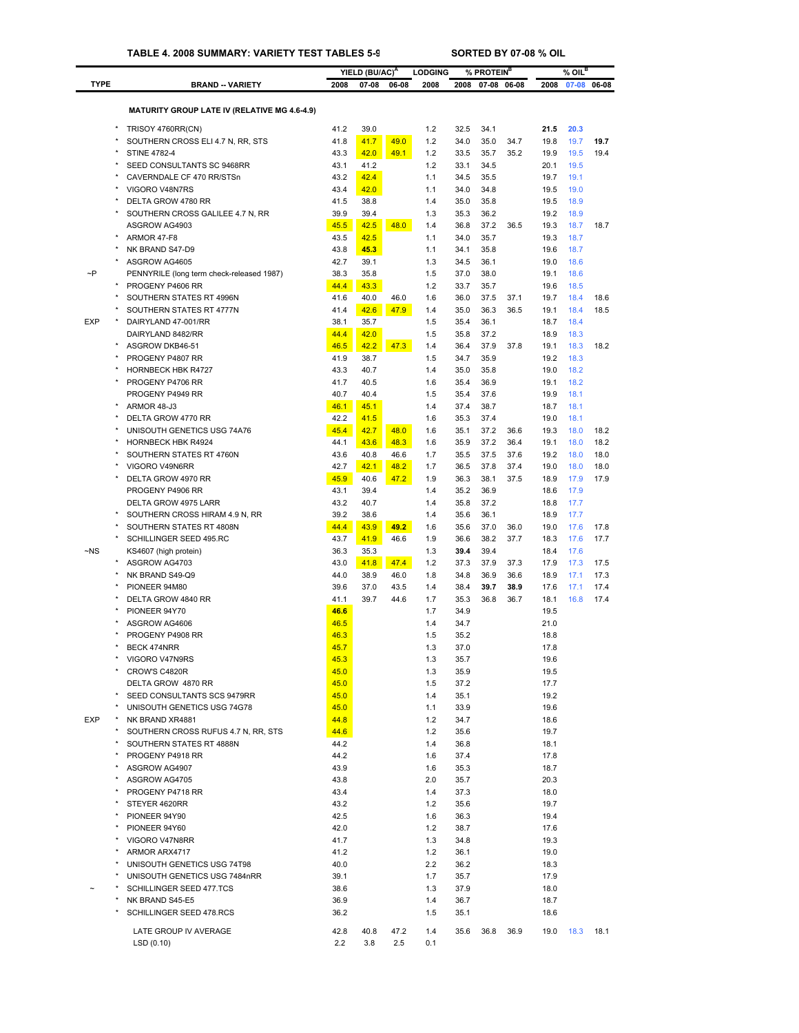**TABLE 4. 2008 SUMMARY: VARIETY TEST TABLES 5-9** &nbsp;&nbsp;&nbsp;&nbsp; **SORTED BY 07-08 % OIL**

| TYPE | | BRAND -- VARIETY | YIELD (BU/AC)[A] 2008 | 07-08 | 06-08 | LODGING 2008 | % PROTEIN[B] 2008 | 07-08 | 06-08 | % OIL[B] 2008 | 07-08 | 06-08 |
|---|---|---|---|---|---|---|---|---|---|---|---|---|
| | | **MATURITY GROUP LATE IV (RELATIVE MG 4.6-4.9)** | | | | | | | | | | |
| | * | TRISOY 4760RR(CN) | 41.2 | 39.0 | | 1.2 | 32.5 | 34.1 | | **21.5** | **20.3** | |
| | * | SOUTHERN CROSS ELI 4.7 N, RR, STS | 41.8 | 41.7 | 49.0 | 1.2 | 34.0 | 35.0 | 34.7 | 19.8 | 19.7 | **19.7** |
| | * | STINE 4782-4 | 43.3 | 42.0 | 49.1 | 1.2 | 33.5 | 35.7 | 35.2 | 19.9 | 19.5 | 19.4 |
| | * | SEED CONSULTANTS SC 9468RR | 43.1 | 41.2 | | 1.2 | 33.1 | 34.5 | | 20.1 | 19.5 | |
| | * | CAVERNDALE CF 470 RR/STSn | 43.2 | 42.4 | | 1.1 | 34.5 | 35.5 | | 19.7 | 19.1 | |
| | * | VIGORO V48N7RS | 43.4 | 42.0 | | 1.1 | 34.0 | 34.8 | | 19.5 | 19.0 | |
| | * | DELTA GROW 4780 RR | 41.5 | 38.8 | | 1.4 | 35.0 | 35.8 | | 19.5 | 18.9 | |
| | * | SOUTHERN CROSS GALILEE 4.7 N, RR | 39.9 | 39.4 | | 1.3 | 35.3 | 36.2 | | 19.2 | 18.9 | |
| | | ASGROW AG4903 | 45.5 | 42.5 | 48.0 | 1.4 | 36.8 | 37.2 | 36.5 | 19.3 | 18.7 | 18.7 |
| | * | ARMOR 47-F8 | 43.5 | 42.5 | | 1.1 | 34.0 | 35.7 | | 19.3 | 18.7 | |
| | * | NK BRAND S47-D9 | 43.8 | **45.3** | | 1.1 | 34.1 | 35.8 | | 19.6 | 18.7 | |
| | * | ASGROW AG4605 | 42.7 | 39.1 | | 1.3 | 34.5 | 36.1 | | 19.0 | 18.6 | |
| ~P | | PENNYRILE (long term check-released 1987) | 38.3 | 35.8 | | 1.5 | 37.0 | 38.0 | | 19.1 | 18.6 | |
| | * | PROGENY P4606 RR | 44.4 | 43.3 | | 1.2 | 33.7 | 35.7 | | 19.6 | 18.5 | |
| | * | SOUTHERN STATES RT 4996N | 41.6 | 40.0 | 46.0 | 1.6 | 36.0 | 37.5 | 37.1 | 19.7 | 18.4 | 18.6 |
| | * | SOUTHERN STATES RT 4777N | 41.4 | 42.6 | 47.9 | 1.4 | 35.0 | 36.3 | 36.5 | 19.1 | 18.4 | 18.5 |
| EXP | * | DAIRYLAND 47-001/RR | 38.1 | 35.7 | | 1.5 | 35.4 | 36.1 | | 18.7 | 18.4 | |
| | | DAIRYLAND 8482/RR | 44.4 | 42.0 | | 1.5 | 35.8 | 37.2 | | 18.9 | 18.3 | |
| | * | ASGROW DKB46-51 | 46.5 | 42.2 | 47.3 | 1.4 | 36.4 | 37.9 | 37.8 | 19.1 | 18.3 | 18.2 |
| | * | PROGENY P4807 RR | 41.9 | 38.7 | | 1.5 | 34.7 | 35.9 | | 19.2 | 18.3 | |
| | * | HORNBECK HBK R4727 | 43.3 | 40.7 | | 1.4 | 35.0 | 35.8 | | 19.0 | 18.2 | |
| | * | PROGENY P4706 RR | 41.7 | 40.5 | | 1.6 | 35.4 | 36.9 | | 19.1 | 18.2 | |
| | | PROGENY P4949 RR | 40.7 | 40.4 | | 1.5 | 35.4 | 37.6 | | 19.9 | 18.1 | |
| | * | ARMOR 48-J3 | 46.1 | 45.1 | | 1.4 | 37.4 | 38.7 | | 18.7 | 18.1 | |
| | * | DELTA GROW 4770 RR | 42.2 | 41.5 | | 1.6 | 35.3 | 37.4 | | 19.0 | 18.1 | |
| | * | UNISOUTH GENETICS USG 74A76 | 45.4 | 42.7 | 48.0 | 1.6 | 35.1 | 37.2 | 36.6 | 19.3 | 18.0 | 18.2 |
| | * | HORNBECK HBK R4924 | 44.1 | 43.6 | 48.3 | 1.6 | 35.9 | 37.2 | 36.4 | 19.1 | 18.0 | 18.2 |
| | * | SOUTHERN STATES RT 4760N | 43.6 | 40.8 | 46.6 | 1.7 | 35.5 | 37.5 | 37.6 | 19.2 | 18.0 | 18.0 |
| | * | VIGORO V49N6RR | 42.7 | 42.1 | 48.2 | 1.7 | 36.5 | 37.8 | 37.4 | 19.0 | 18.0 | 18.0 |
| | * | DELTA GROW 4970 RR | 45.9 | 40.6 | 47.2 | 1.9 | 36.3 | 38.1 | 37.5 | 18.9 | 17.9 | 17.9 |
| | | PROGENY P4906 RR | 43.1 | 39.4 | | 1.4 | 35.2 | 36.9 | | 18.6 | 17.9 | |
| | | DELTA GROW 4975 LARR | 43.2 | 40.7 | | 1.4 | 35.8 | 37.2 | | 18.8 | 17.7 | |
| | * | SOUTHERN CROSS HIRAM 4.9 N, RR | 39.2 | 38.6 | | 1.4 | 35.6 | 36.1 | | 18.9 | 17.7 | |
| | * | SOUTHERN STATES RT 4808N | 44.4 | 43.9 | **49.2** | 1.6 | 35.6 | 37.0 | 36.0 | 19.0 | 17.6 | 17.8 |
| | * | SCHILLINGER SEED 495.RC | 43.7 | 41.9 | 46.6 | 1.9 | 36.6 | 38.2 | 37.7 | 18.3 | 17.6 | 17.7 |
| ~NS | | KS4607 (high protein) | 36.3 | 35.3 | | 1.3 | **39.4** | 39.4 | | 18.4 | 17.6 | |
| | * | ASGROW AG4703 | 43.0 | 41.8 | 47.4 | 1.2 | 37.3 | 37.9 | 37.3 | 17.9 | 17.3 | 17.5 |
| | * | NK BRAND S49-Q9 | 44.0 | 38.9 | 46.0 | 1.8 | 34.8 | 36.9 | 36.6 | 18.9 | 17.1 | 17.3 |
| | * | PIONEER 94M80 | 39.6 | 37.0 | 43.5 | 1.4 | 38.4 | **39.7** | **38.9** | 17.6 | 17.1 | 17.4 |
| | * | DELTA GROW 4840 RR | 41.1 | 39.7 | 44.6 | 1.7 | 35.3 | 36.8 | 36.7 | 18.1 | 16.8 | 17.4 |
| | * | PIONEER 94Y70 | **46.6** | | | 1.7 | 34.9 | | | 19.5 | | |
| | * | ASGROW AG4606 | 46.5 | | | 1.4 | 34.7 | | | 21.0 | | |
| | * | PROGENY P4908 RR | 46.3 | | | 1.5 | 35.2 | | | 18.8 | | |
| | * | BECK 474NRR | 45.7 | | | 1.3 | 37.0 | | | 17.8 | | |
| | * | VIGORO V47N9RS | 45.3 | | | 1.3 | 35.7 | | | 19.6 | | |
| | * | CROW'S C4820R | 45.0 | | | 1.3 | 35.9 | | | 19.5 | | |
| | | DELTA GROW 4870 RR | 45.0 | | | 1.5 | 37.2 | | | 17.7 | | |
| | * | SEED CONSULTANTS SCS 9479RR | 45.0 | | | 1.4 | 35.1 | | | 19.2 | | |
| | * | UNISOUTH GENETICS USG 74G78 | 45.0 | | | 1.1 | 33.9 | | | 19.6 | | |
| EXP | * | NK BRAND XR4881 | 44.8 | | | 1.2 | 34.7 | | | 18.6 | | |
| | * | SOUTHERN CROSS RUFUS 4.7 N, RR, STS | 44.6 | | | 1.2 | 35.6 | | | 19.7 | | |
| | * | SOUTHERN STATES RT 4888N | 44.2 | | | 1.4 | 36.8 | | | 18.1 | | |
| | * | PROGENY P4918 RR | 44.2 | | | 1.6 | 37.4 | | | 17.8 | | |
| | * | ASGROW AG4907 | 43.9 | | | 1.6 | 35.3 | | | 18.7 | | |
| | * | ASGROW AG4705 | 43.8 | | | 2.0 | 35.7 | | | 20.3 | | |
| | * | PROGENY P4718 RR | 43.4 | | | 1.4 | 37.3 | | | 18.0 | | |
| | * | STEYER 4620RR | 43.2 | | | 1.2 | 35.6 | | | 19.7 | | |
| | * | PIONEER 94Y90 | 42.5 | | | 1.6 | 36.3 | | | 19.4 | | |
| | * | PIONEER 94Y60 | 42.0 | | | 1.2 | 38.7 | | | 17.6 | | |
| | * | VIGORO V47N8RR | 41.7 | | | 1.3 | 34.8 | | | 19.3 | | |
| | * | ARMOR ARX4717 | 41.2 | | | 1.2 | 36.1 | | | 19.0 | | |
| | * | UNISOUTH GENETICS USG 74T98 | 40.0 | | | 2.2 | 36.2 | | | 18.3 | | |
| | * | UNISOUTH GENETICS USG 7484nRR | 39.1 | | | 1.7 | 35.7 | | | 17.9 | | |
| ~ | * | SCHILLINGER SEED 477.TCS | 38.6 | | | 1.3 | 37.9 | | | 18.0 | | |
| | * | NK BRAND S45-E5 | 36.9 | | | 1.4 | 36.7 | | | 18.7 | | |
| | * | SCHILLINGER SEED 478.RCS | 36.2 | | | 1.5 | 35.1 | | | 18.6 | | |
| | | LATE GROUP IV AVERAGE | 42.8 | 40.8 | 47.2 | 1.4 | 35.6 | 36.8 | 36.9 | 19.0 | 18.3 | 18.1 |
| | | LSD (0.10) | 2.2 | 3.8 | 2.5 | 0.1 | | | | | | |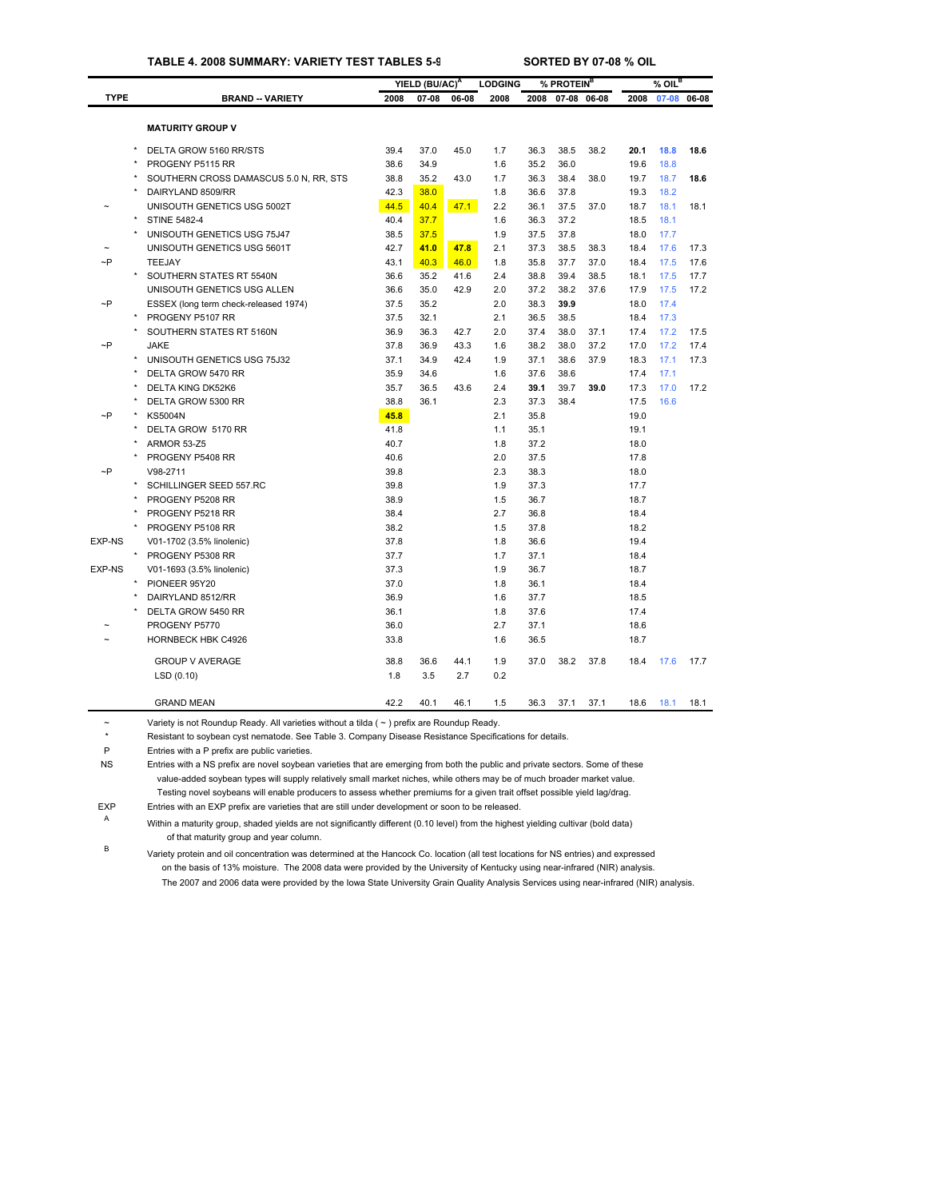**TABLE 4. 2008 SUMMARY: VARIETY TEST TABLES 5-9 SORTED BY 07-08 % OIL**

| TYPE | | BRAND -- VARIETY | YIELD (BU/AC)[A] 2008 | 07-08 | 06-08 | LODGING 2008 | % PROTEIN[B] 2008 | 07-08 | 06-08 | % OIL[B] 2008 | 07-08 | 06-08 |
|---|---|---|---|---|---|---|---|---|---|---|---|---|
| | | **MATURITY GROUP V** | | | | | | | | | | |
| | * | DELTA GROW 5160 RR/STS | 39.4 | 37.0 | 45.0 | 1.7 | 36.3 | 38.5 | 38.2 | **20.1** | **18.8** | **18.6** |
| | * | PROGENY P5115 RR | 38.6 | 34.9 | | 1.6 | 35.2 | 36.0 | | 19.6 | 18.8 | |
| | * | SOUTHERN CROSS DAMASCUS 5.0 N, RR, STS | 38.8 | 35.2 | 43.0 | 1.7 | 36.3 | 38.4 | 38.0 | 19.7 | 18.7 | **18.6** |
| | * | DAIRYLAND 8509/RR | 42.3 | 38.0 | | 1.8 | 36.6 | 37.8 | | 19.3 | 18.2 | |
| ~ | | UNISOUTH GENETICS USG 5002T | 44.5 | 40.4 | 47.1 | 2.2 | 36.1 | 37.5 | 37.0 | 18.7 | 18.1 | 18.1 |
| | * | STINE 5482-4 | 40.4 | 37.7 | | 1.6 | 36.3 | 37.2 | | 18.5 | 18.1 | |
| | * | UNISOUTH GENETICS USG 75J47 | 38.5 | 37.5 | | 1.9 | 37.5 | 37.8 | | 18.0 | 17.7 | |
| ~ | | UNISOUTH GENETICS USG 5601T | 42.7 | **41.0** | **47.8** | 2.1 | 37.3 | 38.5 | 38.3 | 18.4 | 17.6 | 17.3 |
| ~P | | TEEJAY | 43.1 | 40.3 | 46.0 | 1.8 | 35.8 | 37.7 | 37.0 | 18.4 | 17.5 | 17.6 |
| | * | SOUTHERN STATES RT 5540N | 36.6 | 35.2 | 41.6 | 2.4 | 38.8 | 39.4 | 38.5 | 18.1 | 17.5 | 17.7 |
| | | UNISOUTH GENETICS USG ALLEN | 36.6 | 35.0 | 42.9 | 2.0 | 37.2 | 38.2 | 37.6 | 17.9 | 17.5 | 17.2 |
| ~P | | ESSEX (long term check-released 1974) | 37.5 | 35.2 | | 2.0 | 38.3 | **39.9** | | 18.0 | 17.4 | |
| | * | PROGENY P5107 RR | 37.5 | 32.1 | | 2.1 | 36.5 | 38.5 | | 18.4 | 17.3 | |
| | * | SOUTHERN STATES RT 5160N | 36.9 | 36.3 | 42.7 | 2.0 | 37.4 | 38.0 | 37.1 | 17.4 | 17.2 | 17.5 |
| ~P | | JAKE | 37.8 | 36.9 | 43.3 | 1.6 | 38.2 | 38.0 | 37.2 | 17.0 | 17.2 | 17.4 |
| | * | UNISOUTH GENETICS USG 75J32 | 37.1 | 34.9 | 42.4 | 1.9 | 37.1 | 38.6 | 37.9 | 18.3 | 17.1 | 17.3 |
| | * | DELTA GROW 5470 RR | 35.9 | 34.6 | | 1.6 | 37.6 | 38.6 | | 17.4 | 17.1 | |
| | * | DELTA KING DK52K6 | 35.7 | 36.5 | 43.6 | 2.4 | **39.1** | 39.7 | **39.0** | 17.3 | 17.0 | 17.2 |
| | * | DELTA GROW 5300 RR | 38.8 | 36.1 | | 2.3 | 37.3 | 38.4 | | 17.5 | 16.6 | |
| ~P | * | KS5004N | **45.8** | | | 2.1 | 35.8 | | | 19.0 | | |
| | * | DELTA GROW 5170 RR | 41.8 | | | 1.1 | 35.1 | | | 19.1 | | |
| | * | ARMOR 53-Z5 | 40.7 | | | 1.8 | 37.2 | | | 18.0 | | |
| | * | PROGENY P5408 RR | 40.6 | | | 2.0 | 37.5 | | | 17.8 | | |
| ~P | | V98-2711 | 39.8 | | | 2.3 | 38.3 | | | 18.0 | | |
| | * | SCHILLINGER SEED 557.RC | 39.8 | | | 1.9 | 37.3 | | | 17.7 | | |
| | * | PROGENY P5208 RR | 38.9 | | | 1.5 | 36.7 | | | 18.7 | | |
| | * | PROGENY P5218 RR | 38.4 | | | 2.7 | 36.8 | | | 18.4 | | |
| | * | PROGENY P5108 RR | 38.2 | | | 1.5 | 37.8 | | | 18.2 | | |
| EXP-NS | | V01-1702 (3.5% linolenic) | 37.8 | | | 1.8 | 36.6 | | | 19.4 | | |
| | * | PROGENY P5308 RR | 37.7 | | | 1.7 | 37.1 | | | 18.4 | | |
| EXP-NS | | V01-1693 (3.5% linolenic) | 37.3 | | | 1.9 | 36.7 | | | 18.7 | | |
| | * | PIONEER 95Y20 | 37.0 | | | 1.8 | 36.1 | | | 18.4 | | |
| | * | DAIRYLAND 8512/RR | 36.9 | | | 1.6 | 37.7 | | | 18.5 | | |
| | * | DELTA GROW 5450 RR | 36.1 | | | 1.8 | 37.6 | | | 17.4 | | |
| ~ | | PROGENY P5770 | 36.0 | | | 2.7 | 37.1 | | | 18.6 | | |
| ~ | | HORNBECK HBK C4926 | 33.8 | | | 1.6 | 36.5 | | | 18.7 | | |
| | | GROUP V AVERAGE | 38.8 | 36.6 | 44.1 | 1.9 | 37.0 | 38.2 | 37.8 | 18.4 | 17.6 | 17.7 |
| | | LSD (0.10) | 1.8 | 3.5 | 2.7 | 0.2 | | | | | | |
| | | GRAND MEAN | 42.2 | 40.1 | 46.1 | 1.5 | 36.3 | 37.1 | 37.1 | 18.6 | 18.1 | 18.1 |

~ Variety is not Roundup Ready. All varieties without a tilda ( ~ ) prefix are Roundup Ready.

* Resistant to soybean cyst nematode. See Table 3. Company Disease Resistance Specifications for details.

P Entries with a P prefix are public varieties.

NS Entries with a NS prefix are novel soybean varieties that are emerging from both the public and private sectors. Some of these value-added soybean types will supply relatively small market niches, while others may be of much broader market value. Testing novel soybeans will enable producers to assess whether premiums for a given trait offset possible yield lag/drag.

EXP Entries with an EXP prefix are varieties that are still under development or soon to be released.

A Within a maturity group, shaded yields are not significantly different (0.10 level) from the highest yielding cultivar (bold data) of that maturity group and year column.

B Variety protein and oil concentration was determined at the Hancock Co. location (all test locations for NS entries) and expressed on the basis of 13% moisture. The 2008 data were provided by the University of Kentucky using near-infrared (NIR) analysis. The 2007 and 2006 data were provided by the Iowa State University Grain Quality Analysis Services using near-infrared (NIR) analysis.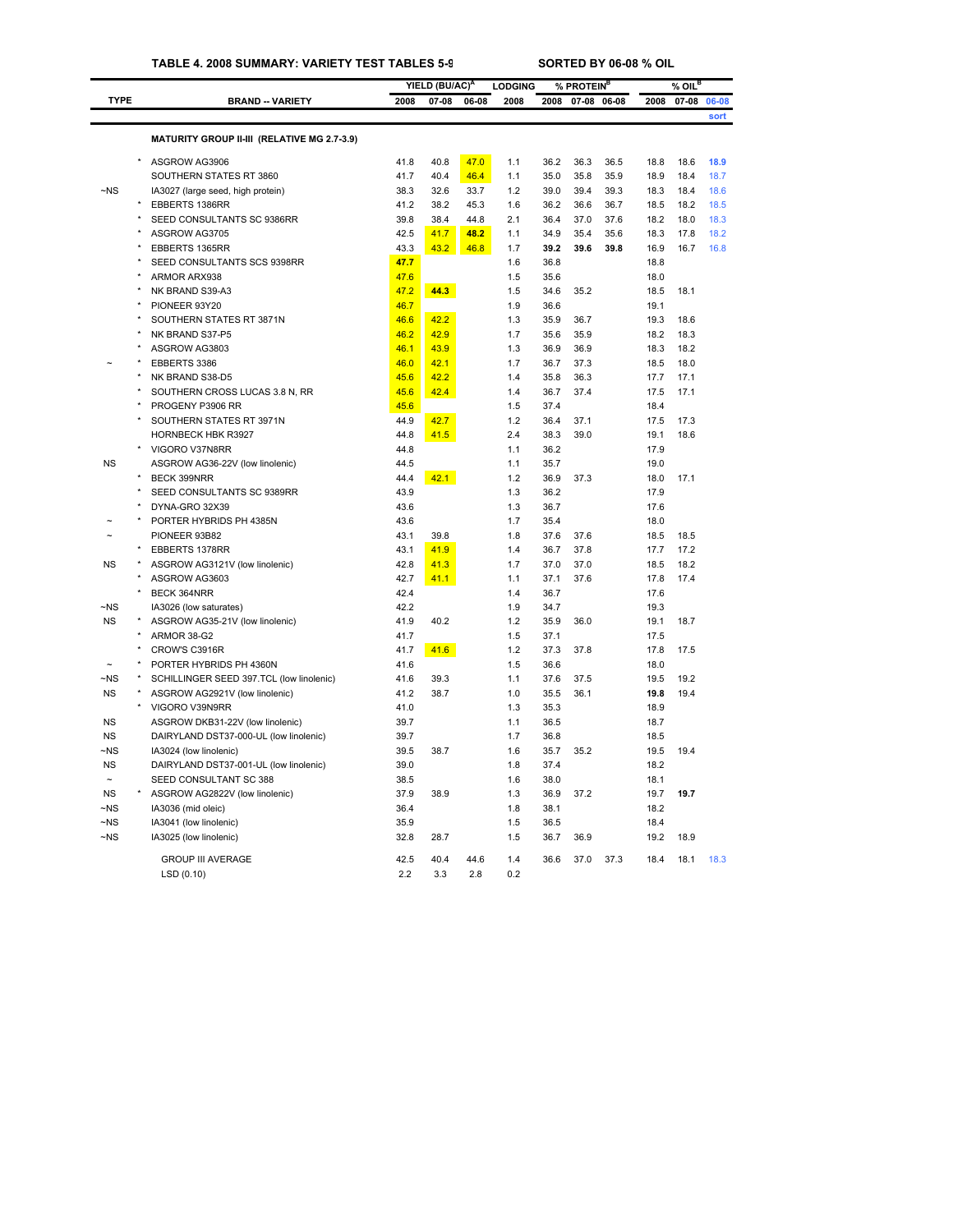**TABLE 4. 2008 SUMMARY: VARIETY TEST TABLES 5-9** **SORTED BY 06-08 % OIL**

| TYPE | | BRAND -- VARIETY | YIELD (BU/AC)[A] 2008 | YIELD 07-08 | YIELD 06-08 | LODGING 2008 | % PROTEIN[B] 2008 | % PROTEIN 07-08 | % PROTEIN 06-08 | % OIL[B] 2008 | % OIL 07-08 | % OIL 06-08 sort |
|---|---|---|---|---|---|---|---|---|---|---|---|---|
| | | **MATURITY GROUP II-III (RELATIVE MG 2.7-3.9)** | | | | | | | | | | |
| | * | ASGROW AG3906 | 41.8 | 40.8 | 47.0 | 1.1 | 36.2 | 36.3 | 36.5 | 18.8 | 18.6 | **18.9** |
| | | SOUTHERN STATES RT 3860 | 41.7 | 40.4 | 46.4 | 1.1 | 35.0 | 35.8 | 35.9 | 18.9 | 18.4 | 18.7 |
| ~NS | | IA3027 (large seed, high protein) | 38.3 | 32.6 | 33.7 | 1.2 | 39.0 | 39.4 | 39.3 | 18.3 | 18.4 | 18.6 |
| | * | EBBERTS 1386RR | 41.2 | 38.2 | 45.3 | 1.6 | 36.2 | 36.6 | 36.7 | 18.5 | 18.2 | 18.5 |
| | * | SEED CONSULTANTS SC 9386RR | 39.8 | 38.4 | 44.8 | 2.1 | 36.4 | 37.0 | 37.6 | 18.2 | 18.0 | 18.3 |
| | * | ASGROW AG3705 | 42.5 | 41.7 | **48.2** | 1.1 | 34.9 | 35.4 | 35.6 | 18.3 | 17.8 | 18.2 |
| | * | EBBERTS 1365RR | 43.3 | 43.2 | 46.8 | 1.7 | **39.2** | **39.6** | **39.8** | 16.9 | 16.7 | 16.8 |
| | * | SEED CONSULTANTS SCS 9398RR | **47.7** | | | 1.6 | 36.8 | | | 18.8 | | |
| | * | ARMOR ARX938 | 47.6 | | | 1.5 | 35.6 | | | 18.0 | | |
| | * | NK BRAND S39-A3 | 47.2 | **44.3** | | 1.5 | 34.6 | 35.2 | | 18.5 | 18.1 | |
| | * | PIONEER 93Y20 | 46.7 | | | 1.9 | 36.6 | | | 19.1 | | |
| | * | SOUTHERN STATES RT 3871N | 46.6 | 42.2 | | 1.3 | 35.9 | 36.7 | | 19.3 | 18.6 | |
| | * | NK BRAND S37-P5 | 46.2 | 42.9 | | 1.7 | 35.6 | 35.9 | | 18.2 | 18.3 | |
| | * | ASGROW AG3803 | 46.1 | 43.9 | | 1.3 | 36.9 | 36.9 | | 18.3 | 18.2 | |
| ~ | * | EBBERTS 3386 | 46.0 | 42.1 | | 1.7 | 36.7 | 37.3 | | 18.5 | 18.0 | |
| | * | NK BRAND S38-D5 | 45.6 | 42.2 | | 1.4 | 35.8 | 36.3 | | 17.7 | 17.1 | |
| | * | SOUTHERN CROSS LUCAS 3.8 N, RR | 45.6 | 42.4 | | 1.4 | 36.7 | 37.4 | | 17.5 | 17.1 | |
| | * | PROGENY P3906 RR | 45.6 | | | 1.5 | 37.4 | | | 18.4 | | |
| | * | SOUTHERN STATES RT 3971N | 44.9 | 42.7 | | 1.2 | 36.4 | 37.1 | | 17.5 | 17.3 | |
| | | HORNBECK HBK R3927 | 44.8 | 41.5 | | 2.4 | 38.3 | 39.0 | | 19.1 | 18.6 | |
| | * | VIGORO V37N8RR | 44.8 | | | 1.1 | 36.2 | | | 17.9 | | |
| NS | | ASGROW AG36-22V (low linolenic) | 44.5 | | | 1.1 | 35.7 | | | 19.0 | | |
| | * | BECK 399NRR | 44.4 | 42.1 | | 1.2 | 36.9 | 37.3 | | 18.0 | 17.1 | |
| | * | SEED CONSULTANTS SC 9389RR | 43.9 | | | 1.3 | 36.2 | | | 17.9 | | |
| | * | DYNA-GRO 32X39 | 43.6 | | | 1.3 | 36.7 | | | 17.6 | | |
| ~ | * | PORTER HYBRIDS PH 4385N | 43.6 | | | 1.7 | 35.4 | | | 18.0 | | |
| ~ | | PIONEER 93B82 | 43.1 | 39.8 | | 1.8 | 37.6 | 37.6 | | 18.5 | 18.5 | |
| | * | EBBERTS 1378RR | 43.1 | 41.9 | | 1.4 | 36.7 | 37.8 | | 17.7 | 17.2 | |
| NS | * | ASGROW AG3121V (low linolenic) | 42.8 | 41.3 | | 1.7 | 37.0 | 37.0 | | 18.5 | 18.2 | |
| | * | ASGROW AG3603 | 42.7 | 41.1 | | 1.1 | 37.1 | 37.6 | | 17.8 | 17.4 | |
| | * | BECK 364NRR | 42.4 | | | 1.4 | 36.7 | | | 17.6 | | |
| ~NS | | IA3026 (low saturates) | 42.2 | | | 1.9 | 34.7 | | | 19.3 | | |
| NS | * | ASGROW AG35-21V (low linolenic) | 41.9 | 40.2 | | 1.2 | 35.9 | 36.0 | | 19.1 | 18.7 | |
| | * | ARMOR 38-G2 | 41.7 | | | 1.5 | 37.1 | | | 17.5 | | |
| | * | CROW'S C3916R | 41.7 | 41.6 | | 1.2 | 37.3 | 37.8 | | 17.8 | 17.5 | |
| ~ | * | PORTER HYBRIDS PH 4360N | 41.6 | | | 1.5 | 36.6 | | | 18.0 | | |
| ~NS | * | SCHILLINGER SEED 397.TCL (low linolenic) | 41.6 | 39.3 | | 1.1 | 37.6 | 37.5 | | 19.5 | 19.2 | |
| NS | * | ASGROW AG2921V (low linolenic) | 41.2 | 38.7 | | 1.0 | 35.5 | 36.1 | | **19.8** | 19.4 | |
| | * | VIGORO V39N9RR | 41.0 | | | 1.3 | 35.3 | | | 18.9 | | |
| NS | | ASGROW DKB31-22V (low linolenic) | 39.7 | | | 1.1 | 36.5 | | | 18.7 | | |
| NS | | DAIRYLAND DST37-000-UL (low linolenic) | 39.7 | | | 1.7 | 36.8 | | | 18.5 | | |
| ~NS | | IA3024 (low linolenic) | 39.5 | 38.7 | | 1.6 | 35.7 | 35.2 | | 19.5 | 19.4 | |
| NS | | DAIRYLAND DST37-001-UL (low linolenic) | 39.0 | | | 1.8 | 37.4 | | | 18.2 | | |
| ~ | | SEED CONSULTANT SC 388 | 38.5 | | | 1.6 | 38.0 | | | 18.1 | | |
| NS | * | ASGROW AG2822V (low linolenic) | 37.9 | 38.9 | | 1.3 | 36.9 | 37.2 | | 19.7 | **19.7** | |
| ~NS | | IA3036 (mid oleic) | 36.4 | | | 1.8 | 38.1 | | | 18.2 | | |
| ~NS | | IA3041 (low linolenic) | 35.9 | | | 1.5 | 36.5 | | | 18.4 | | |
| ~NS | | IA3025 (low linolenic) | 32.8 | 28.7 | | 1.5 | 36.7 | 36.9 | | 19.2 | 18.9 | |
| | | GROUP III AVERAGE | 42.5 | 40.4 | 44.6 | 1.4 | 36.6 | 37.0 | 37.3 | 18.4 | 18.1 | 18.3 |
| | | LSD (0.10) | 2.2 | 3.3 | 2.8 | 0.2 | | | | | | |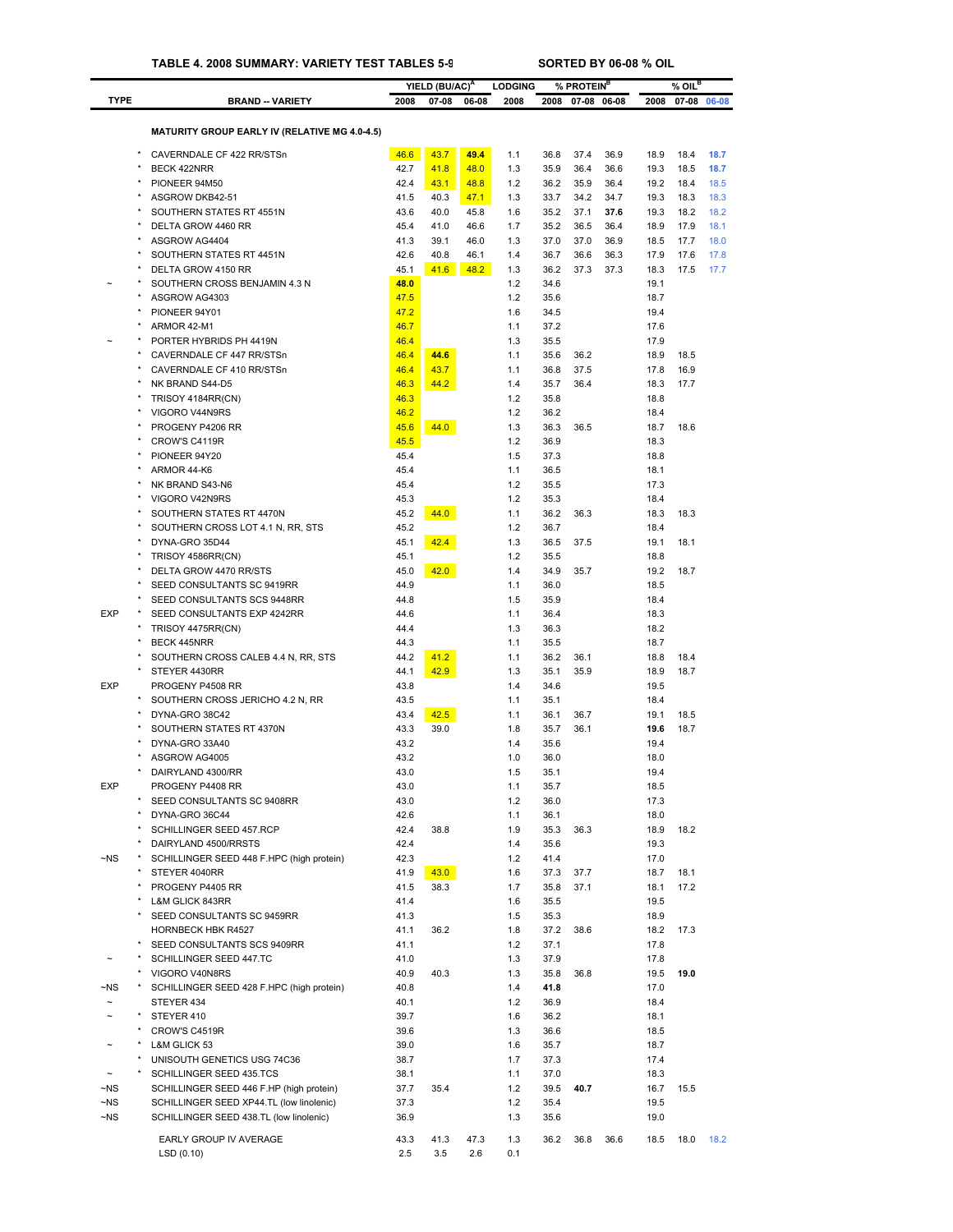**TABLE 4. 2008 SUMMARY: VARIETY TEST TABLES 5-9 SORTED BY 06-08 % OIL**

| TYPE | | BRAND -- VARIETY | YIELD (BU/AC)[A] 2008 | 07-08 | 06-08 | LODGING 2008 | % PROTEIN[B] 2008 | 07-08 | 06-08 | % OIL[B] 2008 | 07-08 | 06-08 |
|---|---|---|---|---|---|---|---|---|---|---|---|---|
| | | **MATURITY GROUP EARLY IV (RELATIVE MG 4.0-4.5)** | | | | | | | | | | |
| | * | CAVERNDALE CF 422 RR/STSn | 46.6 | 43.7 | **49.4** | 1.1 | 36.8 | 37.4 | 36.9 | 18.9 | 18.4 | **18.7** |
| | * | BECK 422NRR | 42.7 | 41.8 | 48.0 | 1.3 | 35.9 | 36.4 | 36.6 | 19.3 | 18.5 | **18.7** |
| | * | PIONEER 94M50 | 42.4 | 43.1 | 48.8 | 1.2 | 36.2 | 35.9 | 36.4 | 19.2 | 18.4 | 18.5 |
| | * | ASGROW DKB42-51 | 41.5 | 40.3 | 47.1 | 1.3 | 33.7 | 34.2 | 34.7 | 19.3 | 18.3 | 18.3 |
| | * | SOUTHERN STATES RT 4551N | 43.6 | 40.0 | 45.8 | 1.6 | 35.2 | 37.1 | **37.6** | 19.3 | 18.2 | 18.2 |
| | * | DELTA GROW 4460 RR | 45.4 | 41.0 | 46.6 | 1.7 | 35.2 | 36.5 | 36.4 | 18.9 | 17.9 | 18.1 |
| | * | ASGROW AG4404 | 41.3 | 39.1 | 46.0 | 1.3 | 37.0 | 37.0 | 36.9 | 18.5 | 17.7 | 18.0 |
| | * | SOUTHERN STATES RT 4451N | 42.6 | 40.8 | 46.1 | 1.4 | 36.7 | 36.6 | 36.3 | 17.9 | 17.6 | 17.8 |
| | * | DELTA GROW 4150 RR | 45.1 | 41.6 | 48.2 | 1.3 | 36.2 | 37.3 | 37.3 | 18.3 | 17.5 | 17.7 |
| ~ | * | SOUTHERN CROSS BENJAMIN 4.3 N | **48.0** | | | 1.2 | 34.6 | | | 19.1 | | |
| | * | ASGROW AG4303 | 47.5 | | | 1.2 | 35.6 | | | 18.7 | | |
| | * | PIONEER 94Y01 | 47.2 | | | 1.6 | 34.5 | | | 19.4 | | |
| | * | ARMOR 42-M1 | 46.7 | | | 1.1 | 37.2 | | | 17.6 | | |
| ~ | * | PORTER HYBRIDS PH 4419N | 46.4 | | | 1.3 | 35.5 | | | 17.9 | | |
| | * | CAVERNDALE CF 447 RR/STSn | 46.4 | **44.6** | | 1.1 | 35.6 | 36.2 | | 18.9 | 18.5 | |
| | * | CAVERNDALE CF 410 RR/STSn | 46.4 | 43.7 | | 1.1 | 36.8 | 37.5 | | 17.8 | 16.9 | |
| | * | NK BRAND S44-D5 | 46.3 | 44.2 | | 1.4 | 35.7 | 36.4 | | 18.3 | 17.7 | |
| | * | TRISOY 4184RR(CN) | 46.3 | | | 1.2 | 35.8 | | | 18.8 | | |
| | * | VIGORO V44N9RS | 46.2 | | | 1.2 | 36.2 | | | 18.4 | | |
| | * | PROGENY P4206 RR | 45.6 | 44.0 | | 1.3 | 36.3 | 36.5 | | 18.7 | 18.6 | |
| | * | CROW'S C4119R | 45.5 | | | 1.2 | 36.9 | | | 18.3 | | |
| | * | PIONEER 94Y20 | 45.4 | | | 1.5 | 37.3 | | | 18.8 | | |
| | * | ARMOR 44-K6 | 45.4 | | | 1.1 | 36.5 | | | 18.1 | | |
| | * | NK BRAND S43-N6 | 45.4 | | | 1.2 | 35.5 | | | 17.3 | | |
| | * | VIGORO V42N9RS | 45.3 | | | 1.2 | 35.3 | | | 18.4 | | |
| | * | SOUTHERN STATES RT 4470N | 45.2 | 44.0 | | 1.1 | 36.2 | 36.3 | | 18.3 | 18.3 | |
| | * | SOUTHERN CROSS LOT 4.1 N, RR, STS | 45.2 | | | 1.2 | 36.7 | | | 18.4 | | |
| | * | DYNA-GRO 35D44 | 45.1 | 42.4 | | 1.3 | 36.5 | 37.5 | | 19.1 | 18.1 | |
| | * | TRISOY 4586RR(CN) | 45.1 | | | 1.2 | 35.5 | | | 18.8 | | |
| | * | DELTA GROW 4470 RR/STS | 45.0 | 42.0 | | 1.4 | 34.9 | 35.7 | | 19.2 | 18.7 | |
| | * | SEED CONSULTANTS SC 9419RR | 44.9 | | | 1.1 | 36.0 | | | 18.5 | | |
| | * | SEED CONSULTANTS SCS 9448RR | 44.8 | | | 1.5 | 35.9 | | | 18.4 | | |
| EXP | * | SEED CONSULTANTS EXP 4242RR | 44.6 | | | 1.1 | 36.4 | | | 18.3 | | |
| | * | TRISOY 4475RR(CN) | 44.4 | | | 1.3 | 36.3 | | | 18.2 | | |
| | * | BECK 445NRR | 44.3 | | | 1.1 | 35.5 | | | 18.7 | | |
| | * | SOUTHERN CROSS CALEB 4.4 N, RR, STS | 44.2 | 41.2 | | 1.1 | 36.2 | 36.1 | | 18.8 | 18.4 | |
| | * | STEYER 4430RR | 44.1 | 42.9 | | 1.3 | 35.1 | 35.9 | | 18.9 | 18.7 | |
| EXP | | PROGENY P4508 RR | 43.8 | | | 1.4 | 34.6 | | | 19.5 | | |
| | * | SOUTHERN CROSS JERICHO 4.2 N, RR | 43.5 | | | 1.1 | 35.1 | | | 18.4 | | |
| | * | DYNA-GRO 38C42 | 43.4 | 42.5 | | 1.1 | 36.1 | 36.7 | | 19.1 | 18.5 | |
| | * | SOUTHERN STATES RT 4370N | 43.3 | 39.0 | | 1.8 | 35.7 | 36.1 | | **19.6** | 18.7 | |
| | * | DYNA-GRO 33A40 | 43.2 | | | 1.4 | 35.6 | | | 19.4 | | |
| | * | ASGROW AG4005 | 43.2 | | | 1.0 | 36.0 | | | 18.0 | | |
| | * | DAIRYLAND 4300/RR | 43.0 | | | 1.5 | 35.1 | | | 19.4 | | |
| EXP | | PROGENY P4408 RR | 43.0 | | | 1.1 | 35.7 | | | 18.5 | | |
| | * | SEED CONSULTANTS SC 9408RR | 43.0 | | | 1.2 | 36.0 | | | 17.3 | | |
| | * | DYNA-GRO 36C44 | 42.6 | | | 1.1 | 36.1 | | | 18.0 | | |
| | * | SCHILLINGER SEED 457.RCP | 42.4 | 38.8 | | 1.9 | 35.3 | 36.3 | | 18.9 | 18.2 | |
| | * | DAIRYLAND 4500/RRSTS | 42.4 | | | 1.4 | 35.6 | | | 19.3 | | |
| ~NS | * | SCHILLINGER SEED 448 F.HPC (high protein) | 42.3 | | | 1.2 | 41.4 | | | 17.0 | | |
| | * | STEYER 4040RR | 41.9 | 43.0 | | 1.6 | 37.3 | 37.7 | | 18.7 | 18.1 | |
| | * | PROGENY P4405 RR | 41.5 | 38.3 | | 1.7 | 35.8 | 37.1 | | 18.1 | 17.2 | |
| | * | L&M GLICK 843RR | 41.4 | | | 1.6 | 35.5 | | | 19.5 | | |
| | * | SEED CONSULTANTS SC 9459RR | 41.3 | | | 1.5 | 35.3 | | | 18.9 | | |
| | | HORNBECK HBK R4527 | 41.1 | 36.2 | | 1.8 | 37.2 | 38.6 | | 18.2 | 17.3 | |
| | * | SEED CONSULTANTS SCS 9409RR | 41.1 | | | 1.2 | 37.1 | | | 17.8 | | |
| ~ | * | SCHILLINGER SEED 447.TC | 41.0 | | | 1.3 | 37.9 | | | 17.8 | | |
| | * | VIGORO V40N8RS | 40.9 | 40.3 | | 1.3 | 35.8 | 36.8 | | 19.5 | **19.0** | |
| ~NS | * | SCHILLINGER SEED 428 F.HPC (high protein) | 40.8 | | | 1.4 | **41.8** | | | 17.0 | | |
| ~ | | STEYER 434 | 40.1 | | | 1.2 | 36.9 | | | 18.4 | | |
| ~ | * | STEYER 410 | 39.7 | | | 1.6 | 36.2 | | | 18.1 | | |
| | * | CROW'S C4519R | 39.6 | | | 1.3 | 36.6 | | | 18.5 | | |
| ~ | * | L&M GLICK 53 | 39.0 | | | 1.6 | 35.7 | | | 18.7 | | |
| | * | UNISOUTH GENETICS USG 74C36 | 38.7 | | | 1.7 | 37.3 | | | 17.4 | | |
| ~ | * | SCHILLINGER SEED 435.TCS | 38.1 | | | 1.1 | 37.0 | | | 18.3 | | |
| ~NS | | SCHILLINGER SEED 446 F.HP (high protein) | 37.7 | 35.4 | | 1.2 | 39.5 | **40.7** | | 16.7 | 15.5 | |
| ~NS | | SCHILLINGER SEED XP44.TL (low linolenic) | 37.3 | | | 1.2 | 35.4 | | | 19.5 | | |
| ~NS | | SCHILLINGER SEED 438.TL (low linolenic) | 36.9 | | | 1.3 | 35.6 | | | 19.0 | | |
| | | EARLY GROUP IV AVERAGE | 43.3 | 41.3 | 47.3 | 1.3 | 36.2 | 36.8 | 36.6 | 18.5 | 18.0 | 18.2 |
| | | LSD (0.10) | 2.5 | 3.5 | 2.6 | 0.1 | | | | | | |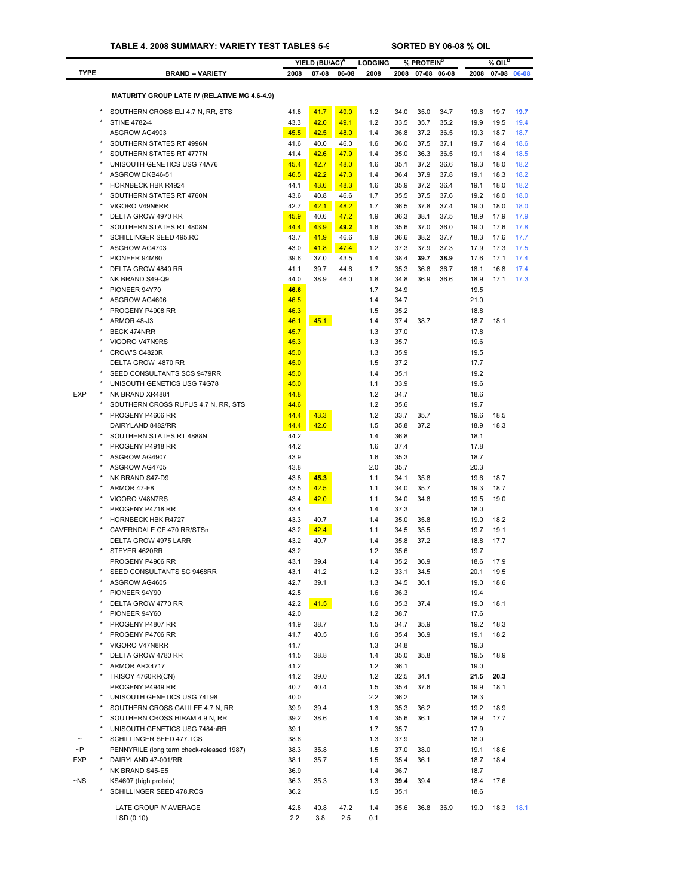**TABLE 4. 2008 SUMMARY: VARIETY TEST TABLES 5-9 — SORTED BY 06-08 % OIL**

| TYPE | | BRAND -- VARIETY | YIELD (BU/AC)[A] 2008 | 07-08 | 06-08 | LODGING 2008 | % PROTEIN[B] 2008 | 07-08 | 06-08 | % OIL[B] 2008 | 07-08 | 06-08 |
|---|---|---|---|---|---|---|---|---|---|---|---|---|
| | | **MATURITY GROUP LATE IV (RELATIVE MG 4.6-4.9)** | | | | | | | | | | |
| | * | SOUTHERN CROSS ELI 4.7 N, RR, STS | 41.8 | 41.7 | 49.0 | 1.2 | 34.0 | 35.0 | 34.7 | 19.8 | 19.7 | **19.7** |
| | * | STINE 4782-4 | 43.3 | 42.0 | 49.1 | 1.2 | 33.5 | 35.7 | 35.2 | 19.9 | 19.5 | 19.4 |
| | | ASGROW AG4903 | 45.5 | 42.5 | 48.0 | 1.4 | 36.8 | 37.2 | 36.5 | 19.3 | 18.7 | 18.7 |
| | * | SOUTHERN STATES RT 4996N | 41.6 | 40.0 | 46.0 | 1.6 | 36.0 | 37.5 | 37.1 | 19.7 | 18.4 | 18.6 |
| | * | SOUTHERN STATES RT 4777N | 41.4 | 42.6 | 47.9 | 1.4 | 35.0 | 36.3 | 36.5 | 19.1 | 18.4 | 18.5 |
| | * | UNISOUTH GENETICS USG 74A76 | 45.4 | 42.7 | 48.0 | 1.6 | 35.1 | 37.2 | 36.6 | 19.3 | 18.0 | 18.2 |
| | * | ASGROW DKB46-51 | 46.5 | 42.2 | 47.3 | 1.4 | 36.4 | 37.9 | 37.8 | 19.1 | 18.3 | 18.2 |
| | * | HORNBECK HBK R4924 | 44.1 | 43.6 | 48.3 | 1.6 | 35.9 | 37.2 | 36.4 | 19.1 | 18.0 | 18.2 |
| | * | SOUTHERN STATES RT 4760N | 43.6 | 40.8 | 46.6 | 1.7 | 35.5 | 37.5 | 37.6 | 19.2 | 18.0 | 18.0 |
| | * | VIGORO V49N6RR | 42.7 | 42.1 | 48.2 | 1.7 | 36.5 | 37.8 | 37.4 | 19.0 | 18.0 | 18.0 |
| | * | DELTA GROW 4970 RR | 45.9 | 40.6 | 47.2 | 1.9 | 36.3 | 38.1 | 37.5 | 18.9 | 17.9 | 17.9 |
| | * | SOUTHERN STATES RT 4808N | 44.4 | 43.9 | **49.2** | 1.6 | 35.6 | 37.0 | 36.0 | 19.0 | 17.6 | 17.8 |
| | * | SCHILLINGER SEED 495.RC | 43.7 | 41.9 | 46.6 | 1.9 | 36.6 | 38.2 | 37.7 | 18.3 | 17.6 | 17.7 |
| | * | ASGROW AG4703 | 43.0 | 41.8 | 47.4 | 1.2 | 37.3 | 37.9 | 37.3 | 17.9 | 17.3 | 17.5 |
| | * | PIONEER 94M80 | 39.6 | 37.0 | 43.5 | 1.4 | 38.4 | **39.7** | **38.9** | 17.6 | 17.1 | 17.4 |
| | * | DELTA GROW 4840 RR | 41.1 | 39.7 | 44.6 | 1.7 | 35.3 | 36.8 | 36.7 | 18.1 | 16.8 | 17.4 |
| | * | NK BRAND S49-Q9 | 44.0 | 38.9 | 46.0 | 1.8 | 34.8 | 36.9 | 36.6 | 18.9 | 17.1 | 17.3 |
| | * | PIONEER 94Y70 | **46.6** | | | 1.7 | 34.9 | | | 19.5 | | |
| | * | ASGROW AG4606 | 46.5 | | | 1.4 | 34.7 | | | 21.0 | | |
| | * | PROGENY P4908 RR | 46.3 | | | 1.5 | 35.2 | | | 18.8 | | |
| | * | ARMOR 48-J3 | 46.1 | 45.1 | | 1.4 | 37.4 | 38.7 | | 18.7 | 18.1 | |
| | * | BECK 474NRR | 45.7 | | | 1.3 | 37.0 | | | 17.8 | | |
| | * | VIGORO V47N9RS | 45.3 | | | 1.3 | 35.7 | | | 19.6 | | |
| | * | CROW'S C4820R | 45.0 | | | 1.3 | 35.9 | | | 19.5 | | |
| | | DELTA GROW 4870 RR | 45.0 | | | 1.5 | 37.2 | | | 17.7 | | |
| | * | SEED CONSULTANTS SCS 9479RR | 45.0 | | | 1.4 | 35.1 | | | 19.2 | | |
| | * | UNISOUTH GENETICS USG 74G78 | 45.0 | | | 1.1 | 33.9 | | | 19.6 | | |
| EXP | * | NK BRAND XR4881 | 44.8 | | | 1.2 | 34.7 | | | 18.6 | | |
| | * | SOUTHERN CROSS RUFUS 4.7 N, RR, STS | 44.6 | | | 1.2 | 35.6 | | | 19.7 | | |
| | * | PROGENY P4606 RR | 44.4 | 43.3 | | 1.2 | 33.7 | 35.7 | | 19.6 | 18.5 | |
| | | DAIRYLAND 8482/RR | 44.4 | 42.0 | | 1.5 | 35.8 | 37.2 | | 18.9 | 18.3 | |
| | * | SOUTHERN STATES RT 4888N | 44.2 | | | 1.4 | 36.8 | | | 18.1 | | |
| | * | PROGENY P4918 RR | 44.2 | | | 1.6 | 37.4 | | | 17.8 | | |
| | * | ASGROW AG4907 | 43.9 | | | 1.6 | 35.3 | | | 18.7 | | |
| | * | ASGROW AG4705 | 43.8 | | | 2.0 | 35.7 | | | 20.3 | | |
| | * | NK BRAND S47-D9 | 43.8 | **45.3** | | 1.1 | 34.1 | 35.8 | | 19.6 | 18.7 | |
| | * | ARMOR 47-F8 | 43.5 | 42.5 | | 1.1 | 34.0 | 35.7 | | 19.3 | 18.7 | |
| | * | VIGORO V48N7RS | 43.4 | 42.0 | | 1.1 | 34.0 | 34.8 | | 19.5 | 19.0 | |
| | * | PROGENY P4718 RR | 43.4 | | | 1.4 | 37.3 | | | 18.0 | | |
| | * | HORNBECK HBK R4727 | 43.3 | 40.7 | | 1.4 | 35.0 | 35.8 | | 19.0 | 18.2 | |
| | * | CAVERNDALE CF 470 RR/STSn | 43.2 | 42.4 | | 1.1 | 34.5 | 35.5 | | 19.7 | 19.1 | |
| | | DELTA GROW 4975 LARR | 43.2 | 40.7 | | 1.4 | 35.8 | 37.2 | | 18.8 | 17.7 | |
| | * | STEYER 4620RR | 43.2 | | | 1.2 | 35.6 | | | 19.7 | | |
| | | PROGENY P4906 RR | 43.1 | 39.4 | | 1.4 | 35.2 | 36.9 | | 18.6 | 17.9 | |
| | * | SEED CONSULTANTS SC 9468RR | 43.1 | 41.2 | | 1.2 | 33.1 | 34.5 | | 20.1 | 19.5 | |
| | * | ASGROW AG4605 | 42.7 | 39.1 | | 1.3 | 34.5 | 36.1 | | 19.0 | 18.6 | |
| | * | PIONEER 94Y90 | 42.5 | | | 1.6 | 36.3 | | | 19.4 | | |
| | * | DELTA GROW 4770 RR | 42.2 | 41.5 | | 1.6 | 35.3 | 37.4 | | 19.0 | 18.1 | |
| | * | PIONEER 94Y60 | 42.0 | | | 1.2 | 38.7 | | | 17.6 | | |
| | * | PROGENY P4807 RR | 41.9 | 38.7 | | 1.5 | 34.7 | 35.9 | | 19.2 | 18.3 | |
| | * | PROGENY P4706 RR | 41.7 | 40.5 | | 1.6 | 35.4 | 36.9 | | 19.1 | 18.2 | |
| | * | VIGORO V47N8RR | 41.7 | | | 1.3 | 34.8 | | | 19.3 | | |
| | * | DELTA GROW 4780 RR | 41.5 | 38.8 | | 1.4 | 35.0 | 35.8 | | 19.5 | 18.9 | |
| | * | ARMOR ARX4717 | 41.2 | | | 1.2 | 36.1 | | | 19.0 | | |
| | * | TRISOY 4760RR(CN) | 41.2 | 39.0 | | 1.2 | 32.5 | 34.1 | | **21.5** | **20.3** | |
| | | PROGENY P4949 RR | 40.7 | 40.4 | | 1.5 | 35.4 | 37.6 | | 19.9 | 18.1 | |
| | * | UNISOUTH GENETICS USG 74T98 | 40.0 | | | 2.2 | 36.2 | | | 18.3 | | |
| | * | SOUTHERN CROSS GALILEE 4.7 N, RR | 39.9 | 39.4 | | 1.3 | 35.3 | 36.2 | | 19.2 | 18.9 | |
| | * | SOUTHERN CROSS HIRAM 4.9 N, RR | 39.2 | 38.6 | | 1.4 | 35.6 | 36.1 | | 18.9 | 17.7 | |
| | * | UNISOUTH GENETICS USG 7484nRR | 39.1 | | | 1.7 | 35.7 | | | 17.9 | | |
| ~ | * | SCHILLINGER SEED 477.TCS | 38.6 | | | 1.3 | 37.9 | | | 18.0 | | |
| ~P | | PENNYRILE (long term check-released 1987) | 38.3 | 35.8 | | 1.5 | 37.0 | 38.0 | | 19.1 | 18.6 | |
| EXP | * | DAIRYLAND 47-001/RR | 38.1 | 35.7 | | 1.5 | 35.4 | 36.1 | | 18.7 | 18.4 | |
| | * | NK BRAND S45-E5 | 36.9 | | | 1.4 | 36.7 | | | 18.7 | | |
| ~NS | | KS4607 (high protein) | 36.3 | 35.3 | | 1.3 | **39.4** | 39.4 | | 18.4 | 17.6 | |
| | * | SCHILLINGER SEED 478.RCS | 36.2 | | | 1.5 | 35.1 | | | 18.6 | | |
| | | LATE GROUP IV AVERAGE | 42.8 | 40.8 | 47.2 | 1.4 | 35.6 | 36.8 | 36.9 | 19.0 | 18.3 | 18.1 |
| | | LSD (0.10) | 2.2 | 3.8 | 2.5 | 0.1 | | | | | | |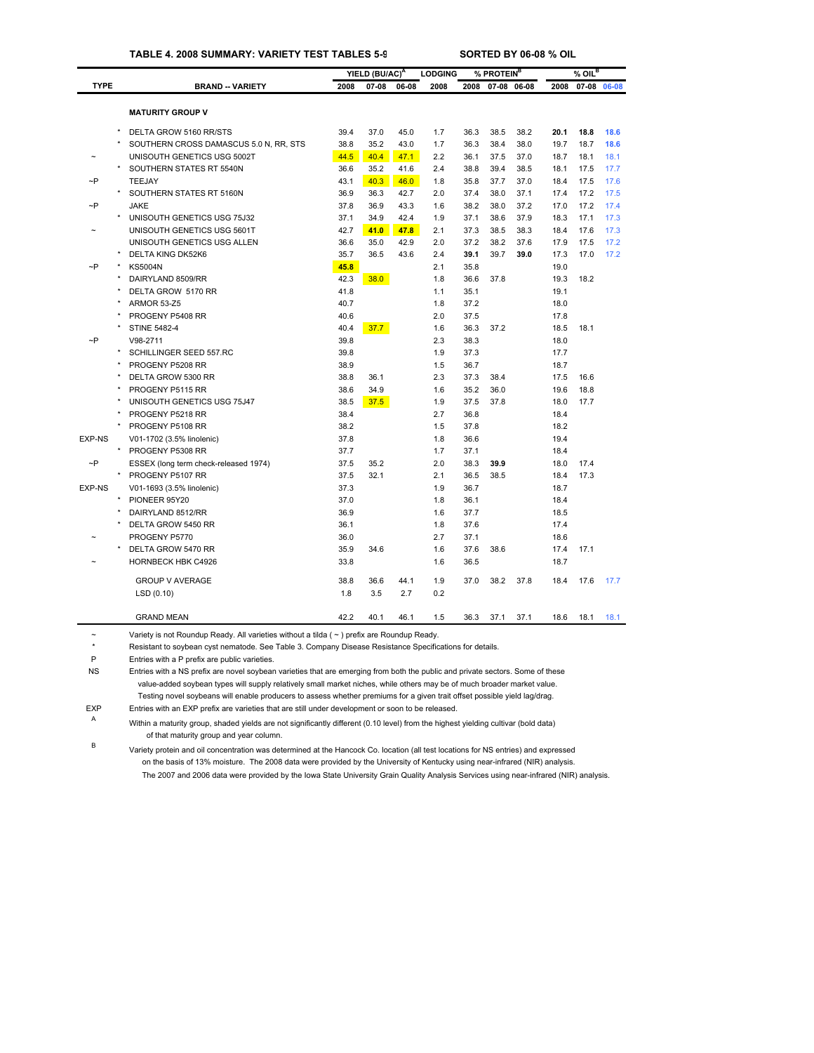**TABLE 4. 2008 SUMMARY: VARIETY TEST TABLES 5-9** &nbsp;&nbsp;&nbsp;&nbsp; **SORTED BY 06-08 % OIL**

| TYPE | | BRAND -- VARIETY | YIELD (BU/AC)[A] | | | LODGING | % PROTEIN[B] | | | % OIL[B] | | |
|---|---|---|---|---|---|---|---|---|---|---|---|---|
| | | | 2008 | 07-08 | 06-08 | 2008 | 2008 | 07-08 | 06-08 | 2008 | 07-08 | 06-08 |
| | | **MATURITY GROUP V** | | | | | | | | | | |
| | * | DELTA GROW 5160 RR/STS | 39.4 | 37.0 | 45.0 | 1.7 | 36.3 | 38.5 | 38.2 | **20.1** | **18.8** | **18.6** |
| | * | SOUTHERN CROSS DAMASCUS 5.0 N, RR, STS | 38.8 | 35.2 | 43.0 | 1.7 | 36.3 | 38.4 | 38.0 | 19.7 | 18.7 | **18.6** |
| ~ | | UNISOUTH GENETICS USG 5002T | 44.5 | 40.4 | 47.1 | 2.2 | 36.1 | 37.5 | 37.0 | 18.7 | 18.1 | 18.1 |
| | * | SOUTHERN STATES RT 5540N | 36.6 | 35.2 | 41.6 | 2.4 | 38.8 | 39.4 | 38.5 | 18.1 | 17.5 | 17.7 |
| ~P | | TEEJAY | 43.1 | 40.3 | 46.0 | 1.8 | 35.8 | 37.7 | 37.0 | 18.4 | 17.5 | 17.6 |
| | * | SOUTHERN STATES RT 5160N | 36.9 | 36.3 | 42.7 | 2.0 | 37.4 | 38.0 | 37.1 | 17.4 | 17.2 | 17.5 |
| ~P | | JAKE | 37.8 | 36.9 | 43.3 | 1.6 | 38.2 | 38.0 | 37.2 | 17.0 | 17.2 | 17.4 |
| | * | UNISOUTH GENETICS USG 75J32 | 37.1 | 34.9 | 42.4 | 1.9 | 37.1 | 38.6 | 37.9 | 18.3 | 17.1 | 17.3 |
| ~ | | UNISOUTH GENETICS USG 5601T | 42.7 | **41.0** | **47.8** | 2.1 | 37.3 | 38.5 | 38.3 | 18.4 | 17.6 | 17.3 |
| | | UNISOUTH GENETICS USG ALLEN | 36.6 | 35.0 | 42.9 | 2.0 | 37.2 | 38.2 | 37.6 | 17.9 | 17.5 | 17.2 |
| | * | DELTA KING DK52K6 | 35.7 | 36.5 | 43.6 | 2.4 | **39.1** | 39.7 | **39.0** | 17.3 | 17.0 | 17.2 |
| ~P | * | KS5004N | **45.8** | | | 2.1 | 35.8 | | | 19.0 | | |
| | * | DAIRYLAND 8509/RR | 42.3 | 38.0 | | 1.8 | 36.6 | 37.8 | | 19.3 | 18.2 | |
| | * | DELTA GROW 5170 RR | 41.8 | | | 1.1 | 35.1 | | | 19.1 | | |
| | * | ARMOR 53-Z5 | 40.7 | | | 1.8 | 37.2 | | | 18.0 | | |
| | * | PROGENY P5408 RR | 40.6 | | | 2.0 | 37.5 | | | 17.8 | | |
| | * | STINE 5482-4 | 40.4 | 37.7 | | 1.6 | 36.3 | 37.2 | | 18.5 | 18.1 | |
| ~P | | V98-2711 | 39.8 | | | 2.3 | 38.3 | | | 18.0 | | |
| | * | SCHILLINGER SEED 557.RC | 39.8 | | | 1.9 | 37.3 | | | 17.7 | | |
| | * | PROGENY P5208 RR | 38.9 | | | 1.5 | 36.7 | | | 18.7 | | |
| | * | DELTA GROW 5300 RR | 38.8 | 36.1 | | 2.3 | 37.3 | 38.4 | | 17.5 | 16.6 | |
| | * | PROGENY P5115 RR | 38.6 | 34.9 | | 1.6 | 35.2 | 36.0 | | 19.6 | 18.8 | |
| | * | UNISOUTH GENETICS USG 75J47 | 38.5 | 37.5 | | 1.9 | 37.5 | 37.8 | | 18.0 | 17.7 | |
| | * | PROGENY P5218 RR | 38.4 | | | 2.7 | 36.8 | | | 18.4 | | |
| | * | PROGENY P5108 RR | 38.2 | | | 1.5 | 37.8 | | | 18.2 | | |
| EXP-NS | | V01-1702 (3.5% linolenic) | 37.8 | | | 1.8 | 36.6 | | | 19.4 | | |
| | * | PROGENY P5308 RR | 37.7 | | | 1.7 | 37.1 | | | 18.4 | | |
| ~P | | ESSEX (long term check-released 1974) | 37.5 | 35.2 | | 2.0 | 38.3 | **39.9** | | 18.0 | 17.4 | |
| | * | PROGENY P5107 RR | 37.5 | 32.1 | | 2.1 | 36.5 | 38.5 | | 18.4 | 17.3 | |
| EXP-NS | | V01-1693 (3.5% linolenic) | 37.3 | | | 1.9 | 36.7 | | | 18.7 | | |
| | * | PIONEER 95Y20 | 37.0 | | | 1.8 | 36.1 | | | 18.4 | | |
| | * | DAIRYLAND 8512/RR | 36.9 | | | 1.6 | 37.7 | | | 18.5 | | |
| | * | DELTA GROW 5450 RR | 36.1 | | | 1.8 | 37.6 | | | 17.4 | | |
| ~ | | PROGENY P5770 | 36.0 | | | 2.7 | 37.1 | | | 18.6 | | |
| | * | DELTA GROW 5470 RR | 35.9 | 34.6 | | 1.6 | 37.6 | 38.6 | | 17.4 | 17.1 | |
| ~ | | HORNBECK HBK C4926 | 33.8 | | | 1.6 | 36.5 | | | 18.7 | | |
| | | GROUP V AVERAGE | 38.8 | 36.6 | 44.1 | 1.9 | 37.0 | 38.2 | 37.8 | 18.4 | 17.6 | 17.7 |
| | | LSD (0.10) | 1.8 | 3.5 | 2.7 | 0.2 | | | | | | |
| | | GRAND MEAN | 42.2 | 40.1 | 46.1 | 1.5 | 36.3 | 37.1 | 37.1 | 18.6 | 18.1 | 18.1 |

~ Variety is not Roundup Ready. All varieties without a tilda ( ~ ) prefix are Roundup Ready.

\* Resistant to soybean cyst nematode. See Table 3. Company Disease Resistance Specifications for details.

P Entries with a P prefix are public varieties.

NS Entries with a NS prefix are novel soybean varieties that are emerging from both the public and private sectors. Some of these value-added soybean types will supply relatively small market niches, while others may be of much broader market value. Testing novel soybeans will enable producers to assess whether premiums for a given trait offset possible yield lag/drag.

EXP Entries with an EXP prefix are varieties that are still under development or soon to be released.

A Within a maturity group, shaded yields are not significantly different (0.10 level) from the highest yielding cultivar (bold data) of that maturity group and year column.

B Variety protein and oil concentration was determined at the Hancock Co. location (all test locations for NS entries) and expressed on the basis of 13% moisture. The 2008 data were provided by the University of Kentucky using near-infrared (NIR) analysis. The 2007 and 2006 data were provided by the Iowa State University Grain Quality Analysis Services using near-infrared (NIR) analysis.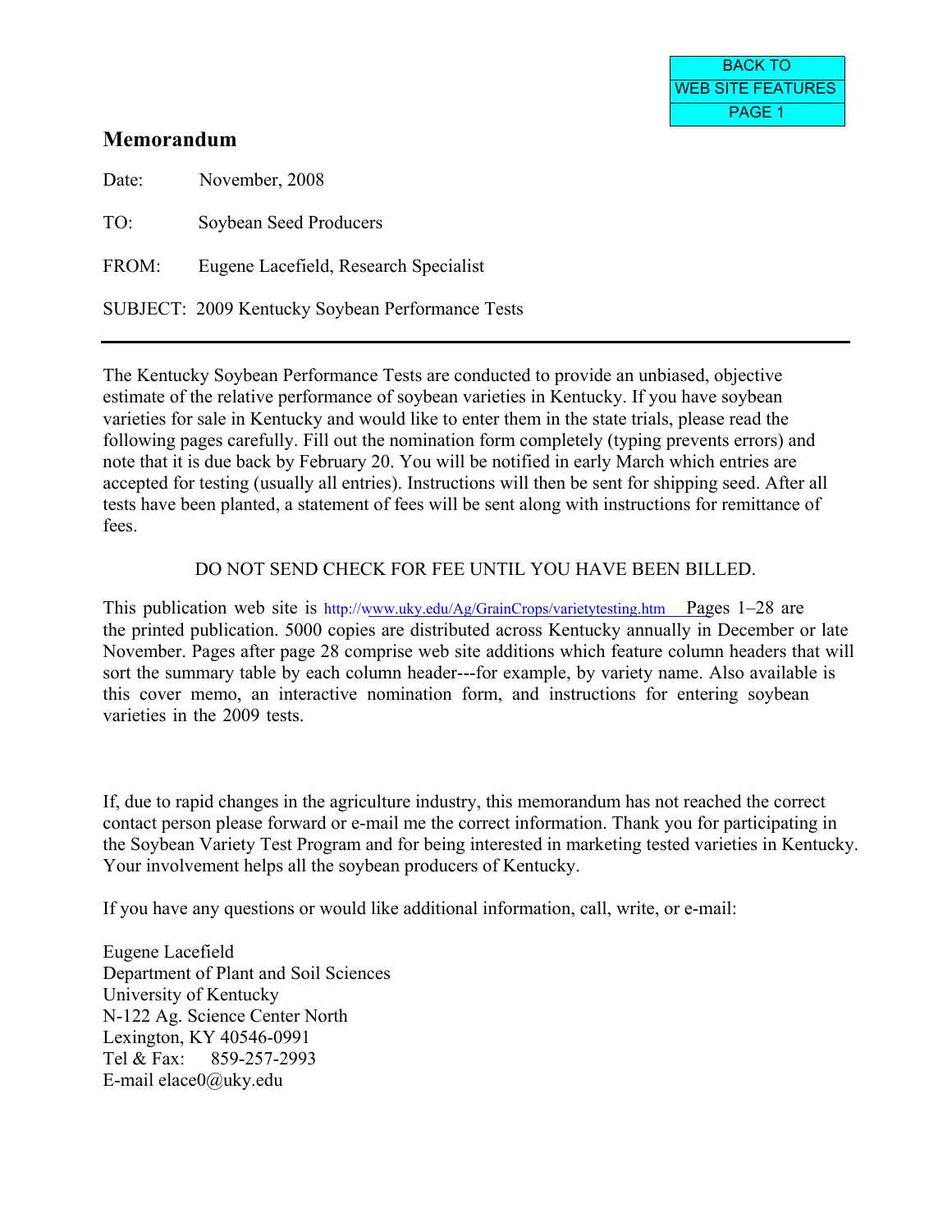BACK TO
WEB SITE FEATURES
PAGE 1

# Memorandum

Date: November, 2008

TO: Soybean Seed Producers

FROM: Eugene Lacefield, Research Specialist

SUBJECT: 2009 Kentucky Soybean Performance Tests

---

The Kentucky Soybean Performance Tests are conducted to provide an unbiased, objective estimate of the relative performance of soybean varieties in Kentucky. If you have soybean varieties for sale in Kentucky and would like to enter them in the state trials, please read the following pages carefully. Fill out the nomination form completely (typing prevents errors) and note that it is due back by February 20. You will be notified in early March which entries are accepted for testing (usually all entries). Instructions will then be sent for shipping seed. After all tests have been planted, a statement of fees will be sent along with instructions for remittance of fees.

DO NOT SEND CHECK FOR FEE UNTIL YOU HAVE BEEN BILLED.

This publication web site is http://www.uky.edu/Ag/GrainCrops/varietytesting.htm Pages 1–28 are the printed publication. 5000 copies are distributed across Kentucky annually in December or late November. Pages after page 28 comprise web site additions which feature column headers that will sort the summary table by each column header---for example, by variety name. Also available is this cover memo, an interactive nomination form, and instructions for entering soybean varieties in the 2009 tests.

If, due to rapid changes in the agriculture industry, this memorandum has not reached the correct contact person please forward or e-mail me the correct information. Thank you for participating in the Soybean Variety Test Program and for being interested in marketing tested varieties in Kentucky. Your involvement helps all the soybean producers of Kentucky.

If you have any questions or would like additional information, call, write, or e-mail:

Eugene Lacefield
Department of Plant and Soil Sciences
University of Kentucky
N-122 Ag. Science Center North
Lexington, KY 40546-0991
Tel & Fax: 859-257-2993
E-mail elace0@uky.edu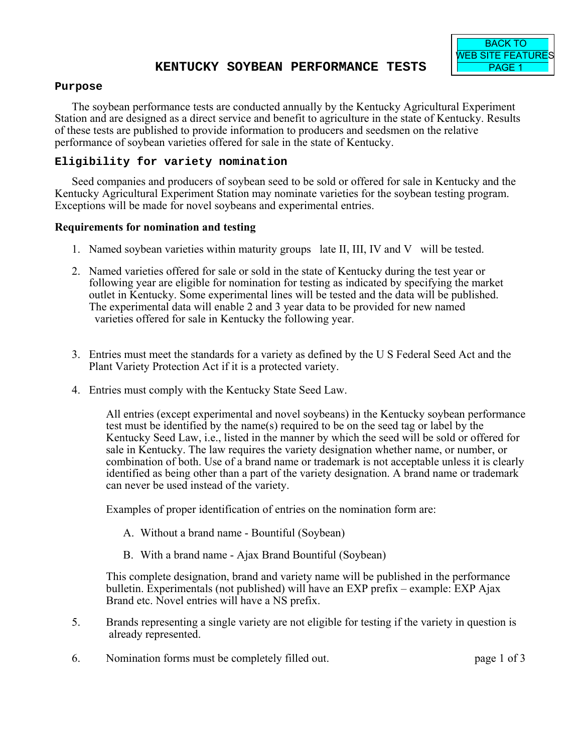# KENTUCKY SOYBEAN PERFORMANCE TESTS

## Purpose

The soybean performance tests are conducted annually by the Kentucky Agricultural Experiment Station and are designed as a direct service and benefit to agriculture in the state of Kentucky. Results of these tests are published to provide information to producers and seedsmen on the relative performance of soybean varieties offered for sale in the state of Kentucky.

## Eligibility for variety nomination

Seed companies and producers of soybean seed to be sold or offered for sale in Kentucky and the Kentucky Agricultural Experiment Station may nominate varieties for the soybean testing program. Exceptions will be made for novel soybeans and experimental entries.

### Requirements for nomination and testing

1. Named soybean varieties within maturity groups late II, III, IV and V will be tested.

2. Named varieties offered for sale or sold in the state of Kentucky during the test year or following year are eligible for nomination for testing as indicated by specifying the market outlet in Kentucky. Some experimental lines will be tested and the data will be published. The experimental data will enable 2 and 3 year data to be provided for new named varieties offered for sale in Kentucky the following year.

3. Entries must meet the standards for a variety as defined by the U S Federal Seed Act and the Plant Variety Protection Act if it is a protected variety.

4. Entries must comply with the Kentucky State Seed Law.

   All entries (except experimental and novel soybeans) in the Kentucky soybean performance test must be identified by the name(s) required to be on the seed tag or label by the Kentucky Seed Law, i.e., listed in the manner by which the seed will be sold or offered for sale in Kentucky. The law requires the variety designation whether name, or number, or combination of both. Use of a brand name or trademark is not acceptable unless it is clearly identified as being other than a part of the variety designation. A brand name or trademark can never be used instead of the variety.

   Examples of proper identification of entries on the nomination form are:

   A. Without a brand name - Bountiful (Soybean)

   B. With a brand name - Ajax Brand Bountiful (Soybean)

   This complete designation, brand and variety name will be published in the performance bulletin. Experimentals (not published) will have an EXP prefix – example: EXP Ajax Brand etc. Novel entries will have a NS prefix.

5. Brands representing a single variety are not eligible for testing if the variety in question is already represented.

6. Nomination forms must be completely filled out.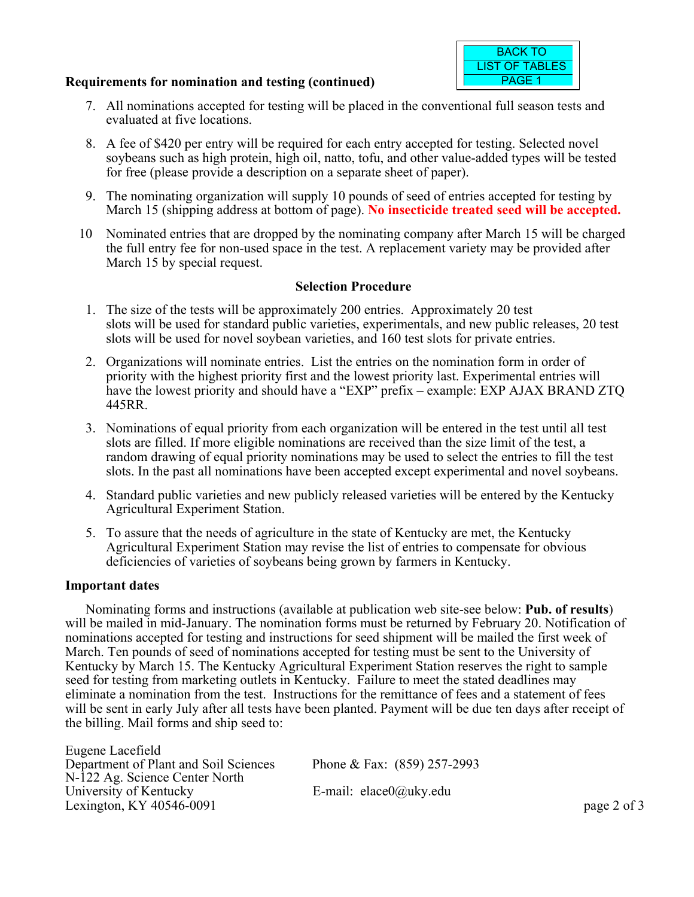BACK TO LIST OF TABLES PAGE 1

**Requirements for nomination and testing (continued)**

7. All nominations accepted for testing will be placed in the conventional full season tests and evaluated at five locations.

8. A fee of $420 per entry will be required for each entry accepted for testing. Selected novel soybeans such as high protein, high oil, natto, tofu, and other value-added types will be tested for free (please provide a description on a separate sheet of paper).

9. The nominating organization will supply 10 pounds of seed of entries accepted for testing by March 15 (shipping address at bottom of page). **No insecticide treated seed will be accepted.**

10 Nominated entries that are dropped by the nominating company after March 15 will be charged the full entry fee for non-used space in the test. A replacement variety may be provided after March 15 by special request.

**Selection Procedure**

1. The size of the tests will be approximately 200 entries. Approximately 20 test slots will be used for standard public varieties, experimentals, and new public releases, 20 test slots will be used for novel soybean varieties, and 160 test slots for private entries.

2. Organizations will nominate entries. List the entries on the nomination form in order of priority with the highest priority first and the lowest priority last. Experimental entries will have the lowest priority and should have a "EXP" prefix – example: EXP AJAX BRAND ZTQ 445RR.

3. Nominations of equal priority from each organization will be entered in the test until all test slots are filled. If more eligible nominations are received than the size limit of the test, a random drawing of equal priority nominations may be used to select the entries to fill the test slots. In the past all nominations have been accepted except experimental and novel soybeans.

4. Standard public varieties and new publicly released varieties will be entered by the Kentucky Agricultural Experiment Station.

5. To assure that the needs of agriculture in the state of Kentucky are met, the Kentucky Agricultural Experiment Station may revise the list of entries to compensate for obvious deficiencies of varieties of soybeans being grown by farmers in Kentucky.

**Important dates**

Nominating forms and instructions (available at publication web site-see below: **Pub. of results**) will be mailed in mid-January. The nomination forms must be returned by February 20. Notification of nominations accepted for testing and instructions for seed shipment will be mailed the first week of March. Ten pounds of seed of nominations accepted for testing must be sent to the University of Kentucky by March 15. The Kentucky Agricultural Experiment Station reserves the right to sample seed for testing from marketing outlets in Kentucky. Failure to meet the stated deadlines may eliminate a nomination from the test. Instructions for the remittance of fees and a statement of fees will be sent in early July after all tests have been planted. Payment will be due ten days after receipt of the billing. Mail forms and ship seed to:

Eugene Lacefield
Department of Plant and Soil Sciences
N-122 Ag. Science Center North
University of Kentucky
Lexington, KY 40546-0091

Phone & Fax: (859) 257-2993

E-mail: elace0@uky.edu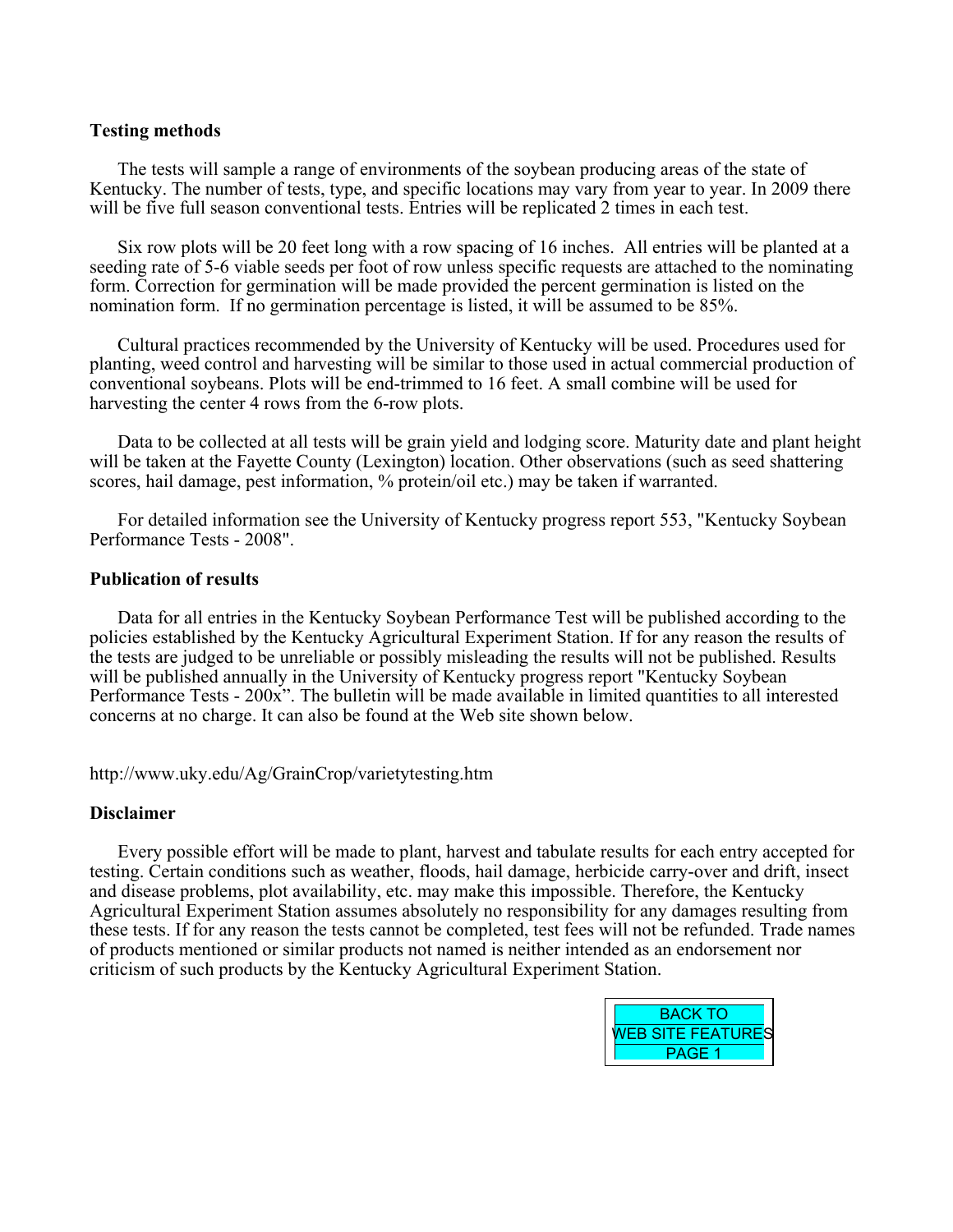**Testing methods**

The tests will sample a range of environments of the soybean producing areas of the state of Kentucky. The number of tests, type, and specific locations may vary from year to year. In 2009 there will be five full season conventional tests. Entries will be replicated 2 times in each test.

Six row plots will be 20 feet long with a row spacing of 16 inches. All entries will be planted at a seeding rate of 5-6 viable seeds per foot of row unless specific requests are attached to the nominating form. Correction for germination will be made provided the percent germination is listed on the nomination form. If no germination percentage is listed, it will be assumed to be 85%.

Cultural practices recommended by the University of Kentucky will be used. Procedures used for planting, weed control and harvesting will be similar to those used in actual commercial production of conventional soybeans. Plots will be end-trimmed to 16 feet. A small combine will be used for harvesting the center 4 rows from the 6-row plots.

Data to be collected at all tests will be grain yield and lodging score. Maturity date and plant height will be taken at the Fayette County (Lexington) location. Other observations (such as seed shattering scores, hail damage, pest information, % protein/oil etc.) may be taken if warranted.

For detailed information see the University of Kentucky progress report 553, "Kentucky Soybean Performance Tests - 2008".

**Publication of results**

Data for all entries in the Kentucky Soybean Performance Test will be published according to the policies established by the Kentucky Agricultural Experiment Station. If for any reason the results of the tests are judged to be unreliable or possibly misleading the results will not be published. Results will be published annually in the University of Kentucky progress report "Kentucky Soybean Performance Tests - 200x". The bulletin will be made available in limited quantities to all interested concerns at no charge. It can also be found at the Web site shown below.

http://www.uky.edu/Ag/GrainCrop/varietytesting.htm

**Disclaimer**

Every possible effort will be made to plant, harvest and tabulate results for each entry accepted for testing. Certain conditions such as weather, floods, hail damage, herbicide carry-over and drift, insect and disease problems, plot availability, etc. may make this impossible. Therefore, the Kentucky Agricultural Experiment Station assumes absolutely no responsibility for any damages resulting from these tests. If for any reason the tests cannot be completed, test fees will not be refunded. Trade names of products mentioned or similar products not named is neither intended as an endorsement nor criticism of such products by the Kentucky Agricultural Experiment Station.

BACK TO WEB SITE FEATURES PAGE 1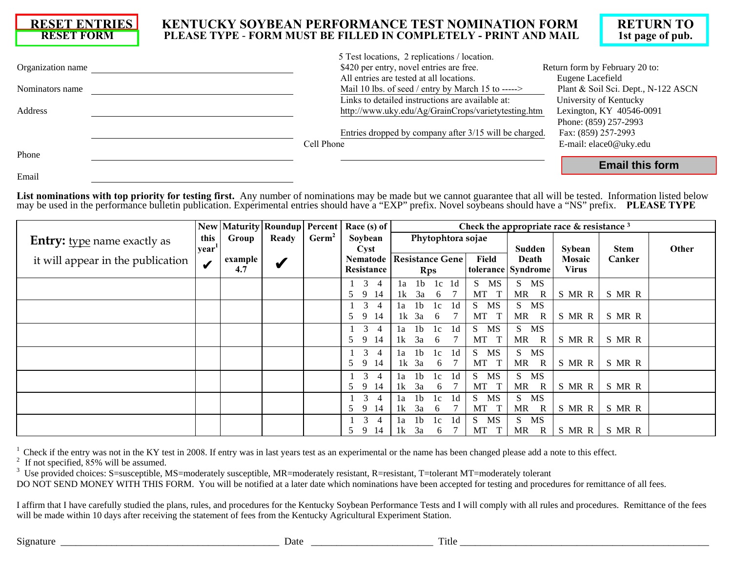RESET ENTRIES
RESET FORM

# KENTUCKY SOYBEAN PERFORMANCE TEST NOMINATION FORM

**PLEASE TYPE - FORM MUST BE FILLED IN COMPLETELY - PRINT AND MAIL**

**RETURN TO 1st page of pub.**

Organization name ______________________________

Nominators name ______________________________

Address ______________________________

______________________________

Phone ______________________________

Email ______________________________

Cell Phone ______________________________

5 Test locations, 2 replications / location.
$420 per entry, novel entries are free.
All entries are tested at all locations.
Mail 10 lbs. of seed / entry by March 15 to ----->
Links to detailed instructions are available at:
http://www.uky.edu/Ag/GrainCrops/varietytesting.htm

Entries dropped by company after 3/15 will be charged.

Return form by February 20 to:
Eugene Lacefield
Plant & Soil Sci. Dept., N-122 ASCN
University of Kentucky
Lexington, KY 40546-0091
Phone: (859) 257-2993
Fax: (859) 257-2993
E-mail: elace0@uky.edu

**Email this form**

**List nominations with top priority for testing first.** Any number of nominations may be made but we cannot guarantee that all will be tested. Information listed below may be used in the performance bulletin publication. Experimental entries should have a "EXP" prefix. Novel soybeans should have a "NS" prefix. **PLEASE TYPE**

| **Entry:** type name exactly as it will appear in the publication | New this year[1] ✔ | Maturity Group example 4.7 | Roundup Ready ✔ | Percent Germ[2] | Race (s) of Soybean Cyst Nematode Resistance | Check the appropriate race & resistance [3] Phytophthora sojae: Resistance Gene Rps | Phytophthora sojae: Field tolerance | Sudden Death Syndrome | Sybean Mosaic Virus | Stem Canker | Other |
|---|---|---|---|---|---|---|---|---|---|---|---|
| | | | | | 1 3 4 5 9 14 | 1a 1b 1c 1d 1k 3a 6 7 | S MS MT T | S MS MR R | S MR R | S MR R | |
| | | | | | 1 3 4 5 9 14 | 1a 1b 1c 1d 1k 3a 6 7 | S MS MT T | S MS MR R | S MR R | S MR R | |
| | | | | | 1 3 4 5 9 14 | 1a 1b 1c 1d 1k 3a 6 7 | S MS MT T | S MS MR R | S MR R | S MR R | |
| | | | | | 1 3 4 5 9 14 | 1a 1b 1c 1d 1k 3a 6 7 | S MS MT T | S MS MR R | S MR R | S MR R | |
| | | | | | 1 3 4 5 9 14 | 1a 1b 1c 1d 1k 3a 6 7 | S MS MT T | S MS MR R | S MR R | S MR R | |
| | | | | | 1 3 4 5 9 14 | 1a 1b 1c 1d 1k 3a 6 7 | S MS MT T | S MS MR R | S MR R | S MR R | |
| | | | | | 1 3 4 5 9 14 | 1a 1b 1c 1d 1k 3a 6 7 | S MS MT T | S MS MR R | S MR R | S MR R | |

[1] Check if the entry was not in the KY test in 2008. If entry was in last years test as an experimental or the name has been changed please add a note to this effect.
[2] If not specified, 85% will be assumed.
[3] Use provided choices: S=susceptible, MS=moderately susceptible, MR=moderately resistant, R=resistant, T=tolerant MT=moderately tolerant

DO NOT SEND MONEY WITH THIS FORM. You will be notified at a later date which nominations have been accepted for testing and procedures for remittance of all fees.

I affirm that I have carefully studied the plans, rules, and procedures for the Kentucky Soybean Performance Tests and I will comply with all rules and procedures. Remittance of the fees will be made within 10 days after receiving the statement of fees from the Kentucky Agricultural Experiment Station.

Signature ______________________________ Date ____________________ Title ______________________________